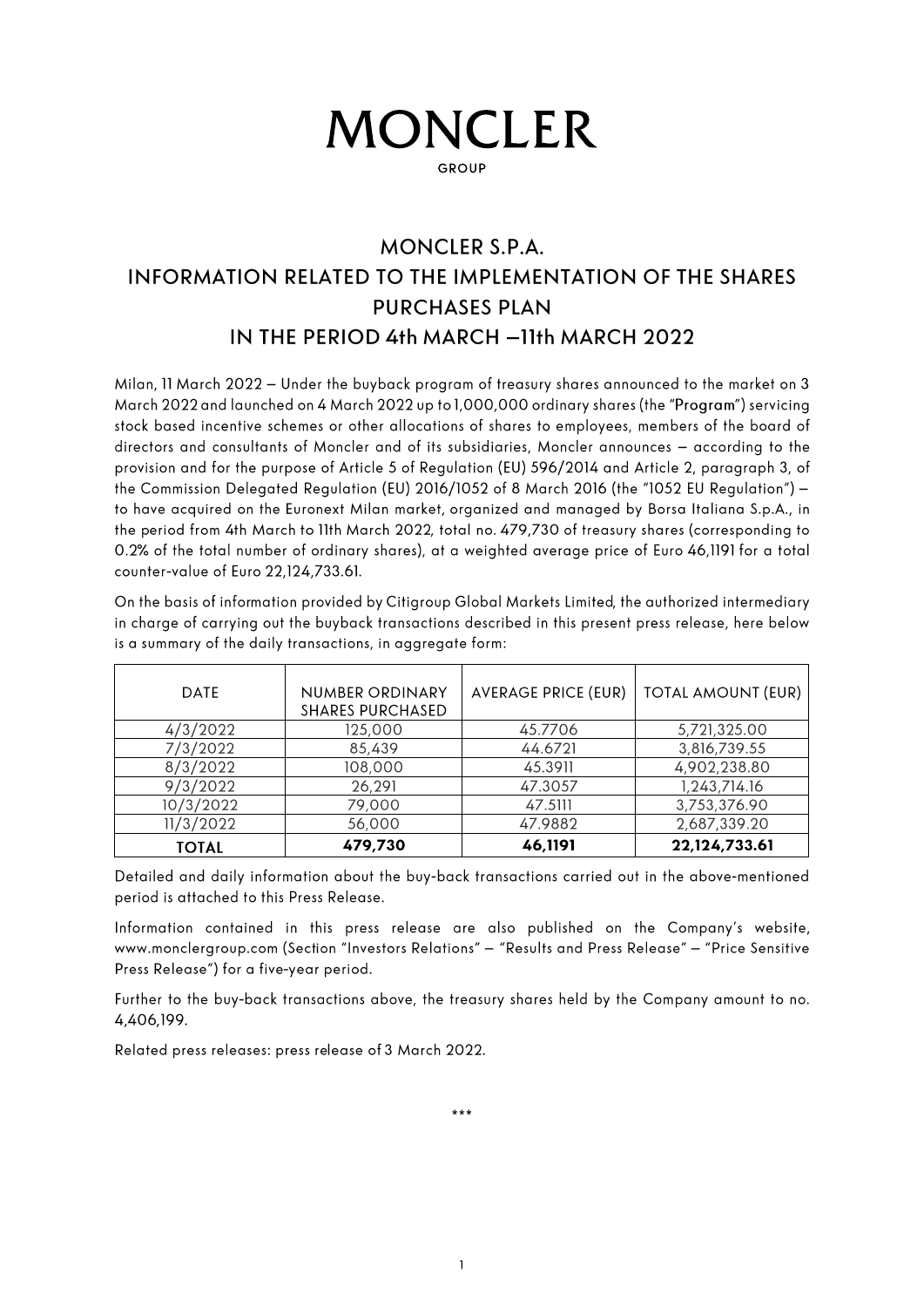# MONCLER

GROUP

## MONCLER S.P.A.
## INFORMATION RELATED TO THE IMPLEMENTATION OF THE SHARES PURCHASES PLAN
## IN THE PERIOD 4th MARCH –11th MARCH 2022

Milan, 11 March 2022 – Under the buyback program of treasury shares announced to the market on 3 March 2022 and launched on 4 March 2022 up to 1,000,000 ordinary shares (the "**Program**") servicing stock based incentive schemes or other allocations of shares to employees, members of the board of directors and consultants of Moncler and of its subsidiaries, Moncler announces – according to the provision and for the purpose of Article 5 of Regulation (EU) 596/2014 and Article 2, paragraph 3, of the Commission Delegated Regulation (EU) 2016/1052 of 8 March 2016 (the "1052 EU Regulation") – to have acquired on the Euronext Milan market, organized and managed by Borsa Italiana S.p.A., in the period from 4th March to 11th March 2022, total no. 479,730 of treasury shares (corresponding to 0.2% of the total number of ordinary shares), at a weighted average price of Euro 46,1191 for a total counter-value of Euro 22,124,733.61.

On the basis of information provided by Citigroup Global Markets Limited, the authorized intermediary in charge of carrying out the buyback transactions described in this present press release, here below is a summary of the daily transactions, in aggregate form:

| DATE | NUMBER ORDINARY SHARES PURCHASED | AVERAGE PRICE (EUR) | TOTAL AMOUNT (EUR) |
|---|---|---|---|
| 4/3/2022 | 125,000 | 45.7706 | 5,721,325.00 |
| 7/3/2022 | 85,439 | 44.6721 | 3,816,739.55 |
| 8/3/2022 | 108,000 | 45.3911 | 4,902,238.80 |
| 9/3/2022 | 26,291 | 47.3057 | 1,243,714.16 |
| 10/3/2022 | 79,000 | 47.5111 | 3,753,376.90 |
| 11/3/2022 | 56,000 | 47.9882 | 2,687,339.20 |
| **TOTAL** | **479,730** | **46,1191** | **22,124,733.61** |

Detailed and daily information about the buy-back transactions carried out in the above-mentioned period is attached to this Press Release.

Information contained in this press release are also published on the Company's website, www.monclergroup.com (Section "Investors Relations" – "Results and Press Release" – "Price Sensitive Press Release") for a five-year period.

Further to the buy-back transactions above, the treasury shares held by the Company amount to no. 4,406,199.

Related press releases: press release of 3 March 2022.

***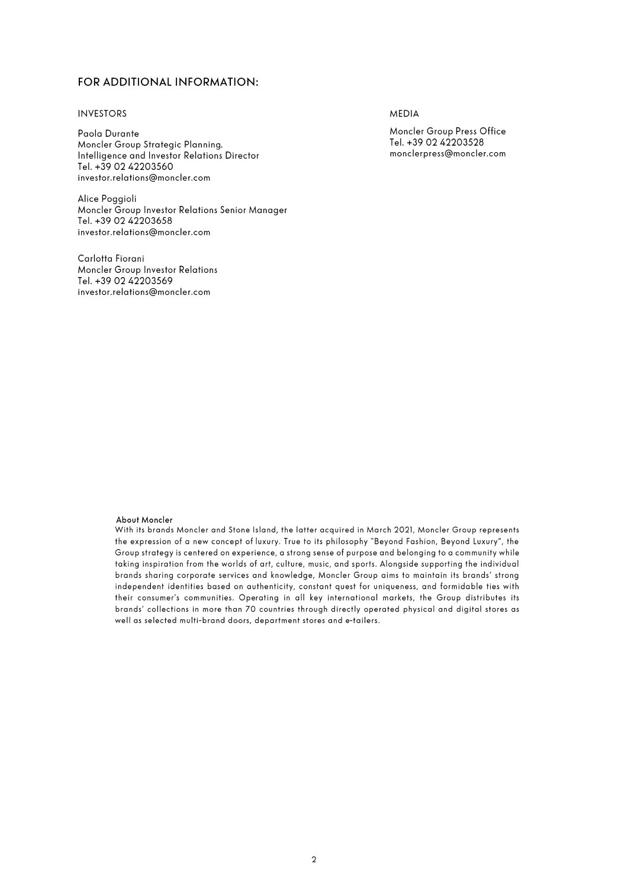## FOR ADDITIONAL INFORMATION:

INVESTORS

Paola Durante
Moncler Group Strategic Planning.
Intelligence and Investor Relations Director
Tel. +39 02 42203560
investor.relations@moncler.com

Alice Poggioli
Moncler Group Investor Relations Senior Manager
Tel. +39 02 42203658
investor.relations@moncler.com

Carlotta Fiorani
Moncler Group Investor Relations
Tel. +39 02 42203569
investor.relations@moncler.com

MEDIA

Moncler Group Press Office
Tel. +39 02 42203528
monclerpress@moncler.com

**About Moncler**
With its brands Moncler and Stone Island, the latter acquired in March 2021, Moncler Group represents the expression of a new concept of luxury. True to its philosophy "Beyond Fashion, Beyond Luxury", the Group strategy is centered on experience, a strong sense of purpose and belonging to a community while taking inspiration from the worlds of art, culture, music, and sports. Alongside supporting the individual brands sharing corporate services and knowledge, Moncler Group aims to maintain its brands' strong independent identities based on authenticity, constant quest for uniqueness, and formidable ties with their consumer's communities. Operating in all key international markets, the Group distributes its brands' collections in more than 70 countries through directly operated physical and digital stores as well as selected multi-brand doors, department stores and e-tailers.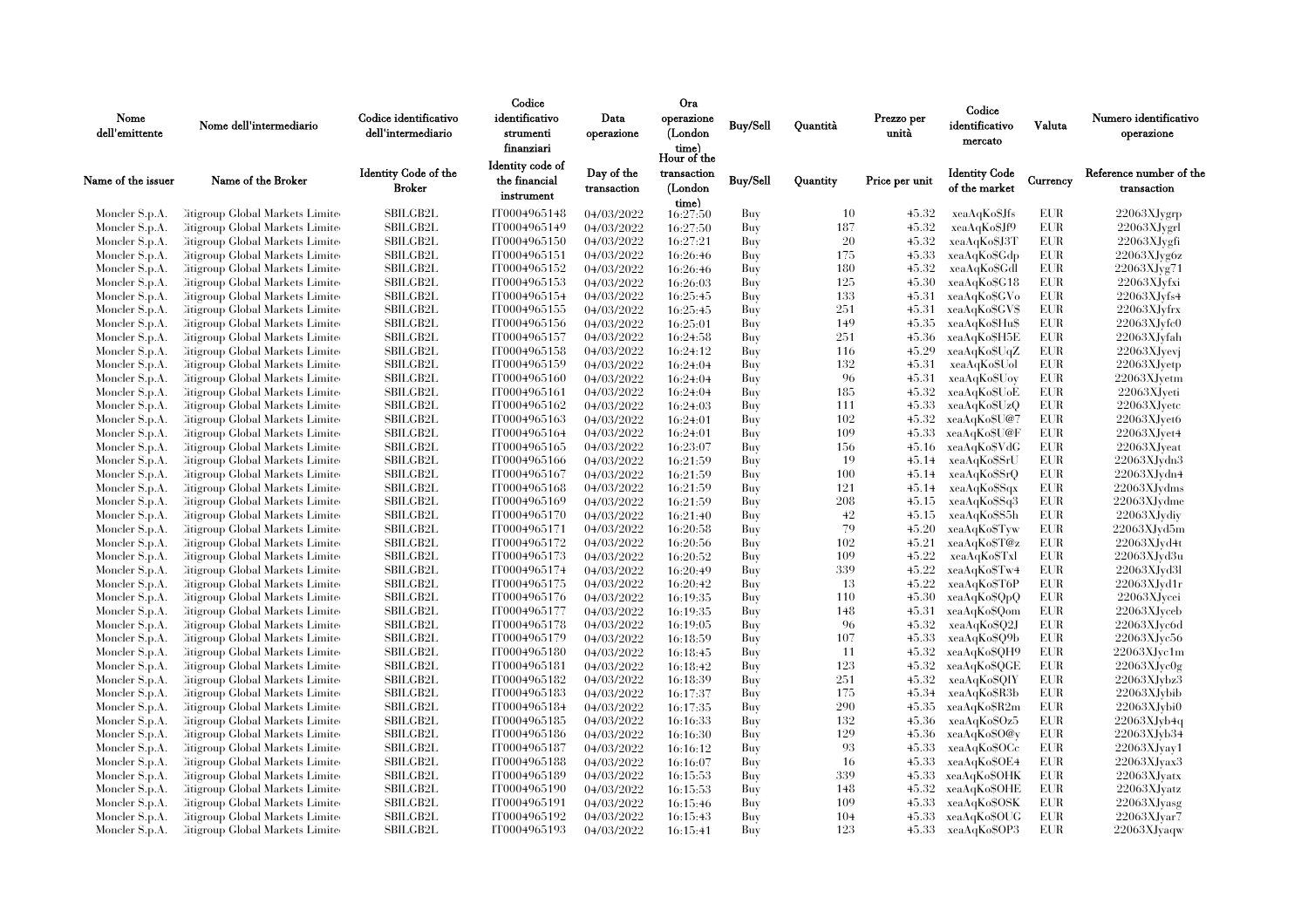| Nome dell'emittente | Nome dell'intermediario | Codice identificativo dell'intermediario | Codice identificativo strumenti finanziari | Data operazione | Ora operazione (London time) | Buy/Sell | Quantità | Prezzo per unità | Codice identificativo mercato | Valuta | Numero identificativo operazione |
|---|---|---|---|---|---|---|---|---|---|---|---|
| Name of the issuer | Name of the Broker | Identity Code of the Broker | Identity code of the financial instrument | Day of the transaction | Hour of the transaction (London time) | Buy/Sell | Quantity | Price per unit | Identity Code of the market | Currency | Reference number of the transaction |
| Moncler S.p.A. | Citigroup Global Markets Limite | SBILGB2L | IT0004965148 | 04/03/2022 | 16:27:50 | Buy | 10 | 45.32 | xeaAqKo$Jfs | EUR | 22063XJygrp |
| Moncler S.p.A. | Citigroup Global Markets Limite | SBILGB2L | IT0004965149 | 04/03/2022 | 16:27:50 | Buy | 187 | 45.32 | xeaAqKo$Jf9 | EUR | 22063XJygrl |
| Moncler S.p.A. | Citigroup Global Markets Limite | SBILGB2L | IT0004965150 | 04/03/2022 | 16:27:21 | Buy | 20 | 45.32 | xeaAqKo$J3T | EUR | 22063XJygfi |
| Moncler S.p.A. | Citigroup Global Markets Limite | SBILGB2L | IT0004965151 | 04/03/2022 | 16:26:46 | Buy | 175 | 45.33 | xeaAqKo$Gdp | EUR | 22063XJyg6z |
| Moncler S.p.A. | Citigroup Global Markets Limite | SBILGB2L | IT0004965152 | 04/03/2022 | 16:26:46 | Buy | 180 | 45.32 | xeaAqKo$Gdl | EUR | 22063XJyg71 |
| Moncler S.p.A. | Citigroup Global Markets Limite | SBILGB2L | IT0004965153 | 04/03/2022 | 16:26:03 | Buy | 125 | 45.30 | xeaAqKo$G18 | EUR | 22063XJyfxi |
| Moncler S.p.A. | Citigroup Global Markets Limite | SBILGB2L | IT0004965154 | 04/03/2022 | 16:25:45 | Buy | 133 | 45.31 | xeaAqKo$GVo | EUR | 22063XJyfs4 |
| Moncler S.p.A. | Citigroup Global Markets Limite | SBILGB2L | IT0004965155 | 04/03/2022 | 16:25:45 | Buy | 251 | 45.31 | xeaAqKo$GV$ | EUR | 22063XJyfrx |
| Moncler S.p.A. | Citigroup Global Markets Limite | SBILGB2L | IT0004965156 | 04/03/2022 | 16:25:01 | Buy | 149 | 45.35 | xeaAqKo$Hu$ | EUR | 22063XJyfc0 |
| Moncler S.p.A. | Citigroup Global Markets Limite | SBILGB2L | IT0004965157 | 04/03/2022 | 16:24:58 | Buy | 251 | 45.36 | xeaAqKo$H5E | EUR | 22063XJyfah |
| Moncler S.p.A. | Citigroup Global Markets Limite | SBILGB2L | IT0004965158 | 04/03/2022 | 16:24:12 | Buy | 116 | 45.29 | xeaAqKo$UqZ | EUR | 22063XJyevj |
| Moncler S.p.A. | Citigroup Global Markets Limite | SBILGB2L | IT0004965159 | 04/03/2022 | 16:24:04 | Buy | 132 | 45.31 | xeaAqKo$Uol | EUR | 22063XJyetp |
| Moncler S.p.A. | Citigroup Global Markets Limite | SBILGB2L | IT0004965160 | 04/03/2022 | 16:24:04 | Buy | 96 | 45.31 | xeaAqKo$Uoy | EUR | 22063XJyetm |
| Moncler S.p.A. | Citigroup Global Markets Limite | SBILGB2L | IT0004965161 | 04/03/2022 | 16:24:04 | Buy | 185 | 45.32 | xeaAqKo$UoE | EUR | 22063XJyeti |
| Moncler S.p.A. | Citigroup Global Markets Limite | SBILGB2L | IT0004965162 | 04/03/2022 | 16:24:03 | Buy | 111 | 45.33 | xeaAqKo$UzQ | EUR | 22063XJyetc |
| Moncler S.p.A. | Citigroup Global Markets Limite | SBILGB2L | IT0004965163 | 04/03/2022 | 16:24:01 | Buy | 102 | 45.32 | xeaAqKo$U@7 | EUR | 22063XJyet6 |
| Moncler S.p.A. | Citigroup Global Markets Limite | SBILGB2L | IT0004965164 | 04/03/2022 | 16:24:01 | Buy | 109 | 45.33 | xeaAqKo$U@F | EUR | 22063XJyet4 |
| Moncler S.p.A. | Citigroup Global Markets Limite | SBILGB2L | IT0004965165 | 04/03/2022 | 16:23:07 | Buy | 156 | 45.16 | xeaAqKo$VdG | EUR | 22063XJyeat |
| Moncler S.p.A. | Citigroup Global Markets Limite | SBILGB2L | IT0004965166 | 04/03/2022 | 16:21:59 | Buy | 19 | 45.14 | xeaAqKo$SrU | EUR | 22063XJydn3 |
| Moncler S.p.A. | Citigroup Global Markets Limite | SBILGB2L | IT0004965167 | 04/03/2022 | 16:21:59 | Buy | 100 | 45.14 | xeaAqKo$SrQ | EUR | 22063XJydn4 |
| Moncler S.p.A. | Citigroup Global Markets Limite | SBILGB2L | IT0004965168 | 04/03/2022 | 16:21:59 | Buy | 121 | 45.14 | xeaAqKo$Sqx | EUR | 22063XJydms |
| Moncler S.p.A. | Citigroup Global Markets Limite | SBILGB2L | IT0004965169 | 04/03/2022 | 16:21:59 | Buy | 208 | 45.15 | xeaAqKo$Sq3 | EUR | 22063XJydme |
| Moncler S.p.A. | Citigroup Global Markets Limite | SBILGB2L | IT0004965170 | 04/03/2022 | 16:21:40 | Buy | 42 | 45.15 | xeaAqKo$S5h | EUR | 22063XJydiy |
| Moncler S.p.A. | Citigroup Global Markets Limite | SBILGB2L | IT0004965171 | 04/03/2022 | 16:20:58 | Buy | 79 | 45.20 | xeaAqKo$Tyw | EUR | 22063XJyd5m |
| Moncler S.p.A. | Citigroup Global Markets Limite | SBILGB2L | IT0004965172 | 04/03/2022 | 16:20:56 | Buy | 102 | 45.21 | xeaAqKo$T@z | EUR | 22063XJyd4t |
| Moncler S.p.A. | Citigroup Global Markets Limite | SBILGB2L | IT0004965173 | 04/03/2022 | 16:20:52 | Buy | 109 | 45.22 | xeaAqKo$Txl | EUR | 22063XJyd3u |
| Moncler S.p.A. | Citigroup Global Markets Limite | SBILGB2L | IT0004965174 | 04/03/2022 | 16:20:49 | Buy | 339 | 45.22 | xeaAqKo$Tw4 | EUR | 22063XJyd3l |
| Moncler S.p.A. | Citigroup Global Markets Limite | SBILGB2L | IT0004965175 | 04/03/2022 | 16:20:42 | Buy | 13 | 45.22 | xeaAqKo$T6P | EUR | 22063XJyd1r |
| Moncler S.p.A. | Citigroup Global Markets Limite | SBILGB2L | IT0004965176 | 04/03/2022 | 16:19:35 | Buy | 110 | 45.30 | xeaAqKo$QpQ | EUR | 22063XJycei |
| Moncler S.p.A. | Citigroup Global Markets Limite | SBILGB2L | IT0004965177 | 04/03/2022 | 16:19:35 | Buy | 148 | 45.31 | xeaAqKo$Qom | EUR | 22063XJyceb |
| Moncler S.p.A. | Citigroup Global Markets Limite | SBILGB2L | IT0004965178 | 04/03/2022 | 16:19:05 | Buy | 96 | 45.32 | xeaAqKo$Q2J | EUR | 22063XJyc6d |
| Moncler S.p.A. | Citigroup Global Markets Limite | SBILGB2L | IT0004965179 | 04/03/2022 | 16:18:59 | Buy | 107 | 45.33 | xeaAqKo$Q9b | EUR | 22063XJyc56 |
| Moncler S.p.A. | Citigroup Global Markets Limite | SBILGB2L | IT0004965180 | 04/03/2022 | 16:18:45 | Buy | 11 | 45.32 | xeaAqKo$QH9 | EUR | 22063XJyc1m |
| Moncler S.p.A. | Citigroup Global Markets Limite | SBILGB2L | IT0004965181 | 04/03/2022 | 16:18:42 | Buy | 123 | 45.32 | xeaAqKo$QGE | EUR | 22063XJyc0g |
| Moncler S.p.A. | Citigroup Global Markets Limite | SBILGB2L | IT0004965182 | 04/03/2022 | 16:18:39 | Buy | 251 | 45.32 | xeaAqKo$QIY | EUR | 22063XJybz3 |
| Moncler S.p.A. | Citigroup Global Markets Limite | SBILGB2L | IT0004965183 | 04/03/2022 | 16:17:37 | Buy | 175 | 45.34 | xeaAqKo$R3b | EUR | 22063XJybib |
| Moncler S.p.A. | Citigroup Global Markets Limite | SBILGB2L | IT0004965184 | 04/03/2022 | 16:17:35 | Buy | 290 | 45.35 | xeaAqKo$R2m | EUR | 22063XJybi0 |
| Moncler S.p.A. | Citigroup Global Markets Limite | SBILGB2L | IT0004965185 | 04/03/2022 | 16:16:33 | Buy | 132 | 45.36 | xeaAqKo$Oz5 | EUR | 22063XJyb4q |
| Moncler S.p.A. | Citigroup Global Markets Limite | SBILGB2L | IT0004965186 | 04/03/2022 | 16:16:30 | Buy | 129 | 45.36 | xeaAqKo$O@y | EUR | 22063XJyb34 |
| Moncler S.p.A. | Citigroup Global Markets Limite | SBILGB2L | IT0004965187 | 04/03/2022 | 16:16:12 | Buy | 93 | 45.33 | xeaAqKo$OCc | EUR | 22063XJyay1 |
| Moncler S.p.A. | Citigroup Global Markets Limite | SBILGB2L | IT0004965188 | 04/03/2022 | 16:16:07 | Buy | 16 | 45.33 | xeaAqKo$OE4 | EUR | 22063XJyax3 |
| Moncler S.p.A. | Citigroup Global Markets Limite | SBILGB2L | IT0004965189 | 04/03/2022 | 16:15:53 | Buy | 339 | 45.33 | xeaAqKo$OHK | EUR | 22063XJyatx |
| Moncler S.p.A. | Citigroup Global Markets Limite | SBILGB2L | IT0004965190 | 04/03/2022 | 16:15:53 | Buy | 148 | 45.32 | xeaAqKo$OHE | EUR | 22063XJyatz |
| Moncler S.p.A. | Citigroup Global Markets Limite | SBILGB2L | IT0004965191 | 04/03/2022 | 16:15:46 | Buy | 109 | 45.33 | xeaAqKo$OSK | EUR | 22063XJyasg |
| Moncler S.p.A. | Citigroup Global Markets Limite | SBILGB2L | IT0004965192 | 04/03/2022 | 16:15:43 | Buy | 104 | 45.33 | xeaAqKo$OUG | EUR | 22063XJyar7 |
| Moncler S.p.A. | Citigroup Global Markets Limite | SBILGB2L | IT0004965193 | 04/03/2022 | 16:15:41 | Buy | 123 | 45.33 | xeaAqKo$OP3 | EUR | 22063XJyaqw |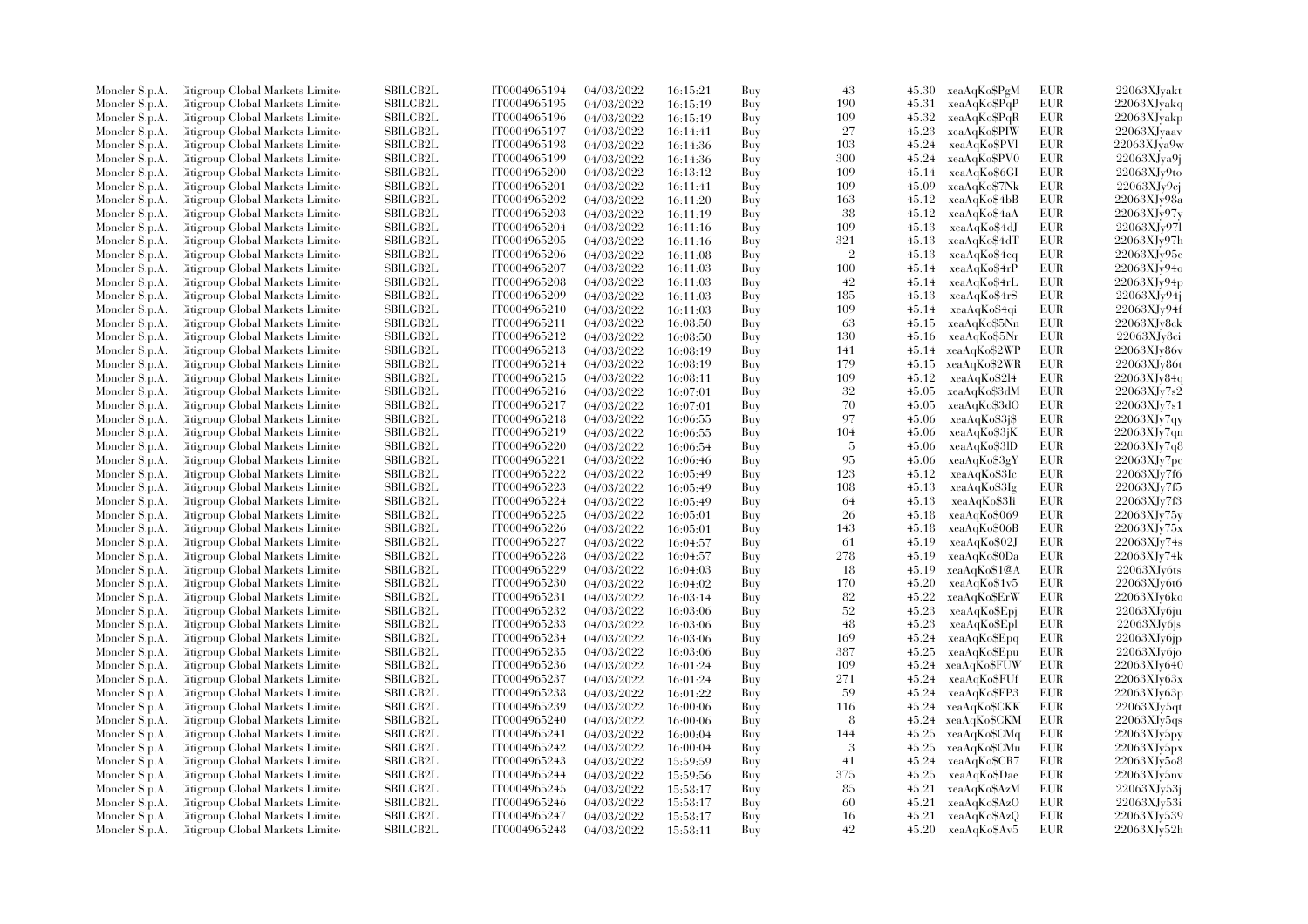| | | | | | | | | | | | |
|---|---|---|---|---|---|---|---|---|---|---|---|
| Moncler S.p.A. | Citigroup Global Markets Limited | SBILGB2L | IT0004965194 | 04/03/2022 | 16:15:21 | Buy | 43 | 45.30 | xeaAqKo$PgM | EUR | 22063XJyakt |
| Moncler S.p.A. | Citigroup Global Markets Limited | SBILGB2L | IT0004965195 | 04/03/2022 | 16:15:19 | Buy | 190 | 45.31 | xeaAqKo$PqP | EUR | 22063XJyakq |
| Moncler S.p.A. | Citigroup Global Markets Limited | SBILGB2L | IT0004965196 | 04/03/2022 | 16:15:19 | Buy | 109 | 45.32 | xeaAqKo$PqR | EUR | 22063XJyakp |
| Moncler S.p.A. | Citigroup Global Markets Limited | SBILGB2L | IT0004965197 | 04/03/2022 | 16:14:41 | Buy | 27 | 45.23 | xeaAqKo$PIW | EUR | 22063XJyaav |
| Moncler S.p.A. | Citigroup Global Markets Limited | SBILGB2L | IT0004965198 | 04/03/2022 | 16:14:36 | Buy | 103 | 45.24 | xeaAqKo$PVl | EUR | 22063XJya9w |
| Moncler S.p.A. | Citigroup Global Markets Limited | SBILGB2L | IT0004965199 | 04/03/2022 | 16:14:36 | Buy | 300 | 45.24 | xeaAqKo$PV0 | EUR | 22063XJya9j |
| Moncler S.p.A. | Citigroup Global Markets Limited | SBILGB2L | IT0004965200 | 04/03/2022 | 16:13:12 | Buy | 109 | 45.14 | xeaAqKo$6GI | EUR | 22063XJy9to |
| Moncler S.p.A. | Citigroup Global Markets Limited | SBILGB2L | IT0004965201 | 04/03/2022 | 16:11:41 | Buy | 109 | 45.09 | xeaAqKo$7Nk | EUR | 22063XJy9cj |
| Moncler S.p.A. | Citigroup Global Markets Limited | SBILGB2L | IT0004965202 | 04/03/2022 | 16:11:20 | Buy | 163 | 45.12 | xeaAqKo$4bB | EUR | 22063XJy98a |
| Moncler S.p.A. | Citigroup Global Markets Limited | SBILGB2L | IT0004965203 | 04/03/2022 | 16:11:19 | Buy | 38 | 45.12 | xeaAqKo$4aA | EUR | 22063XJy97y |
| Moncler S.p.A. | Citigroup Global Markets Limited | SBILGB2L | IT0004965204 | 04/03/2022 | 16:11:16 | Buy | 109 | 45.13 | xeaAqKo$4dJ | EUR | 22063XJy97l |
| Moncler S.p.A. | Citigroup Global Markets Limited | SBILGB2L | IT0004965205 | 04/03/2022 | 16:11:16 | Buy | 321 | 45.13 | xeaAqKo$4dT | EUR | 22063XJy97h |
| Moncler S.p.A. | Citigroup Global Markets Limited | SBILGB2L | IT0004965206 | 04/03/2022 | 16:11:08 | Buy | 2 | 45.13 | xeaAqKo$4eq | EUR | 22063XJy95e |
| Moncler S.p.A. | Citigroup Global Markets Limited | SBILGB2L | IT0004965207 | 04/03/2022 | 16:11:03 | Buy | 100 | 45.14 | xeaAqKo$4rP | EUR | 22063XJy94o |
| Moncler S.p.A. | Citigroup Global Markets Limited | SBILGB2L | IT0004965208 | 04/03/2022 | 16:11:03 | Buy | 42 | 45.14 | xeaAqKo$4rL | EUR | 22063XJy94p |
| Moncler S.p.A. | Citigroup Global Markets Limited | SBILGB2L | IT0004965209 | 04/03/2022 | 16:11:03 | Buy | 185 | 45.13 | xeaAqKo$4rS | EUR | 22063XJy94j |
| Moncler S.p.A. | Citigroup Global Markets Limited | SBILGB2L | IT0004965210 | 04/03/2022 | 16:11:03 | Buy | 109 | 45.14 | xeaAqKo$4qi | EUR | 22063XJy94f |
| Moncler S.p.A. | Citigroup Global Markets Limited | SBILGB2L | IT0004965211 | 04/03/2022 | 16:08:50 | Buy | 63 | 45.15 | xeaAqKo$5Nn | EUR | 22063XJy8ck |
| Moncler S.p.A. | Citigroup Global Markets Limited | SBILGB2L | IT0004965212 | 04/03/2022 | 16:08:50 | Buy | 130 | 45.16 | xeaAqKo$5Nr | EUR | 22063XJy8ci |
| Moncler S.p.A. | Citigroup Global Markets Limited | SBILGB2L | IT0004965213 | 04/03/2022 | 16:08:19 | Buy | 141 | 45.14 | xeaAqKo$2WP | EUR | 22063XJy86v |
| Moncler S.p.A. | Citigroup Global Markets Limited | SBILGB2L | IT0004965214 | 04/03/2022 | 16:08:19 | Buy | 179 | 45.15 | xeaAqKo$2WR | EUR | 22063XJy86t |
| Moncler S.p.A. | Citigroup Global Markets Limited | SBILGB2L | IT0004965215 | 04/03/2022 | 16:08:11 | Buy | 109 | 45.12 | xeaAqKo$2l4 | EUR | 22063XJy84q |
| Moncler S.p.A. | Citigroup Global Markets Limited | SBILGB2L | IT0004965216 | 04/03/2022 | 16:07:01 | Buy | 32 | 45.05 | xeaAqKo$3dM | EUR | 22063XJy7s2 |
| Moncler S.p.A. | Citigroup Global Markets Limited | SBILGB2L | IT0004965217 | 04/03/2022 | 16:07:01 | Buy | 70 | 45.05 | xeaAqKo$3dO | EUR | 22063XJy7s1 |
| Moncler S.p.A. | Citigroup Global Markets Limited | SBILGB2L | IT0004965218 | 04/03/2022 | 16:06:55 | Buy | 97 | 45.06 | xeaAqKo$3j$ | EUR | 22063XJy7qy |
| Moncler S.p.A. | Citigroup Global Markets Limited | SBILGB2L | IT0004965219 | 04/03/2022 | 16:06:55 | Buy | 104 | 45.06 | xeaAqKo$3jK | EUR | 22063XJy7qn |
| Moncler S.p.A. | Citigroup Global Markets Limited | SBILGB2L | IT0004965220 | 04/03/2022 | 16:06:54 | Buy | 5 | 45.06 | xeaAqKo$3lD | EUR | 22063XJy7q8 |
| Moncler S.p.A. | Citigroup Global Markets Limited | SBILGB2L | IT0004965221 | 04/03/2022 | 16:06:46 | Buy | 95 | 45.06 | xeaAqKo$3gY | EUR | 22063XJy7pc |
| Moncler S.p.A. | Citigroup Global Markets Limited | SBILGB2L | IT0004965222 | 04/03/2022 | 16:05:49 | Buy | 123 | 45.12 | xeaAqKo$3Ic | EUR | 22063XJy7f6 |
| Moncler S.p.A. | Citigroup Global Markets Limited | SBILGB2L | IT0004965223 | 04/03/2022 | 16:05:49 | Buy | 108 | 45.13 | xeaAqKo$3Ig | EUR | 22063XJy7f5 |
| Moncler S.p.A. | Citigroup Global Markets Limited | SBILGB2L | IT0004965224 | 04/03/2022 | 16:05:49 | Buy | 64 | 45.13 | xeaAqKo$3Ii | EUR | 22063XJy7f3 |
| Moncler S.p.A. | Citigroup Global Markets Limited | SBILGB2L | IT0004965225 | 04/03/2022 | 16:05:01 | Buy | 26 | 45.18 | xeaAqKo$069 | EUR | 22063XJy75y |
| Moncler S.p.A. | Citigroup Global Markets Limited | SBILGB2L | IT0004965226 | 04/03/2022 | 16:05:01 | Buy | 143 | 45.18 | xeaAqKo$06B | EUR | 22063XJy75x |
| Moncler S.p.A. | Citigroup Global Markets Limited | SBILGB2L | IT0004965227 | 04/03/2022 | 16:04:57 | Buy | 61 | 45.19 | xeaAqKo$02J | EUR | 22063XJy74s |
| Moncler S.p.A. | Citigroup Global Markets Limited | SBILGB2L | IT0004965228 | 04/03/2022 | 16:04:57 | Buy | 278 | 45.19 | xeaAqKo$0Da | EUR | 22063XJy74k |
| Moncler S.p.A. | Citigroup Global Markets Limited | SBILGB2L | IT0004965229 | 04/03/2022 | 16:04:03 | Buy | 18 | 45.19 | xeaAqKo$1@A | EUR | 22063XJy6ts |
| Moncler S.p.A. | Citigroup Global Markets Limited | SBILGB2L | IT0004965230 | 04/03/2022 | 16:04:02 | Buy | 170 | 45.20 | xeaAqKo$1v5 | EUR | 22063XJy6t6 |
| Moncler S.p.A. | Citigroup Global Markets Limited | SBILGB2L | IT0004965231 | 04/03/2022 | 16:03:14 | Buy | 82 | 45.22 | xeaAqKo$ErW | EUR | 22063XJy6ko |
| Moncler S.p.A. | Citigroup Global Markets Limited | SBILGB2L | IT0004965232 | 04/03/2022 | 16:03:06 | Buy | 52 | 45.23 | xeaAqKo$Epj | EUR | 22063XJy6ju |
| Moncler S.p.A. | Citigroup Global Markets Limited | SBILGB2L | IT0004965233 | 04/03/2022 | 16:03:06 | Buy | 48 | 45.23 | xeaAqKo$Epl | EUR | 22063XJy6js |
| Moncler S.p.A. | Citigroup Global Markets Limited | SBILGB2L | IT0004965234 | 04/03/2022 | 16:03:06 | Buy | 169 | 45.24 | xeaAqKo$Epq | EUR | 22063XJy6jp |
| Moncler S.p.A. | Citigroup Global Markets Limited | SBILGB2L | IT0004965235 | 04/03/2022 | 16:03:06 | Buy | 387 | 45.25 | xeaAqKo$Epu | EUR | 22063XJy6jo |
| Moncler S.p.A. | Citigroup Global Markets Limited | SBILGB2L | IT0004965236 | 04/03/2022 | 16:01:24 | Buy | 109 | 45.24 | xeaAqKo$FUW | EUR | 22063XJy640 |
| Moncler S.p.A. | Citigroup Global Markets Limited | SBILGB2L | IT0004965237 | 04/03/2022 | 16:01:24 | Buy | 271 | 45.24 | xeaAqKo$FUf | EUR | 22063XJy63x |
| Moncler S.p.A. | Citigroup Global Markets Limited | SBILGB2L | IT0004965238 | 04/03/2022 | 16:01:22 | Buy | 59 | 45.24 | xeaAqKo$FP3 | EUR | 22063XJy63p |
| Moncler S.p.A. | Citigroup Global Markets Limited | SBILGB2L | IT0004965239 | 04/03/2022 | 16:00:06 | Buy | 116 | 45.24 | xeaAqKo$CKK | EUR | 22063XJy5qt |
| Moncler S.p.A. | Citigroup Global Markets Limited | SBILGB2L | IT0004965240 | 04/03/2022 | 16:00:06 | Buy | 8 | 45.24 | xeaAqKo$CKM | EUR | 22063XJy5qs |
| Moncler S.p.A. | Citigroup Global Markets Limited | SBILGB2L | IT0004965241 | 04/03/2022 | 16:00:04 | Buy | 144 | 45.25 | xeaAqKo$CMq | EUR | 22063XJy5py |
| Moncler S.p.A. | Citigroup Global Markets Limited | SBILGB2L | IT0004965242 | 04/03/2022 | 16:00:04 | Buy | 3 | 45.25 | xeaAqKo$CMu | EUR | 22063XJy5px |
| Moncler S.p.A. | Citigroup Global Markets Limited | SBILGB2L | IT0004965243 | 04/03/2022 | 15:59:59 | Buy | 41 | 45.24 | xeaAqKo$CR7 | EUR | 22063XJy5o8 |
| Moncler S.p.A. | Citigroup Global Markets Limited | SBILGB2L | IT0004965244 | 04/03/2022 | 15:59:56 | Buy | 375 | 45.25 | xeaAqKo$Dae | EUR | 22063XJy5nv |
| Moncler S.p.A. | Citigroup Global Markets Limited | SBILGB2L | IT0004965245 | 04/03/2022 | 15:58:17 | Buy | 85 | 45.21 | xeaAqKo$AzM | EUR | 22063XJy53j |
| Moncler S.p.A. | Citigroup Global Markets Limited | SBILGB2L | IT0004965246 | 04/03/2022 | 15:58:17 | Buy | 60 | 45.21 | xeaAqKo$AzO | EUR | 22063XJy53i |
| Moncler S.p.A. | Citigroup Global Markets Limited | SBILGB2L | IT0004965247 | 04/03/2022 | 15:58:17 | Buy | 16 | 45.21 | xeaAqKo$AzQ | EUR | 22063XJy539 |
| Moncler S.p.A. | Citigroup Global Markets Limited | SBILGB2L | IT0004965248 | 04/03/2022 | 15:58:11 | Buy | 42 | 45.20 | xeaAqKo$Av5 | EUR | 22063XJy52h |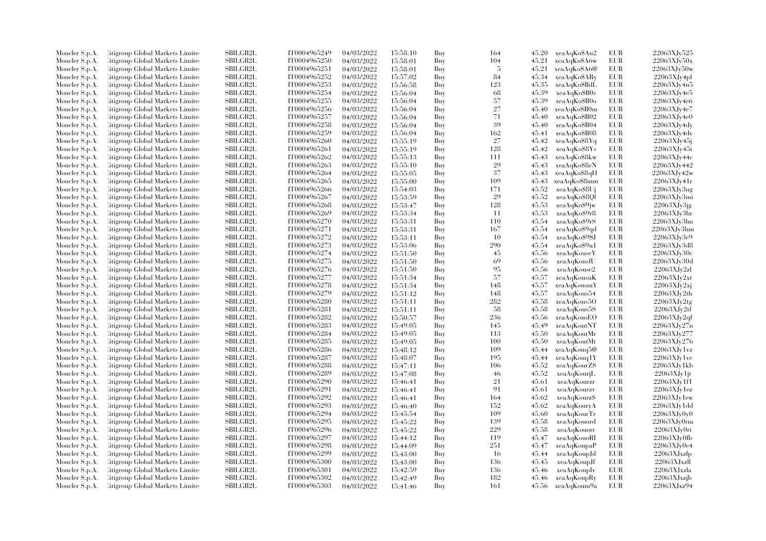| | | | | | | | | | | | |
|---|---|---|---|---|---|---|---|---|---|---|---|
| Moncler S.p.A. | Citigroup Global Markets Limited | SBILGB2L | IT0004965249 | 04/03/2022 | 15:58:10 | Buy | 164 | 45.20 | xeaAqKo$Au2 | EUR | 22063XJy525 |
| Moncler S.p.A. | Citigroup Global Markets Limited | SBILGB2L | IT0004965250 | 04/03/2022 | 15:58:01 | Buy | 104 | 45.21 | xeaAqKo$A6w | EUR | 22063XJy50x |
| Moncler S.p.A. | Citigroup Global Markets Limited | SBILGB2L | IT0004965251 | 04/03/2022 | 15:58:01 | Buy | 5 | 45.21 | xeaAqKo$A6@ | EUR | 22063XJy50w |
| Moncler S.p.A. | Citigroup Global Markets Limited | SBILGB2L | IT0004965252 | 04/03/2022 | 15:57:02 | Buy | 84 | 45.34 | xeaAqKo$ARy | EUR | 22063XJy4pl |
| Moncler S.p.A. | Citigroup Global Markets Limited | SBILGB2L | IT0004965253 | 04/03/2022 | 15:56:58 | Buy | 123 | 45.35 | xeaAqKo$BdL | EUR | 22063XJy4n5 |
| Moncler S.p.A. | Citigroup Global Markets Limited | SBILGB2L | IT0004965254 | 04/03/2022 | 15:56:04 | Buy | 68 | 45.39 | xeaAqKo$B0s | EUR | 22063XJy4e5 |
| Moncler S.p.A. | Citigroup Global Markets Limited | SBILGB2L | IT0004965255 | 04/03/2022 | 15:56:04 | Buy | 57 | 45.39 | xeaAqKo$B0o | EUR | 22063XJy4e6 |
| Moncler S.p.A. | Citigroup Global Markets Limited | SBILGB2L | IT0004965256 | 04/03/2022 | 15:56:04 | Buy | 27 | 45.40 | xeaAqKo$B0m | EUR | 22063XJy4e7 |
| Moncler S.p.A. | Citigroup Global Markets Limited | SBILGB2L | IT0004965257 | 04/03/2022 | 15:56:04 | Buy | 71 | 45.40 | xeaAqKo$B02 | EUR | 22063XJy4e0 |
| Moncler S.p.A. | Citigroup Global Markets Limited | SBILGB2L | IT0004965258 | 04/03/2022 | 15:56:04 | Buy | 39 | 45.40 | xeaAqKo$B04 | EUR | 22063XJy4dy |
| Moncler S.p.A. | Citigroup Global Markets Limited | SBILGB2L | IT0004965259 | 04/03/2022 | 15:56:04 | Buy | 162 | 45.41 | xeaAqKo$B08 | EUR | 22063XJy4dv |
| Moncler S.p.A. | Citigroup Global Markets Limited | SBILGB2L | IT0004965260 | 04/03/2022 | 15:55:19 | Buy | 27 | 45.42 | xeaAqKo$8Yq | EUR | 22063XJy45j |
| Moncler S.p.A. | Citigroup Global Markets Limited | SBILGB2L | IT0004965261 | 04/03/2022 | 15:55:19 | Buy | 128 | 45.42 | xeaAqKo$8Ys | EUR | 22063XJy45i |
| Moncler S.p.A. | Citigroup Global Markets Limited | SBILGB2L | IT0004965262 | 04/03/2022 | 15:55:13 | Buy | 111 | 45.43 | xeaAqKo$8kw | EUR | 22063XJy44c |
| Moncler S.p.A. | Citigroup Global Markets Limited | SBILGB2L | IT0004965263 | 04/03/2022 | 15:55:10 | Buy | 29 | 45.43 | xeaAqKo$8eN | EUR | 22063XJy442 |
| Moncler S.p.A. | Citigroup Global Markets Limited | SBILGB2L | IT0004965264 | 04/03/2022 | 15:55:05 | Buy | 37 | 45.43 | xeaAqKo$8qH | EUR | 22063XJy42w |
| Moncler S.p.A. | Citigroup Global Markets Limited | SBILGB2L | IT0004965265 | 04/03/2022 | 15:55:00 | Buy | 109 | 45.43 | xeaAqKo$8mm | EUR | 22063XJy41r |
| Moncler S.p.A. | Citigroup Global Markets Limited | SBILGB2L | IT0004965266 | 04/03/2022 | 15:54:03 | Buy | 171 | 45.52 | xeaAqKo$8Uj | EUR | 22063XJy3ng |
| Moncler S.p.A. | Citigroup Global Markets Limited | SBILGB2L | IT0004965267 | 04/03/2022 | 15:53:59 | Buy | 29 | 45.52 | xeaAqKo$8Ql | EUR | 22063XJy3mi |
| Moncler S.p.A. | Citigroup Global Markets Limited | SBILGB2L | IT0004965268 | 04/03/2022 | 15:53:47 | Buy | 128 | 45.53 | xeaAqKo$9jw | EUR | 22063XJy3jg |
| Moncler S.p.A. | Citigroup Global Markets Limited | SBILGB2L | IT0004965269 | 04/03/2022 | 15:53:34 | Buy | 11 | 45.53 | xeaAqKo$9r8 | EUR | 22063XJy3hr |
| Moncler S.p.A. | Citigroup Global Markets Limited | SBILGB2L | IT0004965270 | 04/03/2022 | 15:53:31 | Buy | 110 | 45.54 | xeaAqKo$9rS | EUR | 22063XJy3hn |
| Moncler S.p.A. | Citigroup Global Markets Limited | SBILGB2L | IT0004965271 | 04/03/2022 | 15:53:31 | Buy | 167 | 45.54 | xeaAqKo$9qd | EUR | 22063XJy3hm |
| Moncler S.p.A. | Citigroup Global Markets Limited | SBILGB2L | IT0004965272 | 04/03/2022 | 15:53:11 | Buy | 10 | 45.54 | xeaAqKo$9SJ | EUR | 22063XJy3e9 |
| Moncler S.p.A. | Citigroup Global Markets Limited | SBILGB2L | IT0004965273 | 04/03/2022 | 15:53:06 | Buy | 290 | 45.54 | xeaAqKo$9u1 | EUR | 22063XJy3d8 |
| Moncler S.p.A. | Citigroup Global Markets Limited | SBILGB2L | IT0004965274 | 04/03/2022 | 15:51:50 | Buy | 45 | 45.56 | xeaAqKouseY | EUR | 22063XJy30c |
| Moncler S.p.A. | Citigroup Global Markets Limited | SBILGB2L | IT0004965275 | 04/03/2022 | 15:51:50 | Buy | 69 | 45.56 | xeaAqKousfU | EUR | 22063XJy30d |
| Moncler S.p.A. | Citigroup Global Markets Limited | SBILGB2L | IT0004965276 | 04/03/2022 | 15:51:50 | Buy | 95 | 45.56 | xeaAqKouse2 | EUR | 22063XJy2zl |
| Moncler S.p.A. | Citigroup Global Markets Limited | SBILGB2L | IT0004965277 | 04/03/2022 | 15:51:34 | Buy | 57 | 45.57 | xeaAqKousnK | EUR | 22063XJy2xt |
| Moncler S.p.A. | Citigroup Global Markets Limited | SBILGB2L | IT0004965278 | 04/03/2022 | 15:51:34 | Buy | 148 | 45.57 | xeaAqKousmY | EUR | 22063XJy2xj |
| Moncler S.p.A. | Citigroup Global Markets Limited | SBILGB2L | IT0004965279 | 04/03/2022 | 15:51:12 | Buy | 148 | 45.57 | xeaAqKous54 | EUR | 22063XJy2th |
| Moncler S.p.A. | Citigroup Global Markets Limited | SBILGB2L | IT0004965280 | 04/03/2022 | 15:51:11 | Buy | 282 | 45.58 | xeaAqKous5O | EUR | 22063XJy2tg |
| Moncler S.p.A. | Citigroup Global Markets Limited | SBILGB2L | IT0004965281 | 04/03/2022 | 15:51:11 | Buy | 58 | 45.58 | xeaAqKous5S | EUR | 22063XJy2tf |
| Moncler S.p.A. | Citigroup Global Markets Limited | SBILGB2L | IT0004965282 | 04/03/2022 | 15:50:57 | Buy | 236 | 45.56 | xeaAqKousEO | EUR | 22063XJy2qf |
| Moncler S.p.A. | Citigroup Global Markets Limited | SBILGB2L | IT0004965283 | 04/03/2022 | 15:49:05 | Buy | 145 | 45.49 | xeaAqKoutNT | EUR | 22063XJy27n |
| Moncler S.p.A. | Citigroup Global Markets Limited | SBILGB2L | IT0004965284 | 04/03/2022 | 15:49:05 | Buy | 113 | 45.50 | xeaAqKoutMr | EUR | 22063XJy277 |
| Moncler S.p.A. | Citigroup Global Markets Limited | SBILGB2L | IT0004965285 | 04/03/2022 | 15:49:05 | Buy | 100 | 45.50 | xeaAqKoutMt | EUR | 22063XJy276 |
| Moncler S.p.A. | Citigroup Global Markets Limited | SBILGB2L | IT0004965286 | 04/03/2022 | 15:48:12 | Buy | 109 | 45.44 | xeaAqKouq5@ | EUR | 22063XJy1vz |
| Moncler S.p.A. | Citigroup Global Markets Limited | SBILGB2L | IT0004965287 | 04/03/2022 | 15:48:07 | Buy | 195 | 45.44 | xeaAqKouq1Y | EUR | 22063XJy1ve |
| Moncler S.p.A. | Citigroup Global Markets Limited | SBILGB2L | IT0004965288 | 04/03/2022 | 15:47:11 | Buy | 106 | 45.52 | xeaAqKourZS | EUR | 22063XJy1kb |
| Moncler S.p.A. | Citigroup Global Markets Limited | SBILGB2L | IT0004965289 | 04/03/2022 | 15:47:08 | Buy | 46 | 45.52 | xeaAqKourjL | EUR | 22063XJy1jt |
| Moncler S.p.A. | Citigroup Global Markets Limited | SBILGB2L | IT0004965290 | 04/03/2022 | 15:46:41 | Buy | 21 | 45.61 | xeaAqKourzr | EUR | 22063XJy1f1 |
| Moncler S.p.A. | Citigroup Global Markets Limited | SBILGB2L | IT0004965291 | 04/03/2022 | 15:46:41 | Buy | 91 | 45.61 | xeaAqKourzv | EUR | 22063XJy1ez |
| Moncler S.p.A. | Citigroup Global Markets Limited | SBILGB2L | IT0004965292 | 04/03/2022 | 15:46:41 | Buy | 164 | 45.62 | xeaAqKourz$ | EUR | 22063XJy1ew |
| Moncler S.p.A. | Citigroup Global Markets Limited | SBILGB2L | IT0004965293 | 04/03/2022 | 15:46:40 | Buy | 152 | 45.62 | xeaAqKouryA | EUR | 22063XJy1dd |
| Moncler S.p.A. | Citigroup Global Markets Limited | SBILGB2L | IT0004965294 | 04/03/2022 | 15:45:54 | Buy | 109 | 45.60 | xeaAqKourTr | EUR | 22063XJy0y0 |
| Moncler S.p.A. | Citigroup Global Markets Limited | SBILGB2L | IT0004965295 | 04/03/2022 | 15:45:22 | Buy | 139 | 45.58 | xeaAqKouord | EUR | 22063XJy0rm |
| Moncler S.p.A. | Citigroup Global Markets Limited | SBILGB2L | IT0004965296 | 04/03/2022 | 15:45:22 | Buy | 229 | 45.58 | xeaAqKouorr | EUR | 22063XJy0ri |
| Moncler S.p.A. | Citigroup Global Markets Limited | SBILGB2L | IT0004965297 | 04/03/2022 | 15:44:12 | Buy | 119 | 45.47 | xeaAqKouoRI | EUR | 22063XJy0fb |
| Moncler S.p.A. | Citigroup Global Markets Limited | SBILGB2L | IT0004965298 | 04/03/2022 | 15:44:09 | Buy | 251 | 45.47 | xeaAqKoupaP | EUR | 22063XJy0e4 |
| Moncler S.p.A. | Citigroup Global Markets Limited | SBILGB2L | IT0004965299 | 04/03/2022 | 15:43:00 | Buy | 16 | 45.44 | xeaAqKoupJd | EUR | 22063XJxzlp |
| Moncler S.p.A. | Citigroup Global Markets Limited | SBILGB2L | IT0004965300 | 04/03/2022 | 15:43:00 | Buy | 136 | 45.45 | xeaAqKoupJf | EUR | 22063XJxzll |
| Moncler S.p.A. | Citigroup Global Markets Limited | SBILGB2L | IT0004965301 | 04/03/2022 | 15:42:59 | Buy | 136 | 45.46 | xeaAqKoupIv | EUR | 22063XJxzla |
| Moncler S.p.A. | Citigroup Global Markets Limited | SBILGB2L | IT0004965302 | 04/03/2022 | 15:42:49 | Buy | 182 | 45.46 | xeaAqKoupRy | EUR | 22063XJxzjb |
| Moncler S.p.A. | Citigroup Global Markets Limited | SBILGB2L | IT0004965303 | 04/03/2022 | 15:41:46 | Buy | 161 | 45.56 | xeaAqKoum9a | EUR | 22063XJxz94 |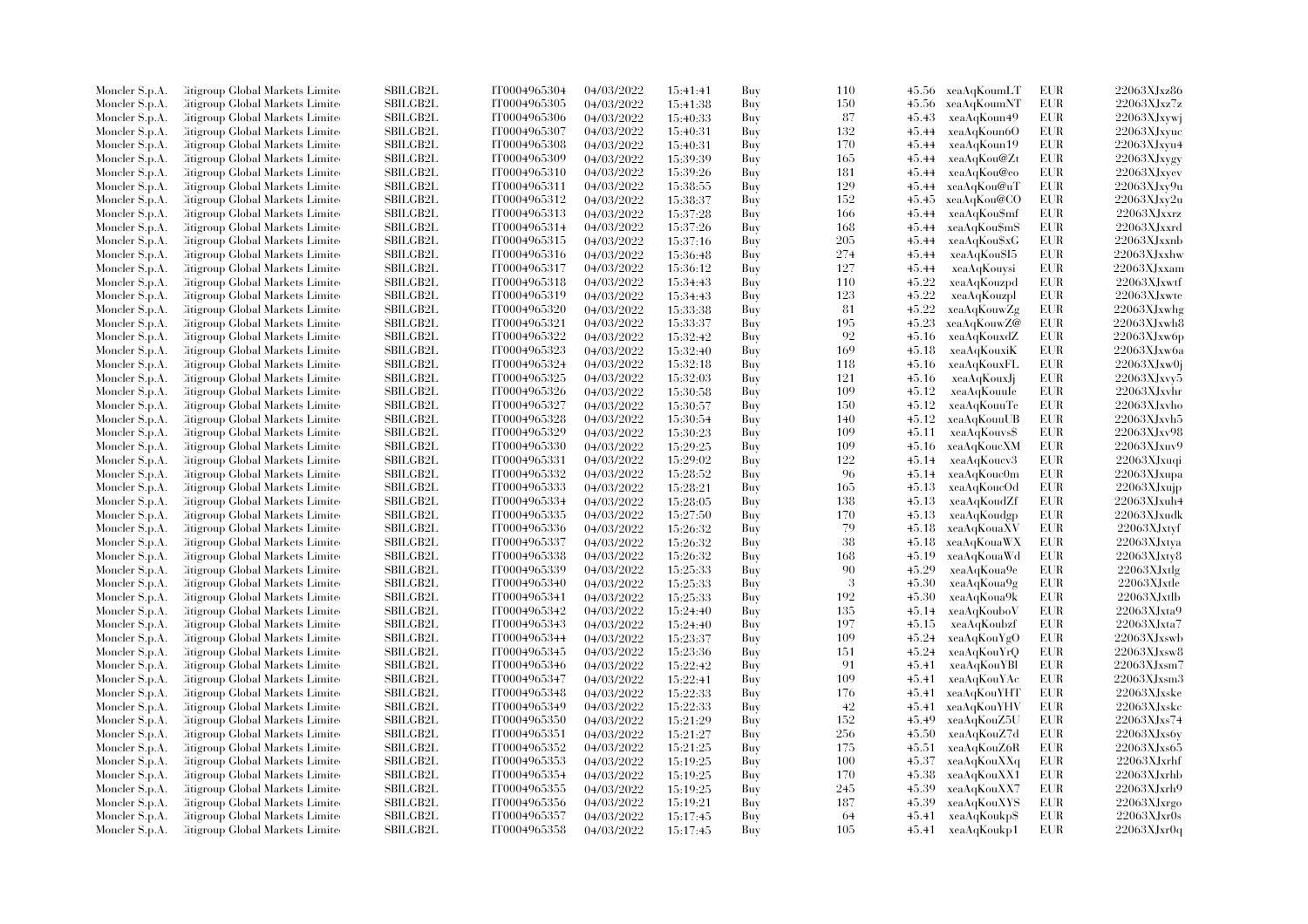| | | | | | | | | | | | |
|---|---|---|---|---|---|---|---|---|---|---|---|
| Moncler S.p.A. | Citigroup Global Markets Limited | SBILGB2L | IT0004965304 | 04/03/2022 | 15:41:41 | Buy | 110 | 45.56 | xeaAqKoumLT | EUR | 22063XJxz86 |
| Moncler S.p.A. | Citigroup Global Markets Limited | SBILGB2L | IT0004965305 | 04/03/2022 | 15:41:38 | Buy | 150 | 45.56 | xeaAqKoumNT | EUR | 22063XJxz7z |
| Moncler S.p.A. | Citigroup Global Markets Limited | SBILGB2L | IT0004965306 | 04/03/2022 | 15:40:33 | Buy | 87 | 45.43 | xeaAqKoun49 | EUR | 22063XJxywj |
| Moncler S.p.A. | Citigroup Global Markets Limited | SBILGB2L | IT0004965307 | 04/03/2022 | 15:40:31 | Buy | 132 | 45.44 | xeaAqKoun6O | EUR | 22063XJxyuc |
| Moncler S.p.A. | Citigroup Global Markets Limited | SBILGB2L | IT0004965308 | 04/03/2022 | 15:40:31 | Buy | 170 | 45.44 | xeaAqKoun19 | EUR | 22063XJxyu4 |
| Moncler S.p.A. | Citigroup Global Markets Limited | SBILGB2L | IT0004965309 | 04/03/2022 | 15:39:39 | Buy | 165 | 45.44 | xeaAqKou@Zt | EUR | 22063XJxygy |
| Moncler S.p.A. | Citigroup Global Markets Limited | SBILGB2L | IT0004965310 | 04/03/2022 | 15:39:26 | Buy | 181 | 45.44 | xeaAqKou@eo | EUR | 22063XJxyev |
| Moncler S.p.A. | Citigroup Global Markets Limited | SBILGB2L | IT0004965311 | 04/03/2022 | 15:38:55 | Buy | 129 | 45.44 | xeaAqKou@uT | EUR | 22063XJxy9u |
| Moncler S.p.A. | Citigroup Global Markets Limited | SBILGB2L | IT0004965312 | 04/03/2022 | 15:38:37 | Buy | 152 | 45.45 | xeaAqKou@CO | EUR | 22063XJxy2u |
| Moncler S.p.A. | Citigroup Global Markets Limited | SBILGB2L | IT0004965313 | 04/03/2022 | 15:37:28 | Buy | 166 | 45.44 | xeaAqKou$mf | EUR | 22063XJxxrz |
| Moncler S.p.A. | Citigroup Global Markets Limited | SBILGB2L | IT0004965314 | 04/03/2022 | 15:37:26 | Buy | 168 | 45.44 | xeaAqKou$mS | EUR | 22063XJxxrd |
| Moncler S.p.A. | Citigroup Global Markets Limited | SBILGB2L | IT0004965315 | 04/03/2022 | 15:37:16 | Buy | 205 | 45.44 | xeaAqKou$xG | EUR | 22063XJxxnb |
| Moncler S.p.A. | Citigroup Global Markets Limited | SBILGB2L | IT0004965316 | 04/03/2022 | 15:36:48 | Buy | 274 | 45.44 | xeaAqKou$I5 | EUR | 22063XJxxhw |
| Moncler S.p.A. | Citigroup Global Markets Limited | SBILGB2L | IT0004965317 | 04/03/2022 | 15:36:12 | Buy | 127 | 45.44 | xeaAqKouysi | EUR | 22063XJxxam |
| Moncler S.p.A. | Citigroup Global Markets Limited | SBILGB2L | IT0004965318 | 04/03/2022 | 15:34:43 | Buy | 110 | 45.22 | xeaAqKouzpd | EUR | 22063XJxwtf |
| Moncler S.p.A. | Citigroup Global Markets Limited | SBILGB2L | IT0004965319 | 04/03/2022 | 15:34:43 | Buy | 123 | 45.22 | xeaAqKouzpl | EUR | 22063XJxwte |
| Moncler S.p.A. | Citigroup Global Markets Limited | SBILGB2L | IT0004965320 | 04/03/2022 | 15:33:38 | Buy | 81 | 45.22 | xeaAqKouwZg | EUR | 22063XJxwhg |
| Moncler S.p.A. | Citigroup Global Markets Limited | SBILGB2L | IT0004965321 | 04/03/2022 | 15:33:37 | Buy | 195 | 45.23 | xeaAqKouwZ@ | EUR | 22063XJxwh8 |
| Moncler S.p.A. | Citigroup Global Markets Limited | SBILGB2L | IT0004965322 | 04/03/2022 | 15:32:42 | Buy | 92 | 45.16 | xeaAqKouxdZ | EUR | 22063XJxw6p |
| Moncler S.p.A. | Citigroup Global Markets Limited | SBILGB2L | IT0004965323 | 04/03/2022 | 15:32:40 | Buy | 169 | 45.18 | xeaAqKouxiK | EUR | 22063XJxw6a |
| Moncler S.p.A. | Citigroup Global Markets Limited | SBILGB2L | IT0004965324 | 04/03/2022 | 15:32:18 | Buy | 118 | 45.16 | xeaAqKouxFL | EUR | 22063XJxw0j |
| Moncler S.p.A. | Citigroup Global Markets Limited | SBILGB2L | IT0004965325 | 04/03/2022 | 15:32:03 | Buy | 121 | 45.16 | xeaAqKouxJj | EUR | 22063XJxvy5 |
| Moncler S.p.A. | Citigroup Global Markets Limited | SBILGB2L | IT0004965326 | 04/03/2022 | 15:30:58 | Buy | 109 | 45.12 | xeaAqKouuIe | EUR | 22063XJxvhr |
| Moncler S.p.A. | Citigroup Global Markets Limited | SBILGB2L | IT0004965327 | 04/03/2022 | 15:30:57 | Buy | 150 | 45.12 | xeaAqKouuTe | EUR | 22063XJxvho |
| Moncler S.p.A. | Citigroup Global Markets Limited | SBILGB2L | IT0004965328 | 04/03/2022 | 15:30:54 | Buy | 140 | 45.12 | xeaAqKouuUB | EUR | 22063XJxvh5 |
| Moncler S.p.A. | Citigroup Global Markets Limited | SBILGB2L | IT0004965329 | 04/03/2022 | 15:30:23 | Buy | 109 | 45.11 | xeaAqKouvs$ | EUR | 22063XJxv98 |
| Moncler S.p.A. | Citigroup Global Markets Limited | SBILGB2L | IT0004965330 | 04/03/2022 | 15:29:25 | Buy | 109 | 45.16 | xeaAqKoucXM | EUR | 22063XJxuv9 |
| Moncler S.p.A. | Citigroup Global Markets Limited | SBILGB2L | IT0004965331 | 04/03/2022 | 15:29:02 | Buy | 122 | 45.14 | xeaAqKoucv3 | EUR | 22063XJxuqi |
| Moncler S.p.A. | Citigroup Global Markets Limited | SBILGB2L | IT0004965332 | 04/03/2022 | 15:28:52 | Buy | 96 | 45.14 | xeaAqKouc0m | EUR | 22063XJxupa |
| Moncler S.p.A. | Citigroup Global Markets Limited | SBILGB2L | IT0004965333 | 04/03/2022 | 15:28:21 | Buy | 165 | 45.13 | xeaAqKoucOd | EUR | 22063XJxujp |
| Moncler S.p.A. | Citigroup Global Markets Limited | SBILGB2L | IT0004965334 | 04/03/2022 | 15:28:05 | Buy | 138 | 45.13 | xeaAqKoudZf | EUR | 22063XJxuh4 |
| Moncler S.p.A. | Citigroup Global Markets Limited | SBILGB2L | IT0004965335 | 04/03/2022 | 15:27:50 | Buy | 170 | 45.13 | xeaAqKoudgp | EUR | 22063XJxudk |
| Moncler S.p.A. | Citigroup Global Markets Limited | SBILGB2L | IT0004965336 | 04/03/2022 | 15:26:32 | Buy | 79 | 45.18 | xeaAqKouaXV | EUR | 22063XJxtyf |
| Moncler S.p.A. | Citigroup Global Markets Limited | SBILGB2L | IT0004965337 | 04/03/2022 | 15:26:32 | Buy | 38 | 45.18 | xeaAqKouaWX | EUR | 22063XJxtya |
| Moncler S.p.A. | Citigroup Global Markets Limited | SBILGB2L | IT0004965338 | 04/03/2022 | 15:26:32 | Buy | 168 | 45.19 | xeaAqKouaWd | EUR | 22063XJxty8 |
| Moncler S.p.A. | Citigroup Global Markets Limited | SBILGB2L | IT0004965339 | 04/03/2022 | 15:25:33 | Buy | 90 | 45.29 | xeaAqKoua9e | EUR | 22063XJxtlg |
| Moncler S.p.A. | Citigroup Global Markets Limited | SBILGB2L | IT0004965340 | 04/03/2022 | 15:25:33 | Buy | 3 | 45.30 | xeaAqKoua9g | EUR | 22063XJxtle |
| Moncler S.p.A. | Citigroup Global Markets Limited | SBILGB2L | IT0004965341 | 04/03/2022 | 15:25:33 | Buy | 192 | 45.30 | xeaAqKoua9k | EUR | 22063XJxtlb |
| Moncler S.p.A. | Citigroup Global Markets Limited | SBILGB2L | IT0004965342 | 04/03/2022 | 15:24:40 | Buy | 135 | 45.14 | xeaAqKouboV | EUR | 22063XJxta9 |
| Moncler S.p.A. | Citigroup Global Markets Limited | SBILGB2L | IT0004965343 | 04/03/2022 | 15:24:40 | Buy | 197 | 45.15 | xeaAqKoubzf | EUR | 22063XJxta7 |
| Moncler S.p.A. | Citigroup Global Markets Limited | SBILGB2L | IT0004965344 | 04/03/2022 | 15:23:37 | Buy | 109 | 45.24 | xeaAqKouYgO | EUR | 22063XJxswb |
| Moncler S.p.A. | Citigroup Global Markets Limited | SBILGB2L | IT0004965345 | 04/03/2022 | 15:23:36 | Buy | 151 | 45.24 | xeaAqKouYrQ | EUR | 22063XJxsw8 |
| Moncler S.p.A. | Citigroup Global Markets Limited | SBILGB2L | IT0004965346 | 04/03/2022 | 15:22:42 | Buy | 91 | 45.41 | xeaAqKouYBl | EUR | 22063XJxsm7 |
| Moncler S.p.A. | Citigroup Global Markets Limited | SBILGB2L | IT0004965347 | 04/03/2022 | 15:22:41 | Buy | 109 | 45.41 | xeaAqKouYAc | EUR | 22063XJxsm3 |
| Moncler S.p.A. | Citigroup Global Markets Limited | SBILGB2L | IT0004965348 | 04/03/2022 | 15:22:33 | Buy | 176 | 45.41 | xeaAqKouYHT | EUR | 22063XJxske |
| Moncler S.p.A. | Citigroup Global Markets Limited | SBILGB2L | IT0004965349 | 04/03/2022 | 15:22:33 | Buy | 42 | 45.41 | xeaAqKouYHV | EUR | 22063XJxskc |
| Moncler S.p.A. | Citigroup Global Markets Limited | SBILGB2L | IT0004965350 | 04/03/2022 | 15:21:29 | Buy | 152 | 45.49 | xeaAqKouZ5U | EUR | 22063XJxs74 |
| Moncler S.p.A. | Citigroup Global Markets Limited | SBILGB2L | IT0004965351 | 04/03/2022 | 15:21:27 | Buy | 256 | 45.50 | xeaAqKouZ7d | EUR | 22063XJxs6y |
| Moncler S.p.A. | Citigroup Global Markets Limited | SBILGB2L | IT0004965352 | 04/03/2022 | 15:21:25 | Buy | 175 | 45.51 | xeaAqKouZ6R | EUR | 22063XJxs65 |
| Moncler S.p.A. | Citigroup Global Markets Limited | SBILGB2L | IT0004965353 | 04/03/2022 | 15:19:25 | Buy | 100 | 45.37 | xeaAqKouXXq | EUR | 22063XJxrhf |
| Moncler S.p.A. | Citigroup Global Markets Limited | SBILGB2L | IT0004965354 | 04/03/2022 | 15:19:25 | Buy | 170 | 45.38 | xeaAqKouXX1 | EUR | 22063XJxrhb |
| Moncler S.p.A. | Citigroup Global Markets Limited | SBILGB2L | IT0004965355 | 04/03/2022 | 15:19:25 | Buy | 245 | 45.39 | xeaAqKouXX7 | EUR | 22063XJxrh9 |
| Moncler S.p.A. | Citigroup Global Markets Limited | SBILGB2L | IT0004965356 | 04/03/2022 | 15:19:21 | Buy | 187 | 45.39 | xeaAqKouXYS | EUR | 22063XJxrgo |
| Moncler S.p.A. | Citigroup Global Markets Limited | SBILGB2L | IT0004965357 | 04/03/2022 | 15:17:45 | Buy | 64 | 45.41 | xeaAqKoukp$ | EUR | 22063XJxr0s |
| Moncler S.p.A. | Citigroup Global Markets Limited | SBILGB2L | IT0004965358 | 04/03/2022 | 15:17:45 | Buy | 105 | 45.41 | xeaAqKoukp1 | EUR | 22063XJxr0q |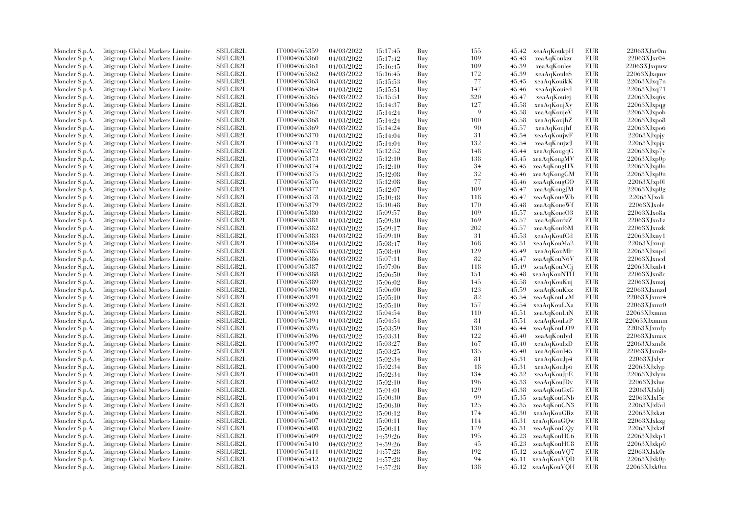| Moncler S.p.A. | Citigroup Global Markets Limited | SBILGB2L | IT0004965359 | 04/03/2022 | 15:17:45 | Buy | 155 | 45.42 | xeaAqKoukpH | EUR | 22063XJxr0m |
|---|---|---|---|---|---|---|---|---|---|---|---|
| Moncler S.p.A. | Citigroup Global Markets Limited | SBILGB2L | IT0004965360 | 04/03/2022 | 15:17:42 | Buy | 109 | 45.43 | xeaAqKoukzr | EUR | 22063XJxr04 |
| Moncler S.p.A. | Citigroup Global Markets Limited | SBILGB2L | IT0004965361 | 04/03/2022 | 15:16:45 | Buy | 109 | 45.39 | xeaAqKoules | EUR | 22063XJxqmw |
| Moncler S.p.A. | Citigroup Global Markets Limited | SBILGB2L | IT0004965362 | 04/03/2022 | 15:16:45 | Buy | 172 | 45.39 | xeaAqKoule$ | EUR | 22063XJxqmv |
| Moncler S.p.A. | Citigroup Global Markets Limited | SBILGB2L | IT0004965363 | 04/03/2022 | 15:15:53 | Buy | 77 | 45.45 | xeaAqKouikK | EUR | 22063XJxq7n |
| Moncler S.p.A. | Citigroup Global Markets Limited | SBILGB2L | IT0004965364 | 04/03/2022 | 15:15:51 | Buy | 147 | 45.46 | xeaAqKouied | EUR | 22063XJxq71 |
| Moncler S.p.A. | Citigroup Global Markets Limited | SBILGB2L | IT0004965365 | 04/03/2022 | 15:15:51 | Buy | 320 | 45.47 | xeaAqKouiej | EUR | 22063XJxq6x |
| Moncler S.p.A. | Citigroup Global Markets Limited | SBILGB2L | IT0004965366 | 04/03/2022 | 15:14:37 | Buy | 127 | 45.58 | xeaAqKoujXy | EUR | 22063XJxpqg |
| Moncler S.p.A. | Citigroup Global Markets Limited | SBILGB2L | IT0004965367 | 04/03/2022 | 15:14:24 | Buy | 9 | 45.58 | xeaAqKoujeV | EUR | 22063XJxpob |
| Moncler S.p.A. | Citigroup Global Markets Limited | SBILGB2L | IT0004965368 | 04/03/2022 | 15:14:24 | Buy | 100 | 45.58 | xeaAqKoujhZ | EUR | 22063XJxpo8 |
| Moncler S.p.A. | Citigroup Global Markets Limited | SBILGB2L | IT0004965369 | 04/03/2022 | 15:14:24 | Buy | 90 | 45.57 | xeaAqKoujhf | EUR | 22063XJxpo6 |
| Moncler S.p.A. | Citigroup Global Markets Limited | SBILGB2L | IT0004965370 | 04/03/2022 | 15:14:04 | Buy | 31 | 45.54 | xeaAqKoujwF | EUR | 22063XJxpjy |
| Moncler S.p.A. | Citigroup Global Markets Limited | SBILGB2L | IT0004965371 | 04/03/2022 | 15:14:04 | Buy | 132 | 45.54 | xeaAqKoujwJ | EUR | 22063XJxpjx |
| Moncler S.p.A. | Citigroup Global Markets Limited | SBILGB2L | IT0004965372 | 04/03/2022 | 15:12:52 | Buy | 148 | 45.44 | xeaAqKougqG | EUR | 22063XJxp7y |
| Moncler S.p.A. | Citigroup Global Markets Limited | SBILGB2L | IT0004965373 | 04/03/2022 | 15:12:10 | Buy | 138 | 45.45 | xeaAqKougMV | EUR | 22063XJxp0p |
| Moncler S.p.A. | Citigroup Global Markets Limited | SBILGB2L | IT0004965374 | 04/03/2022 | 15:12:10 | Buy | 34 | 45.45 | xeaAqKougHX | EUR | 22063XJxp0o |
| Moncler S.p.A. | Citigroup Global Markets Limited | SBILGB2L | IT0004965375 | 04/03/2022 | 15:12:08 | Buy | 32 | 45.46 | xeaAqKougGM | EUR | 22063XJxp0n |
| Moncler S.p.A. | Citigroup Global Markets Limited | SBILGB2L | IT0004965376 | 04/03/2022 | 15:12:08 | Buy | 77 | 45.46 | xeaAqKougGO | EUR | 22063XJxp0l |
| Moncler S.p.A. | Citigroup Global Markets Limited | SBILGB2L | IT0004965377 | 04/03/2022 | 15:12:07 | Buy | 109 | 45.47 | xeaAqKougJM | EUR | 22063XJxp0g |
| Moncler S.p.A. | Citigroup Global Markets Limited | SBILGB2L | IT0004965378 | 04/03/2022 | 15:10:48 | Buy | 118 | 45.47 | xeaAqKoueWb | EUR | 22063XJxoli |
| Moncler S.p.A. | Citigroup Global Markets Limited | SBILGB2L | IT0004965379 | 04/03/2022 | 15:10:48 | Buy | 170 | 45.48 | xeaAqKoueWf | EUR | 22063XJxole |
| Moncler S.p.A. | Citigroup Global Markets Limited | SBILGB2L | IT0004965380 | 04/03/2022 | 15:09:57 | Buy | 109 | 45.57 | xeaAqKoueO3 | EUR | 22063XJxo8a |
| Moncler S.p.A. | Citigroup Global Markets Limited | SBILGB2L | IT0004965381 | 04/03/2022 | 15:09:30 | Buy | 169 | 45.57 | xeaAqKoufzZ | EUR | 22063XJxo1z |
| Moncler S.p.A. | Citigroup Global Markets Limited | SBILGB2L | IT0004965382 | 04/03/2022 | 15:09:17 | Buy | 202 | 45.57 | xeaAqKouf6M | EUR | 22063XJxnzk |
| Moncler S.p.A. | Citigroup Global Markets Limited | SBILGB2L | IT0004965383 | 04/03/2022 | 15:09:10 | Buy | 31 | 45.53 | xeaAqKoufCd | EUR | 22063XJxny1 |
| Moncler S.p.A. | Citigroup Global Markets Limited | SBILGB2L | IT0004965384 | 04/03/2022 | 15:08:47 | Buy | 168 | 45.51 | xeaAqKouMa2 | EUR | 22063XJxnqi |
| Moncler S.p.A. | Citigroup Global Markets Limited | SBILGB2L | IT0004965385 | 04/03/2022 | 15:08:40 | Buy | 129 | 45.49 | xeaAqKouMlr | EUR | 22063XJxnpd |
| Moncler S.p.A. | Citigroup Global Markets Limited | SBILGB2L | IT0004965386 | 04/03/2022 | 15:07:11 | Buy | 82 | 45.47 | xeaAqKouN6V | EUR | 22063XJxncd |
| Moncler S.p.A. | Citigroup Global Markets Limited | SBILGB2L | IT0004965387 | 04/03/2022 | 15:07:06 | Buy | 118 | 45.49 | xeaAqKouNCj | EUR | 22063XJxnb4 |
| Moncler S.p.A. | Citigroup Global Markets Limited | SBILGB2L | IT0004965388 | 04/03/2022 | 15:06:50 | Buy | 151 | 45.48 | xeaAqKouNTH | EUR | 22063XJxn8c |
| Moncler S.p.A. | Citigroup Global Markets Limited | SBILGB2L | IT0004965389 | 04/03/2022 | 15:06:02 | Buy | 145 | 45.58 | xeaAqKouKuj | EUR | 22063XJxmzj |
| Moncler S.p.A. | Citigroup Global Markets Limited | SBILGB2L | IT0004965390 | 04/03/2022 | 15:06:00 | Buy | 123 | 45.59 | xeaAqKouKxz | EUR | 22063XJxmzd |
| Moncler S.p.A. | Citigroup Global Markets Limited | SBILGB2L | IT0004965391 | 04/03/2022 | 15:05:10 | Buy | 82 | 45.54 | xeaAqKouLcM | EUR | 22063XJxmr4 |
| Moncler S.p.A. | Citigroup Global Markets Limited | SBILGB2L | IT0004965392 | 04/03/2022 | 15:05:10 | Buy | 157 | 45.54 | xeaAqKouLXa | EUR | 22063XJxmr0 |
| Moncler S.p.A. | Citigroup Global Markets Limited | SBILGB2L | IT0004965393 | 04/03/2022 | 15:04:54 | Buy | 110 | 45.51 | xeaAqKouLtN | EUR | 22063XJxmnn |
| Moncler S.p.A. | Citigroup Global Markets Limited | SBILGB2L | IT0004965394 | 04/03/2022 | 15:04:54 | Buy | 81 | 45.51 | xeaAqKouLtP | EUR | 22063XJxmnm |
| Moncler S.p.A. | Citigroup Global Markets Limited | SBILGB2L | IT0004965395 | 04/03/2022 | 15:03:59 | Buy | 130 | 45.44 | xeaAqKouLO9 | EUR | 22063XJxmfp |
| Moncler S.p.A. | Citigroup Global Markets Limited | SBILGB2L | IT0004965396 | 04/03/2022 | 15:03:31 | Buy | 122 | 45.40 | xeaAqKouIyd | EUR | 22063XJxmax |
| Moncler S.p.A. | Citigroup Global Markets Limited | SBILGB2L | IT0004965397 | 04/03/2022 | 15:03:27 | Buy | 167 | 45.40 | xeaAqKouIxD | EUR | 22063XJxm8t |
| Moncler S.p.A. | Citigroup Global Markets Limited | SBILGB2L | IT0004965398 | 04/03/2022 | 15:03:25 | Buy | 135 | 45.40 | xeaAqKouI45 | EUR | 22063XJxm8e |
| Moncler S.p.A. | Citigroup Global Markets Limited | SBILGB2L | IT0004965399 | 04/03/2022 | 15:02:34 | Buy | 81 | 45.31 | xeaAqKouJp4 | EUR | 22063XJxlyr |
| Moncler S.p.A. | Citigroup Global Markets Limited | SBILGB2L | IT0004965400 | 04/03/2022 | 15:02:34 | Buy | 18 | 45.31 | xeaAqKouJp6 | EUR | 22063XJxlyp |
| Moncler S.p.A. | Citigroup Global Markets Limited | SBILGB2L | IT0004965401 | 04/03/2022 | 15:02:34 | Buy | 134 | 45.32 | xeaAqKouJpE | EUR | 22063XJxlym |
| Moncler S.p.A. | Citigroup Global Markets Limited | SBILGB2L | IT0004965402 | 04/03/2022 | 15:02:10 | Buy | 196 | 45.33 | xeaAqKouJDv | EUR | 22063XJxlue |
| Moncler S.p.A. | Citigroup Global Markets Limited | SBILGB2L | IT0004965403 | 04/03/2022 | 15:01:01 | Buy | 129 | 45.38 | xeaAqKouGxG | EUR | 22063XJxldj |
| Moncler S.p.A. | Citigroup Global Markets Limited | SBILGB2L | IT0004965404 | 04/03/2022 | 15:00:30 | Buy | 99 | 45.35 | xeaAqKouGNb | EUR | 22063XJxl5r |
| Moncler S.p.A. | Citigroup Global Markets Limited | SBILGB2L | IT0004965405 | 04/03/2022 | 15:00:30 | Buy | 125 | 45.35 | xeaAqKouGN3 | EUR | 22063XJxl5d |
| Moncler S.p.A. | Citigroup Global Markets Limited | SBILGB2L | IT0004965406 | 04/03/2022 | 15:00:12 | Buy | 174 | 45.30 | xeaAqKouGRz | EUR | 22063XJxkzt |
| Moncler S.p.A. | Citigroup Global Markets Limited | SBILGB2L | IT0004965407 | 04/03/2022 | 15:00:11 | Buy | 114 | 45.31 | xeaAqKouGQw | EUR | 22063XJxkzg |
| Moncler S.p.A. | Citigroup Global Markets Limited | SBILGB2L | IT0004965408 | 04/03/2022 | 15:00:11 | Buy | 179 | 45.31 | xeaAqKouGQy | EUR | 22063XJxkzf |
| Moncler S.p.A. | Citigroup Global Markets Limited | SBILGB2L | IT0004965409 | 04/03/2022 | 14:59:26 | Buy | 195 | 45.23 | xeaAqKouHC6 | EUR | 22063XJxkp1 |
| Moncler S.p.A. | Citigroup Global Markets Limited | SBILGB2L | IT0004965410 | 04/03/2022 | 14:59:26 | Buy | 45 | 45.23 | xeaAqKouHC8 | EUR | 22063XJxkp0 |
| Moncler S.p.A. | Citigroup Global Markets Limited | SBILGB2L | IT0004965411 | 04/03/2022 | 14:57:28 | Buy | 192 | 45.12 | xeaAqKouVQ7 | EUR | 22063XJxk0r |
| Moncler S.p.A. | Citigroup Global Markets Limited | SBILGB2L | IT0004965412 | 04/03/2022 | 14:57:28 | Buy | 94 | 45.11 | xeaAqKouVQD | EUR | 22063XJxk0p |
| Moncler S.p.A. | Citigroup Global Markets Limited | SBILGB2L | IT0004965413 | 04/03/2022 | 14:57:28 | Buy | 138 | 45.12 | xeaAqKouVQH | EUR | 22063XJxk0m |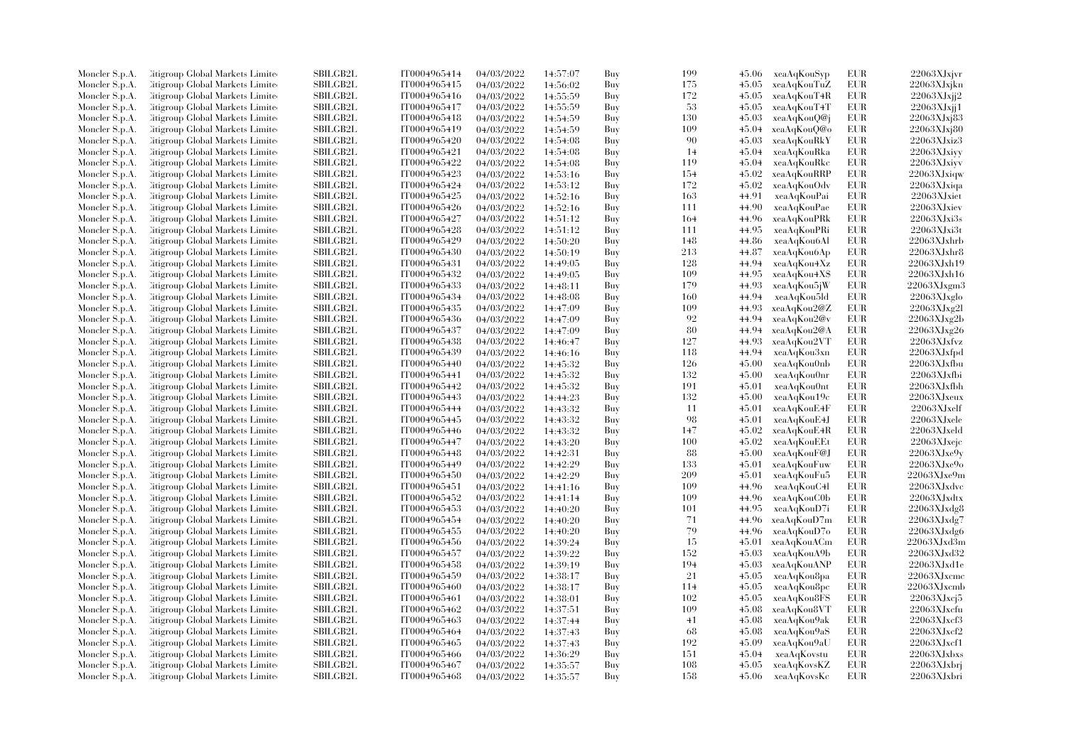| Moncler S.p.A. | Citigroup Global Markets Limited | SBILGB2L | IT0004965414 | 04/03/2022 | 14:57:07 | Buy | 199 | 45.06 | xeaAqKouSyp | EUR | 22063XJxjvr |
|---|---|---|---|---|---|---|---|---|---|---|---|
| Moncler S.p.A. | Citigroup Global Markets Limited | SBILGB2L | IT0004965415 | 04/03/2022 | 14:56:02 | Buy | 175 | 45.05 | xeaAqKouTuZ | EUR | 22063XJxjkn |
| Moncler S.p.A. | Citigroup Global Markets Limited | SBILGB2L | IT0004965416 | 04/03/2022 | 14:55:59 | Buy | 172 | 45.05 | xeaAqKouT4R | EUR | 22063XJxjj2 |
| Moncler S.p.A. | Citigroup Global Markets Limited | SBILGB2L | IT0004965417 | 04/03/2022 | 14:55:59 | Buy | 53 | 45.05 | xeaAqKouT4T | EUR | 22063XJxjj1 |
| Moncler S.p.A. | Citigroup Global Markets Limited | SBILGB2L | IT0004965418 | 04/03/2022 | 14:54:59 | Buy | 130 | 45.03 | xeaAqKouQ@j | EUR | 22063XJxj83 |
| Moncler S.p.A. | Citigroup Global Markets Limited | SBILGB2L | IT0004965419 | 04/03/2022 | 14:54:59 | Buy | 109 | 45.04 | xeaAqKouQ@o | EUR | 22063XJxj80 |
| Moncler S.p.A. | Citigroup Global Markets Limited | SBILGB2L | IT0004965420 | 04/03/2022 | 14:54:08 | Buy | 90 | 45.03 | xeaAqKouRkY | EUR | 22063XJxiz3 |
| Moncler S.p.A. | Citigroup Global Markets Limited | SBILGB2L | IT0004965421 | 04/03/2022 | 14:54:08 | Buy | 14 | 45.04 | xeaAqKouRka | EUR | 22063XJxiyy |
| Moncler S.p.A. | Citigroup Global Markets Limited | SBILGB2L | IT0004965422 | 04/03/2022 | 14:54:08 | Buy | 119 | 45.04 | xeaAqKouRkc | EUR | 22063XJxiyv |
| Moncler S.p.A. | Citigroup Global Markets Limited | SBILGB2L | IT0004965423 | 04/03/2022 | 14:53:16 | Buy | 154 | 45.02 | xeaAqKouRRP | EUR | 22063XJxiqw |
| Moncler S.p.A. | Citigroup Global Markets Limited | SBILGB2L | IT0004965424 | 04/03/2022 | 14:53:12 | Buy | 172 | 45.02 | xeaAqKouOdv | EUR | 22063XJxiqa |
| Moncler S.p.A. | Citigroup Global Markets Limited | SBILGB2L | IT0004965425 | 04/03/2022 | 14:52:16 | Buy | 163 | 44.91 | xeaAqKouPai | EUR | 22063XJxiet |
| Moncler S.p.A. | Citigroup Global Markets Limited | SBILGB2L | IT0004965426 | 04/03/2022 | 14:52:16 | Buy | 111 | 44.90 | xeaAqKouPae | EUR | 22063XJxiev |
| Moncler S.p.A. | Citigroup Global Markets Limited | SBILGB2L | IT0004965427 | 04/03/2022 | 14:51:12 | Buy | 164 | 44.96 | xeaAqKouPRk | EUR | 22063XJxi3s |
| Moncler S.p.A. | Citigroup Global Markets Limited | SBILGB2L | IT0004965428 | 04/03/2022 | 14:51:12 | Buy | 111 | 44.95 | xeaAqKouPRi | EUR | 22063XJxi3t |
| Moncler S.p.A. | Citigroup Global Markets Limited | SBILGB2L | IT0004965429 | 04/03/2022 | 14:50:20 | Buy | 148 | 44.86 | xeaAqKou6Al | EUR | 22063XJxhrb |
| Moncler S.p.A. | Citigroup Global Markets Limited | SBILGB2L | IT0004965430 | 04/03/2022 | 14:50:19 | Buy | 213 | 44.87 | xeaAqKou6Ap | EUR | 22063XJxhr8 |
| Moncler S.p.A. | Citigroup Global Markets Limited | SBILGB2L | IT0004965431 | 04/03/2022 | 14:49:05 | Buy | 128 | 44.94 | xeaAqKou4Xz | EUR | 22063XJxh19 |
| Moncler S.p.A. | Citigroup Global Markets Limited | SBILGB2L | IT0004965432 | 04/03/2022 | 14:49:05 | Buy | 109 | 44.95 | xeaAqKou4X$ | EUR | 22063XJxh16 |
| Moncler S.p.A. | Citigroup Global Markets Limited | SBILGB2L | IT0004965433 | 04/03/2022 | 14:48:11 | Buy | 179 | 44.93 | xeaAqKou5jW | EUR | 22063XJxgm3 |
| Moncler S.p.A. | Citigroup Global Markets Limited | SBILGB2L | IT0004965434 | 04/03/2022 | 14:48:08 | Buy | 160 | 44.94 | xeaAqKou5ld | EUR | 22063XJxglo |
| Moncler S.p.A. | Citigroup Global Markets Limited | SBILGB2L | IT0004965435 | 04/03/2022 | 14:47:09 | Buy | 109 | 44.93 | xeaAqKou2@Z | EUR | 22063XJxg2l |
| Moncler S.p.A. | Citigroup Global Markets Limited | SBILGB2L | IT0004965436 | 04/03/2022 | 14:47:09 | Buy | 92 | 44.94 | xeaAqKou2@v | EUR | 22063XJxg2b |
| Moncler S.p.A. | Citigroup Global Markets Limited | SBILGB2L | IT0004965437 | 04/03/2022 | 14:47:09 | Buy | 80 | 44.94 | xeaAqKou2@A | EUR | 22063XJxg26 |
| Moncler S.p.A. | Citigroup Global Markets Limited | SBILGB2L | IT0004965438 | 04/03/2022 | 14:46:47 | Buy | 127 | 44.93 | xeaAqKou2VT | EUR | 22063XJxfvz |
| Moncler S.p.A. | Citigroup Global Markets Limited | SBILGB2L | IT0004965439 | 04/03/2022 | 14:46:16 | Buy | 118 | 44.94 | xeaAqKou3xn | EUR | 22063XJxfpd |
| Moncler S.p.A. | Citigroup Global Markets Limited | SBILGB2L | IT0004965440 | 04/03/2022 | 14:45:32 | Buy | 126 | 45.00 | xeaAqKou0nb | EUR | 22063XJxfbu |
| Moncler S.p.A. | Citigroup Global Markets Limited | SBILGB2L | IT0004965441 | 04/03/2022 | 14:45:32 | Buy | 132 | 45.00 | xeaAqKou0nr | EUR | 22063XJxfbi |
| Moncler S.p.A. | Citigroup Global Markets Limited | SBILGB2L | IT0004965442 | 04/03/2022 | 14:45:32 | Buy | 191 | 45.01 | xeaAqKou0nt | EUR | 22063XJxfbh |
| Moncler S.p.A. | Citigroup Global Markets Limited | SBILGB2L | IT0004965443 | 04/03/2022 | 14:44:23 | Buy | 132 | 45.00 | xeaAqKou19c | EUR | 22063XJxeux |
| Moncler S.p.A. | Citigroup Global Markets Limited | SBILGB2L | IT0004965444 | 04/03/2022 | 14:43:32 | Buy | 11 | 45.01 | xeaAqKouE4F | EUR | 22063XJxelf |
| Moncler S.p.A. | Citigroup Global Markets Limited | SBILGB2L | IT0004965445 | 04/03/2022 | 14:43:32 | Buy | 98 | 45.01 | xeaAqKouE4J | EUR | 22063XJxele |
| Moncler S.p.A. | Citigroup Global Markets Limited | SBILGB2L | IT0004965446 | 04/03/2022 | 14:43:32 | Buy | 147 | 45.02 | xeaAqKouE4R | EUR | 22063XJxeld |
| Moncler S.p.A. | Citigroup Global Markets Limited | SBILGB2L | IT0004965447 | 04/03/2022 | 14:43:20 | Buy | 100 | 45.02 | xeaAqKouEEt | EUR | 22063XJxejc |
| Moncler S.p.A. | Citigroup Global Markets Limited | SBILGB2L | IT0004965448 | 04/03/2022 | 14:42:31 | Buy | 88 | 45.00 | xeaAqKouF@J | EUR | 22063XJxe9y |
| Moncler S.p.A. | Citigroup Global Markets Limited | SBILGB2L | IT0004965449 | 04/03/2022 | 14:42:29 | Buy | 133 | 45.01 | xeaAqKouFuw | EUR | 22063XJxe9o |
| Moncler S.p.A. | Citigroup Global Markets Limited | SBILGB2L | IT0004965450 | 04/03/2022 | 14:42:29 | Buy | 209 | 45.01 | xeaAqKouFu5 | EUR | 22063XJxe9m |
| Moncler S.p.A. | Citigroup Global Markets Limited | SBILGB2L | IT0004965451 | 04/03/2022 | 14:41:16 | Buy | 109 | 44.96 | xeaAqKouC4l | EUR | 22063XJxdvc |
| Moncler S.p.A. | Citigroup Global Markets Limited | SBILGB2L | IT0004965452 | 04/03/2022 | 14:41:14 | Buy | 109 | 44.96 | xeaAqKouC0b | EUR | 22063XJxdtx |
| Moncler S.p.A. | Citigroup Global Markets Limited | SBILGB2L | IT0004965453 | 04/03/2022 | 14:40:20 | Buy | 101 | 44.95 | xeaAqKouD7i | EUR | 22063XJxdg8 |
| Moncler S.p.A. | Citigroup Global Markets Limited | SBILGB2L | IT0004965454 | 04/03/2022 | 14:40:20 | Buy | 71 | 44.96 | xeaAqKouD7m | EUR | 22063XJxdg7 |
| Moncler S.p.A. | Citigroup Global Markets Limited | SBILGB2L | IT0004965455 | 04/03/2022 | 14:40:20 | Buy | 79 | 44.96 | xeaAqKouD7o | EUR | 22063XJxdg6 |
| Moncler S.p.A. | Citigroup Global Markets Limited | SBILGB2L | IT0004965456 | 04/03/2022 | 14:39:24 | Buy | 15 | 45.01 | xeaAqKouACm | EUR | 22063XJxd3m |
| Moncler S.p.A. | Citigroup Global Markets Limited | SBILGB2L | IT0004965457 | 04/03/2022 | 14:39:22 | Buy | 152 | 45.03 | xeaAqKouA9b | EUR | 22063XJxd32 |
| Moncler S.p.A. | Citigroup Global Markets Limited | SBILGB2L | IT0004965458 | 04/03/2022 | 14:39:19 | Buy | 194 | 45.03 | xeaAqKouANP | EUR | 22063XJxd1e |
| Moncler S.p.A. | Citigroup Global Markets Limited | SBILGB2L | IT0004965459 | 04/03/2022 | 14:38:17 | Buy | 21 | 45.05 | xeaAqKou8pa | EUR | 22063XJxcmc |
| Moncler S.p.A. | Citigroup Global Markets Limited | SBILGB2L | IT0004965460 | 04/03/2022 | 14:38:17 | Buy | 114 | 45.05 | xeaAqKou8pc | EUR | 22063XJxcmb |
| Moncler S.p.A. | Citigroup Global Markets Limited | SBILGB2L | IT0004965461 | 04/03/2022 | 14:38:01 | Buy | 102 | 45.05 | xeaAqKou8FS | EUR | 22063XJxcj5 |
| Moncler S.p.A. | Citigroup Global Markets Limited | SBILGB2L | IT0004965462 | 04/03/2022 | 14:37:51 | Buy | 109 | 45.08 | xeaAqKou8VT | EUR | 22063XJxcfu |
| Moncler S.p.A. | Citigroup Global Markets Limited | SBILGB2L | IT0004965463 | 04/03/2022 | 14:37:44 | Buy | 41 | 45.08 | xeaAqKou9ak | EUR | 22063XJxcf3 |
| Moncler S.p.A. | Citigroup Global Markets Limited | SBILGB2L | IT0004965464 | 04/03/2022 | 14:37:43 | Buy | 68 | 45.08 | xeaAqKou9aS | EUR | 22063XJxcf2 |
| Moncler S.p.A. | Citigroup Global Markets Limited | SBILGB2L | IT0004965465 | 04/03/2022 | 14:37:43 | Buy | 192 | 45.09 | xeaAqKou9aU | EUR | 22063XJxcf1 |
| Moncler S.p.A. | Citigroup Global Markets Limited | SBILGB2L | IT0004965466 | 04/03/2022 | 14:36:29 | Buy | 151 | 45.04 | xeaAqKovstu | EUR | 22063XJxbxs |
| Moncler S.p.A. | Citigroup Global Markets Limited | SBILGB2L | IT0004965467 | 04/03/2022 | 14:35:57 | Buy | 108 | 45.05 | xeaAqKovsKZ | EUR | 22063XJxbrj |
| Moncler S.p.A. | Citigroup Global Markets Limited | SBILGB2L | IT0004965468 | 04/03/2022 | 14:35:57 | Buy | 158 | 45.06 | xeaAqKovsKc | EUR | 22063XJxbri |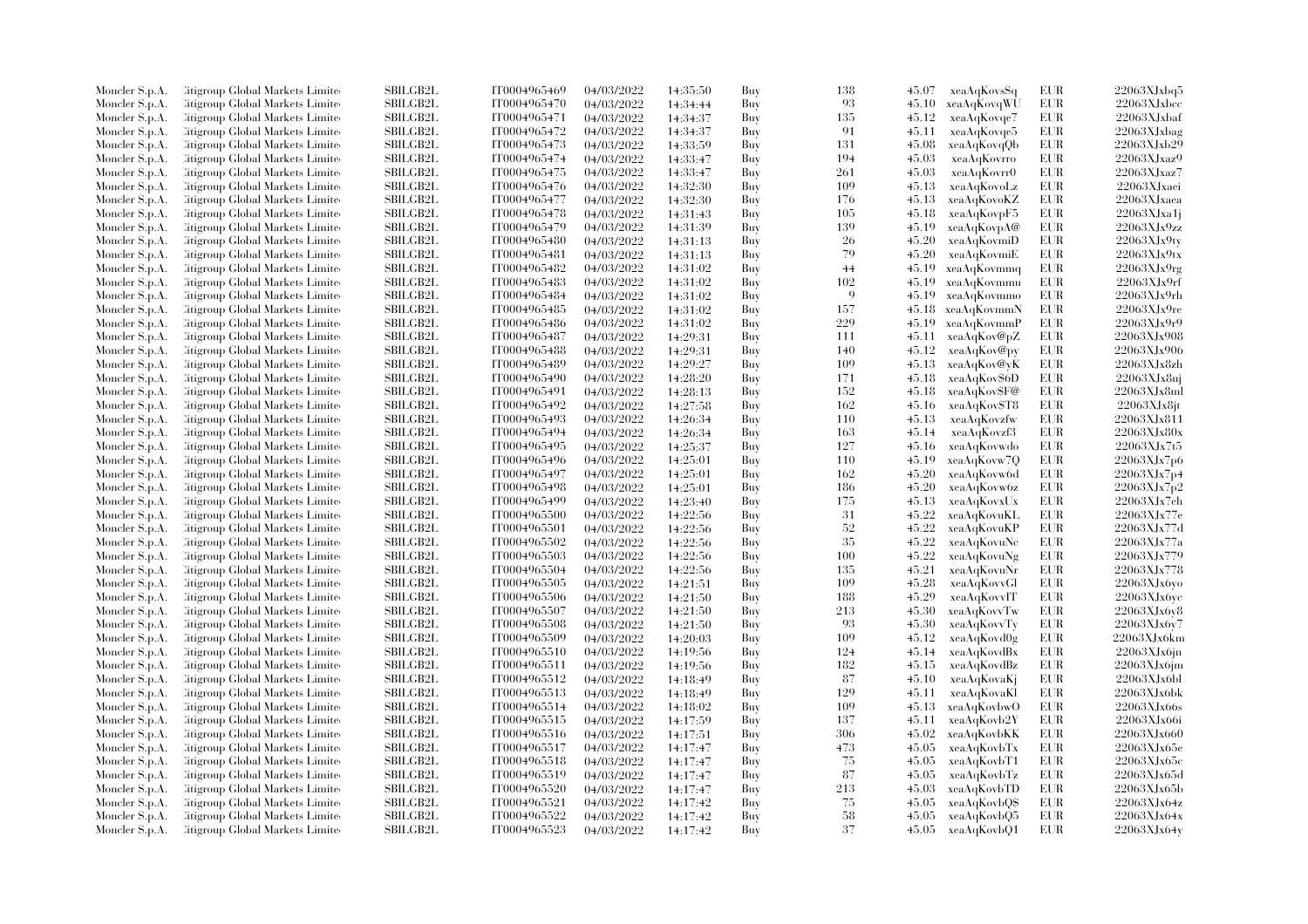| | | | | | | | | | | | |
|---|---|---|---|---|---|---|---|---|---|---|---|
| Moncler S.p.A. | Citigroup Global Markets Limite | SBILGB2L | IT0004965469 | 04/03/2022 | 14:35:50 | Buy | 138 | 45.07 | xeaAqKovsSq | EUR | 22063XJxbq5 |
| Moncler S.p.A. | Citigroup Global Markets Limite | SBILGB2L | IT0004965470 | 04/03/2022 | 14:34:44 | Buy | 93 | 45.10 | xeaAqKovqWU | EUR | 22063XJxbcc |
| Moncler S.p.A. | Citigroup Global Markets Limite | SBILGB2L | IT0004965471 | 04/03/2022 | 14:34:37 | Buy | 135 | 45.12 | xeaAqKovqe7 | EUR | 22063XJxbaf |
| Moncler S.p.A. | Citigroup Global Markets Limite | SBILGB2L | IT0004965472 | 04/03/2022 | 14:34:37 | Buy | 91 | 45.11 | xeaAqKovqe5 | EUR | 22063XJxbag |
| Moncler S.p.A. | Citigroup Global Markets Limite | SBILGB2L | IT0004965473 | 04/03/2022 | 14:33:59 | Buy | 131 | 45.08 | xeaAqKovqQb | EUR | 22063XJxb29 |
| Moncler S.p.A. | Citigroup Global Markets Limite | SBILGB2L | IT0004965474 | 04/03/2022 | 14:33:47 | Buy | 194 | 45.03 | xeaAqKovrro | EUR | 22063XJxaz9 |
| Moncler S.p.A. | Citigroup Global Markets Limite | SBILGB2L | IT0004965475 | 04/03/2022 | 14:33:47 | Buy | 261 | 45.03 | xeaAqKovrr0 | EUR | 22063XJxaz7 |
| Moncler S.p.A. | Citigroup Global Markets Limite | SBILGB2L | IT0004965476 | 04/03/2022 | 14:32:30 | Buy | 109 | 45.13 | xeaAqKovoLz | EUR | 22063XJxaei |
| Moncler S.p.A. | Citigroup Global Markets Limite | SBILGB2L | IT0004965477 | 04/03/2022 | 14:32:30 | Buy | 176 | 45.13 | xeaAqKovoKZ | EUR | 22063XJxaea |
| Moncler S.p.A. | Citigroup Global Markets Limite | SBILGB2L | IT0004965478 | 04/03/2022 | 14:31:43 | Buy | 105 | 45.18 | xeaAqKovpF5 | EUR | 22063XJxa1j |
| Moncler S.p.A. | Citigroup Global Markets Limite | SBILGB2L | IT0004965479 | 04/03/2022 | 14:31:39 | Buy | 139 | 45.19 | xeaAqKovpA@ | EUR | 22063XJx9zz |
| Moncler S.p.A. | Citigroup Global Markets Limite | SBILGB2L | IT0004965480 | 04/03/2022 | 14:31:13 | Buy | 26 | 45.20 | xeaAqKovmiD | EUR | 22063XJx9ty |
| Moncler S.p.A. | Citigroup Global Markets Limite | SBILGB2L | IT0004965481 | 04/03/2022 | 14:31:13 | Buy | 79 | 45.20 | xeaAqKovmiE | EUR | 22063XJx9tx |
| Moncler S.p.A. | Citigroup Global Markets Limite | SBILGB2L | IT0004965482 | 04/03/2022 | 14:31:02 | Buy | 44 | 45.19 | xeaAqKovmmq | EUR | 22063XJx9rg |
| Moncler S.p.A. | Citigroup Global Markets Limite | SBILGB2L | IT0004965483 | 04/03/2022 | 14:31:02 | Buy | 102 | 45.19 | xeaAqKovmmu | EUR | 22063XJx9rf |
| Moncler S.p.A. | Citigroup Global Markets Limite | SBILGB2L | IT0004965484 | 04/03/2022 | 14:31:02 | Buy | 9 | 45.19 | xeaAqKovmmo | EUR | 22063XJx9rh |
| Moncler S.p.A. | Citigroup Global Markets Limite | SBILGB2L | IT0004965485 | 04/03/2022 | 14:31:02 | Buy | 157 | 45.18 | xeaAqKovmmN | EUR | 22063XJx9re |
| Moncler S.p.A. | Citigroup Global Markets Limite | SBILGB2L | IT0004965486 | 04/03/2022 | 14:31:02 | Buy | 229 | 45.19 | xeaAqKovmmP | EUR | 22063XJx9r9 |
| Moncler S.p.A. | Citigroup Global Markets Limite | SBILGB2L | IT0004965487 | 04/03/2022 | 14:29:31 | Buy | 111 | 45.11 | xeaAqKov@pZ | EUR | 22063XJx908 |
| Moncler S.p.A. | Citigroup Global Markets Limite | SBILGB2L | IT0004965488 | 04/03/2022 | 14:29:31 | Buy | 140 | 45.12 | xeaAqKov@py | EUR | 22063XJx906 |
| Moncler S.p.A. | Citigroup Global Markets Limite | SBILGB2L | IT0004965489 | 04/03/2022 | 14:29:27 | Buy | 109 | 45.13 | xeaAqKov@yK | EUR | 22063XJx8zh |
| Moncler S.p.A. | Citigroup Global Markets Limite | SBILGB2L | IT0004965490 | 04/03/2022 | 14:28:20 | Buy | 171 | 45.18 | xeaAqKov$6D | EUR | 22063XJx8nj |
| Moncler S.p.A. | Citigroup Global Markets Limite | SBILGB2L | IT0004965491 | 04/03/2022 | 14:28:13 | Buy | 152 | 45.18 | xeaAqKov$F@ | EUR | 22063XJx8ml |
| Moncler S.p.A. | Citigroup Global Markets Limite | SBILGB2L | IT0004965492 | 04/03/2022 | 14:27:58 | Buy | 162 | 45.16 | xeaAqKov$T8 | EUR | 22063XJx8jt |
| Moncler S.p.A. | Citigroup Global Markets Limite | SBILGB2L | IT0004965493 | 04/03/2022 | 14:26:34 | Buy | 110 | 45.13 | xeaAqKovzfw | EUR | 22063XJx811 |
| Moncler S.p.A. | Citigroup Global Markets Limite | SBILGB2L | IT0004965494 | 04/03/2022 | 14:26:34 | Buy | 163 | 45.14 | xeaAqKovzf3 | EUR | 22063XJx80x |
| Moncler S.p.A. | Citigroup Global Markets Limite | SBILGB2L | IT0004965495 | 04/03/2022 | 14:25:37 | Buy | 127 | 45.16 | xeaAqKovwdo | EUR | 22063XJx7t5 |
| Moncler S.p.A. | Citigroup Global Markets Limite | SBILGB2L | IT0004965496 | 04/03/2022 | 14:25:01 | Buy | 110 | 45.19 | xeaAqKovw7Q | EUR | 22063XJx7p6 |
| Moncler S.p.A. | Citigroup Global Markets Limite | SBILGB2L | IT0004965497 | 04/03/2022 | 14:25:01 | Buy | 162 | 45.20 | xeaAqKovw6d | EUR | 22063XJx7p4 |
| Moncler S.p.A. | Citigroup Global Markets Limite | SBILGB2L | IT0004965498 | 04/03/2022 | 14:25:01 | Buy | 186 | 45.20 | xeaAqKovw6z | EUR | 22063XJx7p2 |
| Moncler S.p.A. | Citigroup Global Markets Limite | SBILGB2L | IT0004965499 | 04/03/2022 | 14:23:40 | Buy | 175 | 45.13 | xeaAqKovxUx | EUR | 22063XJx7eh |
| Moncler S.p.A. | Citigroup Global Markets Limite | SBILGB2L | IT0004965500 | 04/03/2022 | 14:22:56 | Buy | 31 | 45.22 | xeaAqKovuKL | EUR | 22063XJx77e |
| Moncler S.p.A. | Citigroup Global Markets Limite | SBILGB2L | IT0004965501 | 04/03/2022 | 14:22:56 | Buy | 52 | 45.22 | xeaAqKovuKP | EUR | 22063XJx77d |
| Moncler S.p.A. | Citigroup Global Markets Limite | SBILGB2L | IT0004965502 | 04/03/2022 | 14:22:56 | Buy | 35 | 45.22 | xeaAqKovuNc | EUR | 22063XJx77a |
| Moncler S.p.A. | Citigroup Global Markets Limite | SBILGB2L | IT0004965503 | 04/03/2022 | 14:22:56 | Buy | 100 | 45.22 | xeaAqKovuNg | EUR | 22063XJx779 |
| Moncler S.p.A. | Citigroup Global Markets Limite | SBILGB2L | IT0004965504 | 04/03/2022 | 14:22:56 | Buy | 135 | 45.21 | xeaAqKovuNr | EUR | 22063XJx778 |
| Moncler S.p.A. | Citigroup Global Markets Limite | SBILGB2L | IT0004965505 | 04/03/2022 | 14:21:51 | Buy | 109 | 45.28 | xeaAqKovvGl | EUR | 22063XJx6yo |
| Moncler S.p.A. | Citigroup Global Markets Limite | SBILGB2L | IT0004965506 | 04/03/2022 | 14:21:50 | Buy | 188 | 45.29 | xeaAqKovvIT | EUR | 22063XJx6yc |
| Moncler S.p.A. | Citigroup Global Markets Limite | SBILGB2L | IT0004965507 | 04/03/2022 | 14:21:50 | Buy | 213 | 45.30 | xeaAqKovvTw | EUR | 22063XJx6y8 |
| Moncler S.p.A. | Citigroup Global Markets Limite | SBILGB2L | IT0004965508 | 04/03/2022 | 14:21:50 | Buy | 93 | 45.30 | xeaAqKovvTy | EUR | 22063XJx6y7 |
| Moncler S.p.A. | Citigroup Global Markets Limite | SBILGB2L | IT0004965509 | 04/03/2022 | 14:20:03 | Buy | 109 | 45.12 | xeaAqKovd0g | EUR | 22063XJx6km |
| Moncler S.p.A. | Citigroup Global Markets Limite | SBILGB2L | IT0004965510 | 04/03/2022 | 14:19:56 | Buy | 124 | 45.14 | xeaAqKovdBx | EUR | 22063XJx6jn |
| Moncler S.p.A. | Citigroup Global Markets Limite | SBILGB2L | IT0004965511 | 04/03/2022 | 14:19:56 | Buy | 182 | 45.15 | xeaAqKovdBz | EUR | 22063XJx6jm |
| Moncler S.p.A. | Citigroup Global Markets Limite | SBILGB2L | IT0004965512 | 04/03/2022 | 14:18:49 | Buy | 87 | 45.10 | xeaAqKovaKj | EUR | 22063XJx6bl |
| Moncler S.p.A. | Citigroup Global Markets Limite | SBILGB2L | IT0004965513 | 04/03/2022 | 14:18:49 | Buy | 129 | 45.11 | xeaAqKovaKl | EUR | 22063XJx6bk |
| Moncler S.p.A. | Citigroup Global Markets Limite | SBILGB2L | IT0004965514 | 04/03/2022 | 14:18:02 | Buy | 109 | 45.13 | xeaAqKovbwO | EUR | 22063XJx66s |
| Moncler S.p.A. | Citigroup Global Markets Limite | SBILGB2L | IT0004965515 | 04/03/2022 | 14:17:59 | Buy | 137 | 45.11 | xeaAqKovb2Y | EUR | 22063XJx66i |
| Moncler S.p.A. | Citigroup Global Markets Limite | SBILGB2L | IT0004965516 | 04/03/2022 | 14:17:51 | Buy | 306 | 45.02 | xeaAqKovbKK | EUR | 22063XJx660 |
| Moncler S.p.A. | Citigroup Global Markets Limite | SBILGB2L | IT0004965517 | 04/03/2022 | 14:17:47 | Buy | 473 | 45.05 | xeaAqKovbTx | EUR | 22063XJx65e |
| Moncler S.p.A. | Citigroup Global Markets Limite | SBILGB2L | IT0004965518 | 04/03/2022 | 14:17:47 | Buy | 75 | 45.05 | xeaAqKovbT1 | EUR | 22063XJx65c |
| Moncler S.p.A. | Citigroup Global Markets Limite | SBILGB2L | IT0004965519 | 04/03/2022 | 14:17:47 | Buy | 87 | 45.05 | xeaAqKovbTz | EUR | 22063XJx65d |
| Moncler S.p.A. | Citigroup Global Markets Limite | SBILGB2L | IT0004965520 | 04/03/2022 | 14:17:47 | Buy | 213 | 45.03 | xeaAqKovbTD | EUR | 22063XJx65b |
| Moncler S.p.A. | Citigroup Global Markets Limite | SBILGB2L | IT0004965521 | 04/03/2022 | 14:17:42 | Buy | 75 | 45.05 | xeaAqKovbQ$ | EUR | 22063XJx64z |
| Moncler S.p.A. | Citigroup Global Markets Limite | SBILGB2L | IT0004965522 | 04/03/2022 | 14:17:42 | Buy | 58 | 45.05 | xeaAqKovbQ5 | EUR | 22063XJx64x |
| Moncler S.p.A. | Citigroup Global Markets Limite | SBILGB2L | IT0004965523 | 04/03/2022 | 14:17:42 | Buy | 37 | 45.05 | xeaAqKovbQ1 | EUR | 22063XJx64y |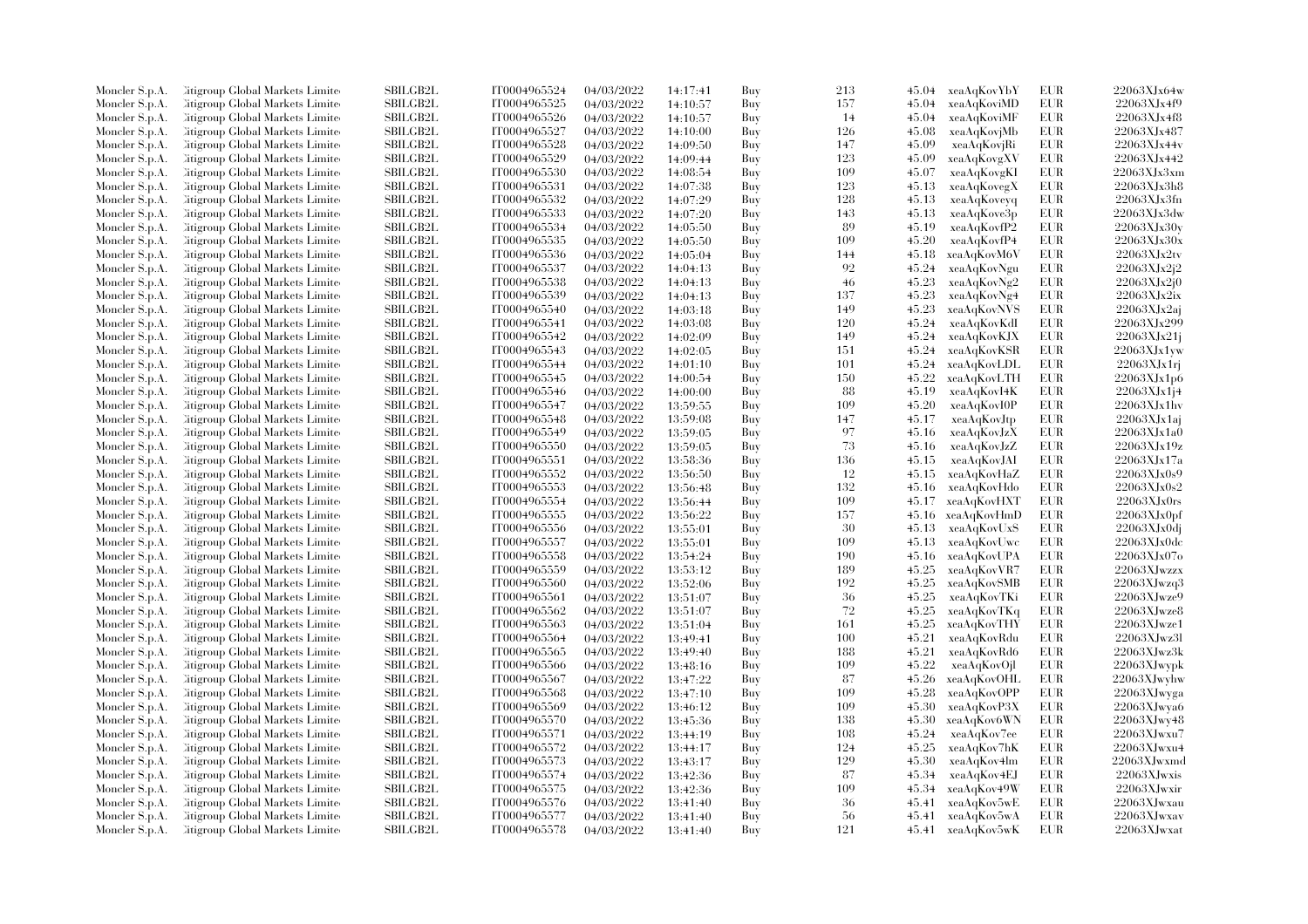| | | | | | | | | | | | |
|---|---|---|---|---|---|---|---|---|---|---|---|
| Moncler S.p.A. | Citigroup Global Markets Limited | SBILGB2L | IT0004965524 | 04/03/2022 | 14:17:41 | Buy | 213 | 45.04 | xeaAqKovYbY | EUR | 22063XJx64w |
| Moncler S.p.A. | Citigroup Global Markets Limited | SBILGB2L | IT0004965525 | 04/03/2022 | 14:10:57 | Buy | 157 | 45.04 | xeaAqKoviMD | EUR | 22063XJx4f9 |
| Moncler S.p.A. | Citigroup Global Markets Limited | SBILGB2L | IT0004965526 | 04/03/2022 | 14:10:57 | Buy | 14 | 45.04 | xeaAqKoviMF | EUR | 22063XJx4f8 |
| Moncler S.p.A. | Citigroup Global Markets Limited | SBILGB2L | IT0004965527 | 04/03/2022 | 14:10:00 | Buy | 126 | 45.08 | xeaAqKovjMb | EUR | 22063XJx487 |
| Moncler S.p.A. | Citigroup Global Markets Limited | SBILGB2L | IT0004965528 | 04/03/2022 | 14:09:50 | Buy | 147 | 45.09 | xeaAqKovjRi | EUR | 22063XJx44v |
| Moncler S.p.A. | Citigroup Global Markets Limited | SBILGB2L | IT0004965529 | 04/03/2022 | 14:09:44 | Buy | 123 | 45.09 | xeaAqKovgXV | EUR | 22063XJx442 |
| Moncler S.p.A. | Citigroup Global Markets Limited | SBILGB2L | IT0004965530 | 04/03/2022 | 14:08:54 | Buy | 109 | 45.07 | xeaAqKovgKl | EUR | 22063XJx3xm |
| Moncler S.p.A. | Citigroup Global Markets Limited | SBILGB2L | IT0004965531 | 04/03/2022 | 14:07:38 | Buy | 123 | 45.13 | xeaAqKovegX | EUR | 22063XJx3h8 |
| Moncler S.p.A. | Citigroup Global Markets Limited | SBILGB2L | IT0004965532 | 04/03/2022 | 14:07:29 | Buy | 128 | 45.13 | xeaAqKoveyq | EUR | 22063XJx3fn |
| Moncler S.p.A. | Citigroup Global Markets Limited | SBILGB2L | IT0004965533 | 04/03/2022 | 14:07:20 | Buy | 143 | 45.13 | xeaAqKove3p | EUR | 22063XJx3dw |
| Moncler S.p.A. | Citigroup Global Markets Limited | SBILGB2L | IT0004965534 | 04/03/2022 | 14:05:50 | Buy | 89 | 45.19 | xeaAqKovfP2 | EUR | 22063XJx30y |
| Moncler S.p.A. | Citigroup Global Markets Limited | SBILGB2L | IT0004965535 | 04/03/2022 | 14:05:50 | Buy | 109 | 45.20 | xeaAqKovfP4 | EUR | 22063XJx30x |
| Moncler S.p.A. | Citigroup Global Markets Limited | SBILGB2L | IT0004965536 | 04/03/2022 | 14:05:04 | Buy | 144 | 45.18 | xeaAqKovM6V | EUR | 22063XJx2tv |
| Moncler S.p.A. | Citigroup Global Markets Limited | SBILGB2L | IT0004965537 | 04/03/2022 | 14:04:13 | Buy | 92 | 45.24 | xeaAqKovNgu | EUR | 22063XJx2j2 |
| Moncler S.p.A. | Citigroup Global Markets Limited | SBILGB2L | IT0004965538 | 04/03/2022 | 14:04:13 | Buy | 46 | 45.23 | xeaAqKovNg2 | EUR | 22063XJx2j0 |
| Moncler S.p.A. | Citigroup Global Markets Limited | SBILGB2L | IT0004965539 | 04/03/2022 | 14:04:13 | Buy | 137 | 45.23 | xeaAqKovNg4 | EUR | 22063XJx2ix |
| Moncler S.p.A. | Citigroup Global Markets Limited | SBILGB2L | IT0004965540 | 04/03/2022 | 14:03:18 | Buy | 149 | 45.23 | xeaAqKovNVS | EUR | 22063XJx2aj |
| Moncler S.p.A. | Citigroup Global Markets Limited | SBILGB2L | IT0004965541 | 04/03/2022 | 14:03:08 | Buy | 120 | 45.24 | xeaAqKovKdI | EUR | 22063XJx299 |
| Moncler S.p.A. | Citigroup Global Markets Limited | SBILGB2L | IT0004965542 | 04/03/2022 | 14:02:09 | Buy | 149 | 45.24 | xeaAqKovKJX | EUR | 22063XJx21j |
| Moncler S.p.A. | Citigroup Global Markets Limited | SBILGB2L | IT0004965543 | 04/03/2022 | 14:02:05 | Buy | 151 | 45.24 | xeaAqKovKSR | EUR | 22063XJx1yw |
| Moncler S.p.A. | Citigroup Global Markets Limited | SBILGB2L | IT0004965544 | 04/03/2022 | 14:01:10 | Buy | 101 | 45.24 | xeaAqKovLDL | EUR | 22063XJx1rj |
| Moncler S.p.A. | Citigroup Global Markets Limited | SBILGB2L | IT0004965545 | 04/03/2022 | 14:00:54 | Buy | 150 | 45.22 | xeaAqKovLTH | EUR | 22063XJx1p6 |
| Moncler S.p.A. | Citigroup Global Markets Limited | SBILGB2L | IT0004965546 | 04/03/2022 | 14:00:00 | Buy | 88 | 45.19 | xeaAqKovI4K | EUR | 22063XJx1j4 |
| Moncler S.p.A. | Citigroup Global Markets Limited | SBILGB2L | IT0004965547 | 04/03/2022 | 13:59:55 | Buy | 109 | 45.20 | xeaAqKovI0P | EUR | 22063XJx1hv |
| Moncler S.p.A. | Citigroup Global Markets Limited | SBILGB2L | IT0004965548 | 04/03/2022 | 13:59:08 | Buy | 147 | 45.17 | xeaAqKovJtp | EUR | 22063XJx1aj |
| Moncler S.p.A. | Citigroup Global Markets Limited | SBILGB2L | IT0004965549 | 04/03/2022 | 13:59:05 | Buy | 97 | 45.16 | xeaAqKovJzX | EUR | 22063XJx1a0 |
| Moncler S.p.A. | Citigroup Global Markets Limited | SBILGB2L | IT0004965550 | 04/03/2022 | 13:59:05 | Buy | 73 | 45.16 | xeaAqKovJzZ | EUR | 22063XJx19z |
| Moncler S.p.A. | Citigroup Global Markets Limited | SBILGB2L | IT0004965551 | 04/03/2022 | 13:58:36 | Buy | 136 | 45.15 | xeaAqKovJAI | EUR | 22063XJx17a |
| Moncler S.p.A. | Citigroup Global Markets Limited | SBILGB2L | IT0004965552 | 04/03/2022 | 13:56:50 | Buy | 12 | 45.15 | xeaAqKovHaZ | EUR | 22063XJx0s9 |
| Moncler S.p.A. | Citigroup Global Markets Limited | SBILGB2L | IT0004965553 | 04/03/2022 | 13:56:48 | Buy | 132 | 45.16 | xeaAqKovHdo | EUR | 22063XJx0s2 |
| Moncler S.p.A. | Citigroup Global Markets Limited | SBILGB2L | IT0004965554 | 04/03/2022 | 13:56:44 | Buy | 109 | 45.17 | xeaAqKovHXT | EUR | 22063XJx0rs |
| Moncler S.p.A. | Citigroup Global Markets Limited | SBILGB2L | IT0004965555 | 04/03/2022 | 13:56:22 | Buy | 157 | 45.16 | xeaAqKovHmD | EUR | 22063XJx0pf |
| Moncler S.p.A. | Citigroup Global Markets Limited | SBILGB2L | IT0004965556 | 04/03/2022 | 13:55:01 | Buy | 30 | 45.13 | xeaAqKovUxS | EUR | 22063XJx0dj |
| Moncler S.p.A. | Citigroup Global Markets Limited | SBILGB2L | IT0004965557 | 04/03/2022 | 13:55:01 | Buy | 109 | 45.13 | xeaAqKovUwc | EUR | 22063XJx0dc |
| Moncler S.p.A. | Citigroup Global Markets Limited | SBILGB2L | IT0004965558 | 04/03/2022 | 13:54:24 | Buy | 190 | 45.16 | xeaAqKovUPA | EUR | 22063XJx07o |
| Moncler S.p.A. | Citigroup Global Markets Limited | SBILGB2L | IT0004965559 | 04/03/2022 | 13:53:12 | Buy | 189 | 45.25 | xeaAqKovVR7 | EUR | 22063XJwzzx |
| Moncler S.p.A. | Citigroup Global Markets Limited | SBILGB2L | IT0004965560 | 04/03/2022 | 13:52:06 | Buy | 192 | 45.25 | xeaAqKovSMB | EUR | 22063XJwzq3 |
| Moncler S.p.A. | Citigroup Global Markets Limited | SBILGB2L | IT0004965561 | 04/03/2022 | 13:51:07 | Buy | 36 | 45.25 | xeaAqKovTKi | EUR | 22063XJwze9 |
| Moncler S.p.A. | Citigroup Global Markets Limited | SBILGB2L | IT0004965562 | 04/03/2022 | 13:51:07 | Buy | 72 | 45.25 | xeaAqKovTKq | EUR | 22063XJwze8 |
| Moncler S.p.A. | Citigroup Global Markets Limited | SBILGB2L | IT0004965563 | 04/03/2022 | 13:51:04 | Buy | 161 | 45.25 | xeaAqKovTHY | EUR | 22063XJwze1 |
| Moncler S.p.A. | Citigroup Global Markets Limited | SBILGB2L | IT0004965564 | 04/03/2022 | 13:49:41 | Buy | 100 | 45.21 | xeaAqKovRdu | EUR | 22063XJwz3l |
| Moncler S.p.A. | Citigroup Global Markets Limited | SBILGB2L | IT0004965565 | 04/03/2022 | 13:49:40 | Buy | 188 | 45.21 | xeaAqKovRd6 | EUR | 22063XJwz3k |
| Moncler S.p.A. | Citigroup Global Markets Limited | SBILGB2L | IT0004965566 | 04/03/2022 | 13:48:16 | Buy | 109 | 45.22 | xeaAqKovOjl | EUR | 22063XJwypk |
| Moncler S.p.A. | Citigroup Global Markets Limited | SBILGB2L | IT0004965567 | 04/03/2022 | 13:47:22 | Buy | 87 | 45.26 | xeaAqKovOHL | EUR | 22063XJwyhw |
| Moncler S.p.A. | Citigroup Global Markets Limited | SBILGB2L | IT0004965568 | 04/03/2022 | 13:47:10 | Buy | 109 | 45.28 | xeaAqKovOPP | EUR | 22063XJwyga |
| Moncler S.p.A. | Citigroup Global Markets Limited | SBILGB2L | IT0004965569 | 04/03/2022 | 13:46:12 | Buy | 109 | 45.30 | xeaAqKovP3X | EUR | 22063XJwya6 |
| Moncler S.p.A. | Citigroup Global Markets Limited | SBILGB2L | IT0004965570 | 04/03/2022 | 13:45:36 | Buy | 138 | 45.30 | xeaAqKov6WN | EUR | 22063XJwy48 |
| Moncler S.p.A. | Citigroup Global Markets Limited | SBILGB2L | IT0004965571 | 04/03/2022 | 13:44:19 | Buy | 108 | 45.24 | xeaAqKov7ee | EUR | 22063XJwxu7 |
| Moncler S.p.A. | Citigroup Global Markets Limited | SBILGB2L | IT0004965572 | 04/03/2022 | 13:44:17 | Buy | 124 | 45.25 | xeaAqKov7hK | EUR | 22063XJwxu4 |
| Moncler S.p.A. | Citigroup Global Markets Limited | SBILGB2L | IT0004965573 | 04/03/2022 | 13:43:17 | Buy | 129 | 45.30 | xeaAqKov4lm | EUR | 22063XJwxmd |
| Moncler S.p.A. | Citigroup Global Markets Limited | SBILGB2L | IT0004965574 | 04/03/2022 | 13:42:36 | Buy | 87 | 45.34 | xeaAqKov4EJ | EUR | 22063XJwxis |
| Moncler S.p.A. | Citigroup Global Markets Limited | SBILGB2L | IT0004965575 | 04/03/2022 | 13:42:36 | Buy | 109 | 45.34 | xeaAqKov49W | EUR | 22063XJwxir |
| Moncler S.p.A. | Citigroup Global Markets Limited | SBILGB2L | IT0004965576 | 04/03/2022 | 13:41:40 | Buy | 36 | 45.41 | xeaAqKov5wE | EUR | 22063XJwxau |
| Moncler S.p.A. | Citigroup Global Markets Limited | SBILGB2L | IT0004965577 | 04/03/2022 | 13:41:40 | Buy | 56 | 45.41 | xeaAqKov5wA | EUR | 22063XJwxav |
| Moncler S.p.A. | Citigroup Global Markets Limited | SBILGB2L | IT0004965578 | 04/03/2022 | 13:41:40 | Buy | 121 | 45.41 | xeaAqKov5wK | EUR | 22063XJwxat |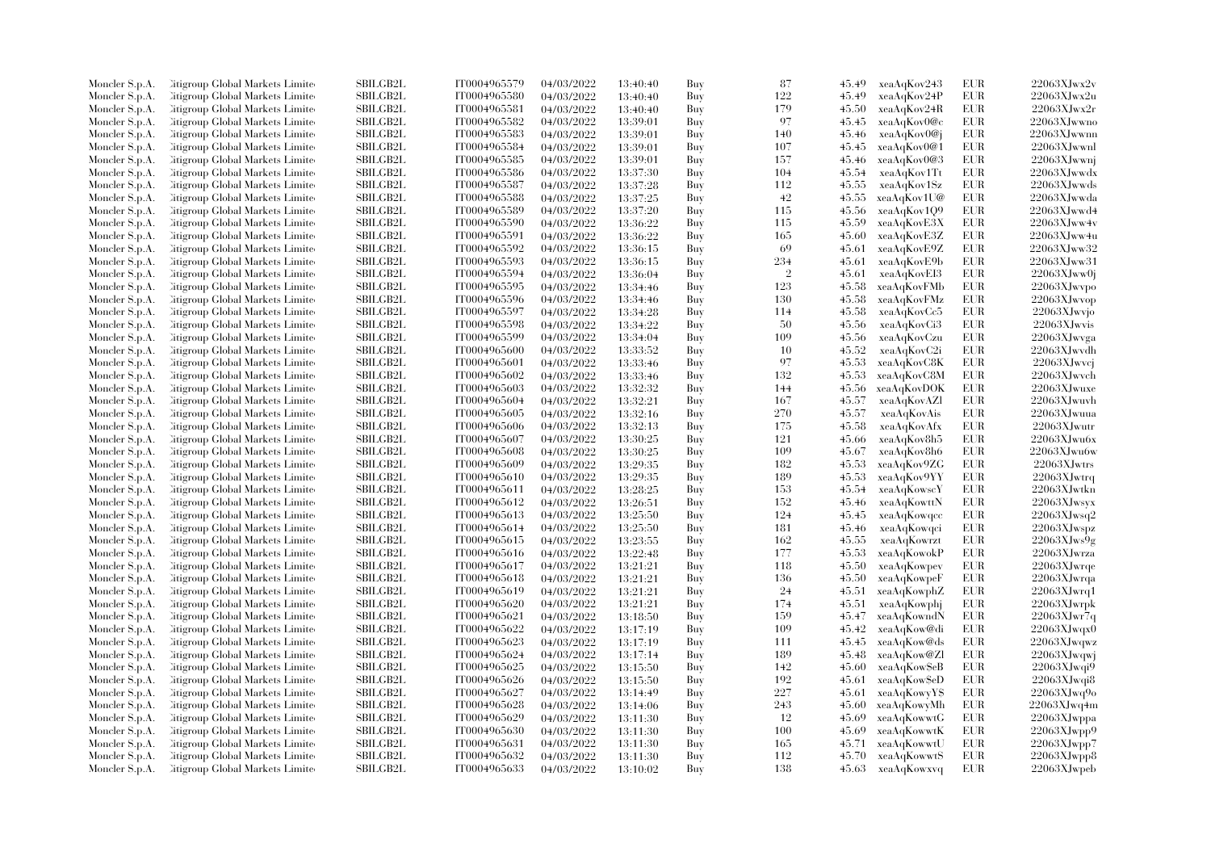| | | | | | | | | | | | |
|---|---|---|---|---|---|---|---|---|---|---|---|
| Moncler S.p.A. | Citigroup Global Markets Limited | SBILGB2L | IT0004965579 | 04/03/2022 | 13:40:40 | Buy | 87 | 45.49 | xeaAqKov243 | EUR | 22063XJwx2v |
| Moncler S.p.A. | Citigroup Global Markets Limited | SBILGB2L | IT0004965580 | 04/03/2022 | 13:40:40 | Buy | 122 | 45.49 | xeaAqKov24P | EUR | 22063XJwx2u |
| Moncler S.p.A. | Citigroup Global Markets Limited | SBILGB2L | IT0004965581 | 04/03/2022 | 13:40:40 | Buy | 179 | 45.50 | xeaAqKov24R | EUR | 22063XJwx2r |
| Moncler S.p.A. | Citigroup Global Markets Limited | SBILGB2L | IT0004965582 | 04/03/2022 | 13:39:01 | Buy | 97 | 45.45 | xeaAqKov0@c | EUR | 22063XJwwno |
| Moncler S.p.A. | Citigroup Global Markets Limited | SBILGB2L | IT0004965583 | 04/03/2022 | 13:39:01 | Buy | 140 | 45.46 | xeaAqKov0@j | EUR | 22063XJwwnn |
| Moncler S.p.A. | Citigroup Global Markets Limited | SBILGB2L | IT0004965584 | 04/03/2022 | 13:39:01 | Buy | 107 | 45.45 | xeaAqKov0@1 | EUR | 22063XJwwnl |
| Moncler S.p.A. | Citigroup Global Markets Limited | SBILGB2L | IT0004965585 | 04/03/2022 | 13:39:01 | Buy | 157 | 45.46 | xeaAqKov0@3 | EUR | 22063XJwwnj |
| Moncler S.p.A. | Citigroup Global Markets Limited | SBILGB2L | IT0004965586 | 04/03/2022 | 13:37:30 | Buy | 104 | 45.54 | xeaAqKov1Tt | EUR | 22063XJwwdx |
| Moncler S.p.A. | Citigroup Global Markets Limited | SBILGB2L | IT0004965587 | 04/03/2022 | 13:37:28 | Buy | 112 | 45.55 | xeaAqKov1Sz | EUR | 22063XJwwds |
| Moncler S.p.A. | Citigroup Global Markets Limited | SBILGB2L | IT0004965588 | 04/03/2022 | 13:37:25 | Buy | 42 | 45.55 | xeaAqKov1U@ | EUR | 22063XJwwda |
| Moncler S.p.A. | Citigroup Global Markets Limited | SBILGB2L | IT0004965589 | 04/03/2022 | 13:37:20 | Buy | 115 | 45.56 | xeaAqKov1Q9 | EUR | 22063XJwwd4 |
| Moncler S.p.A. | Citigroup Global Markets Limited | SBILGB2L | IT0004965590 | 04/03/2022 | 13:36:22 | Buy | 115 | 45.59 | xeaAqKovE3X | EUR | 22063XJww4v |
| Moncler S.p.A. | Citigroup Global Markets Limited | SBILGB2L | IT0004965591 | 04/03/2022 | 13:36:22 | Buy | 165 | 45.60 | xeaAqKovE3Z | EUR | 22063XJww4u |
| Moncler S.p.A. | Citigroup Global Markets Limited | SBILGB2L | IT0004965592 | 04/03/2022 | 13:36:15 | Buy | 69 | 45.61 | xeaAqKovE9Z | EUR | 22063XJww32 |
| Moncler S.p.A. | Citigroup Global Markets Limited | SBILGB2L | IT0004965593 | 04/03/2022 | 13:36:15 | Buy | 234 | 45.61 | xeaAqKovE9b | EUR | 22063XJww31 |
| Moncler S.p.A. | Citigroup Global Markets Limited | SBILGB2L | IT0004965594 | 04/03/2022 | 13:36:04 | Buy | 2 | 45.61 | xeaAqKovEI3 | EUR | 22063XJww0j |
| Moncler S.p.A. | Citigroup Global Markets Limited | SBILGB2L | IT0004965595 | 04/03/2022 | 13:34:46 | Buy | 123 | 45.58 | xeaAqKovFMb | EUR | 22063XJwvpo |
| Moncler S.p.A. | Citigroup Global Markets Limited | SBILGB2L | IT0004965596 | 04/03/2022 | 13:34:46 | Buy | 130 | 45.58 | xeaAqKovFMz | EUR | 22063XJwvop |
| Moncler S.p.A. | Citigroup Global Markets Limited | SBILGB2L | IT0004965597 | 04/03/2022 | 13:34:28 | Buy | 114 | 45.58 | xeaAqKovCc5 | EUR | 22063XJwvjo |
| Moncler S.p.A. | Citigroup Global Markets Limited | SBILGB2L | IT0004965598 | 04/03/2022 | 13:34:22 | Buy | 50 | 45.56 | xeaAqKovCi3 | EUR | 22063XJwvis |
| Moncler S.p.A. | Citigroup Global Markets Limited | SBILGB2L | IT0004965599 | 04/03/2022 | 13:34:04 | Buy | 109 | 45.56 | xeaAqKovCzu | EUR | 22063XJwvga |
| Moncler S.p.A. | Citigroup Global Markets Limited | SBILGB2L | IT0004965600 | 04/03/2022 | 13:33:52 | Buy | 10 | 45.52 | xeaAqKovC2i | EUR | 22063XJwvdh |
| Moncler S.p.A. | Citigroup Global Markets Limited | SBILGB2L | IT0004965601 | 04/03/2022 | 13:33:46 | Buy | 97 | 45.53 | xeaAqKovC8K | EUR | 22063XJwvcj |
| Moncler S.p.A. | Citigroup Global Markets Limited | SBILGB2L | IT0004965602 | 04/03/2022 | 13:33:46 | Buy | 132 | 45.53 | xeaAqKovC8M | EUR | 22063XJwvch |
| Moncler S.p.A. | Citigroup Global Markets Limited | SBILGB2L | IT0004965603 | 04/03/2022 | 13:32:32 | Buy | 144 | 45.56 | xeaAqKovDOK | EUR | 22063XJwuxe |
| Moncler S.p.A. | Citigroup Global Markets Limited | SBILGB2L | IT0004965604 | 04/03/2022 | 13:32:21 | Buy | 167 | 45.57 | xeaAqKovAZl | EUR | 22063XJwuvh |
| Moncler S.p.A. | Citigroup Global Markets Limited | SBILGB2L | IT0004965605 | 04/03/2022 | 13:32:16 | Buy | 270 | 45.57 | xeaAqKovAis | EUR | 22063XJwuua |
| Moncler S.p.A. | Citigroup Global Markets Limited | SBILGB2L | IT0004965606 | 04/03/2022 | 13:32:13 | Buy | 175 | 45.58 | xeaAqKovAfx | EUR | 22063XJwutr |
| Moncler S.p.A. | Citigroup Global Markets Limited | SBILGB2L | IT0004965607 | 04/03/2022 | 13:30:25 | Buy | 121 | 45.66 | xeaAqKov8h5 | EUR | 22063XJwu6x |
| Moncler S.p.A. | Citigroup Global Markets Limited | SBILGB2L | IT0004965608 | 04/03/2022 | 13:30:25 | Buy | 109 | 45.67 | xeaAqKov8h6 | EUR | 22063XJwu6w |
| Moncler S.p.A. | Citigroup Global Markets Limited | SBILGB2L | IT0004965609 | 04/03/2022 | 13:29:35 | Buy | 182 | 45.53 | xeaAqKov9ZG | EUR | 22063XJwtrs |
| Moncler S.p.A. | Citigroup Global Markets Limited | SBILGB2L | IT0004965610 | 04/03/2022 | 13:29:35 | Buy | 189 | 45.53 | xeaAqKov9YY | EUR | 22063XJwtrq |
| Moncler S.p.A. | Citigroup Global Markets Limited | SBILGB2L | IT0004965611 | 04/03/2022 | 13:28:25 | Buy | 153 | 45.54 | xeaAqKowscY | EUR | 22063XJwtkn |
| Moncler S.p.A. | Citigroup Global Markets Limited | SBILGB2L | IT0004965612 | 04/03/2022 | 13:26:51 | Buy | 152 | 45.46 | xeaAqKowttN | EUR | 22063XJwsyx |
| Moncler S.p.A. | Citigroup Global Markets Limited | SBILGB2L | IT0004965613 | 04/03/2022 | 13:25:50 | Buy | 124 | 45.45 | xeaAqKowqcc | EUR | 22063XJwsq2 |
| Moncler S.p.A. | Citigroup Global Markets Limited | SBILGB2L | IT0004965614 | 04/03/2022 | 13:25:50 | Buy | 181 | 45.46 | xeaAqKowqci | EUR | 22063XJwspz |
| Moncler S.p.A. | Citigroup Global Markets Limited | SBILGB2L | IT0004965615 | 04/03/2022 | 13:23:55 | Buy | 162 | 45.55 | xeaAqKowrzt | EUR | 22063XJws9g |
| Moncler S.p.A. | Citigroup Global Markets Limited | SBILGB2L | IT0004965616 | 04/03/2022 | 13:22:48 | Buy | 177 | 45.53 | xeaAqKowokP | EUR | 22063XJwrza |
| Moncler S.p.A. | Citigroup Global Markets Limited | SBILGB2L | IT0004965617 | 04/03/2022 | 13:21:21 | Buy | 118 | 45.50 | xeaAqKowpev | EUR | 22063XJwrqe |
| Moncler S.p.A. | Citigroup Global Markets Limited | SBILGB2L | IT0004965618 | 04/03/2022 | 13:21:21 | Buy | 136 | 45.50 | xeaAqKowpeF | EUR | 22063XJwrqa |
| Moncler S.p.A. | Citigroup Global Markets Limited | SBILGB2L | IT0004965619 | 04/03/2022 | 13:21:21 | Buy | 24 | 45.51 | xeaAqKowphZ | EUR | 22063XJwrq1 |
| Moncler S.p.A. | Citigroup Global Markets Limited | SBILGB2L | IT0004965620 | 04/03/2022 | 13:21:21 | Buy | 174 | 45.51 | xeaAqKowphj | EUR | 22063XJwrpk |
| Moncler S.p.A. | Citigroup Global Markets Limited | SBILGB2L | IT0004965621 | 04/03/2022 | 13:18:50 | Buy | 159 | 45.47 | xeaAqKowndN | EUR | 22063XJwr7q |
| Moncler S.p.A. | Citigroup Global Markets Limited | SBILGB2L | IT0004965622 | 04/03/2022 | 13:17:19 | Buy | 109 | 45.42 | xeaAqKow@di | EUR | 22063XJwqx0 |
| Moncler S.p.A. | Citigroup Global Markets Limited | SBILGB2L | IT0004965623 | 04/03/2022 | 13:17:19 | Buy | 111 | 45.45 | xeaAqKow@ds | EUR | 22063XJwqwz |
| Moncler S.p.A. | Citigroup Global Markets Limited | SBILGB2L | IT0004965624 | 04/03/2022 | 13:17:14 | Buy | 189 | 45.48 | xeaAqKow@Zl | EUR | 22063XJwqwj |
| Moncler S.p.A. | Citigroup Global Markets Limited | SBILGB2L | IT0004965625 | 04/03/2022 | 13:15:50 | Buy | 142 | 45.60 | xeaAqKow$eB | EUR | 22063XJwqi9 |
| Moncler S.p.A. | Citigroup Global Markets Limited | SBILGB2L | IT0004965626 | 04/03/2022 | 13:15:50 | Buy | 192 | 45.61 | xeaAqKow$eD | EUR | 22063XJwqi8 |
| Moncler S.p.A. | Citigroup Global Markets Limited | SBILGB2L | IT0004965627 | 04/03/2022 | 13:14:49 | Buy | 227 | 45.61 | xeaAqKowyY$ | EUR | 22063XJwq9o |
| Moncler S.p.A. | Citigroup Global Markets Limited | SBILGB2L | IT0004965628 | 04/03/2022 | 13:14:06 | Buy | 243 | 45.60 | xeaAqKowyMh | EUR | 22063XJwq4m |
| Moncler S.p.A. | Citigroup Global Markets Limited | SBILGB2L | IT0004965629 | 04/03/2022 | 13:11:30 | Buy | 12 | 45.69 | xeaAqKowwtG | EUR | 22063XJwppa |
| Moncler S.p.A. | Citigroup Global Markets Limited | SBILGB2L | IT0004965630 | 04/03/2022 | 13:11:30 | Buy | 100 | 45.69 | xeaAqKowwtK | EUR | 22063XJwpp9 |
| Moncler S.p.A. | Citigroup Global Markets Limited | SBILGB2L | IT0004965631 | 04/03/2022 | 13:11:30 | Buy | 165 | 45.71 | xeaAqKowwtU | EUR | 22063XJwpp7 |
| Moncler S.p.A. | Citigroup Global Markets Limited | SBILGB2L | IT0004965632 | 04/03/2022 | 13:11:30 | Buy | 112 | 45.70 | xeaAqKowwtS | EUR | 22063XJwpp8 |
| Moncler S.p.A. | Citigroup Global Markets Limited | SBILGB2L | IT0004965633 | 04/03/2022 | 13:10:02 | Buy | 138 | 45.63 | xeaAqKowxvq | EUR | 22063XJwpeb |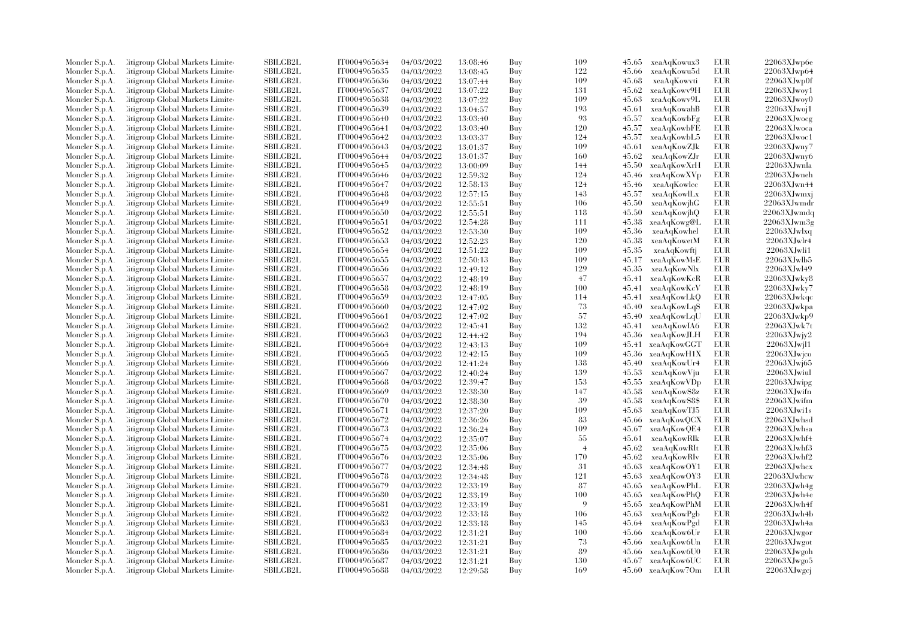| | | | | | | | | | | | |
|---|---|---|---|---|---|---|---|---|---|---|---|
| Moncler S.p.A. | Citigroup Global Markets Limited | SBILGB2L | IT0004965634 | 04/03/2022 | 13:08:46 | Buy | 109 | 45.65 | xeaAqKowux3 | EUR | 22063XJwp6e |
| Moncler S.p.A. | Citigroup Global Markets Limited | SBILGB2L | IT0004965635 | 04/03/2022 | 13:08:45 | Buy | 122 | 45.66 | xeaAqKowu5d | EUR | 22063XJwp64 |
| Moncler S.p.A. | Citigroup Global Markets Limited | SBILGB2L | IT0004965636 | 04/03/2022 | 13:07:44 | Buy | 109 | 45.68 | xeaAqKowvti | EUR | 22063XJwp0f |
| Moncler S.p.A. | Citigroup Global Markets Limited | SBILGB2L | IT0004965637 | 04/03/2022 | 13:07:22 | Buy | 131 | 45.62 | xeaAqKowv9H | EUR | 22063XJwoy1 |
| Moncler S.p.A. | Citigroup Global Markets Limited | SBILGB2L | IT0004965638 | 04/03/2022 | 13:07:22 | Buy | 109 | 45.63 | xeaAqKowv9L | EUR | 22063XJwoy0 |
| Moncler S.p.A. | Citigroup Global Markets Limited | SBILGB2L | IT0004965639 | 04/03/2022 | 13:04:57 | Buy | 193 | 45.61 | xeaAqKowahB | EUR | 22063XJwoj1 |
| Moncler S.p.A. | Citigroup Global Markets Limited | SBILGB2L | IT0004965640 | 04/03/2022 | 13:03:40 | Buy | 93 | 45.57 | xeaAqKowbFg | EUR | 22063XJwocg |
| Moncler S.p.A. | Citigroup Global Markets Limited | SBILGB2L | IT0004965641 | 04/03/2022 | 13:03:40 | Buy | 120 | 45.57 | xeaAqKowbFE | EUR | 22063XJwoca |
| Moncler S.p.A. | Citigroup Global Markets Limited | SBILGB2L | IT0004965642 | 04/03/2022 | 13:03:37 | Buy | 124 | 45.57 | xeaAqKowbL5 | EUR | 22063XJwoc1 |
| Moncler S.p.A. | Citigroup Global Markets Limited | SBILGB2L | IT0004965643 | 04/03/2022 | 13:01:37 | Buy | 109 | 45.61 | xeaAqKowZJk | EUR | 22063XJwny7 |
| Moncler S.p.A. | Citigroup Global Markets Limited | SBILGB2L | IT0004965644 | 04/03/2022 | 13:01:37 | Buy | 160 | 45.62 | xeaAqKowZJr | EUR | 22063XJwny6 |
| Moncler S.p.A. | Citigroup Global Markets Limited | SBILGB2L | IT0004965645 | 04/03/2022 | 13:00:09 | Buy | 144 | 45.50 | xeaAqKowXrH | EUR | 22063XJwnla |
| Moncler S.p.A. | Citigroup Global Markets Limited | SBILGB2L | IT0004965646 | 04/03/2022 | 12:59:32 | Buy | 124 | 45.46 | xeaAqKowXVp | EUR | 22063XJwneh |
| Moncler S.p.A. | Citigroup Global Markets Limited | SBILGB2L | IT0004965647 | 04/03/2022 | 12:58:13 | Buy | 124 | 45.46 | xeaAqKowlcc | EUR | 22063XJwn44 |
| Moncler S.p.A. | Citigroup Global Markets Limited | SBILGB2L | IT0004965648 | 04/03/2022 | 12:57:15 | Buy | 143 | 45.57 | xeaAqKowlLx | EUR | 22063XJwmxj |
| Moncler S.p.A. | Citigroup Global Markets Limited | SBILGB2L | IT0004965649 | 04/03/2022 | 12:55:51 | Buy | 106 | 45.50 | xeaAqKowjhG | EUR | 22063XJwmdr |
| Moncler S.p.A. | Citigroup Global Markets Limited | SBILGB2L | IT0004965650 | 04/03/2022 | 12:55:51 | Buy | 118 | 45.50 | xeaAqKowjhQ | EUR | 22063XJwmdq |
| Moncler S.p.A. | Citigroup Global Markets Limited | SBILGB2L | IT0004965651 | 04/03/2022 | 12:54:28 | Buy | 111 | 45.38 | xeaAqKowg@L | EUR | 22063XJwm3g |
| Moncler S.p.A. | Citigroup Global Markets Limited | SBILGB2L | IT0004965652 | 04/03/2022 | 12:53:30 | Buy | 109 | 45.36 | xeaAqKowhel | EUR | 22063XJwlxq |
| Moncler S.p.A. | Citigroup Global Markets Limited | SBILGB2L | IT0004965653 | 04/03/2022 | 12:52:23 | Buy | 120 | 45.38 | xeaAqKowetM | EUR | 22063XJwlr4 |
| Moncler S.p.A. | Citigroup Global Markets Limited | SBILGB2L | IT0004965654 | 04/03/2022 | 12:51:22 | Buy | 109 | 45.35 | xeaAqKowftj | EUR | 22063XJwli1 |
| Moncler S.p.A. | Citigroup Global Markets Limited | SBILGB2L | IT0004965655 | 04/03/2022 | 12:50:13 | Buy | 109 | 45.17 | xeaAqKowMsE | EUR | 22063XJwlb5 |
| Moncler S.p.A. | Citigroup Global Markets Limited | SBILGB2L | IT0004965656 | 04/03/2022 | 12:49:12 | Buy | 129 | 45.35 | xeaAqKowNlx | EUR | 22063XJwl49 |
| Moncler S.p.A. | Citigroup Global Markets Limited | SBILGB2L | IT0004965657 | 04/03/2022 | 12:48:19 | Buy | 47 | 45.41 | xeaAqKowKcR | EUR | 22063XJwky8 |
| Moncler S.p.A. | Citigroup Global Markets Limited | SBILGB2L | IT0004965658 | 04/03/2022 | 12:48:19 | Buy | 100 | 45.41 | xeaAqKowKcV | EUR | 22063XJwky7 |
| Moncler S.p.A. | Citigroup Global Markets Limited | SBILGB2L | IT0004965659 | 04/03/2022 | 12:47:05 | Buy | 114 | 45.41 | xeaAqKowLkQ | EUR | 22063XJwkqc |
| Moncler S.p.A. | Citigroup Global Markets Limited | SBILGB2L | IT0004965660 | 04/03/2022 | 12:47:02 | Buy | 73 | 45.40 | xeaAqKowLqS | EUR | 22063XJwkpa |
| Moncler S.p.A. | Citigroup Global Markets Limited | SBILGB2L | IT0004965661 | 04/03/2022 | 12:47:02 | Buy | 57 | 45.40 | xeaAqKowLqU | EUR | 22063XJwkp9 |
| Moncler S.p.A. | Citigroup Global Markets Limited | SBILGB2L | IT0004965662 | 04/03/2022 | 12:45:41 | Buy | 132 | 45.41 | xeaAqKowIA6 | EUR | 22063XJwk7t |
| Moncler S.p.A. | Citigroup Global Markets Limited | SBILGB2L | IT0004965663 | 04/03/2022 | 12:44:42 | Buy | 194 | 45.36 | xeaAqKowJLH | EUR | 22063XJwjy2 |
| Moncler S.p.A. | Citigroup Global Markets Limited | SBILGB2L | IT0004965664 | 04/03/2022 | 12:43:13 | Buy | 109 | 45.41 | xeaAqKowGGT | EUR | 22063XJwjl1 |
| Moncler S.p.A. | Citigroup Global Markets Limited | SBILGB2L | IT0004965665 | 04/03/2022 | 12:42:15 | Buy | 109 | 45.36 | xeaAqKowH1X | EUR | 22063XJwjco |
| Moncler S.p.A. | Citigroup Global Markets Limited | SBILGB2L | IT0004965666 | 04/03/2022 | 12:41:24 | Buy | 138 | 45.40 | xeaAqKowUr4 | EUR | 22063XJwj65 |
| Moncler S.p.A. | Citigroup Global Markets Limited | SBILGB2L | IT0004965667 | 04/03/2022 | 12:40:24 | Buy | 139 | 45.53 | xeaAqKowVju | EUR | 22063XJwiul |
| Moncler S.p.A. | Citigroup Global Markets Limited | SBILGB2L | IT0004965668 | 04/03/2022 | 12:39:47 | Buy | 153 | 45.55 | xeaAqKowVDp | EUR | 22063XJwipg |
| Moncler S.p.A. | Citigroup Global Markets Limited | SBILGB2L | IT0004965669 | 04/03/2022 | 12:38:30 | Buy | 147 | 45.58 | xeaAqKowS8z | EUR | 22063XJwifn |
| Moncler S.p.A. | Citigroup Global Markets Limited | SBILGB2L | IT0004965670 | 04/03/2022 | 12:38:30 | Buy | 39 | 45.58 | xeaAqKowS8$ | EUR | 22063XJwifm |
| Moncler S.p.A. | Citigroup Global Markets Limited | SBILGB2L | IT0004965671 | 04/03/2022 | 12:37:20 | Buy | 109 | 45.63 | xeaAqKowTJ5 | EUR | 22063XJwi1s |
| Moncler S.p.A. | Citigroup Global Markets Limited | SBILGB2L | IT0004965672 | 04/03/2022 | 12:36:26 | Buy | 83 | 45.66 | xeaAqKowQCX | EUR | 22063XJwhsd |
| Moncler S.p.A. | Citigroup Global Markets Limited | SBILGB2L | IT0004965673 | 04/03/2022 | 12:36:24 | Buy | 109 | 45.67 | xeaAqKowQE4 | EUR | 22063XJwhsa |
| Moncler S.p.A. | Citigroup Global Markets Limited | SBILGB2L | IT0004965674 | 04/03/2022 | 12:35:07 | Buy | 55 | 45.61 | xeaAqKowRlk | EUR | 22063XJwhf4 |
| Moncler S.p.A. | Citigroup Global Markets Limited | SBILGB2L | IT0004965675 | 04/03/2022 | 12:35:06 | Buy | 4 | 45.62 | xeaAqKowRlt | EUR | 22063XJwhf3 |
| Moncler S.p.A. | Citigroup Global Markets Limited | SBILGB2L | IT0004965676 | 04/03/2022 | 12:35:06 | Buy | 170 | 45.62 | xeaAqKowRlv | EUR | 22063XJwhf2 |
| Moncler S.p.A. | Citigroup Global Markets Limited | SBILGB2L | IT0004965677 | 04/03/2022 | 12:34:48 | Buy | 31 | 45.63 | xeaAqKowOY1 | EUR | 22063XJwhcx |
| Moncler S.p.A. | Citigroup Global Markets Limited | SBILGB2L | IT0004965678 | 04/03/2022 | 12:34:48 | Buy | 121 | 45.63 | xeaAqKowOY3 | EUR | 22063XJwhcw |
| Moncler S.p.A. | Citigroup Global Markets Limited | SBILGB2L | IT0004965679 | 04/03/2022 | 12:33:19 | Buy | 87 | 45.65 | xeaAqKowPhL | EUR | 22063XJwh4g |
| Moncler S.p.A. | Citigroup Global Markets Limited | SBILGB2L | IT0004965680 | 04/03/2022 | 12:33:19 | Buy | 100 | 45.65 | xeaAqKowPhQ | EUR | 22063XJwh4e |
| Moncler S.p.A. | Citigroup Global Markets Limited | SBILGB2L | IT0004965681 | 04/03/2022 | 12:33:19 | Buy | 9 | 45.65 | xeaAqKowPhM | EUR | 22063XJwh4f |
| Moncler S.p.A. | Citigroup Global Markets Limited | SBILGB2L | IT0004965682 | 04/03/2022 | 12:33:18 | Buy | 106 | 45.63 | xeaAqKowPgb | EUR | 22063XJwh4b |
| Moncler S.p.A. | Citigroup Global Markets Limited | SBILGB2L | IT0004965683 | 04/03/2022 | 12:33:18 | Buy | 145 | 45.64 | xeaAqKowPgd | EUR | 22063XJwh4a |
| Moncler S.p.A. | Citigroup Global Markets Limited | SBILGB2L | IT0004965684 | 04/03/2022 | 12:31:21 | Buy | 100 | 45.66 | xeaAqKow6Ur | EUR | 22063XJwgor |
| Moncler S.p.A. | Citigroup Global Markets Limited | SBILGB2L | IT0004965685 | 04/03/2022 | 12:31:21 | Buy | 73 | 45.66 | xeaAqKow6Un | EUR | 22063XJwgot |
| Moncler S.p.A. | Citigroup Global Markets Limited | SBILGB2L | IT0004965686 | 04/03/2022 | 12:31:21 | Buy | 89 | 45.66 | xeaAqKow6U0 | EUR | 22063XJwgoh |
| Moncler S.p.A. | Citigroup Global Markets Limited | SBILGB2L | IT0004965687 | 04/03/2022 | 12:31:21 | Buy | 130 | 45.67 | xeaAqKow6UC | EUR | 22063XJwgo5 |
| Moncler S.p.A. | Citigroup Global Markets Limited | SBILGB2L | IT0004965688 | 04/03/2022 | 12:29:58 | Buy | 169 | 45.60 | xeaAqKow7Om | EUR | 22063XJwgcj |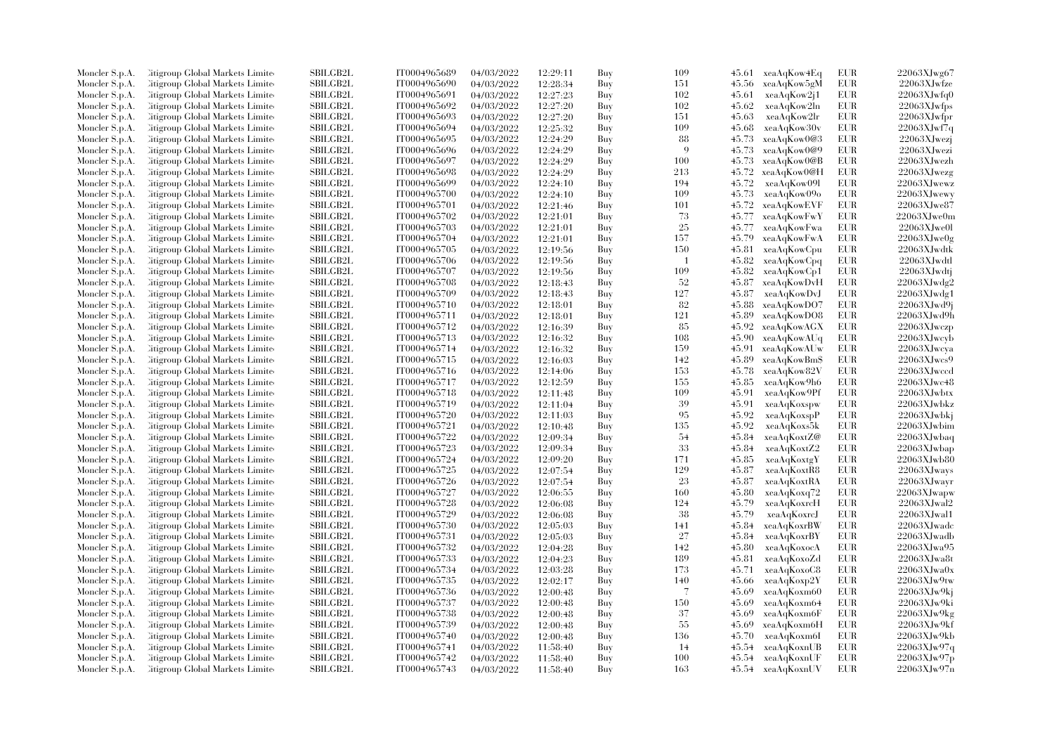| | | | | | | | | | | | |
|---|---|---|---|---|---|---|---|---|---|---|---|
| Moncler S.p.A. | Citigroup Global Markets Limited | SBILGB2L | IT0004965689 | 04/03/2022 | 12:29:11 | Buy | 109 | 45.61 | xeaAqKow4Eq | EUR | 22063XJwg67 |
| Moncler S.p.A. | Citigroup Global Markets Limited | SBILGB2L | IT0004965690 | 04/03/2022 | 12:28:34 | Buy | 151 | 45.56 | xeaAqKow5gM | EUR | 22063XJwfze |
| Moncler S.p.A. | Citigroup Global Markets Limited | SBILGB2L | IT0004965691 | 04/03/2022 | 12:27:23 | Buy | 102 | 45.61 | xeaAqKow2j1 | EUR | 22063XJwfq0 |
| Moncler S.p.A. | Citigroup Global Markets Limited | SBILGB2L | IT0004965692 | 04/03/2022 | 12:27:20 | Buy | 102 | 45.62 | xeaAqKow2ln | EUR | 22063XJwfps |
| Moncler S.p.A. | Citigroup Global Markets Limited | SBILGB2L | IT0004965693 | 04/03/2022 | 12:27:20 | Buy | 151 | 45.63 | xeaAqKow2lr | EUR | 22063XJwfpr |
| Moncler S.p.A. | Citigroup Global Markets Limited | SBILGB2L | IT0004965694 | 04/03/2022 | 12:25:32 | Buy | 109 | 45.68 | xeaAqKow30v | EUR | 22063XJwf7q |
| Moncler S.p.A. | Citigroup Global Markets Limited | SBILGB2L | IT0004965695 | 04/03/2022 | 12:24:29 | Buy | 88 | 45.73 | xeaAqKow0@3 | EUR | 22063XJwezj |
| Moncler S.p.A. | Citigroup Global Markets Limited | SBILGB2L | IT0004965696 | 04/03/2022 | 12:24:29 | Buy | 9 | 45.73 | xeaAqKow0@9 | EUR | 22063XJwezi |
| Moncler S.p.A. | Citigroup Global Markets Limited | SBILGB2L | IT0004965697 | 04/03/2022 | 12:24:29 | Buy | 100 | 45.73 | xeaAqKow0@B | EUR | 22063XJwezh |
| Moncler S.p.A. | Citigroup Global Markets Limited | SBILGB2L | IT0004965698 | 04/03/2022 | 12:24:29 | Buy | 213 | 45.72 | xeaAqKow0@H | EUR | 22063XJwezg |
| Moncler S.p.A. | Citigroup Global Markets Limited | SBILGB2L | IT0004965699 | 04/03/2022 | 12:24:10 | Buy | 194 | 45.72 | xeaAqKow09l | EUR | 22063XJwewz |
| Moncler S.p.A. | Citigroup Global Markets Limited | SBILGB2L | IT0004965700 | 04/03/2022 | 12:24:10 | Buy | 109 | 45.73 | xeaAqKow09o | EUR | 22063XJwewy |
| Moncler S.p.A. | Citigroup Global Markets Limited | SBILGB2L | IT0004965701 | 04/03/2022 | 12:21:46 | Buy | 101 | 45.72 | xeaAqKowEVF | EUR | 22063XJwe87 |
| Moncler S.p.A. | Citigroup Global Markets Limited | SBILGB2L | IT0004965702 | 04/03/2022 | 12:21:01 | Buy | 73 | 45.77 | xeaAqKowFwY | EUR | 22063XJwe0m |
| Moncler S.p.A. | Citigroup Global Markets Limited | SBILGB2L | IT0004965703 | 04/03/2022 | 12:21:01 | Buy | 25 | 45.77 | xeaAqKowFwa | EUR | 22063XJwe0l |
| Moncler S.p.A. | Citigroup Global Markets Limited | SBILGB2L | IT0004965704 | 04/03/2022 | 12:21:01 | Buy | 157 | 45.79 | xeaAqKowFwA | EUR | 22063XJwe0g |
| Moncler S.p.A. | Citigroup Global Markets Limited | SBILGB2L | IT0004965705 | 04/03/2022 | 12:19:56 | Buy | 150 | 45.81 | xeaAqKowCpu | EUR | 22063XJwdtk |
| Moncler S.p.A. | Citigroup Global Markets Limited | SBILGB2L | IT0004965706 | 04/03/2022 | 12:19:56 | Buy | 1 | 45.82 | xeaAqKowCpq | EUR | 22063XJwdtl |
| Moncler S.p.A. | Citigroup Global Markets Limited | SBILGB2L | IT0004965707 | 04/03/2022 | 12:19:56 | Buy | 109 | 45.82 | xeaAqKowCp1 | EUR | 22063XJwdtj |
| Moncler S.p.A. | Citigroup Global Markets Limited | SBILGB2L | IT0004965708 | 04/03/2022 | 12:18:43 | Buy | 52 | 45.87 | xeaAqKowDvH | EUR | 22063XJwdg2 |
| Moncler S.p.A. | Citigroup Global Markets Limited | SBILGB2L | IT0004965709 | 04/03/2022 | 12:18:43 | Buy | 127 | 45.87 | xeaAqKowDvJ | EUR | 22063XJwdg1 |
| Moncler S.p.A. | Citigroup Global Markets Limited | SBILGB2L | IT0004965710 | 04/03/2022 | 12:18:01 | Buy | 82 | 45.88 | xeaAqKowDO7 | EUR | 22063XJwd9j |
| Moncler S.p.A. | Citigroup Global Markets Limited | SBILGB2L | IT0004965711 | 04/03/2022 | 12:18:01 | Buy | 121 | 45.89 | xeaAqKowDO8 | EUR | 22063XJwd9h |
| Moncler S.p.A. | Citigroup Global Markets Limited | SBILGB2L | IT0004965712 | 04/03/2022 | 12:16:39 | Buy | 85 | 45.92 | xeaAqKowAGX | EUR | 22063XJwczp |
| Moncler S.p.A. | Citigroup Global Markets Limited | SBILGB2L | IT0004965713 | 04/03/2022 | 12:16:32 | Buy | 108 | 45.90 | xeaAqKowAUq | EUR | 22063XJwcyb |
| Moncler S.p.A. | Citigroup Global Markets Limited | SBILGB2L | IT0004965714 | 04/03/2022 | 12:16:32 | Buy | 159 | 45.91 | xeaAqKowAUw | EUR | 22063XJwcya |
| Moncler S.p.A. | Citigroup Global Markets Limited | SBILGB2L | IT0004965715 | 04/03/2022 | 12:16:03 | Buy | 142 | 45.89 | xeaAqKowBm$ | EUR | 22063XJwcs9 |
| Moncler S.p.A. | Citigroup Global Markets Limited | SBILGB2L | IT0004965716 | 04/03/2022 | 12:14:06 | Buy | 153 | 45.78 | xeaAqKow82V | EUR | 22063XJwccd |
| Moncler S.p.A. | Citigroup Global Markets Limited | SBILGB2L | IT0004965717 | 04/03/2022 | 12:12:59 | Buy | 155 | 45.85 | xeaAqKow9h6 | EUR | 22063XJwc48 |
| Moncler S.p.A. | Citigroup Global Markets Limited | SBILGB2L | IT0004965718 | 04/03/2022 | 12:11:48 | Buy | 109 | 45.91 | xeaAqKow9Pf | EUR | 22063XJwbtx |
| Moncler S.p.A. | Citigroup Global Markets Limited | SBILGB2L | IT0004965719 | 04/03/2022 | 12:11:04 | Buy | 39 | 45.91 | xeaAqKoxspw | EUR | 22063XJwbkz |
| Moncler S.p.A. | Citigroup Global Markets Limited | SBILGB2L | IT0004965720 | 04/03/2022 | 12:11:03 | Buy | 95 | 45.92 | xeaAqKoxspP | EUR | 22063XJwbkj |
| Moncler S.p.A. | Citigroup Global Markets Limited | SBILGB2L | IT0004965721 | 04/03/2022 | 12:10:48 | Buy | 135 | 45.92 | xeaAqKoxs5k | EUR | 22063XJwbim |
| Moncler S.p.A. | Citigroup Global Markets Limited | SBILGB2L | IT0004965722 | 04/03/2022 | 12:09:34 | Buy | 54 | 45.84 | xeaAqKoxtZ@ | EUR | 22063XJwbaq |
| Moncler S.p.A. | Citigroup Global Markets Limited | SBILGB2L | IT0004965723 | 04/03/2022 | 12:09:34 | Buy | 33 | 45.84 | xeaAqKoxtZ2 | EUR | 22063XJwbap |
| Moncler S.p.A. | Citigroup Global Markets Limited | SBILGB2L | IT0004965724 | 04/03/2022 | 12:09:20 | Buy | 171 | 45.85 | xeaAqKoxtgY | EUR | 22063XJwb80 |
| Moncler S.p.A. | Citigroup Global Markets Limited | SBILGB2L | IT0004965725 | 04/03/2022 | 12:07:54 | Buy | 129 | 45.87 | xeaAqKoxtR8 | EUR | 22063XJways |
| Moncler S.p.A. | Citigroup Global Markets Limited | SBILGB2L | IT0004965726 | 04/03/2022 | 12:07:54 | Buy | 23 | 45.87 | xeaAqKoxtRA | EUR | 22063XJwayr |
| Moncler S.p.A. | Citigroup Global Markets Limited | SBILGB2L | IT0004965727 | 04/03/2022 | 12:06:55 | Buy | 160 | 45.80 | xeaAqKoxq72 | EUR | 22063XJwapw |
| Moncler S.p.A. | Citigroup Global Markets Limited | SBILGB2L | IT0004965728 | 04/03/2022 | 12:06:08 | Buy | 124 | 45.79 | xeaAqKoxrcH | EUR | 22063XJwal2 |
| Moncler S.p.A. | Citigroup Global Markets Limited | SBILGB2L | IT0004965729 | 04/03/2022 | 12:06:08 | Buy | 38 | 45.79 | xeaAqKoxrcJ | EUR | 22063XJwal1 |
| Moncler S.p.A. | Citigroup Global Markets Limited | SBILGB2L | IT0004965730 | 04/03/2022 | 12:05:03 | Buy | 141 | 45.84 | xeaAqKoxrBW | EUR | 22063XJwadc |
| Moncler S.p.A. | Citigroup Global Markets Limited | SBILGB2L | IT0004965731 | 04/03/2022 | 12:05:03 | Buy | 27 | 45.84 | xeaAqKoxrBY | EUR | 22063XJwadb |
| Moncler S.p.A. | Citigroup Global Markets Limited | SBILGB2L | IT0004965732 | 04/03/2022 | 12:04:28 | Buy | 142 | 45.80 | xeaAqKoxocA | EUR | 22063XJwa95 |
| Moncler S.p.A. | Citigroup Global Markets Limited | SBILGB2L | IT0004965733 | 04/03/2022 | 12:04:23 | Buy | 189 | 45.81 | xeaAqKoxoZd | EUR | 22063XJwa8t |
| Moncler S.p.A. | Citigroup Global Markets Limited | SBILGB2L | IT0004965734 | 04/03/2022 | 12:03:28 | Buy | 173 | 45.71 | xeaAqKoxoC8 | EUR | 22063XJwa0x |
| Moncler S.p.A. | Citigroup Global Markets Limited | SBILGB2L | IT0004965735 | 04/03/2022 | 12:02:17 | Buy | 140 | 45.66 | xeaAqKoxp2Y | EUR | 22063XJw9tw |
| Moncler S.p.A. | Citigroup Global Markets Limited | SBILGB2L | IT0004965736 | 04/03/2022 | 12:00:48 | Buy | 7 | 45.69 | xeaAqKoxm60 | EUR | 22063XJw9kj |
| Moncler S.p.A. | Citigroup Global Markets Limited | SBILGB2L | IT0004965737 | 04/03/2022 | 12:00:48 | Buy | 150 | 45.69 | xeaAqKoxm64 | EUR | 22063XJw9ki |
| Moncler S.p.A. | Citigroup Global Markets Limited | SBILGB2L | IT0004965738 | 04/03/2022 | 12:00:48 | Buy | 37 | 45.69 | xeaAqKoxm6F | EUR | 22063XJw9kg |
| Moncler S.p.A. | Citigroup Global Markets Limited | SBILGB2L | IT0004965739 | 04/03/2022 | 12:00:48 | Buy | 55 | 45.69 | xeaAqKoxm6H | EUR | 22063XJw9kf |
| Moncler S.p.A. | Citigroup Global Markets Limited | SBILGB2L | IT0004965740 | 04/03/2022 | 12:00:48 | Buy | 136 | 45.70 | xeaAqKoxm6I | EUR | 22063XJw9kb |
| Moncler S.p.A. | Citigroup Global Markets Limited | SBILGB2L | IT0004965741 | 04/03/2022 | 11:58:40 | Buy | 14 | 45.54 | xeaAqKoxnUB | EUR | 22063XJw97q |
| Moncler S.p.A. | Citigroup Global Markets Limited | SBILGB2L | IT0004965742 | 04/03/2022 | 11:58:40 | Buy | 100 | 45.54 | xeaAqKoxnUF | EUR | 22063XJw97p |
| Moncler S.p.A. | Citigroup Global Markets Limited | SBILGB2L | IT0004965743 | 04/03/2022 | 11:58:40 | Buy | 163 | 45.54 | xeaAqKoxnUV | EUR | 22063XJw97n |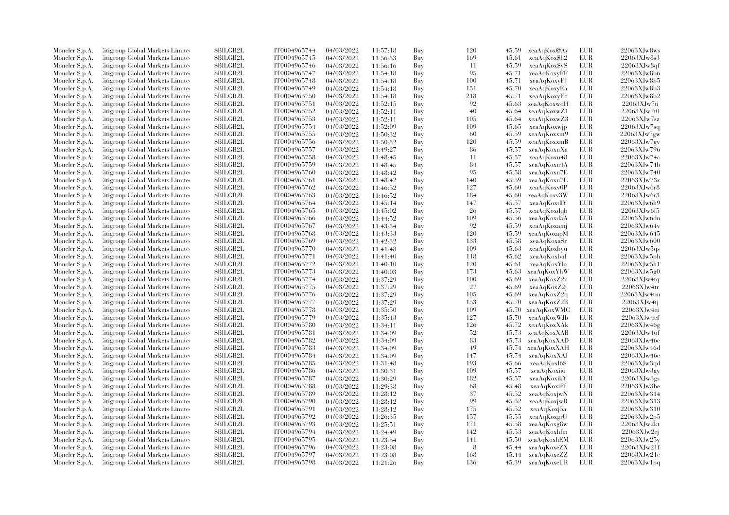| | | | | | | | | | | | |
|---|---|---|---|---|---|---|---|---|---|---|---|
| Moncler S.p.A. | Citigroup Global Markets Limited | SBILGB2L | IT0004965744 | 04/03/2022 | 11:57:18 | Buy | 120 | 45.59 | xeaAqKox@Ay | EUR | 22063XJw8ws |
| Moncler S.p.A. | Citigroup Global Markets Limited | SBILGB2L | IT0004965745 | 04/03/2022 | 11:56:33 | Buy | 169 | 45.61 | xeaAqKox$h2 | EUR | 22063XJw8s3 |
| Moncler S.p.A. | Citigroup Global Markets Limited | SBILGB2L | IT0004965746 | 04/03/2022 | 11:56:16 | Buy | 11 | 45.59 | xeaAqKox$yS | EUR | 22063XJw8qf |
| Moncler S.p.A. | Citigroup Global Markets Limited | SBILGB2L | IT0004965747 | 04/03/2022 | 11:54:18 | Buy | 95 | 45.71 | xeaAqKoxyFF | EUR | 22063XJw8b6 |
| Moncler S.p.A. | Citigroup Global Markets Limited | SBILGB2L | IT0004965748 | 04/03/2022 | 11:54:18 | Buy | 100 | 45.71 | xeaAqKoxyFJ | EUR | 22063XJw8b5 |
| Moncler S.p.A. | Citigroup Global Markets Limited | SBILGB2L | IT0004965749 | 04/03/2022 | 11:54:18 | Buy | 151 | 45.70 | xeaAqKoxyEa | EUR | 22063XJw8b3 |
| Moncler S.p.A. | Citigroup Global Markets Limited | SBILGB2L | IT0004965750 | 04/03/2022 | 11:54:18 | Buy | 218 | 45.71 | xeaAqKoxyEc | EUR | 22063XJw8b2 |
| Moncler S.p.A. | Citigroup Global Markets Limited | SBILGB2L | IT0004965751 | 04/03/2022 | 11:52:15 | Buy | 92 | 45.63 | xeaAqKoxwdH | EUR | 22063XJw7ti |
| Moncler S.p.A. | Citigroup Global Markets Limited | SBILGB2L | IT0004965752 | 04/03/2022 | 11:52:11 | Buy | 40 | 45.64 | xeaAqKoxwZ1 | EUR | 22063XJw7t0 |
| Moncler S.p.A. | Citigroup Global Markets Limited | SBILGB2L | IT0004965753 | 04/03/2022 | 11:52:11 | Buy | 105 | 45.64 | xeaAqKoxwZ3 | EUR | 22063XJw7sz |
| Moncler S.p.A. | Citigroup Global Markets Limited | SBILGB2L | IT0004965754 | 04/03/2022 | 11:52:09 | Buy | 109 | 45.65 | xeaAqKoxwjp | EUR | 22063XJw7sq |
| Moncler S.p.A. | Citigroup Global Markets Limited | SBILGB2L | IT0004965755 | 04/03/2022 | 11:50:32 | Buy | 60 | 45.59 | xeaAqKoxxm9 | EUR | 22063XJw7gw |
| Moncler S.p.A. | Citigroup Global Markets Limited | SBILGB2L | IT0004965756 | 04/03/2022 | 11:50:32 | Buy | 120 | 45.59 | xeaAqKoxxmB | EUR | 22063XJw7gv |
| Moncler S.p.A. | Citigroup Global Markets Limited | SBILGB2L | IT0004965757 | 04/03/2022 | 11:49:27 | Buy | 86 | 45.57 | xeaAqKoxuXa | EUR | 22063XJw796 |
| Moncler S.p.A. | Citigroup Global Markets Limited | SBILGB2L | IT0004965758 | 04/03/2022 | 11:48:45 | Buy | 11 | 45.57 | xeaAqKoxu48 | EUR | 22063XJw74c |
| Moncler S.p.A. | Citigroup Global Markets Limited | SBILGB2L | IT0004965759 | 04/03/2022 | 11:48:45 | Buy | 84 | 45.57 | xeaAqKoxu4A | EUR | 22063XJw74b |
| Moncler S.p.A. | Citigroup Global Markets Limited | SBILGB2L | IT0004965760 | 04/03/2022 | 11:48:42 | Buy | 95 | 45.58 | xeaAqKoxu7E | EUR | 22063XJw740 |
| Moncler S.p.A. | Citigroup Global Markets Limited | SBILGB2L | IT0004965761 | 04/03/2022 | 11:48:42 | Buy | 140 | 45.59 | xeaAqKoxu7L | EUR | 22063XJw73z |
| Moncler S.p.A. | Citigroup Global Markets Limited | SBILGB2L | IT0004965762 | 04/03/2022 | 11:46:52 | Buy | 127 | 45.60 | xeaAqKoxv0P | EUR | 22063XJw6r8 |
| Moncler S.p.A. | Citigroup Global Markets Limited | SBILGB2L | IT0004965763 | 04/03/2022 | 11:46:52 | Buy | 184 | 45.60 | xeaAqKoxv3W | EUR | 22063XJw6r3 |
| Moncler S.p.A. | Citigroup Global Markets Limited | SBILGB2L | IT0004965764 | 04/03/2022 | 11:45:14 | Buy | 147 | 45.57 | xeaAqKoxdlY | EUR | 22063XJw6h9 |
| Moncler S.p.A. | Citigroup Global Markets Limited | SBILGB2L | IT0004965765 | 04/03/2022 | 11:45:02 | Buy | 26 | 45.57 | xeaAqKoxdqb | EUR | 22063XJw6f5 |
| Moncler S.p.A. | Citigroup Global Markets Limited | SBILGB2L | IT0004965766 | 04/03/2022 | 11:44:52 | Buy | 109 | 45.56 | xeaAqKoxd5A | EUR | 22063XJw6dn |
| Moncler S.p.A. | Citigroup Global Markets Limited | SBILGB2L | IT0004965767 | 04/03/2022 | 11:43:34 | Buy | 92 | 45.59 | xeaAqKoxamj | EUR | 22063XJw64v |
| Moncler S.p.A. | Citigroup Global Markets Limited | SBILGB2L | IT0004965768 | 04/03/2022 | 11:43:33 | Buy | 120 | 45.59 | xeaAqKoxapM | EUR | 22063XJw645 |
| Moncler S.p.A. | Citigroup Global Markets Limited | SBILGB2L | IT0004965769 | 04/03/2022 | 11:42:32 | Buy | 133 | 45.58 | xeaAqKoxaSr | EUR | 22063XJw600 |
| Moncler S.p.A. | Citigroup Global Markets Limited | SBILGB2L | IT0004965770 | 04/03/2022 | 11:41:48 | Buy | 109 | 45.63 | xeaAqKoxbyu | EUR | 22063XJw5qs |
| Moncler S.p.A. | Citigroup Global Markets Limited | SBILGB2L | IT0004965771 | 04/03/2022 | 11:41:40 | Buy | 118 | 45.62 | xeaAqKoxbuI | EUR | 22063XJw5ph |
| Moncler S.p.A. | Citigroup Global Markets Limited | SBILGB2L | IT0004965772 | 04/03/2022 | 11:40:10 | Buy | 120 | 45.61 | xeaAqKoxYlo | EUR | 22063XJw5h1 |
| Moncler S.p.A. | Citigroup Global Markets Limited | SBILGB2L | IT0004965773 | 04/03/2022 | 11:40:03 | Buy | 173 | 45.63 | xeaAqKoxYhW | EUR | 22063XJw5g0 |
| Moncler S.p.A. | Citigroup Global Markets Limited | SBILGB2L | IT0004965774 | 04/03/2022 | 11:37:29 | Buy | 100 | 45.69 | xeaAqKoxZ2n | EUR | 22063XJw4tq |
| Moncler S.p.A. | Citigroup Global Markets Limited | SBILGB2L | IT0004965775 | 04/03/2022 | 11:37:29 | Buy | 27 | 45.69 | xeaAqKoxZ2j | EUR | 22063XJw4tr |
| Moncler S.p.A. | Citigroup Global Markets Limited | SBILGB2L | IT0004965776 | 04/03/2022 | 11:37:29 | Buy | 105 | 45.69 | xeaAqKoxZ2q | EUR | 22063XJw4tm |
| Moncler S.p.A. | Citigroup Global Markets Limited | SBILGB2L | IT0004965777 | 04/03/2022 | 11:37:29 | Buy | 153 | 45.70 | xeaAqKoxZ2B | EUR | 22063XJw4tj |
| Moncler S.p.A. | Citigroup Global Markets Limited | SBILGB2L | IT0004965778 | 04/03/2022 | 11:35:50 | Buy | 109 | 45.70 | xeaAqKoxWMC | EUR | 22063XJw4ei |
| Moncler S.p.A. | Citigroup Global Markets Limited | SBILGB2L | IT0004965779 | 04/03/2022 | 11:35:43 | Buy | 127 | 45.70 | xeaAqKoxWJb | EUR | 22063XJw4ef |
| Moncler S.p.A. | Citigroup Global Markets Limited | SBILGB2L | IT0004965780 | 04/03/2022 | 11:34:11 | Buy | 126 | 45.72 | xeaAqKoxXAk | EUR | 22063XJw46g |
| Moncler S.p.A. | Citigroup Global Markets Limited | SBILGB2L | IT0004965781 | 04/03/2022 | 11:34:09 | Buy | 52 | 45.73 | xeaAqKoxXAB | EUR | 22063XJw46f |
| Moncler S.p.A. | Citigroup Global Markets Limited | SBILGB2L | IT0004965782 | 04/03/2022 | 11:34:09 | Buy | 83 | 45.73 | xeaAqKoxXAD | EUR | 22063XJw46e |
| Moncler S.p.A. | Citigroup Global Markets Limited | SBILGB2L | IT0004965783 | 04/03/2022 | 11:34:09 | Buy | 49 | 45.74 | xeaAqKoxXAH | EUR | 22063XJw46d |
| Moncler S.p.A. | Citigroup Global Markets Limited | SBILGB2L | IT0004965784 | 04/03/2022 | 11:34:09 | Buy | 147 | 45.74 | xeaAqKoxXAJ | EUR | 22063XJw46c |
| Moncler S.p.A. | Citigroup Global Markets Limited | SBILGB2L | IT0004965785 | 04/03/2022 | 11:31:48 | Buy | 193 | 45.66 | xeaAqKoxl6S | EUR | 22063XJw3qd |
| Moncler S.p.A. | Citigroup Global Markets Limited | SBILGB2L | IT0004965786 | 04/03/2022 | 11:30:31 | Buy | 109 | 45.57 | xeaAqKoxii6 | EUR | 22063XJw3gy |
| Moncler S.p.A. | Citigroup Global Markets Limited | SBILGB2L | IT0004965787 | 04/03/2022 | 11:30:29 | Buy | 182 | 45.57 | xeaAqKoxikY | EUR | 22063XJw3gs |
| Moncler S.p.A. | Citigroup Global Markets Limited | SBILGB2L | IT0004965788 | 04/03/2022 | 11:29:38 | Buy | 68 | 45.48 | xeaAqKoxiFf | EUR | 22063XJw3be |
| Moncler S.p.A. | Citigroup Global Markets Limited | SBILGB2L | IT0004965789 | 04/03/2022 | 11:28:12 | Buy | 37 | 45.52 | xeaAqKoxjwN | EUR | 22063XJw314 |
| Moncler S.p.A. | Citigroup Global Markets Limited | SBILGB2L | IT0004965790 | 04/03/2022 | 11:28:12 | Buy | 99 | 45.52 | xeaAqKoxjwR | EUR | 22063XJw313 |
| Moncler S.p.A. | Citigroup Global Markets Limited | SBILGB2L | IT0004965791 | 04/03/2022 | 11:28:12 | Buy | 175 | 45.52 | xeaAqKoxj5a | EUR | 22063XJw310 |
| Moncler S.p.A. | Citigroup Global Markets Limited | SBILGB2L | IT0004965792 | 04/03/2022 | 11:26:35 | Buy | 157 | 45.55 | xeaAqKoxgrU | EUR | 22063XJw2p5 |
| Moncler S.p.A. | Citigroup Global Markets Limited | SBILGB2L | IT0004965793 | 04/03/2022 | 11:25:51 | Buy | 171 | 45.58 | xeaAqKoxg8w | EUR | 22063XJw2kt |
| Moncler S.p.A. | Citigroup Global Markets Limited | SBILGB2L | IT0004965794 | 04/03/2022 | 11:24:49 | Buy | 142 | 45.53 | xeaAqKoxhfm | EUR | 22063XJw2cj |
| Moncler S.p.A. | Citigroup Global Markets Limited | SBILGB2L | IT0004965795 | 04/03/2022 | 11:23:54 | Buy | 141 | 45.50 | xeaAqKoxhEM | EUR | 22063XJw25y |
| Moncler S.p.A. | Citigroup Global Markets Limited | SBILGB2L | IT0004965796 | 04/03/2022 | 11:23:08 | Buy | 8 | 45.44 | xeaAqKoxeZX | EUR | 22063XJw21f |
| Moncler S.p.A. | Citigroup Global Markets Limited | SBILGB2L | IT0004965797 | 04/03/2022 | 11:23:08 | Buy | 168 | 45.44 | xeaAqKoxeZZ | EUR | 22063XJw21e |
| Moncler S.p.A. | Citigroup Global Markets Limited | SBILGB2L | IT0004965798 | 04/03/2022 | 11:21:26 | Buy | 136 | 45.39 | xeaAqKoxeUR | EUR | 22063XJw1pq |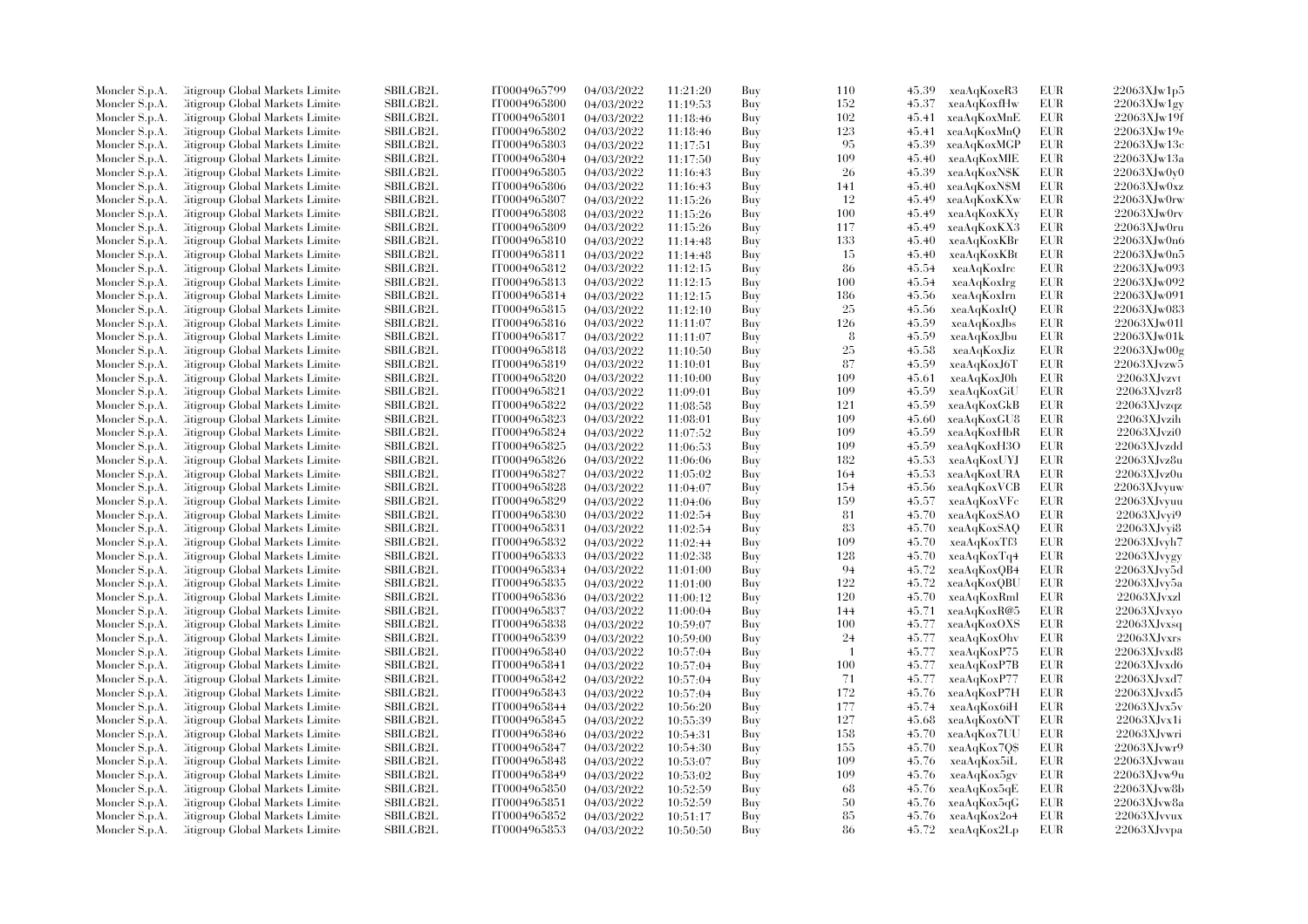| | | | | | | | | | | | |
|---|---|---|---|---|---|---|---|---|---|---|---|
| Moncler S.p.A. | Citigroup Global Markets Limited | SBILGB2L | IT0004965799 | 04/03/2022 | 11:21:20 | Buy | 110 | 45.39 | xeaAqKoxeR3 | EUR | 22063XJw1p5 |
| Moncler S.p.A. | Citigroup Global Markets Limited | SBILGB2L | IT0004965800 | 04/03/2022 | 11:19:53 | Buy | 152 | 45.37 | xeaAqKoxfHw | EUR | 22063XJw1gy |
| Moncler S.p.A. | Citigroup Global Markets Limited | SBILGB2L | IT0004965801 | 04/03/2022 | 11:18:46 | Buy | 102 | 45.41 | xeaAqKoxMnE | EUR | 22063XJw19f |
| Moncler S.p.A. | Citigroup Global Markets Limited | SBILGB2L | IT0004965802 | 04/03/2022 | 11:18:46 | Buy | 123 | 45.41 | xeaAqKoxMnQ | EUR | 22063XJw19e |
| Moncler S.p.A. | Citigroup Global Markets Limited | SBILGB2L | IT0004965803 | 04/03/2022 | 11:17:51 | Buy | 95 | 45.39 | xeaAqKoxMGP | EUR | 22063XJw13c |
| Moncler S.p.A. | Citigroup Global Markets Limited | SBILGB2L | IT0004965804 | 04/03/2022 | 11:17:50 | Buy | 109 | 45.40 | xeaAqKoxMlE | EUR | 22063XJw13a |
| Moncler S.p.A. | Citigroup Global Markets Limited | SBILGB2L | IT0004965805 | 04/03/2022 | 11:16:43 | Buy | 26 | 45.39 | xeaAqKoxN$K | EUR | 22063XJw0y0 |
| Moncler S.p.A. | Citigroup Global Markets Limited | SBILGB2L | IT0004965806 | 04/03/2022 | 11:16:43 | Buy | 141 | 45.40 | xeaAqKoxN$M | EUR | 22063XJw0xz |
| Moncler S.p.A. | Citigroup Global Markets Limited | SBILGB2L | IT0004965807 | 04/03/2022 | 11:15:26 | Buy | 12 | 45.49 | xeaAqKoxKXw | EUR | 22063XJw0rw |
| Moncler S.p.A. | Citigroup Global Markets Limited | SBILGB2L | IT0004965808 | 04/03/2022 | 11:15:26 | Buy | 100 | 45.49 | xeaAqKoxKXy | EUR | 22063XJw0rv |
| Moncler S.p.A. | Citigroup Global Markets Limited | SBILGB2L | IT0004965809 | 04/03/2022 | 11:15:26 | Buy | 117 | 45.49 | xeaAqKoxKX3 | EUR | 22063XJw0ru |
| Moncler S.p.A. | Citigroup Global Markets Limited | SBILGB2L | IT0004965810 | 04/03/2022 | 11:14:48 | Buy | 133 | 45.40 | xeaAqKoxKBr | EUR | 22063XJw0n6 |
| Moncler S.p.A. | Citigroup Global Markets Limited | SBILGB2L | IT0004965811 | 04/03/2022 | 11:14:48 | Buy | 15 | 45.40 | xeaAqKoxKBt | EUR | 22063XJw0n5 |
| Moncler S.p.A. | Citigroup Global Markets Limited | SBILGB2L | IT0004965812 | 04/03/2022 | 11:12:15 | Buy | 86 | 45.54 | xeaAqKoxIrc | EUR | 22063XJw093 |
| Moncler S.p.A. | Citigroup Global Markets Limited | SBILGB2L | IT0004965813 | 04/03/2022 | 11:12:15 | Buy | 100 | 45.54 | xeaAqKoxIrg | EUR | 22063XJw092 |
| Moncler S.p.A. | Citigroup Global Markets Limited | SBILGB2L | IT0004965814 | 04/03/2022 | 11:12:15 | Buy | 186 | 45.56 | xeaAqKoxIrn | EUR | 22063XJw091 |
| Moncler S.p.A. | Citigroup Global Markets Limited | SBILGB2L | IT0004965815 | 04/03/2022 | 11:12:10 | Buy | 25 | 45.56 | xeaAqKoxItQ | EUR | 22063XJw083 |
| Moncler S.p.A. | Citigroup Global Markets Limited | SBILGB2L | IT0004965816 | 04/03/2022 | 11:11:07 | Buy | 126 | 45.59 | xeaAqKoxJbs | EUR | 22063XJw01l |
| Moncler S.p.A. | Citigroup Global Markets Limited | SBILGB2L | IT0004965817 | 04/03/2022 | 11:11:07 | Buy | 8 | 45.59 | xeaAqKoxJbu | EUR | 22063XJw01k |
| Moncler S.p.A. | Citigroup Global Markets Limited | SBILGB2L | IT0004965818 | 04/03/2022 | 11:10:50 | Buy | 25 | 45.58 | xeaAqKoxJiz | EUR | 22063XJw00g |
| Moncler S.p.A. | Citigroup Global Markets Limited | SBILGB2L | IT0004965819 | 04/03/2022 | 11:10:01 | Buy | 87 | 45.59 | xeaAqKoxJ6T | EUR | 22063XJvzw5 |
| Moncler S.p.A. | Citigroup Global Markets Limited | SBILGB2L | IT0004965820 | 04/03/2022 | 11:10:00 | Buy | 109 | 45.61 | xeaAqKoxJ0h | EUR | 22063XJvzvt |
| Moncler S.p.A. | Citigroup Global Markets Limited | SBILGB2L | IT0004965821 | 04/03/2022 | 11:09:01 | Buy | 109 | 45.59 | xeaAqKoxGiU | EUR | 22063XJvzr8 |
| Moncler S.p.A. | Citigroup Global Markets Limited | SBILGB2L | IT0004965822 | 04/03/2022 | 11:08:58 | Buy | 121 | 45.59 | xeaAqKoxGkB | EUR | 22063XJvzqz |
| Moncler S.p.A. | Citigroup Global Markets Limited | SBILGB2L | IT0004965823 | 04/03/2022 | 11:08:01 | Buy | 109 | 45.60 | xeaAqKoxGU8 | EUR | 22063XJvzih |
| Moncler S.p.A. | Citigroup Global Markets Limited | SBILGB2L | IT0004965824 | 04/03/2022 | 11:07:52 | Buy | 109 | 45.59 | xeaAqKoxHbR | EUR | 22063XJvzi0 |
| Moncler S.p.A. | Citigroup Global Markets Limited | SBILGB2L | IT0004965825 | 04/03/2022 | 11:06:53 | Buy | 109 | 45.59 | xeaAqKoxH3O | EUR | 22063XJvzdd |
| Moncler S.p.A. | Citigroup Global Markets Limited | SBILGB2L | IT0004965826 | 04/03/2022 | 11:06:06 | Buy | 182 | 45.53 | xeaAqKoxUYJ | EUR | 22063XJvz8u |
| Moncler S.p.A. | Citigroup Global Markets Limited | SBILGB2L | IT0004965827 | 04/03/2022 | 11:05:02 | Buy | 164 | 45.53 | xeaAqKoxURA | EUR | 22063XJvz0u |
| Moncler S.p.A. | Citigroup Global Markets Limited | SBILGB2L | IT0004965828 | 04/03/2022 | 11:04:07 | Buy | 154 | 45.56 | xeaAqKoxVCB | EUR | 22063XJvyuw |
| Moncler S.p.A. | Citigroup Global Markets Limited | SBILGB2L | IT0004965829 | 04/03/2022 | 11:04:06 | Buy | 159 | 45.57 | xeaAqKoxVFc | EUR | 22063XJvyuu |
| Moncler S.p.A. | Citigroup Global Markets Limited | SBILGB2L | IT0004965830 | 04/03/2022 | 11:02:54 | Buy | 81 | 45.70 | xeaAqKoxSAO | EUR | 22063XJvyi9 |
| Moncler S.p.A. | Citigroup Global Markets Limited | SBILGB2L | IT0004965831 | 04/03/2022 | 11:02:54 | Buy | 83 | 45.70 | xeaAqKoxSAQ | EUR | 22063XJvyi8 |
| Moncler S.p.A. | Citigroup Global Markets Limited | SBILGB2L | IT0004965832 | 04/03/2022 | 11:02:44 | Buy | 109 | 45.70 | xeaAqKoxTf3 | EUR | 22063XJvyh7 |
| Moncler S.p.A. | Citigroup Global Markets Limited | SBILGB2L | IT0004965833 | 04/03/2022 | 11:02:38 | Buy | 128 | 45.70 | xeaAqKoxTq4 | EUR | 22063XJvygy |
| Moncler S.p.A. | Citigroup Global Markets Limited | SBILGB2L | IT0004965834 | 04/03/2022 | 11:01:00 | Buy | 94 | 45.72 | xeaAqKoxQB4 | EUR | 22063XJvy5d |
| Moncler S.p.A. | Citigroup Global Markets Limited | SBILGB2L | IT0004965835 | 04/03/2022 | 11:01:00 | Buy | 122 | 45.72 | xeaAqKoxQBU | EUR | 22063XJvy5a |
| Moncler S.p.A. | Citigroup Global Markets Limited | SBILGB2L | IT0004965836 | 04/03/2022 | 11:00:12 | Buy | 120 | 45.70 | xeaAqKoxRml | EUR | 22063XJvxzl |
| Moncler S.p.A. | Citigroup Global Markets Limited | SBILGB2L | IT0004965837 | 04/03/2022 | 11:00:04 | Buy | 144 | 45.71 | xeaAqKoxR@5 | EUR | 22063XJvxyo |
| Moncler S.p.A. | Citigroup Global Markets Limited | SBILGB2L | IT0004965838 | 04/03/2022 | 10:59:07 | Buy | 100 | 45.77 | xeaAqKoxOXS | EUR | 22063XJvxsq |
| Moncler S.p.A. | Citigroup Global Markets Limited | SBILGB2L | IT0004965839 | 04/03/2022 | 10:59:00 | Buy | 24 | 45.77 | xeaAqKoxOhv | EUR | 22063XJvxrs |
| Moncler S.p.A. | Citigroup Global Markets Limited | SBILGB2L | IT0004965840 | 04/03/2022 | 10:57:04 | Buy | 1 | 45.77 | xeaAqKoxP75 | EUR | 22063XJvxd8 |
| Moncler S.p.A. | Citigroup Global Markets Limited | SBILGB2L | IT0004965841 | 04/03/2022 | 10:57:04 | Buy | 100 | 45.77 | xeaAqKoxP7B | EUR | 22063XJvxd6 |
| Moncler S.p.A. | Citigroup Global Markets Limited | SBILGB2L | IT0004965842 | 04/03/2022 | 10:57:04 | Buy | 71 | 45.77 | xeaAqKoxP77 | EUR | 22063XJvxd7 |
| Moncler S.p.A. | Citigroup Global Markets Limited | SBILGB2L | IT0004965843 | 04/03/2022 | 10:57:04 | Buy | 172 | 45.76 | xeaAqKoxP7H | EUR | 22063XJvxd5 |
| Moncler S.p.A. | Citigroup Global Markets Limited | SBILGB2L | IT0004965844 | 04/03/2022 | 10:56:20 | Buy | 177 | 45.74 | xeaAqKox6iH | EUR | 22063XJvx5v |
| Moncler S.p.A. | Citigroup Global Markets Limited | SBILGB2L | IT0004965845 | 04/03/2022 | 10:55:39 | Buy | 127 | 45.68 | xeaAqKox6NT | EUR | 22063XJvx1i |
| Moncler S.p.A. | Citigroup Global Markets Limited | SBILGB2L | IT0004965846 | 04/03/2022 | 10:54:31 | Buy | 158 | 45.70 | xeaAqKox7UU | EUR | 22063XJvwri |
| Moncler S.p.A. | Citigroup Global Markets Limited | SBILGB2L | IT0004965847 | 04/03/2022 | 10:54:30 | Buy | 155 | 45.70 | xeaAqKox7Q$ | EUR | 22063XJvwr9 |
| Moncler S.p.A. | Citigroup Global Markets Limited | SBILGB2L | IT0004965848 | 04/03/2022 | 10:53:07 | Buy | 109 | 45.76 | xeaAqKox5iL | EUR | 22063XJvwau |
| Moncler S.p.A. | Citigroup Global Markets Limited | SBILGB2L | IT0004965849 | 04/03/2022 | 10:53:02 | Buy | 109 | 45.76 | xeaAqKox5gv | EUR | 22063XJvw9u |
| Moncler S.p.A. | Citigroup Global Markets Limited | SBILGB2L | IT0004965850 | 04/03/2022 | 10:52:59 | Buy | 68 | 45.76 | xeaAqKox5qE | EUR | 22063XJvw8b |
| Moncler S.p.A. | Citigroup Global Markets Limited | SBILGB2L | IT0004965851 | 04/03/2022 | 10:52:59 | Buy | 50 | 45.76 | xeaAqKox5qG | EUR | 22063XJvw8a |
| Moncler S.p.A. | Citigroup Global Markets Limited | SBILGB2L | IT0004965852 | 04/03/2022 | 10:51:17 | Buy | 85 | 45.76 | xeaAqKox2o4 | EUR | 22063XJvvux |
| Moncler S.p.A. | Citigroup Global Markets Limited | SBILGB2L | IT0004965853 | 04/03/2022 | 10:50:50 | Buy | 86 | 45.72 | xeaAqKox2Lp | EUR | 22063XJvvpa |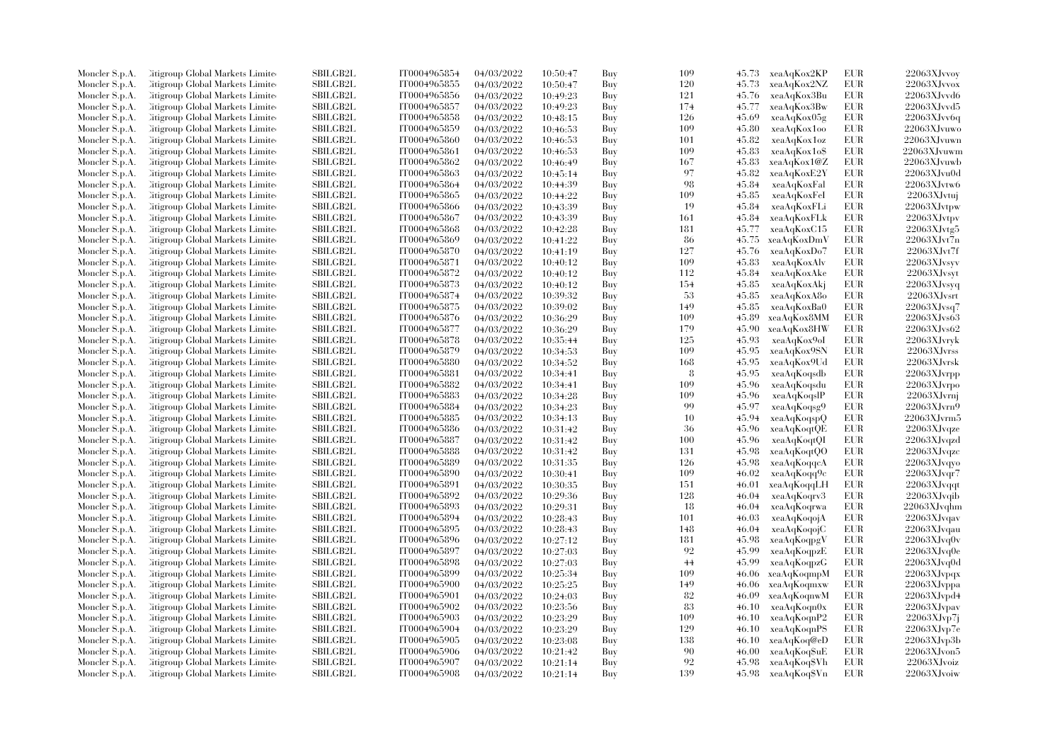| | | | | | | | | | | | |
|---|---|---|---|---|---|---|---|---|---|---|---|
| Moncler S.p.A. | Citigroup Global Markets Limited | SBILGB2L | IT0004965854 | 04/03/2022 | 10:50:47 | Buy | 109 | 45.73 | xeaAqKox2KP | EUR | 22063XJvvoy |
| Moncler S.p.A. | Citigroup Global Markets Limited | SBILGB2L | IT0004965855 | 04/03/2022 | 10:50:47 | Buy | 120 | 45.73 | xeaAqKox2NZ | EUR | 22063XJvvox |
| Moncler S.p.A. | Citigroup Global Markets Limited | SBILGB2L | IT0004965856 | 04/03/2022 | 10:49:23 | Buy | 121 | 45.76 | xeaAqKox3Bu | EUR | 22063XJvvd6 |
| Moncler S.p.A. | Citigroup Global Markets Limited | SBILGB2L | IT0004965857 | 04/03/2022 | 10:49:23 | Buy | 174 | 45.77 | xeaAqKox3Bw | EUR | 22063XJvvd5 |
| Moncler S.p.A. | Citigroup Global Markets Limited | SBILGB2L | IT0004965858 | 04/03/2022 | 10:48:15 | Buy | 126 | 45.69 | xeaAqKox05g | EUR | 22063XJvv6q |
| Moncler S.p.A. | Citigroup Global Markets Limited | SBILGB2L | IT0004965859 | 04/03/2022 | 10:46:53 | Buy | 109 | 45.80 | xeaAqKox1oo | EUR | 22063XJvuwo |
| Moncler S.p.A. | Citigroup Global Markets Limited | SBILGB2L | IT0004965860 | 04/03/2022 | 10:46:53 | Buy | 101 | 45.82 | xeaAqKox1oz | EUR | 22063XJvuwn |
| Moncler S.p.A. | Citigroup Global Markets Limited | SBILGB2L | IT0004965861 | 04/03/2022 | 10:46:53 | Buy | 109 | 45.83 | xeaAqKox1o$ | EUR | 22063XJvuwm |
| Moncler S.p.A. | Citigroup Global Markets Limited | SBILGB2L | IT0004965862 | 04/03/2022 | 10:46:49 | Buy | 167 | 45.83 | xeaAqKox1@Z | EUR | 22063XJvuwb |
| Moncler S.p.A. | Citigroup Global Markets Limited | SBILGB2L | IT0004965863 | 04/03/2022 | 10:45:14 | Buy | 97 | 45.82 | xeaAqKoxE2Y | EUR | 22063XJvu0d |
| Moncler S.p.A. | Citigroup Global Markets Limited | SBILGB2L | IT0004965864 | 04/03/2022 | 10:44:39 | Buy | 98 | 45.84 | xeaAqKoxFal | EUR | 22063XJvtw6 |
| Moncler S.p.A. | Citigroup Global Markets Limited | SBILGB2L | IT0004965865 | 04/03/2022 | 10:44:22 | Buy | 109 | 45.85 | xeaAqKoxFel | EUR | 22063XJvtuj |
| Moncler S.p.A. | Citigroup Global Markets Limited | SBILGB2L | IT0004965866 | 04/03/2022 | 10:43:39 | Buy | 19 | 45.84 | xeaAqKoxFLi | EUR | 22063XJvtpw |
| Moncler S.p.A. | Citigroup Global Markets Limited | SBILGB2L | IT0004965867 | 04/03/2022 | 10:43:39 | Buy | 161 | 45.84 | xeaAqKoxFLk | EUR | 22063XJvtpv |
| Moncler S.p.A. | Citigroup Global Markets Limited | SBILGB2L | IT0004965868 | 04/03/2022 | 10:42:28 | Buy | 181 | 45.77 | xeaAqKoxC15 | EUR | 22063XJvtg5 |
| Moncler S.p.A. | Citigroup Global Markets Limited | SBILGB2L | IT0004965869 | 04/03/2022 | 10:41:22 | Buy | 86 | 45.75 | xeaAqKoxDmV | EUR | 22063XJvt7n |
| Moncler S.p.A. | Citigroup Global Markets Limited | SBILGB2L | IT0004965870 | 04/03/2022 | 10:41:19 | Buy | 127 | 45.76 | xeaAqKoxDo7 | EUR | 22063XJvt7f |
| Moncler S.p.A. | Citigroup Global Markets Limited | SBILGB2L | IT0004965871 | 04/03/2022 | 10:40:12 | Buy | 109 | 45.83 | xeaAqKoxAlv | EUR | 22063XJvsyv |
| Moncler S.p.A. | Citigroup Global Markets Limited | SBILGB2L | IT0004965872 | 04/03/2022 | 10:40:12 | Buy | 112 | 45.84 | xeaAqKoxAke | EUR | 22063XJvsyt |
| Moncler S.p.A. | Citigroup Global Markets Limited | SBILGB2L | IT0004965873 | 04/03/2022 | 10:40:12 | Buy | 154 | 45.85 | xeaAqKoxAkj | EUR | 22063XJvsyq |
| Moncler S.p.A. | Citigroup Global Markets Limited | SBILGB2L | IT0004965874 | 04/03/2022 | 10:39:32 | Buy | 53 | 45.85 | xeaAqKoxA8o | EUR | 22063XJvsrt |
| Moncler S.p.A. | Citigroup Global Markets Limited | SBILGB2L | IT0004965875 | 04/03/2022 | 10:39:02 | Buy | 149 | 45.85 | xeaAqKoxBa0 | EUR | 22063XJvsq7 |
| Moncler S.p.A. | Citigroup Global Markets Limited | SBILGB2L | IT0004965876 | 04/03/2022 | 10:36:29 | Buy | 109 | 45.89 | xeaAqKox8MM | EUR | 22063XJvs63 |
| Moncler S.p.A. | Citigroup Global Markets Limited | SBILGB2L | IT0004965877 | 04/03/2022 | 10:36:29 | Buy | 179 | 45.90 | xeaAqKox8HW | EUR | 22063XJvs62 |
| Moncler S.p.A. | Citigroup Global Markets Limited | SBILGB2L | IT0004965878 | 04/03/2022 | 10:35:44 | Buy | 125 | 45.93 | xeaAqKox9oI | EUR | 22063XJvryk |
| Moncler S.p.A. | Citigroup Global Markets Limited | SBILGB2L | IT0004965879 | 04/03/2022 | 10:34:53 | Buy | 109 | 45.95 | xeaAqKox9SN | EUR | 22063XJvrss |
| Moncler S.p.A. | Citigroup Global Markets Limited | SBILGB2L | IT0004965880 | 04/03/2022 | 10:34:52 | Buy | 168 | 45.95 | xeaAqKox9Ud | EUR | 22063XJvrsk |
| Moncler S.p.A. | Citigroup Global Markets Limited | SBILGB2L | IT0004965881 | 04/03/2022 | 10:34:41 | Buy | 8 | 45.95 | xeaAqKoqsdb | EUR | 22063XJvrpp |
| Moncler S.p.A. | Citigroup Global Markets Limited | SBILGB2L | IT0004965882 | 04/03/2022 | 10:34:41 | Buy | 109 | 45.96 | xeaAqKoqsdu | EUR | 22063XJvrpo |
| Moncler S.p.A. | Citigroup Global Markets Limited | SBILGB2L | IT0004965883 | 04/03/2022 | 10:34:28 | Buy | 109 | 45.96 | xeaAqKoqslP | EUR | 22063XJvrnj |
| Moncler S.p.A. | Citigroup Global Markets Limited | SBILGB2L | IT0004965884 | 04/03/2022 | 10:34:23 | Buy | 99 | 45.97 | xeaAqKoqsg9 | EUR | 22063XJvrn9 |
| Moncler S.p.A. | Citigroup Global Markets Limited | SBILGB2L | IT0004965885 | 04/03/2022 | 10:34:13 | Buy | 10 | 45.94 | xeaAqKoqspQ | EUR | 22063XJvrm5 |
| Moncler S.p.A. | Citigroup Global Markets Limited | SBILGB2L | IT0004965886 | 04/03/2022 | 10:31:42 | Buy | 36 | 45.96 | xeaAqKoqtQE | EUR | 22063XJvqze |
| Moncler S.p.A. | Citigroup Global Markets Limited | SBILGB2L | IT0004965887 | 04/03/2022 | 10:31:42 | Buy | 100 | 45.96 | xeaAqKoqtQI | EUR | 22063XJvqzd |
| Moncler S.p.A. | Citigroup Global Markets Limited | SBILGB2L | IT0004965888 | 04/03/2022 | 10:31:42 | Buy | 131 | 45.98 | xeaAqKoqtQO | EUR | 22063XJvqzc |
| Moncler S.p.A. | Citigroup Global Markets Limited | SBILGB2L | IT0004965889 | 04/03/2022 | 10:31:35 | Buy | 126 | 45.98 | xeaAqKoqqcA | EUR | 22063XJvqyo |
| Moncler S.p.A. | Citigroup Global Markets Limited | SBILGB2L | IT0004965890 | 04/03/2022 | 10:30:41 | Buy | 109 | 46.02 | xeaAqKoqq9c | EUR | 22063XJvqr7 |
| Moncler S.p.A. | Citigroup Global Markets Limited | SBILGB2L | IT0004965891 | 04/03/2022 | 10:30:35 | Buy | 151 | 46.01 | xeaAqKoqqLH | EUR | 22063XJvqqt |
| Moncler S.p.A. | Citigroup Global Markets Limited | SBILGB2L | IT0004965892 | 04/03/2022 | 10:29:36 | Buy | 128 | 46.04 | xeaAqKoqrv3 | EUR | 22063XJvqib |
| Moncler S.p.A. | Citigroup Global Markets Limited | SBILGB2L | IT0004965893 | 04/03/2022 | 10:29:31 | Buy | 18 | 46.04 | xeaAqKoqrwa | EUR | 22063XJvqhm |
| Moncler S.p.A. | Citigroup Global Markets Limited | SBILGB2L | IT0004965894 | 04/03/2022 | 10:28:43 | Buy | 101 | 46.03 | xeaAqKoqojA | EUR | 22063XJvqav |
| Moncler S.p.A. | Citigroup Global Markets Limited | SBILGB2L | IT0004965895 | 04/03/2022 | 10:28:43 | Buy | 148 | 46.04 | xeaAqKoqojC | EUR | 22063XJvqau |
| Moncler S.p.A. | Citigroup Global Markets Limited | SBILGB2L | IT0004965896 | 04/03/2022 | 10:27:12 | Buy | 181 | 45.98 | xeaAqKoqpgV | EUR | 22063XJvq0v |
| Moncler S.p.A. | Citigroup Global Markets Limited | SBILGB2L | IT0004965897 | 04/03/2022 | 10:27:03 | Buy | 92 | 45.99 | xeaAqKoqpzE | EUR | 22063XJvq0e |
| Moncler S.p.A. | Citigroup Global Markets Limited | SBILGB2L | IT0004965898 | 04/03/2022 | 10:27:03 | Buy | 44 | 45.99 | xeaAqKoqpzG | EUR | 22063XJvq0d |
| Moncler S.p.A. | Citigroup Global Markets Limited | SBILGB2L | IT0004965899 | 04/03/2022 | 10:25:34 | Buy | 109 | 46.06 | xeaAqKoqmpM | EUR | 22063XJvpqx |
| Moncler S.p.A. | Citigroup Global Markets Limited | SBILGB2L | IT0004965900 | 04/03/2022 | 10:25:25 | Buy | 149 | 46.06 | xeaAqKoqmxw | EUR | 22063XJvppa |
| Moncler S.p.A. | Citigroup Global Markets Limited | SBILGB2L | IT0004965901 | 04/03/2022 | 10:24:03 | Buy | 82 | 46.09 | xeaAqKoqnwM | EUR | 22063XJvpd4 |
| Moncler S.p.A. | Citigroup Global Markets Limited | SBILGB2L | IT0004965902 | 04/03/2022 | 10:23:56 | Buy | 83 | 46.10 | xeaAqKoqn0x | EUR | 22063XJvpav |
| Moncler S.p.A. | Citigroup Global Markets Limited | SBILGB2L | IT0004965903 | 04/03/2022 | 10:23:29 | Buy | 109 | 46.10 | xeaAqKoqnP2 | EUR | 22063XJvp7j |
| Moncler S.p.A. | Citigroup Global Markets Limited | SBILGB2L | IT0004965904 | 04/03/2022 | 10:23:29 | Buy | 129 | 46.10 | xeaAqKoqnPS | EUR | 22063XJvp7e |
| Moncler S.p.A. | Citigroup Global Markets Limited | SBILGB2L | IT0004965905 | 04/03/2022 | 10:23:08 | Buy | 138 | 46.10 | xeaAqKoq@eD | EUR | 22063XJvp3b |
| Moncler S.p.A. | Citigroup Global Markets Limited | SBILGB2L | IT0004965906 | 04/03/2022 | 10:21:42 | Buy | 90 | 46.00 | xeaAqKoq$uE | EUR | 22063XJvon5 |
| Moncler S.p.A. | Citigroup Global Markets Limited | SBILGB2L | IT0004965907 | 04/03/2022 | 10:21:14 | Buy | 92 | 45.98 | xeaAqKoq$Vh | EUR | 22063XJvoiz |
| Moncler S.p.A. | Citigroup Global Markets Limited | SBILGB2L | IT0004965908 | 04/03/2022 | 10:21:14 | Buy | 139 | 45.98 | xeaAqKoq$Vn | EUR | 22063XJvoiw |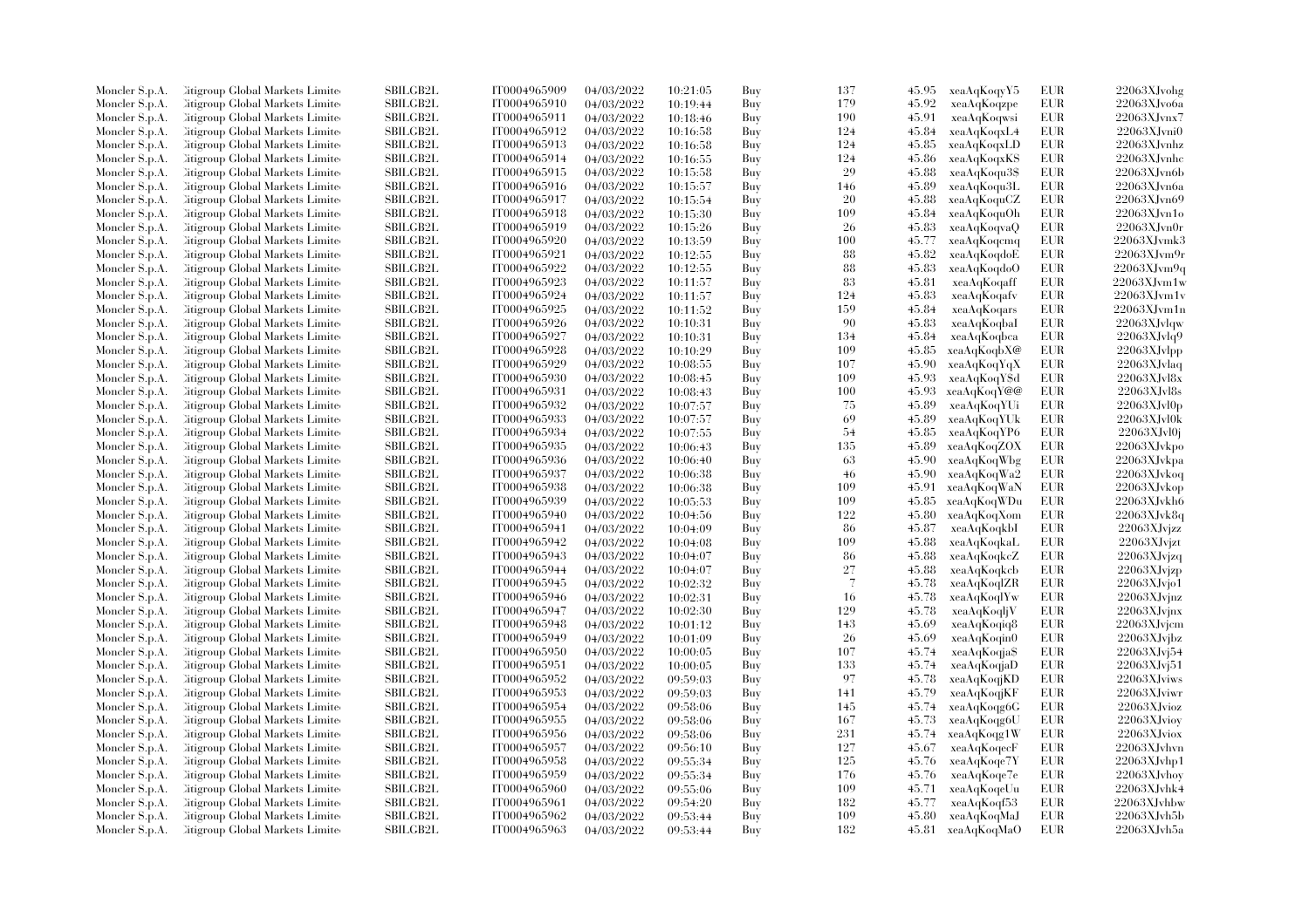| | | | | | | | | | | | |
|---|---|---|---|---|---|---|---|---|---|---|---|
| Moncler S.p.A. | Citigroup Global Markets Limite | SBILGB2L | IT0004965909 | 04/03/2022 | 10:21:05 | Buy | 137 | 45.95 | xeaAqKoqyY5 | EUR | 22063XJvohg |
| Moncler S.p.A. | Citigroup Global Markets Limite | SBILGB2L | IT0004965910 | 04/03/2022 | 10:19:44 | Buy | 179 | 45.92 | xeaAqKoqzpe | EUR | 22063XJvo6a |
| Moncler S.p.A. | Citigroup Global Markets Limite | SBILGB2L | IT0004965911 | 04/03/2022 | 10:18:46 | Buy | 190 | 45.91 | xeaAqKoqwsi | EUR | 22063XJvnx7 |
| Moncler S.p.A. | Citigroup Global Markets Limite | SBILGB2L | IT0004965912 | 04/03/2022 | 10:16:58 | Buy | 124 | 45.84 | xeaAqKoqxL4 | EUR | 22063XJvni0 |
| Moncler S.p.A. | Citigroup Global Markets Limite | SBILGB2L | IT0004965913 | 04/03/2022 | 10:16:58 | Buy | 124 | 45.85 | xeaAqKoqxLD | EUR | 22063XJvnhz |
| Moncler S.p.A. | Citigroup Global Markets Limite | SBILGB2L | IT0004965914 | 04/03/2022 | 10:16:55 | Buy | 124 | 45.86 | xeaAqKoqxKS | EUR | 22063XJvnhc |
| Moncler S.p.A. | Citigroup Global Markets Limite | SBILGB2L | IT0004965915 | 04/03/2022 | 10:15:58 | Buy | 29 | 45.88 | xeaAqKoqu3$ | EUR | 22063XJvn6b |
| Moncler S.p.A. | Citigroup Global Markets Limite | SBILGB2L | IT0004965916 | 04/03/2022 | 10:15:57 | Buy | 146 | 45.89 | xeaAqKoqu3L | EUR | 22063XJvn6a |
| Moncler S.p.A. | Citigroup Global Markets Limite | SBILGB2L | IT0004965917 | 04/03/2022 | 10:15:54 | Buy | 20 | 45.88 | xeaAqKoquCZ | EUR | 22063XJvn69 |
| Moncler S.p.A. | Citigroup Global Markets Limite | SBILGB2L | IT0004965918 | 04/03/2022 | 10:15:30 | Buy | 109 | 45.84 | xeaAqKoquOh | EUR | 22063XJvn1o |
| Moncler S.p.A. | Citigroup Global Markets Limite | SBILGB2L | IT0004965919 | 04/03/2022 | 10:15:26 | Buy | 26 | 45.83 | xeaAqKoqvaQ | EUR | 22063XJvn0r |
| Moncler S.p.A. | Citigroup Global Markets Limite | SBILGB2L | IT0004965920 | 04/03/2022 | 10:13:59 | Buy | 100 | 45.77 | xeaAqKoqcmq | EUR | 22063XJvmk3 |
| Moncler S.p.A. | Citigroup Global Markets Limite | SBILGB2L | IT0004965921 | 04/03/2022 | 10:12:55 | Buy | 88 | 45.82 | xeaAqKoqdoE | EUR | 22063XJvm9r |
| Moncler S.p.A. | Citigroup Global Markets Limite | SBILGB2L | IT0004965922 | 04/03/2022 | 10:12:55 | Buy | 88 | 45.83 | xeaAqKoqdoO | EUR | 22063XJvm9q |
| Moncler S.p.A. | Citigroup Global Markets Limite | SBILGB2L | IT0004965923 | 04/03/2022 | 10:11:57 | Buy | 83 | 45.81 | xeaAqKoqaff | EUR | 22063XJvm1w |
| Moncler S.p.A. | Citigroup Global Markets Limite | SBILGB2L | IT0004965924 | 04/03/2022 | 10:11:57 | Buy | 124 | 45.83 | xeaAqKoqafv | EUR | 22063XJvm1v |
| Moncler S.p.A. | Citigroup Global Markets Limite | SBILGB2L | IT0004965925 | 04/03/2022 | 10:11:52 | Buy | 159 | 45.84 | xeaAqKoqars | EUR | 22063XJvm1n |
| Moncler S.p.A. | Citigroup Global Markets Limite | SBILGB2L | IT0004965926 | 04/03/2022 | 10:10:31 | Buy | 90 | 45.83 | xeaAqKoqbaI | EUR | 22063XJvlqw |
| Moncler S.p.A. | Citigroup Global Markets Limite | SBILGB2L | IT0004965927 | 04/03/2022 | 10:10:31 | Buy | 134 | 45.84 | xeaAqKoqbca | EUR | 22063XJvlq9 |
| Moncler S.p.A. | Citigroup Global Markets Limite | SBILGB2L | IT0004965928 | 04/03/2022 | 10:10:29 | Buy | 109 | 45.85 | xeaAqKoqbX@ | EUR | 22063XJvlpp |
| Moncler S.p.A. | Citigroup Global Markets Limite | SBILGB2L | IT0004965929 | 04/03/2022 | 10:08:55 | Buy | 107 | 45.90 | xeaAqKoqYqX | EUR | 22063XJvlaq |
| Moncler S.p.A. | Citigroup Global Markets Limite | SBILGB2L | IT0004965930 | 04/03/2022 | 10:08:45 | Buy | 109 | 45.93 | xeaAqKoqY$d | EUR | 22063XJvl8x |
| Moncler S.p.A. | Citigroup Global Markets Limite | SBILGB2L | IT0004965931 | 04/03/2022 | 10:08:43 | Buy | 100 | 45.93 | xeaAqKoqY@@ | EUR | 22063XJvl8s |
| Moncler S.p.A. | Citigroup Global Markets Limite | SBILGB2L | IT0004965932 | 04/03/2022 | 10:07:57 | Buy | 75 | 45.89 | xeaAqKoqYUi | EUR | 22063XJvl0p |
| Moncler S.p.A. | Citigroup Global Markets Limite | SBILGB2L | IT0004965933 | 04/03/2022 | 10:07:57 | Buy | 69 | 45.89 | xeaAqKoqYUk | EUR | 22063XJvl0k |
| Moncler S.p.A. | Citigroup Global Markets Limite | SBILGB2L | IT0004965934 | 04/03/2022 | 10:07:55 | Buy | 54 | 45.85 | xeaAqKoqYP6 | EUR | 22063XJvl0j |
| Moncler S.p.A. | Citigroup Global Markets Limite | SBILGB2L | IT0004965935 | 04/03/2022 | 10:06:43 | Buy | 135 | 45.89 | xeaAqKoqZOX | EUR | 22063XJvkpo |
| Moncler S.p.A. | Citigroup Global Markets Limite | SBILGB2L | IT0004965936 | 04/03/2022 | 10:06:40 | Buy | 63 | 45.90 | xeaAqKoqWbg | EUR | 22063XJvkpa |
| Moncler S.p.A. | Citigroup Global Markets Limite | SBILGB2L | IT0004965937 | 04/03/2022 | 10:06:38 | Buy | 46 | 45.90 | xeaAqKoqWa2 | EUR | 22063XJvkoq |
| Moncler S.p.A. | Citigroup Global Markets Limite | SBILGB2L | IT0004965938 | 04/03/2022 | 10:06:38 | Buy | 109 | 45.91 | xeaAqKoqWaN | EUR | 22063XJvkop |
| Moncler S.p.A. | Citigroup Global Markets Limite | SBILGB2L | IT0004965939 | 04/03/2022 | 10:05:53 | Buy | 109 | 45.85 | xeaAqKoqWDu | EUR | 22063XJvkh6 |
| Moncler S.p.A. | Citigroup Global Markets Limite | SBILGB2L | IT0004965940 | 04/03/2022 | 10:04:56 | Buy | 122 | 45.80 | xeaAqKoqXom | EUR | 22063XJvk8q |
| Moncler S.p.A. | Citigroup Global Markets Limite | SBILGB2L | IT0004965941 | 04/03/2022 | 10:04:09 | Buy | 86 | 45.87 | xeaAqKoqkbI | EUR | 22063XJvjzz |
| Moncler S.p.A. | Citigroup Global Markets Limite | SBILGB2L | IT0004965942 | 04/03/2022 | 10:04:08 | Buy | 109 | 45.88 | xeaAqKoqkaL | EUR | 22063XJvjzt |
| Moncler S.p.A. | Citigroup Global Markets Limite | SBILGB2L | IT0004965943 | 04/03/2022 | 10:04:07 | Buy | 86 | 45.88 | xeaAqKoqkcZ | EUR | 22063XJvjzq |
| Moncler S.p.A. | Citigroup Global Markets Limite | SBILGB2L | IT0004965944 | 04/03/2022 | 10:04:07 | Buy | 27 | 45.88 | xeaAqKoqkcb | EUR | 22063XJvjzp |
| Moncler S.p.A. | Citigroup Global Markets Limite | SBILGB2L | IT0004965945 | 04/03/2022 | 10:02:32 | Buy | 7 | 45.78 | xeaAqKoqlZR | EUR | 22063XJvjo1 |
| Moncler S.p.A. | Citigroup Global Markets Limite | SBILGB2L | IT0004965946 | 04/03/2022 | 10:02:31 | Buy | 16 | 45.78 | xeaAqKoqlYw | EUR | 22063XJvjnz |
| Moncler S.p.A. | Citigroup Global Markets Limite | SBILGB2L | IT0004965947 | 04/03/2022 | 10:02:30 | Buy | 129 | 45.78 | xeaAqKoqljV | EUR | 22063XJvjnx |
| Moncler S.p.A. | Citigroup Global Markets Limite | SBILGB2L | IT0004965948 | 04/03/2022 | 10:01:12 | Buy | 143 | 45.69 | xeaAqKoqiq8 | EUR | 22063XJvjcm |
| Moncler S.p.A. | Citigroup Global Markets Limite | SBILGB2L | IT0004965949 | 04/03/2022 | 10:01:09 | Buy | 26 | 45.69 | xeaAqKoqin0 | EUR | 22063XJvjbz |
| Moncler S.p.A. | Citigroup Global Markets Limite | SBILGB2L | IT0004965950 | 04/03/2022 | 10:00:05 | Buy | 107 | 45.74 | xeaAqKoqja8 | EUR | 22063XJvj54 |
| Moncler S.p.A. | Citigroup Global Markets Limite | SBILGB2L | IT0004965951 | 04/03/2022 | 10:00:05 | Buy | 133 | 45.74 | xeaAqKoqjaD | EUR | 22063XJvj51 |
| Moncler S.p.A. | Citigroup Global Markets Limite | SBILGB2L | IT0004965952 | 04/03/2022 | 09:59:03 | Buy | 97 | 45.78 | xeaAqKoqjKD | EUR | 22063XJviws |
| Moncler S.p.A. | Citigroup Global Markets Limite | SBILGB2L | IT0004965953 | 04/03/2022 | 09:59:03 | Buy | 141 | 45.79 | xeaAqKoqjKF | EUR | 22063XJviwr |
| Moncler S.p.A. | Citigroup Global Markets Limite | SBILGB2L | IT0004965954 | 04/03/2022 | 09:58:06 | Buy | 145 | 45.74 | xeaAqKoqg6G | EUR | 22063XJvioz |
| Moncler S.p.A. | Citigroup Global Markets Limite | SBILGB2L | IT0004965955 | 04/03/2022 | 09:58:06 | Buy | 167 | 45.73 | xeaAqKoqg6U | EUR | 22063XJvioy |
| Moncler S.p.A. | Citigroup Global Markets Limite | SBILGB2L | IT0004965956 | 04/03/2022 | 09:58:06 | Buy | 231 | 45.74 | xeaAqKoqg1W | EUR | 22063XJviox |
| Moncler S.p.A. | Citigroup Global Markets Limite | SBILGB2L | IT0004965957 | 04/03/2022 | 09:56:10 | Buy | 127 | 45.67 | xeaAqKoqecF | EUR | 22063XJvhvn |
| Moncler S.p.A. | Citigroup Global Markets Limite | SBILGB2L | IT0004965958 | 04/03/2022 | 09:55:34 | Buy | 125 | 45.76 | xeaAqKoqe7Y | EUR | 22063XJvhp1 |
| Moncler S.p.A. | Citigroup Global Markets Limite | SBILGB2L | IT0004965959 | 04/03/2022 | 09:55:34 | Buy | 176 | 45.76 | xeaAqKoqe7e | EUR | 22063XJvhoy |
| Moncler S.p.A. | Citigroup Global Markets Limite | SBILGB2L | IT0004965960 | 04/03/2022 | 09:55:06 | Buy | 109 | 45.71 | xeaAqKoqeUu | EUR | 22063XJvhk4 |
| Moncler S.p.A. | Citigroup Global Markets Limite | SBILGB2L | IT0004965961 | 04/03/2022 | 09:54:20 | Buy | 182 | 45.77 | xeaAqKoqf53 | EUR | 22063XJvhbw |
| Moncler S.p.A. | Citigroup Global Markets Limite | SBILGB2L | IT0004965962 | 04/03/2022 | 09:53:44 | Buy | 109 | 45.80 | xeaAqKoqMaJ | EUR | 22063XJvh5b |
| Moncler S.p.A. | Citigroup Global Markets Limite | SBILGB2L | IT0004965963 | 04/03/2022 | 09:53:44 | Buy | 182 | 45.81 | xeaAqKoqMaO | EUR | 22063XJvh5a |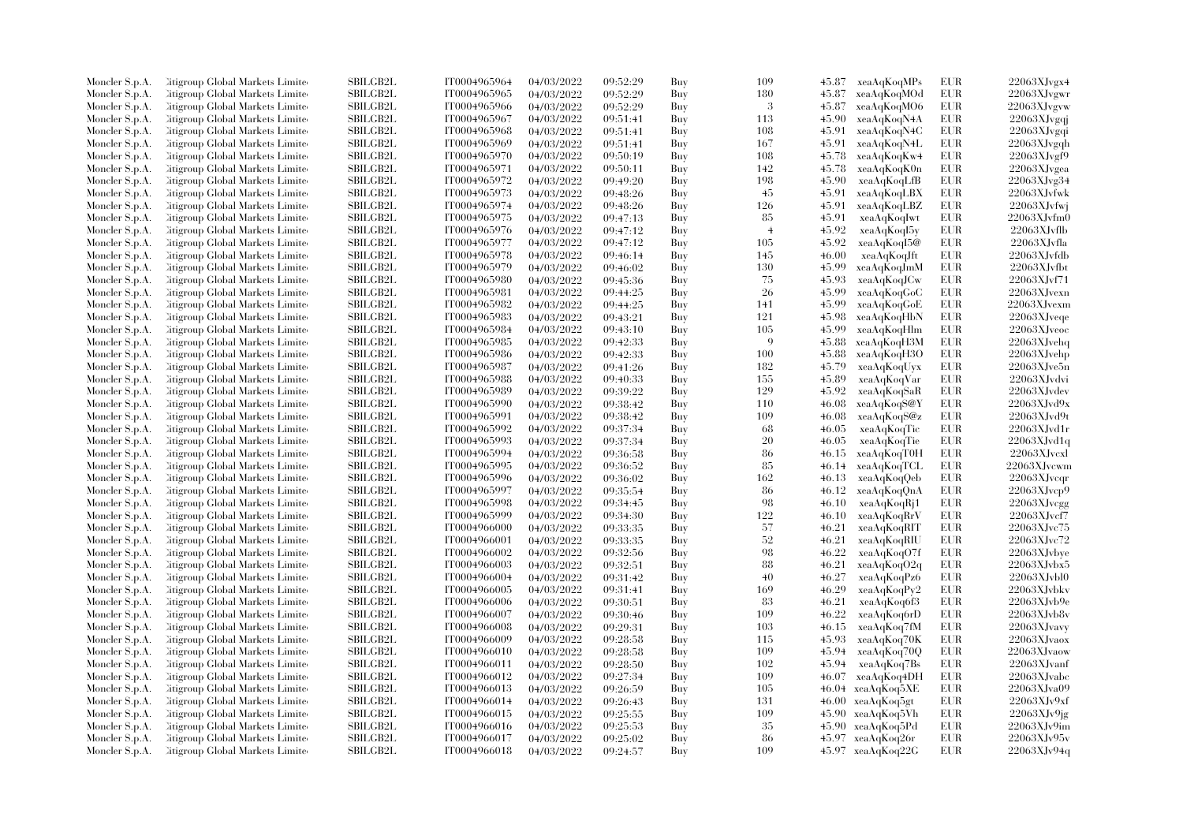| Moncler S.p.A. | Citigroup Global Markets Limited | SBILGB2L | IT0004965964 | 04/03/2022 | 09:52:29 | Buy | 109 | 45.87 | xeaAqKoqMPs | EUR | 22063XJvgx4 |
|---|---|---|---|---|---|---|---|---|---|---|---|
| Moncler S.p.A. | Citigroup Global Markets Limited | SBILGB2L | IT0004965965 | 04/03/2022 | 09:52:29 | Buy | 180 | 45.87 | xeaAqKoqMOd | EUR | 22063XJvgwr |
| Moncler S.p.A. | Citigroup Global Markets Limited | SBILGB2L | IT0004965966 | 04/03/2022 | 09:52:29 | Buy | 3 | 45.87 | xeaAqKoqMO6 | EUR | 22063XJvgvw |
| Moncler S.p.A. | Citigroup Global Markets Limited | SBILGB2L | IT0004965967 | 04/03/2022 | 09:51:41 | Buy | 113 | 45.90 | xeaAqKoqN4A | EUR | 22063XJvgqj |
| Moncler S.p.A. | Citigroup Global Markets Limited | SBILGB2L | IT0004965968 | 04/03/2022 | 09:51:41 | Buy | 108 | 45.91 | xeaAqKoqN4C | EUR | 22063XJvgqi |
| Moncler S.p.A. | Citigroup Global Markets Limited | SBILGB2L | IT0004965969 | 04/03/2022 | 09:51:41 | Buy | 167 | 45.91 | xeaAqKoqN4L | EUR | 22063XJvgqh |
| Moncler S.p.A. | Citigroup Global Markets Limited | SBILGB2L | IT0004965970 | 04/03/2022 | 09:50:19 | Buy | 108 | 45.78 | xeaAqKoqKw4 | EUR | 22063XJvgf9 |
| Moncler S.p.A. | Citigroup Global Markets Limited | SBILGB2L | IT0004965971 | 04/03/2022 | 09:50:11 | Buy | 142 | 45.78 | xeaAqKoqK0n | EUR | 22063XJvgea |
| Moncler S.p.A. | Citigroup Global Markets Limited | SBILGB2L | IT0004965972 | 04/03/2022 | 09:49:20 | Buy | 198 | 45.90 | xeaAqKoqLfB | EUR | 22063XJvg34 |
| Moncler S.p.A. | Citigroup Global Markets Limited | SBILGB2L | IT0004965973 | 04/03/2022 | 09:48:26 | Buy | 45 | 45.91 | xeaAqKoqLBX | EUR | 22063XJvfwk |
| Moncler S.p.A. | Citigroup Global Markets Limited | SBILGB2L | IT0004965974 | 04/03/2022 | 09:48:26 | Buy | 126 | 45.91 | xeaAqKoqLBZ | EUR | 22063XJvfwj |
| Moncler S.p.A. | Citigroup Global Markets Limited | SBILGB2L | IT0004965975 | 04/03/2022 | 09:47:13 | Buy | 85 | 45.91 | xeaAqKoqIwt | EUR | 22063XJvfm0 |
| Moncler S.p.A. | Citigroup Global Markets Limited | SBILGB2L | IT0004965976 | 04/03/2022 | 09:47:12 | Buy | 4 | 45.92 | xeaAqKoqI5y | EUR | 22063XJvflb |
| Moncler S.p.A. | Citigroup Global Markets Limited | SBILGB2L | IT0004965977 | 04/03/2022 | 09:47:12 | Buy | 105 | 45.92 | xeaAqKoqI5@ | EUR | 22063XJvfla |
| Moncler S.p.A. | Citigroup Global Markets Limited | SBILGB2L | IT0004965978 | 04/03/2022 | 09:46:14 | Buy | 145 | 46.00 | xeaAqKoqJft | EUR | 22063XJvfdb |
| Moncler S.p.A. | Citigroup Global Markets Limited | SBILGB2L | IT0004965979 | 04/03/2022 | 09:46:02 | Buy | 130 | 45.99 | xeaAqKoqJmM | EUR | 22063XJvfbt |
| Moncler S.p.A. | Citigroup Global Markets Limited | SBILGB2L | IT0004965980 | 04/03/2022 | 09:45:36 | Buy | 75 | 45.93 | xeaAqKoqJCw | EUR | 22063XJvf71 |
| Moncler S.p.A. | Citigroup Global Markets Limited | SBILGB2L | IT0004965981 | 04/03/2022 | 09:44:25 | Buy | 26 | 45.99 | xeaAqKoqGoC | EUR | 22063XJvexn |
| Moncler S.p.A. | Citigroup Global Markets Limited | SBILGB2L | IT0004965982 | 04/03/2022 | 09:44:25 | Buy | 141 | 45.99 | xeaAqKoqGoE | EUR | 22063XJvexm |
| Moncler S.p.A. | Citigroup Global Markets Limited | SBILGB2L | IT0004965983 | 04/03/2022 | 09:43:21 | Buy | 121 | 45.98 | xeaAqKoqHbN | EUR | 22063XJveqe |
| Moncler S.p.A. | Citigroup Global Markets Limited | SBILGB2L | IT0004965984 | 04/03/2022 | 09:43:10 | Buy | 105 | 45.99 | xeaAqKoqHlm | EUR | 22063XJveoc |
| Moncler S.p.A. | Citigroup Global Markets Limited | SBILGB2L | IT0004965985 | 04/03/2022 | 09:42:33 | Buy | 9 | 45.88 | xeaAqKoqH3M | EUR | 22063XJvehq |
| Moncler S.p.A. | Citigroup Global Markets Limited | SBILGB2L | IT0004965986 | 04/03/2022 | 09:42:33 | Buy | 100 | 45.88 | xeaAqKoqH3O | EUR | 22063XJvehp |
| Moncler S.p.A. | Citigroup Global Markets Limited | SBILGB2L | IT0004965987 | 04/03/2022 | 09:41:26 | Buy | 182 | 45.79 | xeaAqKoqUyx | EUR | 22063XJve5n |
| Moncler S.p.A. | Citigroup Global Markets Limited | SBILGB2L | IT0004965988 | 04/03/2022 | 09:40:33 | Buy | 155 | 45.89 | xeaAqKoqVar | EUR | 22063XJvdvi |
| Moncler S.p.A. | Citigroup Global Markets Limited | SBILGB2L | IT0004965989 | 04/03/2022 | 09:39:22 | Buy | 129 | 45.92 | xeaAqKoqSaR | EUR | 22063XJvdev |
| Moncler S.p.A. | Citigroup Global Markets Limited | SBILGB2L | IT0004965990 | 04/03/2022 | 09:38:42 | Buy | 110 | 46.08 | xeaAqKoqS@Y | EUR | 22063XJvd9x |
| Moncler S.p.A. | Citigroup Global Markets Limited | SBILGB2L | IT0004965991 | 04/03/2022 | 09:38:42 | Buy | 109 | 46.08 | xeaAqKoqS@z | EUR | 22063XJvd9t |
| Moncler S.p.A. | Citigroup Global Markets Limited | SBILGB2L | IT0004965992 | 04/03/2022 | 09:37:34 | Buy | 68 | 46.05 | xeaAqKoqTic | EUR | 22063XJvd1r |
| Moncler S.p.A. | Citigroup Global Markets Limited | SBILGB2L | IT0004965993 | 04/03/2022 | 09:37:34 | Buy | 20 | 46.05 | xeaAqKoqTie | EUR | 22063XJvd1q |
| Moncler S.p.A. | Citigroup Global Markets Limited | SBILGB2L | IT0004965994 | 04/03/2022 | 09:36:58 | Buy | 86 | 46.15 | xeaAqKoqT0H | EUR | 22063XJvcxl |
| Moncler S.p.A. | Citigroup Global Markets Limited | SBILGB2L | IT0004965995 | 04/03/2022 | 09:36:52 | Buy | 85 | 46.14 | xeaAqKoqTCL | EUR | 22063XJvcwm |
| Moncler S.p.A. | Citigroup Global Markets Limited | SBILGB2L | IT0004965996 | 04/03/2022 | 09:36:02 | Buy | 162 | 46.13 | xeaAqKoqQeb | EUR | 22063XJvcqr |
| Moncler S.p.A. | Citigroup Global Markets Limited | SBILGB2L | IT0004965997 | 04/03/2022 | 09:35:54 | Buy | 86 | 46.12 | xeaAqKoqQnA | EUR | 22063XJvcp9 |
| Moncler S.p.A. | Citigroup Global Markets Limited | SBILGB2L | IT0004965998 | 04/03/2022 | 09:34:45 | Buy | 98 | 46.10 | xeaAqKoqRj1 | EUR | 22063XJvcgg |
| Moncler S.p.A. | Citigroup Global Markets Limited | SBILGB2L | IT0004965999 | 04/03/2022 | 09:34:30 | Buy | 122 | 46.10 | xeaAqKoqRrV | EUR | 22063XJvcf7 |
| Moncler S.p.A. | Citigroup Global Markets Limited | SBILGB2L | IT0004966000 | 04/03/2022 | 09:33:35 | Buy | 57 | 46.21 | xeaAqKoqRIT | EUR | 22063XJvc75 |
| Moncler S.p.A. | Citigroup Global Markets Limited | SBILGB2L | IT0004966001 | 04/03/2022 | 09:33:35 | Buy | 52 | 46.21 | xeaAqKoqRIU | EUR | 22063XJvc72 |
| Moncler S.p.A. | Citigroup Global Markets Limited | SBILGB2L | IT0004966002 | 04/03/2022 | 09:32:56 | Buy | 98 | 46.22 | xeaAqKoqO7f | EUR | 22063XJvbye |
| Moncler S.p.A. | Citigroup Global Markets Limited | SBILGB2L | IT0004966003 | 04/03/2022 | 09:32:51 | Buy | 88 | 46.21 | xeaAqKoqO2q | EUR | 22063XJvbx5 |
| Moncler S.p.A. | Citigroup Global Markets Limited | SBILGB2L | IT0004966004 | 04/03/2022 | 09:31:42 | Buy | 40 | 46.27 | xeaAqKoqPz6 | EUR | 22063XJvbl0 |
| Moncler S.p.A. | Citigroup Global Markets Limited | SBILGB2L | IT0004966005 | 04/03/2022 | 09:31:41 | Buy | 169 | 46.29 | xeaAqKoqPy2 | EUR | 22063XJvbkv |
| Moncler S.p.A. | Citigroup Global Markets Limited | SBILGB2L | IT0004966006 | 04/03/2022 | 09:30:51 | Buy | 83 | 46.21 | xeaAqKoq6f3 | EUR | 22063XJvb9e |
| Moncler S.p.A. | Citigroup Global Markets Limited | SBILGB2L | IT0004966007 | 04/03/2022 | 09:30:46 | Buy | 109 | 46.22 | xeaAqKoq6rD | EUR | 22063XJvb8v |
| Moncler S.p.A. | Citigroup Global Markets Limited | SBILGB2L | IT0004966008 | 04/03/2022 | 09:29:31 | Buy | 103 | 46.15 | xeaAqKoq7fM | EUR | 22063XJvavy |
| Moncler S.p.A. | Citigroup Global Markets Limited | SBILGB2L | IT0004966009 | 04/03/2022 | 09:28:58 | Buy | 115 | 45.93 | xeaAqKoq70K | EUR | 22063XJvaox |
| Moncler S.p.A. | Citigroup Global Markets Limited | SBILGB2L | IT0004966010 | 04/03/2022 | 09:28:58 | Buy | 109 | 45.94 | xeaAqKoq70Q | EUR | 22063XJvaow |
| Moncler S.p.A. | Citigroup Global Markets Limited | SBILGB2L | IT0004966011 | 04/03/2022 | 09:28:50 | Buy | 102 | 45.94 | xeaAqKoq7Bs | EUR | 22063XJvanf |
| Moncler S.p.A. | Citigroup Global Markets Limited | SBILGB2L | IT0004966012 | 04/03/2022 | 09:27:34 | Buy | 109 | 46.07 | xeaAqKoq4DH | EUR | 22063XJvabc |
| Moncler S.p.A. | Citigroup Global Markets Limited | SBILGB2L | IT0004966013 | 04/03/2022 | 09:26:59 | Buy | 105 | 46.04 | xeaAqKoq5XE | EUR | 22063XJva09 |
| Moncler S.p.A. | Citigroup Global Markets Limited | SBILGB2L | IT0004966014 | 04/03/2022 | 09:26:43 | Buy | 131 | 46.00 | xeaAqKoq5gt | EUR | 22063XJv9xf |
| Moncler S.p.A. | Citigroup Global Markets Limited | SBILGB2L | IT0004966015 | 04/03/2022 | 09:25:55 | Buy | 109 | 45.90 | xeaAqKoq5Vh | EUR | 22063XJv9jg |
| Moncler S.p.A. | Citigroup Global Markets Limited | SBILGB2L | IT0004966016 | 04/03/2022 | 09:25:53 | Buy | 35 | 45.90 | xeaAqKoq5Pd | EUR | 22063XJv9im |
| Moncler S.p.A. | Citigroup Global Markets Limited | SBILGB2L | IT0004966017 | 04/03/2022 | 09:25:02 | Buy | 86 | 45.97 | xeaAqKoq26r | EUR | 22063XJv95v |
| Moncler S.p.A. | Citigroup Global Markets Limited | SBILGB2L | IT0004966018 | 04/03/2022 | 09:24:57 | Buy | 109 | 45.97 | xeaAqKoq22G | EUR | 22063XJv94q |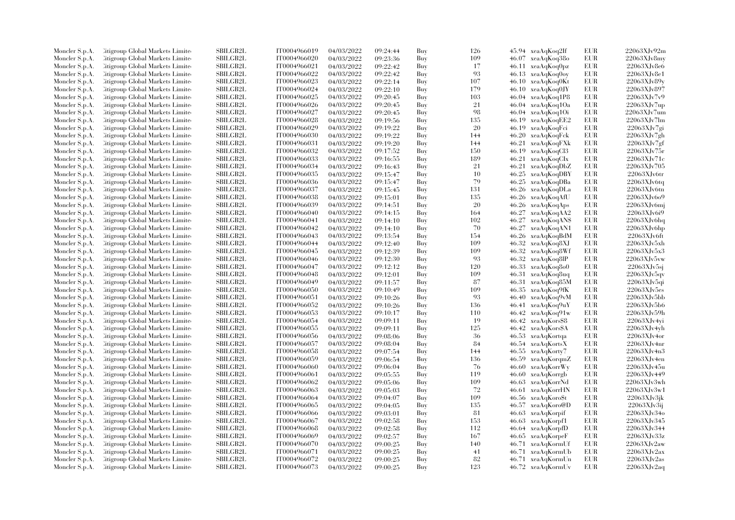| | | | | | | | | | | |
|---|---|---|---|---|---|---|---|---|---|---|
| Moncler S.p.A. | Citigroup Global Markets Limited | SBILGB2L | IT0004966019 | 04/03/2022 | 09:24:44 | Buy | 126 | 45.94 | xeaAqKoq2If | EUR | 22063XJv92m |
| Moncler S.p.A. | Citigroup Global Markets Limited | SBILGB2L | IT0004966020 | 04/03/2022 | 09:23:36 | Buy | 109 | 46.07 | xeaAqKoq38o | EUR | 22063XJv8my |
| Moncler S.p.A. | Citigroup Global Markets Limited | SBILGB2L | IT0004966021 | 04/03/2022 | 09:22:42 | Buy | 17 | 46.11 | xeaAqKoq0pz | EUR | 22063XJv8e6 |
| Moncler S.p.A. | Citigroup Global Markets Limited | SBILGB2L | IT0004966022 | 04/03/2022 | 09:22:42 | Buy | 93 | 46.13 | xeaAqKoq0oy | EUR | 22063XJv8e1 |
| Moncler S.p.A. | Citigroup Global Markets Limited | SBILGB2L | IT0004966023 | 04/03/2022 | 09:22:14 | Buy | 107 | 46.10 | xeaAqKoq0Kt | EUR | 22063XJv89y |
| Moncler S.p.A. | Citigroup Global Markets Limited | SBILGB2L | IT0004966024 | 04/03/2022 | 09:22:10 | Buy | 179 | 46.10 | xeaAqKoq0JY | EUR | 22063XJv897 |
| Moncler S.p.A. | Citigroup Global Markets Limited | SBILGB2L | IT0004966025 | 04/03/2022 | 09:20:45 | Buy | 103 | 46.04 | xeaAqKoq1P8 | EUR | 22063XJv7v9 |
| Moncler S.p.A. | Citigroup Global Markets Limited | SBILGB2L | IT0004966026 | 04/03/2022 | 09:20:45 | Buy | 21 | 46.04 | xeaAqKoq1Oa | EUR | 22063XJv7up |
| Moncler S.p.A. | Citigroup Global Markets Limited | SBILGB2L | IT0004966027 | 04/03/2022 | 09:20:45 | Buy | 98 | 46.04 | xeaAqKoq1Oi | EUR | 22063XJv7um |
| Moncler S.p.A. | Citigroup Global Markets Limited | SBILGB2L | IT0004966028 | 04/03/2022 | 09:19:56 | Buy | 135 | 46.19 | xeaAqKoqEE2 | EUR | 22063XJv7lm |
| Moncler S.p.A. | Citigroup Global Markets Limited | SBILGB2L | IT0004966029 | 04/03/2022 | 09:19:22 | Buy | 20 | 46.19 | xeaAqKoqFci | EUR | 22063XJv7gi |
| Moncler S.p.A. | Citigroup Global Markets Limited | SBILGB2L | IT0004966030 | 04/03/2022 | 09:19:22 | Buy | 144 | 46.20 | xeaAqKoqFck | EUR | 22063XJv7gh |
| Moncler S.p.A. | Citigroup Global Markets Limited | SBILGB2L | IT0004966031 | 04/03/2022 | 09:19:20 | Buy | 144 | 46.21 | xeaAqKoqFXk | EUR | 22063XJv7gf |
| Moncler S.p.A. | Citigroup Global Markets Limited | SBILGB2L | IT0004966032 | 04/03/2022 | 09:17:52 | Buy | 150 | 46.19 | xeaAqKoqCl3 | EUR | 22063XJv75r |
| Moncler S.p.A. | Citigroup Global Markets Limited | SBILGB2L | IT0004966033 | 04/03/2022 | 09:16:55 | Buy | 189 | 46.21 | xeaAqKoqCIx | EUR | 22063XJv71c |
| Moncler S.p.A. | Citigroup Global Markets Limited | SBILGB2L | IT0004966034 | 04/03/2022 | 09:16:43 | Buy | 21 | 46.21 | xeaAqKoqDbZ | EUR | 22063XJv705 |
| Moncler S.p.A. | Citigroup Global Markets Limited | SBILGB2L | IT0004966035 | 04/03/2022 | 09:15:47 | Buy | 10 | 46.25 | xeaAqKoqDBY | EUR | 22063XJv6tr |
| Moncler S.p.A. | Citigroup Global Markets Limited | SBILGB2L | IT0004966036 | 04/03/2022 | 09:15:47 | Buy | 79 | 46.25 | xeaAqKoqDBa | EUR | 22063XJv6tq |
| Moncler S.p.A. | Citigroup Global Markets Limited | SBILGB2L | IT0004966037 | 04/03/2022 | 09:15:45 | Buy | 131 | 46.26 | xeaAqKoqDLa | EUR | 22063XJv6tm |
| Moncler S.p.A. | Citigroup Global Markets Limited | SBILGB2L | IT0004966038 | 04/03/2022 | 09:15:01 | Buy | 135 | 46.26 | xeaAqKoqAfU | EUR | 22063XJv6o9 |
| Moncler S.p.A. | Citigroup Global Markets Limited | SBILGB2L | IT0004966039 | 04/03/2022 | 09:14:51 | Buy | 20 | 46.26 | xeaAqKoqAps | EUR | 22063XJv6mj |
| Moncler S.p.A. | Citigroup Global Markets Limited | SBILGB2L | IT0004966040 | 04/03/2022 | 09:14:15 | Buy | 164 | 46.27 | xeaAqKoqAA2 | EUR | 22063XJv6i9 |
| Moncler S.p.A. | Citigroup Global Markets Limited | SBILGB2L | IT0004966041 | 04/03/2022 | 09:14:10 | Buy | 102 | 46.27 | xeaAqKoqAN$ | EUR | 22063XJv6hq |
| Moncler S.p.A. | Citigroup Global Markets Limited | SBILGB2L | IT0004966042 | 04/03/2022 | 09:14:10 | Buy | 70 | 46.27 | xeaAqKoqAN1 | EUR | 22063XJv6hp |
| Moncler S.p.A. | Citigroup Global Markets Limited | SBILGB2L | IT0004966043 | 04/03/2022 | 09:13:54 | Buy | 154 | 46.26 | xeaAqKoqBdM | EUR | 22063XJv6ft |
| Moncler S.p.A. | Citigroup Global Markets Limited | SBILGB2L | IT0004966044 | 04/03/2022 | 09:12:40 | Buy | 109 | 46.32 | xeaAqKoq8XJ | EUR | 22063XJv5xh |
| Moncler S.p.A. | Citigroup Global Markets Limited | SBILGB2L | IT0004966045 | 04/03/2022 | 09:12:39 | Buy | 109 | 46.32 | xeaAqKoq8Wf | EUR | 22063XJv5x3 |
| Moncler S.p.A. | Citigroup Global Markets Limited | SBILGB2L | IT0004966046 | 04/03/2022 | 09:12:30 | Buy | 93 | 46.32 | xeaAqKoq8lP | EUR | 22063XJv5vw |
| Moncler S.p.A. | Citigroup Global Markets Limited | SBILGB2L | IT0004966047 | 04/03/2022 | 09:12:12 | Buy | 120 | 46.33 | xeaAqKoq8o0 | EUR | 22063XJv5sj |
| Moncler S.p.A. | Citigroup Global Markets Limited | SBILGB2L | IT0004966048 | 04/03/2022 | 09:12:01 | Buy | 109 | 46.31 | xeaAqKoq8uq | EUR | 22063XJv5qv |
| Moncler S.p.A. | Citigroup Global Markets Limited | SBILGB2L | IT0004966049 | 04/03/2022 | 09:11:57 | Buy | 87 | 46.31 | xeaAqKoq85M | EUR | 22063XJv5qi |
| Moncler S.p.A. | Citigroup Global Markets Limited | SBILGB2L | IT0004966050 | 04/03/2022 | 09:10:49 | Buy | 109 | 46.35 | xeaAqKoq9fK | EUR | 22063XJv5es |
| Moncler S.p.A. | Citigroup Global Markets Limited | SBILGB2L | IT0004966051 | 04/03/2022 | 09:10:26 | Buy | 93 | 46.40 | xeaAqKoq9vM | EUR | 22063XJv5bb |
| Moncler S.p.A. | Citigroup Global Markets Limited | SBILGB2L | IT0004966052 | 04/03/2022 | 09:10:26 | Buy | 136 | 46.41 | xeaAqKoq9uY | EUR | 22063XJv5b6 |
| Moncler S.p.A. | Citigroup Global Markets Limited | SBILGB2L | IT0004966053 | 04/03/2022 | 09:10:17 | Buy | 110 | 46.42 | xeaAqKoq91w | EUR | 22063XJv59h |
| Moncler S.p.A. | Citigroup Global Markets Limited | SBILGB2L | IT0004966054 | 04/03/2022 | 09:09:11 | Buy | 19 | 46.42 | xeaAqKors$8 | EUR | 22063XJv4yi |
| Moncler S.p.A. | Citigroup Global Markets Limited | SBILGB2L | IT0004966055 | 04/03/2022 | 09:09:11 | Buy | 125 | 46.42 | xeaAqKors$A | EUR | 22063XJv4yh |
| Moncler S.p.A. | Citigroup Global Markets Limited | SBILGB2L | IT0004966056 | 04/03/2022 | 09:08:06 | Buy | 36 | 46.53 | xeaAqKortqa | EUR | 22063XJv4or |
| Moncler S.p.A. | Citigroup Global Markets Limited | SBILGB2L | IT0004966057 | 04/03/2022 | 09:08:04 | Buy | 84 | 46.54 | xeaAqKortsX | EUR | 22063XJv4nr |
| Moncler S.p.A. | Citigroup Global Markets Limited | SBILGB2L | IT0004966058 | 04/03/2022 | 09:07:54 | Buy | 144 | 46.55 | xeaAqKorty7 | EUR | 22063XJv4n3 |
| Moncler S.p.A. | Citigroup Global Markets Limited | SBILGB2L | IT0004966059 | 04/03/2022 | 09:06:54 | Buy | 136 | 46.59 | xeaAqKorqmZ | EUR | 22063XJv4en |
| Moncler S.p.A. | Citigroup Global Markets Limited | SBILGB2L | IT0004966060 | 04/03/2022 | 09:06:04 | Buy | 76 | 46.60 | xeaAqKorrWy | EUR | 22063XJv45u |
| Moncler S.p.A. | Citigroup Global Markets Limited | SBILGB2L | IT0004966061 | 04/03/2022 | 09:05:55 | Buy | 119 | 46.60 | xeaAqKorrgb | EUR | 22063XJv449 |
| Moncler S.p.A. | Citigroup Global Markets Limited | SBILGB2L | IT0004966062 | 04/03/2022 | 09:05:06 | Buy | 109 | 46.63 | xeaAqKorrNd | EUR | 22063XJv3wh |
| Moncler S.p.A. | Citigroup Global Markets Limited | SBILGB2L | IT0004966063 | 04/03/2022 | 09:05:03 | Buy | 72 | 46.61 | xeaAqKorrHN | EUR | 22063XJv3w1 |
| Moncler S.p.A. | Citigroup Global Markets Limited | SBILGB2L | IT0004966064 | 04/03/2022 | 09:04:07 | Buy | 109 | 46.56 | xeaAqKoro$t | EUR | 22063XJv3jk |
| Moncler S.p.A. | Citigroup Global Markets Limited | SBILGB2L | IT0004966065 | 04/03/2022 | 09:04:05 | Buy | 135 | 46.57 | xeaAqKoro@D | EUR | 22063XJv3ij |
| Moncler S.p.A. | Citigroup Global Markets Limited | SBILGB2L | IT0004966066 | 04/03/2022 | 09:03:01 | Buy | 81 | 46.63 | xeaAqKorpif | EUR | 22063XJv34o |
| Moncler S.p.A. | Citigroup Global Markets Limited | SBILGB2L | IT0004966067 | 04/03/2022 | 09:02:58 | Buy | 153 | 46.63 | xeaAqKorpf1 | EUR | 22063XJv345 |
| Moncler S.p.A. | Citigroup Global Markets Limited | SBILGB2L | IT0004966068 | 04/03/2022 | 09:02:58 | Buy | 112 | 46.64 | xeaAqKorpfD | EUR | 22063XJv344 |
| Moncler S.p.A. | Citigroup Global Markets Limited | SBILGB2L | IT0004966069 | 04/03/2022 | 09:02:57 | Buy | 167 | 46.65 | xeaAqKorpeF | EUR | 22063XJv33z |
| Moncler S.p.A. | Citigroup Global Markets Limited | SBILGB2L | IT0004966070 | 04/03/2022 | 09:00:25 | Buy | 140 | 46.71 | xeaAqKormUf | EUR | 22063XJv2aw |
| Moncler S.p.A. | Citigroup Global Markets Limited | SBILGB2L | IT0004966071 | 04/03/2022 | 09:00:25 | Buy | 41 | 46.71 | xeaAqKormUb | EUR | 22063XJv2ax |
| Moncler S.p.A. | Citigroup Global Markets Limited | SBILGB2L | IT0004966072 | 04/03/2022 | 09:00:25 | Buy | 82 | 46.71 | xeaAqKormUn | EUR | 22063XJv2as |
| Moncler S.p.A. | Citigroup Global Markets Limited | SBILGB2L | IT0004966073 | 04/03/2022 | 09:00:25 | Buy | 123 | 46.72 | xeaAqKormUv | EUR | 22063XJv2aq |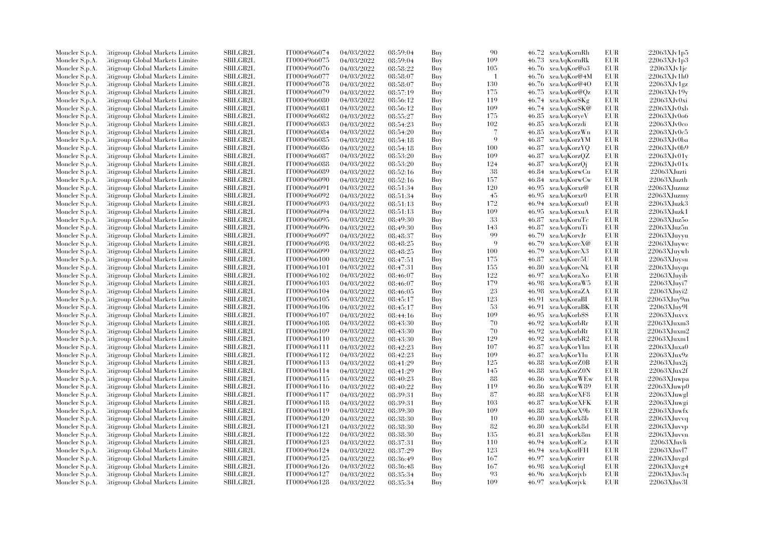| | | | | | | | | | | | |
|---|---|---|---|---|---|---|---|---|---|---|---|
| Moncler S.p.A. | Citigroup Global Markets Limited | SBILGB2L | IT0004966074 | 04/03/2022 | 08:59:04 | Buy | 90 | 46.72 | xeaAqKornRh | EUR | 22063XJv1p5 |
| Moncler S.p.A. | Citigroup Global Markets Limited | SBILGB2L | IT0004966075 | 04/03/2022 | 08:59:04 | Buy | 109 | 46.73 | xeaAqKornRk | EUR | 22063XJv1p3 |
| Moncler S.p.A. | Citigroup Global Markets Limited | SBILGB2L | IT0004966076 | 04/03/2022 | 08:58:22 | Buy | 105 | 46.76 | xeaAqKor@o3 | EUR | 22063XJv1jc |
| Moncler S.p.A. | Citigroup Global Markets Limited | SBILGB2L | IT0004966077 | 04/03/2022 | 08:58:07 | Buy | 1 | 46.76 | xeaAqKor@4M | EUR | 22063XJv1h0 |
| Moncler S.p.A. | Citigroup Global Markets Limited | SBILGB2L | IT0004966078 | 04/03/2022 | 08:58:07 | Buy | 130 | 46.76 | xeaAqKor@4O | EUR | 22063XJv1gz |
| Moncler S.p.A. | Citigroup Global Markets Limited | SBILGB2L | IT0004966079 | 04/03/2022 | 08:57:19 | Buy | 175 | 46.75 | xeaAqKor@Qz | EUR | 22063XJv19y |
| Moncler S.p.A. | Citigroup Global Markets Limited | SBILGB2L | IT0004966080 | 04/03/2022 | 08:56:12 | Buy | 119 | 46.74 | xeaAqKor$Kg | EUR | 22063XJv0xi |
| Moncler S.p.A. | Citigroup Global Markets Limited | SBILGB2L | IT0004966081 | 04/03/2022 | 08:56:12 | Buy | 109 | 46.74 | xeaAqKor$K@ | EUR | 22063XJv0xb |
| Moncler S.p.A. | Citigroup Global Markets Limited | SBILGB2L | IT0004966082 | 04/03/2022 | 08:55:27 | Buy | 175 | 46.85 | xeaAqKoryeV | EUR | 22063XJv0o6 |
| Moncler S.p.A. | Citigroup Global Markets Limited | SBILGB2L | IT0004966083 | 04/03/2022 | 08:54:23 | Buy | 102 | 46.85 | xeaAqKorzdi | EUR | 22063XJv0co |
| Moncler S.p.A. | Citigroup Global Markets Limited | SBILGB2L | IT0004966084 | 04/03/2022 | 08:54:20 | Buy | 7 | 46.85 | xeaAqKorzWn | EUR | 22063XJv0c5 |
| Moncler S.p.A. | Citigroup Global Markets Limited | SBILGB2L | IT0004966085 | 04/03/2022 | 08:54:18 | Buy | 9 | 46.87 | xeaAqKorzYM | EUR | 22063XJv0ba |
| Moncler S.p.A. | Citigroup Global Markets Limited | SBILGB2L | IT0004966086 | 04/03/2022 | 08:54:18 | Buy | 100 | 46.87 | xeaAqKorzYQ | EUR | 22063XJv0b9 |
| Moncler S.p.A. | Citigroup Global Markets Limited | SBILGB2L | IT0004966087 | 04/03/2022 | 08:53:20 | Buy | 109 | 46.87 | xeaAqKorzQZ | EUR | 22063XJv01y |
| Moncler S.p.A. | Citigroup Global Markets Limited | SBILGB2L | IT0004966088 | 04/03/2022 | 08:53:20 | Buy | 124 | 46.87 | xeaAqKorzQj | EUR | 22063XJv01x |
| Moncler S.p.A. | Citigroup Global Markets Limited | SBILGB2L | IT0004966089 | 04/03/2022 | 08:52:16 | Buy | 38 | 46.84 | xeaAqKorwCu | EUR | 22063XJuzti |
| Moncler S.p.A. | Citigroup Global Markets Limited | SBILGB2L | IT0004966090 | 04/03/2022 | 08:52:16 | Buy | 157 | 46.84 | xeaAqKorwCw | EUR | 22063XJuzth |
| Moncler S.p.A. | Citigroup Global Markets Limited | SBILGB2L | IT0004966091 | 04/03/2022 | 08:51:34 | Buy | 120 | 46.95 | xeaAqKorxr@ | EUR | 22063XJuzmz |
| Moncler S.p.A. | Citigroup Global Markets Limited | SBILGB2L | IT0004966092 | 04/03/2022 | 08:51:34 | Buy | 45 | 46.95 | xeaAqKorxr0 | EUR | 22063XJuzmy |
| Moncler S.p.A. | Citigroup Global Markets Limited | SBILGB2L | IT0004966093 | 04/03/2022 | 08:51:13 | Buy | 172 | 46.94 | xeaAqKorxu0 | EUR | 22063XJuzk3 |
| Moncler S.p.A. | Citigroup Global Markets Limited | SBILGB2L | IT0004966094 | 04/03/2022 | 08:51:13 | Buy | 109 | 46.95 | xeaAqKorxuA | EUR | 22063XJuzk1 |
| Moncler S.p.A. | Citigroup Global Markets Limited | SBILGB2L | IT0004966095 | 04/03/2022 | 08:49:30 | Buy | 33 | 46.87 | xeaAqKoruTc | EUR | 22063XJuz5o |
| Moncler S.p.A. | Citigroup Global Markets Limited | SBILGB2L | IT0004966096 | 04/03/2022 | 08:49:30 | Buy | 143 | 46.87 | xeaAqKoruTi | EUR | 22063XJuz5n |
| Moncler S.p.A. | Citigroup Global Markets Limited | SBILGB2L | IT0004966097 | 04/03/2022 | 08:48:37 | Buy | 99 | 46.79 | xeaAqKorvJr | EUR | 22063XJuyyu |
| Moncler S.p.A. | Citigroup Global Markets Limited | SBILGB2L | IT0004966098 | 04/03/2022 | 08:48:25 | Buy | 9 | 46.79 | xeaAqKorcX@ | EUR | 22063XJuywc |
| Moncler S.p.A. | Citigroup Global Markets Limited | SBILGB2L | IT0004966099 | 04/03/2022 | 08:48:25 | Buy | 100 | 46.79 | xeaAqKorcX3 | EUR | 22063XJuywb |
| Moncler S.p.A. | Citigroup Global Markets Limited | SBILGB2L | IT0004966100 | 04/03/2022 | 08:47:51 | Buy | 175 | 46.87 | xeaAqKorc5U | EUR | 22063XJuysu |
| Moncler S.p.A. | Citigroup Global Markets Limited | SBILGB2L | IT0004966101 | 04/03/2022 | 08:47:31 | Buy | 155 | 46.80 | xeaAqKorcNk | EUR | 22063XJuyqu |
| Moncler S.p.A. | Citigroup Global Markets Limited | SBILGB2L | IT0004966102 | 04/03/2022 | 08:46:07 | Buy | 122 | 46.97 | xeaAqKoraXo | EUR | 22063XJuyib |
| Moncler S.p.A. | Citigroup Global Markets Limited | SBILGB2L | IT0004966103 | 04/03/2022 | 08:46:07 | Buy | 179 | 46.98 | xeaAqKoraW5 | EUR | 22063XJuyi7 |
| Moncler S.p.A. | Citigroup Global Markets Limited | SBILGB2L | IT0004966104 | 04/03/2022 | 08:46:05 | Buy | 23 | 46.98 | xeaAqKoraZA | EUR | 22063XJuyi2 |
| Moncler S.p.A. | Citigroup Global Markets Limited | SBILGB2L | IT0004966105 | 04/03/2022 | 08:45:17 | Buy | 123 | 46.91 | xeaAqKoraBl | EUR | 22063XJuy9m |
| Moncler S.p.A. | Citigroup Global Markets Limited | SBILGB2L | IT0004966106 | 04/03/2022 | 08:45:17 | Buy | 53 | 46.91 | xeaAqKoraBK | EUR | 22063XJuy9l |
| Moncler S.p.A. | Citigroup Global Markets Limited | SBILGB2L | IT0004966107 | 04/03/2022 | 08:44:16 | Buy | 109 | 46.95 | xeaAqKorb$S | EUR | 22063XJuxvx |
| Moncler S.p.A. | Citigroup Global Markets Limited | SBILGB2L | IT0004966108 | 04/03/2022 | 08:43:30 | Buy | 70 | 46.92 | xeaAqKorbRr | EUR | 22063XJuxm3 |
| Moncler S.p.A. | Citigroup Global Markets Limited | SBILGB2L | IT0004966109 | 04/03/2022 | 08:43:30 | Buy | 70 | 46.92 | xeaAqKorbRt | EUR | 22063XJuxm2 |
| Moncler S.p.A. | Citigroup Global Markets Limited | SBILGB2L | IT0004966110 | 04/03/2022 | 08:43:30 | Buy | 129 | 46.92 | xeaAqKorbR2 | EUR | 22063XJuxm1 |
| Moncler S.p.A. | Citigroup Global Markets Limited | SBILGB2L | IT0004966111 | 04/03/2022 | 08:42:23 | Buy | 107 | 46.87 | xeaAqKorYlm | EUR | 22063XJuxa0 |
| Moncler S.p.A. | Citigroup Global Markets Limited | SBILGB2L | IT0004966112 | 04/03/2022 | 08:42:23 | Buy | 109 | 46.87 | xeaAqKorYlu | EUR | 22063XJux9z |
| Moncler S.p.A. | Citigroup Global Markets Limited | SBILGB2L | IT0004966113 | 04/03/2022 | 08:41:29 | Buy | 125 | 46.88 | xeaAqKorZ0B | EUR | 22063XJux2j |
| Moncler S.p.A. | Citigroup Global Markets Limited | SBILGB2L | IT0004966114 | 04/03/2022 | 08:41:29 | Buy | 145 | 46.88 | xeaAqKorZ0N | EUR | 22063XJux2f |
| Moncler S.p.A. | Citigroup Global Markets Limited | SBILGB2L | IT0004966115 | 04/03/2022 | 08:40:23 | Buy | 88 | 46.86 | xeaAqKorWEw | EUR | 22063XJuwpa |
| Moncler S.p.A. | Citigroup Global Markets Limited | SBILGB2L | IT0004966116 | 04/03/2022 | 08:40:22 | Buy | 119 | 46.86 | xeaAqKorW89 | EUR | 22063XJuwp0 |
| Moncler S.p.A. | Citigroup Global Markets Limited | SBILGB2L | IT0004966117 | 04/03/2022 | 08:39:31 | Buy | 87 | 46.88 | xeaAqKorXF8 | EUR | 22063XJuwgl |
| Moncler S.p.A. | Citigroup Global Markets Limited | SBILGB2L | IT0004966118 | 04/03/2022 | 08:39:31 | Buy | 103 | 46.87 | xeaAqKorXFK | EUR | 22063XJuwgi |
| Moncler S.p.A. | Citigroup Global Markets Limited | SBILGB2L | IT0004966119 | 04/03/2022 | 08:39:30 | Buy | 109 | 46.88 | xeaAqKorX9b | EUR | 22063XJuwfx |
| Moncler S.p.A. | Citigroup Global Markets Limited | SBILGB2L | IT0004966120 | 04/03/2022 | 08:38:30 | Buy | 10 | 46.80 | xeaAqKork8b | EUR | 22063XJuvvq |
| Moncler S.p.A. | Citigroup Global Markets Limited | SBILGB2L | IT0004966121 | 04/03/2022 | 08:38:30 | Buy | 82 | 46.80 | xeaAqKork8d | EUR | 22063XJuvvp |
| Moncler S.p.A. | Citigroup Global Markets Limited | SBILGB2L | IT0004966122 | 04/03/2022 | 08:38:30 | Buy | 135 | 46.81 | xeaAqKork8m | EUR | 22063XJuvvn |
| Moncler S.p.A. | Citigroup Global Markets Limited | SBILGB2L | IT0004966123 | 04/03/2022 | 08:37:31 | Buy | 110 | 46.94 | xeaAqKorlCz | EUR | 22063XJuvli |
| Moncler S.p.A. | Citigroup Global Markets Limited | SBILGB2L | IT0004966124 | 04/03/2022 | 08:37:29 | Buy | 123 | 46.94 | xeaAqKorlFH | EUR | 22063XJuvl7 |
| Moncler S.p.A. | Citigroup Global Markets Limited | SBILGB2L | IT0004966125 | 04/03/2022 | 08:36:49 | Buy | 167 | 46.97 | xeaAqKorirr | EUR | 22063XJuvgd |
| Moncler S.p.A. | Citigroup Global Markets Limited | SBILGB2L | IT0004966126 | 04/03/2022 | 08:36:48 | Buy | 167 | 46.98 | xeaAqKoriql | EUR | 22063XJuvg4 |
| Moncler S.p.A. | Citigroup Global Markets Limited | SBILGB2L | IT0004966127 | 04/03/2022 | 08:35:34 | Buy | 93 | 46.96 | xeaAqKorjvb | EUR | 22063XJuv3q |
| Moncler S.p.A. | Citigroup Global Markets Limited | SBILGB2L | IT0004966128 | 04/03/2022 | 08:35:34 | Buy | 109 | 46.97 | xeaAqKorjvk | EUR | 22063XJuv3l |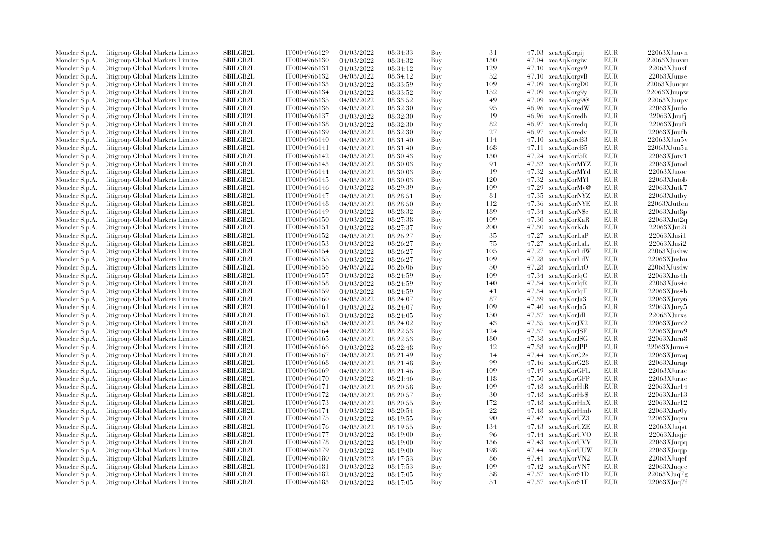| | | | | | | | | | | |
|---|---|---|---|---|---|---|---|---|---|---|
| Moncler S.p.A. | Citigroup Global Markets Limited | SBILGB2L | IT0004966129 | 04/03/2022 | 08:34:33 | Buy | 31 | 47.03 | xeaAqKorgij | EUR | 22063XJuuvn |
| Moncler S.p.A. | Citigroup Global Markets Limited | SBILGB2L | IT0004966130 | 04/03/2022 | 08:34:32 | Buy | 130 | 47.04 | xeaAqKorgiw | EUR | 22063XJuuvm |
| Moncler S.p.A. | Citigroup Global Markets Limited | SBILGB2L | IT0004966131 | 04/03/2022 | 08:34:12 | Buy | 129 | 47.10 | xeaAqKorgv9 | EUR | 22063XJuusf |
| Moncler S.p.A. | Citigroup Global Markets Limited | SBILGB2L | IT0004966132 | 04/03/2022 | 08:34:12 | Buy | 52 | 47.10 | xeaAqKorgvB | EUR | 22063XJuuse |
| Moncler S.p.A. | Citigroup Global Markets Limited | SBILGB2L | IT0004966133 | 04/03/2022 | 08:33:59 | Buy | 109 | 47.09 | xeaAqKorgD0 | EUR | 22063XJuuqm |
| Moncler S.p.A. | Citigroup Global Markets Limited | SBILGB2L | IT0004966134 | 04/03/2022 | 08:33:52 | Buy | 152 | 47.09 | xeaAqKorg9y | EUR | 22063XJuupw |
| Moncler S.p.A. | Citigroup Global Markets Limited | SBILGB2L | IT0004966135 | 04/03/2022 | 08:33:52 | Buy | 49 | 47.09 | xeaAqKorg9@ | EUR | 22063XJuupv |
| Moncler S.p.A. | Citigroup Global Markets Limited | SBILGB2L | IT0004966136 | 04/03/2022 | 08:32:30 | Buy | 95 | 46.96 | xeaAqKoredW | EUR | 22063XJuufo |
| Moncler S.p.A. | Citigroup Global Markets Limited | SBILGB2L | IT0004966137 | 04/03/2022 | 08:32:30 | Buy | 19 | 46.96 | xeaAqKoredh | EUR | 22063XJuufj |
| Moncler S.p.A. | Citigroup Global Markets Limited | SBILGB2L | IT0004966138 | 04/03/2022 | 08:32:30 | Buy | 82 | 46.97 | xeaAqKoredq | EUR | 22063XJuufi |
| Moncler S.p.A. | Citigroup Global Markets Limited | SBILGB2L | IT0004966139 | 04/03/2022 | 08:32:30 | Buy | 27 | 46.97 | xeaAqKoredv | EUR | 22063XJuufh |
| Moncler S.p.A. | Citigroup Global Markets Limited | SBILGB2L | IT0004966140 | 04/03/2022 | 08:31:40 | Buy | 114 | 47.10 | xeaAqKoreB3 | EUR | 22063XJuu5v |
| Moncler S.p.A. | Citigroup Global Markets Limited | SBILGB2L | IT0004966141 | 04/03/2022 | 08:31:40 | Buy | 168 | 47.11 | xeaAqKoreB5 | EUR | 22063XJuu5u |
| Moncler S.p.A. | Citigroup Global Markets Limited | SBILGB2L | IT0004966142 | 04/03/2022 | 08:30:43 | Buy | 130 | 47.24 | xeaAqKorf5R | EUR | 22063XJutv1 |
| Moncler S.p.A. | Citigroup Global Markets Limited | SBILGB2L | IT0004966143 | 04/03/2022 | 08:30:03 | Buy | 91 | 47.32 | xeaAqKorMYZ | EUR | 22063XJutod |
| Moncler S.p.A. | Citigroup Global Markets Limited | SBILGB2L | IT0004966144 | 04/03/2022 | 08:30:03 | Buy | 19 | 47.32 | xeaAqKorMYd | EUR | 22063XJutoc |
| Moncler S.p.A. | Citigroup Global Markets Limited | SBILGB2L | IT0004966145 | 04/03/2022 | 08:30:03 | Buy | 120 | 47.32 | xeaAqKorMYl | EUR | 22063XJutob |
| Moncler S.p.A. | Citigroup Global Markets Limited | SBILGB2L | IT0004966146 | 04/03/2022 | 08:29:39 | Buy | 109 | 47.29 | xeaAqKorMy@ | EUR | 22063XJutk7 |
| Moncler S.p.A. | Citigroup Global Markets Limited | SBILGB2L | IT0004966147 | 04/03/2022 | 08:28:51 | Buy | 81 | 47.35 | xeaAqKorNYZ | EUR | 22063XJutby |
| Moncler S.p.A. | Citigroup Global Markets Limited | SBILGB2L | IT0004966148 | 04/03/2022 | 08:28:50 | Buy | 112 | 47.36 | xeaAqKorNYE | EUR | 22063XJutbm |
| Moncler S.p.A. | Citigroup Global Markets Limited | SBILGB2L | IT0004966149 | 04/03/2022 | 08:28:32 | Buy | 189 | 47.34 | xeaAqKorN$c | EUR | 22063XJut8p |
| Moncler S.p.A. | Citigroup Global Markets Limited | SBILGB2L | IT0004966150 | 04/03/2022 | 08:27:38 | Buy | 109 | 47.30 | xeaAqKorKaR | EUR | 22063XJut2q |
| Moncler S.p.A. | Citigroup Global Markets Limited | SBILGB2L | IT0004966151 | 04/03/2022 | 08:27:37 | Buy | 200 | 47.30 | xeaAqKorKch | EUR | 22063XJut2i |
| Moncler S.p.A. | Citigroup Global Markets Limited | SBILGB2L | IT0004966152 | 04/03/2022 | 08:26:27 | Buy | 35 | 47.27 | xeaAqKorLaP | EUR | 22063XJusi1 |
| Moncler S.p.A. | Citigroup Global Markets Limited | SBILGB2L | IT0004966153 | 04/03/2022 | 08:26:27 | Buy | 75 | 47.27 | xeaAqKorLaL | EUR | 22063XJusi2 |
| Moncler S.p.A. | Citigroup Global Markets Limited | SBILGB2L | IT0004966154 | 04/03/2022 | 08:26:27 | Buy | 105 | 47.27 | xeaAqKorLdW | EUR | 22063XJushw |
| Moncler S.p.A. | Citigroup Global Markets Limited | SBILGB2L | IT0004966155 | 04/03/2022 | 08:26:27 | Buy | 109 | 47.28 | xeaAqKorLdY | EUR | 22063XJushu |
| Moncler S.p.A. | Citigroup Global Markets Limited | SBILGB2L | IT0004966156 | 04/03/2022 | 08:26:06 | Buy | 50 | 47.28 | xeaAqKorLtO | EUR | 22063XJusdw |
| Moncler S.p.A. | Citigroup Global Markets Limited | SBILGB2L | IT0004966157 | 04/03/2022 | 08:24:59 | Buy | 109 | 47.34 | xeaAqKorIqC | EUR | 22063XJus4h |
| Moncler S.p.A. | Citigroup Global Markets Limited | SBILGB2L | IT0004966158 | 04/03/2022 | 08:24:59 | Buy | 140 | 47.34 | xeaAqKorIqR | EUR | 22063XJus4c |
| Moncler S.p.A. | Citigroup Global Markets Limited | SBILGB2L | IT0004966159 | 04/03/2022 | 08:24:59 | Buy | 41 | 47.34 | xeaAqKorIqT | EUR | 22063XJus4b |
| Moncler S.p.A. | Citigroup Global Markets Limited | SBILGB2L | IT0004966160 | 04/03/2022 | 08:24:07 | Buy | 87 | 47.39 | xeaAqKorJa3 | EUR | 22063XJury6 |
| Moncler S.p.A. | Citigroup Global Markets Limited | SBILGB2L | IT0004966161 | 04/03/2022 | 08:24:07 | Buy | 109 | 47.40 | xeaAqKorJa5 | EUR | 22063XJury5 |
| Moncler S.p.A. | Citigroup Global Markets Limited | SBILGB2L | IT0004966162 | 04/03/2022 | 08:24:05 | Buy | 150 | 47.37 | xeaAqKorJdL | EUR | 22063XJurxs |
| Moncler S.p.A. | Citigroup Global Markets Limited | SBILGB2L | IT0004966163 | 04/03/2022 | 08:24:02 | Buy | 43 | 47.35 | xeaAqKorJX2 | EUR | 22063XJurx2 |
| Moncler S.p.A. | Citigroup Global Markets Limited | SBILGB2L | IT0004966164 | 04/03/2022 | 08:22:53 | Buy | 124 | 47.37 | xeaAqKorJSE | EUR | 22063XJurn9 |
| Moncler S.p.A. | Citigroup Global Markets Limited | SBILGB2L | IT0004966165 | 04/03/2022 | 08:22:53 | Buy | 180 | 47.38 | xeaAqKorJSG | EUR | 22063XJurn8 |
| Moncler S.p.A. | Citigroup Global Markets Limited | SBILGB2L | IT0004966166 | 04/03/2022 | 08:22:48 | Buy | 12 | 47.38 | xeaAqKorJPP | EUR | 22063XJurm4 |
| Moncler S.p.A. | Citigroup Global Markets Limited | SBILGB2L | IT0004966167 | 04/03/2022 | 08:21:49 | Buy | 14 | 47.44 | xeaAqKorG2e | EUR | 22063XJuraq |
| Moncler S.p.A. | Citigroup Global Markets Limited | SBILGB2L | IT0004966168 | 04/03/2022 | 08:21:48 | Buy | 99 | 47.46 | xeaAqKorG28 | EUR | 22063XJurap |
| Moncler S.p.A. | Citigroup Global Markets Limited | SBILGB2L | IT0004966169 | 04/03/2022 | 08:21:46 | Buy | 109 | 47.49 | xeaAqKorGFL | EUR | 22063XJurae |
| Moncler S.p.A. | Citigroup Global Markets Limited | SBILGB2L | IT0004966170 | 04/03/2022 | 08:21:46 | Buy | 118 | 47.50 | xeaAqKorGFP | EUR | 22063XJurac |
| Moncler S.p.A. | Citigroup Global Markets Limited | SBILGB2L | IT0004966171 | 04/03/2022 | 08:20:58 | Buy | 109 | 47.48 | xeaAqKorHtR | EUR | 22063XJur14 |
| Moncler S.p.A. | Citigroup Global Markets Limited | SBILGB2L | IT0004966172 | 04/03/2022 | 08:20:57 | Buy | 30 | 47.48 | xeaAqKorHs$ | EUR | 22063XJur13 |
| Moncler S.p.A. | Citigroup Global Markets Limited | SBILGB2L | IT0004966173 | 04/03/2022 | 08:20:55 | Buy | 172 | 47.48 | xeaAqKorHnX | EUR | 22063XJur12 |
| Moncler S.p.A. | Citigroup Global Markets Limited | SBILGB2L | IT0004966174 | 04/03/2022 | 08:20:54 | Buy | 22 | 47.48 | xeaAqKorHmb | EUR | 22063XJur0y |
| Moncler S.p.A. | Citigroup Global Markets Limited | SBILGB2L | IT0004966175 | 04/03/2022 | 08:19:55 | Buy | 90 | 47.42 | xeaAqKorUZ3 | EUR | 22063XJuqsu |
| Moncler S.p.A. | Citigroup Global Markets Limited | SBILGB2L | IT0004966176 | 04/03/2022 | 08:19:55 | Buy | 134 | 47.43 | xeaAqKorUZE | EUR | 22063XJuqst |
| Moncler S.p.A. | Citigroup Global Markets Limited | SBILGB2L | IT0004966177 | 04/03/2022 | 08:19:00 | Buy | 96 | 47.44 | xeaAqKorUVO | EUR | 22063XJuqjr |
| Moncler S.p.A. | Citigroup Global Markets Limited | SBILGB2L | IT0004966178 | 04/03/2022 | 08:19:00 | Buy | 136 | 47.43 | xeaAqKorUVV | EUR | 22063XJuqjq |
| Moncler S.p.A. | Citigroup Global Markets Limited | SBILGB2L | IT0004966179 | 04/03/2022 | 08:19:00 | Buy | 198 | 47.44 | xeaAqKorUUW | EUR | 22063XJuqjp |
| Moncler S.p.A. | Citigroup Global Markets Limited | SBILGB2L | IT0004966180 | 04/03/2022 | 08:17:53 | Buy | 86 | 47.41 | xeaAqKorVN2 | EUR | 22063XJuqef |
| Moncler S.p.A. | Citigroup Global Markets Limited | SBILGB2L | IT0004966181 | 04/03/2022 | 08:17:53 | Buy | 109 | 47.42 | xeaAqKorVN7 | EUR | 22063XJuqee |
| Moncler S.p.A. | Citigroup Global Markets Limited | SBILGB2L | IT0004966182 | 04/03/2022 | 08:17:05 | Buy | 58 | 47.37 | xeaAqKorS1D | EUR | 22063XJuq7g |
| Moncler S.p.A. | Citigroup Global Markets Limited | SBILGB2L | IT0004966183 | 04/03/2022 | 08:17:05 | Buy | 51 | 47.37 | xeaAqKorS1F | EUR | 22063XJuq7f |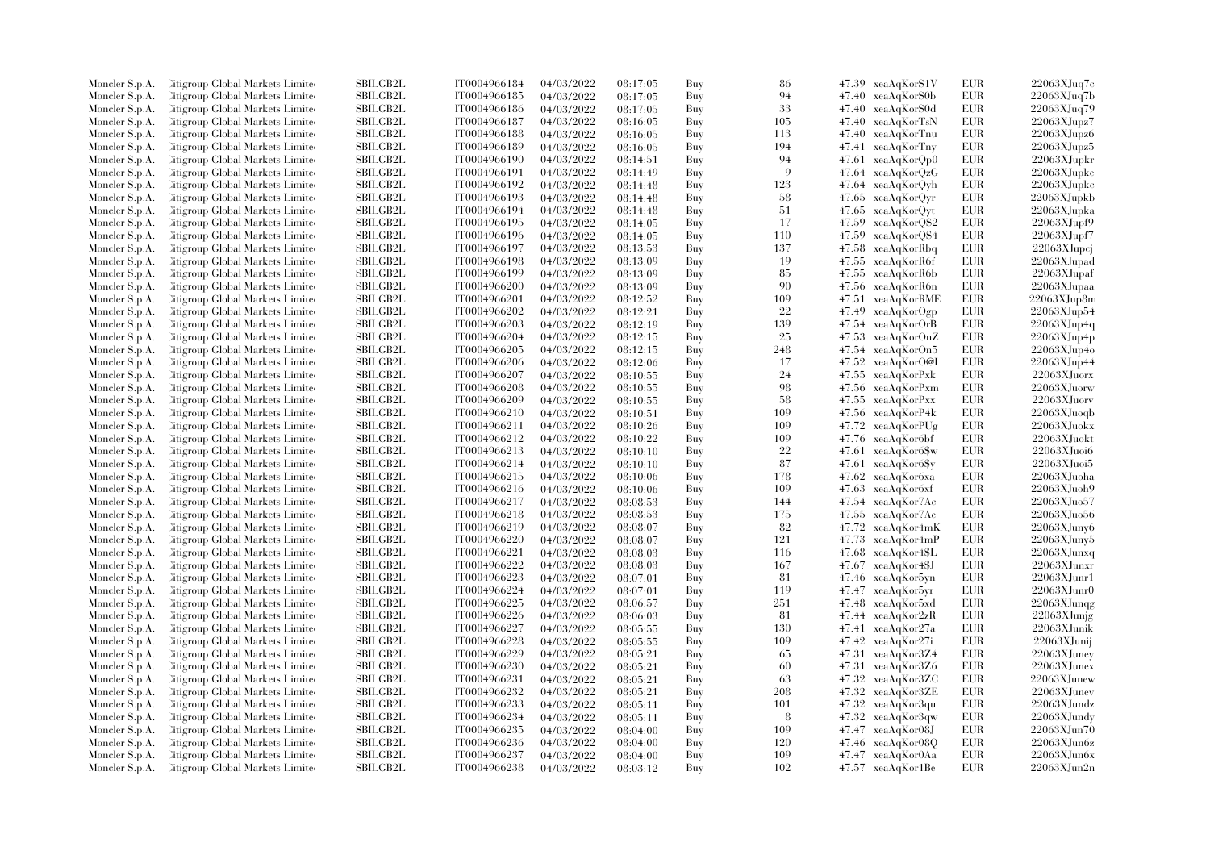| Moncler S.p.A. | Citigroup Global Markets Limited | SBILGB2L | IT0004966184 | 04/03/2022 | 08:17:05 | Buy | 86 | 47.39 | xeaAqKorS1V | EUR | 22063XJuq7c |
|---|---|---|---|---|---|---|---|---|---|---|---|
| Moncler S.p.A. | Citigroup Global Markets Limited | SBILGB2L | IT0004966185 | 04/03/2022 | 08:17:05 | Buy | 94 | 47.40 | xeaAqKorS0b | EUR | 22063XJuq7b |
| Moncler S.p.A. | Citigroup Global Markets Limited | SBILGB2L | IT0004966186 | 04/03/2022 | 08:17:05 | Buy | 33 | 47.40 | xeaAqKorS0d | EUR | 22063XJuq79 |
| Moncler S.p.A. | Citigroup Global Markets Limited | SBILGB2L | IT0004966187 | 04/03/2022 | 08:16:05 | Buy | 105 | 47.40 | xeaAqKorTsN | EUR | 22063XJupz7 |
| Moncler S.p.A. | Citigroup Global Markets Limited | SBILGB2L | IT0004966188 | 04/03/2022 | 08:16:05 | Buy | 113 | 47.40 | xeaAqKorTnu | EUR | 22063XJupz6 |
| Moncler S.p.A. | Citigroup Global Markets Limited | SBILGB2L | IT0004966189 | 04/03/2022 | 08:16:05 | Buy | 194 | 47.41 | xeaAqKorTny | EUR | 22063XJupz5 |
| Moncler S.p.A. | Citigroup Global Markets Limited | SBILGB2L | IT0004966190 | 04/03/2022 | 08:14:51 | Buy | 94 | 47.61 | xeaAqKorQp0 | EUR | 22063XJupkr |
| Moncler S.p.A. | Citigroup Global Markets Limited | SBILGB2L | IT0004966191 | 04/03/2022 | 08:14:49 | Buy | 9 | 47.64 | xeaAqKorQzG | EUR | 22063XJupke |
| Moncler S.p.A. | Citigroup Global Markets Limited | SBILGB2L | IT0004966192 | 04/03/2022 | 08:14:48 | Buy | 123 | 47.64 | xeaAqKorQyh | EUR | 22063XJupkc |
| Moncler S.p.A. | Citigroup Global Markets Limited | SBILGB2L | IT0004966193 | 04/03/2022 | 08:14:48 | Buy | 58 | 47.65 | xeaAqKorQyr | EUR | 22063XJupkb |
| Moncler S.p.A. | Citigroup Global Markets Limited | SBILGB2L | IT0004966194 | 04/03/2022 | 08:14:48 | Buy | 51 | 47.65 | xeaAqKorQyt | EUR | 22063XJupka |
| Moncler S.p.A. | Citigroup Global Markets Limited | SBILGB2L | IT0004966195 | 04/03/2022 | 08:14:05 | Buy | 17 | 47.59 | xeaAqKorQS2 | EUR | 22063XJupf9 |
| Moncler S.p.A. | Citigroup Global Markets Limited | SBILGB2L | IT0004966196 | 04/03/2022 | 08:14:05 | Buy | 110 | 47.59 | xeaAqKorQS4 | EUR | 22063XJupf7 |
| Moncler S.p.A. | Citigroup Global Markets Limited | SBILGB2L | IT0004966197 | 04/03/2022 | 08:13:53 | Buy | 137 | 47.58 | xeaAqKorRbq | EUR | 22063XJupcj |
| Moncler S.p.A. | Citigroup Global Markets Limited | SBILGB2L | IT0004966198 | 04/03/2022 | 08:13:09 | Buy | 19 | 47.55 | xeaAqKorR6f | EUR | 22063XJupad |
| Moncler S.p.A. | Citigroup Global Markets Limited | SBILGB2L | IT0004966199 | 04/03/2022 | 08:13:09 | Buy | 85 | 47.55 | xeaAqKorR6b | EUR | 22063XJupaf |
| Moncler S.p.A. | Citigroup Global Markets Limited | SBILGB2L | IT0004966200 | 04/03/2022 | 08:13:09 | Buy | 90 | 47.56 | xeaAqKorR6n | EUR | 22063XJupaa |
| Moncler S.p.A. | Citigroup Global Markets Limited | SBILGB2L | IT0004966201 | 04/03/2022 | 08:12:52 | Buy | 109 | 47.51 | xeaAqKorRME | EUR | 22063XJup8m |
| Moncler S.p.A. | Citigroup Global Markets Limited | SBILGB2L | IT0004966202 | 04/03/2022 | 08:12:21 | Buy | 22 | 47.49 | xeaAqKorOgp | EUR | 22063XJup54 |
| Moncler S.p.A. | Citigroup Global Markets Limited | SBILGB2L | IT0004966203 | 04/03/2022 | 08:12:19 | Buy | 139 | 47.54 | xeaAqKorOrB | EUR | 22063XJup4q |
| Moncler S.p.A. | Citigroup Global Markets Limited | SBILGB2L | IT0004966204 | 04/03/2022 | 08:12:15 | Buy | 25 | 47.53 | xeaAqKorOnZ | EUR | 22063XJup4p |
| Moncler S.p.A. | Citigroup Global Markets Limited | SBILGB2L | IT0004966205 | 04/03/2022 | 08:12:15 | Buy | 248 | 47.54 | xeaAqKorOn5 | EUR | 22063XJup4o |
| Moncler S.p.A. | Citigroup Global Markets Limited | SBILGB2L | IT0004966206 | 04/03/2022 | 08:12:06 | Buy | 17 | 47.52 | xeaAqKorO@I | EUR | 22063XJup44 |
| Moncler S.p.A. | Citigroup Global Markets Limited | SBILGB2L | IT0004966207 | 04/03/2022 | 08:10:55 | Buy | 24 | 47.55 | xeaAqKorPxk | EUR | 22063XJuorx |
| Moncler S.p.A. | Citigroup Global Markets Limited | SBILGB2L | IT0004966208 | 04/03/2022 | 08:10:55 | Buy | 98 | 47.56 | xeaAqKorPxm | EUR | 22063XJuorw |
| Moncler S.p.A. | Citigroup Global Markets Limited | SBILGB2L | IT0004966209 | 04/03/2022 | 08:10:55 | Buy | 58 | 47.55 | xeaAqKorPxx | EUR | 22063XJuorv |
| Moncler S.p.A. | Citigroup Global Markets Limited | SBILGB2L | IT0004966210 | 04/03/2022 | 08:10:51 | Buy | 109 | 47.56 | xeaAqKorP4k | EUR | 22063XJuoqb |
| Moncler S.p.A. | Citigroup Global Markets Limited | SBILGB2L | IT0004966211 | 04/03/2022 | 08:10:26 | Buy | 109 | 47.72 | xeaAqKorPUg | EUR | 22063XJuokx |
| Moncler S.p.A. | Citigroup Global Markets Limited | SBILGB2L | IT0004966212 | 04/03/2022 | 08:10:22 | Buy | 109 | 47.76 | xeaAqKor6bf | EUR | 22063XJuokt |
| Moncler S.p.A. | Citigroup Global Markets Limited | SBILGB2L | IT0004966213 | 04/03/2022 | 08:10:10 | Buy | 22 | 47.61 | xeaAqKor6$w | EUR | 22063XJuoi6 |
| Moncler S.p.A. | Citigroup Global Markets Limited | SBILGB2L | IT0004966214 | 04/03/2022 | 08:10:10 | Buy | 87 | 47.61 | xeaAqKor6$y | EUR | 22063XJuoi5 |
| Moncler S.p.A. | Citigroup Global Markets Limited | SBILGB2L | IT0004966215 | 04/03/2022 | 08:10:06 | Buy | 178 | 47.62 | xeaAqKor6xa | EUR | 22063XJuoha |
| Moncler S.p.A. | Citigroup Global Markets Limited | SBILGB2L | IT0004966216 | 04/03/2022 | 08:10:06 | Buy | 109 | 47.63 | xeaAqKor6xf | EUR | 22063XJuoh9 |
| Moncler S.p.A. | Citigroup Global Markets Limited | SBILGB2L | IT0004966217 | 04/03/2022 | 08:08:53 | Buy | 144 | 47.54 | xeaAqKor7Ac | EUR | 22063XJuo57 |
| Moncler S.p.A. | Citigroup Global Markets Limited | SBILGB2L | IT0004966218 | 04/03/2022 | 08:08:53 | Buy | 175 | 47.55 | xeaAqKor7Ae | EUR | 22063XJuo56 |
| Moncler S.p.A. | Citigroup Global Markets Limited | SBILGB2L | IT0004966219 | 04/03/2022 | 08:08:07 | Buy | 82 | 47.72 | xeaAqKor4mK | EUR | 22063XJuny6 |
| Moncler S.p.A. | Citigroup Global Markets Limited | SBILGB2L | IT0004966220 | 04/03/2022 | 08:08:07 | Buy | 121 | 47.73 | xeaAqKor4mP | EUR | 22063XJuny5 |
| Moncler S.p.A. | Citigroup Global Markets Limited | SBILGB2L | IT0004966221 | 04/03/2022 | 08:08:03 | Buy | 116 | 47.68 | xeaAqKor4$L | EUR | 22063XJunxq |
| Moncler S.p.A. | Citigroup Global Markets Limited | SBILGB2L | IT0004966222 | 04/03/2022 | 08:08:03 | Buy | 167 | 47.67 | xeaAqKor4$J | EUR | 22063XJunxr |
| Moncler S.p.A. | Citigroup Global Markets Limited | SBILGB2L | IT0004966223 | 04/03/2022 | 08:07:01 | Buy | 81 | 47.46 | xeaAqKor5yn | EUR | 22063XJunr1 |
| Moncler S.p.A. | Citigroup Global Markets Limited | SBILGB2L | IT0004966224 | 04/03/2022 | 08:07:01 | Buy | 119 | 47.47 | xeaAqKor5yr | EUR | 22063XJunr0 |
| Moncler S.p.A. | Citigroup Global Markets Limited | SBILGB2L | IT0004966225 | 04/03/2022 | 08:06:57 | Buy | 251 | 47.48 | xeaAqKor5xd | EUR | 22063XJunqg |
| Moncler S.p.A. | Citigroup Global Markets Limited | SBILGB2L | IT0004966226 | 04/03/2022 | 08:06:03 | Buy | 81 | 47.44 | xeaAqKor2zR | EUR | 22063XJunjg |
| Moncler S.p.A. | Citigroup Global Markets Limited | SBILGB2L | IT0004966227 | 04/03/2022 | 08:05:55 | Buy | 130 | 47.41 | xeaAqKor27a | EUR | 22063XJunik |
| Moncler S.p.A. | Citigroup Global Markets Limited | SBILGB2L | IT0004966228 | 04/03/2022 | 08:05:55 | Buy | 109 | 47.42 | xeaAqKor27i | EUR | 22063XJunij |
| Moncler S.p.A. | Citigroup Global Markets Limited | SBILGB2L | IT0004966229 | 04/03/2022 | 08:05:21 | Buy | 65 | 47.31 | xeaAqKor3Z4 | EUR | 22063XJuney |
| Moncler S.p.A. | Citigroup Global Markets Limited | SBILGB2L | IT0004966230 | 04/03/2022 | 08:05:21 | Buy | 60 | 47.31 | xeaAqKor3Z6 | EUR | 22063XJunex |
| Moncler S.p.A. | Citigroup Global Markets Limited | SBILGB2L | IT0004966231 | 04/03/2022 | 08:05:21 | Buy | 63 | 47.32 | xeaAqKor3ZC | EUR | 22063XJunew |
| Moncler S.p.A. | Citigroup Global Markets Limited | SBILGB2L | IT0004966232 | 04/03/2022 | 08:05:21 | Buy | 208 | 47.32 | xeaAqKor3ZE | EUR | 22063XJunev |
| Moncler S.p.A. | Citigroup Global Markets Limited | SBILGB2L | IT0004966233 | 04/03/2022 | 08:05:11 | Buy | 101 | 47.32 | xeaAqKor3qu | EUR | 22063XJundz |
| Moncler S.p.A. | Citigroup Global Markets Limited | SBILGB2L | IT0004966234 | 04/03/2022 | 08:05:11 | Buy | 8 | 47.32 | xeaAqKor3qw | EUR | 22063XJundy |
| Moncler S.p.A. | Citigroup Global Markets Limited | SBILGB2L | IT0004966235 | 04/03/2022 | 08:04:00 | Buy | 109 | 47.47 | xeaAqKor08J | EUR | 22063XJun70 |
| Moncler S.p.A. | Citigroup Global Markets Limited | SBILGB2L | IT0004966236 | 04/03/2022 | 08:04:00 | Buy | 120 | 47.46 | xeaAqKor08Q | EUR | 22063XJun6z |
| Moncler S.p.A. | Citigroup Global Markets Limited | SBILGB2L | IT0004966237 | 04/03/2022 | 08:04:00 | Buy | 109 | 47.47 | xeaAqKor0Aa | EUR | 22063XJun6x |
| Moncler S.p.A. | Citigroup Global Markets Limited | SBILGB2L | IT0004966238 | 04/03/2022 | 08:03:12 | Buy | 102 | 47.57 | xeaAqKor1Be | EUR | 22063XJun2n |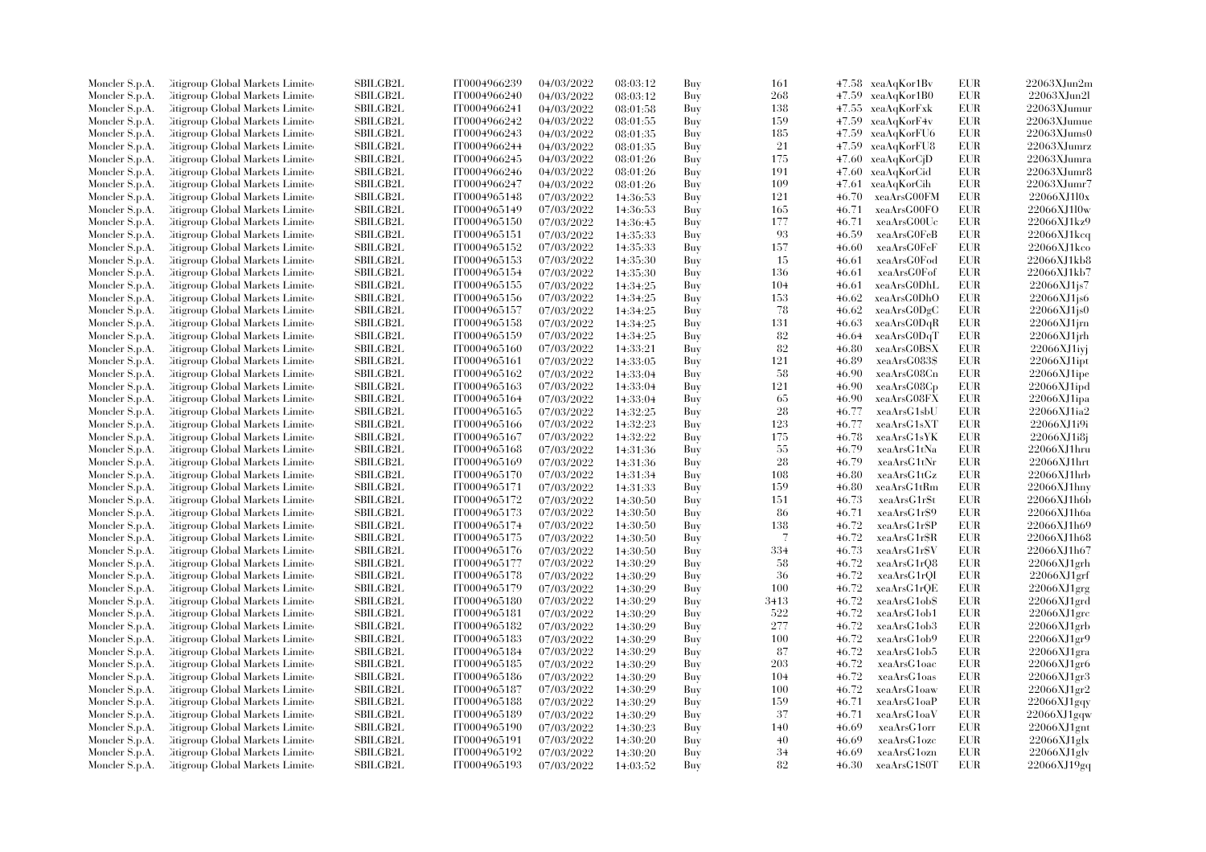| | | | | | | | | | | | |
|---|---|---|---|---|---|---|---|---|---|---|---|
| Moncler S.p.A. | Citigroup Global Markets Limited | SBILGB2L | IT0004966239 | 04/03/2022 | 08:03:12 | Buy | 161 | 47.58 | xeaAqKor1Bv | EUR | 22063XJun2m |
| Moncler S.p.A. | Citigroup Global Markets Limited | SBILGB2L | IT0004966240 | 04/03/2022 | 08:03:12 | Buy | 268 | 47.59 | xeaAqKor1B0 | EUR | 22063XJun2l |
| Moncler S.p.A. | Citigroup Global Markets Limited | SBILGB2L | IT0004966241 | 04/03/2022 | 08:01:58 | Buy | 138 | 47.55 | xeaAqKorFxk | EUR | 22063XJumur |
| Moncler S.p.A. | Citigroup Global Markets Limited | SBILGB2L | IT0004966242 | 04/03/2022 | 08:01:55 | Buy | 159 | 47.59 | xeaAqKorF4v | EUR | 22063XJumue |
| Moncler S.p.A. | Citigroup Global Markets Limited | SBILGB2L | IT0004966243 | 04/03/2022 | 08:01:35 | Buy | 185 | 47.59 | xeaAqKorFU6 | EUR | 22063XJums0 |
| Moncler S.p.A. | Citigroup Global Markets Limited | SBILGB2L | IT0004966244 | 04/03/2022 | 08:01:35 | Buy | 21 | 47.59 | xeaAqKorFU8 | EUR | 22063XJumrz |
| Moncler S.p.A. | Citigroup Global Markets Limited | SBILGB2L | IT0004966245 | 04/03/2022 | 08:01:26 | Buy | 175 | 47.60 | xeaAqKorCjD | EUR | 22063XJumra |
| Moncler S.p.A. | Citigroup Global Markets Limited | SBILGB2L | IT0004966246 | 04/03/2022 | 08:01:26 | Buy | 191 | 47.60 | xeaAqKorCid | EUR | 22063XJumr8 |
| Moncler S.p.A. | Citigroup Global Markets Limited | SBILGB2L | IT0004966247 | 04/03/2022 | 08:01:26 | Buy | 109 | 47.61 | xeaAqKorCih | EUR | 22063XJumr7 |
| Moncler S.p.A. | Citigroup Global Markets Limited | SBILGB2L | IT0004965148 | 07/03/2022 | 14:36:53 | Buy | 121 | 46.70 | xeaArsG00FM | EUR | 22066XJ1l0x |
| Moncler S.p.A. | Citigroup Global Markets Limited | SBILGB2L | IT0004965149 | 07/03/2022 | 14:36:53 | Buy | 165 | 46.71 | xeaArsG00FO | EUR | 22066XJ1l0w |
| Moncler S.p.A. | Citigroup Global Markets Limited | SBILGB2L | IT0004965150 | 07/03/2022 | 14:36:45 | Buy | 177 | 46.71 | xeaArsG00Uc | EUR | 22066XJ1kz9 |
| Moncler S.p.A. | Citigroup Global Markets Limited | SBILGB2L | IT0004965151 | 07/03/2022 | 14:35:33 | Buy | 93 | 46.59 | xeaArsG0FeB | EUR | 22066XJ1kcq |
| Moncler S.p.A. | Citigroup Global Markets Limited | SBILGB2L | IT0004965152 | 07/03/2022 | 14:35:33 | Buy | 157 | 46.60 | xeaArsG0FeF | EUR | 22066XJ1kco |
| Moncler S.p.A. | Citigroup Global Markets Limited | SBILGB2L | IT0004965153 | 07/03/2022 | 14:35:30 | Buy | 15 | 46.61 | xeaArsG0Fod | EUR | 22066XJ1kb8 |
| Moncler S.p.A. | Citigroup Global Markets Limited | SBILGB2L | IT0004965154 | 07/03/2022 | 14:35:30 | Buy | 136 | 46.61 | xeaArsG0Fof | EUR | 22066XJ1kb7 |
| Moncler S.p.A. | Citigroup Global Markets Limited | SBILGB2L | IT0004965155 | 07/03/2022 | 14:34:25 | Buy | 104 | 46.61 | xeaArsG0DhL | EUR | 22066XJ1js7 |
| Moncler S.p.A. | Citigroup Global Markets Limited | SBILGB2L | IT0004965156 | 07/03/2022 | 14:34:25 | Buy | 153 | 46.62 | xeaArsG0DhO | EUR | 22066XJ1js6 |
| Moncler S.p.A. | Citigroup Global Markets Limited | SBILGB2L | IT0004965157 | 07/03/2022 | 14:34:25 | Buy | 78 | 46.62 | xeaArsG0DgC | EUR | 22066XJ1js0 |
| Moncler S.p.A. | Citigroup Global Markets Limited | SBILGB2L | IT0004965158 | 07/03/2022 | 14:34:25 | Buy | 131 | 46.63 | xeaArsG0DqR | EUR | 22066XJ1jrn |
| Moncler S.p.A. | Citigroup Global Markets Limited | SBILGB2L | IT0004965159 | 07/03/2022 | 14:34:25 | Buy | 82 | 46.64 | xeaArsG0DqT | EUR | 22066XJ1jrh |
| Moncler S.p.A. | Citigroup Global Markets Limited | SBILGB2L | IT0004965160 | 07/03/2022 | 14:33:21 | Buy | 82 | 46.80 | xeaArsG0BSX | EUR | 22066XJ1iyj |
| Moncler S.p.A. | Citigroup Global Markets Limited | SBILGB2L | IT0004965161 | 07/03/2022 | 14:33:05 | Buy | 121 | 46.89 | xeaArsG083$ | EUR | 22066XJ1ipt |
| Moncler S.p.A. | Citigroup Global Markets Limited | SBILGB2L | IT0004965162 | 07/03/2022 | 14:33:04 | Buy | 58 | 46.90 | xeaArsG08Cn | EUR | 22066XJ1ipe |
| Moncler S.p.A. | Citigroup Global Markets Limited | SBILGB2L | IT0004965163 | 07/03/2022 | 14:33:04 | Buy | 121 | 46.90 | xeaArsG08Cp | EUR | 22066XJ1ipd |
| Moncler S.p.A. | Citigroup Global Markets Limited | SBILGB2L | IT0004965164 | 07/03/2022 | 14:33:04 | Buy | 65 | 46.90 | xeaArsG08FX | EUR | 22066XJ1ipa |
| Moncler S.p.A. | Citigroup Global Markets Limited | SBILGB2L | IT0004965165 | 07/03/2022 | 14:32:25 | Buy | 28 | 46.77 | xeaArsG1sbU | EUR | 22066XJ1ia2 |
| Moncler S.p.A. | Citigroup Global Markets Limited | SBILGB2L | IT0004965166 | 07/03/2022 | 14:32:23 | Buy | 123 | 46.77 | xeaArsG1sXT | EUR | 22066XJ1i9i |
| Moncler S.p.A. | Citigroup Global Markets Limited | SBILGB2L | IT0004965167 | 07/03/2022 | 14:32:22 | Buy | 175 | 46.78 | xeaArsG1sYK | EUR | 22066XJ1i8j |
| Moncler S.p.A. | Citigroup Global Markets Limited | SBILGB2L | IT0004965168 | 07/03/2022 | 14:31:36 | Buy | 55 | 46.79 | xeaArsG1tNa | EUR | 22066XJ1hru |
| Moncler S.p.A. | Citigroup Global Markets Limited | SBILGB2L | IT0004965169 | 07/03/2022 | 14:31:36 | Buy | 28 | 46.79 | xeaArsG1tNr | EUR | 22066XJ1hrt |
| Moncler S.p.A. | Citigroup Global Markets Limited | SBILGB2L | IT0004965170 | 07/03/2022 | 14:31:34 | Buy | 108 | 46.80 | xeaArsG1tGz | EUR | 22066XJ1hrb |
| Moncler S.p.A. | Citigroup Global Markets Limited | SBILGB2L | IT0004965171 | 07/03/2022 | 14:31:33 | Buy | 159 | 46.80 | xeaArsG1tRm | EUR | 22066XJ1hny |
| Moncler S.p.A. | Citigroup Global Markets Limited | SBILGB2L | IT0004965172 | 07/03/2022 | 14:30:50 | Buy | 151 | 46.73 | xeaArsG1r$t | EUR | 22066XJ1h6b |
| Moncler S.p.A. | Citigroup Global Markets Limited | SBILGB2L | IT0004965173 | 07/03/2022 | 14:30:50 | Buy | 86 | 46.71 | xeaArsG1r$9 | EUR | 22066XJ1h6a |
| Moncler S.p.A. | Citigroup Global Markets Limited | SBILGB2L | IT0004965174 | 07/03/2022 | 14:30:50 | Buy | 138 | 46.72 | xeaArsG1r$P | EUR | 22066XJ1h69 |
| Moncler S.p.A. | Citigroup Global Markets Limited | SBILGB2L | IT0004965175 | 07/03/2022 | 14:30:50 | Buy | 7 | 46.72 | xeaArsG1r$R | EUR | 22066XJ1h68 |
| Moncler S.p.A. | Citigroup Global Markets Limited | SBILGB2L | IT0004965176 | 07/03/2022 | 14:30:50 | Buy | 334 | 46.73 | xeaArsG1r$V | EUR | 22066XJ1h67 |
| Moncler S.p.A. | Citigroup Global Markets Limited | SBILGB2L | IT0004965177 | 07/03/2022 | 14:30:29 | Buy | 58 | 46.72 | xeaArsG1rQ8 | EUR | 22066XJ1grh |
| Moncler S.p.A. | Citigroup Global Markets Limited | SBILGB2L | IT0004965178 | 07/03/2022 | 14:30:29 | Buy | 36 | 46.72 | xeaArsG1rQI | EUR | 22066XJ1grf |
| Moncler S.p.A. | Citigroup Global Markets Limited | SBILGB2L | IT0004965179 | 07/03/2022 | 14:30:29 | Buy | 100 | 46.72 | xeaArsG1rQE | EUR | 22066XJ1grg |
| Moncler S.p.A. | Citigroup Global Markets Limited | SBILGB2L | IT0004965180 | 07/03/2022 | 14:30:29 | Buy | 3413 | 46.72 | xeaArsG1ob$ | EUR | 22066XJ1grd |
| Moncler S.p.A. | Citigroup Global Markets Limited | SBILGB2L | IT0004965181 | 07/03/2022 | 14:30:29 | Buy | 522 | 46.72 | xeaArsG1ob1 | EUR | 22066XJ1grc |
| Moncler S.p.A. | Citigroup Global Markets Limited | SBILGB2L | IT0004965182 | 07/03/2022 | 14:30:29 | Buy | 277 | 46.72 | xeaArsG1ob3 | EUR | 22066XJ1grb |
| Moncler S.p.A. | Citigroup Global Markets Limited | SBILGB2L | IT0004965183 | 07/03/2022 | 14:30:29 | Buy | 100 | 46.72 | xeaArsG1ob9 | EUR | 22066XJ1gr9 |
| Moncler S.p.A. | Citigroup Global Markets Limited | SBILGB2L | IT0004965184 | 07/03/2022 | 14:30:29 | Buy | 87 | 46.72 | xeaArsG1ob5 | EUR | 22066XJ1gra |
| Moncler S.p.A. | Citigroup Global Markets Limited | SBILGB2L | IT0004965185 | 07/03/2022 | 14:30:29 | Buy | 203 | 46.72 | xeaArsG1oac | EUR | 22066XJ1gr6 |
| Moncler S.p.A. | Citigroup Global Markets Limited | SBILGB2L | IT0004965186 | 07/03/2022 | 14:30:29 | Buy | 104 | 46.72 | xeaArsG1oas | EUR | 22066XJ1gr3 |
| Moncler S.p.A. | Citigroup Global Markets Limited | SBILGB2L | IT0004965187 | 07/03/2022 | 14:30:29 | Buy | 100 | 46.72 | xeaArsG1oaw | EUR | 22066XJ1gr2 |
| Moncler S.p.A. | Citigroup Global Markets Limited | SBILGB2L | IT0004965188 | 07/03/2022 | 14:30:29 | Buy | 159 | 46.71 | xeaArsG1oaP | EUR | 22066XJ1gqy |
| Moncler S.p.A. | Citigroup Global Markets Limited | SBILGB2L | IT0004965189 | 07/03/2022 | 14:30:29 | Buy | 37 | 46.71 | xeaArsG1oaV | EUR | 22066XJ1gqw |
| Moncler S.p.A. | Citigroup Global Markets Limited | SBILGB2L | IT0004965190 | 07/03/2022 | 14:30:23 | Buy | 140 | 46.69 | xeaArsG1orr | EUR | 22066XJ1gnt |
| Moncler S.p.A. | Citigroup Global Markets Limited | SBILGB2L | IT0004965191 | 07/03/2022 | 14:30:20 | Buy | 40 | 46.69 | xeaArsG1ozc | EUR | 22066XJ1glx |
| Moncler S.p.A. | Citigroup Global Markets Limited | SBILGB2L | IT0004965192 | 07/03/2022 | 14:30:20 | Buy | 34 | 46.69 | xeaArsG1ozn | EUR | 22066XJ1glv |
| Moncler S.p.A. | Citigroup Global Markets Limited | SBILGB2L | IT0004965193 | 07/03/2022 | 14:03:52 | Buy | 82 | 46.30 | xeaArsG1S0T | EUR | 22066XJ19gq |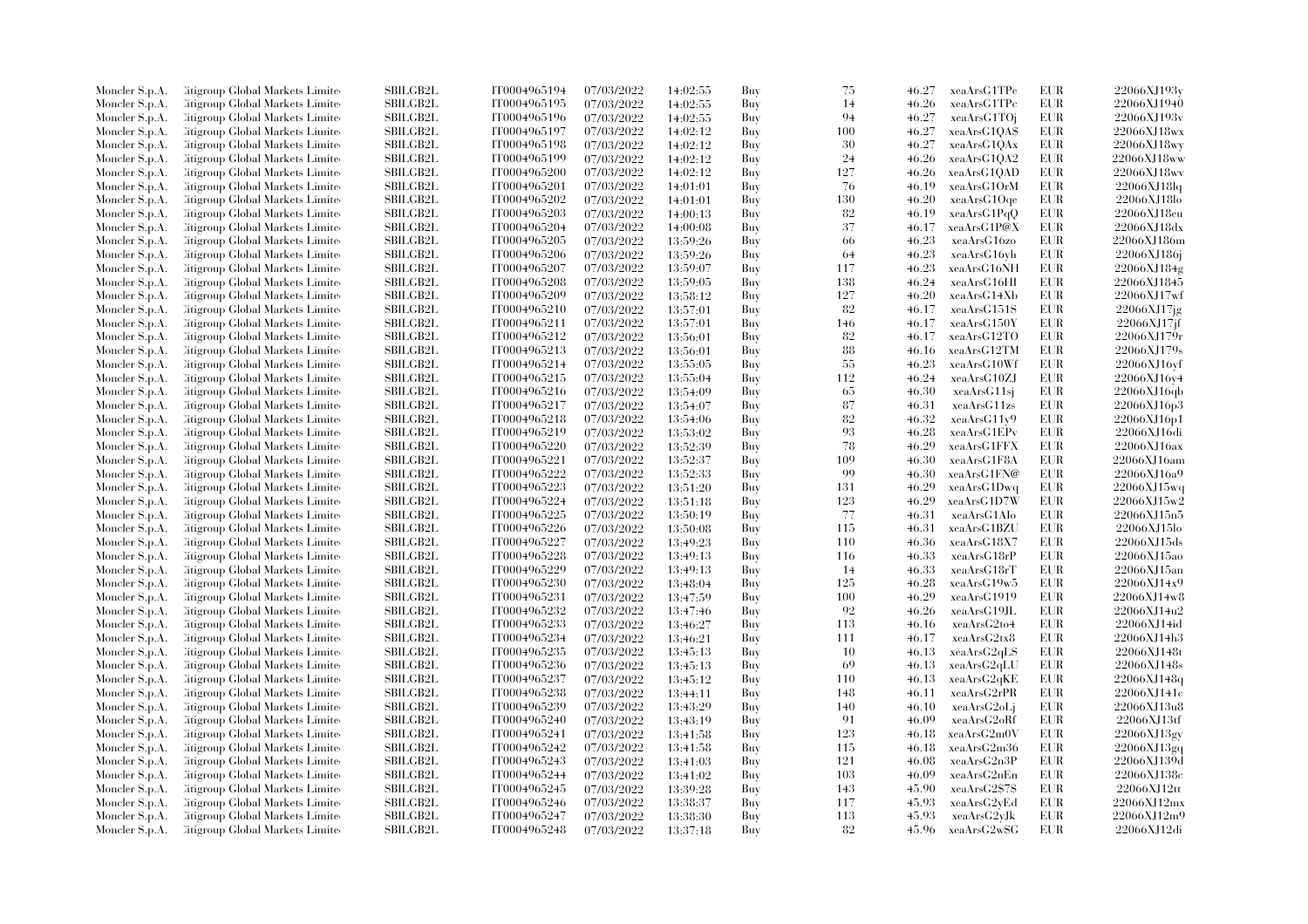| Moncler S.p.A. | Citigroup Global Markets Limited | SBILGB2L | IT0004965194 | 07/03/2022 | 14:02:55 | Buy | 75 | 46.27 | xeaArsG1TPe | EUR | 22066XJ193y |
|---|---|---|---|---|---|---|---|---|---|---|---|
| Moncler S.p.A. | Citigroup Global Markets Limited | SBILGB2L | IT0004965195 | 07/03/2022 | 14:02:55 | Buy | 14 | 46.26 | xeaArsG1TPc | EUR | 22066XJ1940 |
| Moncler S.p.A. | Citigroup Global Markets Limited | SBILGB2L | IT0004965196 | 07/03/2022 | 14:02:55 | Buy | 94 | 46.27 | xeaArsG1TOj | EUR | 22066XJ193v |
| Moncler S.p.A. | Citigroup Global Markets Limited | SBILGB2L | IT0004965197 | 07/03/2022 | 14:02:12 | Buy | 100 | 46.27 | xeaArsG1QA$ | EUR | 22066XJ18wx |
| Moncler S.p.A. | Citigroup Global Markets Limited | SBILGB2L | IT0004965198 | 07/03/2022 | 14:02:12 | Buy | 30 | 46.27 | xeaArsG1QAx | EUR | 22066XJ18wy |
| Moncler S.p.A. | Citigroup Global Markets Limited | SBILGB2L | IT0004965199 | 07/03/2022 | 14:02:12 | Buy | 24 | 46.26 | xeaArsG1QA2 | EUR | 22066XJ18ww |
| Moncler S.p.A. | Citigroup Global Markets Limited | SBILGB2L | IT0004965200 | 07/03/2022 | 14:02:12 | Buy | 127 | 46.26 | xeaArsG1QAD | EUR | 22066XJ18wv |
| Moncler S.p.A. | Citigroup Global Markets Limited | SBILGB2L | IT0004965201 | 07/03/2022 | 14:01:01 | Buy | 76 | 46.19 | xeaArsG1OrM | EUR | 22066XJ18lq |
| Moncler S.p.A. | Citigroup Global Markets Limited | SBILGB2L | IT0004965202 | 07/03/2022 | 14:01:01 | Buy | 130 | 46.20 | xeaArsG1Oqe | EUR | 22066XJ18lo |
| Moncler S.p.A. | Citigroup Global Markets Limited | SBILGB2L | IT0004965203 | 07/03/2022 | 14:00:13 | Buy | 82 | 46.19 | xeaArsG1PqQ | EUR | 22066XJ18eu |
| Moncler S.p.A. | Citigroup Global Markets Limited | SBILGB2L | IT0004965204 | 07/03/2022 | 14:00:08 | Buy | 37 | 46.17 | xeaArsG1P@X | EUR | 22066XJ18dx |
| Moncler S.p.A. | Citigroup Global Markets Limited | SBILGB2L | IT0004965205 | 07/03/2022 | 13:59:26 | Buy | 66 | 46.23 | xeaArsG16zo | EUR | 22066XJ186m |
| Moncler S.p.A. | Citigroup Global Markets Limited | SBILGB2L | IT0004965206 | 07/03/2022 | 13:59:26 | Buy | 64 | 46.23 | xeaArsG16yh | EUR | 22066XJ186j |
| Moncler S.p.A. | Citigroup Global Markets Limited | SBILGB2L | IT0004965207 | 07/03/2022 | 13:59:07 | Buy | 117 | 46.23 | xeaArsG16NH | EUR | 22066XJ184g |
| Moncler S.p.A. | Citigroup Global Markets Limited | SBILGB2L | IT0004965208 | 07/03/2022 | 13:59:05 | Buy | 138 | 46.24 | xeaArsG16HI | EUR | 22066XJ1845 |
| Moncler S.p.A. | Citigroup Global Markets Limited | SBILGB2L | IT0004965209 | 07/03/2022 | 13:58:12 | Buy | 127 | 46.20 | xeaArsG14Xb | EUR | 22066XJ17wf |
| Moncler S.p.A. | Citigroup Global Markets Limited | SBILGB2L | IT0004965210 | 07/03/2022 | 13:57:01 | Buy | 82 | 46.17 | xeaArsG151S | EUR | 22066XJ17jg |
| Moncler S.p.A. | Citigroup Global Markets Limited | SBILGB2L | IT0004965211 | 07/03/2022 | 13:57:01 | Buy | 146 | 46.17 | xeaArsG150Y | EUR | 22066XJ17jf |
| Moncler S.p.A. | Citigroup Global Markets Limited | SBILGB2L | IT0004965212 | 07/03/2022 | 13:56:01 | Buy | 82 | 46.17 | xeaArsG12TO | EUR | 22066XJ179r |
| Moncler S.p.A. | Citigroup Global Markets Limited | SBILGB2L | IT0004965213 | 07/03/2022 | 13:56:01 | Buy | 88 | 46.16 | xeaArsG12TM | EUR | 22066XJ179s |
| Moncler S.p.A. | Citigroup Global Markets Limited | SBILGB2L | IT0004965214 | 07/03/2022 | 13:55:05 | Buy | 55 | 46.23 | xeaArsG10Wf | EUR | 22066XJ16yf |
| Moncler S.p.A. | Citigroup Global Markets Limited | SBILGB2L | IT0004965215 | 07/03/2022 | 13:55:04 | Buy | 112 | 46.24 | xeaArsG10ZJ | EUR | 22066XJ16y4 |
| Moncler S.p.A. | Citigroup Global Markets Limited | SBILGB2L | IT0004965216 | 07/03/2022 | 13:54:09 | Buy | 65 | 46.30 | xeaArsG11sj | EUR | 22066XJ16qb |
| Moncler S.p.A. | Citigroup Global Markets Limited | SBILGB2L | IT0004965217 | 07/03/2022 | 13:54:07 | Buy | 87 | 46.31 | xeaArsG11zs | EUR | 22066XJ16p3 |
| Moncler S.p.A. | Citigroup Global Markets Limited | SBILGB2L | IT0004965218 | 07/03/2022 | 13:54:06 | Buy | 82 | 46.32 | xeaArsG11y9 | EUR | 22066XJ16p1 |
| Moncler S.p.A. | Citigroup Global Markets Limited | SBILGB2L | IT0004965219 | 07/03/2022 | 13:53:02 | Buy | 93 | 46.28 | xeaArsG1EPv | EUR | 22066XJ16di |
| Moncler S.p.A. | Citigroup Global Markets Limited | SBILGB2L | IT0004965220 | 07/03/2022 | 13:52:39 | Buy | 78 | 46.29 | xeaArsG1FFX | EUR | 22066XJ16ax |
| Moncler S.p.A. | Citigroup Global Markets Limited | SBILGB2L | IT0004965221 | 07/03/2022 | 13:52:37 | Buy | 109 | 46.30 | xeaArsG1F8A | EUR | 22066XJ16am |
| Moncler S.p.A. | Citigroup Global Markets Limited | SBILGB2L | IT0004965222 | 07/03/2022 | 13:52:33 | Buy | 99 | 46.30 | xeaArsG1FN@ | EUR | 22066XJ16a9 |
| Moncler S.p.A. | Citigroup Global Markets Limited | SBILGB2L | IT0004965223 | 07/03/2022 | 13:51:20 | Buy | 131 | 46.29 | xeaArsG1Dwq | EUR | 22066XJ15wq |
| Moncler S.p.A. | Citigroup Global Markets Limited | SBILGB2L | IT0004965224 | 07/03/2022 | 13:51:18 | Buy | 123 | 46.29 | xeaArsG1D7W | EUR | 22066XJ15w2 |
| Moncler S.p.A. | Citigroup Global Markets Limited | SBILGB2L | IT0004965225 | 07/03/2022 | 13:50:19 | Buy | 77 | 46.31 | xeaArsG1AIo | EUR | 22066XJ15n5 |
| Moncler S.p.A. | Citigroup Global Markets Limited | SBILGB2L | IT0004965226 | 07/03/2022 | 13:50:08 | Buy | 115 | 46.31 | xeaArsG1BZU | EUR | 22066XJ15lo |
| Moncler S.p.A. | Citigroup Global Markets Limited | SBILGB2L | IT0004965227 | 07/03/2022 | 13:49:23 | Buy | 110 | 46.36 | xeaArsG18X7 | EUR | 22066XJ15ds |
| Moncler S.p.A. | Citigroup Global Markets Limited | SBILGB2L | IT0004965228 | 07/03/2022 | 13:49:13 | Buy | 116 | 46.33 | xeaArsG18rP | EUR | 22066XJ15ao |
| Moncler S.p.A. | Citigroup Global Markets Limited | SBILGB2L | IT0004965229 | 07/03/2022 | 13:49:13 | Buy | 14 | 46.33 | xeaArsG18rT | EUR | 22066XJ15an |
| Moncler S.p.A. | Citigroup Global Markets Limited | SBILGB2L | IT0004965230 | 07/03/2022 | 13:48:04 | Buy | 125 | 46.28 | xeaArsG19w5 | EUR | 22066XJ14x9 |
| Moncler S.p.A. | Citigroup Global Markets Limited | SBILGB2L | IT0004965231 | 07/03/2022 | 13:47:59 | Buy | 100 | 46.29 | xeaArsG1919 | EUR | 22066XJ14w8 |
| Moncler S.p.A. | Citigroup Global Markets Limited | SBILGB2L | IT0004965232 | 07/03/2022 | 13:47:46 | Buy | 92 | 46.26 | xeaArsG19JL | EUR | 22066XJ14u2 |
| Moncler S.p.A. | Citigroup Global Markets Limited | SBILGB2L | IT0004965233 | 07/03/2022 | 13:46:27 | Buy | 113 | 46.16 | xeaArsG2to4 | EUR | 22066XJ14id |
| Moncler S.p.A. | Citigroup Global Markets Limited | SBILGB2L | IT0004965234 | 07/03/2022 | 13:46:21 | Buy | 111 | 46.17 | xeaArsG2tx8 | EUR | 22066XJ14h3 |
| Moncler S.p.A. | Citigroup Global Markets Limited | SBILGB2L | IT0004965235 | 07/03/2022 | 13:45:13 | Buy | 10 | 46.13 | xeaArsG2qLS | EUR | 22066XJ148t |
| Moncler S.p.A. | Citigroup Global Markets Limited | SBILGB2L | IT0004965236 | 07/03/2022 | 13:45:13 | Buy | 69 | 46.13 | xeaArsG2qLU | EUR | 22066XJ148s |
| Moncler S.p.A. | Citigroup Global Markets Limited | SBILGB2L | IT0004965237 | 07/03/2022 | 13:45:12 | Buy | 110 | 46.13 | xeaArsG2qKE | EUR | 22066XJ148q |
| Moncler S.p.A. | Citigroup Global Markets Limited | SBILGB2L | IT0004965238 | 07/03/2022 | 13:44:11 | Buy | 148 | 46.11 | xeaArsG2rPR | EUR | 22066XJ141c |
| Moncler S.p.A. | Citigroup Global Markets Limited | SBILGB2L | IT0004965239 | 07/03/2022 | 13:43:29 | Buy | 140 | 46.10 | xeaArsG2oLj | EUR | 22066XJ13u8 |
| Moncler S.p.A. | Citigroup Global Markets Limited | SBILGB2L | IT0004965240 | 07/03/2022 | 13:43:19 | Buy | 91 | 46.09 | xeaArsG2oRf | EUR | 22066XJ13tf |
| Moncler S.p.A. | Citigroup Global Markets Limited | SBILGB2L | IT0004965241 | 07/03/2022 | 13:41:58 | Buy | 123 | 46.18 | xeaArsG2m0V | EUR | 22066XJ13gy |
| Moncler S.p.A. | Citigroup Global Markets Limited | SBILGB2L | IT0004965242 | 07/03/2022 | 13:41:58 | Buy | 115 | 46.18 | xeaArsG2m36 | EUR | 22066XJ13gq |
| Moncler S.p.A. | Citigroup Global Markets Limited | SBILGB2L | IT0004965243 | 07/03/2022 | 13:41:03 | Buy | 121 | 46.08 | xeaArsG2n3P | EUR | 22066XJ139d |
| Moncler S.p.A. | Citigroup Global Markets Limited | SBILGB2L | IT0004965244 | 07/03/2022 | 13:41:02 | Buy | 103 | 46.09 | xeaArsG2nEn | EUR | 22066XJ138c |
| Moncler S.p.A. | Citigroup Global Markets Limited | SBILGB2L | IT0004965245 | 07/03/2022 | 13:39:28 | Buy | 143 | 45.90 | xeaArsG287$ | EUR | 22066XJ12tt |
| Moncler S.p.A. | Citigroup Global Markets Limited | SBILGB2L | IT0004965246 | 07/03/2022 | 13:38:37 | Buy | 117 | 45.93 | xeaArsG2yEd | EUR | 22066XJ12mx |
| Moncler S.p.A. | Citigroup Global Markets Limited | SBILGB2L | IT0004965247 | 07/03/2022 | 13:38:30 | Buy | 113 | 45.93 | xeaArsG2yJk | EUR | 22066XJ12m9 |
| Moncler S.p.A. | Citigroup Global Markets Limited | SBILGB2L | IT0004965248 | 07/03/2022 | 13:37:18 | Buy | 82 | 45.96 | xeaArsG2w$G | EUR | 22066XJ12di |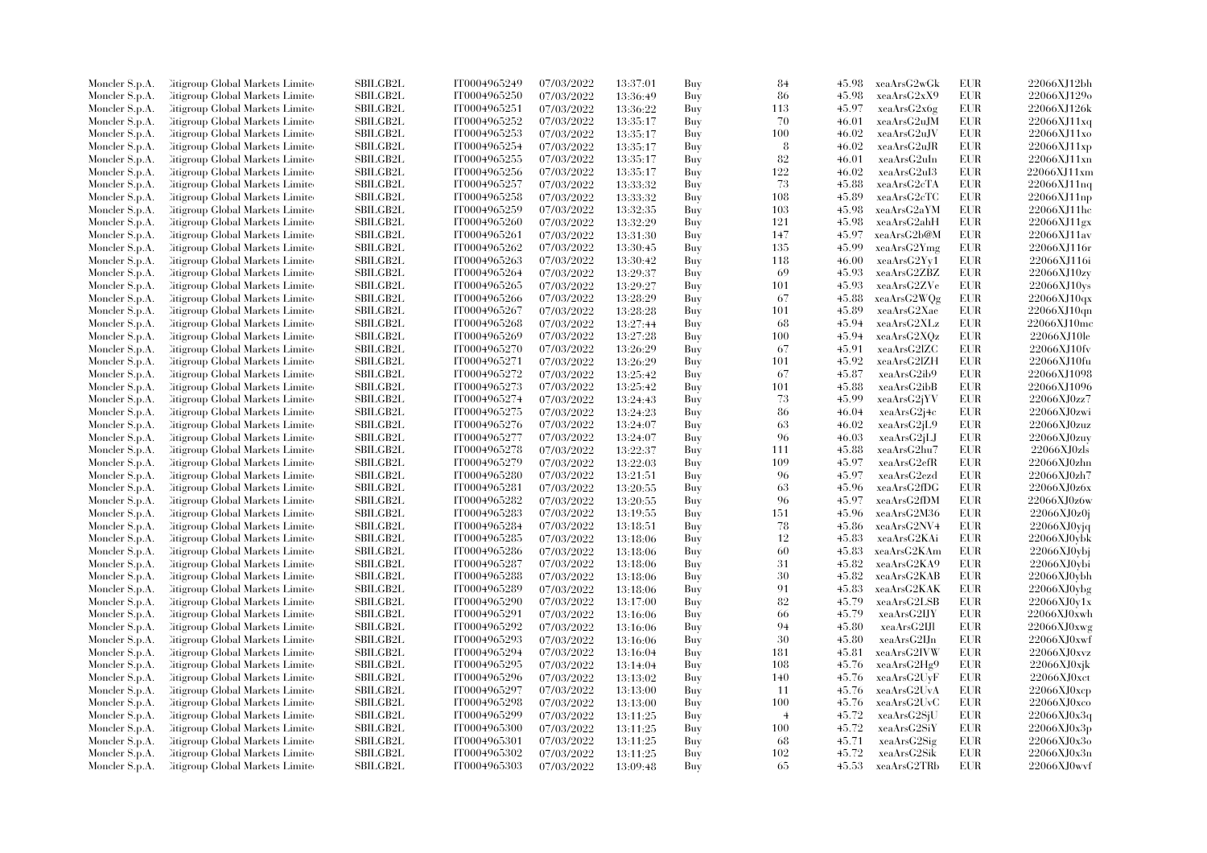| Moncler S.p.A. | Citigroup Global Markets Limited | SBILGB2L | IT0004965249 | 07/03/2022 | 13:37:01 | Buy | 84 | 45.98 | xeaArsG2wGk | EUR | 22066XJ12bh |
|---|---|---|---|---|---|---|---|---|---|---|---|
| Moncler S.p.A. | Citigroup Global Markets Limited | SBILGB2L | IT0004965250 | 07/03/2022 | 13:36:49 | Buy | 86 | 45.98 | xeaArsG2xX9 | EUR | 22066XJ129o |
| Moncler S.p.A. | Citigroup Global Markets Limited | SBILGB2L | IT0004965251 | 07/03/2022 | 13:36:22 | Buy | 113 | 45.97 | xeaArsG2x6g | EUR | 22066XJ126k |
| Moncler S.p.A. | Citigroup Global Markets Limited | SBILGB2L | IT0004965252 | 07/03/2022 | 13:35:17 | Buy | 70 | 46.01 | xeaArsG2uJM | EUR | 22066XJ11xq |
| Moncler S.p.A. | Citigroup Global Markets Limited | SBILGB2L | IT0004965253 | 07/03/2022 | 13:35:17 | Buy | 100 | 46.02 | xeaArsG2uJV | EUR | 22066XJ11xo |
| Moncler S.p.A. | Citigroup Global Markets Limited | SBILGB2L | IT0004965254 | 07/03/2022 | 13:35:17 | Buy | 8 | 46.02 | xeaArsG2uJR | EUR | 22066XJ11xp |
| Moncler S.p.A. | Citigroup Global Markets Limited | SBILGB2L | IT0004965255 | 07/03/2022 | 13:35:17 | Buy | 82 | 46.01 | xeaArsG2uIn | EUR | 22066XJ11xn |
| Moncler S.p.A. | Citigroup Global Markets Limited | SBILGB2L | IT0004965256 | 07/03/2022 | 13:35:17 | Buy | 122 | 46.02 | xeaArsG2uI3 | EUR | 22066XJ11xm |
| Moncler S.p.A. | Citigroup Global Markets Limited | SBILGB2L | IT0004965257 | 07/03/2022 | 13:33:32 | Buy | 73 | 45.88 | xeaArsG2cTA | EUR | 22066XJ11nq |
| Moncler S.p.A. | Citigroup Global Markets Limited | SBILGB2L | IT0004965258 | 07/03/2022 | 13:33:32 | Buy | 108 | 45.89 | xeaArsG2cTC | EUR | 22066XJ11np |
| Moncler S.p.A. | Citigroup Global Markets Limited | SBILGB2L | IT0004965259 | 07/03/2022 | 13:32:35 | Buy | 103 | 45.98 | xeaArsG2aYM | EUR | 22066XJ11hc |
| Moncler S.p.A. | Citigroup Global Markets Limited | SBILGB2L | IT0004965260 | 07/03/2022 | 13:32:29 | Buy | 121 | 45.98 | xeaArsG2ahH | EUR | 22066XJ11gx |
| Moncler S.p.A. | Citigroup Global Markets Limited | SBILGB2L | IT0004965261 | 07/03/2022 | 13:31:30 | Buy | 147 | 45.97 | xeaArsG2b@M | EUR | 22066XJ11av |
| Moncler S.p.A. | Citigroup Global Markets Limited | SBILGB2L | IT0004965262 | 07/03/2022 | 13:30:45 | Buy | 135 | 45.99 | xeaArsG2Ymg | EUR | 22066XJ116r |
| Moncler S.p.A. | Citigroup Global Markets Limited | SBILGB2L | IT0004965263 | 07/03/2022 | 13:30:42 | Buy | 118 | 46.00 | xeaArsG2Yy1 | EUR | 22066XJ116i |
| Moncler S.p.A. | Citigroup Global Markets Limited | SBILGB2L | IT0004965264 | 07/03/2022 | 13:29:37 | Buy | 69 | 45.93 | xeaArsG2ZBZ | EUR | 22066XJ10zy |
| Moncler S.p.A. | Citigroup Global Markets Limited | SBILGB2L | IT0004965265 | 07/03/2022 | 13:29:27 | Buy | 101 | 45.93 | xeaArsG2ZVe | EUR | 22066XJ10ys |
| Moncler S.p.A. | Citigroup Global Markets Limited | SBILGB2L | IT0004965266 | 07/03/2022 | 13:28:29 | Buy | 67 | 45.88 | xeaArsG2WQg | EUR | 22066XJ10qx |
| Moncler S.p.A. | Citigroup Global Markets Limited | SBILGB2L | IT0004965267 | 07/03/2022 | 13:28:28 | Buy | 101 | 45.89 | xeaArsG2Xae | EUR | 22066XJ10qn |
| Moncler S.p.A. | Citigroup Global Markets Limited | SBILGB2L | IT0004965268 | 07/03/2022 | 13:27:44 | Buy | 68 | 45.94 | xeaArsG2XLz | EUR | 22066XJ10mc |
| Moncler S.p.A. | Citigroup Global Markets Limited | SBILGB2L | IT0004965269 | 07/03/2022 | 13:27:28 | Buy | 100 | 45.94 | xeaArsG2XQz | EUR | 22066XJ10le |
| Moncler S.p.A. | Citigroup Global Markets Limited | SBILGB2L | IT0004965270 | 07/03/2022 | 13:26:29 | Buy | 67 | 45.91 | xeaArsG2lZC | EUR | 22066XJ10fv |
| Moncler S.p.A. | Citigroup Global Markets Limited | SBILGB2L | IT0004965271 | 07/03/2022 | 13:26:29 | Buy | 101 | 45.92 | xeaArsG2lZH | EUR | 22066XJ10fu |
| Moncler S.p.A. | Citigroup Global Markets Limited | SBILGB2L | IT0004965272 | 07/03/2022 | 13:25:42 | Buy | 67 | 45.87 | xeaArsG2ib9 | EUR | 22066XJ1098 |
| Moncler S.p.A. | Citigroup Global Markets Limited | SBILGB2L | IT0004965273 | 07/03/2022 | 13:25:42 | Buy | 101 | 45.88 | xeaArsG2ibB | EUR | 22066XJ1096 |
| Moncler S.p.A. | Citigroup Global Markets Limited | SBILGB2L | IT0004965274 | 07/03/2022 | 13:24:43 | Buy | 73 | 45.99 | xeaArsG2jYV | EUR | 22066XJ0zz7 |
| Moncler S.p.A. | Citigroup Global Markets Limited | SBILGB2L | IT0004965275 | 07/03/2022 | 13:24:23 | Buy | 86 | 46.04 | xeaArsG2j4c | EUR | 22066XJ0zwi |
| Moncler S.p.A. | Citigroup Global Markets Limited | SBILGB2L | IT0004965276 | 07/03/2022 | 13:24:07 | Buy | 63 | 46.02 | xeaArsG2jL9 | EUR | 22066XJ0zuz |
| Moncler S.p.A. | Citigroup Global Markets Limited | SBILGB2L | IT0004965277 | 07/03/2022 | 13:24:07 | Buy | 96 | 46.03 | xeaArsG2jLJ | EUR | 22066XJ0zuy |
| Moncler S.p.A. | Citigroup Global Markets Limited | SBILGB2L | IT0004965278 | 07/03/2022 | 13:22:37 | Buy | 111 | 45.88 | xeaArsG2hu7 | EUR | 22066XJ0zls |
| Moncler S.p.A. | Citigroup Global Markets Limited | SBILGB2L | IT0004965279 | 07/03/2022 | 13:22:03 | Buy | 109 | 45.97 | xeaArsG2efR | EUR | 22066XJ0zhn |
| Moncler S.p.A. | Citigroup Global Markets Limited | SBILGB2L | IT0004965280 | 07/03/2022 | 13:21:51 | Buy | 96 | 45.97 | xeaArsG2ezd | EUR | 22066XJ0zh7 |
| Moncler S.p.A. | Citigroup Global Markets Limited | SBILGB2L | IT0004965281 | 07/03/2022 | 13:20:55 | Buy | 63 | 45.96 | xeaArsG2fDG | EUR | 22066XJ0z6x |
| Moncler S.p.A. | Citigroup Global Markets Limited | SBILGB2L | IT0004965282 | 07/03/2022 | 13:20:55 | Buy | 96 | 45.97 | xeaArsG2fDM | EUR | 22066XJ0z6w |
| Moncler S.p.A. | Citigroup Global Markets Limited | SBILGB2L | IT0004965283 | 07/03/2022 | 13:19:55 | Buy | 151 | 45.96 | xeaArsG2M36 | EUR | 22066XJ0z0j |
| Moncler S.p.A. | Citigroup Global Markets Limited | SBILGB2L | IT0004965284 | 07/03/2022 | 13:18:51 | Buy | 78 | 45.86 | xeaArsG2NV4 | EUR | 22066XJ0yjq |
| Moncler S.p.A. | Citigroup Global Markets Limited | SBILGB2L | IT0004965285 | 07/03/2022 | 13:18:06 | Buy | 12 | 45.83 | xeaArsG2KAi | EUR | 22066XJ0ybk |
| Moncler S.p.A. | Citigroup Global Markets Limited | SBILGB2L | IT0004965286 | 07/03/2022 | 13:18:06 | Buy | 60 | 45.83 | xeaArsG2KAm | EUR | 22066XJ0ybj |
| Moncler S.p.A. | Citigroup Global Markets Limited | SBILGB2L | IT0004965287 | 07/03/2022 | 13:18:06 | Buy | 31 | 45.82 | xeaArsG2KA9 | EUR | 22066XJ0ybi |
| Moncler S.p.A. | Citigroup Global Markets Limited | SBILGB2L | IT0004965288 | 07/03/2022 | 13:18:06 | Buy | 30 | 45.82 | xeaArsG2KAB | EUR | 22066XJ0ybh |
| Moncler S.p.A. | Citigroup Global Markets Limited | SBILGB2L | IT0004965289 | 07/03/2022 | 13:18:06 | Buy | 91 | 45.83 | xeaArsG2KAK | EUR | 22066XJ0ybg |
| Moncler S.p.A. | Citigroup Global Markets Limited | SBILGB2L | IT0004965290 | 07/03/2022 | 13:17:00 | Buy | 82 | 45.79 | xeaArsG2LSB | EUR | 22066XJ0y1x |
| Moncler S.p.A. | Citigroup Global Markets Limited | SBILGB2L | IT0004965291 | 07/03/2022 | 13:16:06 | Buy | 66 | 45.79 | xeaArsG2IJY | EUR | 22066XJ0xwh |
| Moncler S.p.A. | Citigroup Global Markets Limited | SBILGB2L | IT0004965292 | 07/03/2022 | 13:16:06 | Buy | 94 | 45.80 | xeaArsG2IJl | EUR | 22066XJ0xwg |
| Moncler S.p.A. | Citigroup Global Markets Limited | SBILGB2L | IT0004965293 | 07/03/2022 | 13:16:06 | Buy | 30 | 45.80 | xeaArsG2IJn | EUR | 22066XJ0xwf |
| Moncler S.p.A. | Citigroup Global Markets Limited | SBILGB2L | IT0004965294 | 07/03/2022 | 13:16:04 | Buy | 181 | 45.81 | xeaArsG2IVW | EUR | 22066XJ0xvz |
| Moncler S.p.A. | Citigroup Global Markets Limited | SBILGB2L | IT0004965295 | 07/03/2022 | 13:14:04 | Buy | 108 | 45.76 | xeaArsG2Hg9 | EUR | 22066XJ0xjk |
| Moncler S.p.A. | Citigroup Global Markets Limited | SBILGB2L | IT0004965296 | 07/03/2022 | 13:13:02 | Buy | 140 | 45.76 | xeaArsG2UyF | EUR | 22066XJ0xct |
| Moncler S.p.A. | Citigroup Global Markets Limited | SBILGB2L | IT0004965297 | 07/03/2022 | 13:13:00 | Buy | 11 | 45.76 | xeaArsG2UvA | EUR | 22066XJ0xcp |
| Moncler S.p.A. | Citigroup Global Markets Limited | SBILGB2L | IT0004965298 | 07/03/2022 | 13:13:00 | Buy | 100 | 45.76 | xeaArsG2UvC | EUR | 22066XJ0xco |
| Moncler S.p.A. | Citigroup Global Markets Limited | SBILGB2L | IT0004965299 | 07/03/2022 | 13:11:25 | Buy | 4 | 45.72 | xeaArsG2SjU | EUR | 22066XJ0x3q |
| Moncler S.p.A. | Citigroup Global Markets Limited | SBILGB2L | IT0004965300 | 07/03/2022 | 13:11:25 | Buy | 100 | 45.72 | xeaArsG2SiY | EUR | 22066XJ0x3p |
| Moncler S.p.A. | Citigroup Global Markets Limited | SBILGB2L | IT0004965301 | 07/03/2022 | 13:11:25 | Buy | 68 | 45.71 | xeaArsG2Sig | EUR | 22066XJ0x3o |
| Moncler S.p.A. | Citigroup Global Markets Limited | SBILGB2L | IT0004965302 | 07/03/2022 | 13:11:25 | Buy | 102 | 45.72 | xeaArsG2Sik | EUR | 22066XJ0x3n |
| Moncler S.p.A. | Citigroup Global Markets Limited | SBILGB2L | IT0004965303 | 07/03/2022 | 13:09:48 | Buy | 65 | 45.53 | xeaArsG2TRb | EUR | 22066XJ0wvf |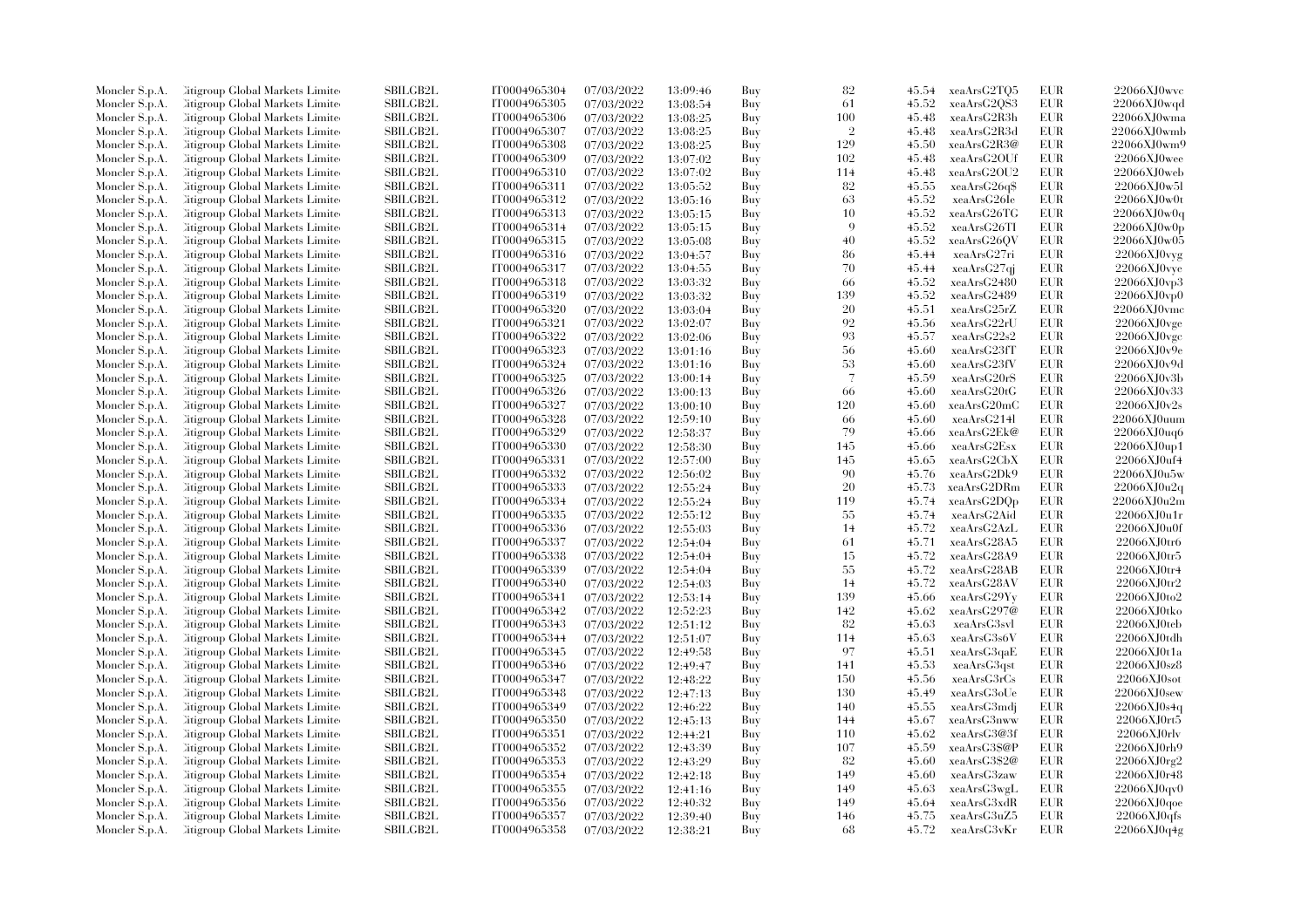| Moncler S.p.A. | Citigroup Global Markets Limited | SBILGB2L | IT0004965304 | 07/03/2022 | 13:09:46 | Buy | 82 | 45.54 | xeaArsG2TQ5 | EUR | 22066XJ0wvc |
|---|---|---|---|---|---|---|---|---|---|---|---|
| Moncler S.p.A. | Citigroup Global Markets Limited | SBILGB2L | IT0004965305 | 07/03/2022 | 13:08:54 | Buy | 61 | 45.52 | xeaArsG2QS3 | EUR | 22066XJ0wqd |
| Moncler S.p.A. | Citigroup Global Markets Limited | SBILGB2L | IT0004965306 | 07/03/2022 | 13:08:25 | Buy | 100 | 45.48 | xeaArsG2R3h | EUR | 22066XJ0wma |
| Moncler S.p.A. | Citigroup Global Markets Limited | SBILGB2L | IT0004965307 | 07/03/2022 | 13:08:25 | Buy | 2 | 45.48 | xeaArsG2R3d | EUR | 22066XJ0wmb |
| Moncler S.p.A. | Citigroup Global Markets Limited | SBILGB2L | IT0004965308 | 07/03/2022 | 13:08:25 | Buy | 129 | 45.50 | xeaArsG2R3@ | EUR | 22066XJ0wm9 |
| Moncler S.p.A. | Citigroup Global Markets Limited | SBILGB2L | IT0004965309 | 07/03/2022 | 13:07:02 | Buy | 102 | 45.48 | xeaArsG2OUf | EUR | 22066XJ0wee |
| Moncler S.p.A. | Citigroup Global Markets Limited | SBILGB2L | IT0004965310 | 07/03/2022 | 13:07:02 | Buy | 114 | 45.48 | xeaArsG2OU2 | EUR | 22066XJ0web |
| Moncler S.p.A. | Citigroup Global Markets Limited | SBILGB2L | IT0004965311 | 07/03/2022 | 13:05:52 | Buy | 82 | 45.55 | xeaArsG26q$ | EUR | 22066XJ0w5l |
| Moncler S.p.A. | Citigroup Global Markets Limited | SBILGB2L | IT0004965312 | 07/03/2022 | 13:05:16 | Buy | 63 | 45.52 | xeaArsG26Ie | EUR | 22066XJ0w0t |
| Moncler S.p.A. | Citigroup Global Markets Limited | SBILGB2L | IT0004965313 | 07/03/2022 | 13:05:15 | Buy | 10 | 45.52 | xeaArsG26TG | EUR | 22066XJ0w0q |
| Moncler S.p.A. | Citigroup Global Markets Limited | SBILGB2L | IT0004965314 | 07/03/2022 | 13:05:15 | Buy | 9 | 45.52 | xeaArsG26TI | EUR | 22066XJ0w0p |
| Moncler S.p.A. | Citigroup Global Markets Limited | SBILGB2L | IT0004965315 | 07/03/2022 | 13:05:08 | Buy | 40 | 45.52 | xeaArsG26QV | EUR | 22066XJ0w05 |
| Moncler S.p.A. | Citigroup Global Markets Limited | SBILGB2L | IT0004965316 | 07/03/2022 | 13:04:57 | Buy | 86 | 45.44 | xeaArsG27ri | EUR | 22066XJ0vyg |
| Moncler S.p.A. | Citigroup Global Markets Limited | SBILGB2L | IT0004965317 | 07/03/2022 | 13:04:55 | Buy | 70 | 45.44 | xeaArsG27qj | EUR | 22066XJ0vye |
| Moncler S.p.A. | Citigroup Global Markets Limited | SBILGB2L | IT0004965318 | 07/03/2022 | 13:03:32 | Buy | 66 | 45.52 | xeaArsG2480 | EUR | 22066XJ0vp3 |
| Moncler S.p.A. | Citigroup Global Markets Limited | SBILGB2L | IT0004965319 | 07/03/2022 | 13:03:32 | Buy | 139 | 45.52 | xeaArsG2489 | EUR | 22066XJ0vp0 |
| Moncler S.p.A. | Citigroup Global Markets Limited | SBILGB2L | IT0004965320 | 07/03/2022 | 13:03:04 | Buy | 20 | 45.51 | xeaArsG25rZ | EUR | 22066XJ0vmc |
| Moncler S.p.A. | Citigroup Global Markets Limited | SBILGB2L | IT0004965321 | 07/03/2022 | 13:02:07 | Buy | 92 | 45.56 | xeaArsG22rU | EUR | 22066XJ0vge |
| Moncler S.p.A. | Citigroup Global Markets Limited | SBILGB2L | IT0004965322 | 07/03/2022 | 13:02:06 | Buy | 93 | 45.57 | xeaArsG22s2 | EUR | 22066XJ0vgc |
| Moncler S.p.A. | Citigroup Global Markets Limited | SBILGB2L | IT0004965323 | 07/03/2022 | 13:01:16 | Buy | 56 | 45.60 | xeaArsG23fT | EUR | 22066XJ0v9e |
| Moncler S.p.A. | Citigroup Global Markets Limited | SBILGB2L | IT0004965324 | 07/03/2022 | 13:01:16 | Buy | 53 | 45.60 | xeaArsG23fV | EUR | 22066XJ0v9d |
| Moncler S.p.A. | Citigroup Global Markets Limited | SBILGB2L | IT0004965325 | 07/03/2022 | 13:00:14 | Buy | 7 | 45.59 | xeaArsG20rS | EUR | 22066XJ0v3b |
| Moncler S.p.A. | Citigroup Global Markets Limited | SBILGB2L | IT0004965326 | 07/03/2022 | 13:00:13 | Buy | 66 | 45.60 | xeaArsG20tG | EUR | 22066XJ0v33 |
| Moncler S.p.A. | Citigroup Global Markets Limited | SBILGB2L | IT0004965327 | 07/03/2022 | 13:00:10 | Buy | 120 | 45.60 | xeaArsG20mC | EUR | 22066XJ0v2s |
| Moncler S.p.A. | Citigroup Global Markets Limited | SBILGB2L | IT0004965328 | 07/03/2022 | 12:59:10 | Buy | 66 | 45.60 | xeaArsG214l | EUR | 22066XJ0uum |
| Moncler S.p.A. | Citigroup Global Markets Limited | SBILGB2L | IT0004965329 | 07/03/2022 | 12:58:37 | Buy | 79 | 45.66 | xeaArsG2Ek@ | EUR | 22066XJ0uq6 |
| Moncler S.p.A. | Citigroup Global Markets Limited | SBILGB2L | IT0004965330 | 07/03/2022 | 12:58:30 | Buy | 145 | 45.66 | xeaArsG2Esx | EUR | 22066XJ0up1 |
| Moncler S.p.A. | Citigroup Global Markets Limited | SBILGB2L | IT0004965331 | 07/03/2022 | 12:57:00 | Buy | 145 | 45.65 | xeaArsG2CbX | EUR | 22066XJ0uf4 |
| Moncler S.p.A. | Citigroup Global Markets Limited | SBILGB2L | IT0004965332 | 07/03/2022 | 12:56:02 | Buy | 90 | 45.76 | xeaArsG2Dk9 | EUR | 22066XJ0u5w |
| Moncler S.p.A. | Citigroup Global Markets Limited | SBILGB2L | IT0004965333 | 07/03/2022 | 12:55:24 | Buy | 20 | 45.73 | xeaArsG2DRm | EUR | 22066XJ0u2q |
| Moncler S.p.A. | Citigroup Global Markets Limited | SBILGB2L | IT0004965334 | 07/03/2022 | 12:55:24 | Buy | 119 | 45.74 | xeaArsG2DQp | EUR | 22066XJ0u2m |
| Moncler S.p.A. | Citigroup Global Markets Limited | SBILGB2L | IT0004965335 | 07/03/2022 | 12:55:12 | Buy | 55 | 45.74 | xeaArsG2Aid | EUR | 22066XJ0u1r |
| Moncler S.p.A. | Citigroup Global Markets Limited | SBILGB2L | IT0004965336 | 07/03/2022 | 12:55:03 | Buy | 14 | 45.72 | xeaArsG2AzL | EUR | 22066XJ0u0f |
| Moncler S.p.A. | Citigroup Global Markets Limited | SBILGB2L | IT0004965337 | 07/03/2022 | 12:54:04 | Buy | 61 | 45.71 | xeaArsG28A5 | EUR | 22066XJ0tr6 |
| Moncler S.p.A. | Citigroup Global Markets Limited | SBILGB2L | IT0004965338 | 07/03/2022 | 12:54:04 | Buy | 15 | 45.72 | xeaArsG28A9 | EUR | 22066XJ0tr5 |
| Moncler S.p.A. | Citigroup Global Markets Limited | SBILGB2L | IT0004965339 | 07/03/2022 | 12:54:04 | Buy | 55 | 45.72 | xeaArsG28AB | EUR | 22066XJ0tr4 |
| Moncler S.p.A. | Citigroup Global Markets Limited | SBILGB2L | IT0004965340 | 07/03/2022 | 12:54:03 | Buy | 14 | 45.72 | xeaArsG28AV | EUR | 22066XJ0tr2 |
| Moncler S.p.A. | Citigroup Global Markets Limited | SBILGB2L | IT0004965341 | 07/03/2022 | 12:53:14 | Buy | 139 | 45.66 | xeaArsG29Yy | EUR | 22066XJ0to2 |
| Moncler S.p.A. | Citigroup Global Markets Limited | SBILGB2L | IT0004965342 | 07/03/2022 | 12:52:23 | Buy | 142 | 45.62 | xeaArsG297@ | EUR | 22066XJ0tko |
| Moncler S.p.A. | Citigroup Global Markets Limited | SBILGB2L | IT0004965343 | 07/03/2022 | 12:51:12 | Buy | 82 | 45.63 | xeaArsG3svl | EUR | 22066XJ0teb |
| Moncler S.p.A. | Citigroup Global Markets Limited | SBILGB2L | IT0004965344 | 07/03/2022 | 12:51:07 | Buy | 114 | 45.63 | xeaArsG3s6V | EUR | 22066XJ0tdh |
| Moncler S.p.A. | Citigroup Global Markets Limited | SBILGB2L | IT0004965345 | 07/03/2022 | 12:49:58 | Buy | 97 | 45.51 | xeaArsG3qaE | EUR | 22066XJ0t1a |
| Moncler S.p.A. | Citigroup Global Markets Limited | SBILGB2L | IT0004965346 | 07/03/2022 | 12:49:47 | Buy | 141 | 45.53 | xeaArsG3qst | EUR | 22066XJ0sz8 |
| Moncler S.p.A. | Citigroup Global Markets Limited | SBILGB2L | IT0004965347 | 07/03/2022 | 12:48:22 | Buy | 150 | 45.56 | xeaArsG3rCs | EUR | 22066XJ0sot |
| Moncler S.p.A. | Citigroup Global Markets Limited | SBILGB2L | IT0004965348 | 07/03/2022 | 12:47:13 | Buy | 130 | 45.49 | xeaArsG3oUe | EUR | 22066XJ0sew |
| Moncler S.p.A. | Citigroup Global Markets Limited | SBILGB2L | IT0004965349 | 07/03/2022 | 12:46:22 | Buy | 140 | 45.55 | xeaArsG3mdj | EUR | 22066XJ0s4q |
| Moncler S.p.A. | Citigroup Global Markets Limited | SBILGB2L | IT0004965350 | 07/03/2022 | 12:45:13 | Buy | 144 | 45.67 | xeaArsG3nww | EUR | 22066XJ0rt5 |
| Moncler S.p.A. | Citigroup Global Markets Limited | SBILGB2L | IT0004965351 | 07/03/2022 | 12:44:21 | Buy | 110 | 45.62 | xeaArsG3@3f | EUR | 22066XJ0rlv |
| Moncler S.p.A. | Citigroup Global Markets Limited | SBILGB2L | IT0004965352 | 07/03/2022 | 12:43:39 | Buy | 107 | 45.59 | xeaArsG3S@P | EUR | 22066XJ0rh9 |
| Moncler S.p.A. | Citigroup Global Markets Limited | SBILGB2L | IT0004965353 | 07/03/2022 | 12:43:29 | Buy | 82 | 45.60 | xeaArsG3S2@ | EUR | 22066XJ0rg2 |
| Moncler S.p.A. | Citigroup Global Markets Limited | SBILGB2L | IT0004965354 | 07/03/2022 | 12:42:18 | Buy | 149 | 45.60 | xeaArsG3zaw | EUR | 22066XJ0r48 |
| Moncler S.p.A. | Citigroup Global Markets Limited | SBILGB2L | IT0004965355 | 07/03/2022 | 12:41:16 | Buy | 149 | 45.63 | xeaArsG3wgL | EUR | 22066XJ0qv0 |
| Moncler S.p.A. | Citigroup Global Markets Limited | SBILGB2L | IT0004965356 | 07/03/2022 | 12:40:32 | Buy | 149 | 45.64 | xeaArsG3xdR | EUR | 22066XJ0qoe |
| Moncler S.p.A. | Citigroup Global Markets Limited | SBILGB2L | IT0004965357 | 07/03/2022 | 12:39:40 | Buy | 146 | 45.75 | xeaArsG3uZ5 | EUR | 22066XJ0qfs |
| Moncler S.p.A. | Citigroup Global Markets Limited | SBILGB2L | IT0004965358 | 07/03/2022 | 12:38:21 | Buy | 68 | 45.72 | xeaArsG3vKr | EUR | 22066XJ0q4g |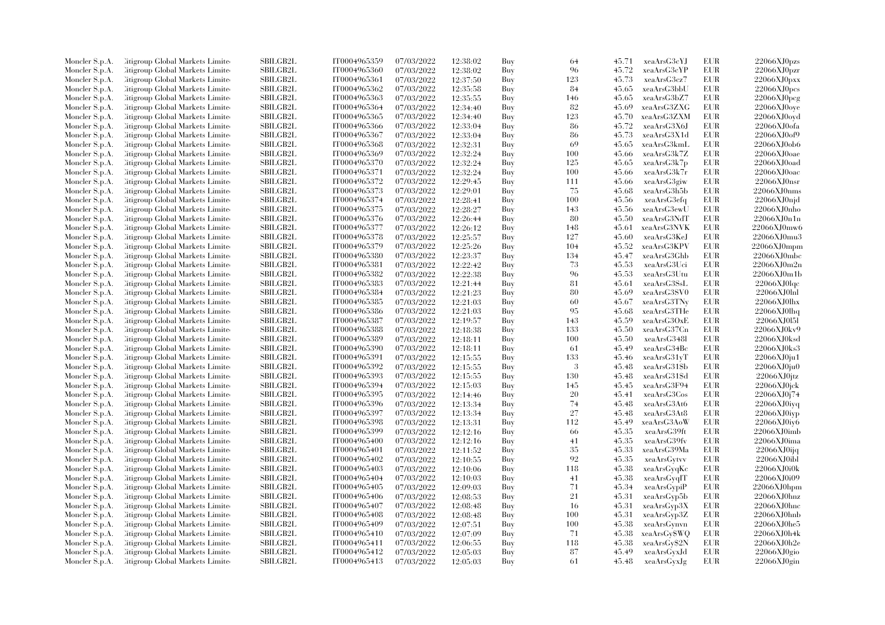| | | | | | | | | | | | |
|---|---|---|---|---|---|---|---|---|---|---|---|
| Moncler S.p.A. | Citigroup Global Markets Limite | SBILGB2L | IT0004965359 | 07/03/2022 | 12:38:02 | Buy | 64 | 45.71 | xeaArsG3cYJ | EUR | 22066XJ0pzs |
| Moncler S.p.A. | Citigroup Global Markets Limite | SBILGB2L | IT0004965360 | 07/03/2022 | 12:38:02 | Buy | 96 | 45.72 | xeaArsG3cYP | EUR | 22066XJ0pzr |
| Moncler S.p.A. | Citigroup Global Markets Limite | SBILGB2L | IT0004965361 | 07/03/2022 | 12:37:50 | Buy | 123 | 45.73 | xeaArsG3cz7 | EUR | 22066XJ0pxx |
| Moncler S.p.A. | Citigroup Global Markets Limite | SBILGB2L | IT0004965362 | 07/03/2022 | 12:35:58 | Buy | 84 | 45.65 | xeaArsG3bbU | EUR | 22066XJ0pcs |
| Moncler S.p.A. | Citigroup Global Markets Limite | SBILGB2L | IT0004965363 | 07/03/2022 | 12:35:55 | Buy | 146 | 45.65 | xeaArsG3bZ7 | EUR | 22066XJ0pcg |
| Moncler S.p.A. | Citigroup Global Markets Limite | SBILGB2L | IT0004965364 | 07/03/2022 | 12:34:40 | Buy | 82 | 45.69 | xeaArsG3ZXG | EUR | 22066XJ0oye |
| Moncler S.p.A. | Citigroup Global Markets Limite | SBILGB2L | IT0004965365 | 07/03/2022 | 12:34:40 | Buy | 123 | 45.70 | xeaArsG3ZXM | EUR | 22066XJ0oyd |
| Moncler S.p.A. | Citigroup Global Markets Limite | SBILGB2L | IT0004965366 | 07/03/2022 | 12:33:04 | Buy | 86 | 45.72 | xeaArsG3X6J | EUR | 22066XJ0ofa |
| Moncler S.p.A. | Citigroup Global Markets Limite | SBILGB2L | IT0004965367 | 07/03/2022 | 12:33:04 | Buy | 86 | 45.73 | xeaArsG3X1d | EUR | 22066XJ0of9 |
| Moncler S.p.A. | Citigroup Global Markets Limite | SBILGB2L | IT0004965368 | 07/03/2022 | 12:32:31 | Buy | 69 | 45.65 | xeaArsG3kmL | EUR | 22066XJ0ob6 |
| Moncler S.p.A. | Citigroup Global Markets Limite | SBILGB2L | IT0004965369 | 07/03/2022 | 12:32:24 | Buy | 100 | 45.66 | xeaArsG3k7Z | EUR | 22066XJ0oae |
| Moncler S.p.A. | Citigroup Global Markets Limite | SBILGB2L | IT0004965370 | 07/03/2022 | 12:32:24 | Buy | 125 | 45.65 | xeaArsG3k7p | EUR | 22066XJ0oad |
| Moncler S.p.A. | Citigroup Global Markets Limite | SBILGB2L | IT0004965371 | 07/03/2022 | 12:32:24 | Buy | 100 | 45.66 | xeaArsG3k7r | EUR | 22066XJ0oac |
| Moncler S.p.A. | Citigroup Global Markets Limite | SBILGB2L | IT0004965372 | 07/03/2022 | 12:29:45 | Buy | 111 | 45.66 | xeaArsG3giw | EUR | 22066XJ0nsr |
| Moncler S.p.A. | Citigroup Global Markets Limite | SBILGB2L | IT0004965373 | 07/03/2022 | 12:29:01 | Buy | 75 | 45.68 | xeaArsG3h5b | EUR | 22066XJ0nms |
| Moncler S.p.A. | Citigroup Global Markets Limite | SBILGB2L | IT0004965374 | 07/03/2022 | 12:28:41 | Buy | 100 | 45.56 | xeaArsG3efq | EUR | 22066XJ0njd |
| Moncler S.p.A. | Citigroup Global Markets Limite | SBILGB2L | IT0004965375 | 07/03/2022 | 12:28:27 | Buy | 143 | 45.56 | xeaArsG3ewU | EUR | 22066XJ0nho |
| Moncler S.p.A. | Citigroup Global Markets Limite | SBILGB2L | IT0004965376 | 07/03/2022 | 12:26:44 | Buy | 80 | 45.50 | xeaArsG3NdT | EUR | 22066XJ0n1n |
| Moncler S.p.A. | Citigroup Global Markets Limite | SBILGB2L | IT0004965377 | 07/03/2022 | 12:26:12 | Buy | 148 | 45.61 | xeaArsG3NVK | EUR | 22066XJ0mw6 |
| Moncler S.p.A. | Citigroup Global Markets Limite | SBILGB2L | IT0004965378 | 07/03/2022 | 12:25:57 | Buy | 127 | 45.60 | xeaArsG3KeJ | EUR | 22066XJ0mu3 |
| Moncler S.p.A. | Citigroup Global Markets Limite | SBILGB2L | IT0004965379 | 07/03/2022 | 12:25:26 | Buy | 104 | 45.52 | xeaArsG3KPV | EUR | 22066XJ0mpm |
| Moncler S.p.A. | Citigroup Global Markets Limite | SBILGB2L | IT0004965380 | 07/03/2022 | 12:23:37 | Buy | 134 | 45.47 | xeaArsG3Ghb | EUR | 22066XJ0mbc |
| Moncler S.p.A. | Citigroup Global Markets Limite | SBILGB2L | IT0004965381 | 07/03/2022 | 12:22:42 | Buy | 73 | 45.53 | xeaArsG3Uci | EUR | 22066XJ0m2n |
| Moncler S.p.A. | Citigroup Global Markets Limite | SBILGB2L | IT0004965382 | 07/03/2022 | 12:22:38 | Buy | 96 | 45.53 | xeaArsG3Utu | EUR | 22066XJ0m1b |
| Moncler S.p.A. | Citigroup Global Markets Limite | SBILGB2L | IT0004965383 | 07/03/2022 | 12:21:44 | Buy | 81 | 45.61 | xeaArsG3SsL | EUR | 22066XJ0lqc |
| Moncler S.p.A. | Citigroup Global Markets Limite | SBILGB2L | IT0004965384 | 07/03/2022 | 12:21:23 | Buy | 80 | 45.69 | xeaArsG3SV0 | EUR | 22066XJ0lnl |
| Moncler S.p.A. | Citigroup Global Markets Limite | SBILGB2L | IT0004965385 | 07/03/2022 | 12:21:03 | Buy | 60 | 45.67 | xeaArsG3TNy | EUR | 22066XJ0lhx |
| Moncler S.p.A. | Citigroup Global Markets Limite | SBILGB2L | IT0004965386 | 07/03/2022 | 12:21:03 | Buy | 95 | 45.68 | xeaArsG3THe | EUR | 22066XJ0lhq |
| Moncler S.p.A. | Citigroup Global Markets Limite | SBILGB2L | IT0004965387 | 07/03/2022 | 12:19:57 | Buy | 143 | 45.59 | xeaArsG3OxE | EUR | 22066XJ0l5l |
| Moncler S.p.A. | Citigroup Global Markets Limite | SBILGB2L | IT0004965388 | 07/03/2022 | 12:18:38 | Buy | 133 | 45.50 | xeaArsG37Cn | EUR | 22066XJ0kv9 |
| Moncler S.p.A. | Citigroup Global Markets Limite | SBILGB2L | IT0004965389 | 07/03/2022 | 12:18:11 | Buy | 100 | 45.50 | xeaArsG348l | EUR | 22066XJ0ksd |
| Moncler S.p.A. | Citigroup Global Markets Limite | SBILGB2L | IT0004965390 | 07/03/2022 | 12:18:11 | Buy | 61 | 45.49 | xeaArsG34Bc | EUR | 22066XJ0ks3 |
| Moncler S.p.A. | Citigroup Global Markets Limite | SBILGB2L | IT0004965391 | 07/03/2022 | 12:15:55 | Buy | 133 | 45.46 | xeaArsG31yT | EUR | 22066XJ0ju1 |
| Moncler S.p.A. | Citigroup Global Markets Limite | SBILGB2L | IT0004965392 | 07/03/2022 | 12:15:55 | Buy | 3 | 45.48 | xeaArsG31Sb | EUR | 22066XJ0ju0 |
| Moncler S.p.A. | Citigroup Global Markets Limite | SBILGB2L | IT0004965393 | 07/03/2022 | 12:15:55 | Buy | 130 | 45.48 | xeaArsG31Sd | EUR | 22066XJ0jtz |
| Moncler S.p.A. | Citigroup Global Markets Limite | SBILGB2L | IT0004965394 | 07/03/2022 | 12:15:03 | Buy | 145 | 45.45 | xeaArsG3F94 | EUR | 22066XJ0jck |
| Moncler S.p.A. | Citigroup Global Markets Limite | SBILGB2L | IT0004965395 | 07/03/2022 | 12:14:46 | Buy | 20 | 45.41 | xeaArsG3Cos | EUR | 22066XJ0j74 |
| Moncler S.p.A. | Citigroup Global Markets Limite | SBILGB2L | IT0004965396 | 07/03/2022 | 12:13:34 | Buy | 74 | 45.48 | xeaArsG3At6 | EUR | 22066XJ0iyq |
| Moncler S.p.A. | Citigroup Global Markets Limite | SBILGB2L | IT0004965397 | 07/03/2022 | 12:13:34 | Buy | 27 | 45.48 | xeaArsG3At8 | EUR | 22066XJ0iyp |
| Moncler S.p.A. | Citigroup Global Markets Limite | SBILGB2L | IT0004965398 | 07/03/2022 | 12:13:31 | Buy | 112 | 45.49 | xeaArsG3AoW | EUR | 22066XJ0iy6 |
| Moncler S.p.A. | Citigroup Global Markets Limite | SBILGB2L | IT0004965399 | 07/03/2022 | 12:12:16 | Buy | 66 | 45.35 | xeaArsG39ft | EUR | 22066XJ0imb |
| Moncler S.p.A. | Citigroup Global Markets Limite | SBILGB2L | IT0004965400 | 07/03/2022 | 12:12:16 | Buy | 41 | 45.35 | xeaArsG39fv | EUR | 22066XJ0ima |
| Moncler S.p.A. | Citigroup Global Markets Limite | SBILGB2L | IT0004965401 | 07/03/2022 | 12:11:52 | Buy | 35 | 45.33 | xeaArsG39Ma | EUR | 22066XJ0ijq |
| Moncler S.p.A. | Citigroup Global Markets Limite | SBILGB2L | IT0004965402 | 07/03/2022 | 12:10:55 | Buy | 92 | 45.35 | xeaArsGytvv | EUR | 22066XJ0ibl |
| Moncler S.p.A. | Citigroup Global Markets Limite | SBILGB2L | IT0004965403 | 07/03/2022 | 12:10:06 | Buy | 118 | 45.38 | xeaArsGyqKc | EUR | 22066XJ0i0k |
| Moncler S.p.A. | Citigroup Global Markets Limite | SBILGB2L | IT0004965404 | 07/03/2022 | 12:10:03 | Buy | 41 | 45.38 | xeaArsGyqIT | EUR | 22066XJ0i09 |
| Moncler S.p.A. | Citigroup Global Markets Limite | SBILGB2L | IT0004965405 | 07/03/2022 | 12:09:03 | Buy | 71 | 45.34 | xeaArsGypiP | EUR | 22066XJ0hpm |
| Moncler S.p.A. | Citigroup Global Markets Limite | SBILGB2L | IT0004965406 | 07/03/2022 | 12:08:53 | Buy | 21 | 45.31 | xeaArsGyp5b | EUR | 22066XJ0hnz |
| Moncler S.p.A. | Citigroup Global Markets Limite | SBILGB2L | IT0004965407 | 07/03/2022 | 12:08:48 | Buy | 16 | 45.31 | xeaArsGyp3X | EUR | 22066XJ0hnc |
| Moncler S.p.A. | Citigroup Global Markets Limite | SBILGB2L | IT0004965408 | 07/03/2022 | 12:08:48 | Buy | 100 | 45.31 | xeaArsGyp3Z | EUR | 22066XJ0hnb |
| Moncler S.p.A. | Citigroup Global Markets Limite | SBILGB2L | IT0004965409 | 07/03/2022 | 12:07:51 | Buy | 100 | 45.38 | xeaArsGynvn | EUR | 22066XJ0he5 |
| Moncler S.p.A. | Citigroup Global Markets Limite | SBILGB2L | IT0004965410 | 07/03/2022 | 12:07:09 | Buy | 71 | 45.38 | xeaArsGy$WQ | EUR | 22066XJ0h4k |
| Moncler S.p.A. | Citigroup Global Markets Limite | SBILGB2L | IT0004965411 | 07/03/2022 | 12:06:55 | Buy | 118 | 45.38 | xeaArsGy$2N | EUR | 22066XJ0h2e |
| Moncler S.p.A. | Citigroup Global Markets Limite | SBILGB2L | IT0004965412 | 07/03/2022 | 12:05:03 | Buy | 87 | 45.49 | xeaArsGyxJd | EUR | 22066XJ0gio |
| Moncler S.p.A. | Citigroup Global Markets Limite | SBILGB2L | IT0004965413 | 07/03/2022 | 12:05:03 | Buy | 61 | 45.48 | xeaArsGyxJg | EUR | 22066XJ0gin |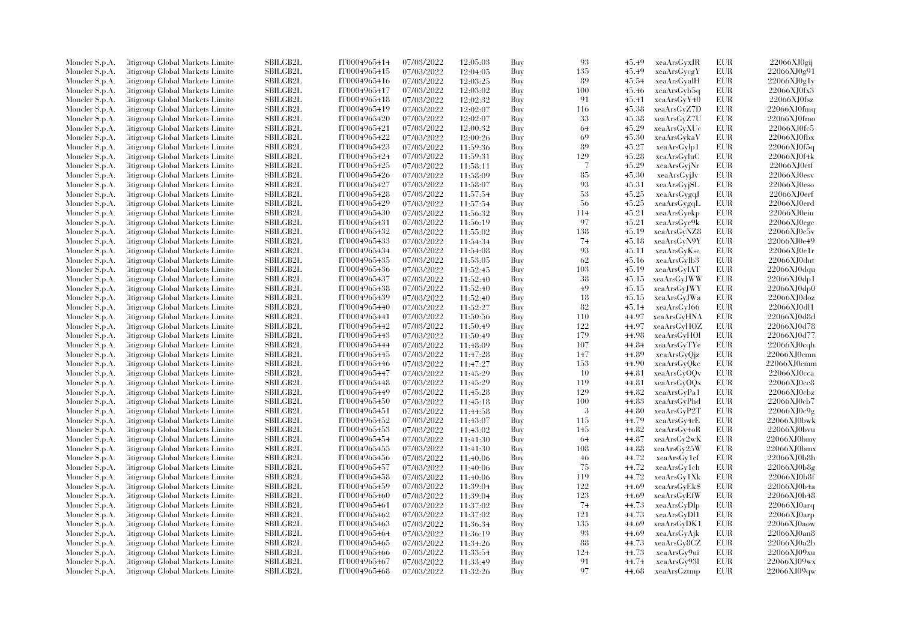| | | | | | | | | | | | |
|---|---|---|---|---|---|---|---|---|---|---|---|
| Moncler S.p.A. | Citigroup Global Markets Limited | SBILGB2L | IT0004965414 | 07/03/2022 | 12:05:03 | Buy | 93 | 45.49 | xeaArsGyxJR | EUR | 22066XJ0gij |
| Moncler S.p.A. | Citigroup Global Markets Limited | SBILGB2L | IT0004965415 | 07/03/2022 | 12:04:05 | Buy | 135 | 45.49 | xeaArsGycgY | EUR | 22066XJ0g91 |
| Moncler S.p.A. | Citigroup Global Markets Limited | SBILGB2L | IT0004965416 | 07/03/2022 | 12:03:25 | Buy | 89 | 45.54 | xeaArsGyalH | EUR | 22066XJ0g1y |
| Moncler S.p.A. | Citigroup Global Markets Limited | SBILGB2L | IT0004965417 | 07/03/2022 | 12:03:02 | Buy | 100 | 45.46 | xeaArsGyb5q | EUR | 22066XJ0fx3 |
| Moncler S.p.A. | Citigroup Global Markets Limited | SBILGB2L | IT0004965418 | 07/03/2022 | 12:02:32 | Buy | 91 | 45.41 | xeaArsGyY40 | EUR | 22066XJ0fsz |
| Moncler S.p.A. | Citigroup Global Markets Limited | SBILGB2L | IT0004965419 | 07/03/2022 | 12:02:07 | Buy | 116 | 45.38 | xeaArsGyZ7D | EUR | 22066XJ0fmq |
| Moncler S.p.A. | Citigroup Global Markets Limited | SBILGB2L | IT0004965420 | 07/03/2022 | 12:02:07 | Buy | 33 | 45.38 | xeaArsGyZ7U | EUR | 22066XJ0fmo |
| Moncler S.p.A. | Citigroup Global Markets Limited | SBILGB2L | IT0004965421 | 07/03/2022 | 12:00:32 | Buy | 64 | 45.29 | xeaArsGyXUc | EUR | 22066XJ0fc5 |
| Moncler S.p.A. | Citigroup Global Markets Limited | SBILGB2L | IT0004965422 | 07/03/2022 | 12:00:26 | Buy | 69 | 45.30 | xeaArsGykaV | EUR | 22066XJ0fbx |
| Moncler S.p.A. | Citigroup Global Markets Limited | SBILGB2L | IT0004965423 | 07/03/2022 | 11:59:36 | Buy | 89 | 45.27 | xeaArsGylp1 | EUR | 22066XJ0f5q |
| Moncler S.p.A. | Citigroup Global Markets Limited | SBILGB2L | IT0004965424 | 07/03/2022 | 11:59:31 | Buy | 129 | 45.28 | xeaArsGyluC | EUR | 22066XJ0f4k |
| Moncler S.p.A. | Citigroup Global Markets Limited | SBILGB2L | IT0004965425 | 07/03/2022 | 11:58:11 | Buy | 7 | 45.29 | xeaArsGyjNr | EUR | 22066XJ0etf |
| Moncler S.p.A. | Citigroup Global Markets Limited | SBILGB2L | IT0004965426 | 07/03/2022 | 11:58:09 | Buy | 85 | 45.30 | xeaArsGyjJv | EUR | 22066XJ0esv |
| Moncler S.p.A. | Citigroup Global Markets Limited | SBILGB2L | IT0004965427 | 07/03/2022 | 11:58:07 | Buy | 93 | 45.31 | xeaArsGyjSL | EUR | 22066XJ0eso |
| Moncler S.p.A. | Citigroup Global Markets Limited | SBILGB2L | IT0004965428 | 07/03/2022 | 11:57:54 | Buy | 53 | 45.25 | xeaArsGygqJ | EUR | 22066XJ0erf |
| Moncler S.p.A. | Citigroup Global Markets Limited | SBILGB2L | IT0004965429 | 07/03/2022 | 11:57:54 | Buy | 56 | 45.25 | xeaArsGygqL | EUR | 22066XJ0erd |
| Moncler S.p.A. | Citigroup Global Markets Limited | SBILGB2L | IT0004965430 | 07/03/2022 | 11:56:32 | Buy | 114 | 45.21 | xeaArsGyekp | EUR | 22066XJ0eiu |
| Moncler S.p.A. | Citigroup Global Markets Limited | SBILGB2L | IT0004965431 | 07/03/2022 | 11:56:19 | Buy | 97 | 45.21 | xeaArsGye9k | EUR | 22066XJ0egc |
| Moncler S.p.A. | Citigroup Global Markets Limited | SBILGB2L | IT0004965432 | 07/03/2022 | 11:55:02 | Buy | 138 | 45.19 | xeaArsGyNZ8 | EUR | 22066XJ0e5v |
| Moncler S.p.A. | Citigroup Global Markets Limited | SBILGB2L | IT0004965433 | 07/03/2022 | 11:54:34 | Buy | 74 | 45.18 | xeaArsGyN9Y | EUR | 22066XJ0e49 |
| Moncler S.p.A. | Citigroup Global Markets Limited | SBILGB2L | IT0004965434 | 07/03/2022 | 11:54:08 | Buy | 93 | 45.11 | xeaArsGyKse | EUR | 22066XJ0e1r |
| Moncler S.p.A. | Citigroup Global Markets Limited | SBILGB2L | IT0004965435 | 07/03/2022 | 11:53:05 | Buy | 62 | 45.16 | xeaArsGyIb3 | EUR | 22066XJ0dut |
| Moncler S.p.A. | Citigroup Global Markets Limited | SBILGB2L | IT0004965436 | 07/03/2022 | 11:52:45 | Buy | 103 | 45.19 | xeaArsGyIAT | EUR | 22066XJ0dqu |
| Moncler S.p.A. | Citigroup Global Markets Limited | SBILGB2L | IT0004965437 | 07/03/2022 | 11:52:40 | Buy | 38 | 45.15 | xeaArsGyJWW | EUR | 22066XJ0dp1 |
| Moncler S.p.A. | Citigroup Global Markets Limited | SBILGB2L | IT0004965438 | 07/03/2022 | 11:52:40 | Buy | 49 | 45.15 | xeaArsGyJWY | EUR | 22066XJ0dp0 |
| Moncler S.p.A. | Citigroup Global Markets Limited | SBILGB2L | IT0004965439 | 07/03/2022 | 11:52:40 | Buy | 18 | 45.15 | xeaArsGyJWa | EUR | 22066XJ0doz |
| Moncler S.p.A. | Citigroup Global Markets Limited | SBILGB2L | IT0004965440 | 07/03/2022 | 11:52:27 | Buy | 82 | 45.14 | xeaArsGyJ66 | EUR | 22066XJ0dl1 |
| Moncler S.p.A. | Citigroup Global Markets Limited | SBILGB2L | IT0004965441 | 07/03/2022 | 11:50:56 | Buy | 110 | 44.97 | xeaArsGyHNA | EUR | 22066XJ0d8d |
| Moncler S.p.A. | Citigroup Global Markets Limited | SBILGB2L | IT0004965442 | 07/03/2022 | 11:50:49 | Buy | 122 | 44.97 | xeaArsGyHOZ | EUR | 22066XJ0d78 |
| Moncler S.p.A. | Citigroup Global Markets Limited | SBILGB2L | IT0004965443 | 07/03/2022 | 11:50:49 | Buy | 179 | 44.98 | xeaArsGyHOl | EUR | 22066XJ0d77 |
| Moncler S.p.A. | Citigroup Global Markets Limited | SBILGB2L | IT0004965444 | 07/03/2022 | 11:48:09 | Buy | 107 | 44.84 | xeaArsGyTYe | EUR | 22066XJ0cqh |
| Moncler S.p.A. | Citigroup Global Markets Limited | SBILGB2L | IT0004965445 | 07/03/2022 | 11:47:28 | Buy | 147 | 44.89 | xeaArsGyQjz | EUR | 22066XJ0cmn |
| Moncler S.p.A. | Citigroup Global Markets Limited | SBILGB2L | IT0004965446 | 07/03/2022 | 11:47:27 | Buy | 153 | 44.90 | xeaArsGyQkc | EUR | 22066XJ0cmm |
| Moncler S.p.A. | Citigroup Global Markets Limited | SBILGB2L | IT0004965447 | 07/03/2022 | 11:45:29 | Buy | 10 | 44.81 | xeaArsGyOQv | EUR | 22066XJ0cca |
| Moncler S.p.A. | Citigroup Global Markets Limited | SBILGB2L | IT0004965448 | 07/03/2022 | 11:45:29 | Buy | 119 | 44.81 | xeaArsGyOQx | EUR | 22066XJ0cc8 |
| Moncler S.p.A. | Citigroup Global Markets Limited | SBILGB2L | IT0004965449 | 07/03/2022 | 11:45:28 | Buy | 129 | 44.82 | xeaArsGyPa1 | EUR | 22066XJ0cbz |
| Moncler S.p.A. | Citigroup Global Markets Limited | SBILGB2L | IT0004965450 | 07/03/2022 | 11:45:18 | Buy | 100 | 44.83 | xeaArsGyPhd | EUR | 22066XJ0cb7 |
| Moncler S.p.A. | Citigroup Global Markets Limited | SBILGB2L | IT0004965451 | 07/03/2022 | 11:44:58 | Buy | 3 | 44.80 | xeaArsGyP2T | EUR | 22066XJ0c9g |
| Moncler S.p.A. | Citigroup Global Markets Limited | SBILGB2L | IT0004965452 | 07/03/2022 | 11:43:07 | Buy | 115 | 44.79 | xeaArsGy4rE | EUR | 22066XJ0bwk |
| Moncler S.p.A. | Citigroup Global Markets Limited | SBILGB2L | IT0004965453 | 07/03/2022 | 11:43:02 | Buy | 145 | 44.82 | xeaArsGy4oR | EUR | 22066XJ0bvu |
| Moncler S.p.A. | Citigroup Global Markets Limited | SBILGB2L | IT0004965454 | 07/03/2022 | 11:41:30 | Buy | 64 | 44.87 | xeaArsGy2wK | EUR | 22066XJ0bmy |
| Moncler S.p.A. | Citigroup Global Markets Limited | SBILGB2L | IT0004965455 | 07/03/2022 | 11:41:30 | Buy | 108 | 44.88 | xeaArsGy25W | EUR | 22066XJ0bmx |
| Moncler S.p.A. | Citigroup Global Markets Limited | SBILGB2L | IT0004965456 | 07/03/2022 | 11:40:06 | Buy | 46 | 44.72 | xeaArsGy1cf | EUR | 22066XJ0b8h |
| Moncler S.p.A. | Citigroup Global Markets Limited | SBILGB2L | IT0004965457 | 07/03/2022 | 11:40:06 | Buy | 75 | 44.72 | xeaArsGy1ch | EUR | 22066XJ0b8g |
| Moncler S.p.A. | Citigroup Global Markets Limited | SBILGB2L | IT0004965458 | 07/03/2022 | 11:40:06 | Buy | 119 | 44.72 | xeaArsGy1Xk | EUR | 22066XJ0b8f |
| Moncler S.p.A. | Citigroup Global Markets Limited | SBILGB2L | IT0004965459 | 07/03/2022 | 11:39:04 | Buy | 122 | 44.69 | xeaArsGyEk$ | EUR | 22066XJ0b4a |
| Moncler S.p.A. | Citigroup Global Markets Limited | SBILGB2L | IT0004965460 | 07/03/2022 | 11:39:04 | Buy | 123 | 44.69 | xeaArsGyEfW | EUR | 22066XJ0b48 |
| Moncler S.p.A. | Citigroup Global Markets Limited | SBILGB2L | IT0004965461 | 07/03/2022 | 11:37:02 | Buy | 74 | 44.73 | xeaArsGyDlp | EUR | 22066XJ0arq |
| Moncler S.p.A. | Citigroup Global Markets Limited | SBILGB2L | IT0004965462 | 07/03/2022 | 11:37:02 | Buy | 121 | 44.73 | xeaArsGyDl1 | EUR | 22066XJ0arp |
| Moncler S.p.A. | Citigroup Global Markets Limited | SBILGB2L | IT0004965463 | 07/03/2022 | 11:36:34 | Buy | 135 | 44.69 | xeaArsGyDK1 | EUR | 22066XJ0aow |
| Moncler S.p.A. | Citigroup Global Markets Limited | SBILGB2L | IT0004965464 | 07/03/2022 | 11:36:19 | Buy | 93 | 44.69 | xeaArsGyAjk | EUR | 22066XJ0an8 |
| Moncler S.p.A. | Citigroup Global Markets Limited | SBILGB2L | IT0004965465 | 07/03/2022 | 11:34:26 | Buy | 88 | 44.73 | xeaArsGy8CZ | EUR | 22066XJ0a2b |
| Moncler S.p.A. | Citigroup Global Markets Limited | SBILGB2L | IT0004965466 | 07/03/2022 | 11:33:54 | Buy | 124 | 44.73 | xeaArsGy9ui | EUR | 22066XJ09xu |
| Moncler S.p.A. | Citigroup Global Markets Limited | SBILGB2L | IT0004965467 | 07/03/2022 | 11:33:49 | Buy | 91 | 44.74 | xeaArsGy93l | EUR | 22066XJ09wx |
| Moncler S.p.A. | Citigroup Global Markets Limited | SBILGB2L | IT0004965468 | 07/03/2022 | 11:32:26 | Buy | 97 | 44.68 | xeaArsGztmp | EUR | 22066XJ09qw |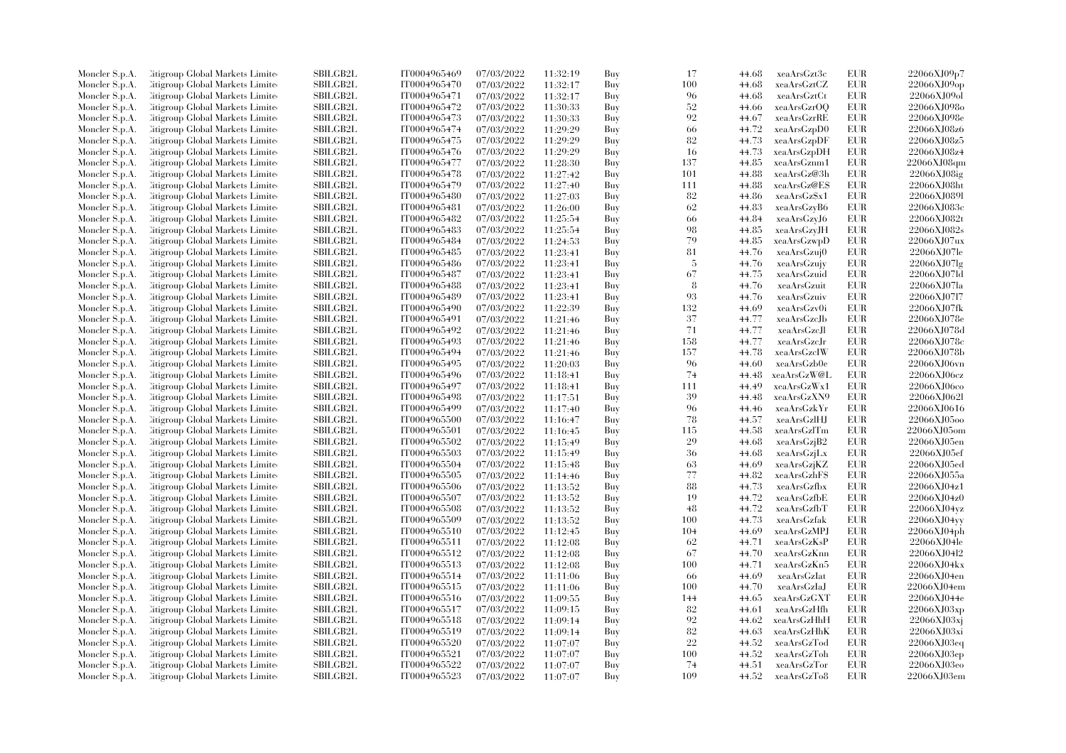| | | | | | | | | | | | |
|---|---|---|---|---|---|---|---|---|---|---|---|
| Moncler S.p.A. | Citigroup Global Markets Limited | SBILGB2L | IT0004965469 | 07/03/2022 | 11:32:19 | Buy | 17 | 44.68 | xeaArsGzt3c | EUR | 22066XJ09p7 |
| Moncler S.p.A. | Citigroup Global Markets Limited | SBILGB2L | IT0004965470 | 07/03/2022 | 11:32:17 | Buy | 100 | 44.68 | xeaArsGztCZ | EUR | 22066XJ09op |
| Moncler S.p.A. | Citigroup Global Markets Limited | SBILGB2L | IT0004965471 | 07/03/2022 | 11:32:17 | Buy | 96 | 44.68 | xeaArsGztCt | EUR | 22066XJ09ol |
| Moncler S.p.A. | Citigroup Global Markets Limited | SBILGB2L | IT0004965472 | 07/03/2022 | 11:30:33 | Buy | 52 | 44.66 | xeaArsGzrOQ | EUR | 22066XJ098o |
| Moncler S.p.A. | Citigroup Global Markets Limited | SBILGB2L | IT0004965473 | 07/03/2022 | 11:30:33 | Buy | 92 | 44.67 | xeaArsGzrRE | EUR | 22066XJ098e |
| Moncler S.p.A. | Citigroup Global Markets Limited | SBILGB2L | IT0004965474 | 07/03/2022 | 11:29:29 | Buy | 66 | 44.72 | xeaArsGzpD0 | EUR | 22066XJ08z6 |
| Moncler S.p.A. | Citigroup Global Markets Limited | SBILGB2L | IT0004965475 | 07/03/2022 | 11:29:29 | Buy | 82 | 44.73 | xeaArsGzpDF | EUR | 22066XJ08z5 |
| Moncler S.p.A. | Citigroup Global Markets Limited | SBILGB2L | IT0004965476 | 07/03/2022 | 11:29:29 | Buy | 16 | 44.73 | xeaArsGzpDH | EUR | 22066XJ08z4 |
| Moncler S.p.A. | Citigroup Global Markets Limited | SBILGB2L | IT0004965477 | 07/03/2022 | 11:28:30 | Buy | 137 | 44.85 | xeaArsGznm1 | EUR | 22066XJ08qm |
| Moncler S.p.A. | Citigroup Global Markets Limited | SBILGB2L | IT0004965478 | 07/03/2022 | 11:27:42 | Buy | 101 | 44.88 | xeaArsGz@3h | EUR | 22066XJ08ig |
| Moncler S.p.A. | Citigroup Global Markets Limited | SBILGB2L | IT0004965479 | 07/03/2022 | 11:27:40 | Buy | 111 | 44.88 | xeaArsGz@ES | EUR | 22066XJ08ht |
| Moncler S.p.A. | Citigroup Global Markets Limited | SBILGB2L | IT0004965480 | 07/03/2022 | 11:27:03 | Buy | 82 | 44.86 | xeaArsGz$x1 | EUR | 22066XJ089l |
| Moncler S.p.A. | Citigroup Global Markets Limited | SBILGB2L | IT0004965481 | 07/03/2022 | 11:26:00 | Buy | 62 | 44.83 | xeaArsGzyB6 | EUR | 22066XJ083c |
| Moncler S.p.A. | Citigroup Global Markets Limited | SBILGB2L | IT0004965482 | 07/03/2022 | 11:25:54 | Buy | 66 | 44.84 | xeaArsGzyJ6 | EUR | 22066XJ082t |
| Moncler S.p.A. | Citigroup Global Markets Limited | SBILGB2L | IT0004965483 | 07/03/2022 | 11:25:54 | Buy | 98 | 44.85 | xeaArsGzyJH | EUR | 22066XJ082s |
| Moncler S.p.A. | Citigroup Global Markets Limited | SBILGB2L | IT0004965484 | 07/03/2022 | 11:24:53 | Buy | 79 | 44.85 | xeaArsGzwpD | EUR | 22066XJ07ux |
| Moncler S.p.A. | Citigroup Global Markets Limited | SBILGB2L | IT0004965485 | 07/03/2022 | 11:23:41 | Buy | 81 | 44.76 | xeaArsGzuj0 | EUR | 22066XJ07le |
| Moncler S.p.A. | Citigroup Global Markets Limited | SBILGB2L | IT0004965486 | 07/03/2022 | 11:23:41 | Buy | 5 | 44.76 | xeaArsGzujy | EUR | 22066XJ07lg |
| Moncler S.p.A. | Citigroup Global Markets Limited | SBILGB2L | IT0004965487 | 07/03/2022 | 11:23:41 | Buy | 67 | 44.75 | xeaArsGzuid | EUR | 22066XJ07ld |
| Moncler S.p.A. | Citigroup Global Markets Limited | SBILGB2L | IT0004965488 | 07/03/2022 | 11:23:41 | Buy | 8 | 44.76 | xeaArsGzuit | EUR | 22066XJ07la |
| Moncler S.p.A. | Citigroup Global Markets Limited | SBILGB2L | IT0004965489 | 07/03/2022 | 11:23:41 | Buy | 93 | 44.76 | xeaArsGzuiv | EUR | 22066XJ07l7 |
| Moncler S.p.A. | Citigroup Global Markets Limited | SBILGB2L | IT0004965490 | 07/03/2022 | 11:22:39 | Buy | 132 | 44.69 | xeaArsGzv0i | EUR | 22066XJ07fk |
| Moncler S.p.A. | Citigroup Global Markets Limited | SBILGB2L | IT0004965491 | 07/03/2022 | 11:21:46 | Buy | 37 | 44.77 | xeaArsGzcJb | EUR | 22066XJ078e |
| Moncler S.p.A. | Citigroup Global Markets Limited | SBILGB2L | IT0004965492 | 07/03/2022 | 11:21:46 | Buy | 71 | 44.77 | xeaArsGzcJl | EUR | 22066XJ078d |
| Moncler S.p.A. | Citigroup Global Markets Limited | SBILGB2L | IT0004965493 | 07/03/2022 | 11:21:46 | Buy | 158 | 44.77 | xeaArsGzcJr | EUR | 22066XJ078c |
| Moncler S.p.A. | Citigroup Global Markets Limited | SBILGB2L | IT0004965494 | 07/03/2022 | 11:21:46 | Buy | 157 | 44.78 | xeaArsGzcIW | EUR | 22066XJ078b |
| Moncler S.p.A. | Citigroup Global Markets Limited | SBILGB2L | IT0004965495 | 07/03/2022 | 11:20:03 | Buy | 96 | 44.60 | xeaArsGzb0e | EUR | 22066XJ06vn |
| Moncler S.p.A. | Citigroup Global Markets Limited | SBILGB2L | IT0004965496 | 07/03/2022 | 11:18:41 | Buy | 74 | 44.48 | xeaArsGzW@L | EUR | 22066XJ06cz |
| Moncler S.p.A. | Citigroup Global Markets Limited | SBILGB2L | IT0004965497 | 07/03/2022 | 11:18:41 | Buy | 111 | 44.49 | xeaArsGzWx1 | EUR | 22066XJ06co |
| Moncler S.p.A. | Citigroup Global Markets Limited | SBILGB2L | IT0004965498 | 07/03/2022 | 11:17:51 | Buy | 39 | 44.48 | xeaArsGzXN9 | EUR | 22066XJ062l |
| Moncler S.p.A. | Citigroup Global Markets Limited | SBILGB2L | IT0004965499 | 07/03/2022 | 11:17:40 | Buy | 96 | 44.46 | xeaArsGzkYr | EUR | 22066XJ0616 |
| Moncler S.p.A. | Citigroup Global Markets Limited | SBILGB2L | IT0004965500 | 07/03/2022 | 11:16:47 | Buy | 78 | 44.57 | xeaArsGzlHJ | EUR | 22066XJ05oo |
| Moncler S.p.A. | Citigroup Global Markets Limited | SBILGB2L | IT0004965501 | 07/03/2022 | 11:16:45 | Buy | 115 | 44.58 | xeaArsGzlTm | EUR | 22066XJ05om |
| Moncler S.p.A. | Citigroup Global Markets Limited | SBILGB2L | IT0004965502 | 07/03/2022 | 11:15:49 | Buy | 29 | 44.68 | xeaArsGzjB2 | EUR | 22066XJ05en |
| Moncler S.p.A. | Citigroup Global Markets Limited | SBILGB2L | IT0004965503 | 07/03/2022 | 11:15:49 | Buy | 36 | 44.68 | xeaArsGzjLx | EUR | 22066XJ05ef |
| Moncler S.p.A. | Citigroup Global Markets Limited | SBILGB2L | IT0004965504 | 07/03/2022 | 11:15:48 | Buy | 63 | 44.69 | xeaArsGzjKZ | EUR | 22066XJ05ed |
| Moncler S.p.A. | Citigroup Global Markets Limited | SBILGB2L | IT0004965505 | 07/03/2022 | 11:14:46 | Buy | 77 | 44.82 | xeaArsGzhFS | EUR | 22066XJ055a |
| Moncler S.p.A. | Citigroup Global Markets Limited | SBILGB2L | IT0004965506 | 07/03/2022 | 11:13:52 | Buy | 88 | 44.73 | xeaArsGzfbx | EUR | 22066XJ04z1 |
| Moncler S.p.A. | Citigroup Global Markets Limited | SBILGB2L | IT0004965507 | 07/03/2022 | 11:13:52 | Buy | 19 | 44.72 | xeaArsGzfbE | EUR | 22066XJ04z0 |
| Moncler S.p.A. | Citigroup Global Markets Limited | SBILGB2L | IT0004965508 | 07/03/2022 | 11:13:52 | Buy | 48 | 44.72 | xeaArsGzfbT | EUR | 22066XJ04yz |
| Moncler S.p.A. | Citigroup Global Markets Limited | SBILGB2L | IT0004965509 | 07/03/2022 | 11:13:52 | Buy | 100 | 44.73 | xeaArsGzfak | EUR | 22066XJ04yy |
| Moncler S.p.A. | Citigroup Global Markets Limited | SBILGB2L | IT0004965510 | 07/03/2022 | 11:12:45 | Buy | 104 | 44.69 | xeaArsGzMPJ | EUR | 22066XJ04ph |
| Moncler S.p.A. | Citigroup Global Markets Limited | SBILGB2L | IT0004965511 | 07/03/2022 | 11:12:08 | Buy | 62 | 44.71 | xeaArsGzKsP | EUR | 22066XJ04le |
| Moncler S.p.A. | Citigroup Global Markets Limited | SBILGB2L | IT0004965512 | 07/03/2022 | 11:12:08 | Buy | 67 | 44.70 | xeaArsGzKnn | EUR | 22066XJ04l2 |
| Moncler S.p.A. | Citigroup Global Markets Limited | SBILGB2L | IT0004965513 | 07/03/2022 | 11:12:08 | Buy | 100 | 44.71 | xeaArsGzKn5 | EUR | 22066XJ04kx |
| Moncler S.p.A. | Citigroup Global Markets Limited | SBILGB2L | IT0004965514 | 07/03/2022 | 11:11:06 | Buy | 66 | 44.69 | xeaArsGzIat | EUR | 22066XJ04en |
| Moncler S.p.A. | Citigroup Global Markets Limited | SBILGB2L | IT0004965515 | 07/03/2022 | 11:11:06 | Buy | 100 | 44.70 | xeaArsGzIaJ | EUR | 22066XJ04em |
| Moncler S.p.A. | Citigroup Global Markets Limited | SBILGB2L | IT0004965516 | 07/03/2022 | 11:09:55 | Buy | 144 | 44.65 | xeaArsGzGXT | EUR | 22066XJ044e |
| Moncler S.p.A. | Citigroup Global Markets Limited | SBILGB2L | IT0004965517 | 07/03/2022 | 11:09:15 | Buy | 82 | 44.61 | xeaArsGzHfh | EUR | 22066XJ03xp |
| Moncler S.p.A. | Citigroup Global Markets Limited | SBILGB2L | IT0004965518 | 07/03/2022 | 11:09:14 | Buy | 92 | 44.62 | xeaArsGzHhH | EUR | 22066XJ03xj |
| Moncler S.p.A. | Citigroup Global Markets Limited | SBILGB2L | IT0004965519 | 07/03/2022 | 11:09:14 | Buy | 82 | 44.63 | xeaArsGzHhK | EUR | 22066XJ03xi |
| Moncler S.p.A. | Citigroup Global Markets Limited | SBILGB2L | IT0004965520 | 07/03/2022 | 11:07:07 | Buy | 22 | 44.52 | xeaArsGzTod | EUR | 22066XJ03eq |
| Moncler S.p.A. | Citigroup Global Markets Limited | SBILGB2L | IT0004965521 | 07/03/2022 | 11:07:07 | Buy | 100 | 44.52 | xeaArsGzToh | EUR | 22066XJ03ep |
| Moncler S.p.A. | Citigroup Global Markets Limited | SBILGB2L | IT0004965522 | 07/03/2022 | 11:07:07 | Buy | 74 | 44.51 | xeaArsGzTor | EUR | 22066XJ03eo |
| Moncler S.p.A. | Citigroup Global Markets Limited | SBILGB2L | IT0004965523 | 07/03/2022 | 11:07:07 | Buy | 109 | 44.52 | xeaArsGzTo8 | EUR | 22066XJ03em |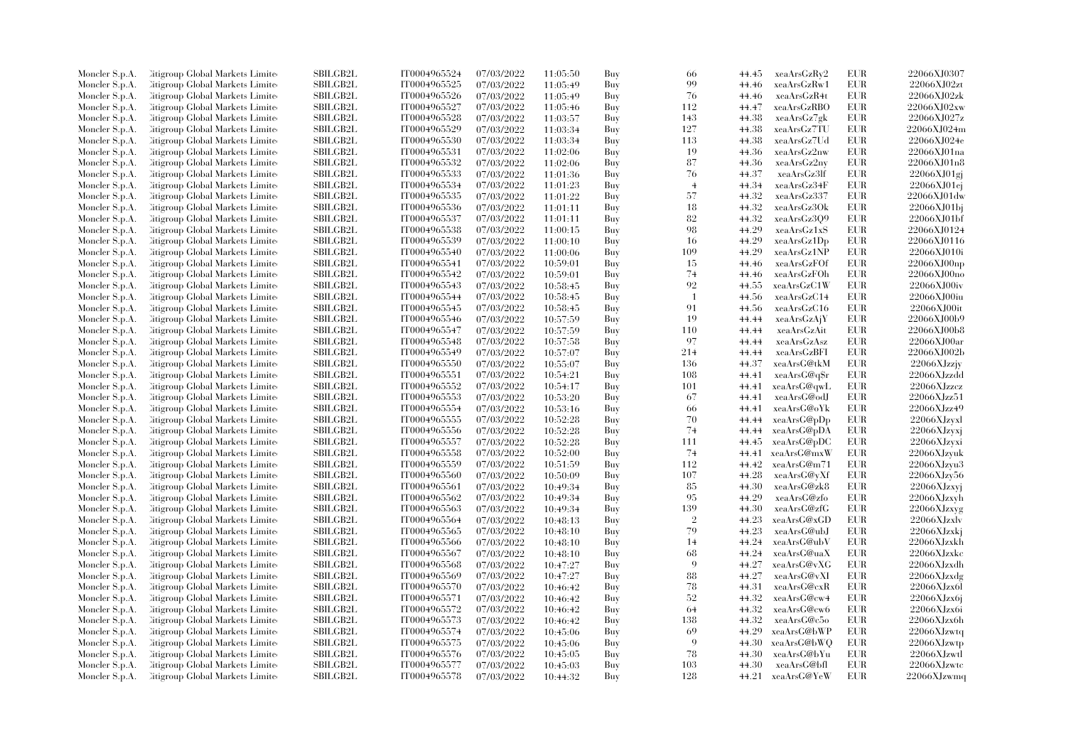| | | | | | | | | | | | |
|---|---|---|---|---|---|---|---|---|---|---|---|
| Moncler S.p.A. | Citigroup Global Markets Limited | SBILGB2L | IT0004965524 | 07/03/2022 | 11:05:50 | Buy | 66 | 44.45 | xeaArsGzRy2 | EUR | 22066XJ0307 |
| Moncler S.p.A. | Citigroup Global Markets Limited | SBILGB2L | IT0004965525 | 07/03/2022 | 11:05:49 | Buy | 99 | 44.46 | xeaArsGzRw1 | EUR | 22066XJ02zt |
| Moncler S.p.A. | Citigroup Global Markets Limited | SBILGB2L | IT0004965526 | 07/03/2022 | 11:05:49 | Buy | 76 | 44.46 | xeaArsGzR4t | EUR | 22066XJ02zk |
| Moncler S.p.A. | Citigroup Global Markets Limited | SBILGB2L | IT0004965527 | 07/03/2022 | 11:05:46 | Buy | 112 | 44.47 | xeaArsGzRBO | EUR | 22066XJ02xw |
| Moncler S.p.A. | Citigroup Global Markets Limited | SBILGB2L | IT0004965528 | 07/03/2022 | 11:03:57 | Buy | 143 | 44.38 | xeaArsGz7gk | EUR | 22066XJ027z |
| Moncler S.p.A. | Citigroup Global Markets Limited | SBILGB2L | IT0004965529 | 07/03/2022 | 11:03:34 | Buy | 127 | 44.38 | xeaArsGz7TU | EUR | 22066XJ024m |
| Moncler S.p.A. | Citigroup Global Markets Limited | SBILGB2L | IT0004965530 | 07/03/2022 | 11:03:34 | Buy | 113 | 44.38 | xeaArsGz7Ud | EUR | 22066XJ024e |
| Moncler S.p.A. | Citigroup Global Markets Limited | SBILGB2L | IT0004965531 | 07/03/2022 | 11:02:06 | Buy | 19 | 44.36 | xeaArsGz2nw | EUR | 22066XJ01na |
| Moncler S.p.A. | Citigroup Global Markets Limited | SBILGB2L | IT0004965532 | 07/03/2022 | 11:02:06 | Buy | 87 | 44.36 | xeaArsGz2ny | EUR | 22066XJ01n8 |
| Moncler S.p.A. | Citigroup Global Markets Limited | SBILGB2L | IT0004965533 | 07/03/2022 | 11:01:36 | Buy | 76 | 44.37 | xeaArsGz3lf | EUR | 22066XJ01gj |
| Moncler S.p.A. | Citigroup Global Markets Limited | SBILGB2L | IT0004965534 | 07/03/2022 | 11:01:23 | Buy | 4 | 44.34 | xeaArsGz34F | EUR | 22066XJ01ej |
| Moncler S.p.A. | Citigroup Global Markets Limited | SBILGB2L | IT0004965535 | 07/03/2022 | 11:01:22 | Buy | 57 | 44.32 | xeaArsGz337 | EUR | 22066XJ01dw |
| Moncler S.p.A. | Citigroup Global Markets Limited | SBILGB2L | IT0004965536 | 07/03/2022 | 11:01:11 | Buy | 18 | 44.32 | xeaArsGz3Ok | EUR | 22066XJ01bj |
| Moncler S.p.A. | Citigroup Global Markets Limited | SBILGB2L | IT0004965537 | 07/03/2022 | 11:01:11 | Buy | 82 | 44.32 | xeaArsGz3Q9 | EUR | 22066XJ01bf |
| Moncler S.p.A. | Citigroup Global Markets Limited | SBILGB2L | IT0004965538 | 07/03/2022 | 11:00:15 | Buy | 98 | 44.29 | xeaArsGz1xS | EUR | 22066XJ0124 |
| Moncler S.p.A. | Citigroup Global Markets Limited | SBILGB2L | IT0004965539 | 07/03/2022 | 11:00:10 | Buy | 16 | 44.29 | xeaArsGz1Dp | EUR | 22066XJ0116 |
| Moncler S.p.A. | Citigroup Global Markets Limited | SBILGB2L | IT0004965540 | 07/03/2022 | 11:00:06 | Buy | 109 | 44.29 | xeaArsGz1NP | EUR | 22066XJ010i |
| Moncler S.p.A. | Citigroup Global Markets Limited | SBILGB2L | IT0004965541 | 07/03/2022 | 10:59:01 | Buy | 15 | 44.46 | xeaArsGzFOf | EUR | 22066XJ00np |
| Moncler S.p.A. | Citigroup Global Markets Limited | SBILGB2L | IT0004965542 | 07/03/2022 | 10:59:01 | Buy | 74 | 44.46 | xeaArsGzFOh | EUR | 22066XJ00no |
| Moncler S.p.A. | Citigroup Global Markets Limited | SBILGB2L | IT0004965543 | 07/03/2022 | 10:58:45 | Buy | 92 | 44.55 | xeaArsGzC1W | EUR | 22066XJ00iv |
| Moncler S.p.A. | Citigroup Global Markets Limited | SBILGB2L | IT0004965544 | 07/03/2022 | 10:58:45 | Buy | 1 | 44.56 | xeaArsGzC14 | EUR | 22066XJ00iu |
| Moncler S.p.A. | Citigroup Global Markets Limited | SBILGB2L | IT0004965545 | 07/03/2022 | 10:58:45 | Buy | 91 | 44.56 | xeaArsGzC16 | EUR | 22066XJ00it |
| Moncler S.p.A. | Citigroup Global Markets Limited | SBILGB2L | IT0004965546 | 07/03/2022 | 10:57:59 | Buy | 19 | 44.44 | xeaArsGzAjY | EUR | 22066XJ00b9 |
| Moncler S.p.A. | Citigroup Global Markets Limited | SBILGB2L | IT0004965547 | 07/03/2022 | 10:57:59 | Buy | 110 | 44.44 | xeaArsGzAit | EUR | 22066XJ00b8 |
| Moncler S.p.A. | Citigroup Global Markets Limited | SBILGB2L | IT0004965548 | 07/03/2022 | 10:57:58 | Buy | 97 | 44.44 | xeaArsGzAsz | EUR | 22066XJ00ar |
| Moncler S.p.A. | Citigroup Global Markets Limited | SBILGB2L | IT0004965549 | 07/03/2022 | 10:57:07 | Buy | 214 | 44.44 | xeaArsGzBFI | EUR | 22066XJ002b |
| Moncler S.p.A. | Citigroup Global Markets Limited | SBILGB2L | IT0004965550 | 07/03/2022 | 10:55:07 | Buy | 136 | 44.37 | xeaArsG@tkM | EUR | 22066XJzzjy |
| Moncler S.p.A. | Citigroup Global Markets Limited | SBILGB2L | IT0004965551 | 07/03/2022 | 10:54:21 | Buy | 108 | 44.41 | xeaArsG@qSr | EUR | 22066XJzzdd |
| Moncler S.p.A. | Citigroup Global Markets Limited | SBILGB2L | IT0004965552 | 07/03/2022 | 10:54:17 | Buy | 101 | 44.41 | xeaArsG@qwL | EUR | 22066XJzzcz |
| Moncler S.p.A. | Citigroup Global Markets Limited | SBILGB2L | IT0004965553 | 07/03/2022 | 10:53:20 | Buy | 67 | 44.41 | xeaArsG@odJ | EUR | 22066XJzz51 |
| Moncler S.p.A. | Citigroup Global Markets Limited | SBILGB2L | IT0004965554 | 07/03/2022 | 10:53:16 | Buy | 66 | 44.41 | xeaArsG@oYk | EUR | 22066XJzz49 |
| Moncler S.p.A. | Citigroup Global Markets Limited | SBILGB2L | IT0004965555 | 07/03/2022 | 10:52:28 | Buy | 70 | 44.44 | xeaArsG@pDp | EUR | 22066XJzyxl |
| Moncler S.p.A. | Citigroup Global Markets Limited | SBILGB2L | IT0004965556 | 07/03/2022 | 10:52:28 | Buy | 74 | 44.44 | xeaArsG@pDA | EUR | 22066XJzyxj |
| Moncler S.p.A. | Citigroup Global Markets Limited | SBILGB2L | IT0004965557 | 07/03/2022 | 10:52:28 | Buy | 111 | 44.45 | xeaArsG@pDC | EUR | 22066XJzyxi |
| Moncler S.p.A. | Citigroup Global Markets Limited | SBILGB2L | IT0004965558 | 07/03/2022 | 10:52:00 | Buy | 74 | 44.41 | xeaArsG@mxW | EUR | 22066XJzyuk |
| Moncler S.p.A. | Citigroup Global Markets Limited | SBILGB2L | IT0004965559 | 07/03/2022 | 10:51:59 | Buy | 112 | 44.42 | xeaArsG@m71 | EUR | 22066XJzyu3 |
| Moncler S.p.A. | Citigroup Global Markets Limited | SBILGB2L | IT0004965560 | 07/03/2022 | 10:50:09 | Buy | 107 | 44.28 | xeaArsG@yXf | EUR | 22066XJzy56 |
| Moncler S.p.A. | Citigroup Global Markets Limited | SBILGB2L | IT0004965561 | 07/03/2022 | 10:49:34 | Buy | 85 | 44.30 | xeaArsG@zk8 | EUR | 22066XJzxyj |
| Moncler S.p.A. | Citigroup Global Markets Limited | SBILGB2L | IT0004965562 | 07/03/2022 | 10:49:34 | Buy | 95 | 44.29 | xeaArsG@zfo | EUR | 22066XJzxyh |
| Moncler S.p.A. | Citigroup Global Markets Limited | SBILGB2L | IT0004965563 | 07/03/2022 | 10:49:34 | Buy | 139 | 44.30 | xeaArsG@zfG | EUR | 22066XJzxyg |
| Moncler S.p.A. | Citigroup Global Markets Limited | SBILGB2L | IT0004965564 | 07/03/2022 | 10:48:13 | Buy | 2 | 44.23 | xeaArsG@xGD | EUR | 22066XJzxlv |
| Moncler S.p.A. | Citigroup Global Markets Limited | SBILGB2L | IT0004965565 | 07/03/2022 | 10:48:10 | Buy | 79 | 44.23 | xeaArsG@ubJ | EUR | 22066XJzxkj |
| Moncler S.p.A. | Citigroup Global Markets Limited | SBILGB2L | IT0004965566 | 07/03/2022 | 10:48:10 | Buy | 14 | 44.24 | xeaArsG@ubV | EUR | 22066XJzxkh |
| Moncler S.p.A. | Citigroup Global Markets Limited | SBILGB2L | IT0004965567 | 07/03/2022 | 10:48:10 | Buy | 68 | 44.24 | xeaArsG@uaX | EUR | 22066XJzxkc |
| Moncler S.p.A. | Citigroup Global Markets Limited | SBILGB2L | IT0004965568 | 07/03/2022 | 10:47:27 | Buy | 9 | 44.27 | xeaArsG@vXG | EUR | 22066XJzxdh |
| Moncler S.p.A. | Citigroup Global Markets Limited | SBILGB2L | IT0004965569 | 07/03/2022 | 10:47:27 | Buy | 88 | 44.27 | xeaArsG@vXI | EUR | 22066XJzxdg |
| Moncler S.p.A. | Citigroup Global Markets Limited | SBILGB2L | IT0004965570 | 07/03/2022 | 10:46:42 | Buy | 78 | 44.31 | xeaArsG@cxR | EUR | 22066XJzx6l |
| Moncler S.p.A. | Citigroup Global Markets Limited | SBILGB2L | IT0004965571 | 07/03/2022 | 10:46:42 | Buy | 52 | 44.32 | xeaArsG@cw4 | EUR | 22066XJzx6j |
| Moncler S.p.A. | Citigroup Global Markets Limited | SBILGB2L | IT0004965572 | 07/03/2022 | 10:46:42 | Buy | 64 | 44.32 | xeaArsG@cw6 | EUR | 22066XJzx6i |
| Moncler S.p.A. | Citigroup Global Markets Limited | SBILGB2L | IT0004965573 | 07/03/2022 | 10:46:42 | Buy | 138 | 44.32 | xeaArsG@c5o | EUR | 22066XJzx6h |
| Moncler S.p.A. | Citigroup Global Markets Limited | SBILGB2L | IT0004965574 | 07/03/2022 | 10:45:06 | Buy | 69 | 44.29 | xeaArsG@bWP | EUR | 22066XJzwtq |
| Moncler S.p.A. | Citigroup Global Markets Limited | SBILGB2L | IT0004965575 | 07/03/2022 | 10:45:06 | Buy | 9 | 44.30 | xeaArsG@bWQ | EUR | 22066XJzwtp |
| Moncler S.p.A. | Citigroup Global Markets Limited | SBILGB2L | IT0004965576 | 07/03/2022 | 10:45:05 | Buy | 78 | 44.30 | xeaArsG@bYu | EUR | 22066XJzwtl |
| Moncler S.p.A. | Citigroup Global Markets Limited | SBILGB2L | IT0004965577 | 07/03/2022 | 10:45:03 | Buy | 103 | 44.30 | xeaArsG@bfl | EUR | 22066XJzwtc |
| Moncler S.p.A. | Citigroup Global Markets Limited | SBILGB2L | IT0004965578 | 07/03/2022 | 10:44:32 | Buy | 128 | 44.21 | xeaArsG@YeW | EUR | 22066XJzwmq |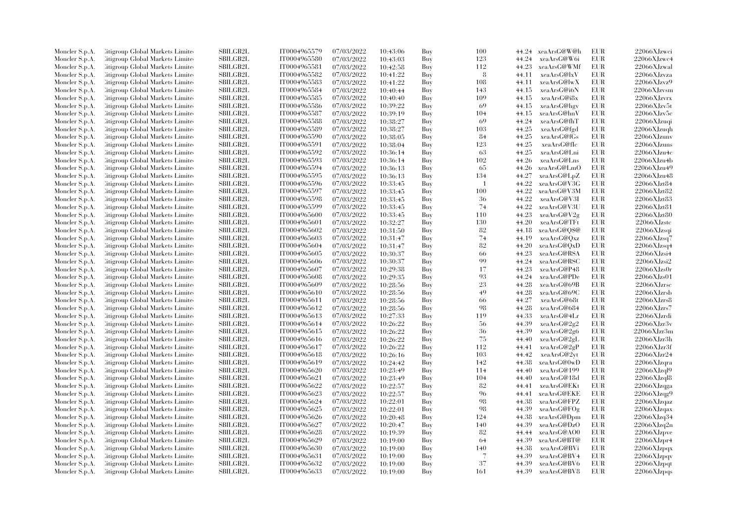| | | | | | | | | | | | |
|---|---|---|---|---|---|---|---|---|---|---|---|
| Moncler S.p.A. | Citigroup Global Markets Limite | SBILGB2L | IT0004965579 | 07/03/2022 | 10:43:06 | Buy | 100 | 44.24 | xeaArsG@W@h | EUR | 22066XJzwci |
| Moncler S.p.A. | Citigroup Global Markets Limite | SBILGB2L | IT0004965580 | 07/03/2022 | 10:43:03 | Buy | 123 | 44.24 | xeaArsG@W6i | EUR | 22066XJzwc4 |
| Moncler S.p.A. | Citigroup Global Markets Limite | SBILGB2L | IT0004965581 | 07/03/2022 | 10:42:58 | Buy | 112 | 44.23 | xeaArsG@WMf | EUR | 22066XJzwal |
| Moncler S.p.A. | Citigroup Global Markets Limite | SBILGB2L | IT0004965582 | 07/03/2022 | 10:41:22 | Buy | 8 | 44.11 | xeaArsG@lxV | EUR | 22066XJzvza |
| Moncler S.p.A. | Citigroup Global Markets Limite | SBILGB2L | IT0004965583 | 07/03/2022 | 10:41:22 | Buy | 108 | 44.11 | xeaArsG@lwX | EUR | 22066XJzvz9 |
| Moncler S.p.A. | Citigroup Global Markets Limite | SBILGB2L | IT0004965584 | 07/03/2022 | 10:40:44 | Buy | 143 | 44.15 | xeaArsG@i6N | EUR | 22066XJzvsm |
| Moncler S.p.A. | Citigroup Global Markets Limite | SBILGB2L | IT0004965585 | 07/03/2022 | 10:40:40 | Buy | 109 | 44.15 | xeaArsG@i8x | EUR | 22066XJzvrx |
| Moncler S.p.A. | Citigroup Global Markets Limite | SBILGB2L | IT0004965586 | 07/03/2022 | 10:39:22 | Buy | 69 | 44.15 | xeaArsG@hgv | EUR | 22066XJzv5t |
| Moncler S.p.A. | Citigroup Global Markets Limite | SBILGB2L | IT0004965587 | 07/03/2022 | 10:39:19 | Buy | 104 | 44.15 | xeaArsG@hnV | EUR | 22066XJzv5c |
| Moncler S.p.A. | Citigroup Global Markets Limite | SBILGB2L | IT0004965588 | 07/03/2022 | 10:38:27 | Buy | 69 | 44.24 | xeaArsG@fhT | EUR | 22066XJzuqi |
| Moncler S.p.A. | Citigroup Global Markets Limite | SBILGB2L | IT0004965589 | 07/03/2022 | 10:38:27 | Buy | 103 | 44.25 | xeaArsG@fgd | EUR | 22066XJzuqh |
| Moncler S.p.A. | Citigroup Global Markets Limite | SBILGB2L | IT0004965590 | 07/03/2022 | 10:38:05 | Buy | 84 | 44.25 | xeaArsG@fGs | EUR | 22066XJzunv |
| Moncler S.p.A. | Citigroup Global Markets Limite | SBILGB2L | IT0004965591 | 07/03/2022 | 10:38:04 | Buy | 123 | 44.25 | xeaArsG@fIc | EUR | 22066XJzuns |
| Moncler S.p.A. | Citigroup Global Markets Limite | SBILGB2L | IT0004965592 | 07/03/2022 | 10:36:14 | Buy | 63 | 44.25 | xeaArsG@Lni | EUR | 22066XJzu4c |
| Moncler S.p.A. | Citigroup Global Markets Limite | SBILGB2L | IT0004965593 | 07/03/2022 | 10:36:14 | Buy | 102 | 44.26 | xeaArsG@Lns | EUR | 22066XJzu4b |
| Moncler S.p.A. | Citigroup Global Markets Limite | SBILGB2L | IT0004965594 | 07/03/2022 | 10:36:13 | Buy | 65 | 44.26 | xeaArsG@LmO | EUR | 22066XJzu49 |
| Moncler S.p.A. | Citigroup Global Markets Limite | SBILGB2L | IT0004965595 | 07/03/2022 | 10:36:13 | Buy | 134 | 44.27 | xeaArsG@LpZ | EUR | 22066XJzu48 |
| Moncler S.p.A. | Citigroup Global Markets Limite | SBILGB2L | IT0004965596 | 07/03/2022 | 10:33:45 | Buy | 1 | 44.22 | xeaArsG@V3G | EUR | 22066XJzt84 |
| Moncler S.p.A. | Citigroup Global Markets Limite | SBILGB2L | IT0004965597 | 07/03/2022 | 10:33:45 | Buy | 100 | 44.22 | xeaArsG@V3M | EUR | 22066XJzt82 |
| Moncler S.p.A. | Citigroup Global Markets Limite | SBILGB2L | IT0004965598 | 07/03/2022 | 10:33:45 | Buy | 36 | 44.22 | xeaArsG@V3I | EUR | 22066XJzt83 |
| Moncler S.p.A. | Citigroup Global Markets Limite | SBILGB2L | IT0004965599 | 07/03/2022 | 10:33:45 | Buy | 74 | 44.22 | xeaArsG@V3U | EUR | 22066XJzt81 |
| Moncler S.p.A. | Citigroup Global Markets Limite | SBILGB2L | IT0004965600 | 07/03/2022 | 10:33:45 | Buy | 110 | 44.23 | xeaArsG@V2g | EUR | 22066XJzt80 |
| Moncler S.p.A. | Citigroup Global Markets Limite | SBILGB2L | IT0004965601 | 07/03/2022 | 10:32:27 | Buy | 130 | 44.20 | xeaArsG@TFt | EUR | 22066XJzstc |
| Moncler S.p.A. | Citigroup Global Markets Limite | SBILGB2L | IT0004965602 | 07/03/2022 | 10:31:50 | Buy | 82 | 44.18 | xeaArsG@QS@ | EUR | 22066XJzsqi |
| Moncler S.p.A. | Citigroup Global Markets Limite | SBILGB2L | IT0004965603 | 07/03/2022 | 10:31:47 | Buy | 74 | 44.19 | xeaArsG@Qxz | EUR | 22066XJzsq7 |
| Moncler S.p.A. | Citigroup Global Markets Limite | SBILGB2L | IT0004965604 | 07/03/2022 | 10:31:47 | Buy | 82 | 44.20 | xeaArsG@QxD | EUR | 22066XJzsq4 |
| Moncler S.p.A. | Citigroup Global Markets Limite | SBILGB2L | IT0004965605 | 07/03/2022 | 10:30:37 | Buy | 66 | 44.23 | xeaArsG@RSA | EUR | 22066XJzsi4 |
| Moncler S.p.A. | Citigroup Global Markets Limite | SBILGB2L | IT0004965606 | 07/03/2022 | 10:30:37 | Buy | 99 | 44.24 | xeaArsG@RSC | EUR | 22066XJzsi2 |
| Moncler S.p.A. | Citigroup Global Markets Limite | SBILGB2L | IT0004965607 | 07/03/2022 | 10:29:38 | Buy | 17 | 44.23 | xeaArsG@P48 | EUR | 22066XJzs0r |
| Moncler S.p.A. | Citigroup Global Markets Limite | SBILGB2L | IT0004965608 | 07/03/2022 | 10:29:35 | Buy | 93 | 44.24 | xeaArsG@PDe | EUR | 22066XJzs01 |
| Moncler S.p.A. | Citigroup Global Markets Limite | SBILGB2L | IT0004965609 | 07/03/2022 | 10:28:56 | Buy | 23 | 44.28 | xeaArsG@69B | EUR | 22066XJzrsc |
| Moncler S.p.A. | Citigroup Global Markets Limite | SBILGB2L | IT0004965610 | 07/03/2022 | 10:28:56 | Buy | 49 | 44.28 | xeaArsG@69C | EUR | 22066XJzrsb |
| Moncler S.p.A. | Citigroup Global Markets Limite | SBILGB2L | IT0004965611 | 07/03/2022 | 10:28:56 | Buy | 66 | 44.27 | xeaArsG@68t | EUR | 22066XJzrs8 |
| Moncler S.p.A. | Citigroup Global Markets Limite | SBILGB2L | IT0004965612 | 07/03/2022 | 10:28:56 | Buy | 98 | 44.28 | xeaArsG@684 | EUR | 22066XJzrs7 |
| Moncler S.p.A. | Citigroup Global Markets Limite | SBILGB2L | IT0004965613 | 07/03/2022 | 10:27:33 | Buy | 119 | 44.33 | xeaArsG@4Lr | EUR | 22066XJzrdi |
| Moncler S.p.A. | Citigroup Global Markets Limite | SBILGB2L | IT0004965614 | 07/03/2022 | 10:26:22 | Buy | 56 | 44.39 | xeaArsG@2g2 | EUR | 22066XJzr3v |
| Moncler S.p.A. | Citigroup Global Markets Limite | SBILGB2L | IT0004965615 | 07/03/2022 | 10:26:22 | Buy | 36 | 44.39 | xeaArsG@2g6 | EUR | 22066XJzr3m |
| Moncler S.p.A. | Citigroup Global Markets Limite | SBILGB2L | IT0004965616 | 07/03/2022 | 10:26:22 | Buy | 75 | 44.40 | xeaArsG@2gL | EUR | 22066XJzr3h |
| Moncler S.p.A. | Citigroup Global Markets Limite | SBILGB2L | IT0004965617 | 07/03/2022 | 10:26:22 | Buy | 112 | 44.41 | xeaArsG@2gP | EUR | 22066XJzr3f |
| Moncler S.p.A. | Citigroup Global Markets Limite | SBILGB2L | IT0004965618 | 07/03/2022 | 10:26:16 | Buy | 103 | 44.42 | xeaArsG@2yt | EUR | 22066XJzr24 |
| Moncler S.p.A. | Citigroup Global Markets Limite | SBILGB2L | IT0004965619 | 07/03/2022 | 10:24:42 | Buy | 142 | 44.38 | xeaArsG@0wD | EUR | 22066XJzqra |
| Moncler S.p.A. | Citigroup Global Markets Limite | SBILGB2L | IT0004965620 | 07/03/2022 | 10:23:49 | Buy | 114 | 44.40 | xeaArsG@199 | EUR | 22066XJzql9 |
| Moncler S.p.A. | Citigroup Global Markets Limite | SBILGB2L | IT0004965621 | 07/03/2022 | 10:23:49 | Buy | 104 | 44.40 | xeaArsG@18d | EUR | 22066XJzql8 |
| Moncler S.p.A. | Citigroup Global Markets Limite | SBILGB2L | IT0004965622 | 07/03/2022 | 10:22:57 | Buy | 82 | 44.41 | xeaArsG@EKt | EUR | 22066XJzqga |
| Moncler S.p.A. | Citigroup Global Markets Limite | SBILGB2L | IT0004965623 | 07/03/2022 | 10:22:57 | Buy | 96 | 44.41 | xeaArsG@EKE | EUR | 22066XJzqg9 |
| Moncler S.p.A. | Citigroup Global Markets Limite | SBILGB2L | IT0004965624 | 07/03/2022 | 10:22:01 | Buy | 98 | 44.38 | xeaArsG@FPZ | EUR | 22066XJzqaz |
| Moncler S.p.A. | Citigroup Global Markets Limite | SBILGB2L | IT0004965625 | 07/03/2022 | 10:22:01 | Buy | 98 | 44.39 | xeaArsG@FOg | EUR | 22066XJzqax |
| Moncler S.p.A. | Citigroup Global Markets Limite | SBILGB2L | IT0004965626 | 07/03/2022 | 10:20:48 | Buy | 124 | 44.38 | xeaArsG@Dpm | EUR | 22066XJzq34 |
| Moncler S.p.A. | Citigroup Global Markets Limite | SBILGB2L | IT0004965627 | 07/03/2022 | 10:20:47 | Buy | 140 | 44.39 | xeaArsG@DzO | EUR | 22066XJzq2n |
| Moncler S.p.A. | Citigroup Global Markets Limite | SBILGB2L | IT0004965628 | 07/03/2022 | 10:19:39 | Buy | 82 | 44.44 | xeaArsG@AO0 | EUR | 22066XJzpve |
| Moncler S.p.A. | Citigroup Global Markets Limite | SBILGB2L | IT0004965629 | 07/03/2022 | 10:19:00 | Buy | 64 | 44.39 | xeaArsG@BT@ | EUR | 22066XJzpr4 |
| Moncler S.p.A. | Citigroup Global Markets Limite | SBILGB2L | IT0004965630 | 07/03/2022 | 10:19:00 | Buy | 140 | 44.38 | xeaArsG@BVi | EUR | 22066XJzpqx |
| Moncler S.p.A. | Citigroup Global Markets Limite | SBILGB2L | IT0004965631 | 07/03/2022 | 10:19:00 | Buy | 7 | 44.39 | xeaArsG@BV4 | EUR | 22066XJzpqv |
| Moncler S.p.A. | Citigroup Global Markets Limite | SBILGB2L | IT0004965632 | 07/03/2022 | 10:19:00 | Buy | 37 | 44.39 | xeaArsG@BV6 | EUR | 22066XJzpqt |
| Moncler S.p.A. | Citigroup Global Markets Limite | SBILGB2L | IT0004965633 | 07/03/2022 | 10:19:00 | Buy | 161 | 44.39 | xeaArsG@BV8 | EUR | 22066XJzpqs |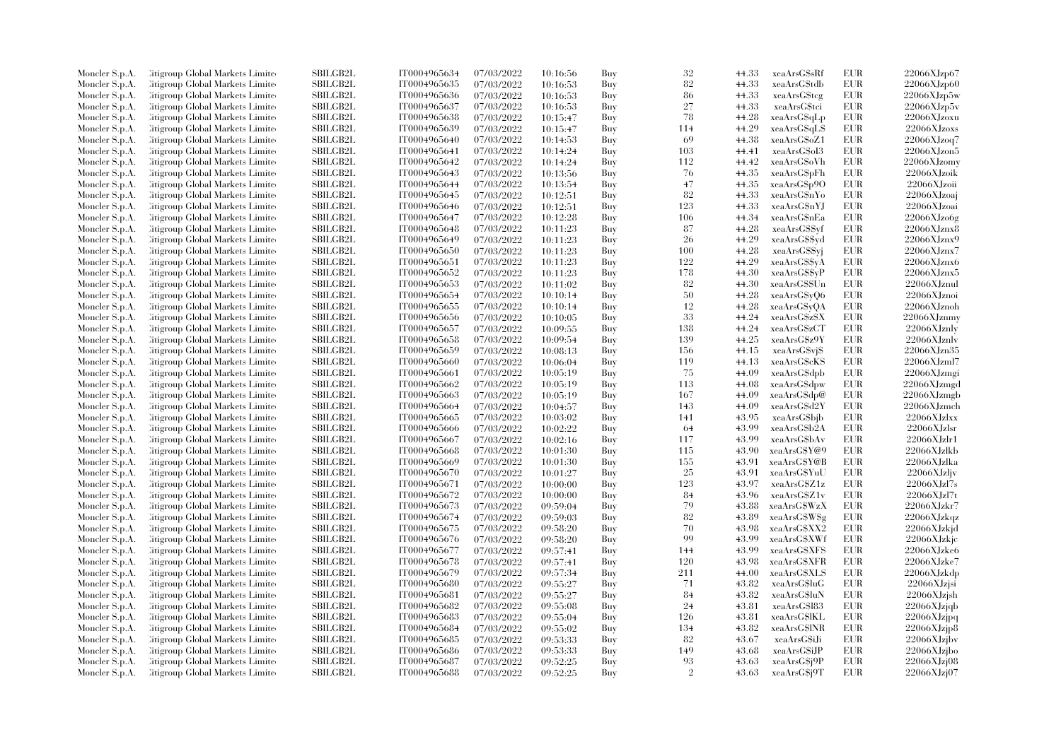| Moncler S.p.A. | Citigroup Global Markets Limited | SBILGB2L | IT0004965634 | 07/03/2022 | 10:16:56 | Buy | 32 | 44.33 | xeaArsG$sRf | EUR | 22066XJzp67 |
|---|---|---|---|---|---|---|---|---|---|---|---|
| Moncler S.p.A. | Citigroup Global Markets Limited | SBILGB2L | IT0004965635 | 07/03/2022 | 10:16:53 | Buy | 82 | 44.33 | xeaArsG$tdb | EUR | 22066XJzp60 |
| Moncler S.p.A. | Citigroup Global Markets Limited | SBILGB2L | IT0004965636 | 07/03/2022 | 10:16:53 | Buy | 86 | 44.33 | xeaArsG$tcg | EUR | 22066XJzp5w |
| Moncler S.p.A. | Citigroup Global Markets Limited | SBILGB2L | IT0004965637 | 07/03/2022 | 10:16:53 | Buy | 27 | 44.33 | xeaArsG$tci | EUR | 22066XJzp5v |
| Moncler S.p.A. | Citigroup Global Markets Limited | SBILGB2L | IT0004965638 | 07/03/2022 | 10:15:47 | Buy | 78 | 44.28 | xeaArsG$qLp | EUR | 22066XJzoxu |
| Moncler S.p.A. | Citigroup Global Markets Limited | SBILGB2L | IT0004965639 | 07/03/2022 | 10:15:47 | Buy | 114 | 44.29 | xeaArsG$qL$ | EUR | 22066XJzoxs |
| Moncler S.p.A. | Citigroup Global Markets Limited | SBILGB2L | IT0004965640 | 07/03/2022 | 10:14:53 | Buy | 69 | 44.38 | xeaArsG$oZ1 | EUR | 22066XJzoq7 |
| Moncler S.p.A. | Citigroup Global Markets Limited | SBILGB2L | IT0004965641 | 07/03/2022 | 10:14:24 | Buy | 103 | 44.41 | xeaArsG$ol3 | EUR | 22066XJzon5 |
| Moncler S.p.A. | Citigroup Global Markets Limited | SBILGB2L | IT0004965642 | 07/03/2022 | 10:14:24 | Buy | 112 | 44.42 | xeaArsG$oVh | EUR | 22066XJzomy |
| Moncler S.p.A. | Citigroup Global Markets Limited | SBILGB2L | IT0004965643 | 07/03/2022 | 10:13:56 | Buy | 76 | 44.35 | xeaArsG$pFh | EUR | 22066XJzoik |
| Moncler S.p.A. | Citigroup Global Markets Limited | SBILGB2L | IT0004965644 | 07/03/2022 | 10:13:54 | Buy | 47 | 44.35 | xeaArsG$p9O | EUR | 22066XJzoii |
| Moncler S.p.A. | Citigroup Global Markets Limited | SBILGB2L | IT0004965645 | 07/03/2022 | 10:12:51 | Buy | 82 | 44.33 | xeaArsG$nYo | EUR | 22066XJzoaj |
| Moncler S.p.A. | Citigroup Global Markets Limited | SBILGB2L | IT0004965646 | 07/03/2022 | 10:12:51 | Buy | 123 | 44.33 | xeaArsG$nYJ | EUR | 22066XJzoai |
| Moncler S.p.A. | Citigroup Global Markets Limited | SBILGB2L | IT0004965647 | 07/03/2022 | 10:12:28 | Buy | 106 | 44.34 | xeaArsG$nEa | EUR | 22066XJzo6g |
| Moncler S.p.A. | Citigroup Global Markets Limited | SBILGB2L | IT0004965648 | 07/03/2022 | 10:11:23 | Buy | 87 | 44.28 | xeaArsG$$yf | EUR | 22066XJznx8 |
| Moncler S.p.A. | Citigroup Global Markets Limited | SBILGB2L | IT0004965649 | 07/03/2022 | 10:11:23 | Buy | 26 | 44.29 | xeaArsG$$yd | EUR | 22066XJznx9 |
| Moncler S.p.A. | Citigroup Global Markets Limited | SBILGB2L | IT0004965650 | 07/03/2022 | 10:11:23 | Buy | 100 | 44.28 | xeaArsG$$yj | EUR | 22066XJznx7 |
| Moncler S.p.A. | Citigroup Global Markets Limited | SBILGB2L | IT0004965651 | 07/03/2022 | 10:11:23 | Buy | 122 | 44.29 | xeaArsG$$yA | EUR | 22066XJznx6 |
| Moncler S.p.A. | Citigroup Global Markets Limited | SBILGB2L | IT0004965652 | 07/03/2022 | 10:11:23 | Buy | 178 | 44.30 | xeaArsG$$yP | EUR | 22066XJznx5 |
| Moncler S.p.A. | Citigroup Global Markets Limited | SBILGB2L | IT0004965653 | 07/03/2022 | 10:11:02 | Buy | 82 | 44.30 | xeaArsG$$Un | EUR | 22066XJznul |
| Moncler S.p.A. | Citigroup Global Markets Limited | SBILGB2L | IT0004965654 | 07/03/2022 | 10:10:14 | Buy | 50 | 44.28 | xeaArsG$yQ6 | EUR | 22066XJznoi |
| Moncler S.p.A. | Citigroup Global Markets Limited | SBILGB2L | IT0004965655 | 07/03/2022 | 10:10:14 | Buy | 12 | 44.28 | xeaArsG$yQA | EUR | 22066XJznoh |
| Moncler S.p.A. | Citigroup Global Markets Limited | SBILGB2L | IT0004965656 | 07/03/2022 | 10:10:05 | Buy | 33 | 44.24 | xeaArsG$z$X | EUR | 22066XJznmy |
| Moncler S.p.A. | Citigroup Global Markets Limited | SBILGB2L | IT0004965657 | 07/03/2022 | 10:09:55 | Buy | 138 | 44.24 | xeaArsG$zCT | EUR | 22066XJznly |
| Moncler S.p.A. | Citigroup Global Markets Limited | SBILGB2L | IT0004965658 | 07/03/2022 | 10:09:54 | Buy | 139 | 44.25 | xeaArsG$z9Y | EUR | 22066XJznlv |
| Moncler S.p.A. | Citigroup Global Markets Limited | SBILGB2L | IT0004965659 | 07/03/2022 | 10:08:13 | Buy | 156 | 44.15 | xeaArsG$vj$ | EUR | 22066XJzn35 |
| Moncler S.p.A. | Citigroup Global Markets Limited | SBILGB2L | IT0004965660 | 07/03/2022 | 10:06:04 | Buy | 119 | 44.13 | xeaArsG$cKS | EUR | 22066XJzml7 |
| Moncler S.p.A. | Citigroup Global Markets Limited | SBILGB2L | IT0004965661 | 07/03/2022 | 10:05:19 | Buy | 75 | 44.09 | xeaArsG$dpb | EUR | 22066XJzmgi |
| Moncler S.p.A. | Citigroup Global Markets Limited | SBILGB2L | IT0004965662 | 07/03/2022 | 10:05:19 | Buy | 113 | 44.08 | xeaArsG$dpw | EUR | 22066XJzmgd |
| Moncler S.p.A. | Citigroup Global Markets Limited | SBILGB2L | IT0004965663 | 07/03/2022 | 10:05:19 | Buy | 167 | 44.09 | xeaArsG$dp@ | EUR | 22066XJzmgb |
| Moncler S.p.A. | Citigroup Global Markets Limited | SBILGB2L | IT0004965664 | 07/03/2022 | 10:04:57 | Buy | 143 | 44.09 | xeaArsG$d2Y | EUR | 22066XJzmch |
| Moncler S.p.A. | Citigroup Global Markets Limited | SBILGB2L | IT0004965665 | 07/03/2022 | 10:03:02 | Buy | 141 | 43.95 | xeaArsG$bjb | EUR | 22066XJzlxx |
| Moncler S.p.A. | Citigroup Global Markets Limited | SBILGB2L | IT0004965666 | 07/03/2022 | 10:02:22 | Buy | 64 | 43.99 | xeaArsG$b2A | EUR | 22066XJzlsr |
| Moncler S.p.A. | Citigroup Global Markets Limited | SBILGB2L | IT0004965667 | 07/03/2022 | 10:02:16 | Buy | 117 | 43.99 | xeaArsG$bAv | EUR | 22066XJzlr1 |
| Moncler S.p.A. | Citigroup Global Markets Limited | SBILGB2L | IT0004965668 | 07/03/2022 | 10:01:30 | Buy | 115 | 43.90 | xeaArsG$Y@9 | EUR | 22066XJzlkb |
| Moncler S.p.A. | Citigroup Global Markets Limited | SBILGB2L | IT0004965669 | 07/03/2022 | 10:01:30 | Buy | 155 | 43.91 | xeaArsG$Y@B | EUR | 22066XJzlka |
| Moncler S.p.A. | Citigroup Global Markets Limited | SBILGB2L | IT0004965670 | 07/03/2022 | 10:01:27 | Buy | 25 | 43.91 | xeaArsG$YuU | EUR | 22066XJzljv |
| Moncler S.p.A. | Citigroup Global Markets Limited | SBILGB2L | IT0004965671 | 07/03/2022 | 10:00:00 | Buy | 123 | 43.97 | xeaArsG$Z1z | EUR | 22066XJzl7s |
| Moncler S.p.A. | Citigroup Global Markets Limited | SBILGB2L | IT0004965672 | 07/03/2022 | 10:00:00 | Buy | 84 | 43.96 | xeaArsG$Z1v | EUR | 22066XJzl7t |
| Moncler S.p.A. | Citigroup Global Markets Limited | SBILGB2L | IT0004965673 | 07/03/2022 | 09:59:04 | Buy | 79 | 43.88 | xeaArsG$WzX | EUR | 22066XJzkr7 |
| Moncler S.p.A. | Citigroup Global Markets Limited | SBILGB2L | IT0004965674 | 07/03/2022 | 09:59:03 | Buy | 82 | 43.89 | xeaArsG$W$g | EUR | 22066XJzkqz |
| Moncler S.p.A. | Citigroup Global Markets Limited | SBILGB2L | IT0004965675 | 07/03/2022 | 09:58:20 | Buy | 70 | 43.98 | xeaArsG$XX2 | EUR | 22066XJzkjd |
| Moncler S.p.A. | Citigroup Global Markets Limited | SBILGB2L | IT0004965676 | 07/03/2022 | 09:58:20 | Buy | 99 | 43.99 | xeaArsG$XWf | EUR | 22066XJzkjc |
| Moncler S.p.A. | Citigroup Global Markets Limited | SBILGB2L | IT0004965677 | 07/03/2022 | 09:57:41 | Buy | 144 | 43.99 | xeaArsG$XFS | EUR | 22066XJzke6 |
| Moncler S.p.A. | Citigroup Global Markets Limited | SBILGB2L | IT0004965678 | 07/03/2022 | 09:57:41 | Buy | 120 | 43.98 | xeaArsG$XFR | EUR | 22066XJzke7 |
| Moncler S.p.A. | Citigroup Global Markets Limited | SBILGB2L | IT0004965679 | 07/03/2022 | 09:57:34 | Buy | 211 | 44.00 | xeaArsG$XLS | EUR | 22066XJzkdp |
| Moncler S.p.A. | Citigroup Global Markets Limited | SBILGB2L | IT0004965680 | 07/03/2022 | 09:55:27 | Buy | 71 | 43.82 | xeaArsG$luG | EUR | 22066XJzjsi |
| Moncler S.p.A. | Citigroup Global Markets Limited | SBILGB2L | IT0004965681 | 07/03/2022 | 09:55:27 | Buy | 84 | 43.82 | xeaArsG$luN | EUR | 22066XJzjsh |
| Moncler S.p.A. | Citigroup Global Markets Limited | SBILGB2L | IT0004965682 | 07/03/2022 | 09:55:08 | Buy | 24 | 43.81 | xeaArsG$l83 | EUR | 22066XJzjqb |
| Moncler S.p.A. | Citigroup Global Markets Limited | SBILGB2L | IT0004965683 | 07/03/2022 | 09:55:04 | Buy | 126 | 43.81 | xeaArsG$lKL | EUR | 22066XJzjpq |
| Moncler S.p.A. | Citigroup Global Markets Limited | SBILGB2L | IT0004965684 | 07/03/2022 | 09:55:02 | Buy | 134 | 43.82 | xeaArsG$lNR | EUR | 22066XJzjp8 |
| Moncler S.p.A. | Citigroup Global Markets Limited | SBILGB2L | IT0004965685 | 07/03/2022 | 09:53:33 | Buy | 82 | 43.67 | xeaArsG$iJi | EUR | 22066XJzjbv |
| Moncler S.p.A. | Citigroup Global Markets Limited | SBILGB2L | IT0004965686 | 07/03/2022 | 09:53:33 | Buy | 149 | 43.68 | xeaArsG$iJP | EUR | 22066XJzjbo |
| Moncler S.p.A. | Citigroup Global Markets Limited | SBILGB2L | IT0004965687 | 07/03/2022 | 09:52:25 | Buy | 93 | 43.63 | xeaArsG$j9P | EUR | 22066XJzj08 |
| Moncler S.p.A. | Citigroup Global Markets Limited | SBILGB2L | IT0004965688 | 07/03/2022 | 09:52:25 | Buy | 2 | 43.63 | xeaArsG$j9T | EUR | 22066XJzj07 |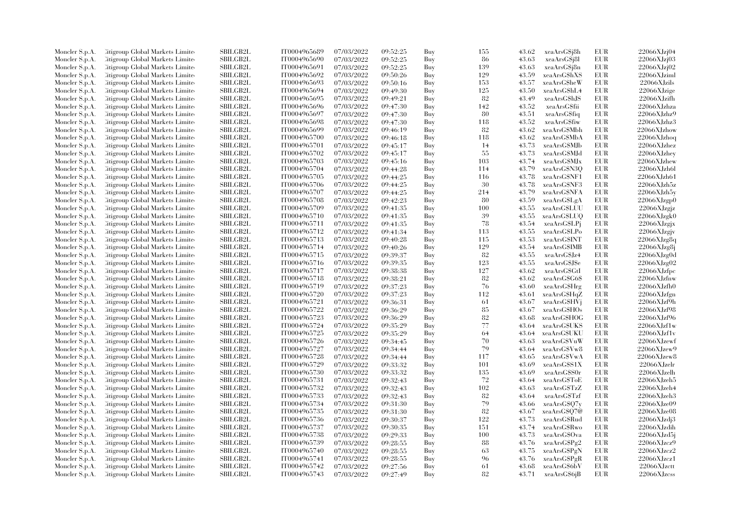| | | | | | | | | | | |
|---|---|---|---|---|---|---|---|---|---|---|
| Moncler S.p.A. | Citigroup Global Markets Limited | SBILGB2L | IT0004965689 | 07/03/2022 | 09:52:25 | Buy | 155 | 43.62 | xeaArsG$j8h | EUR | 22066XJzj04 |
| Moncler S.p.A. | Citigroup Global Markets Limited | SBILGB2L | IT0004965690 | 07/03/2022 | 09:52:25 | Buy | 86 | 43.63 | xeaArsG$j8l | EUR | 22066XJzj03 |
| Moncler S.p.A. | Citigroup Global Markets Limited | SBILGB2L | IT0004965691 | 07/03/2022 | 09:52:25 | Buy | 139 | 43.63 | xeaArsG$j8n | EUR | 22066XJzj02 |
| Moncler S.p.A. | Citigroup Global Markets Limited | SBILGB2L | IT0004965692 | 07/03/2022 | 09:50:26 | Buy | 129 | 43.59 | xeaArsG$hXS | EUR | 22066XJziml |
| Moncler S.p.A. | Citigroup Global Markets Limited | SBILGB2L | IT0004965693 | 07/03/2022 | 09:50:16 | Buy | 153 | 43.57 | xeaArsG$heW | EUR | 22066XJzils |
| Moncler S.p.A. | Citigroup Global Markets Limited | SBILGB2L | IT0004965694 | 07/03/2022 | 09:49:30 | Buy | 125 | 43.50 | xeaArsG$hL4 | EUR | 22066XJzige |
| Moncler S.p.A. | Citigroup Global Markets Limited | SBILGB2L | IT0004965695 | 07/03/2022 | 09:49:21 | Buy | 82 | 43.49 | xeaArsG$hJS | EUR | 22066XJzifh |
| Moncler S.p.A. | Citigroup Global Markets Limited | SBILGB2L | IT0004965696 | 07/03/2022 | 09:47:30 | Buy | 142 | 43.52 | xeaArsG$fii | EUR | 22066XJzhza |
| Moncler S.p.A. | Citigroup Global Markets Limited | SBILGB2L | IT0004965697 | 07/03/2022 | 09:47:30 | Buy | 80 | 43.51 | xeaArsG$fiq | EUR | 22066XJzhz9 |
| Moncler S.p.A. | Citigroup Global Markets Limited | SBILGB2L | IT0004965698 | 07/03/2022 | 09:47:30 | Buy | 118 | 43.52 | xeaArsG$fiw | EUR | 22066XJzhz3 |
| Moncler S.p.A. | Citigroup Global Markets Limited | SBILGB2L | IT0004965699 | 07/03/2022 | 09:46:19 | Buy | 82 | 43.62 | xeaArsG$Mbh | EUR | 22066XJzhow |
| Moncler S.p.A. | Citigroup Global Markets Limited | SBILGB2L | IT0004965700 | 07/03/2022 | 09:46:18 | Buy | 118 | 43.62 | xeaArsG$MbA | EUR | 22066XJzhoq |
| Moncler S.p.A. | Citigroup Global Markets Limited | SBILGB2L | IT0004965701 | 07/03/2022 | 09:45:17 | Buy | 14 | 43.73 | xeaArsG$MJb | EUR | 22066XJzhez |
| Moncler S.p.A. | Citigroup Global Markets Limited | SBILGB2L | IT0004965702 | 07/03/2022 | 09:45:17 | Buy | 55 | 43.73 | xeaArsG$MJd | EUR | 22066XJzhey |
| Moncler S.p.A. | Citigroup Global Markets Limited | SBILGB2L | IT0004965703 | 07/03/2022 | 09:45:16 | Buy | 103 | 43.74 | xeaArsG$MJx | EUR | 22066XJzhew |
| Moncler S.p.A. | Citigroup Global Markets Limited | SBILGB2L | IT0004965704 | 07/03/2022 | 09:44:28 | Buy | 114 | 43.79 | xeaArsG$N3Q | EUR | 22066XJzh6l |
| Moncler S.p.A. | Citigroup Global Markets Limited | SBILGB2L | IT0004965705 | 07/03/2022 | 09:44:25 | Buy | 116 | 43.78 | xeaArsG$NF1 | EUR | 22066XJzh61 |
| Moncler S.p.A. | Citigroup Global Markets Limited | SBILGB2L | IT0004965706 | 07/03/2022 | 09:44:25 | Buy | 30 | 43.78 | xeaArsG$NF3 | EUR | 22066XJzh5z |
| Moncler S.p.A. | Citigroup Global Markets Limited | SBILGB2L | IT0004965707 | 07/03/2022 | 09:44:25 | Buy | 214 | 43.79 | xeaArsG$NFA | EUR | 22066XJzh5y |
| Moncler S.p.A. | Citigroup Global Markets Limited | SBILGB2L | IT0004965708 | 07/03/2022 | 09:42:23 | Buy | 80 | 43.59 | xeaArsG$LgA | EUR | 22066XJzgp0 |
| Moncler S.p.A. | Citigroup Global Markets Limited | SBILGB2L | IT0004965709 | 07/03/2022 | 09:41:35 | Buy | 100 | 43.55 | xeaArsG$LUU | EUR | 22066XJzgjz |
| Moncler S.p.A. | Citigroup Global Markets Limited | SBILGB2L | IT0004965710 | 07/03/2022 | 09:41:35 | Buy | 39 | 43.55 | xeaArsG$LUQ | EUR | 22066XJzgk0 |
| Moncler S.p.A. | Citigroup Global Markets Limited | SBILGB2L | IT0004965711 | 07/03/2022 | 09:41:35 | Buy | 78 | 43.54 | xeaArsG$LPj | EUR | 22066XJzgjx |
| Moncler S.p.A. | Citigroup Global Markets Limited | SBILGB2L | IT0004965712 | 07/03/2022 | 09:41:34 | Buy | 113 | 43.55 | xeaArsG$LPo | EUR | 22066XJzgjv |
| Moncler S.p.A. | Citigroup Global Markets Limited | SBILGB2L | IT0004965713 | 07/03/2022 | 09:40:28 | Buy | 115 | 43.53 | xeaArsG$INT | EUR | 22066XJzg8q |
| Moncler S.p.A. | Citigroup Global Markets Limited | SBILGB2L | IT0004965714 | 07/03/2022 | 09:40:26 | Buy | 129 | 43.54 | xeaArsG$IMB | EUR | 22066XJzg8j |
| Moncler S.p.A. | Citigroup Global Markets Limited | SBILGB2L | IT0004965715 | 07/03/2022 | 09:39:37 | Buy | 82 | 43.55 | xeaArsG$Jz4 | EUR | 22066XJzg0d |
| Moncler S.p.A. | Citigroup Global Markets Limited | SBILGB2L | IT0004965716 | 07/03/2022 | 09:39:35 | Buy | 123 | 43.55 | xeaArsG$J$e | EUR | 22066XJzg02 |
| Moncler S.p.A. | Citigroup Global Markets Limited | SBILGB2L | IT0004965717 | 07/03/2022 | 09:38:38 | Buy | 127 | 43.62 | xeaArsG$GtI | EUR | 22066XJzfpc |
| Moncler S.p.A. | Citigroup Global Markets Limited | SBILGB2L | IT0004965718 | 07/03/2022 | 09:38:21 | Buy | 82 | 43.62 | xeaArsG$G6$ | EUR | 22066XJzfnw |
| Moncler S.p.A. | Citigroup Global Markets Limited | SBILGB2L | IT0004965719 | 07/03/2022 | 09:37:23 | Buy | 76 | 43.60 | xeaArsG$Hrg | EUR | 22066XJzfh0 |
| Moncler S.p.A. | Citigroup Global Markets Limited | SBILGB2L | IT0004965720 | 07/03/2022 | 09:37:23 | Buy | 112 | 43.61 | xeaArsG$HqZ | EUR | 22066XJzfgn |
| Moncler S.p.A. | Citigroup Global Markets Limited | SBILGB2L | IT0004965721 | 07/03/2022 | 09:36:31 | Buy | 61 | 43.67 | xeaArsG$HVj | EUR | 22066XJzf9h |
| Moncler S.p.A. | Citigroup Global Markets Limited | SBILGB2L | IT0004965722 | 07/03/2022 | 09:36:29 | Buy | 85 | 43.67 | xeaArsG$HOs | EUR | 22066XJzf98 |
| Moncler S.p.A. | Citigroup Global Markets Limited | SBILGB2L | IT0004965723 | 07/03/2022 | 09:36:29 | Buy | 82 | 43.68 | xeaArsG$HOG | EUR | 22066XJzf96 |
| Moncler S.p.A. | Citigroup Global Markets Limited | SBILGB2L | IT0004965724 | 07/03/2022 | 09:35:29 | Buy | 77 | 43.64 | xeaArsG$UKS | EUR | 22066XJzf1w |
| Moncler S.p.A. | Citigroup Global Markets Limited | SBILGB2L | IT0004965725 | 07/03/2022 | 09:35:29 | Buy | 64 | 43.64 | xeaArsG$UKU | EUR | 22066XJzf1v |
| Moncler S.p.A. | Citigroup Global Markets Limited | SBILGB2L | IT0004965726 | 07/03/2022 | 09:34:45 | Buy | 70 | 43.63 | xeaArsG$VuW | EUR | 22066XJzewf |
| Moncler S.p.A. | Citigroup Global Markets Limited | SBILGB2L | IT0004965727 | 07/03/2022 | 09:34:44 | Buy | 79 | 43.64 | xeaArsG$Vw8 | EUR | 22066XJzew9 |
| Moncler S.p.A. | Citigroup Global Markets Limited | SBILGB2L | IT0004965728 | 07/03/2022 | 09:34:44 | Buy | 117 | 43.65 | xeaArsG$VwA | EUR | 22066XJzew8 |
| Moncler S.p.A. | Citigroup Global Markets Limited | SBILGB2L | IT0004965729 | 07/03/2022 | 09:33:32 | Buy | 101 | 43.69 | xeaArsG$S1X | EUR | 22066XJzelr |
| Moncler S.p.A. | Citigroup Global Markets Limited | SBILGB2L | IT0004965730 | 07/03/2022 | 09:33:32 | Buy | 135 | 43.69 | xeaArsG$S0r | EUR | 22066XJzelh |
| Moncler S.p.A. | Citigroup Global Markets Limited | SBILGB2L | IT0004965731 | 07/03/2022 | 09:32:43 | Buy | 72 | 43.64 | xeaArsG$ToE | EUR | 22066XJzeh5 |
| Moncler S.p.A. | Citigroup Global Markets Limited | SBILGB2L | IT0004965732 | 07/03/2022 | 09:32:43 | Buy | 102 | 43.63 | xeaArsG$TzZ | EUR | 22066XJzeh4 |
| Moncler S.p.A. | Citigroup Global Markets Limited | SBILGB2L | IT0004965733 | 07/03/2022 | 09:32:43 | Buy | 82 | 43.64 | xeaArsG$Tzf | EUR | 22066XJzeh3 |
| Moncler S.p.A. | Citigroup Global Markets Limited | SBILGB2L | IT0004965734 | 07/03/2022 | 09:31:30 | Buy | 79 | 43.66 | xeaArsG$Q7y | EUR | 22066XJze09 |
| Moncler S.p.A. | Citigroup Global Markets Limited | SBILGB2L | IT0004965735 | 07/03/2022 | 09:31:30 | Buy | 82 | 43.67 | xeaArsG$Q7@ | EUR | 22066XJze08 |
| Moncler S.p.A. | Citigroup Global Markets Limited | SBILGB2L | IT0004965736 | 07/03/2022 | 09:30:37 | Buy | 122 | 43.73 | xeaArsG$Rud | EUR | 22066XJzdj3 |
| Moncler S.p.A. | Citigroup Global Markets Limited | SBILGB2L | IT0004965737 | 07/03/2022 | 09:30:35 | Buy | 151 | 43.74 | xeaArsG$Rwo | EUR | 22066XJzdih |
| Moncler S.p.A. | Citigroup Global Markets Limited | SBILGB2L | IT0004965738 | 07/03/2022 | 09:29:33 | Buy | 100 | 43.73 | xeaArsG$Ova | EUR | 22066XJzd5j |
| Moncler S.p.A. | Citigroup Global Markets Limited | SBILGB2L | IT0004965739 | 07/03/2022 | 09:28:55 | Buy | 88 | 43.76 | xeaArsG$Pg2 | EUR | 22066XJzcz9 |
| Moncler S.p.A. | Citigroup Global Markets Limited | SBILGB2L | IT0004965740 | 07/03/2022 | 09:28:55 | Buy | 63 | 43.75 | xeaArsG$PgN | EUR | 22066XJzcz2 |
| Moncler S.p.A. | Citigroup Global Markets Limited | SBILGB2L | IT0004965741 | 07/03/2022 | 09:28:55 | Buy | 96 | 43.76 | xeaArsG$PgR | EUR | 22066XJzcz1 |
| Moncler S.p.A. | Citigroup Global Markets Limited | SBILGB2L | IT0004965742 | 07/03/2022 | 09:27:56 | Buy | 61 | 43.68 | xeaArsG$6bV | EUR | 22066XJzctt |
| Moncler S.p.A. | Citigroup Global Markets Limited | SBILGB2L | IT0004965743 | 07/03/2022 | 09:27:49 | Buy | 82 | 43.71 | xeaArsG$6jB | EUR | 22066XJzcss |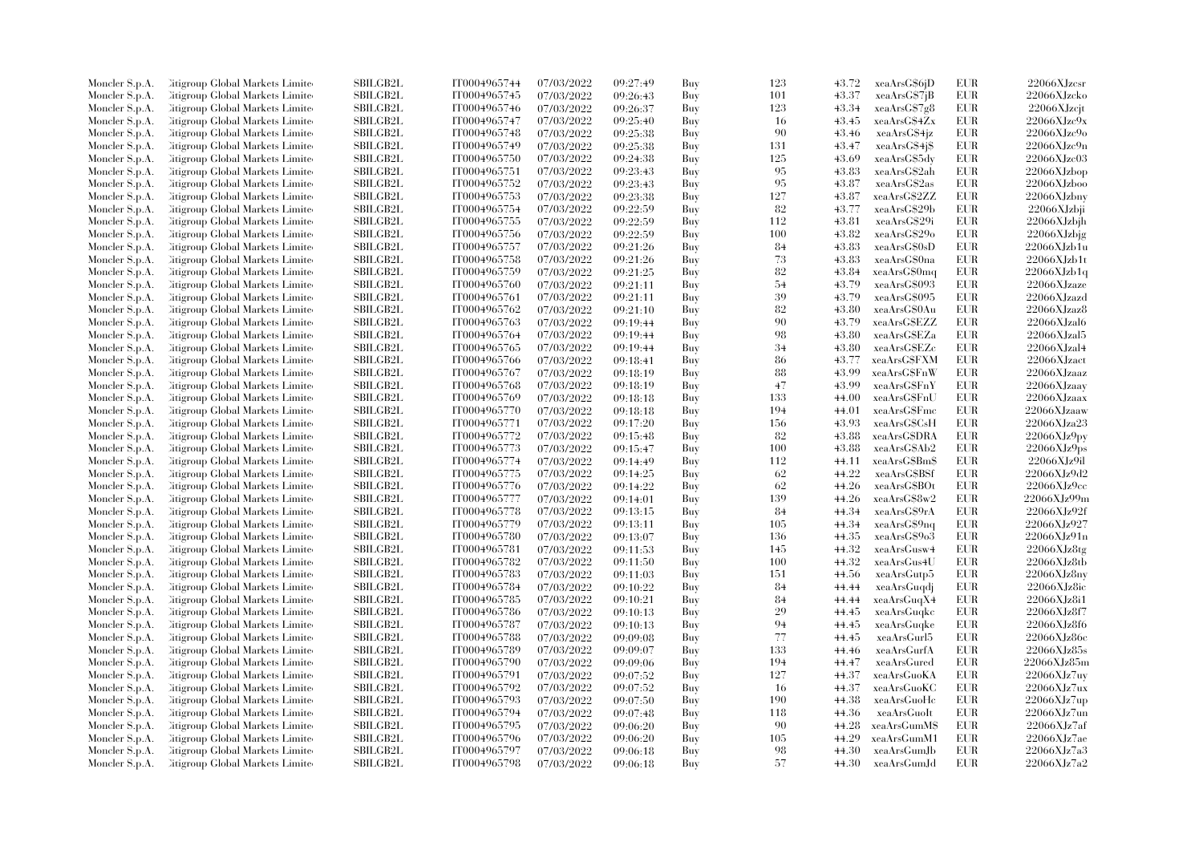| Moncler S.p.A. | Citigroup Global Markets Limited | SBILGB2L | IT0004965744 | 07/03/2022 | 09:27:49 | Buy | 123 | 43.72 | xeaArsG$6jD | EUR | 22066XJzcsr |
|---|---|---|---|---|---|---|---|---|---|---|---|
| Moncler S.p.A. | Citigroup Global Markets Limited | SBILGB2L | IT0004965745 | 07/03/2022 | 09:26:43 | Buy | 101 | 43.37 | xeaArsG$7jB | EUR | 22066XJzcko |
| Moncler S.p.A. | Citigroup Global Markets Limited | SBILGB2L | IT0004965746 | 07/03/2022 | 09:26:37 | Buy | 123 | 43.34 | xeaArsG$7g8 | EUR | 22066XJzcjt |
| Moncler S.p.A. | Citigroup Global Markets Limited | SBILGB2L | IT0004965747 | 07/03/2022 | 09:25:40 | Buy | 16 | 43.45 | xeaArsG$4Zx | EUR | 22066XJzc9x |
| Moncler S.p.A. | Citigroup Global Markets Limited | SBILGB2L | IT0004965748 | 07/03/2022 | 09:25:38 | Buy | 90 | 43.46 | xeaArsG$4jz | EUR | 22066XJzc9o |
| Moncler S.p.A. | Citigroup Global Markets Limited | SBILGB2L | IT0004965749 | 07/03/2022 | 09:25:38 | Buy | 131 | 43.47 | xeaArsG$4j$ | EUR | 22066XJzc9n |
| Moncler S.p.A. | Citigroup Global Markets Limited | SBILGB2L | IT0004965750 | 07/03/2022 | 09:24:38 | Buy | 125 | 43.69 | xeaArsG$5dy | EUR | 22066XJzc03 |
| Moncler S.p.A. | Citigroup Global Markets Limited | SBILGB2L | IT0004965751 | 07/03/2022 | 09:23:43 | Buy | 95 | 43.83 | xeaArsG$2ah | EUR | 22066XJzbop |
| Moncler S.p.A. | Citigroup Global Markets Limited | SBILGB2L | IT0004965752 | 07/03/2022 | 09:23:43 | Buy | 95 | 43.87 | xeaArsG$2as | EUR | 22066XJzboo |
| Moncler S.p.A. | Citigroup Global Markets Limited | SBILGB2L | IT0004965753 | 07/03/2022 | 09:23:38 | Buy | 127 | 43.87 | xeaArsG$2ZZ | EUR | 22066XJzbny |
| Moncler S.p.A. | Citigroup Global Markets Limited | SBILGB2L | IT0004965754 | 07/03/2022 | 09:22:59 | Buy | 82 | 43.77 | xeaArsG$29b | EUR | 22066XJzbji |
| Moncler S.p.A. | Citigroup Global Markets Limited | SBILGB2L | IT0004965755 | 07/03/2022 | 09:22:59 | Buy | 112 | 43.81 | xeaArsG$29i | EUR | 22066XJzbjh |
| Moncler S.p.A. | Citigroup Global Markets Limited | SBILGB2L | IT0004965756 | 07/03/2022 | 09:22:59 | Buy | 100 | 43.82 | xeaArsG$29o | EUR | 22066XJzbjg |
| Moncler S.p.A. | Citigroup Global Markets Limited | SBILGB2L | IT0004965757 | 07/03/2022 | 09:21:26 | Buy | 84 | 43.83 | xeaArsG$0sD | EUR | 22066XJzb1u |
| Moncler S.p.A. | Citigroup Global Markets Limited | SBILGB2L | IT0004965758 | 07/03/2022 | 09:21:26 | Buy | 73 | 43.83 | xeaArsG$0na | EUR | 22066XJzb1t |
| Moncler S.p.A. | Citigroup Global Markets Limited | SBILGB2L | IT0004965759 | 07/03/2022 | 09:21:25 | Buy | 82 | 43.84 | xeaArsG$0mq | EUR | 22066XJzb1q |
| Moncler S.p.A. | Citigroup Global Markets Limited | SBILGB2L | IT0004965760 | 07/03/2022 | 09:21:11 | Buy | 54 | 43.79 | xeaArsG$093 | EUR | 22066XJzaze |
| Moncler S.p.A. | Citigroup Global Markets Limited | SBILGB2L | IT0004965761 | 07/03/2022 | 09:21:11 | Buy | 39 | 43.79 | xeaArsG$095 | EUR | 22066XJzazd |
| Moncler S.p.A. | Citigroup Global Markets Limited | SBILGB2L | IT0004965762 | 07/03/2022 | 09:21:10 | Buy | 82 | 43.80 | xeaArsG$0Au | EUR | 22066XJzaz8 |
| Moncler S.p.A. | Citigroup Global Markets Limited | SBILGB2L | IT0004965763 | 07/03/2022 | 09:19:44 | Buy | 90 | 43.79 | xeaArsG$EZZ | EUR | 22066XJzal6 |
| Moncler S.p.A. | Citigroup Global Markets Limited | SBILGB2L | IT0004965764 | 07/03/2022 | 09:19:44 | Buy | 98 | 43.80 | xeaArsG$EZa | EUR | 22066XJzal5 |
| Moncler S.p.A. | Citigroup Global Markets Limited | SBILGB2L | IT0004965765 | 07/03/2022 | 09:19:44 | Buy | 34 | 43.80 | xeaArsG$EZc | EUR | 22066XJzal4 |
| Moncler S.p.A. | Citigroup Global Markets Limited | SBILGB2L | IT0004965766 | 07/03/2022 | 09:18:41 | Buy | 86 | 43.77 | xeaArsG$FXM | EUR | 22066XJzact |
| Moncler S.p.A. | Citigroup Global Markets Limited | SBILGB2L | IT0004965767 | 07/03/2022 | 09:18:19 | Buy | 88 | 43.99 | xeaArsG$FnW | EUR | 22066XJzaaz |
| Moncler S.p.A. | Citigroup Global Markets Limited | SBILGB2L | IT0004965768 | 07/03/2022 | 09:18:19 | Buy | 47 | 43.99 | xeaArsG$FnY | EUR | 22066XJzaay |
| Moncler S.p.A. | Citigroup Global Markets Limited | SBILGB2L | IT0004965769 | 07/03/2022 | 09:18:18 | Buy | 133 | 44.00 | xeaArsG$FnU | EUR | 22066XJzaax |
| Moncler S.p.A. | Citigroup Global Markets Limited | SBILGB2L | IT0004965770 | 07/03/2022 | 09:18:18 | Buy | 194 | 44.01 | xeaArsG$Fmc | EUR | 22066XJzaaw |
| Moncler S.p.A. | Citigroup Global Markets Limited | SBILGB2L | IT0004965771 | 07/03/2022 | 09:17:20 | Buy | 156 | 43.93 | xeaArsG$CsH | EUR | 22066XJza23 |
| Moncler S.p.A. | Citigroup Global Markets Limited | SBILGB2L | IT0004965772 | 07/03/2022 | 09:15:48 | Buy | 82 | 43.88 | xeaArsG$DRA | EUR | 22066XJz9py |
| Moncler S.p.A. | Citigroup Global Markets Limited | SBILGB2L | IT0004965773 | 07/03/2022 | 09:15:47 | Buy | 100 | 43.88 | xeaArsG$Ab2 | EUR | 22066XJz9ps |
| Moncler S.p.A. | Citigroup Global Markets Limited | SBILGB2L | IT0004965774 | 07/03/2022 | 09:14:49 | Buy | 112 | 44.11 | xeaArsG$Bm$ | EUR | 22066XJz9il |
| Moncler S.p.A. | Citigroup Global Markets Limited | SBILGB2L | IT0004965775 | 07/03/2022 | 09:14:25 | Buy | 62 | 44.22 | xeaArsG$BSf | EUR | 22066XJz9d2 |
| Moncler S.p.A. | Citigroup Global Markets Limited | SBILGB2L | IT0004965776 | 07/03/2022 | 09:14:22 | Buy | 62 | 44.26 | xeaArsG$BOt | EUR | 22066XJz9cc |
| Moncler S.p.A. | Citigroup Global Markets Limited | SBILGB2L | IT0004965777 | 07/03/2022 | 09:14:01 | Buy | 139 | 44.26 | xeaArsG$8w2 | EUR | 22066XJz99m |
| Moncler S.p.A. | Citigroup Global Markets Limited | SBILGB2L | IT0004965778 | 07/03/2022 | 09:13:15 | Buy | 84 | 44.34 | xeaArsG$9rA | EUR | 22066XJz92f |
| Moncler S.p.A. | Citigroup Global Markets Limited | SBILGB2L | IT0004965779 | 07/03/2022 | 09:13:11 | Buy | 105 | 44.34 | xeaArsG$9nq | EUR | 22066XJz927 |
| Moncler S.p.A. | Citigroup Global Markets Limited | SBILGB2L | IT0004965780 | 07/03/2022 | 09:13:07 | Buy | 136 | 44.35 | xeaArsG$9o3 | EUR | 22066XJz91n |
| Moncler S.p.A. | Citigroup Global Markets Limited | SBILGB2L | IT0004965781 | 07/03/2022 | 09:11:53 | Buy | 145 | 44.32 | xeaArsGusw4 | EUR | 22066XJz8tg |
| Moncler S.p.A. | Citigroup Global Markets Limited | SBILGB2L | IT0004965782 | 07/03/2022 | 09:11:50 | Buy | 100 | 44.32 | xeaArsGus4U | EUR | 22066XJz8tb |
| Moncler S.p.A. | Citigroup Global Markets Limited | SBILGB2L | IT0004965783 | 07/03/2022 | 09:11:03 | Buy | 151 | 44.56 | xeaArsGutp5 | EUR | 22066XJz8ny |
| Moncler S.p.A. | Citigroup Global Markets Limited | SBILGB2L | IT0004965784 | 07/03/2022 | 09:10:22 | Buy | 84 | 44.44 | xeaArsGuqdj | EUR | 22066XJz8ic |
| Moncler S.p.A. | Citigroup Global Markets Limited | SBILGB2L | IT0004965785 | 07/03/2022 | 09:10:21 | Buy | 84 | 44.44 | xeaArsGuqX4 | EUR | 22066XJz8i1 |
| Moncler S.p.A. | Citigroup Global Markets Limited | SBILGB2L | IT0004965786 | 07/03/2022 | 09:10:13 | Buy | 29 | 44.45 | xeaArsGuqkc | EUR | 22066XJz8f7 |
| Moncler S.p.A. | Citigroup Global Markets Limited | SBILGB2L | IT0004965787 | 07/03/2022 | 09:10:13 | Buy | 94 | 44.45 | xeaArsGuqke | EUR | 22066XJz8f6 |
| Moncler S.p.A. | Citigroup Global Markets Limited | SBILGB2L | IT0004965788 | 07/03/2022 | 09:09:08 | Buy | 77 | 44.45 | xeaArsGurl5 | EUR | 22066XJz86c |
| Moncler S.p.A. | Citigroup Global Markets Limited | SBILGB2L | IT0004965789 | 07/03/2022 | 09:09:07 | Buy | 133 | 44.46 | xeaArsGurfA | EUR | 22066XJz85s |
| Moncler S.p.A. | Citigroup Global Markets Limited | SBILGB2L | IT0004965790 | 07/03/2022 | 09:09:06 | Buy | 194 | 44.47 | xeaArsGured | EUR | 22066XJz85m |
| Moncler S.p.A. | Citigroup Global Markets Limited | SBILGB2L | IT0004965791 | 07/03/2022 | 09:07:52 | Buy | 127 | 44.37 | xeaArsGuoKA | EUR | 22066XJz7uy |
| Moncler S.p.A. | Citigroup Global Markets Limited | SBILGB2L | IT0004965792 | 07/03/2022 | 09:07:52 | Buy | 16 | 44.37 | xeaArsGuoKC | EUR | 22066XJz7ux |
| Moncler S.p.A. | Citigroup Global Markets Limited | SBILGB2L | IT0004965793 | 07/03/2022 | 09:07:50 | Buy | 190 | 44.38 | xeaArsGuoHc | EUR | 22066XJz7up |
| Moncler S.p.A. | Citigroup Global Markets Limited | SBILGB2L | IT0004965794 | 07/03/2022 | 09:07:48 | Buy | 118 | 44.36 | xeaArsGuoIt | EUR | 22066XJz7un |
| Moncler S.p.A. | Citigroup Global Markets Limited | SBILGB2L | IT0004965795 | 07/03/2022 | 09:06:20 | Buy | 90 | 44.28 | xeaArsGumM$ | EUR | 22066XJz7af |
| Moncler S.p.A. | Citigroup Global Markets Limited | SBILGB2L | IT0004965796 | 07/03/2022 | 09:06:20 | Buy | 105 | 44.29 | xeaArsGumM1 | EUR | 22066XJz7ae |
| Moncler S.p.A. | Citigroup Global Markets Limited | SBILGB2L | IT0004965797 | 07/03/2022 | 09:06:18 | Buy | 98 | 44.30 | xeaArsGumJb | EUR | 22066XJz7a3 |
| Moncler S.p.A. | Citigroup Global Markets Limited | SBILGB2L | IT0004965798 | 07/03/2022 | 09:06:18 | Buy | 57 | 44.30 | xeaArsGumJd | EUR | 22066XJz7a2 |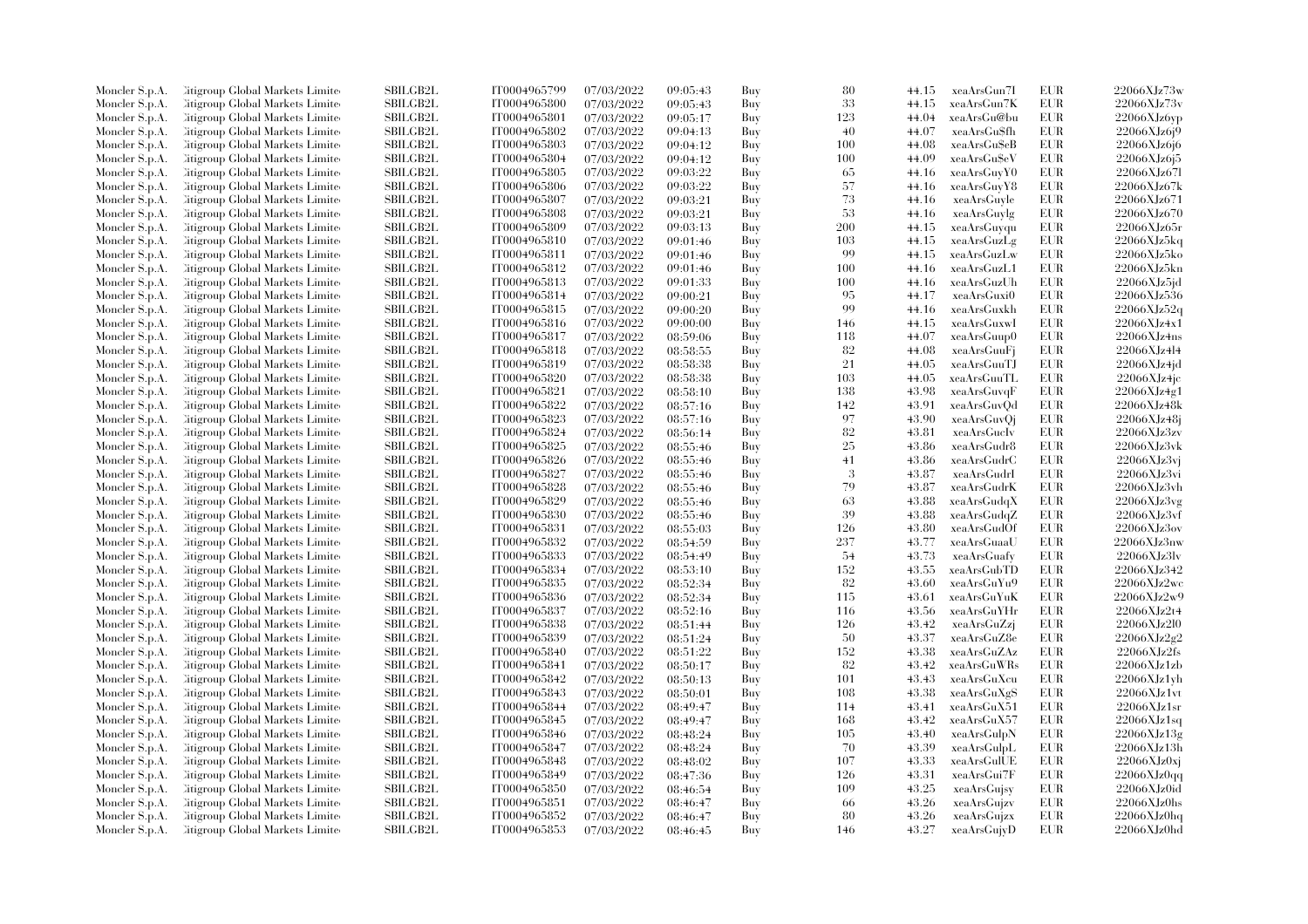| Moncler S.p.A. | Citigroup Global Markets Limited | SBILGB2L | IT0004965799 | 07/03/2022 | 09:05:43 | Buy | 80 | 44.15 | xeaArsGun7I | EUR | 22066XJz73w |
|---|---|---|---|---|---|---|---|---|---|---|---|
| Moncler S.p.A. | Citigroup Global Markets Limited | SBILGB2L | IT0004965800 | 07/03/2022 | 09:05:43 | Buy | 33 | 44.15 | xeaArsGun7K | EUR | 22066XJz73v |
| Moncler S.p.A. | Citigroup Global Markets Limited | SBILGB2L | IT0004965801 | 07/03/2022 | 09:05:17 | Buy | 123 | 44.04 | xeaArsGu@bu | EUR | 22066XJz6yp |
| Moncler S.p.A. | Citigroup Global Markets Limited | SBILGB2L | IT0004965802 | 07/03/2022 | 09:04:13 | Buy | 40 | 44.07 | xeaArsGu$fh | EUR | 22066XJz6j9 |
| Moncler S.p.A. | Citigroup Global Markets Limited | SBILGB2L | IT0004965803 | 07/03/2022 | 09:04:12 | Buy | 100 | 44.08 | xeaArsGu$eB | EUR | 22066XJz6j6 |
| Moncler S.p.A. | Citigroup Global Markets Limited | SBILGB2L | IT0004965804 | 07/03/2022 | 09:04:12 | Buy | 100 | 44.09 | xeaArsGu$eV | EUR | 22066XJz6j5 |
| Moncler S.p.A. | Citigroup Global Markets Limited | SBILGB2L | IT0004965805 | 07/03/2022 | 09:03:22 | Buy | 65 | 44.16 | xeaArsGuyY0 | EUR | 22066XJz67l |
| Moncler S.p.A. | Citigroup Global Markets Limited | SBILGB2L | IT0004965806 | 07/03/2022 | 09:03:22 | Buy | 57 | 44.16 | xeaArsGuyY8 | EUR | 22066XJz67k |
| Moncler S.p.A. | Citigroup Global Markets Limited | SBILGB2L | IT0004965807 | 07/03/2022 | 09:03:21 | Buy | 73 | 44.16 | xeaArsGuyle | EUR | 22066XJz671 |
| Moncler S.p.A. | Citigroup Global Markets Limited | SBILGB2L | IT0004965808 | 07/03/2022 | 09:03:21 | Buy | 53 | 44.16 | xeaArsGuylg | EUR | 22066XJz670 |
| Moncler S.p.A. | Citigroup Global Markets Limited | SBILGB2L | IT0004965809 | 07/03/2022 | 09:03:13 | Buy | 200 | 44.15 | xeaArsGuyqu | EUR | 22066XJz65r |
| Moncler S.p.A. | Citigroup Global Markets Limited | SBILGB2L | IT0004965810 | 07/03/2022 | 09:01:46 | Buy | 103 | 44.15 | xeaArsGuzLg | EUR | 22066XJz5kq |
| Moncler S.p.A. | Citigroup Global Markets Limited | SBILGB2L | IT0004965811 | 07/03/2022 | 09:01:46 | Buy | 99 | 44.15 | xeaArsGuzLw | EUR | 22066XJz5ko |
| Moncler S.p.A. | Citigroup Global Markets Limited | SBILGB2L | IT0004965812 | 07/03/2022 | 09:01:46 | Buy | 100 | 44.16 | xeaArsGuzL1 | EUR | 22066XJz5kn |
| Moncler S.p.A. | Citigroup Global Markets Limited | SBILGB2L | IT0004965813 | 07/03/2022 | 09:01:33 | Buy | 100 | 44.16 | xeaArsGuzUh | EUR | 22066XJz5jd |
| Moncler S.p.A. | Citigroup Global Markets Limited | SBILGB2L | IT0004965814 | 07/03/2022 | 09:00:21 | Buy | 95 | 44.17 | xeaArsGuxi0 | EUR | 22066XJz536 |
| Moncler S.p.A. | Citigroup Global Markets Limited | SBILGB2L | IT0004965815 | 07/03/2022 | 09:00:20 | Buy | 99 | 44.16 | xeaArsGuxkh | EUR | 22066XJz52q |
| Moncler S.p.A. | Citigroup Global Markets Limited | SBILGB2L | IT0004965816 | 07/03/2022 | 09:00:00 | Buy | 146 | 44.15 | xeaArsGuxwI | EUR | 22066XJz4x1 |
| Moncler S.p.A. | Citigroup Global Markets Limited | SBILGB2L | IT0004965817 | 07/03/2022 | 08:59:06 | Buy | 118 | 44.07 | xeaArsGuup0 | EUR | 22066XJz4ns |
| Moncler S.p.A. | Citigroup Global Markets Limited | SBILGB2L | IT0004965818 | 07/03/2022 | 08:58:55 | Buy | 82 | 44.08 | xeaArsGuuFj | EUR | 22066XJz4l4 |
| Moncler S.p.A. | Citigroup Global Markets Limited | SBILGB2L | IT0004965819 | 07/03/2022 | 08:58:38 | Buy | 21 | 44.05 | xeaArsGuuTJ | EUR | 22066XJz4jd |
| Moncler S.p.A. | Citigroup Global Markets Limited | SBILGB2L | IT0004965820 | 07/03/2022 | 08:58:38 | Buy | 103 | 44.05 | xeaArsGuuTL | EUR | 22066XJz4jc |
| Moncler S.p.A. | Citigroup Global Markets Limited | SBILGB2L | IT0004965821 | 07/03/2022 | 08:58:10 | Buy | 138 | 43.98 | xeaArsGuvqF | EUR | 22066XJz4g1 |
| Moncler S.p.A. | Citigroup Global Markets Limited | SBILGB2L | IT0004965822 | 07/03/2022 | 08:57:16 | Buy | 142 | 43.91 | xeaArsGuvQd | EUR | 22066XJz48k |
| Moncler S.p.A. | Citigroup Global Markets Limited | SBILGB2L | IT0004965823 | 07/03/2022 | 08:57:16 | Buy | 97 | 43.90 | xeaArsGuvQj | EUR | 22066XJz48j |
| Moncler S.p.A. | Citigroup Global Markets Limited | SBILGB2L | IT0004965824 | 07/03/2022 | 08:56:14 | Buy | 82 | 43.81 | xeaArsGuclv | EUR | 22066XJz3zv |
| Moncler S.p.A. | Citigroup Global Markets Limited | SBILGB2L | IT0004965825 | 07/03/2022 | 08:55:46 | Buy | 25 | 43.86 | xeaArsGudr8 | EUR | 22066XJz3vk |
| Moncler S.p.A. | Citigroup Global Markets Limited | SBILGB2L | IT0004965826 | 07/03/2022 | 08:55:46 | Buy | 41 | 43.86 | xeaArsGudrC | EUR | 22066XJz3vj |
| Moncler S.p.A. | Citigroup Global Markets Limited | SBILGB2L | IT0004965827 | 07/03/2022 | 08:55:46 | Buy | 3 | 43.87 | xeaArsGudrI | EUR | 22066XJz3vi |
| Moncler S.p.A. | Citigroup Global Markets Limited | SBILGB2L | IT0004965828 | 07/03/2022 | 08:55:46 | Buy | 79 | 43.87 | xeaArsGudrK | EUR | 22066XJz3vh |
| Moncler S.p.A. | Citigroup Global Markets Limited | SBILGB2L | IT0004965829 | 07/03/2022 | 08:55:46 | Buy | 63 | 43.88 | xeaArsGudqX | EUR | 22066XJz3vg |
| Moncler S.p.A. | Citigroup Global Markets Limited | SBILGB2L | IT0004965830 | 07/03/2022 | 08:55:46 | Buy | 39 | 43.88 | xeaArsGudqZ | EUR | 22066XJz3vf |
| Moncler S.p.A. | Citigroup Global Markets Limited | SBILGB2L | IT0004965831 | 07/03/2022 | 08:55:03 | Buy | 126 | 43.80 | xeaArsGudOf | EUR | 22066XJz3ov |
| Moncler S.p.A. | Citigroup Global Markets Limited | SBILGB2L | IT0004965832 | 07/03/2022 | 08:54:59 | Buy | 237 | 43.77 | xeaArsGuaaU | EUR | 22066XJz3nw |
| Moncler S.p.A. | Citigroup Global Markets Limited | SBILGB2L | IT0004965833 | 07/03/2022 | 08:54:49 | Buy | 54 | 43.73 | xeaArsGuafy | EUR | 22066XJz3lv |
| Moncler S.p.A. | Citigroup Global Markets Limited | SBILGB2L | IT0004965834 | 07/03/2022 | 08:53:10 | Buy | 152 | 43.55 | xeaArsGubTD | EUR | 22066XJz342 |
| Moncler S.p.A. | Citigroup Global Markets Limited | SBILGB2L | IT0004965835 | 07/03/2022 | 08:52:34 | Buy | 82 | 43.60 | xeaArsGuYu9 | EUR | 22066XJz2wc |
| Moncler S.p.A. | Citigroup Global Markets Limited | SBILGB2L | IT0004965836 | 07/03/2022 | 08:52:34 | Buy | 115 | 43.61 | xeaArsGuYuK | EUR | 22066XJz2w9 |
| Moncler S.p.A. | Citigroup Global Markets Limited | SBILGB2L | IT0004965837 | 07/03/2022 | 08:52:16 | Buy | 116 | 43.56 | xeaArsGuYHr | EUR | 22066XJz2t4 |
| Moncler S.p.A. | Citigroup Global Markets Limited | SBILGB2L | IT0004965838 | 07/03/2022 | 08:51:44 | Buy | 126 | 43.42 | xeaArsGuZzj | EUR | 22066XJz2l0 |
| Moncler S.p.A. | Citigroup Global Markets Limited | SBILGB2L | IT0004965839 | 07/03/2022 | 08:51:24 | Buy | 50 | 43.37 | xeaArsGuZ8e | EUR | 22066XJz2g2 |
| Moncler S.p.A. | Citigroup Global Markets Limited | SBILGB2L | IT0004965840 | 07/03/2022 | 08:51:22 | Buy | 152 | 43.38 | xeaArsGuZAz | EUR | 22066XJz2fs |
| Moncler S.p.A. | Citigroup Global Markets Limited | SBILGB2L | IT0004965841 | 07/03/2022 | 08:50:17 | Buy | 82 | 43.42 | xeaArsGuWRs | EUR | 22066XJz1zb |
| Moncler S.p.A. | Citigroup Global Markets Limited | SBILGB2L | IT0004965842 | 07/03/2022 | 08:50:13 | Buy | 101 | 43.43 | xeaArsGuXcu | EUR | 22066XJz1yh |
| Moncler S.p.A. | Citigroup Global Markets Limited | SBILGB2L | IT0004965843 | 07/03/2022 | 08:50:01 | Buy | 108 | 43.38 | xeaArsGuXgS | EUR | 22066XJz1vt |
| Moncler S.p.A. | Citigroup Global Markets Limited | SBILGB2L | IT0004965844 | 07/03/2022 | 08:49:47 | Buy | 114 | 43.41 | xeaArsGuX51 | EUR | 22066XJz1sr |
| Moncler S.p.A. | Citigroup Global Markets Limited | SBILGB2L | IT0004965845 | 07/03/2022 | 08:49:47 | Buy | 168 | 43.42 | xeaArsGuX57 | EUR | 22066XJz1sq |
| Moncler S.p.A. | Citigroup Global Markets Limited | SBILGB2L | IT0004965846 | 07/03/2022 | 08:48:24 | Buy | 105 | 43.40 | xeaArsGulpN | EUR | 22066XJz13g |
| Moncler S.p.A. | Citigroup Global Markets Limited | SBILGB2L | IT0004965847 | 07/03/2022 | 08:48:24 | Buy | 70 | 43.39 | xeaArsGulpL | EUR | 22066XJz13h |
| Moncler S.p.A. | Citigroup Global Markets Limited | SBILGB2L | IT0004965848 | 07/03/2022 | 08:48:02 | Buy | 107 | 43.33 | xeaArsGulUE | EUR | 22066XJz0xj |
| Moncler S.p.A. | Citigroup Global Markets Limited | SBILGB2L | IT0004965849 | 07/03/2022 | 08:47:36 | Buy | 126 | 43.31 | xeaArsGui7F | EUR | 22066XJz0qq |
| Moncler S.p.A. | Citigroup Global Markets Limited | SBILGB2L | IT0004965850 | 07/03/2022 | 08:46:54 | Buy | 109 | 43.25 | xeaArsGujsy | EUR | 22066XJz0id |
| Moncler S.p.A. | Citigroup Global Markets Limited | SBILGB2L | IT0004965851 | 07/03/2022 | 08:46:47 | Buy | 66 | 43.26 | xeaArsGujzv | EUR | 22066XJz0hs |
| Moncler S.p.A. | Citigroup Global Markets Limited | SBILGB2L | IT0004965852 | 07/03/2022 | 08:46:47 | Buy | 80 | 43.26 | xeaArsGujzx | EUR | 22066XJz0hq |
| Moncler S.p.A. | Citigroup Global Markets Limited | SBILGB2L | IT0004965853 | 07/03/2022 | 08:46:45 | Buy | 146 | 43.27 | xeaArsGujyD | EUR | 22066XJz0hd |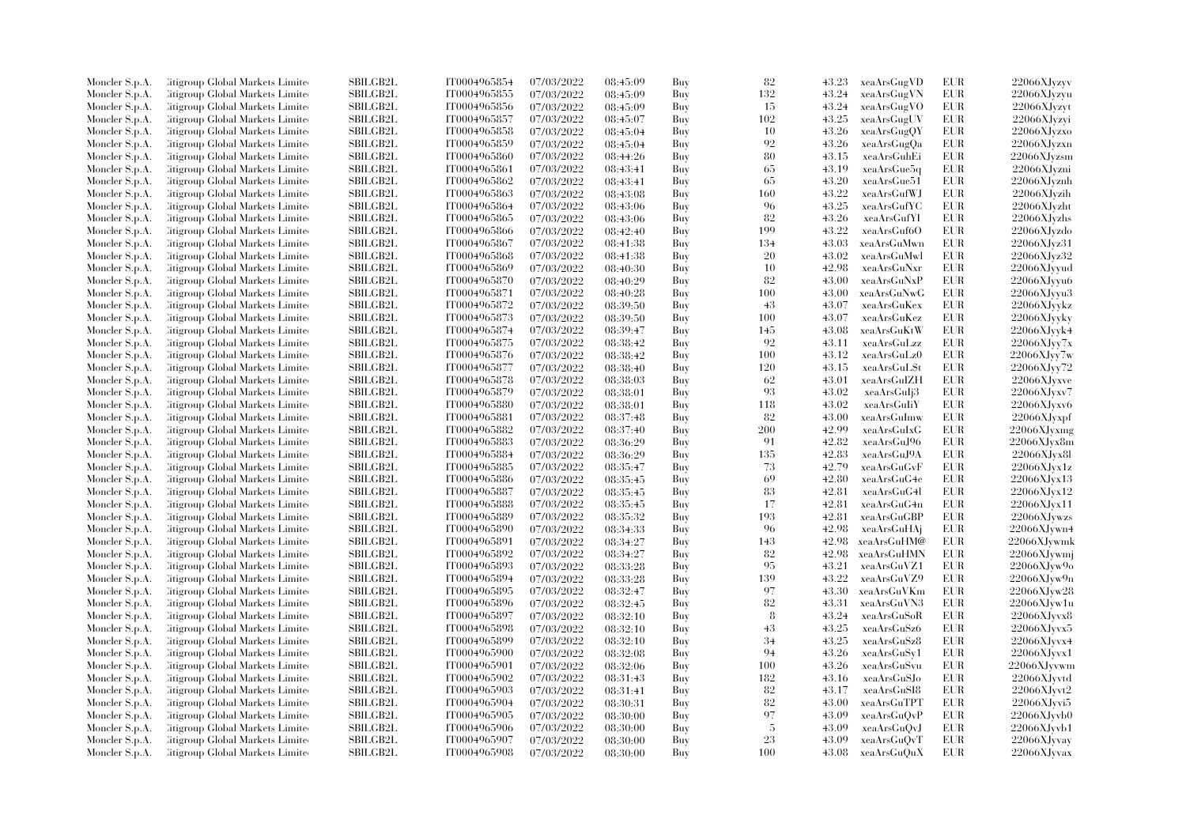| Moncler S.p.A. | Citigroup Global Markets Limited | SBILGB2L | IT0004965854 | 07/03/2022 | 08:45:09 | Buy | 82 | 43.23 | xeaArsGugVD | EUR | 22066XJyzyv |
|---|---|---|---|---|---|---|---|---|---|---|---|
| Moncler S.p.A. | Citigroup Global Markets Limited | SBILGB2L | IT0004965855 | 07/03/2022 | 08:45:09 | Buy | 132 | 43.24 | xeaArsGugVN | EUR | 22066XJyzyu |
| Moncler S.p.A. | Citigroup Global Markets Limited | SBILGB2L | IT0004965856 | 07/03/2022 | 08:45:09 | Buy | 15 | 43.24 | xeaArsGugVO | EUR | 22066XJyzyt |
| Moncler S.p.A. | Citigroup Global Markets Limited | SBILGB2L | IT0004965857 | 07/03/2022 | 08:45:07 | Buy | 102 | 43.25 | xeaArsGugUV | EUR | 22066XJyzyi |
| Moncler S.p.A. | Citigroup Global Markets Limited | SBILGB2L | IT0004965858 | 07/03/2022 | 08:45:04 | Buy | 10 | 43.26 | xeaArsGugQY | EUR | 22066XJyzxo |
| Moncler S.p.A. | Citigroup Global Markets Limited | SBILGB2L | IT0004965859 | 07/03/2022 | 08:45:04 | Buy | 92 | 43.26 | xeaArsGugQa | EUR | 22066XJyzxn |
| Moncler S.p.A. | Citigroup Global Markets Limited | SBILGB2L | IT0004965860 | 07/03/2022 | 08:44:26 | Buy | 80 | 43.15 | xeaArsGuhEi | EUR | 22066XJyzsm |
| Moncler S.p.A. | Citigroup Global Markets Limited | SBILGB2L | IT0004965861 | 07/03/2022 | 08:43:41 | Buy | 65 | 43.19 | xeaArsGue5q | EUR | 22066XJyzni |
| Moncler S.p.A. | Citigroup Global Markets Limited | SBILGB2L | IT0004965862 | 07/03/2022 | 08:43:41 | Buy | 65 | 43.20 | xeaArsGue51 | EUR | 22066XJyznh |
| Moncler S.p.A. | Citigroup Global Markets Limited | SBILGB2L | IT0004965863 | 07/03/2022 | 08:43:08 | Buy | 160 | 43.22 | xeaArsGufWJ | EUR | 22066XJyzih |
| Moncler S.p.A. | Citigroup Global Markets Limited | SBILGB2L | IT0004965864 | 07/03/2022 | 08:43:06 | Buy | 96 | 43.25 | xeaArsGufYC | EUR | 22066XJyzht |
| Moncler S.p.A. | Citigroup Global Markets Limited | SBILGB2L | IT0004965865 | 07/03/2022 | 08:43:06 | Buy | 82 | 43.26 | xeaArsGufYI | EUR | 22066XJyzhs |
| Moncler S.p.A. | Citigroup Global Markets Limited | SBILGB2L | IT0004965866 | 07/03/2022 | 08:42:40 | Buy | 199 | 43.22 | xeaArsGuf6O | EUR | 22066XJyzdo |
| Moncler S.p.A. | Citigroup Global Markets Limited | SBILGB2L | IT0004965867 | 07/03/2022 | 08:41:38 | Buy | 134 | 43.03 | xeaArsGuMwn | EUR | 22066XJyz31 |
| Moncler S.p.A. | Citigroup Global Markets Limited | SBILGB2L | IT0004965868 | 07/03/2022 | 08:41:38 | Buy | 20 | 43.02 | xeaArsGuMwl | EUR | 22066XJyz32 |
| Moncler S.p.A. | Citigroup Global Markets Limited | SBILGB2L | IT0004965869 | 07/03/2022 | 08:40:30 | Buy | 10 | 42.98 | xeaArsGuNxr | EUR | 22066XJyyud |
| Moncler S.p.A. | Citigroup Global Markets Limited | SBILGB2L | IT0004965870 | 07/03/2022 | 08:40:29 | Buy | 82 | 43.00 | xeaArsGuNxP | EUR | 22066XJyyu6 |
| Moncler S.p.A. | Citigroup Global Markets Limited | SBILGB2L | IT0004965871 | 07/03/2022 | 08:40:28 | Buy | 100 | 43.00 | xeaArsGuNwG | EUR | 22066XJyyu3 |
| Moncler S.p.A. | Citigroup Global Markets Limited | SBILGB2L | IT0004965872 | 07/03/2022 | 08:39:50 | Buy | 43 | 43.07 | xeaArsGuKex | EUR | 22066XJyykz |
| Moncler S.p.A. | Citigroup Global Markets Limited | SBILGB2L | IT0004965873 | 07/03/2022 | 08:39:50 | Buy | 100 | 43.07 | xeaArsGuKez | EUR | 22066XJyyky |
| Moncler S.p.A. | Citigroup Global Markets Limited | SBILGB2L | IT0004965874 | 07/03/2022 | 08:39:47 | Buy | 145 | 43.08 | xeaArsGuKtW | EUR | 22066XJyyk4 |
| Moncler S.p.A. | Citigroup Global Markets Limited | SBILGB2L | IT0004965875 | 07/03/2022 | 08:38:42 | Buy | 92 | 43.11 | xeaArsGuLzz | EUR | 22066XJyy7x |
| Moncler S.p.A. | Citigroup Global Markets Limited | SBILGB2L | IT0004965876 | 07/03/2022 | 08:38:42 | Buy | 100 | 43.12 | xeaArsGuLz0 | EUR | 22066XJyy7w |
| Moncler S.p.A. | Citigroup Global Markets Limited | SBILGB2L | IT0004965877 | 07/03/2022 | 08:38:40 | Buy | 120 | 43.15 | xeaArsGuL$t | EUR | 22066XJyy72 |
| Moncler S.p.A. | Citigroup Global Markets Limited | SBILGB2L | IT0004965878 | 07/03/2022 | 08:38:03 | Buy | 62 | 43.01 | xeaArsGuIZH | EUR | 22066XJyxve |
| Moncler S.p.A. | Citigroup Global Markets Limited | SBILGB2L | IT0004965879 | 07/03/2022 | 08:38:01 | Buy | 93 | 43.02 | xeaArsGuIj3 | EUR | 22066XJyxv7 |
| Moncler S.p.A. | Citigroup Global Markets Limited | SBILGB2L | IT0004965880 | 07/03/2022 | 08:38:01 | Buy | 118 | 43.02 | xeaArsGuIiY | EUR | 22066XJyxv6 |
| Moncler S.p.A. | Citigroup Global Markets Limited | SBILGB2L | IT0004965881 | 07/03/2022 | 08:37:48 | Buy | 82 | 43.00 | xeaArsGuImw | EUR | 22066XJyxpf |
| Moncler S.p.A. | Citigroup Global Markets Limited | SBILGB2L | IT0004965882 | 07/03/2022 | 08:37:40 | Buy | 200 | 42.99 | xeaArsGuIxG | EUR | 22066XJyxmg |
| Moncler S.p.A. | Citigroup Global Markets Limited | SBILGB2L | IT0004965883 | 07/03/2022 | 08:36:29 | Buy | 91 | 42.82 | xeaArsGuJ96 | EUR | 22066XJyx8m |
| Moncler S.p.A. | Citigroup Global Markets Limited | SBILGB2L | IT0004965884 | 07/03/2022 | 08:36:29 | Buy | 135 | 42.83 | xeaArsGuJ9A | EUR | 22066XJyx8l |
| Moncler S.p.A. | Citigroup Global Markets Limited | SBILGB2L | IT0004965885 | 07/03/2022 | 08:35:47 | Buy | 73 | 42.79 | xeaArsGuGvF | EUR | 22066XJyx1z |
| Moncler S.p.A. | Citigroup Global Markets Limited | SBILGB2L | IT0004965886 | 07/03/2022 | 08:35:45 | Buy | 69 | 42.80 | xeaArsGuG4e | EUR | 22066XJyx13 |
| Moncler S.p.A. | Citigroup Global Markets Limited | SBILGB2L | IT0004965887 | 07/03/2022 | 08:35:45 | Buy | 83 | 42.81 | xeaArsGuG4l | EUR | 22066XJyx12 |
| Moncler S.p.A. | Citigroup Global Markets Limited | SBILGB2L | IT0004965888 | 07/03/2022 | 08:35:45 | Buy | 17 | 42.81 | xeaArsGuG4n | EUR | 22066XJyx11 |
| Moncler S.p.A. | Citigroup Global Markets Limited | SBILGB2L | IT0004965889 | 07/03/2022 | 08:35:32 | Buy | 193 | 42.81 | xeaArsGuGBP | EUR | 22066XJywzs |
| Moncler S.p.A. | Citigroup Global Markets Limited | SBILGB2L | IT0004965890 | 07/03/2022 | 08:34:33 | Buy | 96 | 42.98 | xeaArsGuHAj | EUR | 22066XJywn4 |
| Moncler S.p.A. | Citigroup Global Markets Limited | SBILGB2L | IT0004965891 | 07/03/2022 | 08:34:27 | Buy | 143 | 42.98 | xeaArsGuHM@ | EUR | 22066XJywmk |
| Moncler S.p.A. | Citigroup Global Markets Limited | SBILGB2L | IT0004965892 | 07/03/2022 | 08:34:27 | Buy | 82 | 42.98 | xeaArsGuHMN | EUR | 22066XJywmj |
| Moncler S.p.A. | Citigroup Global Markets Limited | SBILGB2L | IT0004965893 | 07/03/2022 | 08:33:28 | Buy | 95 | 43.21 | xeaArsGuVZ1 | EUR | 22066XJyw9o |
| Moncler S.p.A. | Citigroup Global Markets Limited | SBILGB2L | IT0004965894 | 07/03/2022 | 08:33:28 | Buy | 139 | 43.22 | xeaArsGuVZ9 | EUR | 22066XJyw9n |
| Moncler S.p.A. | Citigroup Global Markets Limited | SBILGB2L | IT0004965895 | 07/03/2022 | 08:32:47 | Buy | 97 | 43.30 | xeaArsGuVKm | EUR | 22066XJyw28 |
| Moncler S.p.A. | Citigroup Global Markets Limited | SBILGB2L | IT0004965896 | 07/03/2022 | 08:32:45 | Buy | 82 | 43.31 | xeaArsGuVN3 | EUR | 22066XJyw1u |
| Moncler S.p.A. | Citigroup Global Markets Limited | SBILGB2L | IT0004965897 | 07/03/2022 | 08:32:10 | Buy | 8 | 43.24 | xeaArsGuSoR | EUR | 22066XJyvx8 |
| Moncler S.p.A. | Citigroup Global Markets Limited | SBILGB2L | IT0004965898 | 07/03/2022 | 08:32:10 | Buy | 43 | 43.25 | xeaArsGuSz6 | EUR | 22066XJyvx5 |
| Moncler S.p.A. | Citigroup Global Markets Limited | SBILGB2L | IT0004965899 | 07/03/2022 | 08:32:10 | Buy | 34 | 43.25 | xeaArsGuSz8 | EUR | 22066XJyvx4 |
| Moncler S.p.A. | Citigroup Global Markets Limited | SBILGB2L | IT0004965900 | 07/03/2022 | 08:32:08 | Buy | 94 | 43.26 | xeaArsGuSy1 | EUR | 22066XJyvx1 |
| Moncler S.p.A. | Citigroup Global Markets Limited | SBILGB2L | IT0004965901 | 07/03/2022 | 08:32:06 | Buy | 100 | 43.26 | xeaArsGuSvu | EUR | 22066XJyvwm |
| Moncler S.p.A. | Citigroup Global Markets Limited | SBILGB2L | IT0004965902 | 07/03/2022 | 08:31:43 | Buy | 182 | 43.16 | xeaArsGuSJo | EUR | 22066XJyvtd |
| Moncler S.p.A. | Citigroup Global Markets Limited | SBILGB2L | IT0004965903 | 07/03/2022 | 08:31:41 | Buy | 82 | 43.17 | xeaArsGuSI8 | EUR | 22066XJyvt2 |
| Moncler S.p.A. | Citigroup Global Markets Limited | SBILGB2L | IT0004965904 | 07/03/2022 | 08:30:31 | Buy | 82 | 43.00 | xeaArsGuTPT | EUR | 22066XJyvi5 |
| Moncler S.p.A. | Citigroup Global Markets Limited | SBILGB2L | IT0004965905 | 07/03/2022 | 08:30:00 | Buy | 97 | 43.09 | xeaArsGuQvP | EUR | 22066XJyvb0 |
| Moncler S.p.A. | Citigroup Global Markets Limited | SBILGB2L | IT0004965906 | 07/03/2022 | 08:30:00 | Buy | 5 | 43.09 | xeaArsGuQvJ | EUR | 22066XJyvb1 |
| Moncler S.p.A. | Citigroup Global Markets Limited | SBILGB2L | IT0004965907 | 07/03/2022 | 08:30:00 | Buy | 23 | 43.09 | xeaArsGuQvT | EUR | 22066XJyvay |
| Moncler S.p.A. | Citigroup Global Markets Limited | SBILGB2L | IT0004965908 | 07/03/2022 | 08:30:00 | Buy | 100 | 43.08 | xeaArsGuQuX | EUR | 22066XJyvax |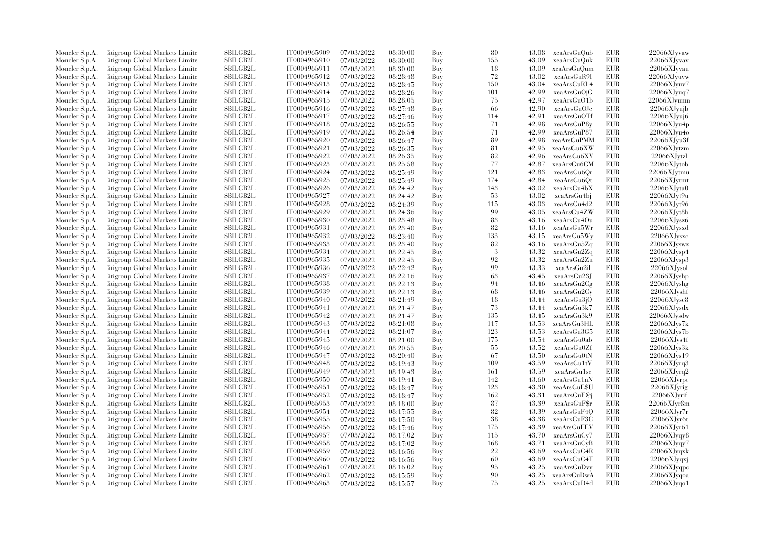| | | | | | | | | | | | |
|---|---|---|---|---|---|---|---|---|---|---|---|
| Moncler S.p.A. | Citigroup Global Markets Limited | SBILGB2L | IT0004965909 | 07/03/2022 | 08:30:00 | Buy | 80 | 43.08 | xeaArsGuQub | EUR | 22066XJyvaw |
| Moncler S.p.A. | Citigroup Global Markets Limited | SBILGB2L | IT0004965910 | 07/03/2022 | 08:30:00 | Buy | 155 | 43.09 | xeaArsGuQuk | EUR | 22066XJyvav |
| Moncler S.p.A. | Citigroup Global Markets Limited | SBILGB2L | IT0004965911 | 07/03/2022 | 08:30:00 | Buy | 18 | 43.09 | xeaArsGuQum | EUR | 22066XJyvau |
| Moncler S.p.A. | Citigroup Global Markets Limited | SBILGB2L | IT0004965912 | 07/03/2022 | 08:28:48 | Buy | 72 | 43.02 | xeaArsGuR9I | EUR | 22066XJyuvw |
| Moncler S.p.A. | Citigroup Global Markets Limited | SBILGB2L | IT0004965913 | 07/03/2022 | 08:28:45 | Buy | 150 | 43.04 | xeaArsGuRL4 | EUR | 22066XJyuv7 |
| Moncler S.p.A. | Citigroup Global Markets Limited | SBILGB2L | IT0004965914 | 07/03/2022 | 08:28:26 | Buy | 101 | 42.99 | xeaArsGuOjG | EUR | 22066XJyuq7 |
| Moncler S.p.A. | Citigroup Global Markets Limited | SBILGB2L | IT0004965915 | 07/03/2022 | 08:28:05 | Buy | 75 | 42.97 | xeaArsGuO1b | EUR | 22066XJyumn |
| Moncler S.p.A. | Citigroup Global Markets Limited | SBILGB2L | IT0004965916 | 07/03/2022 | 08:27:48 | Buy | 66 | 42.90 | xeaArsGuOJc | EUR | 22066XJyujb |
| Moncler S.p.A. | Citigroup Global Markets Limited | SBILGB2L | IT0004965917 | 07/03/2022 | 08:27:46 | Buy | 114 | 42.91 | xeaArsGuOTf | EUR | 22066XJyuj6 |
| Moncler S.p.A. | Citigroup Global Markets Limited | SBILGB2L | IT0004965918 | 07/03/2022 | 08:26:55 | Buy | 71 | 42.98 | xeaArsGuP8y | EUR | 22066XJyu4p |
| Moncler S.p.A. | Citigroup Global Markets Limited | SBILGB2L | IT0004965919 | 07/03/2022 | 08:26:54 | Buy | 71 | 42.99 | xeaArsGuP87 | EUR | 22066XJyu4o |
| Moncler S.p.A. | Citigroup Global Markets Limited | SBILGB2L | IT0004965920 | 07/03/2022 | 08:26:47 | Buy | 89 | 42.98 | xeaArsGuPMM | EUR | 22066XJyu3f |
| Moncler S.p.A. | Citigroup Global Markets Limited | SBILGB2L | IT0004965921 | 07/03/2022 | 08:26:35 | Buy | 81 | 42.95 | xeaArsGu6XW | EUR | 22066XJytzm |
| Moncler S.p.A. | Citigroup Global Markets Limited | SBILGB2L | IT0004965922 | 07/03/2022 | 08:26:35 | Buy | 82 | 42.96 | xeaArsGu6XY | EUR | 22066XJytzl |
| Moncler S.p.A. | Citigroup Global Markets Limited | SBILGB2L | IT0004965923 | 07/03/2022 | 08:25:58 | Buy | 77 | 42.87 | xeaArsGu6GM | EUR | 22066XJytob |
| Moncler S.p.A. | Citigroup Global Markets Limited | SBILGB2L | IT0004965924 | 07/03/2022 | 08:25:49 | Buy | 121 | 42.83 | xeaArsGu6Qr | EUR | 22066XJytmu |
| Moncler S.p.A. | Citigroup Global Markets Limited | SBILGB2L | IT0004965925 | 07/03/2022 | 08:25:49 | Buy | 174 | 42.84 | xeaArsGu6Qt | EUR | 22066XJytmt |
| Moncler S.p.A. | Citigroup Global Markets Limited | SBILGB2L | IT0004965926 | 07/03/2022 | 08:24:42 | Buy | 143 | 43.02 | xeaArsGu4bX | EUR | 22066XJyta0 |
| Moncler S.p.A. | Citigroup Global Markets Limited | SBILGB2L | IT0004965927 | 07/03/2022 | 08:24:42 | Buy | 53 | 43.02 | xeaArsGu4bj | EUR | 22066XJyt9u |
| Moncler S.p.A. | Citigroup Global Markets Limited | SBILGB2L | IT0004965928 | 07/03/2022 | 08:24:39 | Buy | 115 | 43.03 | xeaArsGu4d2 | EUR | 22066XJyt96 |
| Moncler S.p.A. | Citigroup Global Markets Limited | SBILGB2L | IT0004965929 | 07/03/2022 | 08:24:36 | Buy | 99 | 43.05 | xeaArsGu4ZW | EUR | 22066XJyt8b |
| Moncler S.p.A. | Citigroup Global Markets Limited | SBILGB2L | IT0004965930 | 07/03/2022 | 08:23:48 | Buy | 83 | 43.16 | xeaArsGu4Ou | EUR | 22066XJysz6 |
| Moncler S.p.A. | Citigroup Global Markets Limited | SBILGB2L | IT0004965931 | 07/03/2022 | 08:23:40 | Buy | 82 | 43.16 | xeaArsGu5Wr | EUR | 22066XJysxd |
| Moncler S.p.A. | Citigroup Global Markets Limited | SBILGB2L | IT0004965932 | 07/03/2022 | 08:23:40 | Buy | 133 | 43.15 | xeaArsGu5Wy | EUR | 22066XJysxc |
| Moncler S.p.A. | Citigroup Global Markets Limited | SBILGB2L | IT0004965933 | 07/03/2022 | 08:23:40 | Buy | 82 | 43.16 | xeaArsGu5Zq | EUR | 22066XJyswz |
| Moncler S.p.A. | Citigroup Global Markets Limited | SBILGB2L | IT0004965934 | 07/03/2022 | 08:22:45 | Buy | 3 | 43.32 | xeaArsGu2Zq | EUR | 22066XJysp4 |
| Moncler S.p.A. | Citigroup Global Markets Limited | SBILGB2L | IT0004965935 | 07/03/2022 | 08:22:45 | Buy | 92 | 43.32 | xeaArsGu2Zu | EUR | 22066XJysp3 |
| Moncler S.p.A. | Citigroup Global Markets Limited | SBILGB2L | IT0004965936 | 07/03/2022 | 08:22:42 | Buy | 99 | 43.33 | xeaArsGu2il | EUR | 22066XJysol |
| Moncler S.p.A. | Citigroup Global Markets Limited | SBILGB2L | IT0004965937 | 07/03/2022 | 08:22:16 | Buy | 63 | 43.45 | xeaArsGu23J | EUR | 22066XJyshp |
| Moncler S.p.A. | Citigroup Global Markets Limited | SBILGB2L | IT0004965938 | 07/03/2022 | 08:22:13 | Buy | 94 | 43.46 | xeaArsGu2Cg | EUR | 22066XJyshg |
| Moncler S.p.A. | Citigroup Global Markets Limited | SBILGB2L | IT0004965939 | 07/03/2022 | 08:22:13 | Buy | 68 | 43.46 | xeaArsGu2Cy | EUR | 22066XJyshf |
| Moncler S.p.A. | Citigroup Global Markets Limited | SBILGB2L | IT0004965940 | 07/03/2022 | 08:21:49 | Buy | 18 | 43.44 | xeaArsGu3jO | EUR | 22066XJyse8 |
| Moncler S.p.A. | Citigroup Global Markets Limited | SBILGB2L | IT0004965941 | 07/03/2022 | 08:21:47 | Buy | 73 | 43.44 | xeaArsGu3k7 | EUR | 22066XJysdx |
| Moncler S.p.A. | Citigroup Global Markets Limited | SBILGB2L | IT0004965942 | 07/03/2022 | 08:21:47 | Buy | 135 | 43.45 | xeaArsGu3k9 | EUR | 22066XJysdw |
| Moncler S.p.A. | Citigroup Global Markets Limited | SBILGB2L | IT0004965943 | 07/03/2022 | 08:21:08 | Buy | 117 | 43.53 | xeaArsGu3HL | EUR | 22066XJys7k |
| Moncler S.p.A. | Citigroup Global Markets Limited | SBILGB2L | IT0004965944 | 07/03/2022 | 08:21:07 | Buy | 123 | 43.53 | xeaArsGu3G5 | EUR | 22066XJys7b |
| Moncler S.p.A. | Citigroup Global Markets Limited | SBILGB2L | IT0004965945 | 07/03/2022 | 08:21:00 | Buy | 175 | 43.54 | xeaArsGu0ab | EUR | 22066XJys4f |
| Moncler S.p.A. | Citigroup Global Markets Limited | SBILGB2L | IT0004965946 | 07/03/2022 | 08:20:55 | Buy | 55 | 43.52 | xeaArsGu0Zf | EUR | 22066XJys3k |
| Moncler S.p.A. | Citigroup Global Markets Limited | SBILGB2L | IT0004965947 | 07/03/2022 | 08:20:40 | Buy | 67 | 43.50 | xeaArsGu0tN | EUR | 22066XJys19 |
| Moncler S.p.A. | Citigroup Global Markets Limited | SBILGB2L | IT0004965948 | 07/03/2022 | 08:19:43 | Buy | 109 | 43.59 | xeaArsGu1tV | EUR | 22066XJyrq3 |
| Moncler S.p.A. | Citigroup Global Markets Limited | SBILGB2L | IT0004965949 | 07/03/2022 | 08:19:43 | Buy | 161 | 43.59 | xeaArsGu1sc | EUR | 22066XJyrq2 |
| Moncler S.p.A. | Citigroup Global Markets Limited | SBILGB2L | IT0004965950 | 07/03/2022 | 08:19:41 | Buy | 142 | 43.60 | xeaArsGu1nN | EUR | 22066XJyrpt |
| Moncler S.p.A. | Citigroup Global Markets Limited | SBILGB2L | IT0004965951 | 07/03/2022 | 08:18:47 | Buy | 123 | 43.30 | xeaArsGuE$U | EUR | 22066XJyrig |
| Moncler S.p.A. | Citigroup Global Markets Limited | SBILGB2L | IT0004965952 | 07/03/2022 | 08:18:47 | Buy | 162 | 43.31 | xeaArsGuE@j | EUR | 22066XJyrif |
| Moncler S.p.A. | Citigroup Global Markets Limited | SBILGB2L | IT0004965953 | 07/03/2022 | 08:18:00 | Buy | 87 | 43.39 | xeaArsGuF$r | EUR | 22066XJyr8m |
| Moncler S.p.A. | Citigroup Global Markets Limited | SBILGB2L | IT0004965954 | 07/03/2022 | 08:17:55 | Buy | 82 | 43.39 | xeaArsGuF4Q | EUR | 22066XJyr7r |
| Moncler S.p.A. | Citigroup Global Markets Limited | SBILGB2L | IT0004965955 | 07/03/2022 | 08:17:50 | Buy | 38 | 43.38 | xeaArsGuF3C | EUR | 22066XJyr6t |
| Moncler S.p.A. | Citigroup Global Markets Limited | SBILGB2L | IT0004965956 | 07/03/2022 | 08:17:46 | Buy | 175 | 43.39 | xeaArsGuFEV | EUR | 22066XJyr61 |
| Moncler S.p.A. | Citigroup Global Markets Limited | SBILGB2L | IT0004965957 | 07/03/2022 | 08:17:02 | Buy | 115 | 43.70 | xeaArsGuCy7 | EUR | 22066XJyqy8 |
| Moncler S.p.A. | Citigroup Global Markets Limited | SBILGB2L | IT0004965958 | 07/03/2022 | 08:17:02 | Buy | 168 | 43.71 | xeaArsGuCyB | EUR | 22066XJyqy7 |
| Moncler S.p.A. | Citigroup Global Markets Limited | SBILGB2L | IT0004965959 | 07/03/2022 | 08:16:56 | Buy | 22 | 43.69 | xeaArsGuC4R | EUR | 22066XJyqxk |
| Moncler S.p.A. | Citigroup Global Markets Limited | SBILGB2L | IT0004965960 | 07/03/2022 | 08:16:56 | Buy | 60 | 43.69 | xeaArsGuC4T | EUR | 22066XJyqxj |
| Moncler S.p.A. | Citigroup Global Markets Limited | SBILGB2L | IT0004965961 | 07/03/2022 | 08:16:02 | Buy | 95 | 43.25 | xeaArsGuDvy | EUR | 22066XJyqpc |
| Moncler S.p.A. | Citigroup Global Markets Limited | SBILGB2L | IT0004965962 | 07/03/2022 | 08:15:59 | Buy | 90 | 43.25 | xeaArsGuDwA | EUR | 22066XJyqoa |
| Moncler S.p.A. | Citigroup Global Markets Limited | SBILGB2L | IT0004965963 | 07/03/2022 | 08:15:57 | Buy | 75 | 43.25 | xeaArsGuD4d | EUR | 22066XJyqo1 |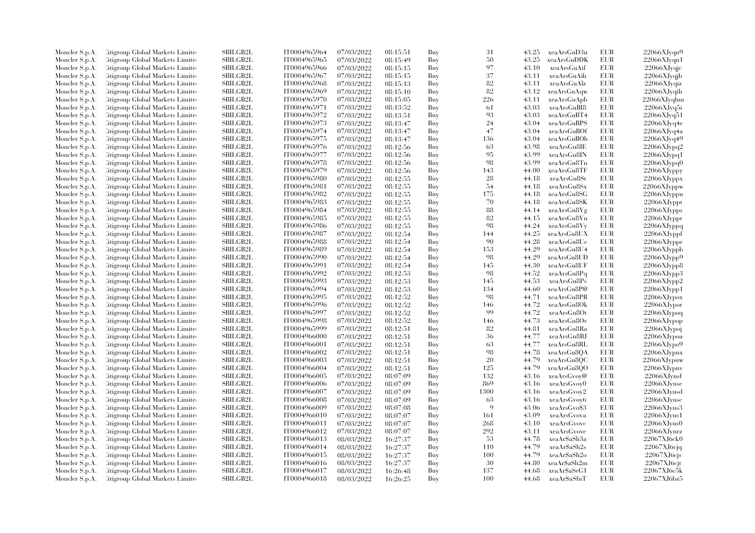| | | | | | | | | | | | |
|---|---|---|---|---|---|---|---|---|---|---|---|
| Moncler S.p.A. | Citigroup Global Markets Limited | SBILGB2L | IT0004965964 | 07/03/2022 | 08:15:51 | Buy | 31 | 43.25 | xeaArsGuD3n | EUR | 22066XJyqn9 |
| Moncler S.p.A. | Citigroup Global Markets Limited | SBILGB2L | IT0004965965 | 07/03/2022 | 08:15:49 | Buy | 50 | 43.25 | xeaArsGuDDK | EUR | 22066XJyqn1 |
| Moncler S.p.A. | Citigroup Global Markets Limited | SBILGB2L | IT0004965966 | 07/03/2022 | 08:15:15 | Buy | 97 | 43.10 | xeaArsGuAif | EUR | 22066XJyqjc |
| Moncler S.p.A. | Citigroup Global Markets Limited | SBILGB2L | IT0004965967 | 07/03/2022 | 08:15:15 | Buy | 37 | 43.11 | xeaArsGuAih | EUR | 22066XJyqjb |
| Moncler S.p.A. | Citigroup Global Markets Limited | SBILGB2L | IT0004965968 | 07/03/2022 | 08:15:13 | Buy | 82 | 43.11 | xeaArsGuAlz | EUR | 22066XJyqiz |
| Moncler S.p.A. | Citigroup Global Markets Limited | SBILGB2L | IT0004965969 | 07/03/2022 | 08:15:10 | Buy | 82 | 43.12 | xeaArsGuAqw | EUR | 22066XJyqih |
| Moncler S.p.A. | Citigroup Global Markets Limited | SBILGB2L | IT0004965970 | 07/03/2022 | 08:15:05 | Buy | 226 | 43.11 | xeaArsGuApb | EUR | 22066XJyqhm |
| Moncler S.p.A. | Citigroup Global Markets Limited | SBILGB2L | IT0004965971 | 07/03/2022 | 08:13:52 | Buy | 61 | 43.03 | xeaArsGuBI8 | EUR | 22066XJyq5i |
| Moncler S.p.A. | Citigroup Global Markets Limited | SBILGB2L | IT0004965972 | 07/03/2022 | 08:13:51 | Buy | 93 | 43.03 | xeaArsGuBT4 | EUR | 22066XJyq51 |
| Moncler S.p.A. | Citigroup Global Markets Limited | SBILGB2L | IT0004965973 | 07/03/2022 | 08:13:47 | Buy | 24 | 43.04 | xeaArsGuBPS | EUR | 22066XJyq4e |
| Moncler S.p.A. | Citigroup Global Markets Limited | SBILGB2L | IT0004965974 | 07/03/2022 | 08:13:47 | Buy | 47 | 43.04 | xeaArsGuBOf | EUR | 22066XJyq4a |
| Moncler S.p.A. | Citigroup Global Markets Limited | SBILGB2L | IT0004965975 | 07/03/2022 | 08:13:47 | Buy | 136 | 43.04 | xeaArsGuBOh | EUR | 22066XJyq49 |
| Moncler S.p.A. | Citigroup Global Markets Limited | SBILGB2L | IT0004965976 | 07/03/2022 | 08:12:56 | Buy | 63 | 43.98 | xeaArsGu8IE | EUR | 22066XJypq2 |
| Moncler S.p.A. | Citigroup Global Markets Limited | SBILGB2L | IT0004965977 | 07/03/2022 | 08:12:56 | Buy | 95 | 43.99 | xeaArsGu8IN | EUR | 22066XJypq1 |
| Moncler S.p.A. | Citigroup Global Markets Limited | SBILGB2L | IT0004965978 | 07/03/2022 | 08:12:56 | Buy | 98 | 43.99 | xeaArsGu8Tn | EUR | 22066XJypq0 |
| Moncler S.p.A. | Citigroup Global Markets Limited | SBILGB2L | IT0004965979 | 07/03/2022 | 08:12:56 | Buy | 143 | 44.00 | xeaArsGu8TF | EUR | 22066XJyppy |
| Moncler S.p.A. | Citigroup Global Markets Limited | SBILGB2L | IT0004965980 | 07/03/2022 | 08:12:55 | Buy | 28 | 44.18 | xeaArsGu8St | EUR | 22066XJyppx |
| Moncler S.p.A. | Citigroup Global Markets Limited | SBILGB2L | IT0004965981 | 07/03/2022 | 08:12:55 | Buy | 54 | 44.18 | xeaArsGu8Sx | EUR | 22066XJyppw |
| Moncler S.p.A. | Citigroup Global Markets Limited | SBILGB2L | IT0004965982 | 07/03/2022 | 08:12:55 | Buy | 175 | 44.18 | xeaArsGu8SG | EUR | 22066XJyppu |
| Moncler S.p.A. | Citigroup Global Markets Limited | SBILGB2L | IT0004965983 | 07/03/2022 | 08:12:55 | Buy | 70 | 44.18 | xeaArsGu8SK | EUR | 22066XJyppt |
| Moncler S.p.A. | Citigroup Global Markets Limited | SBILGB2L | IT0004965984 | 07/03/2022 | 08:12:55 | Buy | 88 | 44.14 | xeaArsGu8Vg | EUR | 22066XJypps |
| Moncler S.p.A. | Citigroup Global Markets Limited | SBILGB2L | IT0004965985 | 07/03/2022 | 08:12:55 | Buy | 82 | 44.15 | xeaArsGu8Vn | EUR | 22066XJyppr |
| Moncler S.p.A. | Citigroup Global Markets Limited | SBILGB2L | IT0004965986 | 07/03/2022 | 08:12:55 | Buy | 98 | 44.24 | xeaArsGu8Vy | EUR | 22066XJyppq |
| Moncler S.p.A. | Citigroup Global Markets Limited | SBILGB2L | IT0004965987 | 07/03/2022 | 08:12:54 | Buy | 144 | 44.25 | xeaArsGu8UX | EUR | 22066XJyppf |
| Moncler S.p.A. | Citigroup Global Markets Limited | SBILGB2L | IT0004965988 | 07/03/2022 | 08:12:54 | Buy | 90 | 44.28 | xeaArsGu8Uc | EUR | 22066XJyppe |
| Moncler S.p.A. | Citigroup Global Markets Limited | SBILGB2L | IT0004965989 | 07/03/2022 | 08:12:54 | Buy | 153 | 44.29 | xeaArsGu8U4 | EUR | 22066XJyppb |
| Moncler S.p.A. | Citigroup Global Markets Limited | SBILGB2L | IT0004965990 | 07/03/2022 | 08:12:54 | Buy | 98 | 44.29 | xeaArsGu8UD | EUR | 22066XJypp9 |
| Moncler S.p.A. | Citigroup Global Markets Limited | SBILGB2L | IT0004965991 | 07/03/2022 | 08:12:54 | Buy | 145 | 44.30 | xeaArsGu8UF | EUR | 22066XJypp8 |
| Moncler S.p.A. | Citigroup Global Markets Limited | SBILGB2L | IT0004965992 | 07/03/2022 | 08:12:53 | Buy | 98 | 44.52 | xeaArsGu8Pq | EUR | 22066XJypp3 |
| Moncler S.p.A. | Citigroup Global Markets Limited | SBILGB2L | IT0004965993 | 07/03/2022 | 08:12:53 | Buy | 145 | 44.53 | xeaArsGu8Ps | EUR | 22066XJypp2 |
| Moncler S.p.A. | Citigroup Global Markets Limited | SBILGB2L | IT0004965994 | 07/03/2022 | 08:12:53 | Buy | 134 | 44.60 | xeaArsGu8P@ | EUR | 22066XJypp1 |
| Moncler S.p.A. | Citigroup Global Markets Limited | SBILGB2L | IT0004965995 | 07/03/2022 | 08:12:52 | Buy | 98 | 44.71 | xeaArsGu8PR | EUR | 22066XJypox |
| Moncler S.p.A. | Citigroup Global Markets Limited | SBILGB2L | IT0004965996 | 07/03/2022 | 08:12:52 | Buy | 146 | 44.72 | xeaArsGu8Ok | EUR | 22066XJypor |
| Moncler S.p.A. | Citigroup Global Markets Limited | SBILGB2L | IT0004965997 | 07/03/2022 | 08:12:52 | Buy | 99 | 44.72 | xeaArsGu8Ot | EUR | 22066XJypoq |
| Moncler S.p.A. | Citigroup Global Markets Limited | SBILGB2L | IT0004965998 | 07/03/2022 | 08:12:52 | Buy | 146 | 44.73 | xeaArsGu8Ov | EUR | 22066XJypop |
| Moncler S.p.A. | Citigroup Global Markets Limited | SBILGB2L | IT0004965999 | 07/03/2022 | 08:12:51 | Buy | 82 | 44.81 | xeaArsGu8Ra | EUR | 22066XJypoj |
| Moncler S.p.A. | Citigroup Global Markets Limited | SBILGB2L | IT0004966000 | 07/03/2022 | 08:12:51 | Buy | 36 | 44.77 | xeaArsGu8RJ | EUR | 22066XJypoa |
| Moncler S.p.A. | Citigroup Global Markets Limited | SBILGB2L | IT0004966001 | 07/03/2022 | 08:12:51 | Buy | 63 | 44.77 | xeaArsGu8RL | EUR | 22066XJypo9 |
| Moncler S.p.A. | Citigroup Global Markets Limited | SBILGB2L | IT0004966002 | 07/03/2022 | 08:12:51 | Buy | 98 | 44.78 | xeaArsGu8QA | EUR | 22066XJypnx |
| Moncler S.p.A. | Citigroup Global Markets Limited | SBILGB2L | IT0004966003 | 07/03/2022 | 08:12:51 | Buy | 20 | 44.79 | xeaArsGu8QC | EUR | 22066XJypnw |
| Moncler S.p.A. | Citigroup Global Markets Limited | SBILGB2L | IT0004966004 | 07/03/2022 | 08:12:51 | Buy | 125 | 44.79 | xeaArsGu8QO | EUR | 22066XJypnv |
| Moncler S.p.A. | Citigroup Global Markets Limited | SBILGB2L | IT0004966005 | 07/03/2022 | 08:07:09 | Buy | 132 | 43.16 | xeaArsGvoy@ | EUR | 22066XJynsf |
| Moncler S.p.A. | Citigroup Global Markets Limited | SBILGB2L | IT0004966006 | 07/03/2022 | 08:07:09 | Buy | 869 | 43.16 | xeaArsGvoy0 | EUR | 22066XJynse |
| Moncler S.p.A. | Citigroup Global Markets Limited | SBILGB2L | IT0004966007 | 07/03/2022 | 08:07:09 | Buy | 1300 | 43.16 | xeaArsGvoy2 | EUR | 22066XJynsd |
| Moncler S.p.A. | Citigroup Global Markets Limited | SBILGB2L | IT0004966008 | 07/03/2022 | 08:07:09 | Buy | 63 | 43.16 | xeaArsGvoy6 | EUR | 22066XJynsc |
| Moncler S.p.A. | Citigroup Global Markets Limited | SBILGB2L | IT0004966009 | 07/03/2022 | 08:07:08 | Buy | 9 | 43.06 | xeaArsGvo$3 | EUR | 22066XJyns3 |
| Moncler S.p.A. | Citigroup Global Markets Limited | SBILGB2L | IT0004966010 | 07/03/2022 | 08:07:07 | Buy | 161 | 43.09 | xeaArsGvova | EUR | 22066XJyns1 |
| Moncler S.p.A. | Citigroup Global Markets Limited | SBILGB2L | IT0004966011 | 07/03/2022 | 08:07:07 | Buy | 268 | 43.10 | xeaArsGvovc | EUR | 22066XJyns0 |
| Moncler S.p.A. | Citigroup Global Markets Limited | SBILGB2L | IT0004966012 | 07/03/2022 | 08:07:07 | Buy | 292 | 43.11 | xeaArsGvove | EUR | 22066XJynrz |
| Moncler S.p.A. | Citigroup Global Markets Limited | SBILGB2L | IT0004966013 | 08/03/2022 | 16:27:37 | Buy | 53 | 44.78 | xeaAr$aSh3a | EUR | 22067XJ6ck0 |
| Moncler S.p.A. | Citigroup Global Markets Limited | SBILGB2L | IT0004966014 | 08/03/2022 | 16:27:37 | Buy | 110 | 44.79 | xeaAr$aSh2s | EUR | 22067XJ6cjq |
| Moncler S.p.A. | Citigroup Global Markets Limited | SBILGB2L | IT0004966015 | 08/03/2022 | 16:27:37 | Buy | 100 | 44.79 | xeaAr$aSh2o | EUR | 22067XJ6cjs |
| Moncler S.p.A. | Citigroup Global Markets Limited | SBILGB2L | IT0004966016 | 08/03/2022 | 16:27:37 | Buy | 30 | 44.80 | xeaAr$aSh2m | EUR | 22067XJ6cjt |
| Moncler S.p.A. | Citigroup Global Markets Limited | SBILGB2L | IT0004966017 | 08/03/2022 | 16:26:48 | Buy | 137 | 44.68 | xeaAr$aSeG1 | EUR | 22067XJ6c5k |
| Moncler S.p.A. | Citigroup Global Markets Limited | SBILGB2L | IT0004966018 | 08/03/2022 | 16:26:25 | Buy | 100 | 44.68 | xeaAr$aSfuT | EUR | 22067XJ6bz5 |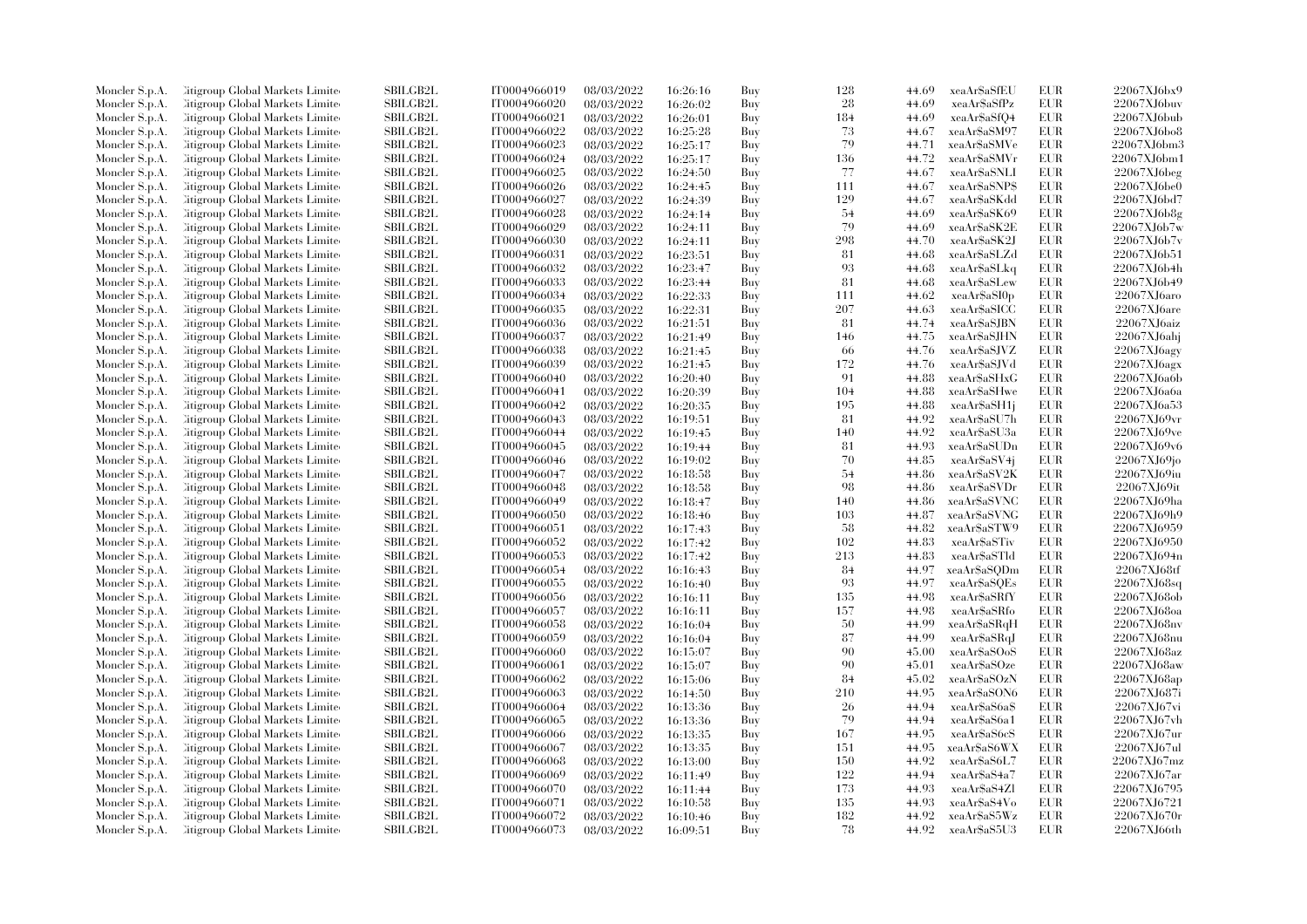| Moncler S.p.A. | Citigroup Global Markets Limited | SBILGB2L | IT0004966019 | 08/03/2022 | 16:26:16 | Buy | 128 | 44.69 | xeaAr$aSfEU | EUR | 22067XJ6bx9 |
|---|---|---|---|---|---|---|---|---|---|---|---|
| Moncler S.p.A. | Citigroup Global Markets Limited | SBILGB2L | IT0004966020 | 08/03/2022 | 16:26:02 | Buy | 28 | 44.69 | xeaAr$aSfPz | EUR | 22067XJ6buv |
| Moncler S.p.A. | Citigroup Global Markets Limited | SBILGB2L | IT0004966021 | 08/03/2022 | 16:26:01 | Buy | 184 | 44.69 | xeaAr$aSfQ4 | EUR | 22067XJ6bub |
| Moncler S.p.A. | Citigroup Global Markets Limited | SBILGB2L | IT0004966022 | 08/03/2022 | 16:25:28 | Buy | 73 | 44.67 | xeaAr$aSM97 | EUR | 22067XJ6bo8 |
| Moncler S.p.A. | Citigroup Global Markets Limited | SBILGB2L | IT0004966023 | 08/03/2022 | 16:25:17 | Buy | 79 | 44.71 | xeaAr$aSMVe | EUR | 22067XJ6bm3 |
| Moncler S.p.A. | Citigroup Global Markets Limited | SBILGB2L | IT0004966024 | 08/03/2022 | 16:25:17 | Buy | 136 | 44.72 | xeaAr$aSMVr | EUR | 22067XJ6bm1 |
| Moncler S.p.A. | Citigroup Global Markets Limited | SBILGB2L | IT0004966025 | 08/03/2022 | 16:24:50 | Buy | 77 | 44.67 | xeaAr$aSNLI | EUR | 22067XJ6beg |
| Moncler S.p.A. | Citigroup Global Markets Limited | SBILGB2L | IT0004966026 | 08/03/2022 | 16:24:45 | Buy | 111 | 44.67 | xeaAr$aSNP$ | EUR | 22067XJ6be0 |
| Moncler S.p.A. | Citigroup Global Markets Limited | SBILGB2L | IT0004966027 | 08/03/2022 | 16:24:39 | Buy | 129 | 44.67 | xeaAr$aSKdd | EUR | 22067XJ6bd7 |
| Moncler S.p.A. | Citigroup Global Markets Limited | SBILGB2L | IT0004966028 | 08/03/2022 | 16:24:14 | Buy | 54 | 44.69 | xeaAr$aSK69 | EUR | 22067XJ6b8g |
| Moncler S.p.A. | Citigroup Global Markets Limited | SBILGB2L | IT0004966029 | 08/03/2022 | 16:24:11 | Buy | 79 | 44.69 | xeaAr$aSK2E | EUR | 22067XJ6b7w |
| Moncler S.p.A. | Citigroup Global Markets Limited | SBILGB2L | IT0004966030 | 08/03/2022 | 16:24:11 | Buy | 298 | 44.70 | xeaAr$aSK2J | EUR | 22067XJ6b7v |
| Moncler S.p.A. | Citigroup Global Markets Limited | SBILGB2L | IT0004966031 | 08/03/2022 | 16:23:51 | Buy | 81 | 44.68 | xeaAr$aSLZd | EUR | 22067XJ6b51 |
| Moncler S.p.A. | Citigroup Global Markets Limited | SBILGB2L | IT0004966032 | 08/03/2022 | 16:23:47 | Buy | 93 | 44.68 | xeaAr$aSLkq | EUR | 22067XJ6b4h |
| Moncler S.p.A. | Citigroup Global Markets Limited | SBILGB2L | IT0004966033 | 08/03/2022 | 16:23:44 | Buy | 81 | 44.68 | xeaAr$aSLew | EUR | 22067XJ6b49 |
| Moncler S.p.A. | Citigroup Global Markets Limited | SBILGB2L | IT0004966034 | 08/03/2022 | 16:22:33 | Buy | 111 | 44.62 | xeaAr$aSI0p | EUR | 22067XJ6aro |
| Moncler S.p.A. | Citigroup Global Markets Limited | SBILGB2L | IT0004966035 | 08/03/2022 | 16:22:31 | Buy | 207 | 44.63 | xeaAr$aSICC | EUR | 22067XJ6are |
| Moncler S.p.A. | Citigroup Global Markets Limited | SBILGB2L | IT0004966036 | 08/03/2022 | 16:21:51 | Buy | 81 | 44.74 | xeaAr$aSJBN | EUR | 22067XJ6aiz |
| Moncler S.p.A. | Citigroup Global Markets Limited | SBILGB2L | IT0004966037 | 08/03/2022 | 16:21:49 | Buy | 146 | 44.75 | xeaAr$aSJHN | EUR | 22067XJ6ahj |
| Moncler S.p.A. | Citigroup Global Markets Limited | SBILGB2L | IT0004966038 | 08/03/2022 | 16:21:45 | Buy | 66 | 44.76 | xeaAr$aSJVZ | EUR | 22067XJ6agy |
| Moncler S.p.A. | Citigroup Global Markets Limited | SBILGB2L | IT0004966039 | 08/03/2022 | 16:21:45 | Buy | 172 | 44.76 | xeaAr$aSJVd | EUR | 22067XJ6agx |
| Moncler S.p.A. | Citigroup Global Markets Limited | SBILGB2L | IT0004966040 | 08/03/2022 | 16:20:40 | Buy | 91 | 44.88 | xeaAr$aSHxG | EUR | 22067XJ6a6b |
| Moncler S.p.A. | Citigroup Global Markets Limited | SBILGB2L | IT0004966041 | 08/03/2022 | 16:20:39 | Buy | 104 | 44.88 | xeaAr$aSHwe | EUR | 22067XJ6a6a |
| Moncler S.p.A. | Citigroup Global Markets Limited | SBILGB2L | IT0004966042 | 08/03/2022 | 16:20:35 | Buy | 195 | 44.88 | xeaAr$aSH1j | EUR | 22067XJ6a53 |
| Moncler S.p.A. | Citigroup Global Markets Limited | SBILGB2L | IT0004966043 | 08/03/2022 | 16:19:51 | Buy | 81 | 44.92 | xeaAr$aSU7h | EUR | 22067XJ69vr |
| Moncler S.p.A. | Citigroup Global Markets Limited | SBILGB2L | IT0004966044 | 08/03/2022 | 16:19:45 | Buy | 140 | 44.92 | xeaAr$aSU3a | EUR | 22067XJ69ve |
| Moncler S.p.A. | Citigroup Global Markets Limited | SBILGB2L | IT0004966045 | 08/03/2022 | 16:19:44 | Buy | 81 | 44.93 | xeaAr$aSUDn | EUR | 22067XJ69v6 |
| Moncler S.p.A. | Citigroup Global Markets Limited | SBILGB2L | IT0004966046 | 08/03/2022 | 16:19:02 | Buy | 70 | 44.85 | xeaAr$aSV4j | EUR | 22067XJ69jo |
| Moncler S.p.A. | Citigroup Global Markets Limited | SBILGB2L | IT0004966047 | 08/03/2022 | 16:18:58 | Buy | 54 | 44.86 | xeaAr$aSV2K | EUR | 22067XJ69iu |
| Moncler S.p.A. | Citigroup Global Markets Limited | SBILGB2L | IT0004966048 | 08/03/2022 | 16:18:58 | Buy | 98 | 44.86 | xeaAr$aSVDr | EUR | 22067XJ69it |
| Moncler S.p.A. | Citigroup Global Markets Limited | SBILGB2L | IT0004966049 | 08/03/2022 | 16:18:47 | Buy | 140 | 44.86 | xeaAr$aSVNC | EUR | 22067XJ69ha |
| Moncler S.p.A. | Citigroup Global Markets Limited | SBILGB2L | IT0004966050 | 08/03/2022 | 16:18:46 | Buy | 103 | 44.87 | xeaAr$aSVNG | EUR | 22067XJ69h9 |
| Moncler S.p.A. | Citigroup Global Markets Limited | SBILGB2L | IT0004966051 | 08/03/2022 | 16:17:43 | Buy | 58 | 44.82 | xeaAr$aSTW9 | EUR | 22067XJ6959 |
| Moncler S.p.A. | Citigroup Global Markets Limited | SBILGB2L | IT0004966052 | 08/03/2022 | 16:17:42 | Buy | 102 | 44.83 | xeaAr$aSTiv | EUR | 22067XJ6950 |
| Moncler S.p.A. | Citigroup Global Markets Limited | SBILGB2L | IT0004966053 | 08/03/2022 | 16:17:42 | Buy | 213 | 44.83 | xeaAr$aSTld | EUR | 22067XJ694n |
| Moncler S.p.A. | Citigroup Global Markets Limited | SBILGB2L | IT0004966054 | 08/03/2022 | 16:16:43 | Buy | 84 | 44.97 | xeaAr$aSQDm | EUR | 22067XJ68tf |
| Moncler S.p.A. | Citigroup Global Markets Limited | SBILGB2L | IT0004966055 | 08/03/2022 | 16:16:40 | Buy | 93 | 44.97 | xeaAr$aSQEs | EUR | 22067XJ68sq |
| Moncler S.p.A. | Citigroup Global Markets Limited | SBILGB2L | IT0004966056 | 08/03/2022 | 16:16:11 | Buy | 135 | 44.98 | xeaAr$aSRfY | EUR | 22067XJ68ob |
| Moncler S.p.A. | Citigroup Global Markets Limited | SBILGB2L | IT0004966057 | 08/03/2022 | 16:16:11 | Buy | 157 | 44.98 | xeaAr$aSRfo | EUR | 22067XJ68oa |
| Moncler S.p.A. | Citigroup Global Markets Limited | SBILGB2L | IT0004966058 | 08/03/2022 | 16:16:04 | Buy | 50 | 44.99 | xeaAr$aSRqH | EUR | 22067XJ68nv |
| Moncler S.p.A. | Citigroup Global Markets Limited | SBILGB2L | IT0004966059 | 08/03/2022 | 16:16:04 | Buy | 87 | 44.99 | xeaAr$aSRqJ | EUR | 22067XJ68nu |
| Moncler S.p.A. | Citigroup Global Markets Limited | SBILGB2L | IT0004966060 | 08/03/2022 | 16:15:07 | Buy | 90 | 45.00 | xeaAr$aSOoS | EUR | 22067XJ68az |
| Moncler S.p.A. | Citigroup Global Markets Limited | SBILGB2L | IT0004966061 | 08/03/2022 | 16:15:07 | Buy | 90 | 45.01 | xeaAr$aSOze | EUR | 22067XJ68aw |
| Moncler S.p.A. | Citigroup Global Markets Limited | SBILGB2L | IT0004966062 | 08/03/2022 | 16:15:06 | Buy | 84 | 45.02 | xeaAr$aSOzN | EUR | 22067XJ68ap |
| Moncler S.p.A. | Citigroup Global Markets Limited | SBILGB2L | IT0004966063 | 08/03/2022 | 16:14:50 | Buy | 210 | 44.95 | xeaAr$aSON6 | EUR | 22067XJ687i |
| Moncler S.p.A. | Citigroup Global Markets Limited | SBILGB2L | IT0004966064 | 08/03/2022 | 16:13:36 | Buy | 26 | 44.94 | xeaAr$aS6a$ | EUR | 22067XJ67vi |
| Moncler S.p.A. | Citigroup Global Markets Limited | SBILGB2L | IT0004966065 | 08/03/2022 | 16:13:36 | Buy | 79 | 44.94 | xeaAr$aS6a1 | EUR | 22067XJ67vh |
| Moncler S.p.A. | Citigroup Global Markets Limited | SBILGB2L | IT0004966066 | 08/03/2022 | 16:13:35 | Buy | 167 | 44.95 | xeaAr$aS6cS | EUR | 22067XJ67ur |
| Moncler S.p.A. | Citigroup Global Markets Limited | SBILGB2L | IT0004966067 | 08/03/2022 | 16:13:35 | Buy | 151 | 44.95 | xeaAr$aS6WX | EUR | 22067XJ67ul |
| Moncler S.p.A. | Citigroup Global Markets Limited | SBILGB2L | IT0004966068 | 08/03/2022 | 16:13:00 | Buy | 150 | 44.92 | xeaAr$aS6L7 | EUR | 22067XJ67mz |
| Moncler S.p.A. | Citigroup Global Markets Limited | SBILGB2L | IT0004966069 | 08/03/2022 | 16:11:49 | Buy | 122 | 44.94 | xeaAr$aS4a7 | EUR | 22067XJ67ar |
| Moncler S.p.A. | Citigroup Global Markets Limited | SBILGB2L | IT0004966070 | 08/03/2022 | 16:11:44 | Buy | 173 | 44.93 | xeaAr$aS4Zl | EUR | 22067XJ6795 |
| Moncler S.p.A. | Citigroup Global Markets Limited | SBILGB2L | IT0004966071 | 08/03/2022 | 16:10:58 | Buy | 135 | 44.93 | xeaAr$aS4Vo | EUR | 22067XJ6721 |
| Moncler S.p.A. | Citigroup Global Markets Limited | SBILGB2L | IT0004966072 | 08/03/2022 | 16:10:46 | Buy | 182 | 44.92 | xeaAr$aS5Wz | EUR | 22067XJ670r |
| Moncler S.p.A. | Citigroup Global Markets Limited | SBILGB2L | IT0004966073 | 08/03/2022 | 16:09:51 | Buy | 78 | 44.92 | xeaAr$aS5U3 | EUR | 22067XJ66th |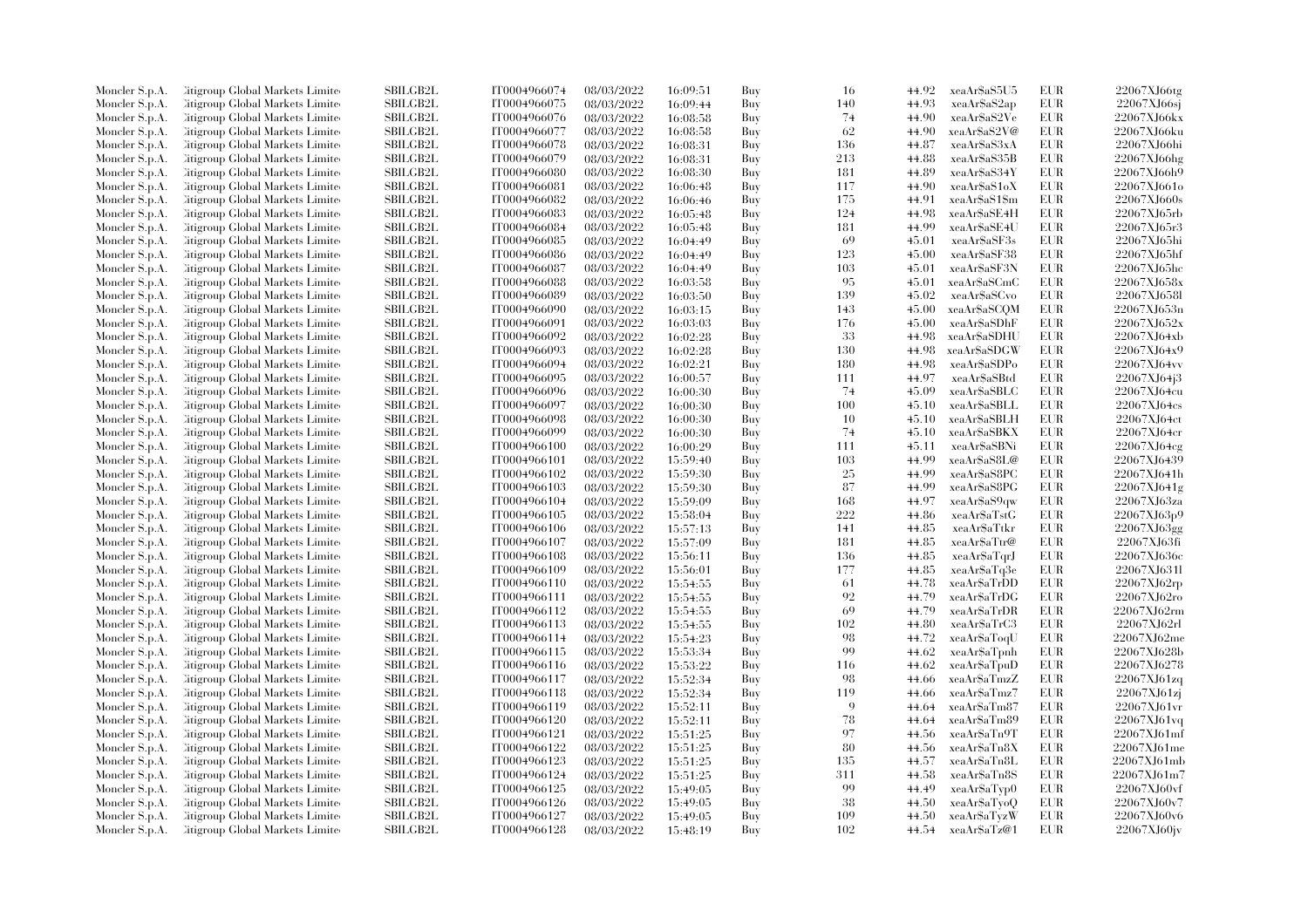| | | | | | | | | | | |
|---|---|---|---|---|---|---|---|---|---|---|
| Moncler S.p.A. | Citigroup Global Markets Limited | SBILGB2L | IT0004966074 | 08/03/2022 | 16:09:51 | Buy | 16 | 44.92 | xeaAr$aS5U5 | EUR | 22067XJ66tg |
| Moncler S.p.A. | Citigroup Global Markets Limited | SBILGB2L | IT0004966075 | 08/03/2022 | 16:09:44 | Buy | 140 | 44.93 | xeaAr$aS2ap | EUR | 22067XJ66sj |
| Moncler S.p.A. | Citigroup Global Markets Limited | SBILGB2L | IT0004966076 | 08/03/2022 | 16:08:58 | Buy | 74 | 44.90 | xeaAr$aS2Ve | EUR | 22067XJ66kx |
| Moncler S.p.A. | Citigroup Global Markets Limited | SBILGB2L | IT0004966077 | 08/03/2022 | 16:08:58 | Buy | 62 | 44.90 | xeaAr$aS2V@ | EUR | 22067XJ66ku |
| Moncler S.p.A. | Citigroup Global Markets Limited | SBILGB2L | IT0004966078 | 08/03/2022 | 16:08:31 | Buy | 136 | 44.87 | xeaAr$aS3xA | EUR | 22067XJ66hi |
| Moncler S.p.A. | Citigroup Global Markets Limited | SBILGB2L | IT0004966079 | 08/03/2022 | 16:08:31 | Buy | 213 | 44.88 | xeaAr$aS35B | EUR | 22067XJ66hg |
| Moncler S.p.A. | Citigroup Global Markets Limited | SBILGB2L | IT0004966080 | 08/03/2022 | 16:08:30 | Buy | 181 | 44.89 | xeaAr$aS34Y | EUR | 22067XJ66h9 |
| Moncler S.p.A. | Citigroup Global Markets Limited | SBILGB2L | IT0004966081 | 08/03/2022 | 16:06:48 | Buy | 117 | 44.90 | xeaAr$aS1oX | EUR | 22067XJ661o |
| Moncler S.p.A. | Citigroup Global Markets Limited | SBILGB2L | IT0004966082 | 08/03/2022 | 16:06:46 | Buy | 175 | 44.91 | xeaAr$aS1$m | EUR | 22067XJ660s |
| Moncler S.p.A. | Citigroup Global Markets Limited | SBILGB2L | IT0004966083 | 08/03/2022 | 16:05:48 | Buy | 124 | 44.98 | xeaAr$aSE4H | EUR | 22067XJ65rb |
| Moncler S.p.A. | Citigroup Global Markets Limited | SBILGB2L | IT0004966084 | 08/03/2022 | 16:05:48 | Buy | 181 | 44.99 | xeaAr$aSE4U | EUR | 22067XJ65r3 |
| Moncler S.p.A. | Citigroup Global Markets Limited | SBILGB2L | IT0004966085 | 08/03/2022 | 16:04:49 | Buy | 69 | 45.01 | xeaAr$aSF3s | EUR | 22067XJ65hi |
| Moncler S.p.A. | Citigroup Global Markets Limited | SBILGB2L | IT0004966086 | 08/03/2022 | 16:04:49 | Buy | 123 | 45.00 | xeaAr$aSF38 | EUR | 22067XJ65hf |
| Moncler S.p.A. | Citigroup Global Markets Limited | SBILGB2L | IT0004966087 | 08/03/2022 | 16:04:49 | Buy | 103 | 45.01 | xeaAr$aSF3N | EUR | 22067XJ65hc |
| Moncler S.p.A. | Citigroup Global Markets Limited | SBILGB2L | IT0004966088 | 08/03/2022 | 16:03:58 | Buy | 95 | 45.01 | xeaAr$aSCmC | EUR | 22067XJ658x |
| Moncler S.p.A. | Citigroup Global Markets Limited | SBILGB2L | IT0004966089 | 08/03/2022 | 16:03:50 | Buy | 139 | 45.02 | xeaAr$aSCvo | EUR | 22067XJ658l |
| Moncler S.p.A. | Citigroup Global Markets Limited | SBILGB2L | IT0004966090 | 08/03/2022 | 16:03:15 | Buy | 143 | 45.00 | xeaAr$aSCQM | EUR | 22067XJ653n |
| Moncler S.p.A. | Citigroup Global Markets Limited | SBILGB2L | IT0004966091 | 08/03/2022 | 16:03:03 | Buy | 176 | 45.00 | xeaAr$aSDhF | EUR | 22067XJ652x |
| Moncler S.p.A. | Citigroup Global Markets Limited | SBILGB2L | IT0004966092 | 08/03/2022 | 16:02:28 | Buy | 33 | 44.98 | xeaAr$aSDHU | EUR | 22067XJ64xb |
| Moncler S.p.A. | Citigroup Global Markets Limited | SBILGB2L | IT0004966093 | 08/03/2022 | 16:02:28 | Buy | 130 | 44.98 | xeaAr$aSDGW | EUR | 22067XJ64x9 |
| Moncler S.p.A. | Citigroup Global Markets Limited | SBILGB2L | IT0004966094 | 08/03/2022 | 16:02:21 | Buy | 180 | 44.98 | xeaAr$aSDPo | EUR | 22067XJ64vv |
| Moncler S.p.A. | Citigroup Global Markets Limited | SBILGB2L | IT0004966095 | 08/03/2022 | 16:00:57 | Buy | 111 | 44.97 | xeaAr$aSBtd | EUR | 22067XJ64j3 |
| Moncler S.p.A. | Citigroup Global Markets Limited | SBILGB2L | IT0004966096 | 08/03/2022 | 16:00:30 | Buy | 74 | 45.09 | xeaAr$aSBLC | EUR | 22067XJ64cu |
| Moncler S.p.A. | Citigroup Global Markets Limited | SBILGB2L | IT0004966097 | 08/03/2022 | 16:00:30 | Buy | 100 | 45.10 | xeaAr$aSBLL | EUR | 22067XJ64cs |
| Moncler S.p.A. | Citigroup Global Markets Limited | SBILGB2L | IT0004966098 | 08/03/2022 | 16:00:30 | Buy | 10 | 45.10 | xeaAr$aSBLH | EUR | 22067XJ64ct |
| Moncler S.p.A. | Citigroup Global Markets Limited | SBILGB2L | IT0004966099 | 08/03/2022 | 16:00:30 | Buy | 74 | 45.10 | xeaAr$aSBKX | EUR | 22067XJ64cr |
| Moncler S.p.A. | Citigroup Global Markets Limited | SBILGB2L | IT0004966100 | 08/03/2022 | 16:00:29 | Buy | 111 | 45.11 | xeaAr$aSBNi | EUR | 22067XJ64cg |
| Moncler S.p.A. | Citigroup Global Markets Limited | SBILGB2L | IT0004966101 | 08/03/2022 | 15:59:40 | Buy | 103 | 44.99 | xeaAr$aS8L@ | EUR | 22067XJ6439 |
| Moncler S.p.A. | Citigroup Global Markets Limited | SBILGB2L | IT0004966102 | 08/03/2022 | 15:59:30 | Buy | 25 | 44.99 | xeaAr$aS8PC | EUR | 22067XJ641h |
| Moncler S.p.A. | Citigroup Global Markets Limited | SBILGB2L | IT0004966103 | 08/03/2022 | 15:59:30 | Buy | 87 | 44.99 | xeaAr$aS8PG | EUR | 22067XJ641g |
| Moncler S.p.A. | Citigroup Global Markets Limited | SBILGB2L | IT0004966104 | 08/03/2022 | 15:59:09 | Buy | 168 | 44.97 | xeaAr$aS9qw | EUR | 22067XJ63za |
| Moncler S.p.A. | Citigroup Global Markets Limited | SBILGB2L | IT0004966105 | 08/03/2022 | 15:58:04 | Buy | 222 | 44.86 | xeaAr$aTstG | EUR | 22067XJ63p9 |
| Moncler S.p.A. | Citigroup Global Markets Limited | SBILGB2L | IT0004966106 | 08/03/2022 | 15:57:13 | Buy | 141 | 44.85 | xeaAr$aTtkr | EUR | 22067XJ63gg |
| Moncler S.p.A. | Citigroup Global Markets Limited | SBILGB2L | IT0004966107 | 08/03/2022 | 15:57:09 | Buy | 181 | 44.85 | xeaAr$aTtr@ | EUR | 22067XJ63fi |
| Moncler S.p.A. | Citigroup Global Markets Limited | SBILGB2L | IT0004966108 | 08/03/2022 | 15:56:11 | Buy | 136 | 44.85 | xeaAr$aTqrJ | EUR | 22067XJ636c |
| Moncler S.p.A. | Citigroup Global Markets Limited | SBILGB2L | IT0004966109 | 08/03/2022 | 15:56:01 | Buy | 177 | 44.85 | xeaAr$aTq3e | EUR | 22067XJ631l |
| Moncler S.p.A. | Citigroup Global Markets Limited | SBILGB2L | IT0004966110 | 08/03/2022 | 15:54:55 | Buy | 61 | 44.78 | xeaAr$aTrDD | EUR | 22067XJ62rp |
| Moncler S.p.A. | Citigroup Global Markets Limited | SBILGB2L | IT0004966111 | 08/03/2022 | 15:54:55 | Buy | 92 | 44.79 | xeaAr$aTrDG | EUR | 22067XJ62ro |
| Moncler S.p.A. | Citigroup Global Markets Limited | SBILGB2L | IT0004966112 | 08/03/2022 | 15:54:55 | Buy | 69 | 44.79 | xeaAr$aTrDR | EUR | 22067XJ62rm |
| Moncler S.p.A. | Citigroup Global Markets Limited | SBILGB2L | IT0004966113 | 08/03/2022 | 15:54:55 | Buy | 102 | 44.80 | xeaAr$aTrC3 | EUR | 22067XJ62rl |
| Moncler S.p.A. | Citigroup Global Markets Limited | SBILGB2L | IT0004966114 | 08/03/2022 | 15:54:23 | Buy | 98 | 44.72 | xeaAr$aToqU | EUR | 22067XJ62me |
| Moncler S.p.A. | Citigroup Global Markets Limited | SBILGB2L | IT0004966115 | 08/03/2022 | 15:53:34 | Buy | 99 | 44.62 | xeaAr$aTpnh | EUR | 22067XJ628b |
| Moncler S.p.A. | Citigroup Global Markets Limited | SBILGB2L | IT0004966116 | 08/03/2022 | 15:53:22 | Buy | 116 | 44.62 | xeaAr$aTpuD | EUR | 22067XJ6278 |
| Moncler S.p.A. | Citigroup Global Markets Limited | SBILGB2L | IT0004966117 | 08/03/2022 | 15:52:34 | Buy | 98 | 44.66 | xeaAr$aTmzZ | EUR | 22067XJ61zq |
| Moncler S.p.A. | Citigroup Global Markets Limited | SBILGB2L | IT0004966118 | 08/03/2022 | 15:52:34 | Buy | 119 | 44.66 | xeaAr$aTmz7 | EUR | 22067XJ61zj |
| Moncler S.p.A. | Citigroup Global Markets Limited | SBILGB2L | IT0004966119 | 08/03/2022 | 15:52:11 | Buy | 9 | 44.64 | xeaAr$aTm87 | EUR | 22067XJ61vr |
| Moncler S.p.A. | Citigroup Global Markets Limited | SBILGB2L | IT0004966120 | 08/03/2022 | 15:52:11 | Buy | 78 | 44.64 | xeaAr$aTm89 | EUR | 22067XJ61vq |
| Moncler S.p.A. | Citigroup Global Markets Limited | SBILGB2L | IT0004966121 | 08/03/2022 | 15:51:25 | Buy | 97 | 44.56 | xeaAr$aTn9T | EUR | 22067XJ61mf |
| Moncler S.p.A. | Citigroup Global Markets Limited | SBILGB2L | IT0004966122 | 08/03/2022 | 15:51:25 | Buy | 80 | 44.56 | xeaAr$aTn8X | EUR | 22067XJ61me |
| Moncler S.p.A. | Citigroup Global Markets Limited | SBILGB2L | IT0004966123 | 08/03/2022 | 15:51:25 | Buy | 135 | 44.57 | xeaAr$aTn8L | EUR | 22067XJ61mb |
| Moncler S.p.A. | Citigroup Global Markets Limited | SBILGB2L | IT0004966124 | 08/03/2022 | 15:51:25 | Buy | 311 | 44.58 | xeaAr$aTn8S | EUR | 22067XJ61m7 |
| Moncler S.p.A. | Citigroup Global Markets Limited | SBILGB2L | IT0004966125 | 08/03/2022 | 15:49:05 | Buy | 99 | 44.49 | xeaAr$aTyp0 | EUR | 22067XJ60vf |
| Moncler S.p.A. | Citigroup Global Markets Limited | SBILGB2L | IT0004966126 | 08/03/2022 | 15:49:05 | Buy | 38 | 44.50 | xeaAr$aTyoQ | EUR | 22067XJ60v7 |
| Moncler S.p.A. | Citigroup Global Markets Limited | SBILGB2L | IT0004966127 | 08/03/2022 | 15:49:05 | Buy | 109 | 44.50 | xeaAr$aTyzW | EUR | 22067XJ60v6 |
| Moncler S.p.A. | Citigroup Global Markets Limited | SBILGB2L | IT0004966128 | 08/03/2022 | 15:48:19 | Buy | 102 | 44.54 | xeaAr$aTz@1 | EUR | 22067XJ60jv |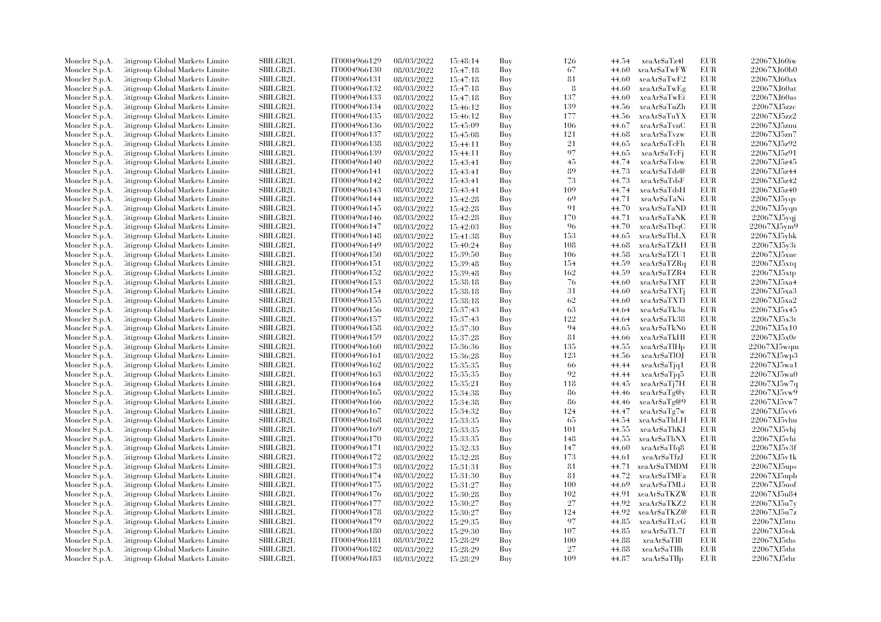| | | | | | | | | | | |
|---|---|---|---|---|---|---|---|---|---|---|
| Moncler S.p.A. | Citigroup Global Markets Limited | SBILGB2L | IT0004966129 | 08/03/2022 | 15:48:14 | Buy | 126 | 44.54 | xeaAr$aTz4l | EUR | 22067XJ60iw |
| Moncler S.p.A. | Citigroup Global Markets Limited | SBILGB2L | IT0004966130 | 08/03/2022 | 15:47:18 | Buy | 67 | 44.60 | xeaAr$aTwFW | EUR | 22067XJ60b0 |
| Moncler S.p.A. | Citigroup Global Markets Limited | SBILGB2L | IT0004966131 | 08/03/2022 | 15:47:18 | Buy | 81 | 44.60 | xeaAr$aTwF2 | EUR | 22067XJ60ax |
| Moncler S.p.A. | Citigroup Global Markets Limited | SBILGB2L | IT0004966132 | 08/03/2022 | 15:47:18 | Buy | 8 | 44.60 | xeaAr$aTwEg | EUR | 22067XJ60at |
| Moncler S.p.A. | Citigroup Global Markets Limited | SBILGB2L | IT0004966133 | 08/03/2022 | 15:47:18 | Buy | 137 | 44.60 | xeaAr$aTwEi | EUR | 22067XJ60as |
| Moncler S.p.A. | Citigroup Global Markets Limited | SBILGB2L | IT0004966134 | 08/03/2022 | 15:46:12 | Buy | 139 | 44.56 | xeaAr$aTuZh | EUR | 22067XJ5zzc |
| Moncler S.p.A. | Citigroup Global Markets Limited | SBILGB2L | IT0004966135 | 08/03/2022 | 15:46:12 | Buy | 177 | 44.56 | xeaAr$aTuYX | EUR | 22067XJ5zz2 |
| Moncler S.p.A. | Citigroup Global Markets Limited | SBILGB2L | IT0004966136 | 08/03/2022 | 15:45:09 | Buy | 106 | 44.67 | xeaAr$aTvnC | EUR | 22067XJ5znu |
| Moncler S.p.A. | Citigroup Global Markets Limited | SBILGB2L | IT0004966137 | 08/03/2022 | 15:45:08 | Buy | 121 | 44.68 | xeaAr$aTvzw | EUR | 22067XJ5zn7 |
| Moncler S.p.A. | Citigroup Global Markets Limited | SBILGB2L | IT0004966138 | 08/03/2022 | 15:44:11 | Buy | 21 | 44.65 | xeaAr$aTcFh | EUR | 22067XJ5z92 |
| Moncler S.p.A. | Citigroup Global Markets Limited | SBILGB2L | IT0004966139 | 08/03/2022 | 15:44:11 | Buy | 97 | 44.65 | xeaAr$aTcFj | EUR | 22067XJ5z91 |
| Moncler S.p.A. | Citigroup Global Markets Limited | SBILGB2L | IT0004966140 | 08/03/2022 | 15:43:41 | Buy | 45 | 44.74 | xeaAr$aTdsw | EUR | 22067XJ5z45 |
| Moncler S.p.A. | Citigroup Global Markets Limited | SBILGB2L | IT0004966141 | 08/03/2022 | 15:43:41 | Buy | 89 | 44.73 | xeaAr$aTds@ | EUR | 22067XJ5z44 |
| Moncler S.p.A. | Citigroup Global Markets Limited | SBILGB2L | IT0004966142 | 08/03/2022 | 15:43:41 | Buy | 73 | 44.73 | xeaAr$aTdsF | EUR | 22067XJ5z42 |
| Moncler S.p.A. | Citigroup Global Markets Limited | SBILGB2L | IT0004966143 | 08/03/2022 | 15:43:41 | Buy | 109 | 44.74 | xeaAr$aTdsH | EUR | 22067XJ5z40 |
| Moncler S.p.A. | Citigroup Global Markets Limited | SBILGB2L | IT0004966144 | 08/03/2022 | 15:42:28 | Buy | 69 | 44.71 | xeaAr$aTaNi | EUR | 22067XJ5yqv |
| Moncler S.p.A. | Citigroup Global Markets Limited | SBILGB2L | IT0004966145 | 08/03/2022 | 15:42:28 | Buy | 91 | 44.70 | xeaAr$aTaND | EUR | 22067XJ5yqn |
| Moncler S.p.A. | Citigroup Global Markets Limited | SBILGB2L | IT0004966146 | 08/03/2022 | 15:42:28 | Buy | 170 | 44.71 | xeaAr$aTaNK | EUR | 22067XJ5yqj |
| Moncler S.p.A. | Citigroup Global Markets Limited | SBILGB2L | IT0004966147 | 08/03/2022 | 15:42:03 | Buy | 96 | 44.70 | xeaAr$aTbqC | EUR | 22067XJ5ym9 |
| Moncler S.p.A. | Citigroup Global Markets Limited | SBILGB2L | IT0004966148 | 08/03/2022 | 15:41:38 | Buy | 153 | 44.65 | xeaAr$aTbLX | EUR | 22067XJ5yhk |
| Moncler S.p.A. | Citigroup Global Markets Limited | SBILGB2L | IT0004966149 | 08/03/2022 | 15:40:24 | Buy | 108 | 44.68 | xeaAr$aTZkH | EUR | 22067XJ5y3i |
| Moncler S.p.A. | Citigroup Global Markets Limited | SBILGB2L | IT0004966150 | 08/03/2022 | 15:39:50 | Buy | 106 | 44.58 | xeaAr$aTZU1 | EUR | 22067XJ5xue |
| Moncler S.p.A. | Citigroup Global Markets Limited | SBILGB2L | IT0004966151 | 08/03/2022 | 15:39:48 | Buy | 154 | 44.59 | xeaAr$aTZRq | EUR | 22067XJ5xtq |
| Moncler S.p.A. | Citigroup Global Markets Limited | SBILGB2L | IT0004966152 | 08/03/2022 | 15:39:48 | Buy | 162 | 44.59 | xeaAr$aTZR4 | EUR | 22067XJ5xtp |
| Moncler S.p.A. | Citigroup Global Markets Limited | SBILGB2L | IT0004966153 | 08/03/2022 | 15:38:18 | Buy | 76 | 44.60 | xeaAr$aTXIT | EUR | 22067XJ5xa4 |
| Moncler S.p.A. | Citigroup Global Markets Limited | SBILGB2L | IT0004966154 | 08/03/2022 | 15:38:18 | Buy | 31 | 44.60 | xeaAr$aTXTj | EUR | 22067XJ5xa3 |
| Moncler S.p.A. | Citigroup Global Markets Limited | SBILGB2L | IT0004966155 | 08/03/2022 | 15:38:18 | Buy | 62 | 44.60 | xeaAr$aTXTl | EUR | 22067XJ5xa2 |
| Moncler S.p.A. | Citigroup Global Markets Limited | SBILGB2L | IT0004966156 | 08/03/2022 | 15:37:43 | Buy | 63 | 44.64 | xeaAr$aTk3u | EUR | 22067XJ5x45 |
| Moncler S.p.A. | Citigroup Global Markets Limited | SBILGB2L | IT0004966157 | 08/03/2022 | 15:37:43 | Buy | 122 | 44.64 | xeaAr$aTk38 | EUR | 22067XJ5x3t |
| Moncler S.p.A. | Citigroup Global Markets Limited | SBILGB2L | IT0004966158 | 08/03/2022 | 15:37:30 | Buy | 94 | 44.65 | xeaAr$aTkN6 | EUR | 22067XJ5x10 |
| Moncler S.p.A. | Citigroup Global Markets Limited | SBILGB2L | IT0004966159 | 08/03/2022 | 15:37:28 | Buy | 81 | 44.66 | xeaAr$aTkHI | EUR | 22067XJ5x0e |
| Moncler S.p.A. | Citigroup Global Markets Limited | SBILGB2L | IT0004966160 | 08/03/2022 | 15:36:36 | Buy | 135 | 44.55 | xeaAr$aTlHp | EUR | 22067XJ5wqm |
| Moncler S.p.A. | Citigroup Global Markets Limited | SBILGB2L | IT0004966161 | 08/03/2022 | 15:36:28 | Buy | 123 | 44.56 | xeaAr$aTlOJ | EUR | 22067XJ5wp3 |
| Moncler S.p.A. | Citigroup Global Markets Limited | SBILGB2L | IT0004966162 | 08/03/2022 | 15:35:35 | Buy | 66 | 44.44 | xeaAr$aTjq1 | EUR | 22067XJ5wa1 |
| Moncler S.p.A. | Citigroup Global Markets Limited | SBILGB2L | IT0004966163 | 08/03/2022 | 15:35:35 | Buy | 92 | 44.44 | xeaAr$aTjq5 | EUR | 22067XJ5wa0 |
| Moncler S.p.A. | Citigroup Global Markets Limited | SBILGB2L | IT0004966164 | 08/03/2022 | 15:35:21 | Buy | 118 | 44.45 | xeaAr$aTj7H | EUR | 22067XJ5w7q |
| Moncler S.p.A. | Citigroup Global Markets Limited | SBILGB2L | IT0004966165 | 08/03/2022 | 15:34:38 | Buy | 86 | 44.46 | xeaAr$aTg@y | EUR | 22067XJ5vw9 |
| Moncler S.p.A. | Citigroup Global Markets Limited | SBILGB2L | IT0004966166 | 08/03/2022 | 15:34:38 | Buy | 86 | 44.46 | xeaAr$aTg@9 | EUR | 22067XJ5vw7 |
| Moncler S.p.A. | Citigroup Global Markets Limited | SBILGB2L | IT0004966167 | 08/03/2022 | 15:34:32 | Buy | 124 | 44.47 | xeaAr$aTg7w | EUR | 22067XJ5vv6 |
| Moncler S.p.A. | Citigroup Global Markets Limited | SBILGB2L | IT0004966168 | 08/03/2022 | 15:33:35 | Buy | 65 | 44.54 | xeaAr$aThLH | EUR | 22067XJ5vhu |
| Moncler S.p.A. | Citigroup Global Markets Limited | SBILGB2L | IT0004966169 | 08/03/2022 | 15:33:35 | Buy | 101 | 44.55 | xeaAr$aThKJ | EUR | 22067XJ5vhj |
| Moncler S.p.A. | Citigroup Global Markets Limited | SBILGB2L | IT0004966170 | 08/03/2022 | 15:33:35 | Buy | 148 | 44.55 | xeaAr$aThNX | EUR | 22067XJ5vhi |
| Moncler S.p.A. | Citigroup Global Markets Limited | SBILGB2L | IT0004966171 | 08/03/2022 | 15:32:33 | Buy | 147 | 44.60 | xeaAr$aTfq8 | EUR | 22067XJ5v3f |
| Moncler S.p.A. | Citigroup Global Markets Limited | SBILGB2L | IT0004966172 | 08/03/2022 | 15:32:28 | Buy | 173 | 44.61 | xeaAr$aTfzJ | EUR | 22067XJ5v1k |
| Moncler S.p.A. | Citigroup Global Markets Limited | SBILGB2L | IT0004966173 | 08/03/2022 | 15:31:31 | Buy | 81 | 44.71 | xeaAr$aTMDM | EUR | 22067XJ5ups |
| Moncler S.p.A. | Citigroup Global Markets Limited | SBILGB2L | IT0004966174 | 08/03/2022 | 15:31:30 | Buy | 81 | 44.72 | xeaAr$aTMFa | EUR | 22067XJ5uph |
| Moncler S.p.A. | Citigroup Global Markets Limited | SBILGB2L | IT0004966175 | 08/03/2022 | 15:31:27 | Buy | 100 | 44.69 | xeaAr$aTMLi | EUR | 22067XJ5uof |
| Moncler S.p.A. | Citigroup Global Markets Limited | SBILGB2L | IT0004966176 | 08/03/2022 | 15:30:28 | Buy | 102 | 44.91 | xeaAr$aTKZW | EUR | 22067XJ5u84 |
| Moncler S.p.A. | Citigroup Global Markets Limited | SBILGB2L | IT0004966177 | 08/03/2022 | 15:30:27 | Buy | 27 | 44.92 | xeaAr$aTKZ2 | EUR | 22067XJ5u7y |
| Moncler S.p.A. | Citigroup Global Markets Limited | SBILGB2L | IT0004966178 | 08/03/2022 | 15:30:27 | Buy | 124 | 44.92 | xeaAr$aTKZ@ | EUR | 22067XJ5u7z |
| Moncler S.p.A. | Citigroup Global Markets Limited | SBILGB2L | IT0004966179 | 08/03/2022 | 15:29:35 | Buy | 97 | 44.85 | xeaAr$aTLvG | EUR | 22067XJ5ttn |
| Moncler S.p.A. | Citigroup Global Markets Limited | SBILGB2L | IT0004966180 | 08/03/2022 | 15:29:30 | Buy | 107 | 44.85 | xeaAr$aTL7f | EUR | 22067XJ5tsk |
| Moncler S.p.A. | Citigroup Global Markets Limited | SBILGB2L | IT0004966181 | 08/03/2022 | 15:28:29 | Buy | 100 | 44.88 | xeaAr$aTIIl | EUR | 22067XJ5ths |
| Moncler S.p.A. | Citigroup Global Markets Limited | SBILGB2L | IT0004966182 | 08/03/2022 | 15:28:29 | Buy | 27 | 44.88 | xeaAr$aTIIh | EUR | 22067XJ5tht |
| Moncler S.p.A. | Citigroup Global Markets Limited | SBILGB2L | IT0004966183 | 08/03/2022 | 15:28:29 | Buy | 109 | 44.87 | xeaAr$aTIIp | EUR | 22067XJ5thr |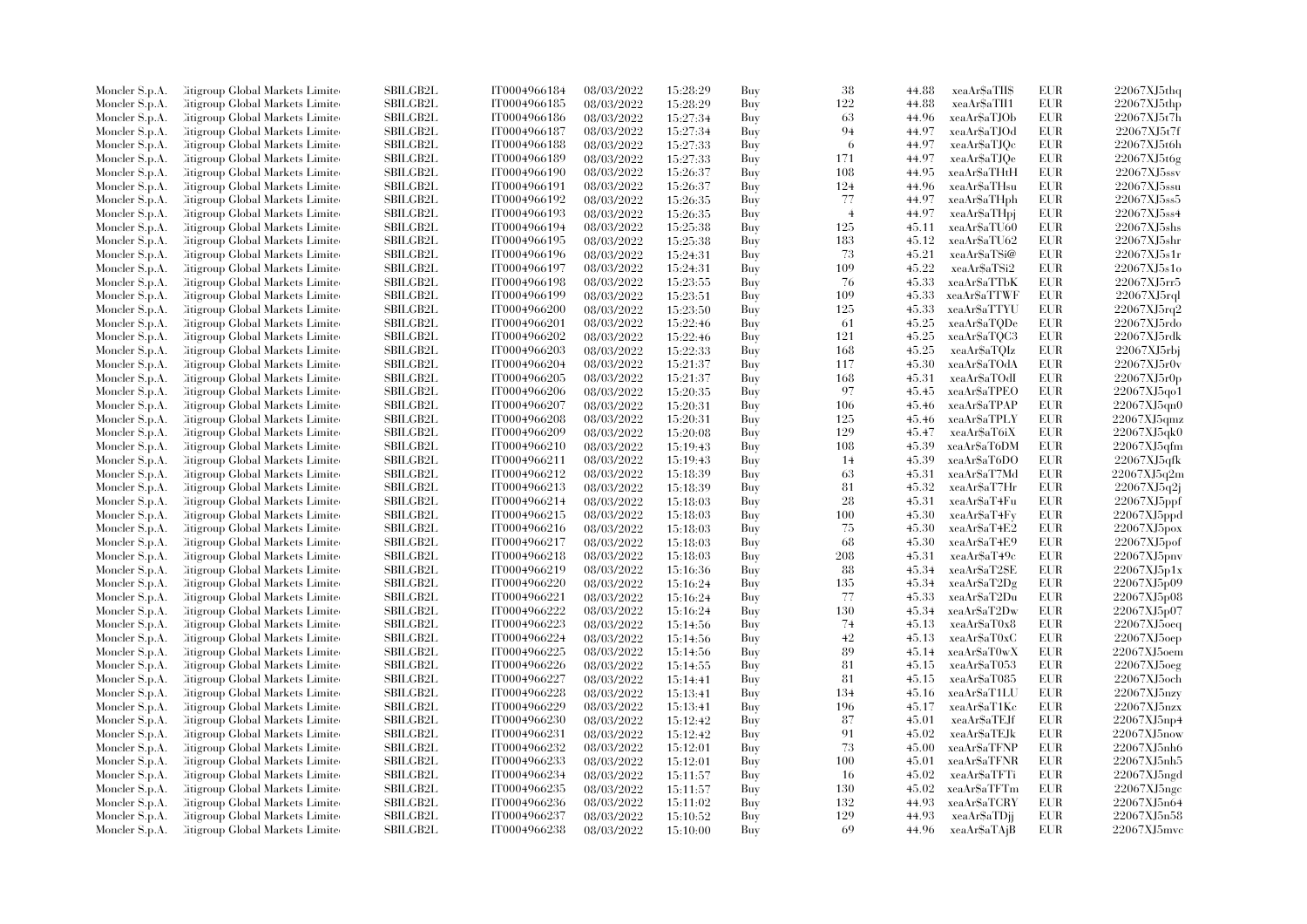| Moncler S.p.A. | Citigroup Global Markets Limite | SBILGB2L | IT0004966184 | 08/03/2022 | 15:28:29 | Buy | 38 | 44.88 | xeaAr$aTlI$ | EUR | 22067XJ5thq |
|---|---|---|---|---|---|---|---|---|---|---|---|
| Moncler S.p.A. | Citigroup Global Markets Limite | SBILGB2L | IT0004966185 | 08/03/2022 | 15:28:29 | Buy | 122 | 44.88 | xeaAr$aTlI1 | EUR | 22067XJ5thp |
| Moncler S.p.A. | Citigroup Global Markets Limite | SBILGB2L | IT0004966186 | 08/03/2022 | 15:27:34 | Buy | 63 | 44.96 | xeaAr$aTJOb | EUR | 22067XJ5t7h |
| Moncler S.p.A. | Citigroup Global Markets Limite | SBILGB2L | IT0004966187 | 08/03/2022 | 15:27:34 | Buy | 94 | 44.97 | xeaAr$aTJOd | EUR | 22067XJ5t7f |
| Moncler S.p.A. | Citigroup Global Markets Limite | SBILGB2L | IT0004966188 | 08/03/2022 | 15:27:33 | Buy | 6 | 44.97 | xeaAr$aTJQc | EUR | 22067XJ5t6h |
| Moncler S.p.A. | Citigroup Global Markets Limite | SBILGB2L | IT0004966189 | 08/03/2022 | 15:27:33 | Buy | 171 | 44.97 | xeaAr$aTJQe | EUR | 22067XJ5t6g |
| Moncler S.p.A. | Citigroup Global Markets Limite | SBILGB2L | IT0004966190 | 08/03/2022 | 15:26:37 | Buy | 108 | 44.95 | xeaAr$aTHtH | EUR | 22067XJ5ssv |
| Moncler S.p.A. | Citigroup Global Markets Limite | SBILGB2L | IT0004966191 | 08/03/2022 | 15:26:37 | Buy | 124 | 44.96 | xeaAr$aTHsu | EUR | 22067XJ5ssu |
| Moncler S.p.A. | Citigroup Global Markets Limite | SBILGB2L | IT0004966192 | 08/03/2022 | 15:26:35 | Buy | 77 | 44.97 | xeaAr$aTHph | EUR | 22067XJ5ss5 |
| Moncler S.p.A. | Citigroup Global Markets Limite | SBILGB2L | IT0004966193 | 08/03/2022 | 15:26:35 | Buy | 4 | 44.97 | xeaAr$aTHpj | EUR | 22067XJ5ss4 |
| Moncler S.p.A. | Citigroup Global Markets Limite | SBILGB2L | IT0004966194 | 08/03/2022 | 15:25:38 | Buy | 125 | 45.11 | xeaAr$aTU60 | EUR | 22067XJ5shs |
| Moncler S.p.A. | Citigroup Global Markets Limite | SBILGB2L | IT0004966195 | 08/03/2022 | 15:25:38 | Buy | 183 | 45.12 | xeaAr$aTU62 | EUR | 22067XJ5shr |
| Moncler S.p.A. | Citigroup Global Markets Limite | SBILGB2L | IT0004966196 | 08/03/2022 | 15:24:31 | Buy | 73 | 45.21 | xeaAr$aTSi@ | EUR | 22067XJ5s1r |
| Moncler S.p.A. | Citigroup Global Markets Limite | SBILGB2L | IT0004966197 | 08/03/2022 | 15:24:31 | Buy | 109 | 45.22 | xeaAr$aTSi2 | EUR | 22067XJ5s1o |
| Moncler S.p.A. | Citigroup Global Markets Limite | SBILGB2L | IT0004966198 | 08/03/2022 | 15:23:55 | Buy | 76 | 45.33 | xeaAr$aTTbK | EUR | 22067XJ5rr5 |
| Moncler S.p.A. | Citigroup Global Markets Limite | SBILGB2L | IT0004966199 | 08/03/2022 | 15:23:51 | Buy | 109 | 45.33 | xeaAr$aTTWF | EUR | 22067XJ5rql |
| Moncler S.p.A. | Citigroup Global Markets Limite | SBILGB2L | IT0004966200 | 08/03/2022 | 15:23:50 | Buy | 125 | 45.33 | xeaAr$aTTYU | EUR | 22067XJ5rq2 |
| Moncler S.p.A. | Citigroup Global Markets Limite | SBILGB2L | IT0004966201 | 08/03/2022 | 15:22:46 | Buy | 61 | 45.25 | xeaAr$aTQDe | EUR | 22067XJ5rdo |
| Moncler S.p.A. | Citigroup Global Markets Limite | SBILGB2L | IT0004966202 | 08/03/2022 | 15:22:46 | Buy | 121 | 45.25 | xeaAr$aTQC3 | EUR | 22067XJ5rdk |
| Moncler S.p.A. | Citigroup Global Markets Limite | SBILGB2L | IT0004966203 | 08/03/2022 | 15:22:33 | Buy | 168 | 45.25 | xeaAr$aTQIz | EUR | 22067XJ5rbj |
| Moncler S.p.A. | Citigroup Global Markets Limite | SBILGB2L | IT0004966204 | 08/03/2022 | 15:21:37 | Buy | 117 | 45.30 | xeaAr$aTOdA | EUR | 22067XJ5r0v |
| Moncler S.p.A. | Citigroup Global Markets Limite | SBILGB2L | IT0004966205 | 08/03/2022 | 15:21:37 | Buy | 168 | 45.31 | xeaAr$aTOdl | EUR | 22067XJ5r0p |
| Moncler S.p.A. | Citigroup Global Markets Limite | SBILGB2L | IT0004966206 | 08/03/2022 | 15:20:35 | Buy | 97 | 45.45 | xeaAr$aTPEO | EUR | 22067XJ5qo1 |
| Moncler S.p.A. | Citigroup Global Markets Limite | SBILGB2L | IT0004966207 | 08/03/2022 | 15:20:31 | Buy | 106 | 45.46 | xeaAr$aTPAP | EUR | 22067XJ5qn0 |
| Moncler S.p.A. | Citigroup Global Markets Limite | SBILGB2L | IT0004966208 | 08/03/2022 | 15:20:31 | Buy | 125 | 45.46 | xeaAr$aTPLY | EUR | 22067XJ5qmz |
| Moncler S.p.A. | Citigroup Global Markets Limite | SBILGB2L | IT0004966209 | 08/03/2022 | 15:20:08 | Buy | 129 | 45.47 | xeaAr$aT6iX | EUR | 22067XJ5qk0 |
| Moncler S.p.A. | Citigroup Global Markets Limite | SBILGB2L | IT0004966210 | 08/03/2022 | 15:19:43 | Buy | 108 | 45.39 | xeaAr$aT6DM | EUR | 22067XJ5qfm |
| Moncler S.p.A. | Citigroup Global Markets Limite | SBILGB2L | IT0004966211 | 08/03/2022 | 15:19:43 | Buy | 14 | 45.39 | xeaAr$aT6DO | EUR | 22067XJ5qfk |
| Moncler S.p.A. | Citigroup Global Markets Limite | SBILGB2L | IT0004966212 | 08/03/2022 | 15:18:39 | Buy | 63 | 45.31 | xeaAr$aT7Md | EUR | 22067XJ5q2m |
| Moncler S.p.A. | Citigroup Global Markets Limite | SBILGB2L | IT0004966213 | 08/03/2022 | 15:18:39 | Buy | 81 | 45.32 | xeaAr$aT7Hr | EUR | 22067XJ5q2j |
| Moncler S.p.A. | Citigroup Global Markets Limite | SBILGB2L | IT0004966214 | 08/03/2022 | 15:18:03 | Buy | 28 | 45.31 | xeaAr$aT4Fu | EUR | 22067XJ5ppf |
| Moncler S.p.A. | Citigroup Global Markets Limite | SBILGB2L | IT0004966215 | 08/03/2022 | 15:18:03 | Buy | 100 | 45.30 | xeaAr$aT4Fy | EUR | 22067XJ5ppd |
| Moncler S.p.A. | Citigroup Global Markets Limite | SBILGB2L | IT0004966216 | 08/03/2022 | 15:18:03 | Buy | 75 | 45.30 | xeaAr$aT4E2 | EUR | 22067XJ5pox |
| Moncler S.p.A. | Citigroup Global Markets Limite | SBILGB2L | IT0004966217 | 08/03/2022 | 15:18:03 | Buy | 68 | 45.30 | xeaAr$aT4E9 | EUR | 22067XJ5pof |
| Moncler S.p.A. | Citigroup Global Markets Limite | SBILGB2L | IT0004966218 | 08/03/2022 | 15:18:03 | Buy | 208 | 45.31 | xeaAr$aT49c | EUR | 22067XJ5pnv |
| Moncler S.p.A. | Citigroup Global Markets Limite | SBILGB2L | IT0004966219 | 08/03/2022 | 15:16:36 | Buy | 88 | 45.34 | xeaAr$aT2SE | EUR | 22067XJ5p1x |
| Moncler S.p.A. | Citigroup Global Markets Limite | SBILGB2L | IT0004966220 | 08/03/2022 | 15:16:24 | Buy | 135 | 45.34 | xeaAr$aT2Dg | EUR | 22067XJ5p09 |
| Moncler S.p.A. | Citigroup Global Markets Limite | SBILGB2L | IT0004966221 | 08/03/2022 | 15:16:24 | Buy | 77 | 45.33 | xeaAr$aT2Du | EUR | 22067XJ5p08 |
| Moncler S.p.A. | Citigroup Global Markets Limite | SBILGB2L | IT0004966222 | 08/03/2022 | 15:16:24 | Buy | 130 | 45.34 | xeaAr$aT2Dw | EUR | 22067XJ5p07 |
| Moncler S.p.A. | Citigroup Global Markets Limite | SBILGB2L | IT0004966223 | 08/03/2022 | 15:14:56 | Buy | 74 | 45.13 | xeaAr$aT0x8 | EUR | 22067XJ5oeq |
| Moncler S.p.A. | Citigroup Global Markets Limite | SBILGB2L | IT0004966224 | 08/03/2022 | 15:14:56 | Buy | 42 | 45.13 | xeaAr$aT0xC | EUR | 22067XJ5oep |
| Moncler S.p.A. | Citigroup Global Markets Limite | SBILGB2L | IT0004966225 | 08/03/2022 | 15:14:56 | Buy | 89 | 45.14 | xeaAr$aT0wX | EUR | 22067XJ5oem |
| Moncler S.p.A. | Citigroup Global Markets Limite | SBILGB2L | IT0004966226 | 08/03/2022 | 15:14:55 | Buy | 81 | 45.15 | xeaAr$aT053 | EUR | 22067XJ5oeg |
| Moncler S.p.A. | Citigroup Global Markets Limite | SBILGB2L | IT0004966227 | 08/03/2022 | 15:14:41 | Buy | 81 | 45.15 | xeaAr$aT085 | EUR | 22067XJ5och |
| Moncler S.p.A. | Citigroup Global Markets Limite | SBILGB2L | IT0004966228 | 08/03/2022 | 15:13:41 | Buy | 134 | 45.16 | xeaAr$aT1LU | EUR | 22067XJ5nzy |
| Moncler S.p.A. | Citigroup Global Markets Limite | SBILGB2L | IT0004966229 | 08/03/2022 | 15:13:41 | Buy | 196 | 45.17 | xeaAr$aT1Kc | EUR | 22067XJ5nzx |
| Moncler S.p.A. | Citigroup Global Markets Limite | SBILGB2L | IT0004966230 | 08/03/2022 | 15:12:42 | Buy | 87 | 45.01 | xeaAr$aTEJf | EUR | 22067XJ5np4 |
| Moncler S.p.A. | Citigroup Global Markets Limite | SBILGB2L | IT0004966231 | 08/03/2022 | 15:12:42 | Buy | 91 | 45.02 | xeaAr$aTEJk | EUR | 22067XJ5now |
| Moncler S.p.A. | Citigroup Global Markets Limite | SBILGB2L | IT0004966232 | 08/03/2022 | 15:12:01 | Buy | 73 | 45.00 | xeaAr$aTFNP | EUR | 22067XJ5nh6 |
| Moncler S.p.A. | Citigroup Global Markets Limite | SBILGB2L | IT0004966233 | 08/03/2022 | 15:12:01 | Buy | 100 | 45.01 | xeaAr$aTFNR | EUR | 22067XJ5nh5 |
| Moncler S.p.A. | Citigroup Global Markets Limite | SBILGB2L | IT0004966234 | 08/03/2022 | 15:11:57 | Buy | 16 | 45.02 | xeaAr$aTFTi | EUR | 22067XJ5ngd |
| Moncler S.p.A. | Citigroup Global Markets Limite | SBILGB2L | IT0004966235 | 08/03/2022 | 15:11:57 | Buy | 130 | 45.02 | xeaAr$aTFTm | EUR | 22067XJ5ngc |
| Moncler S.p.A. | Citigroup Global Markets Limite | SBILGB2L | IT0004966236 | 08/03/2022 | 15:11:02 | Buy | 132 | 44.93 | xeaAr$aTCRY | EUR | 22067XJ5n64 |
| Moncler S.p.A. | Citigroup Global Markets Limite | SBILGB2L | IT0004966237 | 08/03/2022 | 15:10:52 | Buy | 129 | 44.93 | xeaAr$aTDjj | EUR | 22067XJ5n58 |
| Moncler S.p.A. | Citigroup Global Markets Limite | SBILGB2L | IT0004966238 | 08/03/2022 | 15:10:00 | Buy | 69 | 44.96 | xeaAr$aTAjB | EUR | 22067XJ5mvc |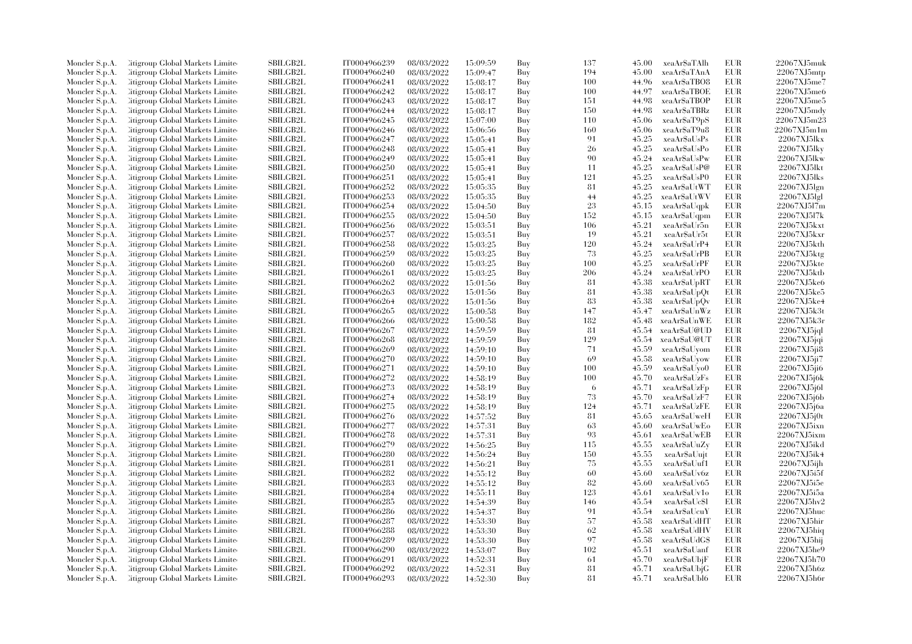| | | | | | | | | | | | |
|---|---|---|---|---|---|---|---|---|---|---|---|
| Moncler S.p.A. | Citigroup Global Markets Limite | SBILGB2L | IT0004966239 | 08/03/2022 | 15:09:59 | Buy | 137 | 45.00 | xeaAr$aTAlh | EUR | 22067XJ5muk |
| Moncler S.p.A. | Citigroup Global Markets Limite | SBILGB2L | IT0004966240 | 08/03/2022 | 15:09:47 | Buy | 194 | 45.00 | xeaAr$aTAnA | EUR | 22067XJ5mtp |
| Moncler S.p.A. | Citigroup Global Markets Limite | SBILGB2L | IT0004966241 | 08/03/2022 | 15:08:17 | Buy | 100 | 44.96 | xeaAr$aTBO8 | EUR | 22067XJ5me7 |
| Moncler S.p.A. | Citigroup Global Markets Limite | SBILGB2L | IT0004966242 | 08/03/2022 | 15:08:17 | Buy | 100 | 44.97 | xeaAr$aTBOE | EUR | 22067XJ5me6 |
| Moncler S.p.A. | Citigroup Global Markets Limite | SBILGB2L | IT0004966243 | 08/03/2022 | 15:08:17 | Buy | 151 | 44.98 | xeaAr$aTBOP | EUR | 22067XJ5me5 |
| Moncler S.p.A. | Citigroup Global Markets Limite | SBILGB2L | IT0004966244 | 08/03/2022 | 15:08:17 | Buy | 150 | 44.98 | xeaAr$aTBRz | EUR | 22067XJ5mdy |
| Moncler S.p.A. | Citigroup Global Markets Limite | SBILGB2L | IT0004966245 | 08/03/2022 | 15:07:00 | Buy | 110 | 45.06 | xeaAr$aT9pS | EUR | 22067XJ5m23 |
| Moncler S.p.A. | Citigroup Global Markets Limite | SBILGB2L | IT0004966246 | 08/03/2022 | 15:06:56 | Buy | 160 | 45.06 | xeaAr$aT9u8 | EUR | 22067XJ5m1m |
| Moncler S.p.A. | Citigroup Global Markets Limite | SBILGB2L | IT0004966247 | 08/03/2022 | 15:05:41 | Buy | 91 | 45.25 | xeaAr$aUsPs | EUR | 22067XJ5lkx |
| Moncler S.p.A. | Citigroup Global Markets Limite | SBILGB2L | IT0004966248 | 08/03/2022 | 15:05:41 | Buy | 26 | 45.25 | xeaAr$aUsPo | EUR | 22067XJ5lky |
| Moncler S.p.A. | Citigroup Global Markets Limite | SBILGB2L | IT0004966249 | 08/03/2022 | 15:05:41 | Buy | 90 | 45.24 | xeaAr$aUsPw | EUR | 22067XJ5lkw |
| Moncler S.p.A. | Citigroup Global Markets Limite | SBILGB2L | IT0004966250 | 08/03/2022 | 15:05:41 | Buy | 11 | 45.25 | xeaAr$aUsP@ | EUR | 22067XJ5lkt |
| Moncler S.p.A. | Citigroup Global Markets Limite | SBILGB2L | IT0004966251 | 08/03/2022 | 15:05:41 | Buy | 121 | 45.25 | xeaAr$aUsP0 | EUR | 22067XJ5lks |
| Moncler S.p.A. | Citigroup Global Markets Limite | SBILGB2L | IT0004966252 | 08/03/2022 | 15:05:35 | Buy | 81 | 45.25 | xeaAr$aUtWT | EUR | 22067XJ5lgn |
| Moncler S.p.A. | Citigroup Global Markets Limite | SBILGB2L | IT0004966253 | 08/03/2022 | 15:05:35 | Buy | 44 | 45.25 | xeaAr$aUtWV | EUR | 22067XJ5lgl |
| Moncler S.p.A. | Citigroup Global Markets Limite | SBILGB2L | IT0004966254 | 08/03/2022 | 15:04:50 | Buy | 23 | 45.15 | xeaAr$aUqpk | EUR | 22067XJ5l7m |
| Moncler S.p.A. | Citigroup Global Markets Limite | SBILGB2L | IT0004966255 | 08/03/2022 | 15:04:50 | Buy | 152 | 45.15 | xeaAr$aUqpm | EUR | 22067XJ5l7k |
| Moncler S.p.A. | Citigroup Global Markets Limite | SBILGB2L | IT0004966256 | 08/03/2022 | 15:03:51 | Buy | 106 | 45.21 | xeaAr$aUr5n | EUR | 22067XJ5kxt |
| Moncler S.p.A. | Citigroup Global Markets Limite | SBILGB2L | IT0004966257 | 08/03/2022 | 15:03:51 | Buy | 19 | 45.21 | xeaAr$aUr5t | EUR | 22067XJ5kxr |
| Moncler S.p.A. | Citigroup Global Markets Limite | SBILGB2L | IT0004966258 | 08/03/2022 | 15:03:25 | Buy | 120 | 45.24 | xeaAr$aUrP4 | EUR | 22067XJ5kth |
| Moncler S.p.A. | Citigroup Global Markets Limite | SBILGB2L | IT0004966259 | 08/03/2022 | 15:03:25 | Buy | 73 | 45.25 | xeaAr$aUrPB | EUR | 22067XJ5ktg |
| Moncler S.p.A. | Citigroup Global Markets Limite | SBILGB2L | IT0004966260 | 08/03/2022 | 15:03:25 | Buy | 100 | 45.25 | xeaAr$aUrPF | EUR | 22067XJ5kte |
| Moncler S.p.A. | Citigroup Global Markets Limite | SBILGB2L | IT0004966261 | 08/03/2022 | 15:03:25 | Buy | 206 | 45.24 | xeaAr$aUrPO | EUR | 22067XJ5ktb |
| Moncler S.p.A. | Citigroup Global Markets Limite | SBILGB2L | IT0004966262 | 08/03/2022 | 15:01:56 | Buy | 81 | 45.38 | xeaAr$aUpRT | EUR | 22067XJ5ke6 |
| Moncler S.p.A. | Citigroup Global Markets Limite | SBILGB2L | IT0004966263 | 08/03/2022 | 15:01:56 | Buy | 81 | 45.38 | xeaAr$aUpQt | EUR | 22067XJ5ke5 |
| Moncler S.p.A. | Citigroup Global Markets Limite | SBILGB2L | IT0004966264 | 08/03/2022 | 15:01:56 | Buy | 83 | 45.38 | xeaAr$aUpQv | EUR | 22067XJ5ke4 |
| Moncler S.p.A. | Citigroup Global Markets Limite | SBILGB2L | IT0004966265 | 08/03/2022 | 15:00:58 | Buy | 147 | 45.47 | xeaAr$aUnWz | EUR | 22067XJ5k3t |
| Moncler S.p.A. | Citigroup Global Markets Limite | SBILGB2L | IT0004966266 | 08/03/2022 | 15:00:58 | Buy | 182 | 45.48 | xeaAr$aUnWE | EUR | 22067XJ5k3r |
| Moncler S.p.A. | Citigroup Global Markets Limite | SBILGB2L | IT0004966267 | 08/03/2022 | 14:59:59 | Buy | 81 | 45.54 | xeaAr$aU@UD | EUR | 22067XJ5jql |
| Moncler S.p.A. | Citigroup Global Markets Limite | SBILGB2L | IT0004966268 | 08/03/2022 | 14:59:59 | Buy | 129 | 45.54 | xeaAr$aU@UT | EUR | 22067XJ5jqi |
| Moncler S.p.A. | Citigroup Global Markets Limite | SBILGB2L | IT0004966269 | 08/03/2022 | 14:59:10 | Buy | 71 | 45.59 | xeaAr$aUyom | EUR | 22067XJ5ji8 |
| Moncler S.p.A. | Citigroup Global Markets Limite | SBILGB2L | IT0004966270 | 08/03/2022 | 14:59:10 | Buy | 69 | 45.58 | xeaAr$aUyow | EUR | 22067XJ5ji7 |
| Moncler S.p.A. | Citigroup Global Markets Limite | SBILGB2L | IT0004966271 | 08/03/2022 | 14:59:10 | Buy | 100 | 45.59 | xeaAr$aUyo0 | EUR | 22067XJ5ji6 |
| Moncler S.p.A. | Citigroup Global Markets Limite | SBILGB2L | IT0004966272 | 08/03/2022 | 14:58:19 | Buy | 100 | 45.70 | xeaAr$aUzFs | EUR | 22067XJ5j6k |
| Moncler S.p.A. | Citigroup Global Markets Limite | SBILGB2L | IT0004966273 | 08/03/2022 | 14:58:19 | Buy | 6 | 45.71 | xeaAr$aUzFp | EUR | 22067XJ5j6l |
| Moncler S.p.A. | Citigroup Global Markets Limite | SBILGB2L | IT0004966274 | 08/03/2022 | 14:58:19 | Buy | 73 | 45.70 | xeaAr$aUzF7 | EUR | 22067XJ5j6b |
| Moncler S.p.A. | Citigroup Global Markets Limite | SBILGB2L | IT0004966275 | 08/03/2022 | 14:58:19 | Buy | 124 | 45.71 | xeaAr$aUzFE | EUR | 22067XJ5j6a |
| Moncler S.p.A. | Citigroup Global Markets Limite | SBILGB2L | IT0004966276 | 08/03/2022 | 14:57:52 | Buy | 81 | 45.65 | xeaAr$aUweH | EUR | 22067XJ5j0t |
| Moncler S.p.A. | Citigroup Global Markets Limite | SBILGB2L | IT0004966277 | 08/03/2022 | 14:57:31 | Buy | 63 | 45.60 | xeaAr$aUwEo | EUR | 22067XJ5ixn |
| Moncler S.p.A. | Citigroup Global Markets Limite | SBILGB2L | IT0004966278 | 08/03/2022 | 14:57:31 | Buy | 93 | 45.61 | xeaAr$aUwEB | EUR | 22067XJ5ixm |
| Moncler S.p.A. | Citigroup Global Markets Limite | SBILGB2L | IT0004966279 | 08/03/2022 | 14:56:25 | Buy | 115 | 45.55 | xeaAr$aUuZy | EUR | 22067XJ5ikd |
| Moncler S.p.A. | Citigroup Global Markets Limite | SBILGB2L | IT0004966280 | 08/03/2022 | 14:56:24 | Buy | 150 | 45.55 | xeaAr$aUujt | EUR | 22067XJ5ik4 |
| Moncler S.p.A. | Citigroup Global Markets Limite | SBILGB2L | IT0004966281 | 08/03/2022 | 14:56:21 | Buy | 75 | 45.55 | xeaAr$aUuf1 | EUR | 22067XJ5ijh |
| Moncler S.p.A. | Citigroup Global Markets Limite | SBILGB2L | IT0004966282 | 08/03/2022 | 14:55:12 | Buy | 60 | 45.60 | xeaAr$aUv6z | EUR | 22067XJ5i5f |
| Moncler S.p.A. | Citigroup Global Markets Limite | SBILGB2L | IT0004966283 | 08/03/2022 | 14:55:12 | Buy | 82 | 45.60 | xeaAr$aUv65 | EUR | 22067XJ5i5e |
| Moncler S.p.A. | Citigroup Global Markets Limite | SBILGB2L | IT0004966284 | 08/03/2022 | 14:55:11 | Buy | 123 | 45.61 | xeaAr$aUv1o | EUR | 22067XJ5i5a |
| Moncler S.p.A. | Citigroup Global Markets Limite | SBILGB2L | IT0004966285 | 08/03/2022 | 14:54:39 | Buy | 146 | 45.54 | xeaAr$aUc$l | EUR | 22067XJ5hv2 |
| Moncler S.p.A. | Citigroup Global Markets Limite | SBILGB2L | IT0004966286 | 08/03/2022 | 14:54:37 | Buy | 91 | 45.54 | xeaAr$aUcuY | EUR | 22067XJ5huc |
| Moncler S.p.A. | Citigroup Global Markets Limite | SBILGB2L | IT0004966287 | 08/03/2022 | 14:53:30 | Buy | 57 | 45.58 | xeaAr$aUdHT | EUR | 22067XJ5hir |
| Moncler S.p.A. | Citigroup Global Markets Limite | SBILGB2L | IT0004966288 | 08/03/2022 | 14:53:30 | Buy | 62 | 45.58 | xeaAr$aUdHV | EUR | 22067XJ5hiq |
| Moncler S.p.A. | Citigroup Global Markets Limite | SBILGB2L | IT0004966289 | 08/03/2022 | 14:53:30 | Buy | 97 | 45.58 | xeaAr$aUdG$ | EUR | 22067XJ5hij |
| Moncler S.p.A. | Citigroup Global Markets Limite | SBILGB2L | IT0004966290 | 08/03/2022 | 14:53:07 | Buy | 102 | 45.51 | xeaAr$aUanf | EUR | 22067XJ5he9 |
| Moncler S.p.A. | Citigroup Global Markets Limite | SBILGB2L | IT0004966291 | 08/03/2022 | 14:52:31 | Buy | 61 | 45.70 | xeaAr$aUbjF | EUR | 22067XJ5h70 |
| Moncler S.p.A. | Citigroup Global Markets Limite | SBILGB2L | IT0004966292 | 08/03/2022 | 14:52:31 | Buy | 81 | 45.71 | xeaAr$aUbjG | EUR | 22067XJ5h6z |
| Moncler S.p.A. | Citigroup Global Markets Limite | SBILGB2L | IT0004966293 | 08/03/2022 | 14:52:30 | Buy | 81 | 45.71 | xeaAr$aUbl6 | EUR | 22067XJ5h6r |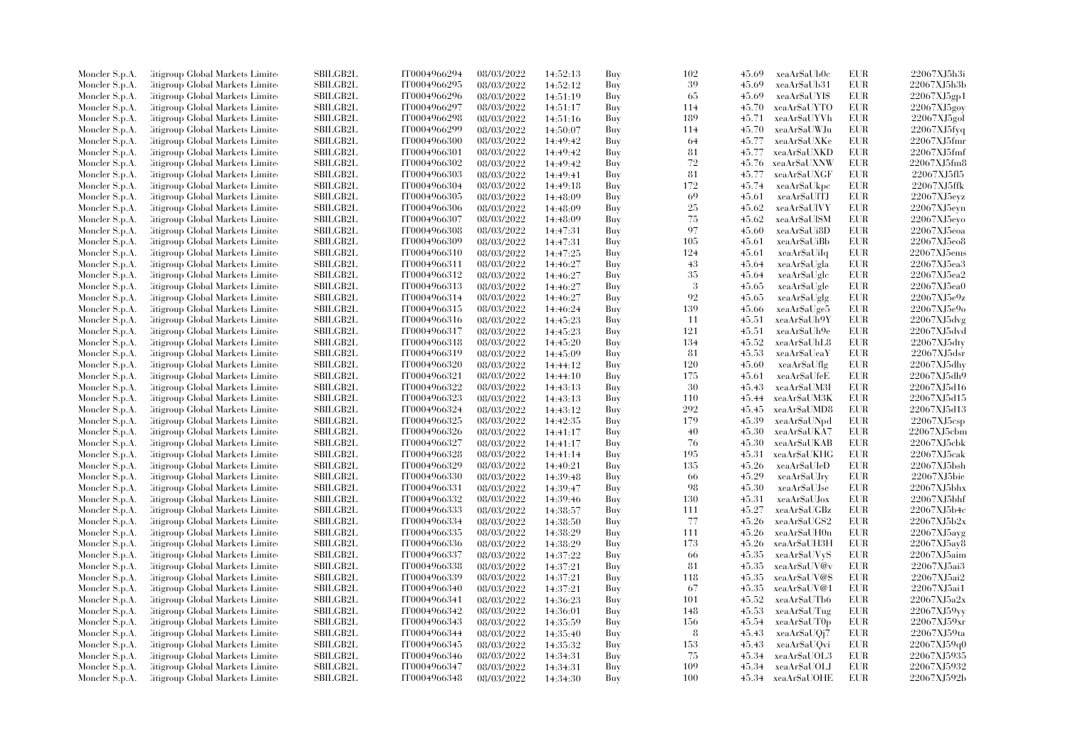| | | | | | | | | | | | |
|---|---|---|---|---|---|---|---|---|---|---|---|
| Moncler S.p.A. | Citigroup Global Markets Limited | SBILGB2L | IT0004966294 | 08/03/2022 | 14:52:13 | Buy | 102 | 45.69 | xeaAr$aUb0c | EUR | 22067XJ5h3i |
| Moncler S.p.A. | Citigroup Global Markets Limited | SBILGB2L | IT0004966295 | 08/03/2022 | 14:52:12 | Buy | 39 | 45.69 | xeaAr$aUb31 | EUR | 22067XJ5h3b |
| Moncler S.p.A. | Citigroup Global Markets Limited | SBILGB2L | IT0004966296 | 08/03/2022 | 14:51:19 | Buy | 65 | 45.69 | xeaAr$aUYI$ | EUR | 22067XJ5gp1 |
| Moncler S.p.A. | Citigroup Global Markets Limited | SBILGB2L | IT0004966297 | 08/03/2022 | 14:51:17 | Buy | 114 | 45.70 | xeaAr$aUYTO | EUR | 22067XJ5goy |
| Moncler S.p.A. | Citigroup Global Markets Limited | SBILGB2L | IT0004966298 | 08/03/2022 | 14:51:16 | Buy | 189 | 45.71 | xeaAr$aUYVh | EUR | 22067XJ5gol |
| Moncler S.p.A. | Citigroup Global Markets Limited | SBILGB2L | IT0004966299 | 08/03/2022 | 14:50:07 | Buy | 114 | 45.70 | xeaAr$aUWJu | EUR | 22067XJ5fyq |
| Moncler S.p.A. | Citigroup Global Markets Limited | SBILGB2L | IT0004966300 | 08/03/2022 | 14:49:42 | Buy | 64 | 45.77 | xeaAr$aUXKe | EUR | 22067XJ5fmr |
| Moncler S.p.A. | Citigroup Global Markets Limited | SBILGB2L | IT0004966301 | 08/03/2022 | 14:49:42 | Buy | 81 | 45.77 | xeaAr$aUXKD | EUR | 22067XJ5fmf |
| Moncler S.p.A. | Citigroup Global Markets Limited | SBILGB2L | IT0004966302 | 08/03/2022 | 14:49:42 | Buy | 72 | 45.76 | xeaAr$aUXNW | EUR | 22067XJ5fm8 |
| Moncler S.p.A. | Citigroup Global Markets Limited | SBILGB2L | IT0004966303 | 08/03/2022 | 14:49:41 | Buy | 81 | 45.77 | xeaAr$aUXGF | EUR | 22067XJ5fl5 |
| Moncler S.p.A. | Citigroup Global Markets Limited | SBILGB2L | IT0004966304 | 08/03/2022 | 14:49:18 | Buy | 172 | 45.74 | xeaAr$aUkpc | EUR | 22067XJ5ffk |
| Moncler S.p.A. | Citigroup Global Markets Limited | SBILGB2L | IT0004966305 | 08/03/2022 | 14:48:09 | Buy | 69 | 45.61 | xeaAr$aUlTJ | EUR | 22067XJ5eyz |
| Moncler S.p.A. | Citigroup Global Markets Limited | SBILGB2L | IT0004966306 | 08/03/2022 | 14:48:09 | Buy | 25 | 45.62 | xeaAr$aUlVY | EUR | 22067XJ5eyn |
| Moncler S.p.A. | Citigroup Global Markets Limited | SBILGB2L | IT0004966307 | 08/03/2022 | 14:48:09 | Buy | 75 | 45.62 | xeaAr$aUlSM | EUR | 22067XJ5eyo |
| Moncler S.p.A. | Citigroup Global Markets Limited | SBILGB2L | IT0004966308 | 08/03/2022 | 14:47:31 | Buy | 97 | 45.60 | xeaAr$aUi8D | EUR | 22067XJ5eoa |
| Moncler S.p.A. | Citigroup Global Markets Limited | SBILGB2L | IT0004966309 | 08/03/2022 | 14:47:31 | Buy | 105 | 45.61 | xeaAr$aUiBb | EUR | 22067XJ5eo8 |
| Moncler S.p.A. | Citigroup Global Markets Limited | SBILGB2L | IT0004966310 | 08/03/2022 | 14:47:25 | Buy | 124 | 45.61 | xeaAr$aUiIq | EUR | 22067XJ5ems |
| Moncler S.p.A. | Citigroup Global Markets Limited | SBILGB2L | IT0004966311 | 08/03/2022 | 14:46:27 | Buy | 43 | 45.64 | xeaAr$aUgla | EUR | 22067XJ5ea3 |
| Moncler S.p.A. | Citigroup Global Markets Limited | SBILGB2L | IT0004966312 | 08/03/2022 | 14:46:27 | Buy | 35 | 45.64 | xeaAr$aUglc | EUR | 22067XJ5ea2 |
| Moncler S.p.A. | Citigroup Global Markets Limited | SBILGB2L | IT0004966313 | 08/03/2022 | 14:46:27 | Buy | 3 | 45.65 | xeaAr$aUgle | EUR | 22067XJ5ea0 |
| Moncler S.p.A. | Citigroup Global Markets Limited | SBILGB2L | IT0004966314 | 08/03/2022 | 14:46:27 | Buy | 92 | 45.65 | xeaAr$aUglg | EUR | 22067XJ5e9z |
| Moncler S.p.A. | Citigroup Global Markets Limited | SBILGB2L | IT0004966315 | 08/03/2022 | 14:46:24 | Buy | 139 | 45.66 | xeaAr$aUge5 | EUR | 22067XJ5e9o |
| Moncler S.p.A. | Citigroup Global Markets Limited | SBILGB2L | IT0004966316 | 08/03/2022 | 14:45:23 | Buy | 11 | 45.51 | xeaAr$aUh9Y | EUR | 22067XJ5dvg |
| Moncler S.p.A. | Citigroup Global Markets Limited | SBILGB2L | IT0004966317 | 08/03/2022 | 14:45:23 | Buy | 121 | 45.51 | xeaAr$aUh9e | EUR | 22067XJ5dvd |
| Moncler S.p.A. | Citigroup Global Markets Limited | SBILGB2L | IT0004966318 | 08/03/2022 | 14:45:20 | Buy | 134 | 45.52 | xeaAr$aUhL8 | EUR | 22067XJ5dty |
| Moncler S.p.A. | Citigroup Global Markets Limited | SBILGB2L | IT0004966319 | 08/03/2022 | 14:45:09 | Buy | 81 | 45.53 | xeaAr$aUeaY | EUR | 22067XJ5dsr |
| Moncler S.p.A. | Citigroup Global Markets Limited | SBILGB2L | IT0004966320 | 08/03/2022 | 14:44:12 | Buy | 120 | 45.60 | xeaAr$aUflg | EUR | 22067XJ5dhy |
| Moncler S.p.A. | Citigroup Global Markets Limited | SBILGB2L | IT0004966321 | 08/03/2022 | 14:44:10 | Buy | 175 | 45.61 | xeaAr$aUfeE | EUR | 22067XJ5dh9 |
| Moncler S.p.A. | Citigroup Global Markets Limited | SBILGB2L | IT0004966322 | 08/03/2022 | 14:43:13 | Buy | 30 | 45.43 | xeaAr$aUM3I | EUR | 22067XJ5d16 |
| Moncler S.p.A. | Citigroup Global Markets Limited | SBILGB2L | IT0004966323 | 08/03/2022 | 14:43:13 | Buy | 110 | 45.44 | xeaAr$aUM3K | EUR | 22067XJ5d15 |
| Moncler S.p.A. | Citigroup Global Markets Limited | SBILGB2L | IT0004966324 | 08/03/2022 | 14:43:12 | Buy | 292 | 45.45 | xeaAr$aUMD8 | EUR | 22067XJ5d13 |
| Moncler S.p.A. | Citigroup Global Markets Limited | SBILGB2L | IT0004966325 | 08/03/2022 | 14:42:35 | Buy | 179 | 45.39 | xeaAr$aUNpd | EUR | 22067XJ5csp |
| Moncler S.p.A. | Citigroup Global Markets Limited | SBILGB2L | IT0004966326 | 08/03/2022 | 14:41:17 | Buy | 40 | 45.30 | xeaAr$aUKA7 | EUR | 22067XJ5cbm |
| Moncler S.p.A. | Citigroup Global Markets Limited | SBILGB2L | IT0004966327 | 08/03/2022 | 14:41:17 | Buy | 76 | 45.30 | xeaAr$aUKAB | EUR | 22067XJ5cbk |
| Moncler S.p.A. | Citigroup Global Markets Limited | SBILGB2L | IT0004966328 | 08/03/2022 | 14:41:14 | Buy | 195 | 45.31 | xeaAr$aUKHG | EUR | 22067XJ5cak |
| Moncler S.p.A. | Citigroup Global Markets Limited | SBILGB2L | IT0004966329 | 08/03/2022 | 14:40:21 | Buy | 135 | 45.26 | xeaAr$aUIeD | EUR | 22067XJ5bsh |
| Moncler S.p.A. | Citigroup Global Markets Limited | SBILGB2L | IT0004966330 | 08/03/2022 | 14:39:48 | Buy | 66 | 45.29 | xeaAr$aUJry | EUR | 22067XJ5bie |
| Moncler S.p.A. | Citigroup Global Markets Limited | SBILGB2L | IT0004966331 | 08/03/2022 | 14:39:47 | Buy | 98 | 45.30 | xeaAr$aUJse | EUR | 22067XJ5bhx |
| Moncler S.p.A. | Citigroup Global Markets Limited | SBILGB2L | IT0004966332 | 08/03/2022 | 14:39:46 | Buy | 130 | 45.31 | xeaAr$aUJox | EUR | 22067XJ5bhf |
| Moncler S.p.A. | Citigroup Global Markets Limited | SBILGB2L | IT0004966333 | 08/03/2022 | 14:38:57 | Buy | 111 | 45.27 | xeaAr$aUGBz | EUR | 22067XJ5b4c |
| Moncler S.p.A. | Citigroup Global Markets Limited | SBILGB2L | IT0004966334 | 08/03/2022 | 14:38:50 | Buy | 77 | 45.26 | xeaAr$aUGS2 | EUR | 22067XJ5b2x |
| Moncler S.p.A. | Citigroup Global Markets Limited | SBILGB2L | IT0004966335 | 08/03/2022 | 14:38:29 | Buy | 111 | 45.26 | xeaAr$aUH0n | EUR | 22067XJ5ayg |
| Moncler S.p.A. | Citigroup Global Markets Limited | SBILGB2L | IT0004966336 | 08/03/2022 | 14:38:29 | Buy | 173 | 45.26 | xeaAr$aUH3H | EUR | 22067XJ5ay8 |
| Moncler S.p.A. | Citigroup Global Markets Limited | SBILGB2L | IT0004966337 | 08/03/2022 | 14:37:22 | Buy | 66 | 45.35 | xeaAr$aUVyS | EUR | 22067XJ5aim |
| Moncler S.p.A. | Citigroup Global Markets Limited | SBILGB2L | IT0004966338 | 08/03/2022 | 14:37:21 | Buy | 81 | 45.35 | xeaAr$aUV@v | EUR | 22067XJ5ai3 |
| Moncler S.p.A. | Citigroup Global Markets Limited | SBILGB2L | IT0004966339 | 08/03/2022 | 14:37:21 | Buy | 118 | 45.35 | xeaAr$aUV@$ | EUR | 22067XJ5ai2 |
| Moncler S.p.A. | Citigroup Global Markets Limited | SBILGB2L | IT0004966340 | 08/03/2022 | 14:37:21 | Buy | 67 | 45.35 | xeaAr$aUV@1 | EUR | 22067XJ5ai1 |
| Moncler S.p.A. | Citigroup Global Markets Limited | SBILGB2L | IT0004966341 | 08/03/2022 | 14:36:23 | Buy | 101 | 45.52 | xeaAr$aUTb6 | EUR | 22067XJ5a2x |
| Moncler S.p.A. | Citigroup Global Markets Limited | SBILGB2L | IT0004966342 | 08/03/2022 | 14:36:01 | Buy | 148 | 45.53 | xeaAr$aUTug | EUR | 22067XJ59yy |
| Moncler S.p.A. | Citigroup Global Markets Limited | SBILGB2L | IT0004966343 | 08/03/2022 | 14:35:59 | Buy | 156 | 45.54 | xeaAr$aUT0p | EUR | 22067XJ59xr |
| Moncler S.p.A. | Citigroup Global Markets Limited | SBILGB2L | IT0004966344 | 08/03/2022 | 14:35:40 | Buy | 8 | 45.43 | xeaAr$aUQj7 | EUR | 22067XJ59ta |
| Moncler S.p.A. | Citigroup Global Markets Limited | SBILGB2L | IT0004966345 | 08/03/2022 | 14:35:32 | Buy | 153 | 45.43 | xeaAr$aUQvi | EUR | 22067XJ59q0 |
| Moncler S.p.A. | Citigroup Global Markets Limited | SBILGB2L | IT0004966346 | 08/03/2022 | 14:34:31 | Buy | 75 | 45.34 | xeaAr$aUOL3 | EUR | 22067XJ5935 |
| Moncler S.p.A. | Citigroup Global Markets Limited | SBILGB2L | IT0004966347 | 08/03/2022 | 14:34:31 | Buy | 109 | 45.34 | xeaAr$aUOLJ | EUR | 22067XJ5932 |
| Moncler S.p.A. | Citigroup Global Markets Limited | SBILGB2L | IT0004966348 | 08/03/2022 | 14:34:30 | Buy | 100 | 45.34 | xeaAr$aUOHE | EUR | 22067XJ592b |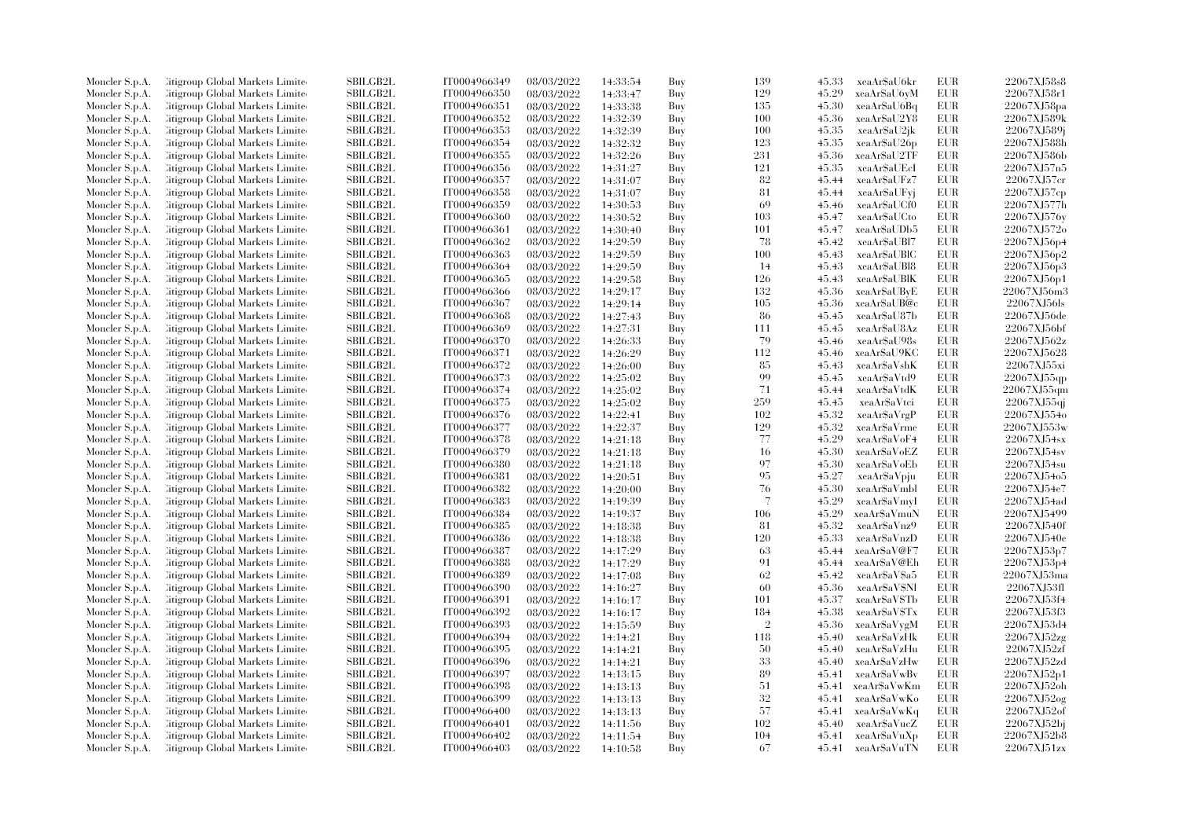| | | | | | | | | | | | |
|---|---|---|---|---|---|---|---|---|---|---|---|
| Moncler S.p.A. | Citigroup Global Markets Limited | SBILGB2L | IT0004966349 | 08/03/2022 | 14:33:54 | Buy | 139 | 45.33 | xeaAr$aU6kr | EUR | 22067XJ58s8 |
| Moncler S.p.A. | Citigroup Global Markets Limited | SBILGB2L | IT0004966350 | 08/03/2022 | 14:33:47 | Buy | 129 | 45.29 | xeaAr$aU6yM | EUR | 22067XJ58r1 |
| Moncler S.p.A. | Citigroup Global Markets Limited | SBILGB2L | IT0004966351 | 08/03/2022 | 14:33:38 | Buy | 135 | 45.30 | xeaAr$aU6Bq | EUR | 22067XJ58pa |
| Moncler S.p.A. | Citigroup Global Markets Limited | SBILGB2L | IT0004966352 | 08/03/2022 | 14:32:39 | Buy | 100 | 45.36 | xeaAr$aU2Y8 | EUR | 22067XJ589k |
| Moncler S.p.A. | Citigroup Global Markets Limited | SBILGB2L | IT0004966353 | 08/03/2022 | 14:32:39 | Buy | 100 | 45.35 | xeaAr$aU2jk | EUR | 22067XJ589j |
| Moncler S.p.A. | Citigroup Global Markets Limited | SBILGB2L | IT0004966354 | 08/03/2022 | 14:32:32 | Buy | 123 | 45.35 | xeaAr$aU26p | EUR | 22067XJ588h |
| Moncler S.p.A. | Citigroup Global Markets Limited | SBILGB2L | IT0004966355 | 08/03/2022 | 14:32:26 | Buy | 231 | 45.36 | xeaAr$aU2TF | EUR | 22067XJ586b |
| Moncler S.p.A. | Citigroup Global Markets Limited | SBILGB2L | IT0004966356 | 08/03/2022 | 14:31:27 | Buy | 121 | 45.35 | xeaAr$aUEcI | EUR | 22067XJ57n5 |
| Moncler S.p.A. | Citigroup Global Markets Limited | SBILGB2L | IT0004966357 | 08/03/2022 | 14:31:07 | Buy | 82 | 45.44 | xeaAr$aUFz7 | EUR | 22067XJ57cr |
| Moncler S.p.A. | Citigroup Global Markets Limited | SBILGB2L | IT0004966358 | 08/03/2022 | 14:31:07 | Buy | 81 | 45.44 | xeaAr$aUFyj | EUR | 22067XJ57cp |
| Moncler S.p.A. | Citigroup Global Markets Limited | SBILGB2L | IT0004966359 | 08/03/2022 | 14:30:53 | Buy | 69 | 45.46 | xeaAr$aUCf0 | EUR | 22067XJ577h |
| Moncler S.p.A. | Citigroup Global Markets Limited | SBILGB2L | IT0004966360 | 08/03/2022 | 14:30:52 | Buy | 103 | 45.47 | xeaAr$aUCto | EUR | 22067XJ576y |
| Moncler S.p.A. | Citigroup Global Markets Limited | SBILGB2L | IT0004966361 | 08/03/2022 | 14:30:40 | Buy | 101 | 45.47 | xeaAr$aUDb5 | EUR | 22067XJ572o |
| Moncler S.p.A. | Citigroup Global Markets Limited | SBILGB2L | IT0004966362 | 08/03/2022 | 14:29:59 | Buy | 78 | 45.42 | xeaAr$aUBl7 | EUR | 22067XJ56p4 |
| Moncler S.p.A. | Citigroup Global Markets Limited | SBILGB2L | IT0004966363 | 08/03/2022 | 14:29:59 | Buy | 100 | 45.43 | xeaAr$aUBlC | EUR | 22067XJ56p2 |
| Moncler S.p.A. | Citigroup Global Markets Limited | SBILGB2L | IT0004966364 | 08/03/2022 | 14:29:59 | Buy | 14 | 45.43 | xeaAr$aUBl8 | EUR | 22067XJ56p3 |
| Moncler S.p.A. | Citigroup Global Markets Limited | SBILGB2L | IT0004966365 | 08/03/2022 | 14:29:58 | Buy | 126 | 45.43 | xeaAr$aUBlK | EUR | 22067XJ56p1 |
| Moncler S.p.A. | Citigroup Global Markets Limited | SBILGB2L | IT0004966366 | 08/03/2022 | 14:29:17 | Buy | 132 | 45.36 | xeaAr$aUByE | EUR | 22067XJ56m3 |
| Moncler S.p.A. | Citigroup Global Markets Limited | SBILGB2L | IT0004966367 | 08/03/2022 | 14:29:14 | Buy | 105 | 45.36 | xeaAr$aUB@c | EUR | 22067XJ56ls |
| Moncler S.p.A. | Citigroup Global Markets Limited | SBILGB2L | IT0004966368 | 08/03/2022 | 14:27:43 | Buy | 86 | 45.45 | xeaAr$aU87b | EUR | 22067XJ56de |
| Moncler S.p.A. | Citigroup Global Markets Limited | SBILGB2L | IT0004966369 | 08/03/2022 | 14:27:31 | Buy | 111 | 45.45 | xeaAr$aU8Az | EUR | 22067XJ56bf |
| Moncler S.p.A. | Citigroup Global Markets Limited | SBILGB2L | IT0004966370 | 08/03/2022 | 14:26:33 | Buy | 79 | 45.46 | xeaAr$aU98s | EUR | 22067XJ562z |
| Moncler S.p.A. | Citigroup Global Markets Limited | SBILGB2L | IT0004966371 | 08/03/2022 | 14:26:29 | Buy | 112 | 45.46 | xeaAr$aU9KC | EUR | 22067XJ5628 |
| Moncler S.p.A. | Citigroup Global Markets Limited | SBILGB2L | IT0004966372 | 08/03/2022 | 14:26:00 | Buy | 85 | 45.43 | xeaAr$aVshK | EUR | 22067XJ55xi |
| Moncler S.p.A. | Citigroup Global Markets Limited | SBILGB2L | IT0004966373 | 08/03/2022 | 14:25:02 | Buy | 99 | 45.45 | xeaAr$aVtd9 | EUR | 22067XJ55qp |
| Moncler S.p.A. | Citigroup Global Markets Limited | SBILGB2L | IT0004966374 | 08/03/2022 | 14:25:02 | Buy | 71 | 45.44 | xeaAr$aVtdK | EUR | 22067XJ55qm |
| Moncler S.p.A. | Citigroup Global Markets Limited | SBILGB2L | IT0004966375 | 08/03/2022 | 14:25:02 | Buy | 259 | 45.45 | xeaAr$aVtci | EUR | 22067XJ55qj |
| Moncler S.p.A. | Citigroup Global Markets Limited | SBILGB2L | IT0004966376 | 08/03/2022 | 14:22:41 | Buy | 102 | 45.32 | xeaAr$aVrgP | EUR | 22067XJ554o |
| Moncler S.p.A. | Citigroup Global Markets Limited | SBILGB2L | IT0004966377 | 08/03/2022 | 14:22:37 | Buy | 129 | 45.32 | xeaAr$aVrme | EUR | 22067XJ553w |
| Moncler S.p.A. | Citigroup Global Markets Limited | SBILGB2L | IT0004966378 | 08/03/2022 | 14:21:18 | Buy | 77 | 45.29 | xeaAr$aVoF4 | EUR | 22067XJ54sx |
| Moncler S.p.A. | Citigroup Global Markets Limited | SBILGB2L | IT0004966379 | 08/03/2022 | 14:21:18 | Buy | 16 | 45.30 | xeaAr$aVoEZ | EUR | 22067XJ54sv |
| Moncler S.p.A. | Citigroup Global Markets Limited | SBILGB2L | IT0004966380 | 08/03/2022 | 14:21:18 | Buy | 97 | 45.30 | xeaAr$aVoEb | EUR | 22067XJ54su |
| Moncler S.p.A. | Citigroup Global Markets Limited | SBILGB2L | IT0004966381 | 08/03/2022 | 14:20:51 | Buy | 95 | 45.27 | xeaAr$aVpju | EUR | 22067XJ54o5 |
| Moncler S.p.A. | Citigroup Global Markets Limited | SBILGB2L | IT0004966382 | 08/03/2022 | 14:20:00 | Buy | 76 | 45.30 | xeaAr$aVmbl | EUR | 22067XJ54e7 |
| Moncler S.p.A. | Citigroup Global Markets Limited | SBILGB2L | IT0004966383 | 08/03/2022 | 14:19:39 | Buy | 7 | 45.29 | xeaAr$aVmyI | EUR | 22067XJ54ad |
| Moncler S.p.A. | Citigroup Global Markets Limited | SBILGB2L | IT0004966384 | 08/03/2022 | 14:19:37 | Buy | 106 | 45.29 | xeaAr$aVmuN | EUR | 22067XJ5499 |
| Moncler S.p.A. | Citigroup Global Markets Limited | SBILGB2L | IT0004966385 | 08/03/2022 | 14:18:38 | Buy | 81 | 45.32 | xeaAr$aVnz9 | EUR | 22067XJ540f |
| Moncler S.p.A. | Citigroup Global Markets Limited | SBILGB2L | IT0004966386 | 08/03/2022 | 14:18:38 | Buy | 120 | 45.33 | xeaAr$aVnzD | EUR | 22067XJ540e |
| Moncler S.p.A. | Citigroup Global Markets Limited | SBILGB2L | IT0004966387 | 08/03/2022 | 14:17:29 | Buy | 63 | 45.44 | xeaAr$aV@F7 | EUR | 22067XJ53p7 |
| Moncler S.p.A. | Citigroup Global Markets Limited | SBILGB2L | IT0004966388 | 08/03/2022 | 14:17:29 | Buy | 91 | 45.44 | xeaAr$aV@Eh | EUR | 22067XJ53p4 |
| Moncler S.p.A. | Citigroup Global Markets Limited | SBILGB2L | IT0004966389 | 08/03/2022 | 14:17:08 | Buy | 62 | 45.42 | xeaAr$aV$a5 | EUR | 22067XJ53ma |
| Moncler S.p.A. | Citigroup Global Markets Limited | SBILGB2L | IT0004966390 | 08/03/2022 | 14:16:27 | Buy | 60 | 45.36 | xeaAr$aV$Nl | EUR | 22067XJ53fl |
| Moncler S.p.A. | Citigroup Global Markets Limited | SBILGB2L | IT0004966391 | 08/03/2022 | 14:16:17 | Buy | 101 | 45.37 | xeaAr$aV$Tb | EUR | 22067XJ53f4 |
| Moncler S.p.A. | Citigroup Global Markets Limited | SBILGB2L | IT0004966392 | 08/03/2022 | 14:16:17 | Buy | 184 | 45.38 | xeaAr$aV$Tx | EUR | 22067XJ53f3 |
| Moncler S.p.A. | Citigroup Global Markets Limited | SBILGB2L | IT0004966393 | 08/03/2022 | 14:15:59 | Buy | 2 | 45.36 | xeaAr$aVygM | EUR | 22067XJ53d4 |
| Moncler S.p.A. | Citigroup Global Markets Limited | SBILGB2L | IT0004966394 | 08/03/2022 | 14:14:21 | Buy | 118 | 45.40 | xeaAr$aVzHk | EUR | 22067XJ52zg |
| Moncler S.p.A. | Citigroup Global Markets Limited | SBILGB2L | IT0004966395 | 08/03/2022 | 14:14:21 | Buy | 50 | 45.40 | xeaAr$aVzHu | EUR | 22067XJ52zf |
| Moncler S.p.A. | Citigroup Global Markets Limited | SBILGB2L | IT0004966396 | 08/03/2022 | 14:14:21 | Buy | 33 | 45.40 | xeaAr$aVzHw | EUR | 22067XJ52zd |
| Moncler S.p.A. | Citigroup Global Markets Limited | SBILGB2L | IT0004966397 | 08/03/2022 | 14:13:15 | Buy | 89 | 45.41 | xeaAr$aVwBv | EUR | 22067XJ52p1 |
| Moncler S.p.A. | Citigroup Global Markets Limited | SBILGB2L | IT0004966398 | 08/03/2022 | 14:13:13 | Buy | 51 | 45.41 | xeaAr$aVwKm | EUR | 22067XJ52oh |
| Moncler S.p.A. | Citigroup Global Markets Limited | SBILGB2L | IT0004966399 | 08/03/2022 | 14:13:13 | Buy | 32 | 45.41 | xeaAr$aVwKo | EUR | 22067XJ52og |
| Moncler S.p.A. | Citigroup Global Markets Limited | SBILGB2L | IT0004966400 | 08/03/2022 | 14:13:13 | Buy | 57 | 45.41 | xeaAr$aVwKq | EUR | 22067XJ52of |
| Moncler S.p.A. | Citigroup Global Markets Limited | SBILGB2L | IT0004966401 | 08/03/2022 | 14:11:56 | Buy | 102 | 45.40 | xeaAr$aVucZ | EUR | 22067XJ52bj |
| Moncler S.p.A. | Citigroup Global Markets Limited | SBILGB2L | IT0004966402 | 08/03/2022 | 14:11:54 | Buy | 104 | 45.41 | xeaAr$aVuXp | EUR | 22067XJ52b8 |
| Moncler S.p.A. | Citigroup Global Markets Limited | SBILGB2L | IT0004966403 | 08/03/2022 | 14:10:58 | Buy | 67 | 45.41 | xeaAr$aVuTN | EUR | 22067XJ51zx |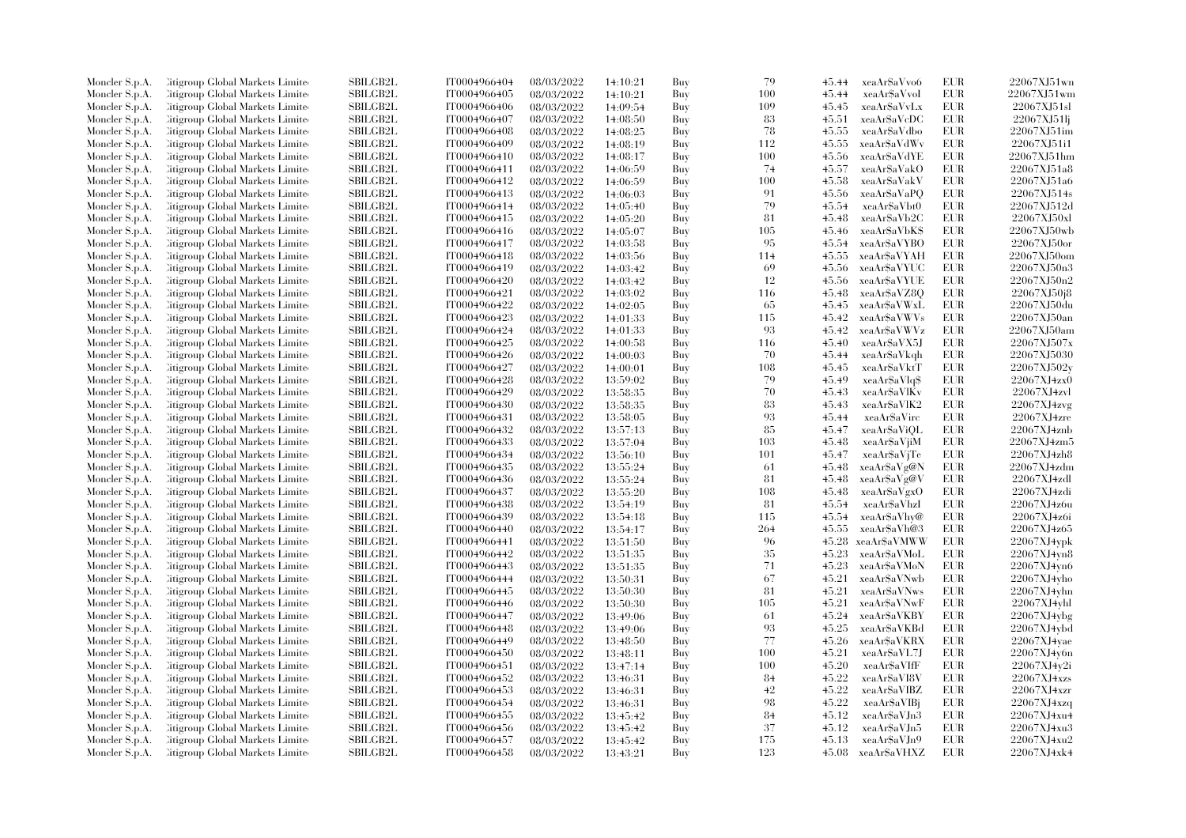| | | | | | | | | | | | |
|---|---|---|---|---|---|---|---|---|---|---|---|
| Moncler S.p.A. | Citigroup Global Markets Limited | SBILGB2L | IT0004966404 | 08/03/2022 | 14:10:21 | Buy | 79 | 45.44 | xeaAr$aVvo6 | EUR | 22067XJ51wn |
| Moncler S.p.A. | Citigroup Global Markets Limited | SBILGB2L | IT0004966405 | 08/03/2022 | 14:10:21 | Buy | 100 | 45.44 | xeaAr$aVvoI | EUR | 22067XJ51wm |
| Moncler S.p.A. | Citigroup Global Markets Limited | SBILGB2L | IT0004966406 | 08/03/2022 | 14:09:54 | Buy | 109 | 45.45 | xeaAr$aVvLx | EUR | 22067XJ51sl |
| Moncler S.p.A. | Citigroup Global Markets Limited | SBILGB2L | IT0004966407 | 08/03/2022 | 14:08:50 | Buy | 83 | 45.51 | xeaAr$aVcDC | EUR | 22067XJ51lj |
| Moncler S.p.A. | Citigroup Global Markets Limited | SBILGB2L | IT0004966408 | 08/03/2022 | 14:08:25 | Buy | 78 | 45.55 | xeaAr$aVdbo | EUR | 22067XJ51im |
| Moncler S.p.A. | Citigroup Global Markets Limited | SBILGB2L | IT0004966409 | 08/03/2022 | 14:08:19 | Buy | 112 | 45.55 | xeaAr$aVdWv | EUR | 22067XJ51i1 |
| Moncler S.p.A. | Citigroup Global Markets Limited | SBILGB2L | IT0004966410 | 08/03/2022 | 14:08:17 | Buy | 100 | 45.56 | xeaAr$aVdYE | EUR | 22067XJ51hm |
| Moncler S.p.A. | Citigroup Global Markets Limited | SBILGB2L | IT0004966411 | 08/03/2022 | 14:06:59 | Buy | 74 | 45.57 | xeaAr$aVakO | EUR | 22067XJ51a8 |
| Moncler S.p.A. | Citigroup Global Markets Limited | SBILGB2L | IT0004966412 | 08/03/2022 | 14:06:59 | Buy | 100 | 45.58 | xeaAr$aVakV | EUR | 22067XJ51a6 |
| Moncler S.p.A. | Citigroup Global Markets Limited | SBILGB2L | IT0004966413 | 08/03/2022 | 14:06:03 | Buy | 91 | 45.56 | xeaAr$aVaPQ | EUR | 22067XJ514s |
| Moncler S.p.A. | Citigroup Global Markets Limited | SBILGB2L | IT0004966414 | 08/03/2022 | 14:05:40 | Buy | 79 | 45.54 | xeaAr$aVbt0 | EUR | 22067XJ512d |
| Moncler S.p.A. | Citigroup Global Markets Limited | SBILGB2L | IT0004966415 | 08/03/2022 | 14:05:20 | Buy | 81 | 45.48 | xeaAr$aVb2C | EUR | 22067XJ50xl |
| Moncler S.p.A. | Citigroup Global Markets Limited | SBILGB2L | IT0004966416 | 08/03/2022 | 14:05:07 | Buy | 105 | 45.46 | xeaAr$aVbK$ | EUR | 22067XJ50wb |
| Moncler S.p.A. | Citigroup Global Markets Limited | SBILGB2L | IT0004966417 | 08/03/2022 | 14:03:58 | Buy | 95 | 45.54 | xeaAr$aVYBO | EUR | 22067XJ50or |
| Moncler S.p.A. | Citigroup Global Markets Limited | SBILGB2L | IT0004966418 | 08/03/2022 | 14:03:56 | Buy | 114 | 45.55 | xeaAr$aVYAH | EUR | 22067XJ50om |
| Moncler S.p.A. | Citigroup Global Markets Limited | SBILGB2L | IT0004966419 | 08/03/2022 | 14:03:42 | Buy | 69 | 45.56 | xeaAr$aVYUC | EUR | 22067XJ50n3 |
| Moncler S.p.A. | Citigroup Global Markets Limited | SBILGB2L | IT0004966420 | 08/03/2022 | 14:03:42 | Buy | 12 | 45.56 | xeaAr$aVYUE | EUR | 22067XJ50n2 |
| Moncler S.p.A. | Citigroup Global Markets Limited | SBILGB2L | IT0004966421 | 08/03/2022 | 14:03:02 | Buy | 116 | 45.48 | xeaAr$aVZ8Q | EUR | 22067XJ50j8 |
| Moncler S.p.A. | Citigroup Global Markets Limited | SBILGB2L | IT0004966422 | 08/03/2022 | 14:02:05 | Buy | 65 | 45.45 | xeaAr$aVWxL | EUR | 22067XJ50du |
| Moncler S.p.A. | Citigroup Global Markets Limited | SBILGB2L | IT0004966423 | 08/03/2022 | 14:01:33 | Buy | 115 | 45.42 | xeaAr$aVWVs | EUR | 22067XJ50an |
| Moncler S.p.A. | Citigroup Global Markets Limited | SBILGB2L | IT0004966424 | 08/03/2022 | 14:01:33 | Buy | 93 | 45.42 | xeaAr$aVWVz | EUR | 22067XJ50am |
| Moncler S.p.A. | Citigroup Global Markets Limited | SBILGB2L | IT0004966425 | 08/03/2022 | 14:00:58 | Buy | 116 | 45.40 | xeaAr$aVX5J | EUR | 22067XJ507x |
| Moncler S.p.A. | Citigroup Global Markets Limited | SBILGB2L | IT0004966426 | 08/03/2022 | 14:00:03 | Buy | 70 | 45.44 | xeaAr$aVkqh | EUR | 22067XJ5030 |
| Moncler S.p.A. | Citigroup Global Markets Limited | SBILGB2L | IT0004966427 | 08/03/2022 | 14:00:01 | Buy | 108 | 45.45 | xeaAr$aVktT | EUR | 22067XJ502y |
| Moncler S.p.A. | Citigroup Global Markets Limited | SBILGB2L | IT0004966428 | 08/03/2022 | 13:59:02 | Buy | 79 | 45.49 | xeaAr$aVlq$ | EUR | 22067XJ4zx0 |
| Moncler S.p.A. | Citigroup Global Markets Limited | SBILGB2L | IT0004966429 | 08/03/2022 | 13:58:35 | Buy | 70 | 45.43 | xeaAr$aVlKv | EUR | 22067XJ4zvl |
| Moncler S.p.A. | Citigroup Global Markets Limited | SBILGB2L | IT0004966430 | 08/03/2022 | 13:58:35 | Buy | 83 | 45.43 | xeaAr$aVlK2 | EUR | 22067XJ4zvg |
| Moncler S.p.A. | Citigroup Global Markets Limited | SBILGB2L | IT0004966431 | 08/03/2022 | 13:58:05 | Buy | 93 | 45.44 | xeaAr$aVirc | EUR | 22067XJ4zre |
| Moncler S.p.A. | Citigroup Global Markets Limited | SBILGB2L | IT0004966432 | 08/03/2022 | 13:57:13 | Buy | 85 | 45.47 | xeaAr$aViQL | EUR | 22067XJ4znb |
| Moncler S.p.A. | Citigroup Global Markets Limited | SBILGB2L | IT0004966433 | 08/03/2022 | 13:57:04 | Buy | 103 | 45.48 | xeaAr$aVjiM | EUR | 22067XJ4zm5 |
| Moncler S.p.A. | Citigroup Global Markets Limited | SBILGB2L | IT0004966434 | 08/03/2022 | 13:56:10 | Buy | 101 | 45.47 | xeaAr$aVjTe | EUR | 22067XJ4zh8 |
| Moncler S.p.A. | Citigroup Global Markets Limited | SBILGB2L | IT0004966435 | 08/03/2022 | 13:55:24 | Buy | 61 | 45.48 | xeaAr$aVg@N | EUR | 22067XJ4zdm |
| Moncler S.p.A. | Citigroup Global Markets Limited | SBILGB2L | IT0004966436 | 08/03/2022 | 13:55:24 | Buy | 81 | 45.48 | xeaAr$aVg@V | EUR | 22067XJ4zdl |
| Moncler S.p.A. | Citigroup Global Markets Limited | SBILGB2L | IT0004966437 | 08/03/2022 | 13:55:20 | Buy | 108 | 45.48 | xeaAr$aVgxO | EUR | 22067XJ4zdi |
| Moncler S.p.A. | Citigroup Global Markets Limited | SBILGB2L | IT0004966438 | 08/03/2022 | 13:54:19 | Buy | 81 | 45.54 | xeaAr$aVhzI | EUR | 22067XJ4z6u |
| Moncler S.p.A. | Citigroup Global Markets Limited | SBILGB2L | IT0004966439 | 08/03/2022 | 13:54:18 | Buy | 115 | 45.54 | xeaAr$aVhy@ | EUR | 22067XJ4z6i |
| Moncler S.p.A. | Citigroup Global Markets Limited | SBILGB2L | IT0004966440 | 08/03/2022 | 13:54:17 | Buy | 264 | 45.55 | xeaAr$aVh@3 | EUR | 22067XJ4z65 |
| Moncler S.p.A. | Citigroup Global Markets Limited | SBILGB2L | IT0004966441 | 08/03/2022 | 13:51:50 | Buy | 96 | 45.28 | xeaAr$aVMWW | EUR | 22067XJ4ypk |
| Moncler S.p.A. | Citigroup Global Markets Limited | SBILGB2L | IT0004966442 | 08/03/2022 | 13:51:35 | Buy | 35 | 45.23 | xeaAr$aVMoL | EUR | 22067XJ4yn8 |
| Moncler S.p.A. | Citigroup Global Markets Limited | SBILGB2L | IT0004966443 | 08/03/2022 | 13:51:35 | Buy | 71 | 45.23 | xeaAr$aVMoN | EUR | 22067XJ4yn6 |
| Moncler S.p.A. | Citigroup Global Markets Limited | SBILGB2L | IT0004966444 | 08/03/2022 | 13:50:31 | Buy | 67 | 45.21 | xeaAr$aVNwb | EUR | 22067XJ4yho |
| Moncler S.p.A. | Citigroup Global Markets Limited | SBILGB2L | IT0004966445 | 08/03/2022 | 13:50:30 | Buy | 81 | 45.21 | xeaAr$aVNws | EUR | 22067XJ4yhn |
| Moncler S.p.A. | Citigroup Global Markets Limited | SBILGB2L | IT0004966446 | 08/03/2022 | 13:50:30 | Buy | 105 | 45.21 | xeaAr$aVNwF | EUR | 22067XJ4yhl |
| Moncler S.p.A. | Citigroup Global Markets Limited | SBILGB2L | IT0004966447 | 08/03/2022 | 13:49:06 | Buy | 61 | 45.24 | xeaAr$aVKBY | EUR | 22067XJ4ybg |
| Moncler S.p.A. | Citigroup Global Markets Limited | SBILGB2L | IT0004966448 | 08/03/2022 | 13:49:06 | Buy | 93 | 45.25 | xeaAr$aVKBd | EUR | 22067XJ4ybd |
| Moncler S.p.A. | Citigroup Global Markets Limited | SBILGB2L | IT0004966449 | 08/03/2022 | 13:48:50 | Buy | 77 | 45.26 | xeaAr$aVKRX | EUR | 22067XJ4yae |
| Moncler S.p.A. | Citigroup Global Markets Limited | SBILGB2L | IT0004966450 | 08/03/2022 | 13:48:11 | Buy | 100 | 45.21 | xeaAr$aVL7J | EUR | 22067XJ4y6n |
| Moncler S.p.A. | Citigroup Global Markets Limited | SBILGB2L | IT0004966451 | 08/03/2022 | 13:47:14 | Buy | 100 | 45.20 | xeaAr$aVIfF | EUR | 22067XJ4y2i |
| Moncler S.p.A. | Citigroup Global Markets Limited | SBILGB2L | IT0004966452 | 08/03/2022 | 13:46:31 | Buy | 84 | 45.22 | xeaAr$aVI8V | EUR | 22067XJ4xzs |
| Moncler S.p.A. | Citigroup Global Markets Limited | SBILGB2L | IT0004966453 | 08/03/2022 | 13:46:31 | Buy | 42 | 45.22 | xeaAr$aVIBZ | EUR | 22067XJ4xzr |
| Moncler S.p.A. | Citigroup Global Markets Limited | SBILGB2L | IT0004966454 | 08/03/2022 | 13:46:31 | Buy | 98 | 45.22 | xeaAr$aVIBj | EUR | 22067XJ4xzq |
| Moncler S.p.A. | Citigroup Global Markets Limited | SBILGB2L | IT0004966455 | 08/03/2022 | 13:45:42 | Buy | 84 | 45.12 | xeaAr$aVJn3 | EUR | 22067XJ4xu4 |
| Moncler S.p.A. | Citigroup Global Markets Limited | SBILGB2L | IT0004966456 | 08/03/2022 | 13:45:42 | Buy | 37 | 45.12 | xeaAr$aVJn5 | EUR | 22067XJ4xu3 |
| Moncler S.p.A. | Citigroup Global Markets Limited | SBILGB2L | IT0004966457 | 08/03/2022 | 13:45:42 | Buy | 175 | 45.13 | xeaAr$aVJn9 | EUR | 22067XJ4xu2 |
| Moncler S.p.A. | Citigroup Global Markets Limited | SBILGB2L | IT0004966458 | 08/03/2022 | 13:43:21 | Buy | 123 | 45.08 | xeaAr$aVHXZ | EUR | 22067XJ4xk4 |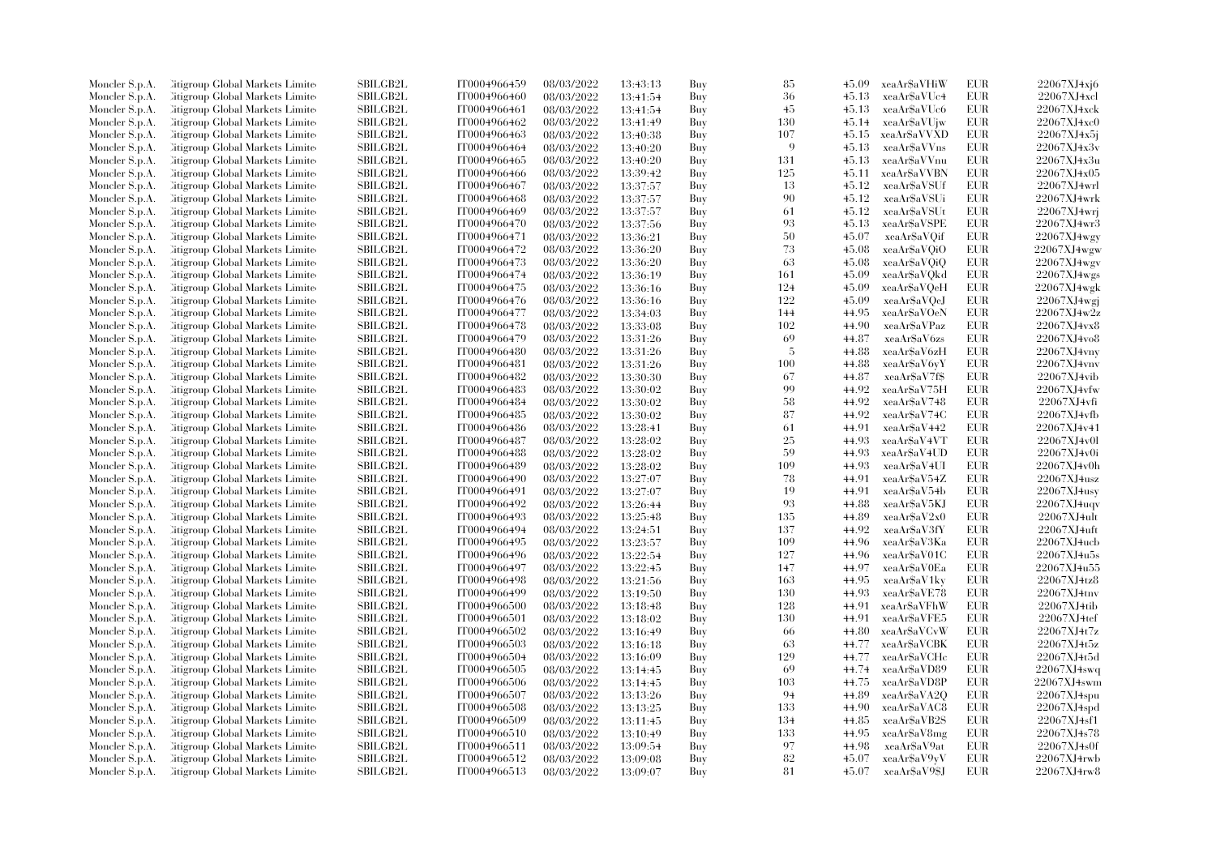| | | | | | | | | | | |
|---|---|---|---|---|---|---|---|---|---|---|
| Moncler S.p.A. | Citigroup Global Markets Limited | SBILGB2L | IT0004966459 | 08/03/2022 | 13:43:13 | Buy | 85 | 45.09 | xeaAr$aVHiW | EUR | 22067XJ4xj6 |
| Moncler S.p.A. | Citigroup Global Markets Limited | SBILGB2L | IT0004966460 | 08/03/2022 | 13:41:54 | Buy | 36 | 45.13 | xeaAr$aVUc4 | EUR | 22067XJ4xcl |
| Moncler S.p.A. | Citigroup Global Markets Limited | SBILGB2L | IT0004966461 | 08/03/2022 | 13:41:54 | Buy | 45 | 45.13 | xeaAr$aVUc6 | EUR | 22067XJ4xck |
| Moncler S.p.A. | Citigroup Global Markets Limited | SBILGB2L | IT0004966462 | 08/03/2022 | 13:41:49 | Buy | 130 | 45.14 | xeaAr$aVUjw | EUR | 22067XJ4xc0 |
| Moncler S.p.A. | Citigroup Global Markets Limited | SBILGB2L | IT0004966463 | 08/03/2022 | 13:40:38 | Buy | 107 | 45.15 | xeaAr$aVVXD | EUR | 22067XJ4x5j |
| Moncler S.p.A. | Citigroup Global Markets Limited | SBILGB2L | IT0004966464 | 08/03/2022 | 13:40:20 | Buy | 9 | 45.13 | xeaAr$aVVns | EUR | 22067XJ4x3v |
| Moncler S.p.A. | Citigroup Global Markets Limited | SBILGB2L | IT0004966465 | 08/03/2022 | 13:40:20 | Buy | 131 | 45.13 | xeaAr$aVVnu | EUR | 22067XJ4x3u |
| Moncler S.p.A. | Citigroup Global Markets Limited | SBILGB2L | IT0004966466 | 08/03/2022 | 13:39:42 | Buy | 125 | 45.11 | xeaAr$aVVBN | EUR | 22067XJ4x05 |
| Moncler S.p.A. | Citigroup Global Markets Limited | SBILGB2L | IT0004966467 | 08/03/2022 | 13:37:57 | Buy | 13 | 45.12 | xeaAr$aVSUf | EUR | 22067XJ4wrl |
| Moncler S.p.A. | Citigroup Global Markets Limited | SBILGB2L | IT0004966468 | 08/03/2022 | 13:37:57 | Buy | 90 | 45.12 | xeaAr$aVSUi | EUR | 22067XJ4wrk |
| Moncler S.p.A. | Citigroup Global Markets Limited | SBILGB2L | IT0004966469 | 08/03/2022 | 13:37:57 | Buy | 61 | 45.12 | xeaAr$aVSUt | EUR | 22067XJ4wrj |
| Moncler S.p.A. | Citigroup Global Markets Limited | SBILGB2L | IT0004966470 | 08/03/2022 | 13:37:56 | Buy | 93 | 45.13 | xeaAr$aVSPE | EUR | 22067XJ4wr3 |
| Moncler S.p.A. | Citigroup Global Markets Limited | SBILGB2L | IT0004966471 | 08/03/2022 | 13:36:21 | Buy | 50 | 45.07 | xeaAr$aVQif | EUR | 22067XJ4wgy |
| Moncler S.p.A. | Citigroup Global Markets Limited | SBILGB2L | IT0004966472 | 08/03/2022 | 13:36:20 | Buy | 73 | 45.08 | xeaAr$aVQiO | EUR | 22067XJ4wgw |
| Moncler S.p.A. | Citigroup Global Markets Limited | SBILGB2L | IT0004966473 | 08/03/2022 | 13:36:20 | Buy | 63 | 45.08 | xeaAr$aVQiQ | EUR | 22067XJ4wgv |
| Moncler S.p.A. | Citigroup Global Markets Limited | SBILGB2L | IT0004966474 | 08/03/2022 | 13:36:19 | Buy | 161 | 45.09 | xeaAr$aVQkd | EUR | 22067XJ4wgs |
| Moncler S.p.A. | Citigroup Global Markets Limited | SBILGB2L | IT0004966475 | 08/03/2022 | 13:36:16 | Buy | 124 | 45.09 | xeaAr$aVQeH | EUR | 22067XJ4wgk |
| Moncler S.p.A. | Citigroup Global Markets Limited | SBILGB2L | IT0004966476 | 08/03/2022 | 13:36:16 | Buy | 122 | 45.09 | xeaAr$aVQeJ | EUR | 22067XJ4wgj |
| Moncler S.p.A. | Citigroup Global Markets Limited | SBILGB2L | IT0004966477 | 08/03/2022 | 13:34:03 | Buy | 144 | 44.95 | xeaAr$aVOeN | EUR | 22067XJ4w2z |
| Moncler S.p.A. | Citigroup Global Markets Limited | SBILGB2L | IT0004966478 | 08/03/2022 | 13:33:08 | Buy | 102 | 44.90 | xeaAr$aVPaz | EUR | 22067XJ4vx8 |
| Moncler S.p.A. | Citigroup Global Markets Limited | SBILGB2L | IT0004966479 | 08/03/2022 | 13:31:26 | Buy | 69 | 44.87 | xeaAr$aV6zs | EUR | 22067XJ4vo8 |
| Moncler S.p.A. | Citigroup Global Markets Limited | SBILGB2L | IT0004966480 | 08/03/2022 | 13:31:26 | Buy | 5 | 44.88 | xeaAr$aV6zH | EUR | 22067XJ4vny |
| Moncler S.p.A. | Citigroup Global Markets Limited | SBILGB2L | IT0004966481 | 08/03/2022 | 13:31:26 | Buy | 100 | 44.88 | xeaAr$aV6yY | EUR | 22067XJ4vnv |
| Moncler S.p.A. | Citigroup Global Markets Limited | SBILGB2L | IT0004966482 | 08/03/2022 | 13:30:30 | Buy | 67 | 44.87 | xeaAr$aV7f$ | EUR | 22067XJ4vib |
| Moncler S.p.A. | Citigroup Global Markets Limited | SBILGB2L | IT0004966483 | 08/03/2022 | 13:30:02 | Buy | 99 | 44.92 | xeaAr$aV75H | EUR | 22067XJ4vfw |
| Moncler S.p.A. | Citigroup Global Markets Limited | SBILGB2L | IT0004966484 | 08/03/2022 | 13:30:02 | Buy | 58 | 44.92 | xeaAr$aV748 | EUR | 22067XJ4vfi |
| Moncler S.p.A. | Citigroup Global Markets Limited | SBILGB2L | IT0004966485 | 08/03/2022 | 13:30:02 | Buy | 87 | 44.92 | xeaAr$aV74C | EUR | 22067XJ4vfb |
| Moncler S.p.A. | Citigroup Global Markets Limited | SBILGB2L | IT0004966486 | 08/03/2022 | 13:28:41 | Buy | 61 | 44.91 | xeaAr$aV442 | EUR | 22067XJ4v41 |
| Moncler S.p.A. | Citigroup Global Markets Limited | SBILGB2L | IT0004966487 | 08/03/2022 | 13:28:02 | Buy | 25 | 44.93 | xeaAr$aV4VT | EUR | 22067XJ4v0l |
| Moncler S.p.A. | Citigroup Global Markets Limited | SBILGB2L | IT0004966488 | 08/03/2022 | 13:28:02 | Buy | 59 | 44.93 | xeaAr$aV4UD | EUR | 22067XJ4v0i |
| Moncler S.p.A. | Citigroup Global Markets Limited | SBILGB2L | IT0004966489 | 08/03/2022 | 13:28:02 | Buy | 109 | 44.93 | xeaAr$aV4UI | EUR | 22067XJ4v0h |
| Moncler S.p.A. | Citigroup Global Markets Limited | SBILGB2L | IT0004966490 | 08/03/2022 | 13:27:07 | Buy | 78 | 44.91 | xeaAr$aV54Z | EUR | 22067XJ4usz |
| Moncler S.p.A. | Citigroup Global Markets Limited | SBILGB2L | IT0004966491 | 08/03/2022 | 13:27:07 | Buy | 19 | 44.91 | xeaAr$aV54b | EUR | 22067XJ4usy |
| Moncler S.p.A. | Citigroup Global Markets Limited | SBILGB2L | IT0004966492 | 08/03/2022 | 13:26:44 | Buy | 93 | 44.88 | xeaAr$aV5KJ | EUR | 22067XJ4uqv |
| Moncler S.p.A. | Citigroup Global Markets Limited | SBILGB2L | IT0004966493 | 08/03/2022 | 13:25:48 | Buy | 135 | 44.89 | xeaAr$aV2x0 | EUR | 22067XJ4ult |
| Moncler S.p.A. | Citigroup Global Markets Limited | SBILGB2L | IT0004966494 | 08/03/2022 | 13:24:51 | Buy | 137 | 44.92 | xeaAr$aV3fY | EUR | 22067XJ4uft |
| Moncler S.p.A. | Citigroup Global Markets Limited | SBILGB2L | IT0004966495 | 08/03/2022 | 13:23:57 | Buy | 109 | 44.96 | xeaAr$aV3Ka | EUR | 22067XJ4ucb |
| Moncler S.p.A. | Citigroup Global Markets Limited | SBILGB2L | IT0004966496 | 08/03/2022 | 13:22:54 | Buy | 127 | 44.96 | xeaAr$aV01C | EUR | 22067XJ4u5s |
| Moncler S.p.A. | Citigroup Global Markets Limited | SBILGB2L | IT0004966497 | 08/03/2022 | 13:22:45 | Buy | 147 | 44.97 | xeaAr$aV0Ea | EUR | 22067XJ4u55 |
| Moncler S.p.A. | Citigroup Global Markets Limited | SBILGB2L | IT0004966498 | 08/03/2022 | 13:21:56 | Buy | 163 | 44.95 | xeaAr$aV1ky | EUR | 22067XJ4tz8 |
| Moncler S.p.A. | Citigroup Global Markets Limited | SBILGB2L | IT0004966499 | 08/03/2022 | 13:19:50 | Buy | 130 | 44.93 | xeaAr$aVE78 | EUR | 22067XJ4tnv |
| Moncler S.p.A. | Citigroup Global Markets Limited | SBILGB2L | IT0004966500 | 08/03/2022 | 13:18:48 | Buy | 128 | 44.91 | xeaAr$aVFhW | EUR | 22067XJ4tib |
| Moncler S.p.A. | Citigroup Global Markets Limited | SBILGB2L | IT0004966501 | 08/03/2022 | 13:18:02 | Buy | 130 | 44.91 | xeaAr$aVFE5 | EUR | 22067XJ4tef |
| Moncler S.p.A. | Citigroup Global Markets Limited | SBILGB2L | IT0004966502 | 08/03/2022 | 13:16:49 | Buy | 66 | 44.80 | xeaAr$aVCvW | EUR | 22067XJ4t7z |
| Moncler S.p.A. | Citigroup Global Markets Limited | SBILGB2L | IT0004966503 | 08/03/2022 | 13:16:18 | Buy | 63 | 44.77 | xeaAr$aVCBK | EUR | 22067XJ4t5z |
| Moncler S.p.A. | Citigroup Global Markets Limited | SBILGB2L | IT0004966504 | 08/03/2022 | 13:16:09 | Buy | 129 | 44.77 | xeaAr$aVCHc | EUR | 22067XJ4t5d |
| Moncler S.p.A. | Citigroup Global Markets Limited | SBILGB2L | IT0004966505 | 08/03/2022 | 13:14:45 | Buy | 69 | 44.74 | xeaAr$aVD89 | EUR | 22067XJ4swq |
| Moncler S.p.A. | Citigroup Global Markets Limited | SBILGB2L | IT0004966506 | 08/03/2022 | 13:14:45 | Buy | 103 | 44.75 | xeaAr$aVD8P | EUR | 22067XJ4swm |
| Moncler S.p.A. | Citigroup Global Markets Limited | SBILGB2L | IT0004966507 | 08/03/2022 | 13:13:26 | Buy | 94 | 44.89 | xeaAr$aVA2Q | EUR | 22067XJ4spu |
| Moncler S.p.A. | Citigroup Global Markets Limited | SBILGB2L | IT0004966508 | 08/03/2022 | 13:13:25 | Buy | 133 | 44.90 | xeaAr$aVAC8 | EUR | 22067XJ4spd |
| Moncler S.p.A. | Citigroup Global Markets Limited | SBILGB2L | IT0004966509 | 08/03/2022 | 13:11:45 | Buy | 134 | 44.85 | xeaAr$aVB2S | EUR | 22067XJ4sf1 |
| Moncler S.p.A. | Citigroup Global Markets Limited | SBILGB2L | IT0004966510 | 08/03/2022 | 13:10:49 | Buy | 133 | 44.95 | xeaAr$aV8mg | EUR | 22067XJ4s78 |
| Moncler S.p.A. | Citigroup Global Markets Limited | SBILGB2L | IT0004966511 | 08/03/2022 | 13:09:54 | Buy | 97 | 44.98 | xeaAr$aV9at | EUR | 22067XJ4s0f |
| Moncler S.p.A. | Citigroup Global Markets Limited | SBILGB2L | IT0004966512 | 08/03/2022 | 13:09:08 | Buy | 82 | 45.07 | xeaAr$aV9yV | EUR | 22067XJ4rwb |
| Moncler S.p.A. | Citigroup Global Markets Limited | SBILGB2L | IT0004966513 | 08/03/2022 | 13:09:07 | Buy | 81 | 45.07 | xeaAr$aV9SJ | EUR | 22067XJ4rw8 |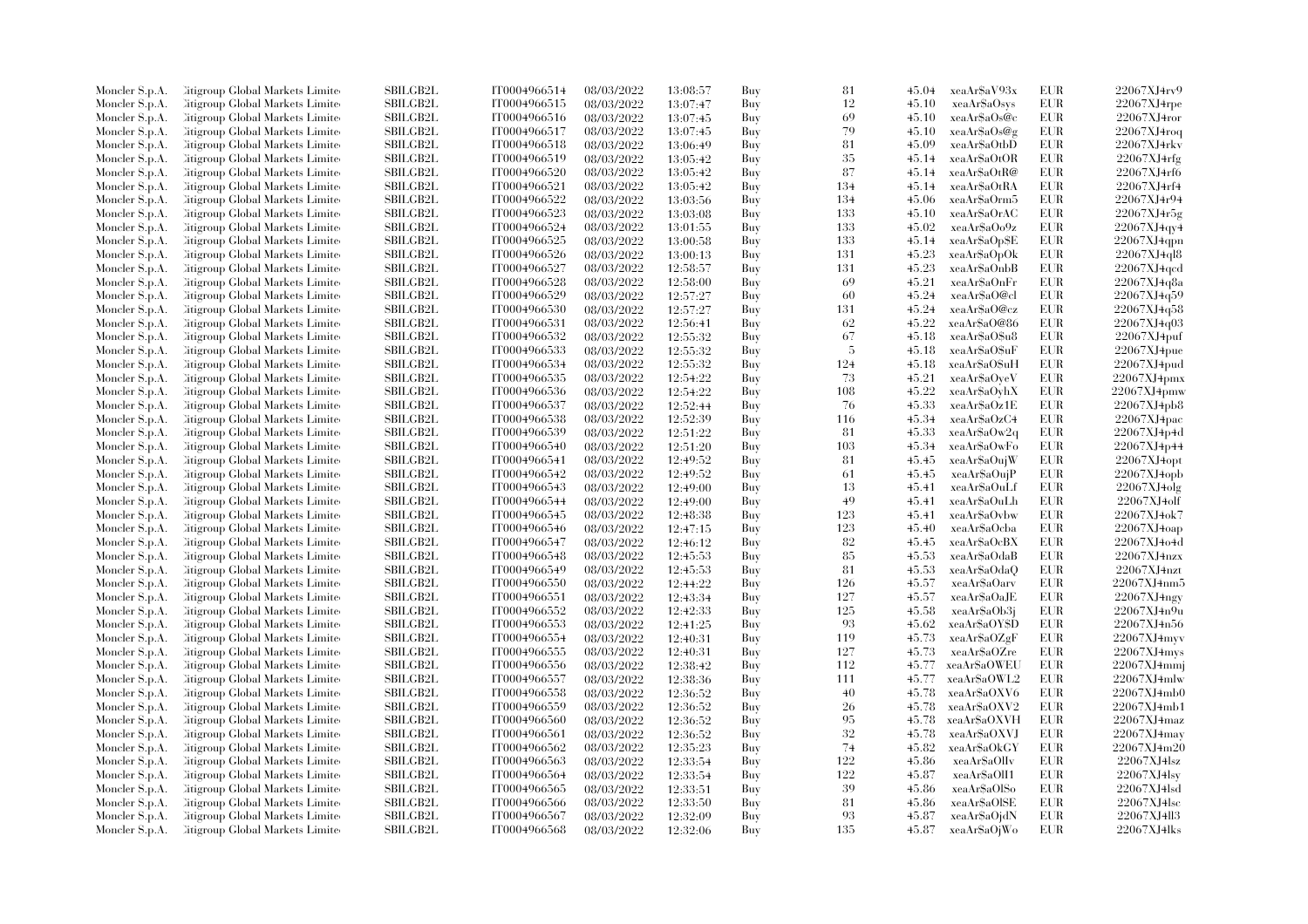| | | | | | | | | | | |
|---|---|---|---|---|---|---|---|---|---|---|
| Moncler S.p.A. | Citigroup Global Markets Limite | SBILGB2L | IT0004966514 | 08/03/2022 | 13:08:57 | Buy | 81 | 45.04 | xeaAr$aV93x | EUR | 22067XJ4rv9 |
| Moncler S.p.A. | Citigroup Global Markets Limite | SBILGB2L | IT0004966515 | 08/03/2022 | 13:07:47 | Buy | 12 | 45.10 | xeaAr$aOsys | EUR | 22067XJ4rpe |
| Moncler S.p.A. | Citigroup Global Markets Limite | SBILGB2L | IT0004966516 | 08/03/2022 | 13:07:45 | Buy | 69 | 45.10 | xeaAr$aOs@c | EUR | 22067XJ4ror |
| Moncler S.p.A. | Citigroup Global Markets Limite | SBILGB2L | IT0004966517 | 08/03/2022 | 13:07:45 | Buy | 79 | 45.10 | xeaAr$aOs@g | EUR | 22067XJ4roq |
| Moncler S.p.A. | Citigroup Global Markets Limite | SBILGB2L | IT0004966518 | 08/03/2022 | 13:06:49 | Buy | 81 | 45.09 | xeaAr$aOtbD | EUR | 22067XJ4rkv |
| Moncler S.p.A. | Citigroup Global Markets Limite | SBILGB2L | IT0004966519 | 08/03/2022 | 13:05:42 | Buy | 35 | 45.14 | xeaAr$aOtOR | EUR | 22067XJ4rfg |
| Moncler S.p.A. | Citigroup Global Markets Limite | SBILGB2L | IT0004966520 | 08/03/2022 | 13:05:42 | Buy | 87 | 45.14 | xeaAr$aOtR@ | EUR | 22067XJ4rf6 |
| Moncler S.p.A. | Citigroup Global Markets Limite | SBILGB2L | IT0004966521 | 08/03/2022 | 13:05:42 | Buy | 134 | 45.14 | xeaAr$aOtRA | EUR | 22067XJ4rf4 |
| Moncler S.p.A. | Citigroup Global Markets Limite | SBILGB2L | IT0004966522 | 08/03/2022 | 13:03:56 | Buy | 134 | 45.06 | xeaAr$aOrm5 | EUR | 22067XJ4r94 |
| Moncler S.p.A. | Citigroup Global Markets Limite | SBILGB2L | IT0004966523 | 08/03/2022 | 13:03:08 | Buy | 133 | 45.10 | xeaAr$aOrAC | EUR | 22067XJ4r5g |
| Moncler S.p.A. | Citigroup Global Markets Limite | SBILGB2L | IT0004966524 | 08/03/2022 | 13:01:55 | Buy | 133 | 45.02 | xeaAr$aOo9z | EUR | 22067XJ4qy4 |
| Moncler S.p.A. | Citigroup Global Markets Limite | SBILGB2L | IT0004966525 | 08/03/2022 | 13:00:58 | Buy | 133 | 45.14 | xeaAr$aOp$E | EUR | 22067XJ4qpn |
| Moncler S.p.A. | Citigroup Global Markets Limite | SBILGB2L | IT0004966526 | 08/03/2022 | 13:00:13 | Buy | 131 | 45.23 | xeaAr$aOpOk | EUR | 22067XJ4ql8 |
| Moncler S.p.A. | Citigroup Global Markets Limite | SBILGB2L | IT0004966527 | 08/03/2022 | 12:58:57 | Buy | 131 | 45.23 | xeaAr$aOnbB | EUR | 22067XJ4qcd |
| Moncler S.p.A. | Citigroup Global Markets Limite | SBILGB2L | IT0004966528 | 08/03/2022 | 12:58:00 | Buy | 69 | 45.21 | xeaAr$aOnFr | EUR | 22067XJ4q8a |
| Moncler S.p.A. | Citigroup Global Markets Limite | SBILGB2L | IT0004966529 | 08/03/2022 | 12:57:27 | Buy | 60 | 45.24 | xeaAr$aO@cl | EUR | 22067XJ4q59 |
| Moncler S.p.A. | Citigroup Global Markets Limite | SBILGB2L | IT0004966530 | 08/03/2022 | 12:57:27 | Buy | 131 | 45.24 | xeaAr$aO@cz | EUR | 22067XJ4q58 |
| Moncler S.p.A. | Citigroup Global Markets Limite | SBILGB2L | IT0004966531 | 08/03/2022 | 12:56:41 | Buy | 62 | 45.22 | xeaAr$aO@86 | EUR | 22067XJ4q03 |
| Moncler S.p.A. | Citigroup Global Markets Limite | SBILGB2L | IT0004966532 | 08/03/2022 | 12:55:32 | Buy | 67 | 45.18 | xeaAr$aO$n8 | EUR | 22067XJ4puf |
| Moncler S.p.A. | Citigroup Global Markets Limite | SBILGB2L | IT0004966533 | 08/03/2022 | 12:55:32 | Buy | 5 | 45.18 | xeaAr$aO$uF | EUR | 22067XJ4pue |
| Moncler S.p.A. | Citigroup Global Markets Limite | SBILGB2L | IT0004966534 | 08/03/2022 | 12:55:32 | Buy | 124 | 45.18 | xeaAr$aO$uH | EUR | 22067XJ4pud |
| Moncler S.p.A. | Citigroup Global Markets Limite | SBILGB2L | IT0004966535 | 08/03/2022 | 12:54:22 | Buy | 73 | 45.21 | xeaAr$aOyeV | EUR | 22067XJ4pmx |
| Moncler S.p.A. | Citigroup Global Markets Limite | SBILGB2L | IT0004966536 | 08/03/2022 | 12:54:22 | Buy | 108 | 45.22 | xeaAr$aOyhX | EUR | 22067XJ4pmw |
| Moncler S.p.A. | Citigroup Global Markets Limite | SBILGB2L | IT0004966537 | 08/03/2022 | 12:52:44 | Buy | 76 | 45.33 | xeaAr$aOz1E | EUR | 22067XJ4pb8 |
| Moncler S.p.A. | Citigroup Global Markets Limite | SBILGB2L | IT0004966538 | 08/03/2022 | 12:52:39 | Buy | 116 | 45.34 | xeaAr$aOzC4 | EUR | 22067XJ4pac |
| Moncler S.p.A. | Citigroup Global Markets Limite | SBILGB2L | IT0004966539 | 08/03/2022 | 12:51:22 | Buy | 81 | 45.33 | xeaAr$aOw2q | EUR | 22067XJ4p4d |
| Moncler S.p.A. | Citigroup Global Markets Limite | SBILGB2L | IT0004966540 | 08/03/2022 | 12:51:20 | Buy | 103 | 45.34 | xeaAr$aOwFo | EUR | 22067XJ4p44 |
| Moncler S.p.A. | Citigroup Global Markets Limite | SBILGB2L | IT0004966541 | 08/03/2022 | 12:49:52 | Buy | 81 | 45.45 | xeaAr$aOujW | EUR | 22067XJ4opt |
| Moncler S.p.A. | Citigroup Global Markets Limite | SBILGB2L | IT0004966542 | 08/03/2022 | 12:49:52 | Buy | 61 | 45.45 | xeaAr$aOujP | EUR | 22067XJ4opb |
| Moncler S.p.A. | Citigroup Global Markets Limite | SBILGB2L | IT0004966543 | 08/03/2022 | 12:49:00 | Buy | 13 | 45.41 | xeaAr$aOuLf | EUR | 22067XJ4olg |
| Moncler S.p.A. | Citigroup Global Markets Limite | SBILGB2L | IT0004966544 | 08/03/2022 | 12:49:00 | Buy | 49 | 45.41 | xeaAr$aOuLh | EUR | 22067XJ4olf |
| Moncler S.p.A. | Citigroup Global Markets Limite | SBILGB2L | IT0004966545 | 08/03/2022 | 12:48:38 | Buy | 123 | 45.41 | xeaAr$aOvbw | EUR | 22067XJ4ok7 |
| Moncler S.p.A. | Citigroup Global Markets Limite | SBILGB2L | IT0004966546 | 08/03/2022 | 12:47:15 | Buy | 123 | 45.40 | xeaAr$aOcba | EUR | 22067XJ4oap |
| Moncler S.p.A. | Citigroup Global Markets Limite | SBILGB2L | IT0004966547 | 08/03/2022 | 12:46:12 | Buy | 82 | 45.45 | xeaAr$aOcBX | EUR | 22067XJ4o4d |
| Moncler S.p.A. | Citigroup Global Markets Limite | SBILGB2L | IT0004966548 | 08/03/2022 | 12:45:53 | Buy | 85 | 45.53 | xeaAr$aOdaB | EUR | 22067XJ4nzx |
| Moncler S.p.A. | Citigroup Global Markets Limite | SBILGB2L | IT0004966549 | 08/03/2022 | 12:45:53 | Buy | 81 | 45.53 | xeaAr$aOdaQ | EUR | 22067XJ4nzt |
| Moncler S.p.A. | Citigroup Global Markets Limite | SBILGB2L | IT0004966550 | 08/03/2022 | 12:44:22 | Buy | 126 | 45.57 | xeaAr$aOarv | EUR | 22067XJ4nm5 |
| Moncler S.p.A. | Citigroup Global Markets Limite | SBILGB2L | IT0004966551 | 08/03/2022 | 12:43:34 | Buy | 127 | 45.57 | xeaAr$aOaJE | EUR | 22067XJ4ngy |
| Moncler S.p.A. | Citigroup Global Markets Limite | SBILGB2L | IT0004966552 | 08/03/2022 | 12:42:33 | Buy | 125 | 45.58 | xeaAr$aOb3j | EUR | 22067XJ4n9u |
| Moncler S.p.A. | Citigroup Global Markets Limite | SBILGB2L | IT0004966553 | 08/03/2022 | 12:41:25 | Buy | 93 | 45.62 | xeaAr$aOY$D | EUR | 22067XJ4n56 |
| Moncler S.p.A. | Citigroup Global Markets Limite | SBILGB2L | IT0004966554 | 08/03/2022 | 12:40:31 | Buy | 119 | 45.73 | xeaAr$aOZgF | EUR | 22067XJ4myv |
| Moncler S.p.A. | Citigroup Global Markets Limite | SBILGB2L | IT0004966555 | 08/03/2022 | 12:40:31 | Buy | 127 | 45.73 | xeaAr$aOZre | EUR | 22067XJ4mys |
| Moncler S.p.A. | Citigroup Global Markets Limite | SBILGB2L | IT0004966556 | 08/03/2022 | 12:38:42 | Buy | 112 | 45.77 | xeaAr$aOWEU | EUR | 22067XJ4mmj |
| Moncler S.p.A. | Citigroup Global Markets Limite | SBILGB2L | IT0004966557 | 08/03/2022 | 12:38:36 | Buy | 111 | 45.77 | xeaAr$aOWL2 | EUR | 22067XJ4mlw |
| Moncler S.p.A. | Citigroup Global Markets Limite | SBILGB2L | IT0004966558 | 08/03/2022 | 12:36:52 | Buy | 40 | 45.78 | xeaAr$aOXV6 | EUR | 22067XJ4mb0 |
| Moncler S.p.A. | Citigroup Global Markets Limite | SBILGB2L | IT0004966559 | 08/03/2022 | 12:36:52 | Buy | 26 | 45.78 | xeaAr$aOXV2 | EUR | 22067XJ4mb1 |
| Moncler S.p.A. | Citigroup Global Markets Limite | SBILGB2L | IT0004966560 | 08/03/2022 | 12:36:52 | Buy | 95 | 45.78 | xeaAr$aOXVH | EUR | 22067XJ4maz |
| Moncler S.p.A. | Citigroup Global Markets Limite | SBILGB2L | IT0004966561 | 08/03/2022 | 12:36:52 | Buy | 32 | 45.78 | xeaAr$aOXVJ | EUR | 22067XJ4may |
| Moncler S.p.A. | Citigroup Global Markets Limite | SBILGB2L | IT0004966562 | 08/03/2022 | 12:35:23 | Buy | 74 | 45.82 | xeaAr$aOkGY | EUR | 22067XJ4m20 |
| Moncler S.p.A. | Citigroup Global Markets Limite | SBILGB2L | IT0004966563 | 08/03/2022 | 12:33:54 | Buy | 122 | 45.86 | xeaAr$aOllv | EUR | 22067XJ4lsz |
| Moncler S.p.A. | Citigroup Global Markets Limite | SBILGB2L | IT0004966564 | 08/03/2022 | 12:33:54 | Buy | 122 | 45.87 | xeaAr$aOll1 | EUR | 22067XJ4lsy |
| Moncler S.p.A. | Citigroup Global Markets Limite | SBILGB2L | IT0004966565 | 08/03/2022 | 12:33:51 | Buy | 39 | 45.86 | xeaAr$aOlSo | EUR | 22067XJ4lsd |
| Moncler S.p.A. | Citigroup Global Markets Limite | SBILGB2L | IT0004966566 | 08/03/2022 | 12:33:50 | Buy | 81 | 45.86 | xeaAr$aOlSE | EUR | 22067XJ4lsc |
| Moncler S.p.A. | Citigroup Global Markets Limite | SBILGB2L | IT0004966567 | 08/03/2022 | 12:32:09 | Buy | 93 | 45.87 | xeaAr$aOjdN | EUR | 22067XJ4ll3 |
| Moncler S.p.A. | Citigroup Global Markets Limite | SBILGB2L | IT0004966568 | 08/03/2022 | 12:32:06 | Buy | 135 | 45.87 | xeaAr$aOjWo | EUR | 22067XJ4lks |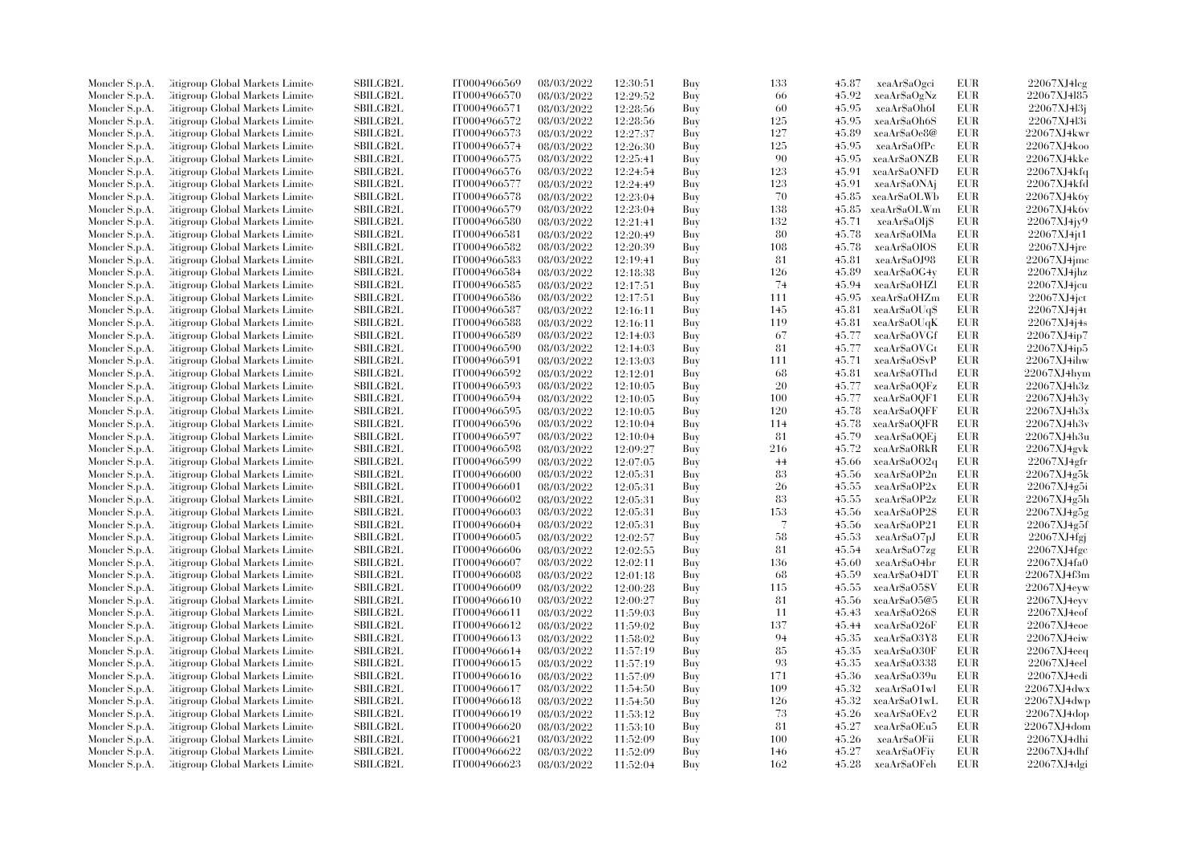| | | | | | | | | | | | |
|---|---|---|---|---|---|---|---|---|---|---|---|
| Moncler S.p.A. | Citigroup Global Markets Limited | SBILGB2L | IT0004966569 | 08/03/2022 | 12:30:51 | Buy | 133 | 45.87 | xeaAr$aOgci | EUR | 22067XJ4lcg |
| Moncler S.p.A. | Citigroup Global Markets Limited | SBILGB2L | IT0004966570 | 08/03/2022 | 12:29:52 | Buy | 66 | 45.92 | xeaAr$aOgNz | EUR | 22067XJ4l85 |
| Moncler S.p.A. | Citigroup Global Markets Limited | SBILGB2L | IT0004966571 | 08/03/2022 | 12:28:56 | Buy | 60 | 45.95 | xeaAr$aOh6I | EUR | 22067XJ4l3j |
| Moncler S.p.A. | Citigroup Global Markets Limited | SBILGB2L | IT0004966572 | 08/03/2022 | 12:28:56 | Buy | 125 | 45.95 | xeaAr$aOh6S | EUR | 22067XJ4l3i |
| Moncler S.p.A. | Citigroup Global Markets Limited | SBILGB2L | IT0004966573 | 08/03/2022 | 12:27:37 | Buy | 127 | 45.89 | xeaAr$aOe8@ | EUR | 22067XJ4kwr |
| Moncler S.p.A. | Citigroup Global Markets Limited | SBILGB2L | IT0004966574 | 08/03/2022 | 12:26:30 | Buy | 125 | 45.95 | xeaAr$aOfPc | EUR | 22067XJ4koo |
| Moncler S.p.A. | Citigroup Global Markets Limited | SBILGB2L | IT0004966575 | 08/03/2022 | 12:25:41 | Buy | 90 | 45.95 | xeaAr$aONZB | EUR | 22067XJ4kke |
| Moncler S.p.A. | Citigroup Global Markets Limited | SBILGB2L | IT0004966576 | 08/03/2022 | 12:24:54 | Buy | 123 | 45.91 | xeaAr$aONFD | EUR | 22067XJ4kfq |
| Moncler S.p.A. | Citigroup Global Markets Limited | SBILGB2L | IT0004966577 | 08/03/2022 | 12:24:49 | Buy | 123 | 45.91 | xeaAr$aONAj | EUR | 22067XJ4kfd |
| Moncler S.p.A. | Citigroup Global Markets Limited | SBILGB2L | IT0004966578 | 08/03/2022 | 12:23:04 | Buy | 70 | 45.85 | xeaAr$aOLWb | EUR | 22067XJ4k6y |
| Moncler S.p.A. | Citigroup Global Markets Limited | SBILGB2L | IT0004966579 | 08/03/2022 | 12:23:04 | Buy | 138 | 45.85 | xeaAr$aOLWm | EUR | 22067XJ4k6v |
| Moncler S.p.A. | Citigroup Global Markets Limited | SBILGB2L | IT0004966580 | 08/03/2022 | 12:21:41 | Buy | 132 | 45.71 | xeaAr$aOIj$ | EUR | 22067XJ4jy9 |
| Moncler S.p.A. | Citigroup Global Markets Limited | SBILGB2L | IT0004966581 | 08/03/2022 | 12:20:49 | Buy | 80 | 45.78 | xeaAr$aOIMa | EUR | 22067XJ4jt1 |
| Moncler S.p.A. | Citigroup Global Markets Limited | SBILGB2L | IT0004966582 | 08/03/2022 | 12:20:39 | Buy | 108 | 45.78 | xeaAr$aOIOS | EUR | 22067XJ4jre |
| Moncler S.p.A. | Citigroup Global Markets Limited | SBILGB2L | IT0004966583 | 08/03/2022 | 12:19:41 | Buy | 81 | 45.81 | xeaAr$aOJ98 | EUR | 22067XJ4jmc |
| Moncler S.p.A. | Citigroup Global Markets Limited | SBILGB2L | IT0004966584 | 08/03/2022 | 12:18:38 | Buy | 126 | 45.89 | xeaAr$aOG4y | EUR | 22067XJ4jhz |
| Moncler S.p.A. | Citigroup Global Markets Limited | SBILGB2L | IT0004966585 | 08/03/2022 | 12:17:51 | Buy | 74 | 45.94 | xeaAr$aOHZl | EUR | 22067XJ4jcu |
| Moncler S.p.A. | Citigroup Global Markets Limited | SBILGB2L | IT0004966586 | 08/03/2022 | 12:17:51 | Buy | 111 | 45.95 | xeaAr$aOHZm | EUR | 22067XJ4jct |
| Moncler S.p.A. | Citigroup Global Markets Limited | SBILGB2L | IT0004966587 | 08/03/2022 | 12:16:11 | Buy | 145 | 45.81 | xeaAr$aOUq$ | EUR | 22067XJ4j4t |
| Moncler S.p.A. | Citigroup Global Markets Limited | SBILGB2L | IT0004966588 | 08/03/2022 | 12:16:11 | Buy | 119 | 45.81 | xeaAr$aOUqK | EUR | 22067XJ4j4s |
| Moncler S.p.A. | Citigroup Global Markets Limited | SBILGB2L | IT0004966589 | 08/03/2022 | 12:14:03 | Buy | 67 | 45.77 | xeaAr$aOVGf | EUR | 22067XJ4ip7 |
| Moncler S.p.A. | Citigroup Global Markets Limited | SBILGB2L | IT0004966590 | 08/03/2022 | 12:14:03 | Buy | 81 | 45.77 | xeaAr$aOVGt | EUR | 22067XJ4ip5 |
| Moncler S.p.A. | Citigroup Global Markets Limited | SBILGB2L | IT0004966591 | 08/03/2022 | 12:13:03 | Buy | 111 | 45.71 | xeaAr$aOSvP | EUR | 22067XJ4ihw |
| Moncler S.p.A. | Citigroup Global Markets Limited | SBILGB2L | IT0004966592 | 08/03/2022 | 12:12:01 | Buy | 68 | 45.81 | xeaAr$aOThd | EUR | 22067XJ4hym |
| Moncler S.p.A. | Citigroup Global Markets Limited | SBILGB2L | IT0004966593 | 08/03/2022 | 12:10:05 | Buy | 20 | 45.77 | xeaAr$aOQFz | EUR | 22067XJ4h3z |
| Moncler S.p.A. | Citigroup Global Markets Limited | SBILGB2L | IT0004966594 | 08/03/2022 | 12:10:05 | Buy | 100 | 45.77 | xeaAr$aOQF1 | EUR | 22067XJ4h3y |
| Moncler S.p.A. | Citigroup Global Markets Limited | SBILGB2L | IT0004966595 | 08/03/2022 | 12:10:05 | Buy | 120 | 45.78 | xeaAr$aOQFF | EUR | 22067XJ4h3x |
| Moncler S.p.A. | Citigroup Global Markets Limited | SBILGB2L | IT0004966596 | 08/03/2022 | 12:10:04 | Buy | 114 | 45.78 | xeaAr$aOQFR | EUR | 22067XJ4h3v |
| Moncler S.p.A. | Citigroup Global Markets Limited | SBILGB2L | IT0004966597 | 08/03/2022 | 12:10:04 | Buy | 81 | 45.79 | xeaAr$aOQEj | EUR | 22067XJ4h3u |
| Moncler S.p.A. | Citigroup Global Markets Limited | SBILGB2L | IT0004966598 | 08/03/2022 | 12:09:27 | Buy | 216 | 45.72 | xeaAr$aORkR | EUR | 22067XJ4gvk |
| Moncler S.p.A. | Citigroup Global Markets Limited | SBILGB2L | IT0004966599 | 08/03/2022 | 12:07:05 | Buy | 44 | 45.66 | xeaAr$aOO2q | EUR | 22067XJ4gfr |
| Moncler S.p.A. | Citigroup Global Markets Limited | SBILGB2L | IT0004966600 | 08/03/2022 | 12:05:31 | Buy | 83 | 45.56 | xeaAr$aOP2n | EUR | 22067XJ4g5k |
| Moncler S.p.A. | Citigroup Global Markets Limited | SBILGB2L | IT0004966601 | 08/03/2022 | 12:05:31 | Buy | 26 | 45.55 | xeaAr$aOP2x | EUR | 22067XJ4g5i |
| Moncler S.p.A. | Citigroup Global Markets Limited | SBILGB2L | IT0004966602 | 08/03/2022 | 12:05:31 | Buy | 83 | 45.55 | xeaAr$aOP2z | EUR | 22067XJ4g5h |
| Moncler S.p.A. | Citigroup Global Markets Limited | SBILGB2L | IT0004966603 | 08/03/2022 | 12:05:31 | Buy | 153 | 45.56 | xeaAr$aOP2$ | EUR | 22067XJ4g5g |
| Moncler S.p.A. | Citigroup Global Markets Limited | SBILGB2L | IT0004966604 | 08/03/2022 | 12:05:31 | Buy | 7 | 45.56 | xeaAr$aOP21 | EUR | 22067XJ4g5f |
| Moncler S.p.A. | Citigroup Global Markets Limited | SBILGB2L | IT0004966605 | 08/03/2022 | 12:02:57 | Buy | 58 | 45.53 | xeaAr$aO7pJ | EUR | 22067XJ4fgj |
| Moncler S.p.A. | Citigroup Global Markets Limited | SBILGB2L | IT0004966606 | 08/03/2022 | 12:02:55 | Buy | 81 | 45.54 | xeaAr$aO7zg | EUR | 22067XJ4fgc |
| Moncler S.p.A. | Citigroup Global Markets Limited | SBILGB2L | IT0004966607 | 08/03/2022 | 12:02:11 | Buy | 136 | 45.60 | xeaAr$aO4br | EUR | 22067XJ4fa0 |
| Moncler S.p.A. | Citigroup Global Markets Limited | SBILGB2L | IT0004966608 | 08/03/2022 | 12:01:18 | Buy | 68 | 45.59 | xeaAr$aO4DT | EUR | 22067XJ4f3m |
| Moncler S.p.A. | Citigroup Global Markets Limited | SBILGB2L | IT0004966609 | 08/03/2022 | 12:00:28 | Buy | 115 | 45.55 | xeaAr$aO5$V | EUR | 22067XJ4eyw |
| Moncler S.p.A. | Citigroup Global Markets Limited | SBILGB2L | IT0004966610 | 08/03/2022 | 12:00:27 | Buy | 81 | 45.56 | xeaAr$aO5@5 | EUR | 22067XJ4eyv |
| Moncler S.p.A. | Citigroup Global Markets Limited | SBILGB2L | IT0004966611 | 08/03/2022 | 11:59:03 | Buy | 11 | 45.43 | xeaAr$aO26$ | EUR | 22067XJ4eof |
| Moncler S.p.A. | Citigroup Global Markets Limited | SBILGB2L | IT0004966612 | 08/03/2022 | 11:59:02 | Buy | 137 | 45.44 | xeaAr$aO26F | EUR | 22067XJ4eoe |
| Moncler S.p.A. | Citigroup Global Markets Limited | SBILGB2L | IT0004966613 | 08/03/2022 | 11:58:02 | Buy | 94 | 45.35 | xeaAr$aO3Y8 | EUR | 22067XJ4eiw |
| Moncler S.p.A. | Citigroup Global Markets Limited | SBILGB2L | IT0004966614 | 08/03/2022 | 11:57:19 | Buy | 85 | 45.35 | xeaAr$aO30F | EUR | 22067XJ4eeq |
| Moncler S.p.A. | Citigroup Global Markets Limited | SBILGB2L | IT0004966615 | 08/03/2022 | 11:57:19 | Buy | 93 | 45.35 | xeaAr$aO338 | EUR | 22067XJ4eel |
| Moncler S.p.A. | Citigroup Global Markets Limited | SBILGB2L | IT0004966616 | 08/03/2022 | 11:57:09 | Buy | 171 | 45.36 | xeaAr$aO39u | EUR | 22067XJ4edi |
| Moncler S.p.A. | Citigroup Global Markets Limited | SBILGB2L | IT0004966617 | 08/03/2022 | 11:54:50 | Buy | 109 | 45.32 | xeaAr$aO1wl | EUR | 22067XJ4dwx |
| Moncler S.p.A. | Citigroup Global Markets Limited | SBILGB2L | IT0004966618 | 08/03/2022 | 11:54:50 | Buy | 126 | 45.32 | xeaAr$aO1wL | EUR | 22067XJ4dwp |
| Moncler S.p.A. | Citigroup Global Markets Limited | SBILGB2L | IT0004966619 | 08/03/2022 | 11:53:12 | Buy | 73 | 45.26 | xeaAr$aOEv2 | EUR | 22067XJ4dop |
| Moncler S.p.A. | Citigroup Global Markets Limited | SBILGB2L | IT0004966620 | 08/03/2022 | 11:53:10 | Buy | 81 | 45.27 | xeaAr$aOEu5 | EUR | 22067XJ4dom |
| Moncler S.p.A. | Citigroup Global Markets Limited | SBILGB2L | IT0004966621 | 08/03/2022 | 11:52:09 | Buy | 100 | 45.26 | xeaAr$aOFii | EUR | 22067XJ4dhi |
| Moncler S.p.A. | Citigroup Global Markets Limited | SBILGB2L | IT0004966622 | 08/03/2022 | 11:52:09 | Buy | 146 | 45.27 | xeaAr$aOFiy | EUR | 22067XJ4dhf |
| Moncler S.p.A. | Citigroup Global Markets Limited | SBILGB2L | IT0004966623 | 08/03/2022 | 11:52:04 | Buy | 162 | 45.28 | xeaAr$aOFeh | EUR | 22067XJ4dgi |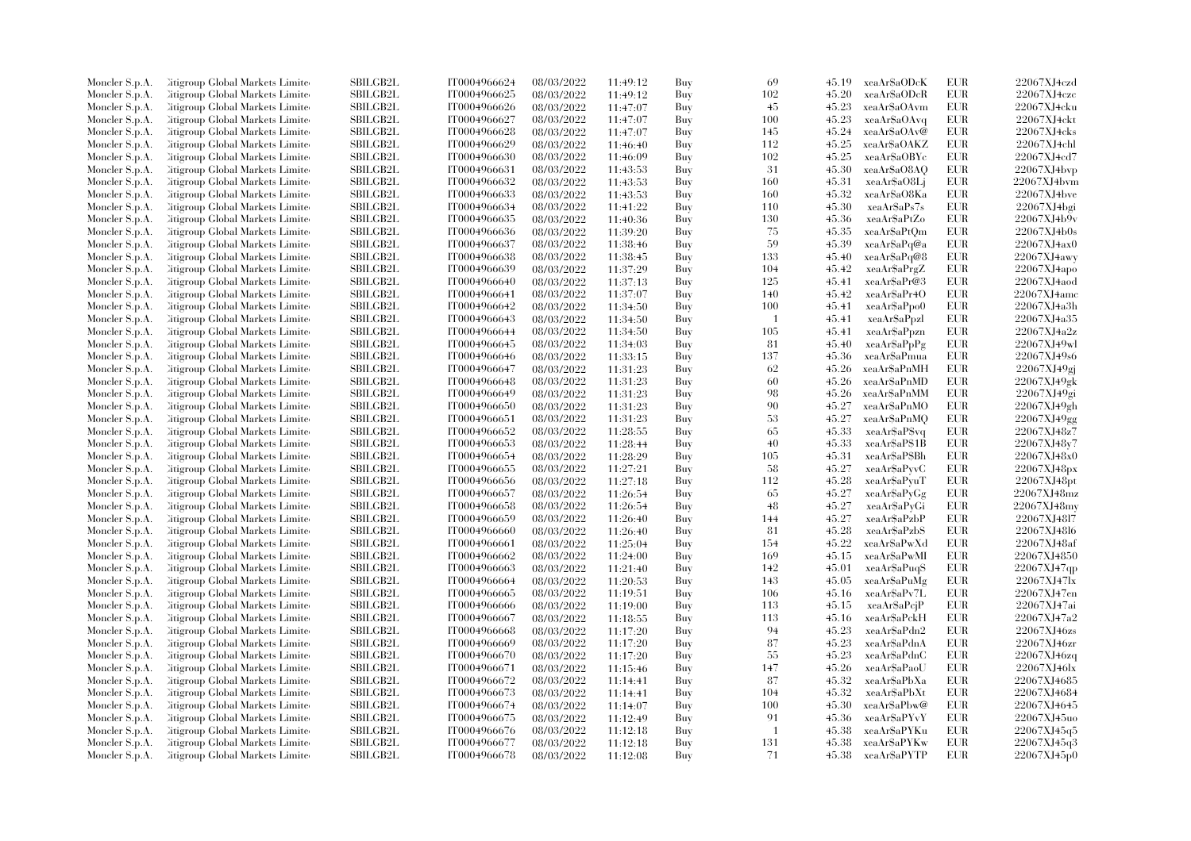| | | | | | | | | | | | |
|---|---|---|---|---|---|---|---|---|---|---|---|
| Moncler S.p.A. | Citigroup Global Markets Limited | SBILGB2L | IT0004966624 | 08/03/2022 | 11:49:12 | Buy | 69 | 45.19 | xeaAr$aODcK | EUR | 22067XJ4czd |
| Moncler S.p.A. | Citigroup Global Markets Limited | SBILGB2L | IT0004966625 | 08/03/2022 | 11:49:12 | Buy | 102 | 45.20 | xeaAr$aODcR | EUR | 22067XJ4czc |
| Moncler S.p.A. | Citigroup Global Markets Limited | SBILGB2L | IT0004966626 | 08/03/2022 | 11:47:07 | Buy | 45 | 45.23 | xeaAr$aOAvm | EUR | 22067XJ4cku |
| Moncler S.p.A. | Citigroup Global Markets Limited | SBILGB2L | IT0004966627 | 08/03/2022 | 11:47:07 | Buy | 100 | 45.23 | xeaAr$aOAvq | EUR | 22067XJ4ckt |
| Moncler S.p.A. | Citigroup Global Markets Limited | SBILGB2L | IT0004966628 | 08/03/2022 | 11:47:07 | Buy | 145 | 45.24 | xeaAr$aOAv@ | EUR | 22067XJ4cks |
| Moncler S.p.A. | Citigroup Global Markets Limited | SBILGB2L | IT0004966629 | 08/03/2022 | 11:46:40 | Buy | 112 | 45.25 | xeaAr$aOAKZ | EUR | 22067XJ4chl |
| Moncler S.p.A. | Citigroup Global Markets Limited | SBILGB2L | IT0004966630 | 08/03/2022 | 11:46:09 | Buy | 102 | 45.25 | xeaAr$aOBYc | EUR | 22067XJ4cd7 |
| Moncler S.p.A. | Citigroup Global Markets Limited | SBILGB2L | IT0004966631 | 08/03/2022 | 11:43:53 | Buy | 31 | 45.30 | xeaAr$aO8AQ | EUR | 22067XJ4bvp |
| Moncler S.p.A. | Citigroup Global Markets Limited | SBILGB2L | IT0004966632 | 08/03/2022 | 11:43:53 | Buy | 160 | 45.31 | xeaAr$aO8Lj | EUR | 22067XJ4bvm |
| Moncler S.p.A. | Citigroup Global Markets Limited | SBILGB2L | IT0004966633 | 08/03/2022 | 11:43:53 | Buy | 160 | 45.32 | xeaAr$aO8Ka | EUR | 22067XJ4bve |
| Moncler S.p.A. | Citigroup Global Markets Limited | SBILGB2L | IT0004966634 | 08/03/2022 | 11:41:22 | Buy | 110 | 45.30 | xeaAr$aPs7s | EUR | 22067XJ4bgi |
| Moncler S.p.A. | Citigroup Global Markets Limited | SBILGB2L | IT0004966635 | 08/03/2022 | 11:40:36 | Buy | 130 | 45.36 | xeaAr$aPtZo | EUR | 22067XJ4b9v |
| Moncler S.p.A. | Citigroup Global Markets Limited | SBILGB2L | IT0004966636 | 08/03/2022 | 11:39:20 | Buy | 75 | 45.35 | xeaAr$aPtQm | EUR | 22067XJ4b0s |
| Moncler S.p.A. | Citigroup Global Markets Limited | SBILGB2L | IT0004966637 | 08/03/2022 | 11:38:46 | Buy | 59 | 45.39 | xeaAr$aPq@a | EUR | 22067XJ4ax0 |
| Moncler S.p.A. | Citigroup Global Markets Limited | SBILGB2L | IT0004966638 | 08/03/2022 | 11:38:45 | Buy | 133 | 45.40 | xeaAr$aPq@8 | EUR | 22067XJ4awy |
| Moncler S.p.A. | Citigroup Global Markets Limited | SBILGB2L | IT0004966639 | 08/03/2022 | 11:37:29 | Buy | 104 | 45.42 | xeaAr$aPrgZ | EUR | 22067XJ4apo |
| Moncler S.p.A. | Citigroup Global Markets Limited | SBILGB2L | IT0004966640 | 08/03/2022 | 11:37:13 | Buy | 125 | 45.41 | xeaAr$aPr@3 | EUR | 22067XJ4aod |
| Moncler S.p.A. | Citigroup Global Markets Limited | SBILGB2L | IT0004966641 | 08/03/2022 | 11:37:07 | Buy | 140 | 45.42 | xeaAr$aPr4O | EUR | 22067XJ4amc |
| Moncler S.p.A. | Citigroup Global Markets Limited | SBILGB2L | IT0004966642 | 08/03/2022 | 11:34:50 | Buy | 100 | 45.41 | xeaAr$aPpo0 | EUR | 22067XJ4a3h |
| Moncler S.p.A. | Citigroup Global Markets Limited | SBILGB2L | IT0004966643 | 08/03/2022 | 11:34:50 | Buy | 1 | 45.41 | xeaAr$aPpzl | EUR | 22067XJ4a35 |
| Moncler S.p.A. | Citigroup Global Markets Limited | SBILGB2L | IT0004966644 | 08/03/2022 | 11:34:50 | Buy | 105 | 45.41 | xeaAr$aPpzn | EUR | 22067XJ4a2z |
| Moncler S.p.A. | Citigroup Global Markets Limited | SBILGB2L | IT0004966645 | 08/03/2022 | 11:34:03 | Buy | 81 | 45.40 | xeaAr$aPpPg | EUR | 22067XJ49wl |
| Moncler S.p.A. | Citigroup Global Markets Limited | SBILGB2L | IT0004966646 | 08/03/2022 | 11:33:15 | Buy | 137 | 45.36 | xeaAr$aPmua | EUR | 22067XJ49s6 |
| Moncler S.p.A. | Citigroup Global Markets Limited | SBILGB2L | IT0004966647 | 08/03/2022 | 11:31:23 | Buy | 62 | 45.26 | xeaAr$aPnMH | EUR | 22067XJ49gj |
| Moncler S.p.A. | Citigroup Global Markets Limited | SBILGB2L | IT0004966648 | 08/03/2022 | 11:31:23 | Buy | 60 | 45.26 | xeaAr$aPnMD | EUR | 22067XJ49gk |
| Moncler S.p.A. | Citigroup Global Markets Limited | SBILGB2L | IT0004966649 | 08/03/2022 | 11:31:23 | Buy | 98 | 45.26 | xeaAr$aPnMM | EUR | 22067XJ49gi |
| Moncler S.p.A. | Citigroup Global Markets Limited | SBILGB2L | IT0004966650 | 08/03/2022 | 11:31:23 | Buy | 90 | 45.27 | xeaAr$aPnMO | EUR | 22067XJ49gh |
| Moncler S.p.A. | Citigroup Global Markets Limited | SBILGB2L | IT0004966651 | 08/03/2022 | 11:31:23 | Buy | 53 | 45.27 | xeaAr$aPnMQ | EUR | 22067XJ49gg |
| Moncler S.p.A. | Citigroup Global Markets Limited | SBILGB2L | IT0004966652 | 08/03/2022 | 11:28:55 | Buy | 65 | 45.33 | xeaAr$aP$vq | EUR | 22067XJ48z7 |
| Moncler S.p.A. | Citigroup Global Markets Limited | SBILGB2L | IT0004966653 | 08/03/2022 | 11:28:44 | Buy | 40 | 45.33 | xeaAr$aP$1B | EUR | 22067XJ48y7 |
| Moncler S.p.A. | Citigroup Global Markets Limited | SBILGB2L | IT0004966654 | 08/03/2022 | 11:28:29 | Buy | 105 | 45.31 | xeaAr$aP$Bh | EUR | 22067XJ48x0 |
| Moncler S.p.A. | Citigroup Global Markets Limited | SBILGB2L | IT0004966655 | 08/03/2022 | 11:27:21 | Buy | 58 | 45.27 | xeaAr$aPyvC | EUR | 22067XJ48px |
| Moncler S.p.A. | Citigroup Global Markets Limited | SBILGB2L | IT0004966656 | 08/03/2022 | 11:27:18 | Buy | 112 | 45.28 | xeaAr$aPyuT | EUR | 22067XJ48pt |
| Moncler S.p.A. | Citigroup Global Markets Limited | SBILGB2L | IT0004966657 | 08/03/2022 | 11:26:54 | Buy | 65 | 45.27 | xeaAr$aPyGg | EUR | 22067XJ48mz |
| Moncler S.p.A. | Citigroup Global Markets Limited | SBILGB2L | IT0004966658 | 08/03/2022 | 11:26:54 | Buy | 48 | 45.27 | xeaAr$aPyGi | EUR | 22067XJ48my |
| Moncler S.p.A. | Citigroup Global Markets Limited | SBILGB2L | IT0004966659 | 08/03/2022 | 11:26:40 | Buy | 144 | 45.27 | xeaAr$aPzbP | EUR | 22067XJ48l7 |
| Moncler S.p.A. | Citigroup Global Markets Limited | SBILGB2L | IT0004966660 | 08/03/2022 | 11:26:40 | Buy | 81 | 45.28 | xeaAr$aPzbS | EUR | 22067XJ48l6 |
| Moncler S.p.A. | Citigroup Global Markets Limited | SBILGB2L | IT0004966661 | 08/03/2022 | 11:25:04 | Buy | 154 | 45.22 | xeaAr$aPwXd | EUR | 22067XJ48af |
| Moncler S.p.A. | Citigroup Global Markets Limited | SBILGB2L | IT0004966662 | 08/03/2022 | 11:24:00 | Buy | 169 | 45.15 | xeaAr$aPwMI | EUR | 22067XJ4850 |
| Moncler S.p.A. | Citigroup Global Markets Limited | SBILGB2L | IT0004966663 | 08/03/2022 | 11:21:40 | Buy | 142 | 45.01 | xeaAr$aPuqS | EUR | 22067XJ47qp |
| Moncler S.p.A. | Citigroup Global Markets Limited | SBILGB2L | IT0004966664 | 08/03/2022 | 11:20:53 | Buy | 143 | 45.05 | xeaAr$aPuMg | EUR | 22067XJ47lx |
| Moncler S.p.A. | Citigroup Global Markets Limited | SBILGB2L | IT0004966665 | 08/03/2022 | 11:19:51 | Buy | 106 | 45.16 | xeaAr$aPv7L | EUR | 22067XJ47en |
| Moncler S.p.A. | Citigroup Global Markets Limited | SBILGB2L | IT0004966666 | 08/03/2022 | 11:19:00 | Buy | 113 | 45.15 | xeaAr$aPcjP | EUR | 22067XJ47ai |
| Moncler S.p.A. | Citigroup Global Markets Limited | SBILGB2L | IT0004966667 | 08/03/2022 | 11:18:55 | Buy | 113 | 45.16 | xeaAr$aPckH | EUR | 22067XJ47a2 |
| Moncler S.p.A. | Citigroup Global Markets Limited | SBILGB2L | IT0004966668 | 08/03/2022 | 11:17:20 | Buy | 94 | 45.23 | xeaAr$aPdn2 | EUR | 22067XJ46zs |
| Moncler S.p.A. | Citigroup Global Markets Limited | SBILGB2L | IT0004966669 | 08/03/2022 | 11:17:20 | Buy | 87 | 45.23 | xeaAr$aPdnA | EUR | 22067XJ46zr |
| Moncler S.p.A. | Citigroup Global Markets Limited | SBILGB2L | IT0004966670 | 08/03/2022 | 11:17:20 | Buy | 55 | 45.23 | xeaAr$aPdnC | EUR | 22067XJ46zq |
| Moncler S.p.A. | Citigroup Global Markets Limited | SBILGB2L | IT0004966671 | 08/03/2022 | 11:15:46 | Buy | 147 | 45.26 | xeaAr$aPaoU | EUR | 22067XJ46lx |
| Moncler S.p.A. | Citigroup Global Markets Limited | SBILGB2L | IT0004966672 | 08/03/2022 | 11:14:41 | Buy | 87 | 45.32 | xeaAr$aPbXa | EUR | 22067XJ4685 |
| Moncler S.p.A. | Citigroup Global Markets Limited | SBILGB2L | IT0004966673 | 08/03/2022 | 11:14:41 | Buy | 104 | 45.32 | xeaAr$aPbXt | EUR | 22067XJ4684 |
| Moncler S.p.A. | Citigroup Global Markets Limited | SBILGB2L | IT0004966674 | 08/03/2022 | 11:14:07 | Buy | 100 | 45.30 | xeaAr$aPbw@ | EUR | 22067XJ4645 |
| Moncler S.p.A. | Citigroup Global Markets Limited | SBILGB2L | IT0004966675 | 08/03/2022 | 11:12:49 | Buy | 91 | 45.36 | xeaAr$aPYvY | EUR | 22067XJ45uo |
| Moncler S.p.A. | Citigroup Global Markets Limited | SBILGB2L | IT0004966676 | 08/03/2022 | 11:12:18 | Buy | 1 | 45.38 | xeaAr$aPYKu | EUR | 22067XJ45q5 |
| Moncler S.p.A. | Citigroup Global Markets Limited | SBILGB2L | IT0004966677 | 08/03/2022 | 11:12:18 | Buy | 131 | 45.38 | xeaAr$aPYKw | EUR | 22067XJ45q3 |
| Moncler S.p.A. | Citigroup Global Markets Limited | SBILGB2L | IT0004966678 | 08/03/2022 | 11:12:08 | Buy | 71 | 45.38 | xeaAr$aPYTP | EUR | 22067XJ45p0 |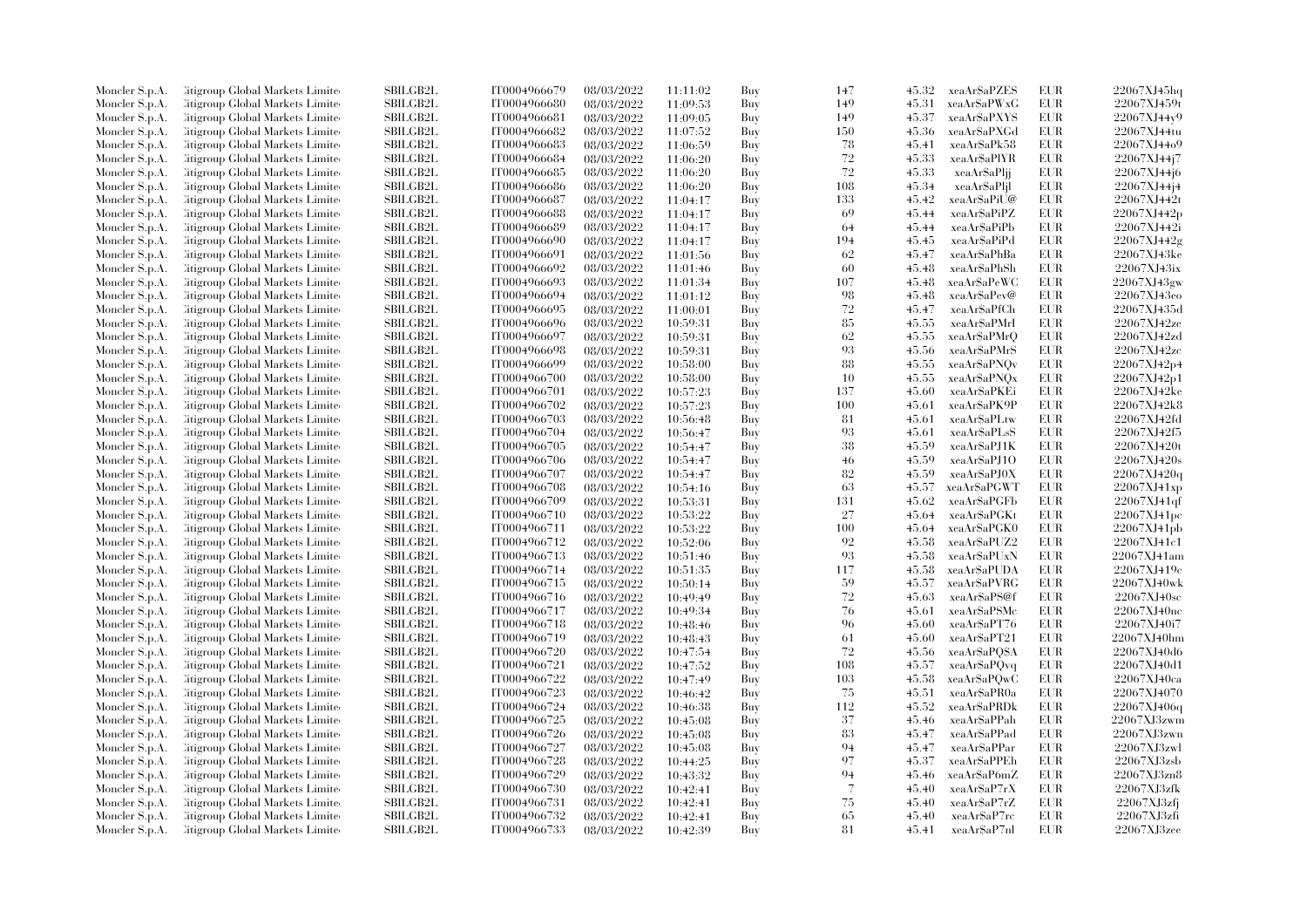| Moncler S.p.A. | Citigroup Global Markets Limited | SBILGB2L | IT0004966679 | 08/03/2022 | 11:11:02 | Buy | 147 | 45.32 | xeaAr$aPZES | EUR | 22067XJ45hq |
|---|---|---|---|---|---|---|---|---|---|---|---|
| Moncler S.p.A. | Citigroup Global Markets Limited | SBILGB2L | IT0004966680 | 08/03/2022 | 11:09:53 | Buy | 149 | 45.31 | xeaAr$aPWxG | EUR | 22067XJ459t |
| Moncler S.p.A. | Citigroup Global Markets Limited | SBILGB2L | IT0004966681 | 08/03/2022 | 11:09:05 | Buy | 149 | 45.37 | xeaAr$aPXYS | EUR | 22067XJ44y9 |
| Moncler S.p.A. | Citigroup Global Markets Limited | SBILGB2L | IT0004966682 | 08/03/2022 | 11:07:52 | Buy | 150 | 45.36 | xeaAr$aPXGd | EUR | 22067XJ44tu |
| Moncler S.p.A. | Citigroup Global Markets Limited | SBILGB2L | IT0004966683 | 08/03/2022 | 11:06:59 | Buy | 78 | 45.41 | xeaAr$aPk58 | EUR | 22067XJ44o9 |
| Moncler S.p.A. | Citigroup Global Markets Limited | SBILGB2L | IT0004966684 | 08/03/2022 | 11:06:20 | Buy | 72 | 45.33 | xeaAr$aPlYR | EUR | 22067XJ44j7 |
| Moncler S.p.A. | Citigroup Global Markets Limited | SBILGB2L | IT0004966685 | 08/03/2022 | 11:06:20 | Buy | 72 | 45.33 | xeaAr$aPljj | EUR | 22067XJ44j6 |
| Moncler S.p.A. | Citigroup Global Markets Limited | SBILGB2L | IT0004966686 | 08/03/2022 | 11:06:20 | Buy | 108 | 45.34 | xeaAr$aPljl | EUR | 22067XJ44j4 |
| Moncler S.p.A. | Citigroup Global Markets Limited | SBILGB2L | IT0004966687 | 08/03/2022 | 11:04:17 | Buy | 133 | 45.42 | xeaAr$aPiU@ | EUR | 22067XJ442t |
| Moncler S.p.A. | Citigroup Global Markets Limited | SBILGB2L | IT0004966688 | 08/03/2022 | 11:04:17 | Buy | 69 | 45.44 | xeaAr$aPiPZ | EUR | 22067XJ442p |
| Moncler S.p.A. | Citigroup Global Markets Limited | SBILGB2L | IT0004966689 | 08/03/2022 | 11:04:17 | Buy | 64 | 45.44 | xeaAr$aPiPb | EUR | 22067XJ442i |
| Moncler S.p.A. | Citigroup Global Markets Limited | SBILGB2L | IT0004966690 | 08/03/2022 | 11:04:17 | Buy | 194 | 45.45 | xeaAr$aPiPd | EUR | 22067XJ442g |
| Moncler S.p.A. | Citigroup Global Markets Limited | SBILGB2L | IT0004966691 | 08/03/2022 | 11:01:56 | Buy | 62 | 45.47 | xeaAr$aPhBa | EUR | 22067XJ43ke |
| Moncler S.p.A. | Citigroup Global Markets Limited | SBILGB2L | IT0004966692 | 08/03/2022 | 11:01:46 | Buy | 60 | 45.48 | xeaAr$aPhSh | EUR | 22067XJ43ix |
| Moncler S.p.A. | Citigroup Global Markets Limited | SBILGB2L | IT0004966693 | 08/03/2022 | 11:01:34 | Buy | 107 | 45.48 | xeaAr$aPeWC | EUR | 22067XJ43gw |
| Moncler S.p.A. | Citigroup Global Markets Limited | SBILGB2L | IT0004966694 | 08/03/2022 | 11:01:12 | Buy | 98 | 45.48 | xeaAr$aPev@ | EUR | 22067XJ43eo |
| Moncler S.p.A. | Citigroup Global Markets Limited | SBILGB2L | IT0004966695 | 08/03/2022 | 11:00:01 | Buy | 72 | 45.47 | xeaAr$aPfCh | EUR | 22067XJ435d |
| Moncler S.p.A. | Citigroup Global Markets Limited | SBILGB2L | IT0004966696 | 08/03/2022 | 10:59:31 | Buy | 85 | 45.55 | xeaAr$aPMrI | EUR | 22067XJ42ze |
| Moncler S.p.A. | Citigroup Global Markets Limited | SBILGB2L | IT0004966697 | 08/03/2022 | 10:59:31 | Buy | 62 | 45.55 | xeaAr$aPMrQ | EUR | 22067XJ42zd |
| Moncler S.p.A. | Citigroup Global Markets Limited | SBILGB2L | IT0004966698 | 08/03/2022 | 10:59:31 | Buy | 93 | 45.56 | xeaAr$aPMrS | EUR | 22067XJ42zc |
| Moncler S.p.A. | Citigroup Global Markets Limited | SBILGB2L | IT0004966699 | 08/03/2022 | 10:58:00 | Buy | 88 | 45.55 | xeaAr$aPNQv | EUR | 22067XJ42p4 |
| Moncler S.p.A. | Citigroup Global Markets Limited | SBILGB2L | IT0004966700 | 08/03/2022 | 10:58:00 | Buy | 10 | 45.55 | xeaAr$aPNQx | EUR | 22067XJ42p1 |
| Moncler S.p.A. | Citigroup Global Markets Limited | SBILGB2L | IT0004966701 | 08/03/2022 | 10:57:23 | Buy | 137 | 45.60 | xeaAr$aPKEi | EUR | 22067XJ42ke |
| Moncler S.p.A. | Citigroup Global Markets Limited | SBILGB2L | IT0004966702 | 08/03/2022 | 10:57:23 | Buy | 100 | 45.61 | xeaAr$aPK9P | EUR | 22067XJ42k8 |
| Moncler S.p.A. | Citigroup Global Markets Limited | SBILGB2L | IT0004966703 | 08/03/2022 | 10:56:48 | Buy | 81 | 45.61 | xeaAr$aPLtw | EUR | 22067XJ42fd |
| Moncler S.p.A. | Citigroup Global Markets Limited | SBILGB2L | IT0004966704 | 08/03/2022 | 10:56:47 | Buy | 93 | 45.61 | xeaAr$aPLsS | EUR | 22067XJ42f5 |
| Moncler S.p.A. | Citigroup Global Markets Limited | SBILGB2L | IT0004966705 | 08/03/2022 | 10:54:47 | Buy | 38 | 45.59 | xeaAr$aPJ1K | EUR | 22067XJ420t |
| Moncler S.p.A. | Citigroup Global Markets Limited | SBILGB2L | IT0004966706 | 08/03/2022 | 10:54:47 | Buy | 46 | 45.59 | xeaAr$aPJ1O | EUR | 22067XJ420s |
| Moncler S.p.A. | Citigroup Global Markets Limited | SBILGB2L | IT0004966707 | 08/03/2022 | 10:54:47 | Buy | 82 | 45.59 | xeaAr$aPJ0X | EUR | 22067XJ420q |
| Moncler S.p.A. | Citigroup Global Markets Limited | SBILGB2L | IT0004966708 | 08/03/2022 | 10:54:16 | Buy | 63 | 45.57 | xeaAr$aPGWT | EUR | 22067XJ41xp |
| Moncler S.p.A. | Citigroup Global Markets Limited | SBILGB2L | IT0004966709 | 08/03/2022 | 10:53:31 | Buy | 131 | 45.62 | xeaAr$aPGFb | EUR | 22067XJ41qf |
| Moncler S.p.A. | Citigroup Global Markets Limited | SBILGB2L | IT0004966710 | 08/03/2022 | 10:53:22 | Buy | 27 | 45.64 | xeaAr$aPGKt | EUR | 22067XJ41pc |
| Moncler S.p.A. | Citigroup Global Markets Limited | SBILGB2L | IT0004966711 | 08/03/2022 | 10:53:22 | Buy | 100 | 45.64 | xeaAr$aPGK0 | EUR | 22067XJ41pb |
| Moncler S.p.A. | Citigroup Global Markets Limited | SBILGB2L | IT0004966712 | 08/03/2022 | 10:52:06 | Buy | 92 | 45.58 | xeaAr$aPUZ2 | EUR | 22067XJ41c1 |
| Moncler S.p.A. | Citigroup Global Markets Limited | SBILGB2L | IT0004966713 | 08/03/2022 | 10:51:46 | Buy | 93 | 45.58 | xeaAr$aPUxN | EUR | 22067XJ41am |
| Moncler S.p.A. | Citigroup Global Markets Limited | SBILGB2L | IT0004966714 | 08/03/2022 | 10:51:35 | Buy | 117 | 45.58 | xeaAr$aPUDA | EUR | 22067XJ419c |
| Moncler S.p.A. | Citigroup Global Markets Limited | SBILGB2L | IT0004966715 | 08/03/2022 | 10:50:14 | Buy | 59 | 45.57 | xeaAr$aPVRG | EUR | 22067XJ40wk |
| Moncler S.p.A. | Citigroup Global Markets Limited | SBILGB2L | IT0004966716 | 08/03/2022 | 10:49:49 | Buy | 72 | 45.63 | xeaAr$aPS@f | EUR | 22067XJ40sc |
| Moncler S.p.A. | Citigroup Global Markets Limited | SBILGB2L | IT0004966717 | 08/03/2022 | 10:49:34 | Buy | 76 | 45.61 | xeaAr$aPSMc | EUR | 22067XJ40nc |
| Moncler S.p.A. | Citigroup Global Markets Limited | SBILGB2L | IT0004966718 | 08/03/2022 | 10:48:46 | Buy | 96 | 45.60 | xeaAr$aPT76 | EUR | 22067XJ40i7 |
| Moncler S.p.A. | Citigroup Global Markets Limited | SBILGB2L | IT0004966719 | 08/03/2022 | 10:48:43 | Buy | 61 | 45.60 | xeaAr$aPT21 | EUR | 22067XJ40hm |
| Moncler S.p.A. | Citigroup Global Markets Limited | SBILGB2L | IT0004966720 | 08/03/2022 | 10:47:54 | Buy | 72 | 45.56 | xeaAr$aPQ$A | EUR | 22067XJ40d6 |
| Moncler S.p.A. | Citigroup Global Markets Limited | SBILGB2L | IT0004966721 | 08/03/2022 | 10:47:52 | Buy | 108 | 45.57 | xeaAr$aPQvq | EUR | 22067XJ40d1 |
| Moncler S.p.A. | Citigroup Global Markets Limited | SBILGB2L | IT0004966722 | 08/03/2022 | 10:47:49 | Buy | 103 | 45.58 | xeaAr$aPQwC | EUR | 22067XJ40ca |
| Moncler S.p.A. | Citigroup Global Markets Limited | SBILGB2L | IT0004966723 | 08/03/2022 | 10:46:42 | Buy | 75 | 45.51 | xeaAr$aPR0a | EUR | 22067XJ4070 |
| Moncler S.p.A. | Citigroup Global Markets Limited | SBILGB2L | IT0004966724 | 08/03/2022 | 10:46:38 | Buy | 112 | 45.52 | xeaAr$aPRDk | EUR | 22067XJ406q |
| Moncler S.p.A. | Citigroup Global Markets Limited | SBILGB2L | IT0004966725 | 08/03/2022 | 10:45:08 | Buy | 37 | 45.46 | xeaAr$aPPah | EUR | 22067XJ3zwm |
| Moncler S.p.A. | Citigroup Global Markets Limited | SBILGB2L | IT0004966726 | 08/03/2022 | 10:45:08 | Buy | 83 | 45.47 | xeaAr$aPPad | EUR | 22067XJ3zwn |
| Moncler S.p.A. | Citigroup Global Markets Limited | SBILGB2L | IT0004966727 | 08/03/2022 | 10:45:08 | Buy | 94 | 45.47 | xeaAr$aPPar | EUR | 22067XJ3zwl |
| Moncler S.p.A. | Citigroup Global Markets Limited | SBILGB2L | IT0004966728 | 08/03/2022 | 10:44:25 | Buy | 97 | 45.37 | xeaAr$aPPEh | EUR | 22067XJ3zsb |
| Moncler S.p.A. | Citigroup Global Markets Limited | SBILGB2L | IT0004966729 | 08/03/2022 | 10:43:32 | Buy | 94 | 45.46 | xeaAr$aP6mZ | EUR | 22067XJ3zn8 |
| Moncler S.p.A. | Citigroup Global Markets Limited | SBILGB2L | IT0004966730 | 08/03/2022 | 10:42:41 | Buy | 7 | 45.40 | xeaAr$aP7rX | EUR | 22067XJ3zfk |
| Moncler S.p.A. | Citigroup Global Markets Limited | SBILGB2L | IT0004966731 | 08/03/2022 | 10:42:41 | Buy | 75 | 45.40 | xeaAr$aP7rZ | EUR | 22067XJ3zfj |
| Moncler S.p.A. | Citigroup Global Markets Limited | SBILGB2L | IT0004966732 | 08/03/2022 | 10:42:41 | Buy | 65 | 45.40 | xeaAr$aP7rc | EUR | 22067XJ3zfi |
| Moncler S.p.A. | Citigroup Global Markets Limited | SBILGB2L | IT0004966733 | 08/03/2022 | 10:42:39 | Buy | 81 | 45.41 | xeaAr$aP7nl | EUR | 22067XJ3zee |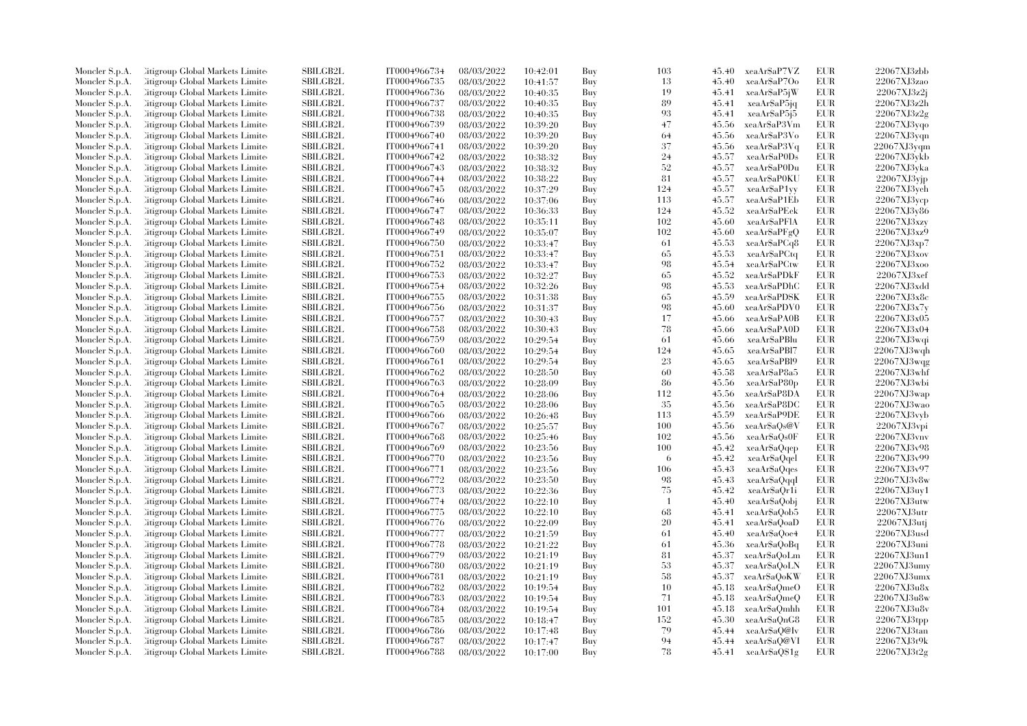| Moncler S.p.A. | Citigroup Global Markets Limited | SBILGB2L | IT0004966734 | 08/03/2022 | 10:42:01 | Buy | 103 | 45.40 | xeaAr$aP7VZ | EUR | 22067XJ3zbb |
|---|---|---|---|---|---|---|---|---|---|---|---|
| Moncler S.p.A. | Citigroup Global Markets Limited | SBILGB2L | IT0004966735 | 08/03/2022 | 10:41:57 | Buy | 13 | 45.40 | xeaAr$aP7Oo | EUR | 22067XJ3zao |
| Moncler S.p.A. | Citigroup Global Markets Limited | SBILGB2L | IT0004966736 | 08/03/2022 | 10:40:35 | Buy | 19 | 45.41 | xeaAr$aP5jW | EUR | 22067XJ3z2j |
| Moncler S.p.A. | Citigroup Global Markets Limited | SBILGB2L | IT0004966737 | 08/03/2022 | 10:40:35 | Buy | 89 | 45.41 | xeaAr$aP5jq | EUR | 22067XJ3z2h |
| Moncler S.p.A. | Citigroup Global Markets Limited | SBILGB2L | IT0004966738 | 08/03/2022 | 10:40:35 | Buy | 93 | 45.41 | xeaAr$aP5j5 | EUR | 22067XJ3z2g |
| Moncler S.p.A. | Citigroup Global Markets Limited | SBILGB2L | IT0004966739 | 08/03/2022 | 10:39:20 | Buy | 47 | 45.56 | xeaAr$aP3Vm | EUR | 22067XJ3yqo |
| Moncler S.p.A. | Citigroup Global Markets Limited | SBILGB2L | IT0004966740 | 08/03/2022 | 10:39:20 | Buy | 64 | 45.56 | xeaAr$aP3Vo | EUR | 22067XJ3yqn |
| Moncler S.p.A. | Citigroup Global Markets Limited | SBILGB2L | IT0004966741 | 08/03/2022 | 10:39:20 | Buy | 37 | 45.56 | xeaAr$aP3Vq | EUR | 22067XJ3yqm |
| Moncler S.p.A. | Citigroup Global Markets Limited | SBILGB2L | IT0004966742 | 08/03/2022 | 10:38:32 | Buy | 24 | 45.57 | xeaAr$aP0Ds | EUR | 22067XJ3ykb |
| Moncler S.p.A. | Citigroup Global Markets Limited | SBILGB2L | IT0004966743 | 08/03/2022 | 10:38:32 | Buy | 52 | 45.57 | xeaAr$aP0Du | EUR | 22067XJ3yka |
| Moncler S.p.A. | Citigroup Global Markets Limited | SBILGB2L | IT0004966744 | 08/03/2022 | 10:38:22 | Buy | 81 | 45.57 | xeaAr$aP0KU | EUR | 22067XJ3yjp |
| Moncler S.p.A. | Citigroup Global Markets Limited | SBILGB2L | IT0004966745 | 08/03/2022 | 10:37:29 | Buy | 124 | 45.57 | xeaAr$aP1yy | EUR | 22067XJ3yeh |
| Moncler S.p.A. | Citigroup Global Markets Limited | SBILGB2L | IT0004966746 | 08/03/2022 | 10:37:06 | Buy | 113 | 45.57 | xeaAr$aP1Eb | EUR | 22067XJ3ycp |
| Moncler S.p.A. | Citigroup Global Markets Limited | SBILGB2L | IT0004966747 | 08/03/2022 | 10:36:33 | Buy | 124 | 45.52 | xeaAr$aPEek | EUR | 22067XJ3y86 |
| Moncler S.p.A. | Citigroup Global Markets Limited | SBILGB2L | IT0004966748 | 08/03/2022 | 10:35:11 | Buy | 102 | 45.60 | xeaAr$aPFlA | EUR | 22067XJ3xzy |
| Moncler S.p.A. | Citigroup Global Markets Limited | SBILGB2L | IT0004966749 | 08/03/2022 | 10:35:07 | Buy | 102 | 45.60 | xeaAr$aPFgQ | EUR | 22067XJ3xz9 |
| Moncler S.p.A. | Citigroup Global Markets Limited | SBILGB2L | IT0004966750 | 08/03/2022 | 10:33:47 | Buy | 61 | 45.53 | xeaAr$aPCq8 | EUR | 22067XJ3xp7 |
| Moncler S.p.A. | Citigroup Global Markets Limited | SBILGB2L | IT0004966751 | 08/03/2022 | 10:33:47 | Buy | 65 | 45.53 | xeaAr$aPCtq | EUR | 22067XJ3xov |
| Moncler S.p.A. | Citigroup Global Markets Limited | SBILGB2L | IT0004966752 | 08/03/2022 | 10:33:47 | Buy | 98 | 45.54 | xeaAr$aPCtw | EUR | 22067XJ3xoo |
| Moncler S.p.A. | Citigroup Global Markets Limited | SBILGB2L | IT0004966753 | 08/03/2022 | 10:32:27 | Buy | 65 | 45.52 | xeaAr$aPDkF | EUR | 22067XJ3xef |
| Moncler S.p.A. | Citigroup Global Markets Limited | SBILGB2L | IT0004966754 | 08/03/2022 | 10:32:26 | Buy | 98 | 45.53 | xeaAr$aPDhC | EUR | 22067XJ3xdd |
| Moncler S.p.A. | Citigroup Global Markets Limited | SBILGB2L | IT0004966755 | 08/03/2022 | 10:31:38 | Buy | 65 | 45.59 | xeaAr$aPDSK | EUR | 22067XJ3x8c |
| Moncler S.p.A. | Citigroup Global Markets Limited | SBILGB2L | IT0004966756 | 08/03/2022 | 10:31:37 | Buy | 98 | 45.60 | xeaAr$aPDV0 | EUR | 22067XJ3x7y |
| Moncler S.p.A. | Citigroup Global Markets Limited | SBILGB2L | IT0004966757 | 08/03/2022 | 10:30:43 | Buy | 17 | 45.66 | xeaAr$aPA0B | EUR | 22067XJ3x05 |
| Moncler S.p.A. | Citigroup Global Markets Limited | SBILGB2L | IT0004966758 | 08/03/2022 | 10:30:43 | Buy | 78 | 45.66 | xeaAr$aPA0D | EUR | 22067XJ3x04 |
| Moncler S.p.A. | Citigroup Global Markets Limited | SBILGB2L | IT0004966759 | 08/03/2022 | 10:29:54 | Buy | 61 | 45.66 | xeaAr$aPBlu | EUR | 22067XJ3wqi |
| Moncler S.p.A. | Citigroup Global Markets Limited | SBILGB2L | IT0004966760 | 08/03/2022 | 10:29:54 | Buy | 124 | 45.65 | xeaAr$aPBl7 | EUR | 22067XJ3wqh |
| Moncler S.p.A. | Citigroup Global Markets Limited | SBILGB2L | IT0004966761 | 08/03/2022 | 10:29:54 | Buy | 23 | 45.65 | xeaAr$aPBl9 | EUR | 22067XJ3wqg |
| Moncler S.p.A. | Citigroup Global Markets Limited | SBILGB2L | IT0004966762 | 08/03/2022 | 10:28:50 | Buy | 60 | 45.58 | xeaAr$aP8a5 | EUR | 22067XJ3whf |
| Moncler S.p.A. | Citigroup Global Markets Limited | SBILGB2L | IT0004966763 | 08/03/2022 | 10:28:09 | Buy | 86 | 45.56 | xeaAr$aP80p | EUR | 22067XJ3wbi |
| Moncler S.p.A. | Citigroup Global Markets Limited | SBILGB2L | IT0004966764 | 08/03/2022 | 10:28:06 | Buy | 112 | 45.56 | xeaAr$aP8DA | EUR | 22067XJ3wap |
| Moncler S.p.A. | Citigroup Global Markets Limited | SBILGB2L | IT0004966765 | 08/03/2022 | 10:28:06 | Buy | 35 | 45.56 | xeaAr$aP8DC | EUR | 22067XJ3wao |
| Moncler S.p.A. | Citigroup Global Markets Limited | SBILGB2L | IT0004966766 | 08/03/2022 | 10:26:48 | Buy | 113 | 45.59 | xeaAr$aP9DE | EUR | 22067XJ3vyb |
| Moncler S.p.A. | Citigroup Global Markets Limited | SBILGB2L | IT0004966767 | 08/03/2022 | 10:25:57 | Buy | 100 | 45.56 | xeaAr$aQs@V | EUR | 22067XJ3vpi |
| Moncler S.p.A. | Citigroup Global Markets Limited | SBILGB2L | IT0004966768 | 08/03/2022 | 10:25:46 | Buy | 102 | 45.56 | xeaAr$aQs0F | EUR | 22067XJ3vnv |
| Moncler S.p.A. | Citigroup Global Markets Limited | SBILGB2L | IT0004966769 | 08/03/2022 | 10:23:56 | Buy | 100 | 45.42 | xeaAr$aQqep | EUR | 22067XJ3v98 |
| Moncler S.p.A. | Citigroup Global Markets Limited | SBILGB2L | IT0004966770 | 08/03/2022 | 10:23:56 | Buy | 6 | 45.42 | xeaAr$aQqel | EUR | 22067XJ3v99 |
| Moncler S.p.A. | Citigroup Global Markets Limited | SBILGB2L | IT0004966771 | 08/03/2022 | 10:23:56 | Buy | 106 | 45.43 | xeaAr$aQqes | EUR | 22067XJ3v97 |
| Moncler S.p.A. | Citigroup Global Markets Limited | SBILGB2L | IT0004966772 | 08/03/2022 | 10:23:50 | Buy | 98 | 45.43 | xeaAr$aQqqI | EUR | 22067XJ3v8w |
| Moncler S.p.A. | Citigroup Global Markets Limited | SBILGB2L | IT0004966773 | 08/03/2022 | 10:22:36 | Buy | 75 | 45.42 | xeaAr$aQr1i | EUR | 22067XJ3uy1 |
| Moncler S.p.A. | Citigroup Global Markets Limited | SBILGB2L | IT0004966774 | 08/03/2022 | 10:22:10 | Buy | 1 | 45.40 | xeaAr$aQobj | EUR | 22067XJ3utw |
| Moncler S.p.A. | Citigroup Global Markets Limited | SBILGB2L | IT0004966775 | 08/03/2022 | 10:22:10 | Buy | 68 | 45.41 | xeaAr$aQob5 | EUR | 22067XJ3utr |
| Moncler S.p.A. | Citigroup Global Markets Limited | SBILGB2L | IT0004966776 | 08/03/2022 | 10:22:09 | Buy | 20 | 45.41 | xeaAr$aQoaD | EUR | 22067XJ3utj |
| Moncler S.p.A. | Citigroup Global Markets Limited | SBILGB2L | IT0004966777 | 08/03/2022 | 10:21:59 | Buy | 61 | 45.40 | xeaAr$aQoe4 | EUR | 22067XJ3usd |
| Moncler S.p.A. | Citigroup Global Markets Limited | SBILGB2L | IT0004966778 | 08/03/2022 | 10:21:22 | Buy | 61 | 45.36 | xeaAr$aQoBq | EUR | 22067XJ3uni |
| Moncler S.p.A. | Citigroup Global Markets Limited | SBILGB2L | IT0004966779 | 08/03/2022 | 10:21:19 | Buy | 81 | 45.37 | xeaAr$aQoLm | EUR | 22067XJ3un1 |
| Moncler S.p.A. | Citigroup Global Markets Limited | SBILGB2L | IT0004966780 | 08/03/2022 | 10:21:19 | Buy | 53 | 45.37 | xeaAr$aQoLN | EUR | 22067XJ3umy |
| Moncler S.p.A. | Citigroup Global Markets Limited | SBILGB2L | IT0004966781 | 08/03/2022 | 10:21:19 | Buy | 58 | 45.37 | xeaAr$aQoKW | EUR | 22067XJ3umx |
| Moncler S.p.A. | Citigroup Global Markets Limited | SBILGB2L | IT0004966782 | 08/03/2022 | 10:19:54 | Buy | 10 | 45.18 | xeaAr$aQmeO | EUR | 22067XJ3u8x |
| Moncler S.p.A. | Citigroup Global Markets Limited | SBILGB2L | IT0004966783 | 08/03/2022 | 10:19:54 | Buy | 71 | 45.18 | xeaAr$aQmeQ | EUR | 22067XJ3u8w |
| Moncler S.p.A. | Citigroup Global Markets Limited | SBILGB2L | IT0004966784 | 08/03/2022 | 10:19:54 | Buy | 101 | 45.18 | xeaAr$aQmhh | EUR | 22067XJ3u8v |
| Moncler S.p.A. | Citigroup Global Markets Limited | SBILGB2L | IT0004966785 | 08/03/2022 | 10:18:47 | Buy | 152 | 45.30 | xeaAr$aQnG8 | EUR | 22067XJ3tpp |
| Moncler S.p.A. | Citigroup Global Markets Limited | SBILGB2L | IT0004966786 | 08/03/2022 | 10:17:48 | Buy | 79 | 45.44 | xeaAr$aQ@Iv | EUR | 22067XJ3tan |
| Moncler S.p.A. | Citigroup Global Markets Limited | SBILGB2L | IT0004966787 | 08/03/2022 | 10:17:47 | Buy | 94 | 45.44 | xeaAr$aQ@VI | EUR | 22067XJ3t9k |
| Moncler S.p.A. | Citigroup Global Markets Limited | SBILGB2L | IT0004966788 | 08/03/2022 | 10:17:00 | Buy | 78 | 45.41 | xeaAr$aQ$1g | EUR | 22067XJ3t2g |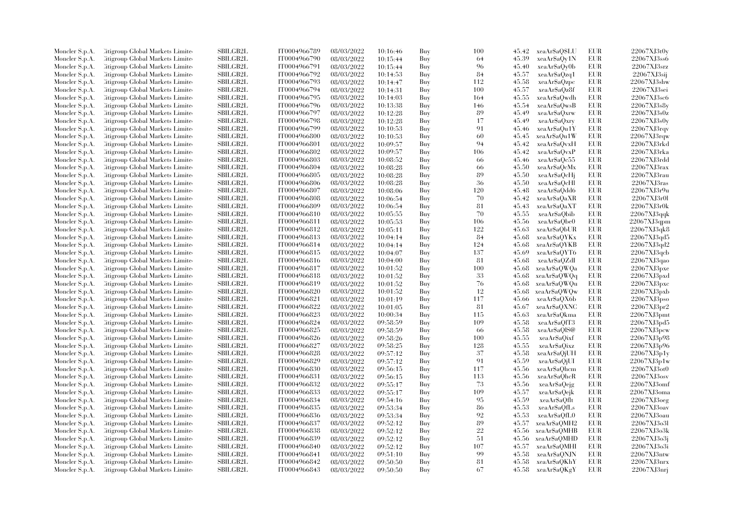| | | | | | | | | | | | |
|---|---|---|---|---|---|---|---|---|---|---|---|
| Moncler S.p.A. | Citigroup Global Markets Limited | SBILGB2L | IT0004966789 | 08/03/2022 | 10:16:46 | Buy | 100 | 45.42 | xeaAr$aQ$LU | EUR | 22067XJ3t0y |
| Moncler S.p.A. | Citigroup Global Markets Limited | SBILGB2L | IT0004966790 | 08/03/2022 | 10:15:44 | Buy | 64 | 45.39 | xeaAr$aQy1N | EUR | 22067XJ3ss6 |
| Moncler S.p.A. | Citigroup Global Markets Limited | SBILGB2L | IT0004966791 | 08/03/2022 | 10:15:44 | Buy | 96 | 45.40 | xeaAr$aQy0b | EUR | 22067XJ3srz |
| Moncler S.p.A. | Citigroup Global Markets Limited | SBILGB2L | IT0004966792 | 08/03/2022 | 10:14:53 | Buy | 84 | 45.57 | xeaAr$aQzq1 | EUR | 22067XJ3sij |
| Moncler S.p.A. | Citigroup Global Markets Limited | SBILGB2L | IT0004966793 | 08/03/2022 | 10:14:47 | Buy | 112 | 45.58 | xeaAr$aQzpc | EUR | 22067XJ3shw |
| Moncler S.p.A. | Citigroup Global Markets Limited | SBILGB2L | IT0004966794 | 08/03/2022 | 10:14:31 | Buy | 100 | 45.57 | xeaAr$aQz8f | EUR | 22067XJ3sei |
| Moncler S.p.A. | Citigroup Global Markets Limited | SBILGB2L | IT0004966795 | 08/03/2022 | 10:14:03 | Buy | 164 | 45.55 | xeaAr$aQwdh | EUR | 22067XJ3sc6 |
| Moncler S.p.A. | Citigroup Global Markets Limited | SBILGB2L | IT0004966796 | 08/03/2022 | 10:13:38 | Buy | 146 | 45.54 | xeaAr$aQwsB | EUR | 22067XJ3s8y |
| Moncler S.p.A. | Citigroup Global Markets Limited | SBILGB2L | IT0004966797 | 08/03/2022 | 10:12:28 | Buy | 89 | 45.49 | xeaAr$aQxrw | EUR | 22067XJ3s0z |
| Moncler S.p.A. | Citigroup Global Markets Limited | SBILGB2L | IT0004966798 | 08/03/2022 | 10:12:28 | Buy | 17 | 45.49 | xeaAr$aQxry | EUR | 22067XJ3s0y |
| Moncler S.p.A. | Citigroup Global Markets Limited | SBILGB2L | IT0004966799 | 08/03/2022 | 10:10:53 | Buy | 91 | 45.46 | xeaAr$aQu1Y | EUR | 22067XJ3rqv |
| Moncler S.p.A. | Citigroup Global Markets Limited | SBILGB2L | IT0004966800 | 08/03/2022 | 10:10:53 | Buy | 60 | 45.45 | xeaAr$aQu1W | EUR | 22067XJ3rqw |
| Moncler S.p.A. | Citigroup Global Markets Limited | SBILGB2L | IT0004966801 | 08/03/2022 | 10:09:57 | Buy | 94 | 45.42 | xeaAr$aQvxH | EUR | 22067XJ3rkd |
| Moncler S.p.A. | Citigroup Global Markets Limited | SBILGB2L | IT0004966802 | 08/03/2022 | 10:09:57 | Buy | 106 | 45.42 | xeaAr$aQvxP | EUR | 22067XJ3rka |
| Moncler S.p.A. | Citigroup Global Markets Limited | SBILGB2L | IT0004966803 | 08/03/2022 | 10:08:52 | Buy | 66 | 45.46 | xeaAr$aQc55 | EUR | 22067XJ3rdd |
| Moncler S.p.A. | Citigroup Global Markets Limited | SBILGB2L | IT0004966804 | 08/03/2022 | 10:08:28 | Buy | 66 | 45.50 | xeaAr$aQcMx | EUR | 22067XJ3rax |
| Moncler S.p.A. | Citigroup Global Markets Limited | SBILGB2L | IT0004966805 | 08/03/2022 | 10:08:28 | Buy | 89 | 45.50 | xeaAr$aQcHj | EUR | 22067XJ3rau |
| Moncler S.p.A. | Citigroup Global Markets Limited | SBILGB2L | IT0004966806 | 08/03/2022 | 10:08:28 | Buy | 36 | 45.50 | xeaAr$aQcHl | EUR | 22067XJ3ras |
| Moncler S.p.A. | Citigroup Global Markets Limited | SBILGB2L | IT0004966807 | 08/03/2022 | 10:08:06 | Buy | 120 | 45.48 | xeaAr$aQdd6 | EUR | 22067XJ3r9u |
| Moncler S.p.A. | Citigroup Global Markets Limited | SBILGB2L | IT0004966808 | 08/03/2022 | 10:06:54 | Buy | 70 | 45.42 | xeaAr$aQaXR | EUR | 22067XJ3r0l |
| Moncler S.p.A. | Citigroup Global Markets Limited | SBILGB2L | IT0004966809 | 08/03/2022 | 10:06:54 | Buy | 81 | 45.43 | xeaAr$aQaXT | EUR | 22067XJ3r0k |
| Moncler S.p.A. | Citigroup Global Markets Limited | SBILGB2L | IT0004966810 | 08/03/2022 | 10:05:55 | Buy | 70 | 45.55 | xeaAr$aQbib | EUR | 22067XJ3qqk |
| Moncler S.p.A. | Citigroup Global Markets Limited | SBILGB2L | IT0004966811 | 08/03/2022 | 10:05:53 | Buy | 106 | 45.56 | xeaAr$aQbe0 | EUR | 22067XJ3qpm |
| Moncler S.p.A. | Citigroup Global Markets Limited | SBILGB2L | IT0004966812 | 08/03/2022 | 10:05:11 | Buy | 122 | 45.63 | xeaAr$aQbUR | EUR | 22067XJ3qk8 |
| Moncler S.p.A. | Citigroup Global Markets Limited | SBILGB2L | IT0004966813 | 08/03/2022 | 10:04:14 | Buy | 84 | 45.68 | xeaAr$aQYKx | EUR | 22067XJ3qd5 |
| Moncler S.p.A. | Citigroup Global Markets Limited | SBILGB2L | IT0004966814 | 08/03/2022 | 10:04:14 | Buy | 124 | 45.68 | xeaAr$aQYKB | EUR | 22067XJ3qd2 |
| Moncler S.p.A. | Citigroup Global Markets Limited | SBILGB2L | IT0004966815 | 08/03/2022 | 10:04:07 | Buy | 137 | 45.69 | xeaAr$aQYT6 | EUR | 22067XJ3qcb |
| Moncler S.p.A. | Citigroup Global Markets Limited | SBILGB2L | IT0004966816 | 08/03/2022 | 10:04:00 | Buy | 81 | 45.68 | xeaAr$aQZdI | EUR | 22067XJ3qao |
| Moncler S.p.A. | Citigroup Global Markets Limited | SBILGB2L | IT0004966817 | 08/03/2022 | 10:01:52 | Buy | 100 | 45.68 | xeaAr$aQWQa | EUR | 22067XJ3pxe |
| Moncler S.p.A. | Citigroup Global Markets Limited | SBILGB2L | IT0004966818 | 08/03/2022 | 10:01:52 | Buy | 33 | 45.68 | xeaAr$aQWQq | EUR | 22067XJ3pxd |
| Moncler S.p.A. | Citigroup Global Markets Limited | SBILGB2L | IT0004966819 | 08/03/2022 | 10:01:52 | Buy | 76 | 45.68 | xeaAr$aQWQu | EUR | 22067XJ3pxc |
| Moncler S.p.A. | Citigroup Global Markets Limited | SBILGB2L | IT0004966820 | 08/03/2022 | 10:01:52 | Buy | 12 | 45.68 | xeaAr$aQWQw | EUR | 22067XJ3pxb |
| Moncler S.p.A. | Citigroup Global Markets Limited | SBILGB2L | IT0004966821 | 08/03/2022 | 10:01:19 | Buy | 117 | 45.66 | xeaAr$aQX6b | EUR | 22067XJ3pso |
| Moncler S.p.A. | Citigroup Global Markets Limited | SBILGB2L | IT0004966822 | 08/03/2022 | 10:01:05 | Buy | 81 | 45.67 | xeaAr$aQXNC | EUR | 22067XJ3pr2 |
| Moncler S.p.A. | Citigroup Global Markets Limited | SBILGB2L | IT0004966823 | 08/03/2022 | 10:00:34 | Buy | 115 | 45.63 | xeaAr$aQkma | EUR | 22067XJ3pmt |
| Moncler S.p.A. | Citigroup Global Markets Limited | SBILGB2L | IT0004966824 | 08/03/2022 | 09:58:59 | Buy | 109 | 45.58 | xeaAr$aQlT3 | EUR | 22067XJ3pd5 |
| Moncler S.p.A. | Citigroup Global Markets Limited | SBILGB2L | IT0004966825 | 08/03/2022 | 09:58:59 | Buy | 66 | 45.58 | xeaAr$aQlS@ | EUR | 22067XJ3pcw |
| Moncler S.p.A. | Citigroup Global Markets Limited | SBILGB2L | IT0004966826 | 08/03/2022 | 09:58:26 | Buy | 100 | 45.55 | xeaAr$aQixf | EUR | 22067XJ3p98 |
| Moncler S.p.A. | Citigroup Global Markets Limited | SBILGB2L | IT0004966827 | 08/03/2022 | 09:58:25 | Buy | 128 | 45.55 | xeaAr$aQixz | EUR | 22067XJ3p96 |
| Moncler S.p.A. | Citigroup Global Markets Limited | SBILGB2L | IT0004966828 | 08/03/2022 | 09:57:12 | Buy | 37 | 45.58 | xeaAr$aQjUH | EUR | 22067XJ3p1y |
| Moncler S.p.A. | Citigroup Global Markets Limited | SBILGB2L | IT0004966829 | 08/03/2022 | 09:57:12 | Buy | 91 | 45.59 | xeaAr$aQjUI | EUR | 22067XJ3p1w |
| Moncler S.p.A. | Citigroup Global Markets Limited | SBILGB2L | IT0004966830 | 08/03/2022 | 09:56:15 | Buy | 117 | 45.56 | xeaAr$aQhcm | EUR | 22067XJ3ot0 |
| Moncler S.p.A. | Citigroup Global Markets Limited | SBILGB2L | IT0004966831 | 08/03/2022 | 09:56:15 | Buy | 113 | 45.56 | xeaAr$aQhcR | EUR | 22067XJ3osv |
| Moncler S.p.A. | Citigroup Global Markets Limited | SBILGB2L | IT0004966832 | 08/03/2022 | 09:55:17 | Buy | 73 | 45.56 | xeaAr$aQejg | EUR | 22067XJ3omf |
| Moncler S.p.A. | Citigroup Global Markets Limited | SBILGB2L | IT0004966833 | 08/03/2022 | 09:55:17 | Buy | 109 | 45.57 | xeaAr$aQejk | EUR | 22067XJ3oma |
| Moncler S.p.A. | Citigroup Global Markets Limited | SBILGB2L | IT0004966834 | 08/03/2022 | 09:54:16 | Buy | 95 | 45.59 | xeaAr$aQflt | EUR | 22067XJ3oeg |
| Moncler S.p.A. | Citigroup Global Markets Limited | SBILGB2L | IT0004966835 | 08/03/2022 | 09:53:34 | Buy | 86 | 45.53 | xeaAr$aQfLs | EUR | 22067XJ3oav |
| Moncler S.p.A. | Citigroup Global Markets Limited | SBILGB2L | IT0004966836 | 08/03/2022 | 09:53:34 | Buy | 92 | 45.53 | xeaAr$aQfL0 | EUR | 22067XJ3oau |
| Moncler S.p.A. | Citigroup Global Markets Limited | SBILGB2L | IT0004966837 | 08/03/2022 | 09:52:12 | Buy | 89 | 45.57 | xeaAr$aQMH2 | EUR | 22067XJ3o3l |
| Moncler S.p.A. | Citigroup Global Markets Limited | SBILGB2L | IT0004966838 | 08/03/2022 | 09:52:12 | Buy | 22 | 45.56 | xeaAr$aQMHB | EUR | 22067XJ3o3k |
| Moncler S.p.A. | Citigroup Global Markets Limited | SBILGB2L | IT0004966839 | 08/03/2022 | 09:52:12 | Buy | 51 | 45.56 | xeaAr$aQMHD | EUR | 22067XJ3o3j |
| Moncler S.p.A. | Citigroup Global Markets Limited | SBILGB2L | IT0004966840 | 08/03/2022 | 09:52:12 | Buy | 107 | 45.57 | xeaAr$aQMHI | EUR | 22067XJ3o3i |
| Moncler S.p.A. | Citigroup Global Markets Limited | SBILGB2L | IT0004966841 | 08/03/2022 | 09:51:10 | Buy | 99 | 45.58 | xeaAr$aQNJN | EUR | 22067XJ3ntw |
| Moncler S.p.A. | Citigroup Global Markets Limited | SBILGB2L | IT0004966842 | 08/03/2022 | 09:50:50 | Buy | 81 | 45.58 | xeaAr$aQKhY | EUR | 22067XJ3nrx |
| Moncler S.p.A. | Citigroup Global Markets Limited | SBILGB2L | IT0004966843 | 08/03/2022 | 09:50:50 | Buy | 67 | 45.58 | xeaAr$aQKgY | EUR | 22067XJ3nrj |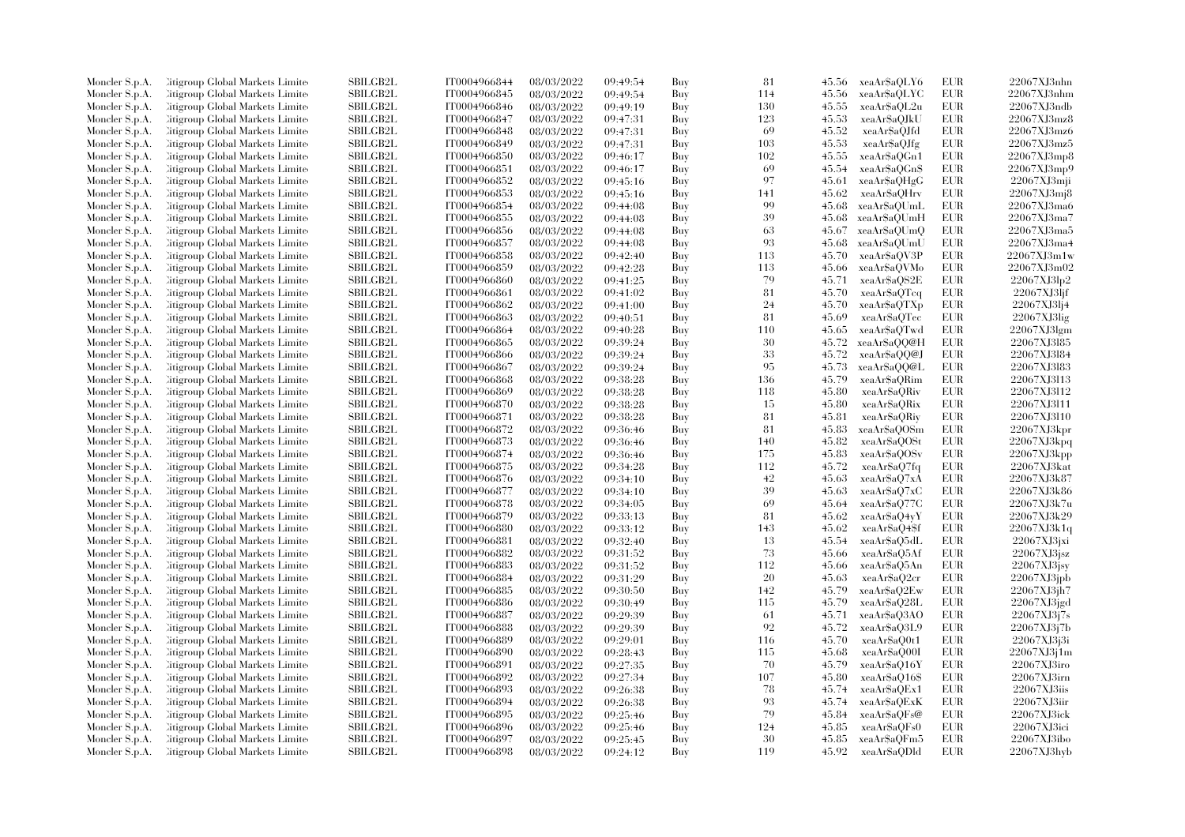| Moncler S.p.A. | Citigroup Global Markets Limited | SBILGB2L | IT0004966844 | 08/03/2022 | 09:49:54 | Buy | 81 | 45.56 | xeaAr$aQLY6 | EUR | 22067XJ3nhn |
|---|---|---|---|---|---|---|---|---|---|---|---|
| Moncler S.p.A. | Citigroup Global Markets Limited | SBILGB2L | IT0004966845 | 08/03/2022 | 09:49:54 | Buy | 114 | 45.56 | xeaAr$aQLYC | EUR | 22067XJ3nhm |
| Moncler S.p.A. | Citigroup Global Markets Limited | SBILGB2L | IT0004966846 | 08/03/2022 | 09:49:19 | Buy | 130 | 45.55 | xeaAr$aQL2u | EUR | 22067XJ3ndb |
| Moncler S.p.A. | Citigroup Global Markets Limited | SBILGB2L | IT0004966847 | 08/03/2022 | 09:47:31 | Buy | 123 | 45.53 | xeaAr$aQJkU | EUR | 22067XJ3mz8 |
| Moncler S.p.A. | Citigroup Global Markets Limited | SBILGB2L | IT0004966848 | 08/03/2022 | 09:47:31 | Buy | 69 | 45.52 | xeaAr$aQJfd | EUR | 22067XJ3mz6 |
| Moncler S.p.A. | Citigroup Global Markets Limited | SBILGB2L | IT0004966849 | 08/03/2022 | 09:47:31 | Buy | 103 | 45.53 | xeaAr$aQJfg | EUR | 22067XJ3mz5 |
| Moncler S.p.A. | Citigroup Global Markets Limited | SBILGB2L | IT0004966850 | 08/03/2022 | 09:46:17 | Buy | 102 | 45.55 | xeaAr$aQGn1 | EUR | 22067XJ3mp8 |
| Moncler S.p.A. | Citigroup Global Markets Limited | SBILGB2L | IT0004966851 | 08/03/2022 | 09:46:17 | Buy | 69 | 45.54 | xeaAr$aQGn$ | EUR | 22067XJ3mp9 |
| Moncler S.p.A. | Citigroup Global Markets Limited | SBILGB2L | IT0004966852 | 08/03/2022 | 09:45:16 | Buy | 97 | 45.61 | xeaAr$aQHgG | EUR | 22067XJ3mji |
| Moncler S.p.A. | Citigroup Global Markets Limited | SBILGB2L | IT0004966853 | 08/03/2022 | 09:45:16 | Buy | 141 | 45.62 | xeaAr$aQHrv | EUR | 22067XJ3mj8 |
| Moncler S.p.A. | Citigroup Global Markets Limited | SBILGB2L | IT0004966854 | 08/03/2022 | 09:44:08 | Buy | 99 | 45.68 | xeaAr$aQUmL | EUR | 22067XJ3ma6 |
| Moncler S.p.A. | Citigroup Global Markets Limited | SBILGB2L | IT0004966855 | 08/03/2022 | 09:44:08 | Buy | 39 | 45.68 | xeaAr$aQUmH | EUR | 22067XJ3ma7 |
| Moncler S.p.A. | Citigroup Global Markets Limited | SBILGB2L | IT0004966856 | 08/03/2022 | 09:44:08 | Buy | 63 | 45.67 | xeaAr$aQUmQ | EUR | 22067XJ3ma5 |
| Moncler S.p.A. | Citigroup Global Markets Limited | SBILGB2L | IT0004966857 | 08/03/2022 | 09:44:08 | Buy | 93 | 45.68 | xeaAr$aQUmU | EUR | 22067XJ3ma4 |
| Moncler S.p.A. | Citigroup Global Markets Limited | SBILGB2L | IT0004966858 | 08/03/2022 | 09:42:40 | Buy | 113 | 45.70 | xeaAr$aQV3P | EUR | 22067XJ3m1w |
| Moncler S.p.A. | Citigroup Global Markets Limited | SBILGB2L | IT0004966859 | 08/03/2022 | 09:42:28 | Buy | 113 | 45.66 | xeaAr$aQVMo | EUR | 22067XJ3m02 |
| Moncler S.p.A. | Citigroup Global Markets Limited | SBILGB2L | IT0004966860 | 08/03/2022 | 09:41:25 | Buy | 79 | 45.71 | xeaAr$aQS2E | EUR | 22067XJ3lp2 |
| Moncler S.p.A. | Citigroup Global Markets Limited | SBILGB2L | IT0004966861 | 08/03/2022 | 09:41:02 | Buy | 81 | 45.70 | xeaAr$aQTcq | EUR | 22067XJ3ljf |
| Moncler S.p.A. | Citigroup Global Markets Limited | SBILGB2L | IT0004966862 | 08/03/2022 | 09:41:00 | Buy | 24 | 45.70 | xeaAr$aQTXp | EUR | 22067XJ3lj4 |
| Moncler S.p.A. | Citigroup Global Markets Limited | SBILGB2L | IT0004966863 | 08/03/2022 | 09:40:51 | Buy | 81 | 45.69 | xeaAr$aQTec | EUR | 22067XJ3lig |
| Moncler S.p.A. | Citigroup Global Markets Limited | SBILGB2L | IT0004966864 | 08/03/2022 | 09:40:28 | Buy | 110 | 45.65 | xeaAr$aQTwd | EUR | 22067XJ3lgm |
| Moncler S.p.A. | Citigroup Global Markets Limited | SBILGB2L | IT0004966865 | 08/03/2022 | 09:39:24 | Buy | 30 | 45.72 | xeaAr$aQQ@H | EUR | 22067XJ3l85 |
| Moncler S.p.A. | Citigroup Global Markets Limited | SBILGB2L | IT0004966866 | 08/03/2022 | 09:39:24 | Buy | 33 | 45.72 | xeaAr$aQQ@J | EUR | 22067XJ3l84 |
| Moncler S.p.A. | Citigroup Global Markets Limited | SBILGB2L | IT0004966867 | 08/03/2022 | 09:39:24 | Buy | 95 | 45.73 | xeaAr$aQQ@L | EUR | 22067XJ3l83 |
| Moncler S.p.A. | Citigroup Global Markets Limited | SBILGB2L | IT0004966868 | 08/03/2022 | 09:38:28 | Buy | 136 | 45.79 | xeaAr$aQRim | EUR | 22067XJ3l13 |
| Moncler S.p.A. | Citigroup Global Markets Limited | SBILGB2L | IT0004966869 | 08/03/2022 | 09:38:28 | Buy | 118 | 45.80 | xeaAr$aQRiv | EUR | 22067XJ3l12 |
| Moncler S.p.A. | Citigroup Global Markets Limited | SBILGB2L | IT0004966870 | 08/03/2022 | 09:38:28 | Buy | 15 | 45.80 | xeaAr$aQRix | EUR | 22067XJ3l11 |
| Moncler S.p.A. | Citigroup Global Markets Limited | SBILGB2L | IT0004966871 | 08/03/2022 | 09:38:28 | Buy | 81 | 45.81 | xeaAr$aQRiy | EUR | 22067XJ3l10 |
| Moncler S.p.A. | Citigroup Global Markets Limited | SBILGB2L | IT0004966872 | 08/03/2022 | 09:36:46 | Buy | 81 | 45.83 | xeaAr$aQOSm | EUR | 22067XJ3kpr |
| Moncler S.p.A. | Citigroup Global Markets Limited | SBILGB2L | IT0004966873 | 08/03/2022 | 09:36:46 | Buy | 140 | 45.82 | xeaAr$aQOSt | EUR | 22067XJ3kpq |
| Moncler S.p.A. | Citigroup Global Markets Limited | SBILGB2L | IT0004966874 | 08/03/2022 | 09:36:46 | Buy | 175 | 45.83 | xeaAr$aQOSv | EUR | 22067XJ3kpp |
| Moncler S.p.A. | Citigroup Global Markets Limited | SBILGB2L | IT0004966875 | 08/03/2022 | 09:34:28 | Buy | 112 | 45.72 | xeaAr$aQ7fq | EUR | 22067XJ3kat |
| Moncler S.p.A. | Citigroup Global Markets Limited | SBILGB2L | IT0004966876 | 08/03/2022 | 09:34:10 | Buy | 42 | 45.63 | xeaAr$aQ7xA | EUR | 22067XJ3k87 |
| Moncler S.p.A. | Citigroup Global Markets Limited | SBILGB2L | IT0004966877 | 08/03/2022 | 09:34:10 | Buy | 39 | 45.63 | xeaAr$aQ7xC | EUR | 22067XJ3k86 |
| Moncler S.p.A. | Citigroup Global Markets Limited | SBILGB2L | IT0004966878 | 08/03/2022 | 09:34:05 | Buy | 69 | 45.64 | xeaAr$aQ77C | EUR | 22067XJ3k7u |
| Moncler S.p.A. | Citigroup Global Markets Limited | SBILGB2L | IT0004966879 | 08/03/2022 | 09:33:13 | Buy | 81 | 45.62 | xeaAr$aQ4yY | EUR | 22067XJ3k29 |
| Moncler S.p.A. | Citigroup Global Markets Limited | SBILGB2L | IT0004966880 | 08/03/2022 | 09:33:12 | Buy | 143 | 45.62 | xeaAr$aQ4$f | EUR | 22067XJ3k1q |
| Moncler S.p.A. | Citigroup Global Markets Limited | SBILGB2L | IT0004966881 | 08/03/2022 | 09:32:40 | Buy | 13 | 45.54 | xeaAr$aQ5dL | EUR | 22067XJ3jxi |
| Moncler S.p.A. | Citigroup Global Markets Limited | SBILGB2L | IT0004966882 | 08/03/2022 | 09:31:52 | Buy | 73 | 45.66 | xeaAr$aQ5Af | EUR | 22067XJ3jsz |
| Moncler S.p.A. | Citigroup Global Markets Limited | SBILGB2L | IT0004966883 | 08/03/2022 | 09:31:52 | Buy | 112 | 45.66 | xeaAr$aQ5An | EUR | 22067XJ3jsy |
| Moncler S.p.A. | Citigroup Global Markets Limited | SBILGB2L | IT0004966884 | 08/03/2022 | 09:31:29 | Buy | 20 | 45.63 | xeaAr$aQ2cr | EUR | 22067XJ3jpb |
| Moncler S.p.A. | Citigroup Global Markets Limited | SBILGB2L | IT0004966885 | 08/03/2022 | 09:30:50 | Buy | 142 | 45.79 | xeaAr$aQ2Ew | EUR | 22067XJ3jh7 |
| Moncler S.p.A. | Citigroup Global Markets Limited | SBILGB2L | IT0004966886 | 08/03/2022 | 09:30:49 | Buy | 115 | 45.79 | xeaAr$aQ28L | EUR | 22067XJ3jgd |
| Moncler S.p.A. | Citigroup Global Markets Limited | SBILGB2L | IT0004966887 | 08/03/2022 | 09:29:39 | Buy | 61 | 45.71 | xeaAr$aQ3AO | EUR | 22067XJ3j7s |
| Moncler S.p.A. | Citigroup Global Markets Limited | SBILGB2L | IT0004966888 | 08/03/2022 | 09:29:39 | Buy | 92 | 45.72 | xeaAr$aQ3L9 | EUR | 22067XJ3j7b |
| Moncler S.p.A. | Citigroup Global Markets Limited | SBILGB2L | IT0004966889 | 08/03/2022 | 09:29:01 | Buy | 116 | 45.70 | xeaAr$aQ0t1 | EUR | 22067XJ3j3i |
| Moncler S.p.A. | Citigroup Global Markets Limited | SBILGB2L | IT0004966890 | 08/03/2022 | 09:28:43 | Buy | 115 | 45.68 | xeaAr$aQ00I | EUR | 22067XJ3j1m |
| Moncler S.p.A. | Citigroup Global Markets Limited | SBILGB2L | IT0004966891 | 08/03/2022 | 09:27:35 | Buy | 70 | 45.79 | xeaAr$aQ16Y | EUR | 22067XJ3iro |
| Moncler S.p.A. | Citigroup Global Markets Limited | SBILGB2L | IT0004966892 | 08/03/2022 | 09:27:34 | Buy | 107 | 45.80 | xeaAr$aQ16$ | EUR | 22067XJ3irn |
| Moncler S.p.A. | Citigroup Global Markets Limited | SBILGB2L | IT0004966893 | 08/03/2022 | 09:26:38 | Buy | 78 | 45.74 | xeaAr$aQEx1 | EUR | 22067XJ3iis |
| Moncler S.p.A. | Citigroup Global Markets Limited | SBILGB2L | IT0004966894 | 08/03/2022 | 09:26:38 | Buy | 93 | 45.74 | xeaAr$aQExK | EUR | 22067XJ3iir |
| Moncler S.p.A. | Citigroup Global Markets Limited | SBILGB2L | IT0004966895 | 08/03/2022 | 09:25:46 | Buy | 79 | 45.84 | xeaAr$aQFs@ | EUR | 22067XJ3ick |
| Moncler S.p.A. | Citigroup Global Markets Limited | SBILGB2L | IT0004966896 | 08/03/2022 | 09:25:46 | Buy | 124 | 45.85 | xeaAr$aQFs0 | EUR | 22067XJ3ici |
| Moncler S.p.A. | Citigroup Global Markets Limited | SBILGB2L | IT0004966897 | 08/03/2022 | 09:25:45 | Buy | 30 | 45.85 | xeaAr$aQFm5 | EUR | 22067XJ3ibo |
| Moncler S.p.A. | Citigroup Global Markets Limited | SBILGB2L | IT0004966898 | 08/03/2022 | 09:24:12 | Buy | 119 | 45.92 | xeaAr$aQDld | EUR | 22067XJ3hyb |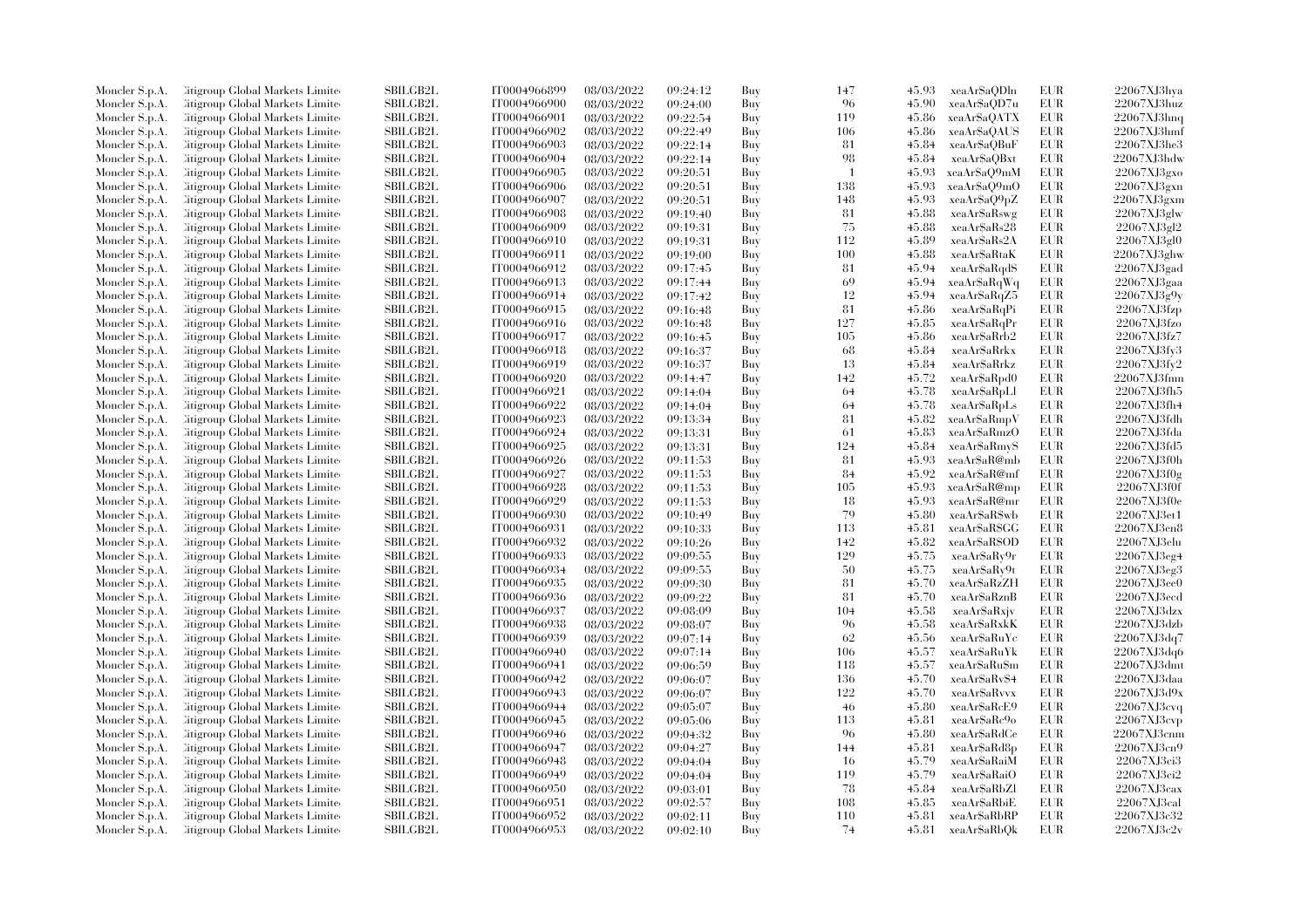| | | | | | | | | | | | |
|---|---|---|---|---|---|---|---|---|---|---|---|
| Moncler S.p.A. | Citigroup Global Markets Limited | SBILGB2L | IT0004966899 | 08/03/2022 | 09:24:12 | Buy | 147 | 45.93 | xeaAr$aQDln | EUR | 22067XJ3hya |
| Moncler S.p.A. | Citigroup Global Markets Limited | SBILGB2L | IT0004966900 | 08/03/2022 | 09:24:00 | Buy | 96 | 45.90 | xeaAr$aQD7u | EUR | 22067XJ3huz |
| Moncler S.p.A. | Citigroup Global Markets Limited | SBILGB2L | IT0004966901 | 08/03/2022 | 09:22:54 | Buy | 119 | 45.86 | xeaAr$aQATX | EUR | 22067XJ3hnq |
| Moncler S.p.A. | Citigroup Global Markets Limited | SBILGB2L | IT0004966902 | 08/03/2022 | 09:22:49 | Buy | 106 | 45.86 | xeaAr$aQAUS | EUR | 22067XJ3hmf |
| Moncler S.p.A. | Citigroup Global Markets Limited | SBILGB2L | IT0004966903 | 08/03/2022 | 09:22:14 | Buy | 81 | 45.84 | xeaAr$aQBuF | EUR | 22067XJ3he3 |
| Moncler S.p.A. | Citigroup Global Markets Limited | SBILGB2L | IT0004966904 | 08/03/2022 | 09:22:14 | Buy | 98 | 45.84 | xeaAr$aQBxt | EUR | 22067XJ3hdw |
| Moncler S.p.A. | Citigroup Global Markets Limited | SBILGB2L | IT0004966905 | 08/03/2022 | 09:20:51 | Buy | 1 | 45.93 | xeaAr$aQ9mM | EUR | 22067XJ3gxo |
| Moncler S.p.A. | Citigroup Global Markets Limited | SBILGB2L | IT0004966906 | 08/03/2022 | 09:20:51 | Buy | 138 | 45.93 | xeaAr$aQ9mO | EUR | 22067XJ3gxn |
| Moncler S.p.A. | Citigroup Global Markets Limited | SBILGB2L | IT0004966907 | 08/03/2022 | 09:20:51 | Buy | 148 | 45.93 | xeaAr$aQ9pZ | EUR | 22067XJ3gxm |
| Moncler S.p.A. | Citigroup Global Markets Limited | SBILGB2L | IT0004966908 | 08/03/2022 | 09:19:40 | Buy | 81 | 45.88 | xeaAr$aRswg | EUR | 22067XJ3glw |
| Moncler S.p.A. | Citigroup Global Markets Limited | SBILGB2L | IT0004966909 | 08/03/2022 | 09:19:31 | Buy | 75 | 45.88 | xeaAr$aRs28 | EUR | 22067XJ3gl2 |
| Moncler S.p.A. | Citigroup Global Markets Limited | SBILGB2L | IT0004966910 | 08/03/2022 | 09:19:31 | Buy | 112 | 45.89 | xeaAr$aRs2A | EUR | 22067XJ3gl0 |
| Moncler S.p.A. | Citigroup Global Markets Limited | SBILGB2L | IT0004966911 | 08/03/2022 | 09:19:00 | Buy | 100 | 45.88 | xeaAr$aRtaK | EUR | 22067XJ3ghw |
| Moncler S.p.A. | Citigroup Global Markets Limited | SBILGB2L | IT0004966912 | 08/03/2022 | 09:17:45 | Buy | 81 | 45.94 | xeaAr$aRqdS | EUR | 22067XJ3gad |
| Moncler S.p.A. | Citigroup Global Markets Limited | SBILGB2L | IT0004966913 | 08/03/2022 | 09:17:44 | Buy | 69 | 45.94 | xeaAr$aRqWq | EUR | 22067XJ3gaa |
| Moncler S.p.A. | Citigroup Global Markets Limited | SBILGB2L | IT0004966914 | 08/03/2022 | 09:17:42 | Buy | 12 | 45.94 | xeaAr$aRqZ5 | EUR | 22067XJ3g9y |
| Moncler S.p.A. | Citigroup Global Markets Limited | SBILGB2L | IT0004966915 | 08/03/2022 | 09:16:48 | Buy | 81 | 45.86 | xeaAr$aRqPi | EUR | 22067XJ3fzp |
| Moncler S.p.A. | Citigroup Global Markets Limited | SBILGB2L | IT0004966916 | 08/03/2022 | 09:16:48 | Buy | 127 | 45.85 | xeaAr$aRqPr | EUR | 22067XJ3fzo |
| Moncler S.p.A. | Citigroup Global Markets Limited | SBILGB2L | IT0004966917 | 08/03/2022 | 09:16:45 | Buy | 105 | 45.86 | xeaAr$aRrb2 | EUR | 22067XJ3fz7 |
| Moncler S.p.A. | Citigroup Global Markets Limited | SBILGB2L | IT0004966918 | 08/03/2022 | 09:16:37 | Buy | 68 | 45.84 | xeaAr$aRrkx | EUR | 22067XJ3fy3 |
| Moncler S.p.A. | Citigroup Global Markets Limited | SBILGB2L | IT0004966919 | 08/03/2022 | 09:16:37 | Buy | 13 | 45.84 | xeaAr$aRrkz | EUR | 22067XJ3fy2 |
| Moncler S.p.A. | Citigroup Global Markets Limited | SBILGB2L | IT0004966920 | 08/03/2022 | 09:14:47 | Buy | 142 | 45.72 | xeaAr$aRpd0 | EUR | 22067XJ3fmn |
| Moncler S.p.A. | Citigroup Global Markets Limited | SBILGB2L | IT0004966921 | 08/03/2022 | 09:14:04 | Buy | 64 | 45.78 | xeaAr$aRpLl | EUR | 22067XJ3fh5 |
| Moncler S.p.A. | Citigroup Global Markets Limited | SBILGB2L | IT0004966922 | 08/03/2022 | 09:14:04 | Buy | 64 | 45.78 | xeaAr$aRpLs | EUR | 22067XJ3fh4 |
| Moncler S.p.A. | Citigroup Global Markets Limited | SBILGB2L | IT0004966923 | 08/03/2022 | 09:13:34 | Buy | 81 | 45.82 | xeaAr$aRmpV | EUR | 22067XJ3fdh |
| Moncler S.p.A. | Citigroup Global Markets Limited | SBILGB2L | IT0004966924 | 08/03/2022 | 09:13:31 | Buy | 61 | 45.83 | xeaAr$aRmzO | EUR | 22067XJ3fda |
| Moncler S.p.A. | Citigroup Global Markets Limited | SBILGB2L | IT0004966925 | 08/03/2022 | 09:13:31 | Buy | 124 | 45.84 | xeaAr$aRmyS | EUR | 22067XJ3fd5 |
| Moncler S.p.A. | Citigroup Global Markets Limited | SBILGB2L | IT0004966926 | 08/03/2022 | 09:11:53 | Buy | 81 | 45.93 | xeaAr$aR@mb | EUR | 22067XJ3f0h |
| Moncler S.p.A. | Citigroup Global Markets Limited | SBILGB2L | IT0004966927 | 08/03/2022 | 09:11:53 | Buy | 84 | 45.92 | xeaAr$aR@mf | EUR | 22067XJ3f0g |
| Moncler S.p.A. | Citigroup Global Markets Limited | SBILGB2L | IT0004966928 | 08/03/2022 | 09:11:53 | Buy | 105 | 45.93 | xeaAr$aR@mp | EUR | 22067XJ3f0f |
| Moncler S.p.A. | Citigroup Global Markets Limited | SBILGB2L | IT0004966929 | 08/03/2022 | 09:11:53 | Buy | 18 | 45.93 | xeaAr$aR@mr | EUR | 22067XJ3f0e |
| Moncler S.p.A. | Citigroup Global Markets Limited | SBILGB2L | IT0004966930 | 08/03/2022 | 09:10:49 | Buy | 79 | 45.80 | xeaAr$aR$wb | EUR | 22067XJ3et1 |
| Moncler S.p.A. | Citigroup Global Markets Limited | SBILGB2L | IT0004966931 | 08/03/2022 | 09:10:33 | Buy | 113 | 45.81 | xeaAr$aRSGG | EUR | 22067XJ3en8 |
| Moncler S.p.A. | Citigroup Global Markets Limited | SBILGB2L | IT0004966932 | 08/03/2022 | 09:10:26 | Buy | 142 | 45.82 | xeaAr$aRSOD | EUR | 22067XJ3elu |
| Moncler S.p.A. | Citigroup Global Markets Limited | SBILGB2L | IT0004966933 | 08/03/2022 | 09:09:55 | Buy | 129 | 45.75 | xeaAr$aRy9r | EUR | 22067XJ3eg4 |
| Moncler S.p.A. | Citigroup Global Markets Limited | SBILGB2L | IT0004966934 | 08/03/2022 | 09:09:55 | Buy | 50 | 45.75 | xeaAr$aRy9t | EUR | 22067XJ3eg3 |
| Moncler S.p.A. | Citigroup Global Markets Limited | SBILGB2L | IT0004966935 | 08/03/2022 | 09:09:30 | Buy | 81 | 45.70 | xeaAr$aRzZH | EUR | 22067XJ3ee0 |
| Moncler S.p.A. | Citigroup Global Markets Limited | SBILGB2L | IT0004966936 | 08/03/2022 | 09:09:22 | Buy | 81 | 45.70 | xeaAr$aRznB | EUR | 22067XJ3ecd |
| Moncler S.p.A. | Citigroup Global Markets Limited | SBILGB2L | IT0004966937 | 08/03/2022 | 09:08:09 | Buy | 104 | 45.58 | xeaAr$aRxjv | EUR | 22067XJ3dzx |
| Moncler S.p.A. | Citigroup Global Markets Limited | SBILGB2L | IT0004966938 | 08/03/2022 | 09:08:07 | Buy | 96 | 45.58 | xeaAr$aRxkK | EUR | 22067XJ3dzb |
| Moncler S.p.A. | Citigroup Global Markets Limited | SBILGB2L | IT0004966939 | 08/03/2022 | 09:07:14 | Buy | 62 | 45.56 | xeaAr$aRuYc | EUR | 22067XJ3dq7 |
| Moncler S.p.A. | Citigroup Global Markets Limited | SBILGB2L | IT0004966940 | 08/03/2022 | 09:07:14 | Buy | 106 | 45.57 | xeaAr$aRuYk | EUR | 22067XJ3dq6 |
| Moncler S.p.A. | Citigroup Global Markets Limited | SBILGB2L | IT0004966941 | 08/03/2022 | 09:06:59 | Buy | 118 | 45.57 | xeaAr$aRu$m | EUR | 22067XJ3dmt |
| Moncler S.p.A. | Citigroup Global Markets Limited | SBILGB2L | IT0004966942 | 08/03/2022 | 09:06:07 | Buy | 136 | 45.70 | xeaAr$aRv$4 | EUR | 22067XJ3daa |
| Moncler S.p.A. | Citigroup Global Markets Limited | SBILGB2L | IT0004966943 | 08/03/2022 | 09:06:07 | Buy | 122 | 45.70 | xeaAr$aRvvx | EUR | 22067XJ3d9x |
| Moncler S.p.A. | Citigroup Global Markets Limited | SBILGB2L | IT0004966944 | 08/03/2022 | 09:05:07 | Buy | 46 | 45.80 | xeaAr$aRcE9 | EUR | 22067XJ3cvq |
| Moncler S.p.A. | Citigroup Global Markets Limited | SBILGB2L | IT0004966945 | 08/03/2022 | 09:05:06 | Buy | 113 | 45.81 | xeaAr$aRc9o | EUR | 22067XJ3cvp |
| Moncler S.p.A. | Citigroup Global Markets Limited | SBILGB2L | IT0004966946 | 08/03/2022 | 09:04:32 | Buy | 96 | 45.80 | xeaAr$aRdCe | EUR | 22067XJ3cnm |
| Moncler S.p.A. | Citigroup Global Markets Limited | SBILGB2L | IT0004966947 | 08/03/2022 | 09:04:27 | Buy | 144 | 45.81 | xeaAr$aRd8p | EUR | 22067XJ3cn9 |
| Moncler S.p.A. | Citigroup Global Markets Limited | SBILGB2L | IT0004966948 | 08/03/2022 | 09:04:04 | Buy | 16 | 45.79 | xeaAr$aRaiM | EUR | 22067XJ3ci3 |
| Moncler S.p.A. | Citigroup Global Markets Limited | SBILGB2L | IT0004966949 | 08/03/2022 | 09:04:04 | Buy | 119 | 45.79 | xeaAr$aRaiO | EUR | 22067XJ3ci2 |
| Moncler S.p.A. | Citigroup Global Markets Limited | SBILGB2L | IT0004966950 | 08/03/2022 | 09:03:01 | Buy | 78 | 45.84 | xeaAr$aRbZl | EUR | 22067XJ3cax |
| Moncler S.p.A. | Citigroup Global Markets Limited | SBILGB2L | IT0004966951 | 08/03/2022 | 09:02:57 | Buy | 108 | 45.85 | xeaAr$aRbiE | EUR | 22067XJ3cal |
| Moncler S.p.A. | Citigroup Global Markets Limited | SBILGB2L | IT0004966952 | 08/03/2022 | 09:02:11 | Buy | 110 | 45.81 | xeaAr$aRbRP | EUR | 22067XJ3c32 |
| Moncler S.p.A. | Citigroup Global Markets Limited | SBILGB2L | IT0004966953 | 08/03/2022 | 09:02:10 | Buy | 74 | 45.81 | xeaAr$aRbQk | EUR | 22067XJ3c2v |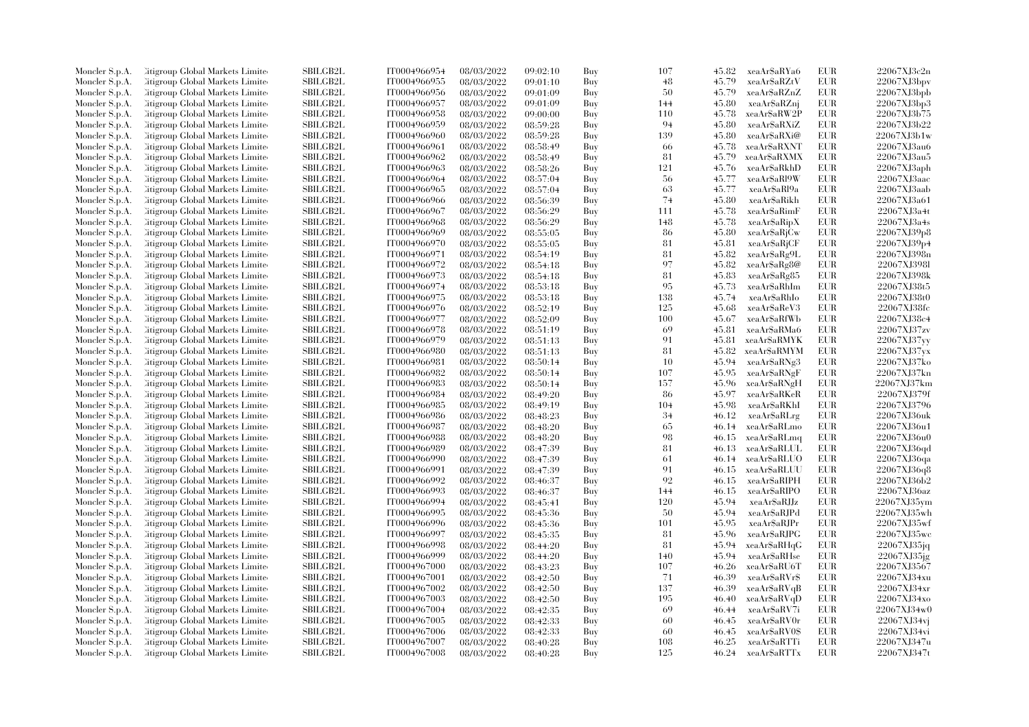| | | | | | | | | | | | |
|---|---|---|---|---|---|---|---|---|---|---|---|
| Moncler S.p.A. | Citigroup Global Markets Limited | SBILGB2L | IT0004966954 | 08/03/2022 | 09:02:10 | Buy | 107 | 45.82 | xeaAr$aRYa6 | EUR | 22067XJ3c2n |
| Moncler S.p.A. | Citigroup Global Markets Limited | SBILGB2L | IT0004966955 | 08/03/2022 | 09:01:10 | Buy | 48 | 45.79 | xeaAr$aRZtV | EUR | 22067XJ3bpv |
| Moncler S.p.A. | Citigroup Global Markets Limited | SBILGB2L | IT0004966956 | 08/03/2022 | 09:01:09 | Buy | 50 | 45.79 | xeaAr$aRZnZ | EUR | 22067XJ3bpb |
| Moncler S.p.A. | Citigroup Global Markets Limited | SBILGB2L | IT0004966957 | 08/03/2022 | 09:01:09 | Buy | 144 | 45.80 | xeaAr$aRZnj | EUR | 22067XJ3bp3 |
| Moncler S.p.A. | Citigroup Global Markets Limited | SBILGB2L | IT0004966958 | 08/03/2022 | 09:00:00 | Buy | 110 | 45.78 | xeaAr$aRW2P | EUR | 22067XJ3b75 |
| Moncler S.p.A. | Citigroup Global Markets Limited | SBILGB2L | IT0004966959 | 08/03/2022 | 08:59:28 | Buy | 94 | 45.80 | xeaAr$aRXiZ | EUR | 22067XJ3b22 |
| Moncler S.p.A. | Citigroup Global Markets Limited | SBILGB2L | IT0004966960 | 08/03/2022 | 08:59:28 | Buy | 139 | 45.80 | xeaAr$aRXi@ | EUR | 22067XJ3b1w |
| Moncler S.p.A. | Citigroup Global Markets Limited | SBILGB2L | IT0004966961 | 08/03/2022 | 08:58:49 | Buy | 66 | 45.78 | xeaAr$aRXNT | EUR | 22067XJ3au6 |
| Moncler S.p.A. | Citigroup Global Markets Limited | SBILGB2L | IT0004966962 | 08/03/2022 | 08:58:49 | Buy | 81 | 45.79 | xeaAr$aRXMX | EUR | 22067XJ3au5 |
| Moncler S.p.A. | Citigroup Global Markets Limited | SBILGB2L | IT0004966963 | 08/03/2022 | 08:58:26 | Buy | 121 | 45.76 | xeaAr$aRkhD | EUR | 22067XJ3aph |
| Moncler S.p.A. | Citigroup Global Markets Limited | SBILGB2L | IT0004966964 | 08/03/2022 | 08:57:04 | Buy | 56 | 45.77 | xeaAr$aRl9W | EUR | 22067XJ3aac |
| Moncler S.p.A. | Citigroup Global Markets Limited | SBILGB2L | IT0004966965 | 08/03/2022 | 08:57:04 | Buy | 63 | 45.77 | xeaAr$aRl9a | EUR | 22067XJ3aab |
| Moncler S.p.A. | Citigroup Global Markets Limited | SBILGB2L | IT0004966966 | 08/03/2022 | 08:56:39 | Buy | 74 | 45.80 | xeaAr$aRikh | EUR | 22067XJ3a61 |
| Moncler S.p.A. | Citigroup Global Markets Limited | SBILGB2L | IT0004966967 | 08/03/2022 | 08:56:29 | Buy | 111 | 45.78 | xeaAr$aRimF | EUR | 22067XJ3a4t |
| Moncler S.p.A. | Citigroup Global Markets Limited | SBILGB2L | IT0004966968 | 08/03/2022 | 08:56:29 | Buy | 148 | 45.78 | xeaAr$aRipX | EUR | 22067XJ3a4s |
| Moncler S.p.A. | Citigroup Global Markets Limited | SBILGB2L | IT0004966969 | 08/03/2022 | 08:55:05 | Buy | 86 | 45.80 | xeaAr$aRjCw | EUR | 22067XJ39p8 |
| Moncler S.p.A. | Citigroup Global Markets Limited | SBILGB2L | IT0004966970 | 08/03/2022 | 08:55:05 | Buy | 81 | 45.81 | xeaAr$aRjCF | EUR | 22067XJ39p4 |
| Moncler S.p.A. | Citigroup Global Markets Limited | SBILGB2L | IT0004966971 | 08/03/2022 | 08:54:19 | Buy | 81 | 45.82 | xeaAr$aRg9L | EUR | 22067XJ398n |
| Moncler S.p.A. | Citigroup Global Markets Limited | SBILGB2L | IT0004966972 | 08/03/2022 | 08:54:18 | Buy | 97 | 45.82 | xeaAr$aRg8@ | EUR | 22067XJ398l |
| Moncler S.p.A. | Citigroup Global Markets Limited | SBILGB2L | IT0004966973 | 08/03/2022 | 08:54:18 | Buy | 81 | 45.83 | xeaAr$aRg85 | EUR | 22067XJ398k |
| Moncler S.p.A. | Citigroup Global Markets Limited | SBILGB2L | IT0004966974 | 08/03/2022 | 08:53:18 | Buy | 95 | 45.73 | xeaAr$aRhIm | EUR | 22067XJ38t5 |
| Moncler S.p.A. | Citigroup Global Markets Limited | SBILGB2L | IT0004966975 | 08/03/2022 | 08:53:18 | Buy | 138 | 45.74 | xeaAr$aRhIo | EUR | 22067XJ38t0 |
| Moncler S.p.A. | Citigroup Global Markets Limited | SBILGB2L | IT0004966976 | 08/03/2022 | 08:52:19 | Buy | 125 | 45.68 | xeaAr$aReV3 | EUR | 22067XJ38fc |
| Moncler S.p.A. | Citigroup Global Markets Limited | SBILGB2L | IT0004966977 | 08/03/2022 | 08:52:09 | Buy | 100 | 45.67 | xeaAr$aRfWb | EUR | 22067XJ38c4 |
| Moncler S.p.A. | Citigroup Global Markets Limited | SBILGB2L | IT0004966978 | 08/03/2022 | 08:51:19 | Buy | 69 | 45.81 | xeaAr$aRMa6 | EUR | 22067XJ37zv |
| Moncler S.p.A. | Citigroup Global Markets Limited | SBILGB2L | IT0004966979 | 08/03/2022 | 08:51:13 | Buy | 91 | 45.81 | xeaAr$aRMYK | EUR | 22067XJ37yy |
| Moncler S.p.A. | Citigroup Global Markets Limited | SBILGB2L | IT0004966980 | 08/03/2022 | 08:51:13 | Buy | 81 | 45.82 | xeaAr$aRMYM | EUR | 22067XJ37yx |
| Moncler S.p.A. | Citigroup Global Markets Limited | SBILGB2L | IT0004966981 | 08/03/2022 | 08:50:14 | Buy | 10 | 45.94 | xeaAr$aRNg3 | EUR | 22067XJ37ko |
| Moncler S.p.A. | Citigroup Global Markets Limited | SBILGB2L | IT0004966982 | 08/03/2022 | 08:50:14 | Buy | 107 | 45.95 | xeaAr$aRNgF | EUR | 22067XJ37kn |
| Moncler S.p.A. | Citigroup Global Markets Limited | SBILGB2L | IT0004966983 | 08/03/2022 | 08:50:14 | Buy | 157 | 45.96 | xeaAr$aRNgH | EUR | 22067XJ37km |
| Moncler S.p.A. | Citigroup Global Markets Limited | SBILGB2L | IT0004966984 | 08/03/2022 | 08:49:20 | Buy | 86 | 45.97 | xeaAr$aRKeR | EUR | 22067XJ379f |
| Moncler S.p.A. | Citigroup Global Markets Limited | SBILGB2L | IT0004966985 | 08/03/2022 | 08:49:19 | Buy | 104 | 45.98 | xeaAr$aRKhI | EUR | 22067XJ3796 |
| Moncler S.p.A. | Citigroup Global Markets Limited | SBILGB2L | IT0004966986 | 08/03/2022 | 08:48:23 | Buy | 34 | 46.12 | xeaAr$aRLrg | EUR | 22067XJ36uk |
| Moncler S.p.A. | Citigroup Global Markets Limited | SBILGB2L | IT0004966987 | 08/03/2022 | 08:48:20 | Buy | 65 | 46.14 | xeaAr$aRLmo | EUR | 22067XJ36u1 |
| Moncler S.p.A. | Citigroup Global Markets Limited | SBILGB2L | IT0004966988 | 08/03/2022 | 08:48:20 | Buy | 98 | 46.15 | xeaAr$aRLmq | EUR | 22067XJ36u0 |
| Moncler S.p.A. | Citigroup Global Markets Limited | SBILGB2L | IT0004966989 | 08/03/2022 | 08:47:39 | Buy | 81 | 46.13 | xeaAr$aRLUL | EUR | 22067XJ36qd |
| Moncler S.p.A. | Citigroup Global Markets Limited | SBILGB2L | IT0004966990 | 08/03/2022 | 08:47:39 | Buy | 61 | 46.14 | xeaAr$aRLUO | EUR | 22067XJ36qa |
| Moncler S.p.A. | Citigroup Global Markets Limited | SBILGB2L | IT0004966991 | 08/03/2022 | 08:47:39 | Buy | 91 | 46.15 | xeaAr$aRLUU | EUR | 22067XJ36q8 |
| Moncler S.p.A. | Citigroup Global Markets Limited | SBILGB2L | IT0004966992 | 08/03/2022 | 08:46:37 | Buy | 92 | 46.15 | xeaAr$aRIPH | EUR | 22067XJ36b2 |
| Moncler S.p.A. | Citigroup Global Markets Limited | SBILGB2L | IT0004966993 | 08/03/2022 | 08:46:37 | Buy | 144 | 46.15 | xeaAr$aRIPO | EUR | 22067XJ36az |
| Moncler S.p.A. | Citigroup Global Markets Limited | SBILGB2L | IT0004966994 | 08/03/2022 | 08:45:41 | Buy | 120 | 45.94 | xeaAr$aRJJz | EUR | 22067XJ35ym |
| Moncler S.p.A. | Citigroup Global Markets Limited | SBILGB2L | IT0004966995 | 08/03/2022 | 08:45:36 | Buy | 50 | 45.94 | xeaAr$aRJPd | EUR | 22067XJ35wh |
| Moncler S.p.A. | Citigroup Global Markets Limited | SBILGB2L | IT0004966996 | 08/03/2022 | 08:45:36 | Buy | 101 | 45.95 | xeaAr$aRJPr | EUR | 22067XJ35wf |
| Moncler S.p.A. | Citigroup Global Markets Limited | SBILGB2L | IT0004966997 | 08/03/2022 | 08:45:35 | Buy | 81 | 45.96 | xeaAr$aRJPG | EUR | 22067XJ35wc |
| Moncler S.p.A. | Citigroup Global Markets Limited | SBILGB2L | IT0004966998 | 08/03/2022 | 08:44:20 | Buy | 81 | 45.94 | xeaAr$aRHqG | EUR | 22067XJ35jq |
| Moncler S.p.A. | Citigroup Global Markets Limited | SBILGB2L | IT0004966999 | 08/03/2022 | 08:44:20 | Buy | 140 | 45.94 | xeaAr$aRHse | EUR | 22067XJ35jg |
| Moncler S.p.A. | Citigroup Global Markets Limited | SBILGB2L | IT0004967000 | 08/03/2022 | 08:43:23 | Buy | 107 | 46.26 | xeaAr$aRU6T | EUR | 22067XJ3567 |
| Moncler S.p.A. | Citigroup Global Markets Limited | SBILGB2L | IT0004967001 | 08/03/2022 | 08:42:50 | Buy | 71 | 46.39 | xeaAr$aRVr$ | EUR | 22067XJ34xu |
| Moncler S.p.A. | Citigroup Global Markets Limited | SBILGB2L | IT0004967002 | 08/03/2022 | 08:42:50 | Buy | 137 | 46.39 | xeaAr$aRVqB | EUR | 22067XJ34xr |
| Moncler S.p.A. | Citigroup Global Markets Limited | SBILGB2L | IT0004967003 | 08/03/2022 | 08:42:50 | Buy | 195 | 46.40 | xeaAr$aRVqD | EUR | 22067XJ34xo |
| Moncler S.p.A. | Citigroup Global Markets Limited | SBILGB2L | IT0004967004 | 08/03/2022 | 08:42:35 | Buy | 69 | 46.44 | xeaAr$aRV7i | EUR | 22067XJ34w0 |
| Moncler S.p.A. | Citigroup Global Markets Limited | SBILGB2L | IT0004967005 | 08/03/2022 | 08:42:33 | Buy | 60 | 46.45 | xeaAr$aRV0r | EUR | 22067XJ34vj |
| Moncler S.p.A. | Citigroup Global Markets Limited | SBILGB2L | IT0004967006 | 08/03/2022 | 08:42:33 | Buy | 60 | 46.45 | xeaAr$aRV0$ | EUR | 22067XJ34vi |
| Moncler S.p.A. | Citigroup Global Markets Limited | SBILGB2L | IT0004967007 | 08/03/2022 | 08:40:28 | Buy | 108 | 46.25 | xeaAr$aRTTi | EUR | 22067XJ347u |
| Moncler S.p.A. | Citigroup Global Markets Limited | SBILGB2L | IT0004967008 | 08/03/2022 | 08:40:28 | Buy | 125 | 46.24 | xeaAr$aRTTx | EUR | 22067XJ347t |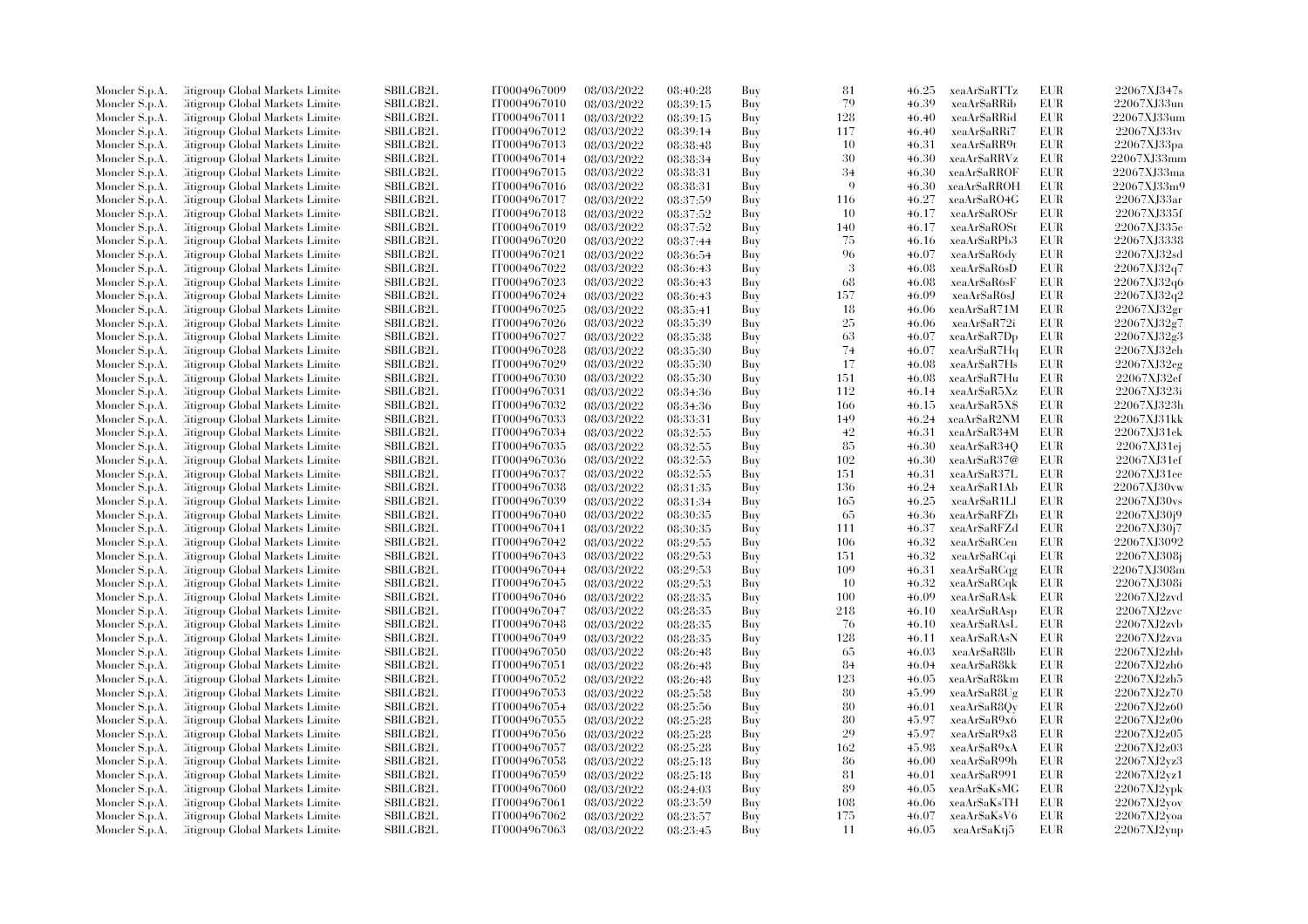| | | | | | | | | | | | |
|---|---|---|---|---|---|---|---|---|---|---|---|
| Moncler S.p.A. | Citigroup Global Markets Limited | SBILGB2L | IT0004967009 | 08/03/2022 | 08:40:28 | Buy | 81 | 46.25 | xeaAr$aRTTz | EUR | 22067XJ347s |
| Moncler S.p.A. | Citigroup Global Markets Limited | SBILGB2L | IT0004967010 | 08/03/2022 | 08:39:15 | Buy | 79 | 46.39 | xeaAr$aRRib | EUR | 22067XJ33un |
| Moncler S.p.A. | Citigroup Global Markets Limited | SBILGB2L | IT0004967011 | 08/03/2022 | 08:39:15 | Buy | 128 | 46.40 | xeaAr$aRRid | EUR | 22067XJ33um |
| Moncler S.p.A. | Citigroup Global Markets Limited | SBILGB2L | IT0004967012 | 08/03/2022 | 08:39:14 | Buy | 117 | 46.40 | xeaAr$aRRi7 | EUR | 22067XJ33tv |
| Moncler S.p.A. | Citigroup Global Markets Limited | SBILGB2L | IT0004967013 | 08/03/2022 | 08:38:48 | Buy | 10 | 46.31 | xeaAr$aRR9t | EUR | 22067XJ33pa |
| Moncler S.p.A. | Citigroup Global Markets Limited | SBILGB2L | IT0004967014 | 08/03/2022 | 08:38:34 | Buy | 30 | 46.30 | xeaAr$aRRVz | EUR | 22067XJ33mm |
| Moncler S.p.A. | Citigroup Global Markets Limited | SBILGB2L | IT0004967015 | 08/03/2022 | 08:38:31 | Buy | 34 | 46.30 | xeaAr$aRROF | EUR | 22067XJ33ma |
| Moncler S.p.A. | Citigroup Global Markets Limited | SBILGB2L | IT0004967016 | 08/03/2022 | 08:38:31 | Buy | 9 | 46.30 | xeaAr$aRROH | EUR | 22067XJ33m9 |
| Moncler S.p.A. | Citigroup Global Markets Limited | SBILGB2L | IT0004967017 | 08/03/2022 | 08:37:59 | Buy | 116 | 46.27 | xeaAr$aRO4G | EUR | 22067XJ33ar |
| Moncler S.p.A. | Citigroup Global Markets Limited | SBILGB2L | IT0004967018 | 08/03/2022 | 08:37:52 | Buy | 10 | 46.17 | xeaAr$aROSr | EUR | 22067XJ335f |
| Moncler S.p.A. | Citigroup Global Markets Limited | SBILGB2L | IT0004967019 | 08/03/2022 | 08:37:52 | Buy | 140 | 46.17 | xeaAr$aROSt | EUR | 22067XJ335e |
| Moncler S.p.A. | Citigroup Global Markets Limited | SBILGB2L | IT0004967020 | 08/03/2022 | 08:37:44 | Buy | 75 | 46.16 | xeaAr$aRPb3 | EUR | 22067XJ3338 |
| Moncler S.p.A. | Citigroup Global Markets Limited | SBILGB2L | IT0004967021 | 08/03/2022 | 08:36:54 | Buy | 96 | 46.07 | xeaAr$aR6dy | EUR | 22067XJ32sd |
| Moncler S.p.A. | Citigroup Global Markets Limited | SBILGB2L | IT0004967022 | 08/03/2022 | 08:36:43 | Buy | 3 | 46.08 | xeaAr$aR6sD | EUR | 22067XJ32q7 |
| Moncler S.p.A. | Citigroup Global Markets Limited | SBILGB2L | IT0004967023 | 08/03/2022 | 08:36:43 | Buy | 68 | 46.08 | xeaAr$aR6sF | EUR | 22067XJ32q6 |
| Moncler S.p.A. | Citigroup Global Markets Limited | SBILGB2L | IT0004967024 | 08/03/2022 | 08:36:43 | Buy | 157 | 46.09 | xeaAr$aR6sJ | EUR | 22067XJ32q2 |
| Moncler S.p.A. | Citigroup Global Markets Limited | SBILGB2L | IT0004967025 | 08/03/2022 | 08:35:41 | Buy | 18 | 46.06 | xeaAr$aR71M | EUR | 22067XJ32gr |
| Moncler S.p.A. | Citigroup Global Markets Limited | SBILGB2L | IT0004967026 | 08/03/2022 | 08:35:39 | Buy | 25 | 46.06 | xeaAr$aR72i | EUR | 22067XJ32g7 |
| Moncler S.p.A. | Citigroup Global Markets Limited | SBILGB2L | IT0004967027 | 08/03/2022 | 08:35:38 | Buy | 63 | 46.07 | xeaAr$aR7Dp | EUR | 22067XJ32g3 |
| Moncler S.p.A. | Citigroup Global Markets Limited | SBILGB2L | IT0004967028 | 08/03/2022 | 08:35:30 | Buy | 74 | 46.07 | xeaAr$aR7Hq | EUR | 22067XJ32eh |
| Moncler S.p.A. | Citigroup Global Markets Limited | SBILGB2L | IT0004967029 | 08/03/2022 | 08:35:30 | Buy | 17 | 46.08 | xeaAr$aR7Hs | EUR | 22067XJ32eg |
| Moncler S.p.A. | Citigroup Global Markets Limited | SBILGB2L | IT0004967030 | 08/03/2022 | 08:35:30 | Buy | 151 | 46.08 | xeaAr$aR7Hu | EUR | 22067XJ32ef |
| Moncler S.p.A. | Citigroup Global Markets Limited | SBILGB2L | IT0004967031 | 08/03/2022 | 08:34:36 | Buy | 112 | 46.14 | xeaAr$aR5Xz | EUR | 22067XJ323i |
| Moncler S.p.A. | Citigroup Global Markets Limited | SBILGB2L | IT0004967032 | 08/03/2022 | 08:34:36 | Buy | 166 | 46.15 | xeaAr$aR5X$ | EUR | 22067XJ323h |
| Moncler S.p.A. | Citigroup Global Markets Limited | SBILGB2L | IT0004967033 | 08/03/2022 | 08:33:31 | Buy | 149 | 46.24 | xeaAr$aR2NM | EUR | 22067XJ31kk |
| Moncler S.p.A. | Citigroup Global Markets Limited | SBILGB2L | IT0004967034 | 08/03/2022 | 08:32:55 | Buy | 42 | 46.31 | xeaAr$aR34M | EUR | 22067XJ31ek |
| Moncler S.p.A. | Citigroup Global Markets Limited | SBILGB2L | IT0004967035 | 08/03/2022 | 08:32:55 | Buy | 85 | 46.30 | xeaAr$aR34Q | EUR | 22067XJ31ej |
| Moncler S.p.A. | Citigroup Global Markets Limited | SBILGB2L | IT0004967036 | 08/03/2022 | 08:32:55 | Buy | 102 | 46.30 | xeaAr$aR37@ | EUR | 22067XJ31ef |
| Moncler S.p.A. | Citigroup Global Markets Limited | SBILGB2L | IT0004967037 | 08/03/2022 | 08:32:55 | Buy | 151 | 46.31 | xeaAr$aR37L | EUR | 22067XJ31ee |
| Moncler S.p.A. | Citigroup Global Markets Limited | SBILGB2L | IT0004967038 | 08/03/2022 | 08:31:35 | Buy | 136 | 46.24 | xeaAr$aR1Ab | EUR | 22067XJ30vw |
| Moncler S.p.A. | Citigroup Global Markets Limited | SBILGB2L | IT0004967039 | 08/03/2022 | 08:31:34 | Buy | 165 | 46.25 | xeaAr$aR1Ll | EUR | 22067XJ30vs |
| Moncler S.p.A. | Citigroup Global Markets Limited | SBILGB2L | IT0004967040 | 08/03/2022 | 08:30:35 | Buy | 65 | 46.36 | xeaAr$aRFZb | EUR | 22067XJ30j9 |
| Moncler S.p.A. | Citigroup Global Markets Limited | SBILGB2L | IT0004967041 | 08/03/2022 | 08:30:35 | Buy | 111 | 46.37 | xeaAr$aRFZd | EUR | 22067XJ30j7 |
| Moncler S.p.A. | Citigroup Global Markets Limited | SBILGB2L | IT0004967042 | 08/03/2022 | 08:29:55 | Buy | 106 | 46.32 | xeaAr$aRCen | EUR | 22067XJ3092 |
| Moncler S.p.A. | Citigroup Global Markets Limited | SBILGB2L | IT0004967043 | 08/03/2022 | 08:29:53 | Buy | 151 | 46.32 | xeaAr$aRCqi | EUR | 22067XJ308j |
| Moncler S.p.A. | Citigroup Global Markets Limited | SBILGB2L | IT0004967044 | 08/03/2022 | 08:29:53 | Buy | 109 | 46.31 | xeaAr$aRCqg | EUR | 22067XJ308m |
| Moncler S.p.A. | Citigroup Global Markets Limited | SBILGB2L | IT0004967045 | 08/03/2022 | 08:29:53 | Buy | 10 | 46.32 | xeaAr$aRCqk | EUR | 22067XJ308i |
| Moncler S.p.A. | Citigroup Global Markets Limited | SBILGB2L | IT0004967046 | 08/03/2022 | 08:28:35 | Buy | 100 | 46.09 | xeaAr$aRAsk | EUR | 22067XJ2zvd |
| Moncler S.p.A. | Citigroup Global Markets Limited | SBILGB2L | IT0004967047 | 08/03/2022 | 08:28:35 | Buy | 218 | 46.10 | xeaAr$aRAsp | EUR | 22067XJ2zvc |
| Moncler S.p.A. | Citigroup Global Markets Limited | SBILGB2L | IT0004967048 | 08/03/2022 | 08:28:35 | Buy | 76 | 46.10 | xeaAr$aRAsL | EUR | 22067XJ2zvb |
| Moncler S.p.A. | Citigroup Global Markets Limited | SBILGB2L | IT0004967049 | 08/03/2022 | 08:28:35 | Buy | 128 | 46.11 | xeaAr$aRAsN | EUR | 22067XJ2zva |
| Moncler S.p.A. | Citigroup Global Markets Limited | SBILGB2L | IT0004967050 | 08/03/2022 | 08:26:48 | Buy | 65 | 46.03 | xeaAr$aR8lb | EUR | 22067XJ2zhb |
| Moncler S.p.A. | Citigroup Global Markets Limited | SBILGB2L | IT0004967051 | 08/03/2022 | 08:26:48 | Buy | 84 | 46.04 | xeaAr$aR8kk | EUR | 22067XJ2zh6 |
| Moncler S.p.A. | Citigroup Global Markets Limited | SBILGB2L | IT0004967052 | 08/03/2022 | 08:26:48 | Buy | 123 | 46.05 | xeaAr$aR8km | EUR | 22067XJ2zh5 |
| Moncler S.p.A. | Citigroup Global Markets Limited | SBILGB2L | IT0004967053 | 08/03/2022 | 08:25:58 | Buy | 80 | 45.99 | xeaAr$aR8Ug | EUR | 22067XJ2z70 |
| Moncler S.p.A. | Citigroup Global Markets Limited | SBILGB2L | IT0004967054 | 08/03/2022 | 08:25:56 | Buy | 80 | 46.01 | xeaAr$aR8Qy | EUR | 22067XJ2z60 |
| Moncler S.p.A. | Citigroup Global Markets Limited | SBILGB2L | IT0004967055 | 08/03/2022 | 08:25:28 | Buy | 80 | 45.97 | xeaAr$aR9x6 | EUR | 22067XJ2z06 |
| Moncler S.p.A. | Citigroup Global Markets Limited | SBILGB2L | IT0004967056 | 08/03/2022 | 08:25:28 | Buy | 29 | 45.97 | xeaAr$aR9x8 | EUR | 22067XJ2z05 |
| Moncler S.p.A. | Citigroup Global Markets Limited | SBILGB2L | IT0004967057 | 08/03/2022 | 08:25:28 | Buy | 162 | 45.98 | xeaAr$aR9xA | EUR | 22067XJ2z03 |
| Moncler S.p.A. | Citigroup Global Markets Limited | SBILGB2L | IT0004967058 | 08/03/2022 | 08:25:18 | Buy | 86 | 46.00 | xeaAr$aR99h | EUR | 22067XJ2yz3 |
| Moncler S.p.A. | Citigroup Global Markets Limited | SBILGB2L | IT0004967059 | 08/03/2022 | 08:25:18 | Buy | 81 | 46.01 | xeaAr$aR991 | EUR | 22067XJ2yz1 |
| Moncler S.p.A. | Citigroup Global Markets Limited | SBILGB2L | IT0004967060 | 08/03/2022 | 08:24:03 | Buy | 89 | 46.05 | xeaAr$aKsMG | EUR | 22067XJ2ypk |
| Moncler S.p.A. | Citigroup Global Markets Limited | SBILGB2L | IT0004967061 | 08/03/2022 | 08:23:59 | Buy | 108 | 46.06 | xeaAr$aKsTH | EUR | 22067XJ2yov |
| Moncler S.p.A. | Citigroup Global Markets Limited | SBILGB2L | IT0004967062 | 08/03/2022 | 08:23:57 | Buy | 175 | 46.07 | xeaAr$aKsV6 | EUR | 22067XJ2yoa |
| Moncler S.p.A. | Citigroup Global Markets Limited | SBILGB2L | IT0004967063 | 08/03/2022 | 08:23:45 | Buy | 11 | 46.05 | xeaAr$aKtj5 | EUR | 22067XJ2ynp |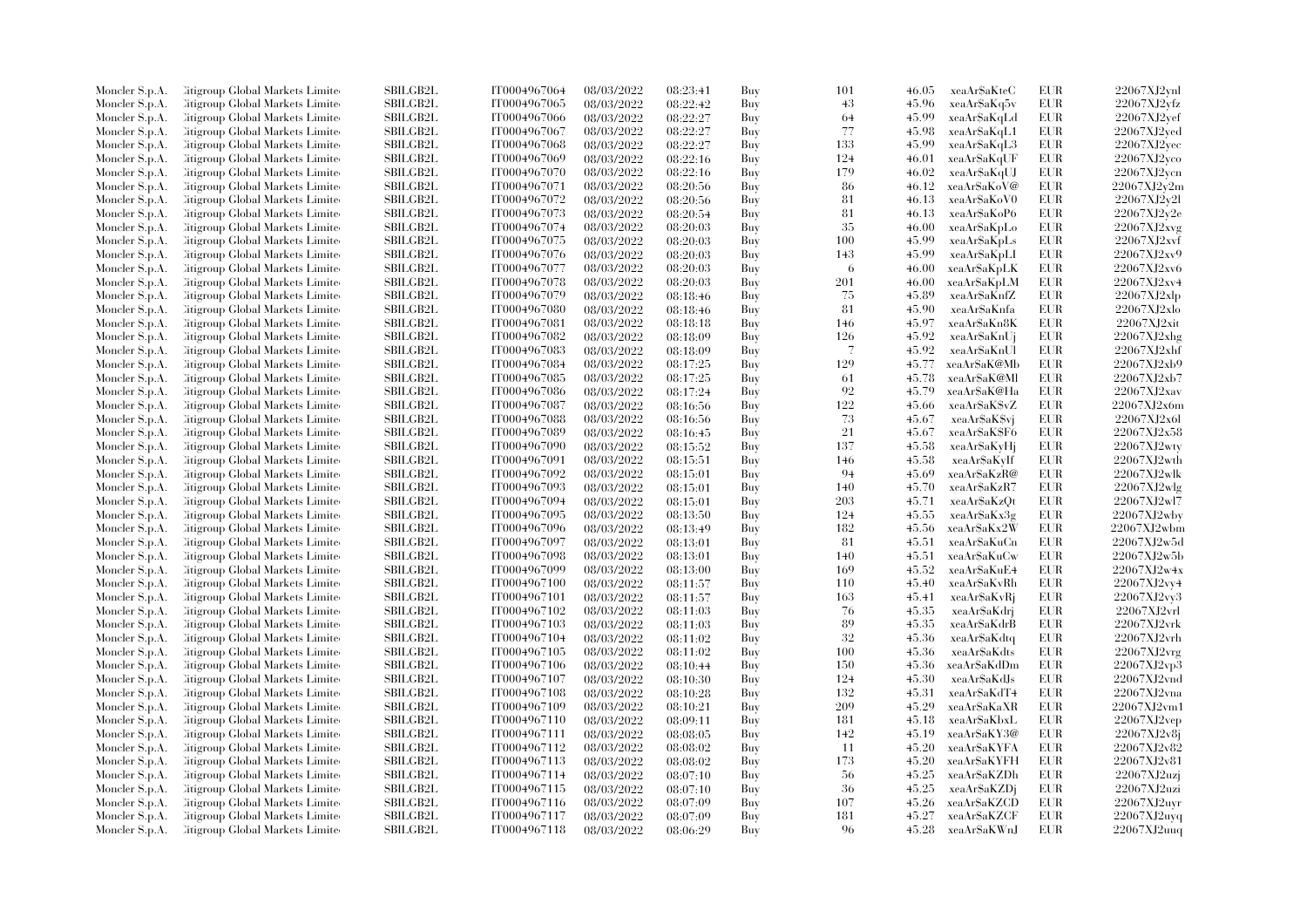| | | | | | | | | | | | |
|---|---|---|---|---|---|---|---|---|---|---|---|
| Moncler S.p.A. | Citigroup Global Markets Limited | SBILGB2L | IT0004967064 | 08/03/2022 | 08:23:41 | Buy | 101 | 46.05 | xeaAr$aKteC | EUR | 22067XJ2ynl |
| Moncler S.p.A. | Citigroup Global Markets Limited | SBILGB2L | IT0004967065 | 08/03/2022 | 08:22:42 | Buy | 43 | 45.96 | xeaAr$aKq5v | EUR | 22067XJ2yfz |
| Moncler S.p.A. | Citigroup Global Markets Limited | SBILGB2L | IT0004967066 | 08/03/2022 | 08:22:27 | Buy | 64 | 45.99 | xeaAr$aKqLd | EUR | 22067XJ2yef |
| Moncler S.p.A. | Citigroup Global Markets Limited | SBILGB2L | IT0004967067 | 08/03/2022 | 08:22:27 | Buy | 77 | 45.98 | xeaAr$aKqL1 | EUR | 22067XJ2yed |
| Moncler S.p.A. | Citigroup Global Markets Limited | SBILGB2L | IT0004967068 | 08/03/2022 | 08:22:27 | Buy | 133 | 45.99 | xeaAr$aKqL3 | EUR | 22067XJ2yec |
| Moncler S.p.A. | Citigroup Global Markets Limited | SBILGB2L | IT0004967069 | 08/03/2022 | 08:22:16 | Buy | 124 | 46.01 | xeaAr$aKqUF | EUR | 22067XJ2yco |
| Moncler S.p.A. | Citigroup Global Markets Limited | SBILGB2L | IT0004967070 | 08/03/2022 | 08:22:16 | Buy | 179 | 46.02 | xeaAr$aKqUJ | EUR | 22067XJ2ycn |
| Moncler S.p.A. | Citigroup Global Markets Limited | SBILGB2L | IT0004967071 | 08/03/2022 | 08:20:56 | Buy | 86 | 46.12 | xeaAr$aKoV@ | EUR | 22067XJ2y2m |
| Moncler S.p.A. | Citigroup Global Markets Limited | SBILGB2L | IT0004967072 | 08/03/2022 | 08:20:56 | Buy | 81 | 46.13 | xeaAr$aKoV0 | EUR | 22067XJ2y2l |
| Moncler S.p.A. | Citigroup Global Markets Limited | SBILGB2L | IT0004967073 | 08/03/2022 | 08:20:54 | Buy | 81 | 46.13 | xeaAr$aKoP6 | EUR | 22067XJ2y2e |
| Moncler S.p.A. | Citigroup Global Markets Limited | SBILGB2L | IT0004967074 | 08/03/2022 | 08:20:03 | Buy | 35 | 46.00 | xeaAr$aKpLo | EUR | 22067XJ2xvg |
| Moncler S.p.A. | Citigroup Global Markets Limited | SBILGB2L | IT0004967075 | 08/03/2022 | 08:20:03 | Buy | 100 | 45.99 | xeaAr$aKpLs | EUR | 22067XJ2xvf |
| Moncler S.p.A. | Citigroup Global Markets Limited | SBILGB2L | IT0004967076 | 08/03/2022 | 08:20:03 | Buy | 143 | 45.99 | xeaAr$aKpLI | EUR | 22067XJ2xv9 |
| Moncler S.p.A. | Citigroup Global Markets Limited | SBILGB2L | IT0004967077 | 08/03/2022 | 08:20:03 | Buy | 6 | 46.00 | xeaAr$aKpLK | EUR | 22067XJ2xv6 |
| Moncler S.p.A. | Citigroup Global Markets Limited | SBILGB2L | IT0004967078 | 08/03/2022 | 08:20:03 | Buy | 201 | 46.00 | xeaAr$aKpLM | EUR | 22067XJ2xv4 |
| Moncler S.p.A. | Citigroup Global Markets Limited | SBILGB2L | IT0004967079 | 08/03/2022 | 08:18:46 | Buy | 75 | 45.89 | xeaAr$aKnfZ | EUR | 22067XJ2xlp |
| Moncler S.p.A. | Citigroup Global Markets Limited | SBILGB2L | IT0004967080 | 08/03/2022 | 08:18:46 | Buy | 81 | 45.90 | xeaAr$aKnfa | EUR | 22067XJ2xlo |
| Moncler S.p.A. | Citigroup Global Markets Limited | SBILGB2L | IT0004967081 | 08/03/2022 | 08:18:18 | Buy | 146 | 45.97 | xeaAr$aKn8K | EUR | 22067XJ2xit |
| Moncler S.p.A. | Citigroup Global Markets Limited | SBILGB2L | IT0004967082 | 08/03/2022 | 08:18:09 | Buy | 126 | 45.92 | xeaAr$aKnUj | EUR | 22067XJ2xhg |
| Moncler S.p.A. | Citigroup Global Markets Limited | SBILGB2L | IT0004967083 | 08/03/2022 | 08:18:09 | Buy | 7 | 45.92 | xeaAr$aKnUl | EUR | 22067XJ2xhf |
| Moncler S.p.A. | Citigroup Global Markets Limited | SBILGB2L | IT0004967084 | 08/03/2022 | 08:17:25 | Buy | 129 | 45.77 | xeaAr$aK@Mb | EUR | 22067XJ2xb9 |
| Moncler S.p.A. | Citigroup Global Markets Limited | SBILGB2L | IT0004967085 | 08/03/2022 | 08:17:25 | Buy | 61 | 45.78 | xeaAr$aK@Ml | EUR | 22067XJ2xb7 |
| Moncler S.p.A. | Citigroup Global Markets Limited | SBILGB2L | IT0004967086 | 08/03/2022 | 08:17:24 | Buy | 92 | 45.79 | xeaAr$aK@Ha | EUR | 22067XJ2xav |
| Moncler S.p.A. | Citigroup Global Markets Limited | SBILGB2L | IT0004967087 | 08/03/2022 | 08:16:56 | Buy | 122 | 45.66 | xeaAr$aK$vZ | EUR | 22067XJ2x6m |
| Moncler S.p.A. | Citigroup Global Markets Limited | SBILGB2L | IT0004967088 | 08/03/2022 | 08:16:56 | Buy | 73 | 45.67 | xeaAr$aK$vj | EUR | 22067XJ2x6l |
| Moncler S.p.A. | Citigroup Global Markets Limited | SBILGB2L | IT0004967089 | 08/03/2022 | 08:16:45 | Buy | 21 | 45.67 | xeaAr$aK$F6 | EUR | 22067XJ2x58 |
| Moncler S.p.A. | Citigroup Global Markets Limited | SBILGB2L | IT0004967090 | 08/03/2022 | 08:15:52 | Buy | 137 | 45.58 | xeaAr$aKyHj | EUR | 22067XJ2wty |
| Moncler S.p.A. | Citigroup Global Markets Limited | SBILGB2L | IT0004967091 | 08/03/2022 | 08:15:51 | Buy | 146 | 45.58 | xeaAr$aKyIf | EUR | 22067XJ2wth |
| Moncler S.p.A. | Citigroup Global Markets Limited | SBILGB2L | IT0004967092 | 08/03/2022 | 08:15:01 | Buy | 94 | 45.69 | xeaAr$aKzR@ | EUR | 22067XJ2wlk |
| Moncler S.p.A. | Citigroup Global Markets Limited | SBILGB2L | IT0004967093 | 08/03/2022 | 08:15:01 | Buy | 140 | 45.70 | xeaAr$aKzR7 | EUR | 22067XJ2wlg |
| Moncler S.p.A. | Citigroup Global Markets Limited | SBILGB2L | IT0004967094 | 08/03/2022 | 08:15:01 | Buy | 203 | 45.71 | xeaAr$aKzQt | EUR | 22067XJ2wl7 |
| Moncler S.p.A. | Citigroup Global Markets Limited | SBILGB2L | IT0004967095 | 08/03/2022 | 08:13:50 | Buy | 124 | 45.55 | xeaAr$aKx3g | EUR | 22067XJ2wby |
| Moncler S.p.A. | Citigroup Global Markets Limited | SBILGB2L | IT0004967096 | 08/03/2022 | 08:13:49 | Buy | 182 | 45.56 | xeaAr$aKx2W | EUR | 22067XJ2wbm |
| Moncler S.p.A. | Citigroup Global Markets Limited | SBILGB2L | IT0004967097 | 08/03/2022 | 08:13:01 | Buy | 81 | 45.51 | xeaAr$aKuCn | EUR | 22067XJ2w5d |
| Moncler S.p.A. | Citigroup Global Markets Limited | SBILGB2L | IT0004967098 | 08/03/2022 | 08:13:01 | Buy | 140 | 45.51 | xeaAr$aKuCw | EUR | 22067XJ2w5b |
| Moncler S.p.A. | Citigroup Global Markets Limited | SBILGB2L | IT0004967099 | 08/03/2022 | 08:13:00 | Buy | 169 | 45.52 | xeaAr$aKuE4 | EUR | 22067XJ2w4x |
| Moncler S.p.A. | Citigroup Global Markets Limited | SBILGB2L | IT0004967100 | 08/03/2022 | 08:11:57 | Buy | 110 | 45.40 | xeaAr$aKvRh | EUR | 22067XJ2vy4 |
| Moncler S.p.A. | Citigroup Global Markets Limited | SBILGB2L | IT0004967101 | 08/03/2022 | 08:11:57 | Buy | 163 | 45.41 | xeaAr$aKvRj | EUR | 22067XJ2vy3 |
| Moncler S.p.A. | Citigroup Global Markets Limited | SBILGB2L | IT0004967102 | 08/03/2022 | 08:11:03 | Buy | 76 | 45.35 | xeaAr$aKdrj | EUR | 22067XJ2vrl |
| Moncler S.p.A. | Citigroup Global Markets Limited | SBILGB2L | IT0004967103 | 08/03/2022 | 08:11:03 | Buy | 89 | 45.35 | xeaAr$aKdrB | EUR | 22067XJ2vrk |
| Moncler S.p.A. | Citigroup Global Markets Limited | SBILGB2L | IT0004967104 | 08/03/2022 | 08:11:02 | Buy | 32 | 45.36 | xeaAr$aKdtq | EUR | 22067XJ2vrh |
| Moncler S.p.A. | Citigroup Global Markets Limited | SBILGB2L | IT0004967105 | 08/03/2022 | 08:11:02 | Buy | 100 | 45.36 | xeaAr$aKdts | EUR | 22067XJ2vrg |
| Moncler S.p.A. | Citigroup Global Markets Limited | SBILGB2L | IT0004967106 | 08/03/2022 | 08:10:44 | Buy | 150 | 45.36 | xeaAr$aKdDm | EUR | 22067XJ2vp3 |
| Moncler S.p.A. | Citigroup Global Markets Limited | SBILGB2L | IT0004967107 | 08/03/2022 | 08:10:30 | Buy | 124 | 45.30 | xeaAr$aKdJs | EUR | 22067XJ2vnd |
| Moncler S.p.A. | Citigroup Global Markets Limited | SBILGB2L | IT0004967108 | 08/03/2022 | 08:10:28 | Buy | 132 | 45.31 | xeaAr$aKdT4 | EUR | 22067XJ2vna |
| Moncler S.p.A. | Citigroup Global Markets Limited | SBILGB2L | IT0004967109 | 08/03/2022 | 08:10:21 | Buy | 209 | 45.29 | xeaAr$aKaXR | EUR | 22067XJ2vm1 |
| Moncler S.p.A. | Citigroup Global Markets Limited | SBILGB2L | IT0004967110 | 08/03/2022 | 08:09:11 | Buy | 181 | 45.18 | xeaAr$aKbxL | EUR | 22067XJ2vep |
| Moncler S.p.A. | Citigroup Global Markets Limited | SBILGB2L | IT0004967111 | 08/03/2022 | 08:08:05 | Buy | 142 | 45.19 | xeaAr$aKY3@ | EUR | 22067XJ2v8j |
| Moncler S.p.A. | Citigroup Global Markets Limited | SBILGB2L | IT0004967112 | 08/03/2022 | 08:08:02 | Buy | 11 | 45.20 | xeaAr$aKYFA | EUR | 22067XJ2v82 |
| Moncler S.p.A. | Citigroup Global Markets Limited | SBILGB2L | IT0004967113 | 08/03/2022 | 08:08:02 | Buy | 173 | 45.20 | xeaAr$aKYFH | EUR | 22067XJ2v81 |
| Moncler S.p.A. | Citigroup Global Markets Limited | SBILGB2L | IT0004967114 | 08/03/2022 | 08:07:10 | Buy | 56 | 45.25 | xeaAr$aKZDh | EUR | 22067XJ2uzj |
| Moncler S.p.A. | Citigroup Global Markets Limited | SBILGB2L | IT0004967115 | 08/03/2022 | 08:07:10 | Buy | 36 | 45.25 | xeaAr$aKZDj | EUR | 22067XJ2uzi |
| Moncler S.p.A. | Citigroup Global Markets Limited | SBILGB2L | IT0004967116 | 08/03/2022 | 08:07:09 | Buy | 107 | 45.26 | xeaAr$aKZCD | EUR | 22067XJ2uyr |
| Moncler S.p.A. | Citigroup Global Markets Limited | SBILGB2L | IT0004967117 | 08/03/2022 | 08:07:09 | Buy | 181 | 45.27 | xeaAr$aKZCF | EUR | 22067XJ2uyq |
| Moncler S.p.A. | Citigroup Global Markets Limited | SBILGB2L | IT0004967118 | 08/03/2022 | 08:06:29 | Buy | 96 | 45.28 | xeaAr$aKWnJ | EUR | 22067XJ2uuq |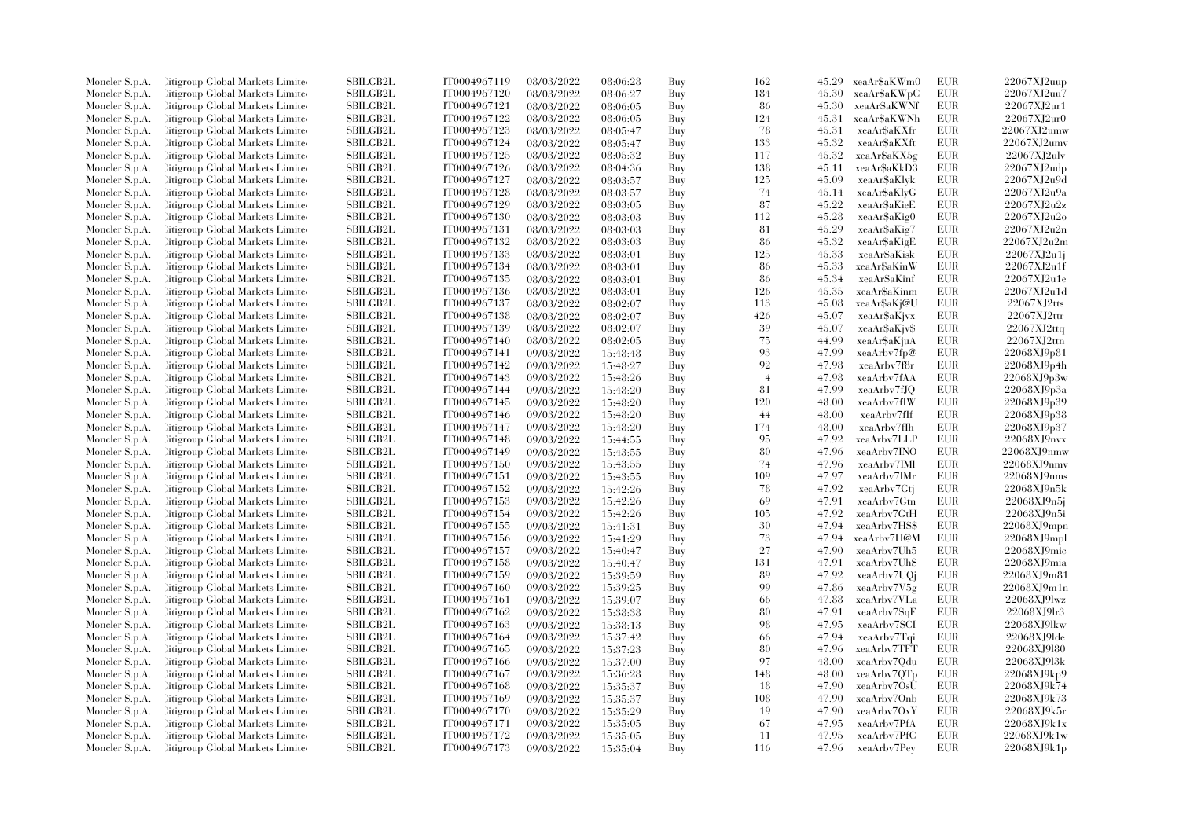| | | | | | | | | | | | |
|---|---|---|---|---|---|---|---|---|---|---|---|
| Moncler S.p.A. | Citigroup Global Markets Limited | SBILGB2L | IT0004967119 | 08/03/2022 | 08:06:28 | Buy | 162 | 45.29 | xeaAr$aKWm0 | EUR | 22067XJ2uup |
| Moncler S.p.A. | Citigroup Global Markets Limited | SBILGB2L | IT0004967120 | 08/03/2022 | 08:06:27 | Buy | 184 | 45.30 | xeaAr$aKWpC | EUR | 22067XJ2uu7 |
| Moncler S.p.A. | Citigroup Global Markets Limited | SBILGB2L | IT0004967121 | 08/03/2022 | 08:06:05 | Buy | 86 | 45.30 | xeaAr$aKWNf | EUR | 22067XJ2ur1 |
| Moncler S.p.A. | Citigroup Global Markets Limited | SBILGB2L | IT0004967122 | 08/03/2022 | 08:06:05 | Buy | 124 | 45.31 | xeaAr$aKWNh | EUR | 22067XJ2ur0 |
| Moncler S.p.A. | Citigroup Global Markets Limited | SBILGB2L | IT0004967123 | 08/03/2022 | 08:05:47 | Buy | 78 | 45.31 | xeaAr$aKXfr | EUR | 22067XJ2umw |
| Moncler S.p.A. | Citigroup Global Markets Limited | SBILGB2L | IT0004967124 | 08/03/2022 | 08:05:47 | Buy | 133 | 45.32 | xeaAr$aKXft | EUR | 22067XJ2umv |
| Moncler S.p.A. | Citigroup Global Markets Limited | SBILGB2L | IT0004967125 | 08/03/2022 | 08:05:32 | Buy | 117 | 45.32 | xeaAr$aKX5g | EUR | 22067XJ2ulv |
| Moncler S.p.A. | Citigroup Global Markets Limited | SBILGB2L | IT0004967126 | 08/03/2022 | 08:04:36 | Buy | 138 | 45.11 | xeaAr$aKkD3 | EUR | 22067XJ2udp |
| Moncler S.p.A. | Citigroup Global Markets Limited | SBILGB2L | IT0004967127 | 08/03/2022 | 08:03:57 | Buy | 125 | 45.09 | xeaAr$aKlyk | EUR | 22067XJ2u9d |
| Moncler S.p.A. | Citigroup Global Markets Limited | SBILGB2L | IT0004967128 | 08/03/2022 | 08:03:57 | Buy | 74 | 45.14 | xeaAr$aKlyG | EUR | 22067XJ2u9a |
| Moncler S.p.A. | Citigroup Global Markets Limited | SBILGB2L | IT0004967129 | 08/03/2022 | 08:03:05 | Buy | 87 | 45.22 | xeaAr$aKieE | EUR | 22067XJ2u2z |
| Moncler S.p.A. | Citigroup Global Markets Limited | SBILGB2L | IT0004967130 | 08/03/2022 | 08:03:03 | Buy | 112 | 45.28 | xeaAr$aKig0 | EUR | 22067XJ2u2o |
| Moncler S.p.A. | Citigroup Global Markets Limited | SBILGB2L | IT0004967131 | 08/03/2022 | 08:03:03 | Buy | 81 | 45.29 | xeaAr$aKig7 | EUR | 22067XJ2u2n |
| Moncler S.p.A. | Citigroup Global Markets Limited | SBILGB2L | IT0004967132 | 08/03/2022 | 08:03:03 | Buy | 86 | 45.32 | xeaAr$aKigE | EUR | 22067XJ2u2m |
| Moncler S.p.A. | Citigroup Global Markets Limited | SBILGB2L | IT0004967133 | 08/03/2022 | 08:03:01 | Buy | 125 | 45.33 | xeaAr$aKisk | EUR | 22067XJ2u1j |
| Moncler S.p.A. | Citigroup Global Markets Limited | SBILGB2L | IT0004967134 | 08/03/2022 | 08:03:01 | Buy | 86 | 45.33 | xeaAr$aKinW | EUR | 22067XJ2u1f |
| Moncler S.p.A. | Citigroup Global Markets Limited | SBILGB2L | IT0004967135 | 08/03/2022 | 08:03:01 | Buy | 86 | 45.34 | xeaAr$aKinf | EUR | 22067XJ2u1e |
| Moncler S.p.A. | Citigroup Global Markets Limited | SBILGB2L | IT0004967136 | 08/03/2022 | 08:03:01 | Buy | 126 | 45.35 | xeaAr$aKinm | EUR | 22067XJ2u1d |
| Moncler S.p.A. | Citigroup Global Markets Limited | SBILGB2L | IT0004967137 | 08/03/2022 | 08:02:07 | Buy | 113 | 45.08 | xeaAr$aKj@U | EUR | 22067XJ2tts |
| Moncler S.p.A. | Citigroup Global Markets Limited | SBILGB2L | IT0004967138 | 08/03/2022 | 08:02:07 | Buy | 426 | 45.07 | xeaAr$aKjvx | EUR | 22067XJ2ttr |
| Moncler S.p.A. | Citigroup Global Markets Limited | SBILGB2L | IT0004967139 | 08/03/2022 | 08:02:07 | Buy | 39 | 45.07 | xeaAr$aKjv$ | EUR | 22067XJ2ttq |
| Moncler S.p.A. | Citigroup Global Markets Limited | SBILGB2L | IT0004967140 | 08/03/2022 | 08:02:05 | Buy | 75 | 44.99 | xeaAr$aKjuA | EUR | 22067XJ2ttn |
| Moncler S.p.A. | Citigroup Global Markets Limited | SBILGB2L | IT0004967141 | 09/03/2022 | 15:48:48 | Buy | 93 | 47.99 | xeaArbv7fp@ | EUR | 22068XJ9p81 |
| Moncler S.p.A. | Citigroup Global Markets Limited | SBILGB2L | IT0004967142 | 09/03/2022 | 15:48:27 | Buy | 92 | 47.98 | xeaArbv7f8r | EUR | 22068XJ9p4h |
| Moncler S.p.A. | Citigroup Global Markets Limited | SBILGB2L | IT0004967143 | 09/03/2022 | 15:48:26 | Buy | 4 | 47.98 | xeaArbv7fAA | EUR | 22068XJ9p3w |
| Moncler S.p.A. | Citigroup Global Markets Limited | SBILGB2L | IT0004967144 | 09/03/2022 | 15:48:20 | Buy | 81 | 47.99 | xeaArbv7fJQ | EUR | 22068XJ9p3a |
| Moncler S.p.A. | Citigroup Global Markets Limited | SBILGB2L | IT0004967145 | 09/03/2022 | 15:48:20 | Buy | 120 | 48.00 | xeaArbv7fIW | EUR | 22068XJ9p39 |
| Moncler S.p.A. | Citigroup Global Markets Limited | SBILGB2L | IT0004967146 | 09/03/2022 | 15:48:20 | Buy | 44 | 48.00 | xeaArbv7fIf | EUR | 22068XJ9p38 |
| Moncler S.p.A. | Citigroup Global Markets Limited | SBILGB2L | IT0004967147 | 09/03/2022 | 15:48:20 | Buy | 174 | 48.00 | xeaArbv7fIh | EUR | 22068XJ9p37 |
| Moncler S.p.A. | Citigroup Global Markets Limited | SBILGB2L | IT0004967148 | 09/03/2022 | 15:44:55 | Buy | 95 | 47.92 | xeaArbv7LLP | EUR | 22068XJ9nvx |
| Moncler S.p.A. | Citigroup Global Markets Limited | SBILGB2L | IT0004967149 | 09/03/2022 | 15:43:55 | Buy | 80 | 47.96 | xeaArbv7INO | EUR | 22068XJ9nmw |
| Moncler S.p.A. | Citigroup Global Markets Limited | SBILGB2L | IT0004967150 | 09/03/2022 | 15:43:55 | Buy | 74 | 47.96 | xeaArbv7IMl | EUR | 22068XJ9nmv |
| Moncler S.p.A. | Citigroup Global Markets Limited | SBILGB2L | IT0004967151 | 09/03/2022 | 15:43:55 | Buy | 109 | 47.97 | xeaArbv7IMr | EUR | 22068XJ9nms |
| Moncler S.p.A. | Citigroup Global Markets Limited | SBILGB2L | IT0004967152 | 09/03/2022 | 15:42:26 | Buy | 78 | 47.92 | xeaArbv7Gtj | EUR | 22068XJ9n5k |
| Moncler S.p.A. | Citigroup Global Markets Limited | SBILGB2L | IT0004967153 | 09/03/2022 | 15:42:26 | Buy | 69 | 47.91 | xeaArbv7Gtn | EUR | 22068XJ9n5j |
| Moncler S.p.A. | Citigroup Global Markets Limited | SBILGB2L | IT0004967154 | 09/03/2022 | 15:42:26 | Buy | 105 | 47.92 | xeaArbv7GtH | EUR | 22068XJ9n5i |
| Moncler S.p.A. | Citigroup Global Markets Limited | SBILGB2L | IT0004967155 | 09/03/2022 | 15:41:31 | Buy | 30 | 47.94 | xeaArbv7H$$ | EUR | 22068XJ9mpn |
| Moncler S.p.A. | Citigroup Global Markets Limited | SBILGB2L | IT0004967156 | 09/03/2022 | 15:41:29 | Buy | 73 | 47.94 | xeaArbv7H@M | EUR | 22068XJ9mpl |
| Moncler S.p.A. | Citigroup Global Markets Limited | SBILGB2L | IT0004967157 | 09/03/2022 | 15:40:47 | Buy | 27 | 47.90 | xeaArbv7Uh5 | EUR | 22068XJ9mic |
| Moncler S.p.A. | Citigroup Global Markets Limited | SBILGB2L | IT0004967158 | 09/03/2022 | 15:40:47 | Buy | 131 | 47.91 | xeaArbv7UhS | EUR | 22068XJ9mia |
| Moncler S.p.A. | Citigroup Global Markets Limited | SBILGB2L | IT0004967159 | 09/03/2022 | 15:39:59 | Buy | 89 | 47.92 | xeaArbv7UQj | EUR | 22068XJ9m81 |
| Moncler S.p.A. | Citigroup Global Markets Limited | SBILGB2L | IT0004967160 | 09/03/2022 | 15:39:25 | Buy | 99 | 47.86 | xeaArbv7V5g | EUR | 22068XJ9m1n |
| Moncler S.p.A. | Citigroup Global Markets Limited | SBILGB2L | IT0004967161 | 09/03/2022 | 15:39:07 | Buy | 66 | 47.88 | xeaArbv7VLa | EUR | 22068XJ9lwz |
| Moncler S.p.A. | Citigroup Global Markets Limited | SBILGB2L | IT0004967162 | 09/03/2022 | 15:38:38 | Buy | 80 | 47.91 | xeaArbv7SqE | EUR | 22068XJ9lr3 |
| Moncler S.p.A. | Citigroup Global Markets Limited | SBILGB2L | IT0004967163 | 09/03/2022 | 15:38:13 | Buy | 98 | 47.95 | xeaArbv7SCI | EUR | 22068XJ9lkw |
| Moncler S.p.A. | Citigroup Global Markets Limited | SBILGB2L | IT0004967164 | 09/03/2022 | 15:37:42 | Buy | 66 | 47.94 | xeaArbv7Tqi | EUR | 22068XJ9lde |
| Moncler S.p.A. | Citigroup Global Markets Limited | SBILGB2L | IT0004967165 | 09/03/2022 | 15:37:23 | Buy | 80 | 47.96 | xeaArbv7TFT | EUR | 22068XJ9l80 |
| Moncler S.p.A. | Citigroup Global Markets Limited | SBILGB2L | IT0004967166 | 09/03/2022 | 15:37:00 | Buy | 97 | 48.00 | xeaArbv7Qdu | EUR | 22068XJ9l3k |
| Moncler S.p.A. | Citigroup Global Markets Limited | SBILGB2L | IT0004967167 | 09/03/2022 | 15:36:28 | Buy | 148 | 48.00 | xeaArbv7QTp | EUR | 22068XJ9kp9 |
| Moncler S.p.A. | Citigroup Global Markets Limited | SBILGB2L | IT0004967168 | 09/03/2022 | 15:35:37 | Buy | 18 | 47.90 | xeaArbv7OsU | EUR | 22068XJ9k74 |
| Moncler S.p.A. | Citigroup Global Markets Limited | SBILGB2L | IT0004967169 | 09/03/2022 | 15:35:37 | Buy | 108 | 47.90 | xeaArbv7Onb | EUR | 22068XJ9k73 |
| Moncler S.p.A. | Citigroup Global Markets Limited | SBILGB2L | IT0004967170 | 09/03/2022 | 15:35:29 | Buy | 19 | 47.90 | xeaArbv7OxY | EUR | 22068XJ9k5r |
| Moncler S.p.A. | Citigroup Global Markets Limited | SBILGB2L | IT0004967171 | 09/03/2022 | 15:35:05 | Buy | 67 | 47.95 | xeaArbv7PfA | EUR | 22068XJ9k1x |
| Moncler S.p.A. | Citigroup Global Markets Limited | SBILGB2L | IT0004967172 | 09/03/2022 | 15:35:05 | Buy | 11 | 47.95 | xeaArbv7PfC | EUR | 22068XJ9k1w |
| Moncler S.p.A. | Citigroup Global Markets Limited | SBILGB2L | IT0004967173 | 09/03/2022 | 15:35:04 | Buy | 116 | 47.96 | xeaArbv7Pey | EUR | 22068XJ9k1p |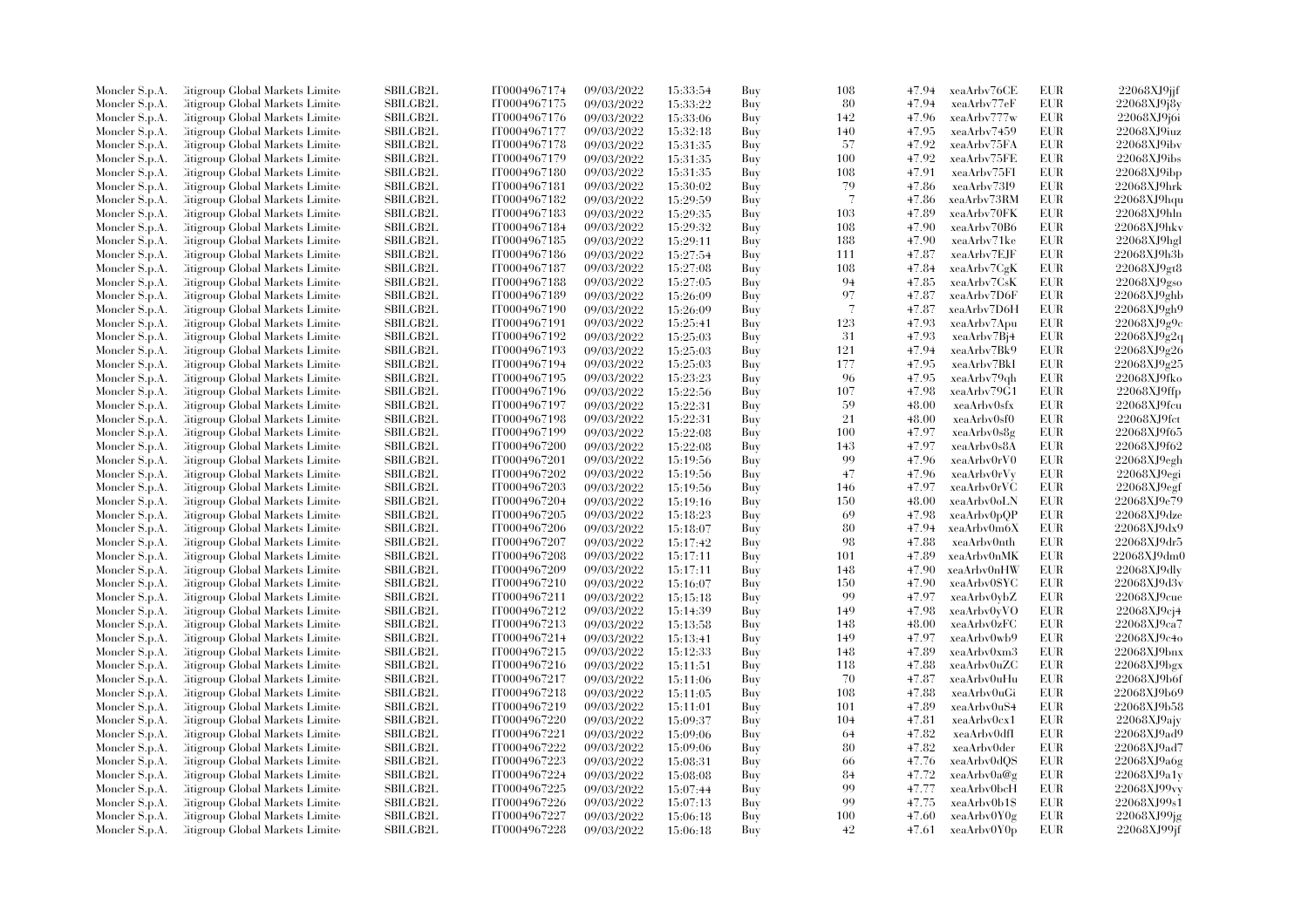| | | | | | | | | | | | |
|---|---|---|---|---|---|---|---|---|---|---|---|
| Moncler S.p.A. | Citigroup Global Markets Limite | SBILGB2L | IT0004967174 | 09/03/2022 | 15:33:54 | Buy | 108 | 47.94 | xeaArbv76CE | EUR | 22068XJ9jjf |
| Moncler S.p.A. | Citigroup Global Markets Limite | SBILGB2L | IT0004967175 | 09/03/2022 | 15:33:22 | Buy | 80 | 47.94 | xeaArbv77eF | EUR | 22068XJ9j8y |
| Moncler S.p.A. | Citigroup Global Markets Limite | SBILGB2L | IT0004967176 | 09/03/2022 | 15:33:06 | Buy | 142 | 47.96 | xeaArbv777w | EUR | 22068XJ9j6i |
| Moncler S.p.A. | Citigroup Global Markets Limite | SBILGB2L | IT0004967177 | 09/03/2022 | 15:32:18 | Buy | 140 | 47.95 | xeaArbv7459 | EUR | 22068XJ9iuz |
| Moncler S.p.A. | Citigroup Global Markets Limite | SBILGB2L | IT0004967178 | 09/03/2022 | 15:31:35 | Buy | 57 | 47.92 | xeaArbv75FA | EUR | 22068XJ9ibv |
| Moncler S.p.A. | Citigroup Global Markets Limite | SBILGB2L | IT0004967179 | 09/03/2022 | 15:31:35 | Buy | 100 | 47.92 | xeaArbv75FE | EUR | 22068XJ9ibs |
| Moncler S.p.A. | Citigroup Global Markets Limite | SBILGB2L | IT0004967180 | 09/03/2022 | 15:31:35 | Buy | 108 | 47.91 | xeaArbv75FI | EUR | 22068XJ9ibp |
| Moncler S.p.A. | Citigroup Global Markets Limite | SBILGB2L | IT0004967181 | 09/03/2022 | 15:30:02 | Buy | 79 | 47.86 | xeaArbv73I9 | EUR | 22068XJ9hrk |
| Moncler S.p.A. | Citigroup Global Markets Limite | SBILGB2L | IT0004967182 | 09/03/2022 | 15:29:59 | Buy | 7 | 47.86 | xeaArbv73RM | EUR | 22068XJ9hqu |
| Moncler S.p.A. | Citigroup Global Markets Limite | SBILGB2L | IT0004967183 | 09/03/2022 | 15:29:35 | Buy | 103 | 47.89 | xeaArbv70FK | EUR | 22068XJ9hln |
| Moncler S.p.A. | Citigroup Global Markets Limite | SBILGB2L | IT0004967184 | 09/03/2022 | 15:29:32 | Buy | 108 | 47.90 | xeaArbv70B6 | EUR | 22068XJ9hkv |
| Moncler S.p.A. | Citigroup Global Markets Limite | SBILGB2L | IT0004967185 | 09/03/2022 | 15:29:11 | Buy | 188 | 47.90 | xeaArbv71ke | EUR | 22068XJ9hgl |
| Moncler S.p.A. | Citigroup Global Markets Limite | SBILGB2L | IT0004967186 | 09/03/2022 | 15:27:54 | Buy | 111 | 47.87 | xeaArbv7EJF | EUR | 22068XJ9h3b |
| Moncler S.p.A. | Citigroup Global Markets Limite | SBILGB2L | IT0004967187 | 09/03/2022 | 15:27:08 | Buy | 108 | 47.84 | xeaArbv7CgK | EUR | 22068XJ9gt8 |
| Moncler S.p.A. | Citigroup Global Markets Limite | SBILGB2L | IT0004967188 | 09/03/2022 | 15:27:05 | Buy | 94 | 47.85 | xeaArbv7CsK | EUR | 22068XJ9gso |
| Moncler S.p.A. | Citigroup Global Markets Limite | SBILGB2L | IT0004967189 | 09/03/2022 | 15:26:09 | Buy | 97 | 47.87 | xeaArbv7D6F | EUR | 22068XJ9ghb |
| Moncler S.p.A. | Citigroup Global Markets Limite | SBILGB2L | IT0004967190 | 09/03/2022 | 15:26:09 | Buy | 7 | 47.87 | xeaArbv7D6H | EUR | 22068XJ9gh9 |
| Moncler S.p.A. | Citigroup Global Markets Limite | SBILGB2L | IT0004967191 | 09/03/2022 | 15:25:41 | Buy | 123 | 47.93 | xeaArbv7Apu | EUR | 22068XJ9g9c |
| Moncler S.p.A. | Citigroup Global Markets Limite | SBILGB2L | IT0004967192 | 09/03/2022 | 15:25:03 | Buy | 31 | 47.93 | xeaArbv7Bj4 | EUR | 22068XJ9g2q |
| Moncler S.p.A. | Citigroup Global Markets Limite | SBILGB2L | IT0004967193 | 09/03/2022 | 15:25:03 | Buy | 121 | 47.94 | xeaArbv7Bk9 | EUR | 22068XJ9g26 |
| Moncler S.p.A. | Citigroup Global Markets Limite | SBILGB2L | IT0004967194 | 09/03/2022 | 15:25:03 | Buy | 177 | 47.95 | xeaArbv7BkI | EUR | 22068XJ9g25 |
| Moncler S.p.A. | Citigroup Global Markets Limite | SBILGB2L | IT0004967195 | 09/03/2022 | 15:23:23 | Buy | 96 | 47.95 | xeaArbv79qh | EUR | 22068XJ9fko |
| Moncler S.p.A. | Citigroup Global Markets Limite | SBILGB2L | IT0004967196 | 09/03/2022 | 15:22:56 | Buy | 107 | 47.98 | xeaArbv79G1 | EUR | 22068XJ9ffp |
| Moncler S.p.A. | Citigroup Global Markets Limite | SBILGB2L | IT0004967197 | 09/03/2022 | 15:22:31 | Buy | 59 | 48.00 | xeaArbv0sfx | EUR | 22068XJ9fcu |
| Moncler S.p.A. | Citigroup Global Markets Limite | SBILGB2L | IT0004967198 | 09/03/2022 | 15:22:31 | Buy | 21 | 48.00 | xeaArbv0sf0 | EUR | 22068XJ9fct |
| Moncler S.p.A. | Citigroup Global Markets Limite | SBILGB2L | IT0004967199 | 09/03/2022 | 15:22:08 | Buy | 100 | 47.97 | xeaArbv0s8g | EUR | 22068XJ9f65 |
| Moncler S.p.A. | Citigroup Global Markets Limite | SBILGB2L | IT0004967200 | 09/03/2022 | 15:22:08 | Buy | 143 | 47.97 | xeaArbv0s8A | EUR | 22068XJ9f62 |
| Moncler S.p.A. | Citigroup Global Markets Limite | SBILGB2L | IT0004967201 | 09/03/2022 | 15:19:56 | Buy | 99 | 47.96 | xeaArbv0rV0 | EUR | 22068XJ9egh |
| Moncler S.p.A. | Citigroup Global Markets Limite | SBILGB2L | IT0004967202 | 09/03/2022 | 15:19:56 | Buy | 47 | 47.96 | xeaArbv0rVy | EUR | 22068XJ9egi |
| Moncler S.p.A. | Citigroup Global Markets Limite | SBILGB2L | IT0004967203 | 09/03/2022 | 15:19:56 | Buy | 146 | 47.97 | xeaArbv0rVC | EUR | 22068XJ9egf |
| Moncler S.p.A. | Citigroup Global Markets Limite | SBILGB2L | IT0004967204 | 09/03/2022 | 15:19:16 | Buy | 150 | 48.00 | xeaArbv0oLN | EUR | 22068XJ9e79 |
| Moncler S.p.A. | Citigroup Global Markets Limite | SBILGB2L | IT0004967205 | 09/03/2022 | 15:18:23 | Buy | 69 | 47.98 | xeaArbv0pQP | EUR | 22068XJ9dze |
| Moncler S.p.A. | Citigroup Global Markets Limite | SBILGB2L | IT0004967206 | 09/03/2022 | 15:18:07 | Buy | 80 | 47.94 | xeaArbv0m6X | EUR | 22068XJ9dx9 |
| Moncler S.p.A. | Citigroup Global Markets Limite | SBILGB2L | IT0004967207 | 09/03/2022 | 15:17:42 | Buy | 98 | 47.88 | xeaArbv0nth | EUR | 22068XJ9dr5 |
| Moncler S.p.A. | Citigroup Global Markets Limite | SBILGB2L | IT0004967208 | 09/03/2022 | 15:17:11 | Buy | 101 | 47.89 | xeaArbv0nMK | EUR | 22068XJ9dm0 |
| Moncler S.p.A. | Citigroup Global Markets Limite | SBILGB2L | IT0004967209 | 09/03/2022 | 15:17:11 | Buy | 148 | 47.90 | xeaArbv0nHW | EUR | 22068XJ9dly |
| Moncler S.p.A. | Citigroup Global Markets Limite | SBILGB2L | IT0004967210 | 09/03/2022 | 15:16:07 | Buy | 150 | 47.90 | xeaArbv0SYC | EUR | 22068XJ9d3v |
| Moncler S.p.A. | Citigroup Global Markets Limite | SBILGB2L | IT0004967211 | 09/03/2022 | 15:15:18 | Buy | 99 | 47.97 | xeaArbv0ybZ | EUR | 22068XJ9cue |
| Moncler S.p.A. | Citigroup Global Markets Limite | SBILGB2L | IT0004967212 | 09/03/2022 | 15:14:39 | Buy | 149 | 47.98 | xeaArbv0yVO | EUR | 22068XJ9cj4 |
| Moncler S.p.A. | Citigroup Global Markets Limite | SBILGB2L | IT0004967213 | 09/03/2022 | 15:13:58 | Buy | 148 | 48.00 | xeaArbv0zFC | EUR | 22068XJ9ca7 |
| Moncler S.p.A. | Citigroup Global Markets Limite | SBILGB2L | IT0004967214 | 09/03/2022 | 15:13:41 | Buy | 149 | 47.97 | xeaArbv0wb9 | EUR | 22068XJ9c4o |
| Moncler S.p.A. | Citigroup Global Markets Limite | SBILGB2L | IT0004967215 | 09/03/2022 | 15:12:33 | Buy | 148 | 47.89 | xeaArbv0xm3 | EUR | 22068XJ9bnx |
| Moncler S.p.A. | Citigroup Global Markets Limite | SBILGB2L | IT0004967216 | 09/03/2022 | 15:11:51 | Buy | 118 | 47.88 | xeaArbv0uZC | EUR | 22068XJ9bgx |
| Moncler S.p.A. | Citigroup Global Markets Limite | SBILGB2L | IT0004967217 | 09/03/2022 | 15:11:06 | Buy | 70 | 47.87 | xeaArbv0uHu | EUR | 22068XJ9b6f |
| Moncler S.p.A. | Citigroup Global Markets Limite | SBILGB2L | IT0004967218 | 09/03/2022 | 15:11:05 | Buy | 108 | 47.88 | xeaArbv0uGi | EUR | 22068XJ9b69 |
| Moncler S.p.A. | Citigroup Global Markets Limite | SBILGB2L | IT0004967219 | 09/03/2022 | 15:11:01 | Buy | 101 | 47.89 | xeaArbv0uS4 | EUR | 22068XJ9b58 |
| Moncler S.p.A. | Citigroup Global Markets Limite | SBILGB2L | IT0004967220 | 09/03/2022 | 15:09:37 | Buy | 104 | 47.81 | xeaArbv0cx1 | EUR | 22068XJ9ajy |
| Moncler S.p.A. | Citigroup Global Markets Limite | SBILGB2L | IT0004967221 | 09/03/2022 | 15:09:06 | Buy | 64 | 47.82 | xeaArbv0dfI | EUR | 22068XJ9ad9 |
| Moncler S.p.A. | Citigroup Global Markets Limite | SBILGB2L | IT0004967222 | 09/03/2022 | 15:09:06 | Buy | 80 | 47.82 | xeaArbv0der | EUR | 22068XJ9ad7 |
| Moncler S.p.A. | Citigroup Global Markets Limite | SBILGB2L | IT0004967223 | 09/03/2022 | 15:08:31 | Buy | 66 | 47.76 | xeaArbv0dQS | EUR | 22068XJ9a6g |
| Moncler S.p.A. | Citigroup Global Markets Limite | SBILGB2L | IT0004967224 | 09/03/2022 | 15:08:08 | Buy | 84 | 47.72 | xeaArbv0a@g | EUR | 22068XJ9a1y |
| Moncler S.p.A. | Citigroup Global Markets Limite | SBILGB2L | IT0004967225 | 09/03/2022 | 15:07:44 | Buy | 99 | 47.77 | xeaArbv0bcH | EUR | 22068XJ99vy |
| Moncler S.p.A. | Citigroup Global Markets Limite | SBILGB2L | IT0004967226 | 09/03/2022 | 15:07:13 | Buy | 99 | 47.75 | xeaArbv0b1S | EUR | 22068XJ99s1 |
| Moncler S.p.A. | Citigroup Global Markets Limite | SBILGB2L | IT0004967227 | 09/03/2022 | 15:06:18 | Buy | 100 | 47.60 | xeaArbv0Y0g | EUR | 22068XJ99jg |
| Moncler S.p.A. | Citigroup Global Markets Limite | SBILGB2L | IT0004967228 | 09/03/2022 | 15:06:18 | Buy | 42 | 47.61 | xeaArbv0Y0p | EUR | 22068XJ99jf |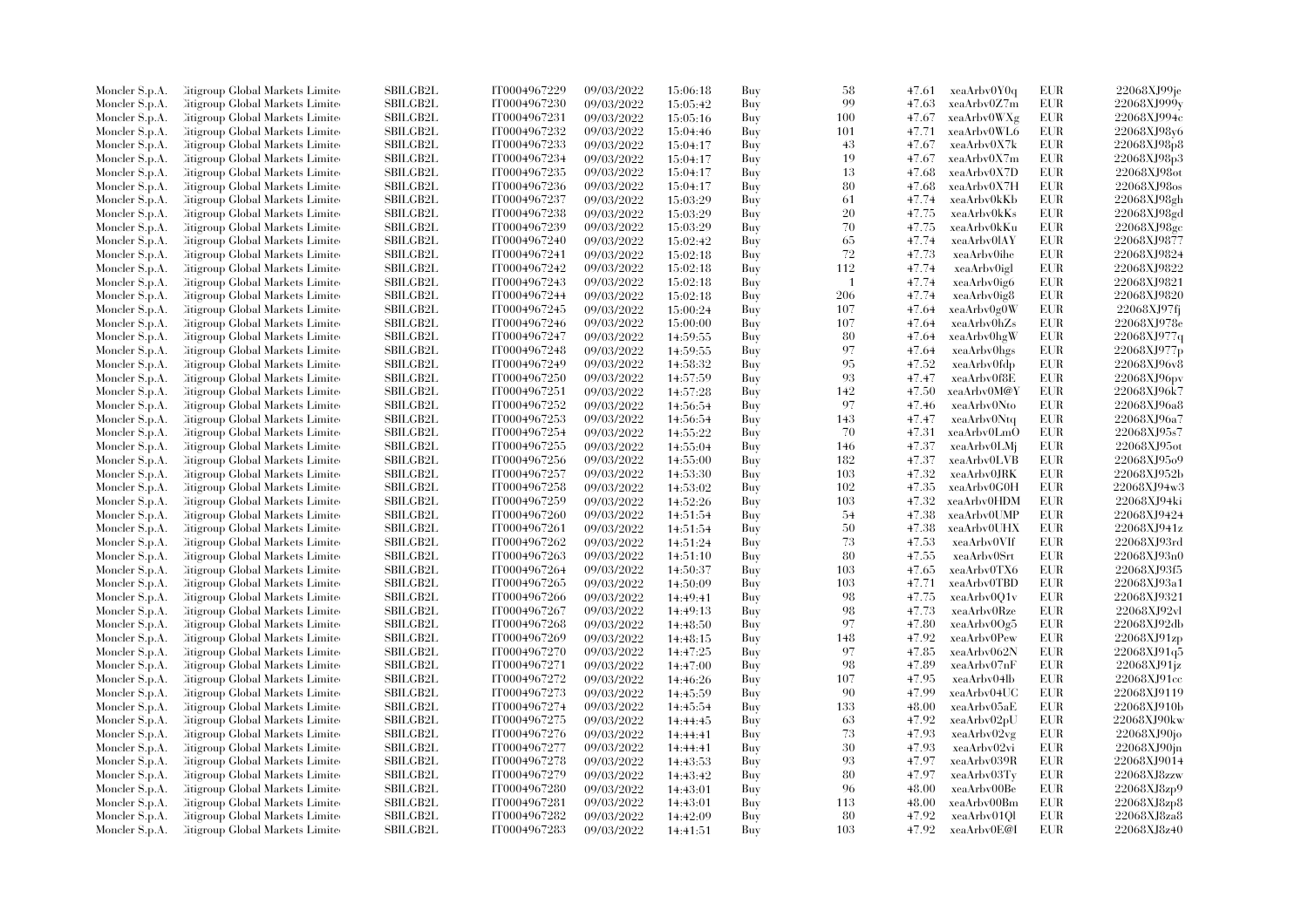| | | | | | | | | | | | |
|---|---|---|---|---|---|---|---|---|---|---|---|
| Moncler S.p.A. | Citigroup Global Markets Limited | SBILGB2L | IT0004967229 | 09/03/2022 | 15:06:18 | Buy | 58 | 47.61 | xeaArbv0Y0q | EUR | 22068XJ99je |
| Moncler S.p.A. | Citigroup Global Markets Limited | SBILGB2L | IT0004967230 | 09/03/2022 | 15:05:42 | Buy | 99 | 47.63 | xeaArbv0Z7m | EUR | 22068XJ999y |
| Moncler S.p.A. | Citigroup Global Markets Limited | SBILGB2L | IT0004967231 | 09/03/2022 | 15:05:16 | Buy | 100 | 47.67 | xeaArbv0WXg | EUR | 22068XJ994c |
| Moncler S.p.A. | Citigroup Global Markets Limited | SBILGB2L | IT0004967232 | 09/03/2022 | 15:04:46 | Buy | 101 | 47.71 | xeaArbv0WL6 | EUR | 22068XJ98y6 |
| Moncler S.p.A. | Citigroup Global Markets Limited | SBILGB2L | IT0004967233 | 09/03/2022 | 15:04:17 | Buy | 43 | 47.67 | xeaArbv0X7k | EUR | 22068XJ98p8 |
| Moncler S.p.A. | Citigroup Global Markets Limited | SBILGB2L | IT0004967234 | 09/03/2022 | 15:04:17 | Buy | 19 | 47.67 | xeaArbv0X7m | EUR | 22068XJ98p3 |
| Moncler S.p.A. | Citigroup Global Markets Limited | SBILGB2L | IT0004967235 | 09/03/2022 | 15:04:17 | Buy | 13 | 47.68 | xeaArbv0X7D | EUR | 22068XJ98ot |
| Moncler S.p.A. | Citigroup Global Markets Limited | SBILGB2L | IT0004967236 | 09/03/2022 | 15:04:17 | Buy | 80 | 47.68 | xeaArbv0X7H | EUR | 22068XJ98os |
| Moncler S.p.A. | Citigroup Global Markets Limited | SBILGB2L | IT0004967237 | 09/03/2022 | 15:03:29 | Buy | 61 | 47.74 | xeaArbv0kKb | EUR | 22068XJ98gh |
| Moncler S.p.A. | Citigroup Global Markets Limited | SBILGB2L | IT0004967238 | 09/03/2022 | 15:03:29 | Buy | 20 | 47.75 | xeaArbv0kKs | EUR | 22068XJ98gd |
| Moncler S.p.A. | Citigroup Global Markets Limited | SBILGB2L | IT0004967239 | 09/03/2022 | 15:03:29 | Buy | 70 | 47.75 | xeaArbv0kKu | EUR | 22068XJ98gc |
| Moncler S.p.A. | Citigroup Global Markets Limited | SBILGB2L | IT0004967240 | 09/03/2022 | 15:02:42 | Buy | 65 | 47.74 | xeaArbv0lAY | EUR | 22068XJ9877 |
| Moncler S.p.A. | Citigroup Global Markets Limited | SBILGB2L | IT0004967241 | 09/03/2022 | 15:02:18 | Buy | 72 | 47.73 | xeaArbv0ihe | EUR | 22068XJ9824 |
| Moncler S.p.A. | Citigroup Global Markets Limited | SBILGB2L | IT0004967242 | 09/03/2022 | 15:02:18 | Buy | 112 | 47.74 | xeaArbv0igl | EUR | 22068XJ9822 |
| Moncler S.p.A. | Citigroup Global Markets Limited | SBILGB2L | IT0004967243 | 09/03/2022 | 15:02:18 | Buy | 1 | 47.74 | xeaArbv0ig6 | EUR | 22068XJ9821 |
| Moncler S.p.A. | Citigroup Global Markets Limited | SBILGB2L | IT0004967244 | 09/03/2022 | 15:02:18 | Buy | 206 | 47.74 | xeaArbv0ig8 | EUR | 22068XJ9820 |
| Moncler S.p.A. | Citigroup Global Markets Limited | SBILGB2L | IT0004967245 | 09/03/2022 | 15:00:24 | Buy | 107 | 47.64 | xeaArbv0g0W | EUR | 22068XJ97fj |
| Moncler S.p.A. | Citigroup Global Markets Limited | SBILGB2L | IT0004967246 | 09/03/2022 | 15:00:00 | Buy | 107 | 47.64 | xeaArbv0hZs | EUR | 22068XJ978e |
| Moncler S.p.A. | Citigroup Global Markets Limited | SBILGB2L | IT0004967247 | 09/03/2022 | 14:59:55 | Buy | 80 | 47.64 | xeaArbv0hgW | EUR | 22068XJ977q |
| Moncler S.p.A. | Citigroup Global Markets Limited | SBILGB2L | IT0004967248 | 09/03/2022 | 14:59:55 | Buy | 97 | 47.64 | xeaArbv0hgs | EUR | 22068XJ977p |
| Moncler S.p.A. | Citigroup Global Markets Limited | SBILGB2L | IT0004967249 | 09/03/2022 | 14:58:32 | Buy | 95 | 47.52 | xeaArbv0fdp | EUR | 22068XJ96v8 |
| Moncler S.p.A. | Citigroup Global Markets Limited | SBILGB2L | IT0004967250 | 09/03/2022 | 14:57:59 | Buy | 93 | 47.47 | xeaArbv0f8E | EUR | 22068XJ96pv |
| Moncler S.p.A. | Citigroup Global Markets Limited | SBILGB2L | IT0004967251 | 09/03/2022 | 14:57:28 | Buy | 142 | 47.50 | xeaArbv0M@Y | EUR | 22068XJ96k7 |
| Moncler S.p.A. | Citigroup Global Markets Limited | SBILGB2L | IT0004967252 | 09/03/2022 | 14:56:54 | Buy | 97 | 47.46 | xeaArbv0Nto | EUR | 22068XJ96a8 |
| Moncler S.p.A. | Citigroup Global Markets Limited | SBILGB2L | IT0004967253 | 09/03/2022 | 14:56:54 | Buy | 143 | 47.47 | xeaArbv0Ntq | EUR | 22068XJ96a7 |
| Moncler S.p.A. | Citigroup Global Markets Limited | SBILGB2L | IT0004967254 | 09/03/2022 | 14:55:22 | Buy | 70 | 47.31 | xeaArbv0LmO | EUR | 22068XJ95s7 |
| Moncler S.p.A. | Citigroup Global Markets Limited | SBILGB2L | IT0004967255 | 09/03/2022 | 14:55:04 | Buy | 146 | 47.37 | xeaArbv0LMj | EUR | 22068XJ95ot |
| Moncler S.p.A. | Citigroup Global Markets Limited | SBILGB2L | IT0004967256 | 09/03/2022 | 14:55:00 | Buy | 182 | 47.37 | xeaArbv0LVB | EUR | 22068XJ95o9 |
| Moncler S.p.A. | Citigroup Global Markets Limited | SBILGB2L | IT0004967257 | 09/03/2022 | 14:53:30 | Buy | 103 | 47.32 | xeaArbv0JRK | EUR | 22068XJ952b |
| Moncler S.p.A. | Citigroup Global Markets Limited | SBILGB2L | IT0004967258 | 09/03/2022 | 14:53:02 | Buy | 102 | 47.35 | xeaArbv0G0H | EUR | 22068XJ94w3 |
| Moncler S.p.A. | Citigroup Global Markets Limited | SBILGB2L | IT0004967259 | 09/03/2022 | 14:52:26 | Buy | 103 | 47.32 | xeaArbv0HDM | EUR | 22068XJ94ki |
| Moncler S.p.A. | Citigroup Global Markets Limited | SBILGB2L | IT0004967260 | 09/03/2022 | 14:51:54 | Buy | 54 | 47.38 | xeaArbv0UMP | EUR | 22068XJ9424 |
| Moncler S.p.A. | Citigroup Global Markets Limited | SBILGB2L | IT0004967261 | 09/03/2022 | 14:51:54 | Buy | 50 | 47.38 | xeaArbv0UHX | EUR | 22068XJ941z |
| Moncler S.p.A. | Citigroup Global Markets Limited | SBILGB2L | IT0004967262 | 09/03/2022 | 14:51:24 | Buy | 73 | 47.53 | xeaArbv0VIf | EUR | 22068XJ93rd |
| Moncler S.p.A. | Citigroup Global Markets Limited | SBILGB2L | IT0004967263 | 09/03/2022 | 14:51:10 | Buy | 80 | 47.55 | xeaArbv0Srt | EUR | 22068XJ93n0 |
| Moncler S.p.A. | Citigroup Global Markets Limited | SBILGB2L | IT0004967264 | 09/03/2022 | 14:50:37 | Buy | 103 | 47.65 | xeaArbv0TX6 | EUR | 22068XJ93f5 |
| Moncler S.p.A. | Citigroup Global Markets Limited | SBILGB2L | IT0004967265 | 09/03/2022 | 14:50:09 | Buy | 103 | 47.71 | xeaArbv0TBD | EUR | 22068XJ93a1 |
| Moncler S.p.A. | Citigroup Global Markets Limited | SBILGB2L | IT0004967266 | 09/03/2022 | 14:49:41 | Buy | 98 | 47.75 | xeaArbv0Q1v | EUR | 22068XJ9321 |
| Moncler S.p.A. | Citigroup Global Markets Limited | SBILGB2L | IT0004967267 | 09/03/2022 | 14:49:13 | Buy | 98 | 47.73 | xeaArbv0Rze | EUR | 22068XJ92vl |
| Moncler S.p.A. | Citigroup Global Markets Limited | SBILGB2L | IT0004967268 | 09/03/2022 | 14:48:50 | Buy | 97 | 47.80 | xeaArbv0Og5 | EUR | 22068XJ92db |
| Moncler S.p.A. | Citigroup Global Markets Limited | SBILGB2L | IT0004967269 | 09/03/2022 | 14:48:15 | Buy | 148 | 47.92 | xeaArbv0Pew | EUR | 22068XJ91zp |
| Moncler S.p.A. | Citigroup Global Markets Limited | SBILGB2L | IT0004967270 | 09/03/2022 | 14:47:25 | Buy | 97 | 47.85 | xeaArbv062N | EUR | 22068XJ91q5 |
| Moncler S.p.A. | Citigroup Global Markets Limited | SBILGB2L | IT0004967271 | 09/03/2022 | 14:47:00 | Buy | 98 | 47.89 | xeaArbv07nF | EUR | 22068XJ91jz |
| Moncler S.p.A. | Citigroup Global Markets Limited | SBILGB2L | IT0004967272 | 09/03/2022 | 14:46:26 | Buy | 107 | 47.95 | xeaArbv04lb | EUR | 22068XJ91cc |
| Moncler S.p.A. | Citigroup Global Markets Limited | SBILGB2L | IT0004967273 | 09/03/2022 | 14:45:59 | Buy | 90 | 47.99 | xeaArbv04UC | EUR | 22068XJ9119 |
| Moncler S.p.A. | Citigroup Global Markets Limited | SBILGB2L | IT0004967274 | 09/03/2022 | 14:45:54 | Buy | 133 | 48.00 | xeaArbv05aE | EUR | 22068XJ910b |
| Moncler S.p.A. | Citigroup Global Markets Limited | SBILGB2L | IT0004967275 | 09/03/2022 | 14:44:45 | Buy | 63 | 47.92 | xeaArbv02pU | EUR | 22068XJ90kw |
| Moncler S.p.A. | Citigroup Global Markets Limited | SBILGB2L | IT0004967276 | 09/03/2022 | 14:44:41 | Buy | 73 | 47.93 | xeaArbv02vg | EUR | 22068XJ90jo |
| Moncler S.p.A. | Citigroup Global Markets Limited | SBILGB2L | IT0004967277 | 09/03/2022 | 14:44:41 | Buy | 30 | 47.93 | xeaArbv02vi | EUR | 22068XJ90jn |
| Moncler S.p.A. | Citigroup Global Markets Limited | SBILGB2L | IT0004967278 | 09/03/2022 | 14:43:53 | Buy | 93 | 47.97 | xeaArbv039R | EUR | 22068XJ9014 |
| Moncler S.p.A. | Citigroup Global Markets Limited | SBILGB2L | IT0004967279 | 09/03/2022 | 14:43:42 | Buy | 80 | 47.97 | xeaArbv03Ty | EUR | 22068XJ8zzw |
| Moncler S.p.A. | Citigroup Global Markets Limited | SBILGB2L | IT0004967280 | 09/03/2022 | 14:43:01 | Buy | 96 | 48.00 | xeaArbv00Be | EUR | 22068XJ8zp9 |
| Moncler S.p.A. | Citigroup Global Markets Limited | SBILGB2L | IT0004967281 | 09/03/2022 | 14:43:01 | Buy | 113 | 48.00 | xeaArbv00Bm | EUR | 22068XJ8zp8 |
| Moncler S.p.A. | Citigroup Global Markets Limited | SBILGB2L | IT0004967282 | 09/03/2022 | 14:42:09 | Buy | 80 | 47.92 | xeaArbv01Ql | EUR | 22068XJ8za8 |
| Moncler S.p.A. | Citigroup Global Markets Limited | SBILGB2L | IT0004967283 | 09/03/2022 | 14:41:51 | Buy | 103 | 47.92 | xeaArbv0E@I | EUR | 22068XJ8z40 |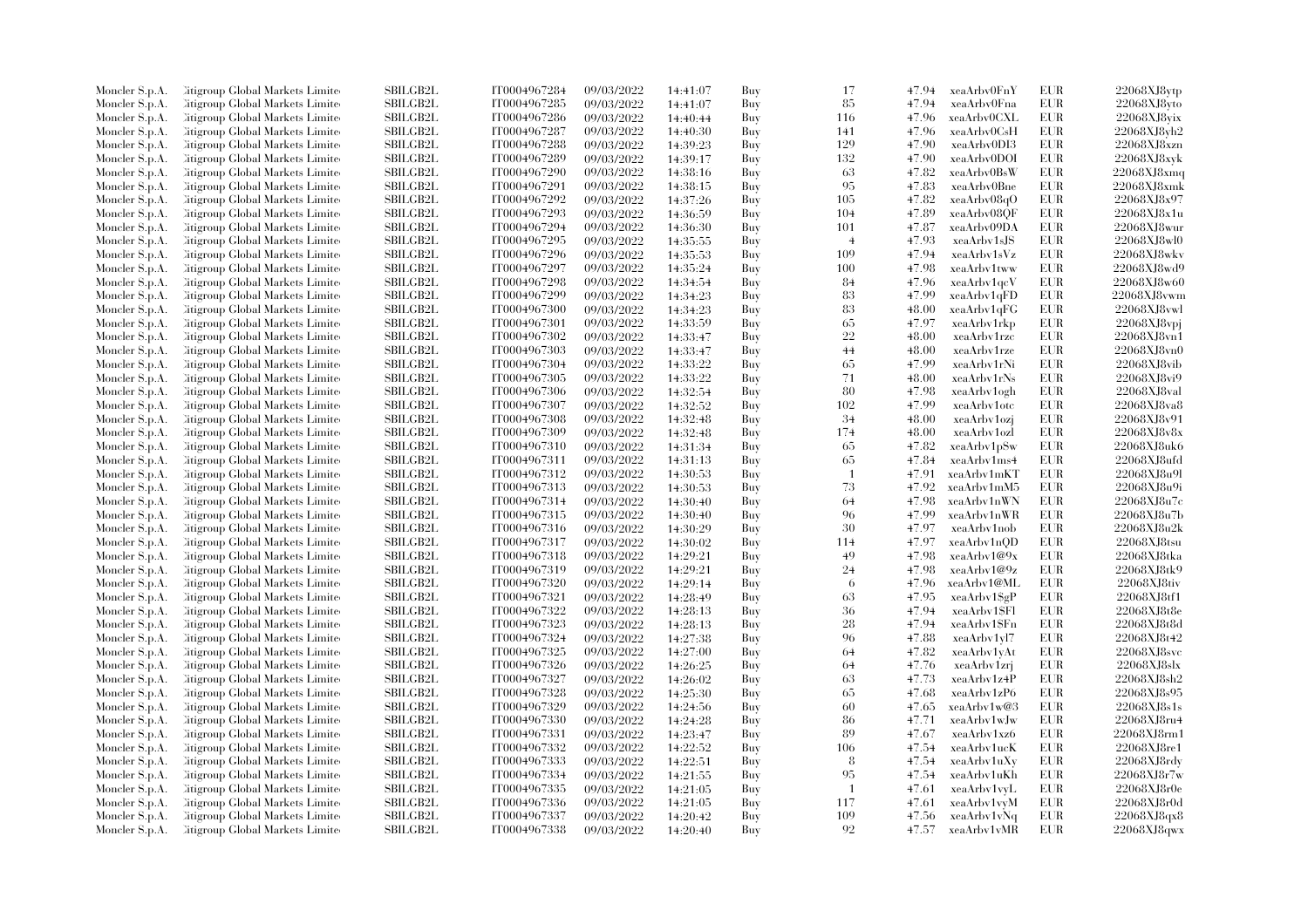| | | | | | | | | | | | |
|---|---|---|---|---|---|---|---|---|---|---|---|
| Moncler S.p.A. | Citigroup Global Markets Limited | SBILGB2L | IT0004967284 | 09/03/2022 | 14:41:07 | Buy | 17 | 47.94 | xeaArbv0FnY | EUR | 22068XJ8ytp |
| Moncler S.p.A. | Citigroup Global Markets Limited | SBILGB2L | IT0004967285 | 09/03/2022 | 14:41:07 | Buy | 85 | 47.94 | xeaArbv0Fna | EUR | 22068XJ8yto |
| Moncler S.p.A. | Citigroup Global Markets Limited | SBILGB2L | IT0004967286 | 09/03/2022 | 14:40:44 | Buy | 116 | 47.96 | xeaArbv0CXL | EUR | 22068XJ8yix |
| Moncler S.p.A. | Citigroup Global Markets Limited | SBILGB2L | IT0004967287 | 09/03/2022 | 14:40:30 | Buy | 141 | 47.96 | xeaArbv0CsH | EUR | 22068XJ8yh2 |
| Moncler S.p.A. | Citigroup Global Markets Limited | SBILGB2L | IT0004967288 | 09/03/2022 | 14:39:23 | Buy | 129 | 47.90 | xeaArbv0DI3 | EUR | 22068XJ8xzn |
| Moncler S.p.A. | Citigroup Global Markets Limited | SBILGB2L | IT0004967289 | 09/03/2022 | 14:39:17 | Buy | 132 | 47.90 | xeaArbv0DOI | EUR | 22068XJ8xyk |
| Moncler S.p.A. | Citigroup Global Markets Limited | SBILGB2L | IT0004967290 | 09/03/2022 | 14:38:16 | Buy | 63 | 47.82 | xeaArbv0BsW | EUR | 22068XJ8xmq |
| Moncler S.p.A. | Citigroup Global Markets Limited | SBILGB2L | IT0004967291 | 09/03/2022 | 14:38:15 | Buy | 95 | 47.83 | xeaArbv0Bne | EUR | 22068XJ8xmk |
| Moncler S.p.A. | Citigroup Global Markets Limited | SBILGB2L | IT0004967292 | 09/03/2022 | 14:37:26 | Buy | 105 | 47.82 | xeaArbv08qO | EUR | 22068XJ8x97 |
| Moncler S.p.A. | Citigroup Global Markets Limited | SBILGB2L | IT0004967293 | 09/03/2022 | 14:36:59 | Buy | 104 | 47.89 | xeaArbv08QF | EUR | 22068XJ8x1u |
| Moncler S.p.A. | Citigroup Global Markets Limited | SBILGB2L | IT0004967294 | 09/03/2022 | 14:36:30 | Buy | 101 | 47.87 | xeaArbv09DA | EUR | 22068XJ8wur |
| Moncler S.p.A. | Citigroup Global Markets Limited | SBILGB2L | IT0004967295 | 09/03/2022 | 14:35:55 | Buy | 4 | 47.93 | xeaArbv1sJS | EUR | 22068XJ8wl0 |
| Moncler S.p.A. | Citigroup Global Markets Limited | SBILGB2L | IT0004967296 | 09/03/2022 | 14:35:53 | Buy | 109 | 47.94 | xeaArbv1sVz | EUR | 22068XJ8wkv |
| Moncler S.p.A. | Citigroup Global Markets Limited | SBILGB2L | IT0004967297 | 09/03/2022 | 14:35:24 | Buy | 100 | 47.98 | xeaArbv1tww | EUR | 22068XJ8wd9 |
| Moncler S.p.A. | Citigroup Global Markets Limited | SBILGB2L | IT0004967298 | 09/03/2022 | 14:34:54 | Buy | 84 | 47.96 | xeaArbv1qcV | EUR | 22068XJ8w60 |
| Moncler S.p.A. | Citigroup Global Markets Limited | SBILGB2L | IT0004967299 | 09/03/2022 | 14:34:23 | Buy | 83 | 47.99 | xeaArbv1qFD | EUR | 22068XJ8vwm |
| Moncler S.p.A. | Citigroup Global Markets Limited | SBILGB2L | IT0004967300 | 09/03/2022 | 14:34:23 | Buy | 83 | 48.00 | xeaArbv1qFG | EUR | 22068XJ8vwl |
| Moncler S.p.A. | Citigroup Global Markets Limited | SBILGB2L | IT0004967301 | 09/03/2022 | 14:33:59 | Buy | 65 | 47.97 | xeaArbv1rkp | EUR | 22068XJ8vpj |
| Moncler S.p.A. | Citigroup Global Markets Limited | SBILGB2L | IT0004967302 | 09/03/2022 | 14:33:47 | Buy | 22 | 48.00 | xeaArbv1rzc | EUR | 22068XJ8vn1 |
| Moncler S.p.A. | Citigroup Global Markets Limited | SBILGB2L | IT0004967303 | 09/03/2022 | 14:33:47 | Buy | 44 | 48.00 | xeaArbv1rze | EUR | 22068XJ8vn0 |
| Moncler S.p.A. | Citigroup Global Markets Limited | SBILGB2L | IT0004967304 | 09/03/2022 | 14:33:22 | Buy | 65 | 47.99 | xeaArbv1rNi | EUR | 22068XJ8vib |
| Moncler S.p.A. | Citigroup Global Markets Limited | SBILGB2L | IT0004967305 | 09/03/2022 | 14:33:22 | Buy | 71 | 48.00 | xeaArbv1rNs | EUR | 22068XJ8vi9 |
| Moncler S.p.A. | Citigroup Global Markets Limited | SBILGB2L | IT0004967306 | 09/03/2022 | 14:32:54 | Buy | 80 | 47.98 | xeaArbv1ogh | EUR | 22068XJ8val |
| Moncler S.p.A. | Citigroup Global Markets Limited | SBILGB2L | IT0004967307 | 09/03/2022 | 14:32:52 | Buy | 102 | 47.99 | xeaArbv1otc | EUR | 22068XJ8va8 |
| Moncler S.p.A. | Citigroup Global Markets Limited | SBILGB2L | IT0004967308 | 09/03/2022 | 14:32:48 | Buy | 34 | 48.00 | xeaArbv1ozj | EUR | 22068XJ8v91 |
| Moncler S.p.A. | Citigroup Global Markets Limited | SBILGB2L | IT0004967309 | 09/03/2022 | 14:32:48 | Buy | 174 | 48.00 | xeaArbv1ozl | EUR | 22068XJ8v8x |
| Moncler S.p.A. | Citigroup Global Markets Limited | SBILGB2L | IT0004967310 | 09/03/2022 | 14:31:34 | Buy | 65 | 47.82 | xeaArbv1pSw | EUR | 22068XJ8uk6 |
| Moncler S.p.A. | Citigroup Global Markets Limited | SBILGB2L | IT0004967311 | 09/03/2022 | 14:31:13 | Buy | 65 | 47.84 | xeaArbv1ms4 | EUR | 22068XJ8ufd |
| Moncler S.p.A. | Citigroup Global Markets Limited | SBILGB2L | IT0004967312 | 09/03/2022 | 14:30:53 | Buy | 1 | 47.91 | xeaArbv1mKT | EUR | 22068XJ8u9l |
| Moncler S.p.A. | Citigroup Global Markets Limited | SBILGB2L | IT0004967313 | 09/03/2022 | 14:30:53 | Buy | 73 | 47.92 | xeaArbv1mM5 | EUR | 22068XJ8u9i |
| Moncler S.p.A. | Citigroup Global Markets Limited | SBILGB2L | IT0004967314 | 09/03/2022 | 14:30:40 | Buy | 64 | 47.98 | xeaArbv1nWN | EUR | 22068XJ8u7c |
| Moncler S.p.A. | Citigroup Global Markets Limited | SBILGB2L | IT0004967315 | 09/03/2022 | 14:30:40 | Buy | 96 | 47.99 | xeaArbv1nWR | EUR | 22068XJ8u7b |
| Moncler S.p.A. | Citigroup Global Markets Limited | SBILGB2L | IT0004967316 | 09/03/2022 | 14:30:29 | Buy | 30 | 47.97 | xeaArbv1nob | EUR | 22068XJ8u2k |
| Moncler S.p.A. | Citigroup Global Markets Limited | SBILGB2L | IT0004967317 | 09/03/2022 | 14:30:02 | Buy | 114 | 47.97 | xeaArbv1nQD | EUR | 22068XJ8tsu |
| Moncler S.p.A. | Citigroup Global Markets Limited | SBILGB2L | IT0004967318 | 09/03/2022 | 14:29:21 | Buy | 49 | 47.98 | xeaArbv1@9x | EUR | 22068XJ8tka |
| Moncler S.p.A. | Citigroup Global Markets Limited | SBILGB2L | IT0004967319 | 09/03/2022 | 14:29:21 | Buy | 24 | 47.98 | xeaArbv1@9z | EUR | 22068XJ8tk9 |
| Moncler S.p.A. | Citigroup Global Markets Limited | SBILGB2L | IT0004967320 | 09/03/2022 | 14:29:14 | Buy | 6 | 47.96 | xeaArbv1@ML | EUR | 22068XJ8tiv |
| Moncler S.p.A. | Citigroup Global Markets Limited | SBILGB2L | IT0004967321 | 09/03/2022 | 14:28:49 | Buy | 63 | 47.95 | xeaArbv1$gP | EUR | 22068XJ8tf1 |
| Moncler S.p.A. | Citigroup Global Markets Limited | SBILGB2L | IT0004967322 | 09/03/2022 | 14:28:13 | Buy | 36 | 47.94 | xeaArbv1$Fl | EUR | 22068XJ8t8e |
| Moncler S.p.A. | Citigroup Global Markets Limited | SBILGB2L | IT0004967323 | 09/03/2022 | 14:28:13 | Buy | 28 | 47.94 | xeaArbv1$Fn | EUR | 22068XJ8t8d |
| Moncler S.p.A. | Citigroup Global Markets Limited | SBILGB2L | IT0004967324 | 09/03/2022 | 14:27:38 | Buy | 96 | 47.88 | xeaArbv1yl7 | EUR | 22068XJ8t42 |
| Moncler S.p.A. | Citigroup Global Markets Limited | SBILGB2L | IT0004967325 | 09/03/2022 | 14:27:00 | Buy | 64 | 47.82 | xeaArbv1yAt | EUR | 22068XJ8svc |
| Moncler S.p.A. | Citigroup Global Markets Limited | SBILGB2L | IT0004967326 | 09/03/2022 | 14:26:25 | Buy | 64 | 47.76 | xeaArbv1zrj | EUR | 22068XJ8slx |
| Moncler S.p.A. | Citigroup Global Markets Limited | SBILGB2L | IT0004967327 | 09/03/2022 | 14:26:02 | Buy | 63 | 47.73 | xeaArbv1z4P | EUR | 22068XJ8sh2 |
| Moncler S.p.A. | Citigroup Global Markets Limited | SBILGB2L | IT0004967328 | 09/03/2022 | 14:25:30 | Buy | 65 | 47.68 | xeaArbv1zP6 | EUR | 22068XJ8s95 |
| Moncler S.p.A. | Citigroup Global Markets Limited | SBILGB2L | IT0004967329 | 09/03/2022 | 14:24:56 | Buy | 60 | 47.65 | xeaArbv1w@3 | EUR | 22068XJ8s1s |
| Moncler S.p.A. | Citigroup Global Markets Limited | SBILGB2L | IT0004967330 | 09/03/2022 | 14:24:28 | Buy | 86 | 47.71 | xeaArbv1wJw | EUR | 22068XJ8ru4 |
| Moncler S.p.A. | Citigroup Global Markets Limited | SBILGB2L | IT0004967331 | 09/03/2022 | 14:23:47 | Buy | 89 | 47.67 | xeaArbv1xz6 | EUR | 22068XJ8rm1 |
| Moncler S.p.A. | Citigroup Global Markets Limited | SBILGB2L | IT0004967332 | 09/03/2022 | 14:22:52 | Buy | 106 | 47.54 | xeaArbv1ucK | EUR | 22068XJ8re1 |
| Moncler S.p.A. | Citigroup Global Markets Limited | SBILGB2L | IT0004967333 | 09/03/2022 | 14:22:51 | Buy | 8 | 47.54 | xeaArbv1uXy | EUR | 22068XJ8rdy |
| Moncler S.p.A. | Citigroup Global Markets Limited | SBILGB2L | IT0004967334 | 09/03/2022 | 14:21:55 | Buy | 95 | 47.54 | xeaArbv1uKh | EUR | 22068XJ8r7w |
| Moncler S.p.A. | Citigroup Global Markets Limited | SBILGB2L | IT0004967335 | 09/03/2022 | 14:21:05 | Buy | 1 | 47.61 | xeaArbv1vyL | EUR | 22068XJ8r0e |
| Moncler S.p.A. | Citigroup Global Markets Limited | SBILGB2L | IT0004967336 | 09/03/2022 | 14:21:05 | Buy | 117 | 47.61 | xeaArbv1vyM | EUR | 22068XJ8r0d |
| Moncler S.p.A. | Citigroup Global Markets Limited | SBILGB2L | IT0004967337 | 09/03/2022 | 14:20:42 | Buy | 109 | 47.56 | xeaArbv1vNq | EUR | 22068XJ8qx8 |
| Moncler S.p.A. | Citigroup Global Markets Limited | SBILGB2L | IT0004967338 | 09/03/2022 | 14:20:40 | Buy | 92 | 47.57 | xeaArbv1vMR | EUR | 22068XJ8qwx |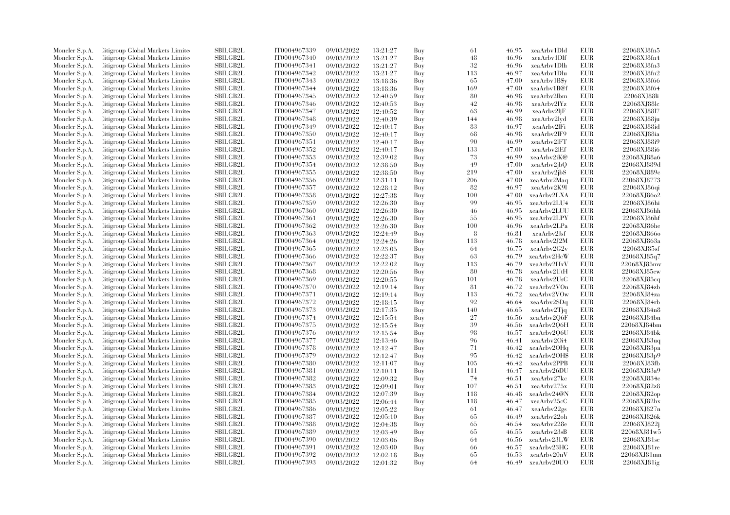| | | | | | | | | | | | |
|---|---|---|---|---|---|---|---|---|---|---|---|
| Moncler S.p.A. | Citigroup Global Markets Limited | SBILGB2L | IT0004967339 | 09/03/2022 | 13:21:27 | Buy | 61 | 46.95 | xeaArbv1Dld | EUR | 22068XJ8fn5 |
| Moncler S.p.A. | Citigroup Global Markets Limited | SBILGB2L | IT0004967340 | 09/03/2022 | 13:21:27 | Buy | 48 | 46.96 | xeaArbv1Dlf | EUR | 22068XJ8fn4 |
| Moncler S.p.A. | Citigroup Global Markets Limited | SBILGB2L | IT0004967341 | 09/03/2022 | 13:21:27 | Buy | 32 | 46.96 | xeaArbv1Dlh | EUR | 22068XJ8fn3 |
| Moncler S.p.A. | Citigroup Global Markets Limited | SBILGB2L | IT0004967342 | 09/03/2022 | 13:21:27 | Buy | 113 | 46.97 | xeaArbv1Dlu | EUR | 22068XJ8fn2 |
| Moncler S.p.A. | Citigroup Global Markets Limited | SBILGB2L | IT0004967343 | 09/03/2022 | 13:18:36 | Buy | 65 | 47.00 | xeaArbv1B$y | EUR | 22068XJ8f66 |
| Moncler S.p.A. | Citigroup Global Markets Limited | SBILGB2L | IT0004967344 | 09/03/2022 | 13:18:36 | Buy | 169 | 47.00 | xeaArbv1B@f | EUR | 22068XJ8f64 |
| Moncler S.p.A. | Citigroup Global Markets Limited | SBILGB2L | IT0004967345 | 09/03/2022 | 12:40:59 | Buy | 80 | 46.98 | xeaArbv2lbm | EUR | 22068XJ88li |
| Moncler S.p.A. | Citigroup Global Markets Limited | SBILGB2L | IT0004967346 | 09/03/2022 | 12:40:53 | Buy | 42 | 46.98 | xeaArbv2lYz | EUR | 22068XJ88lc |
| Moncler S.p.A. | Citigroup Global Markets Limited | SBILGB2L | IT0004967347 | 09/03/2022 | 12:40:52 | Buy | 63 | 46.99 | xeaArbv2ljF | EUR | 22068XJ88l7 |
| Moncler S.p.A. | Citigroup Global Markets Limited | SBILGB2L | IT0004967348 | 09/03/2022 | 12:40:39 | Buy | 144 | 46.98 | xeaArbv2lyd | EUR | 22068XJ88ju |
| Moncler S.p.A. | Citigroup Global Markets Limited | SBILGB2L | IT0004967349 | 09/03/2022 | 12:40:17 | Buy | 83 | 46.97 | xeaArbv2lFi | EUR | 22068XJ88id |
| Moncler S.p.A. | Citigroup Global Markets Limited | SBILGB2L | IT0004967350 | 09/03/2022 | 12:40:17 | Buy | 68 | 46.98 | xeaArbv2lF9 | EUR | 22068XJ88ia |
| Moncler S.p.A. | Citigroup Global Markets Limited | SBILGB2L | IT0004967351 | 09/03/2022 | 12:40:17 | Buy | 90 | 46.99 | xeaArbv2lFT | EUR | 22068XJ88i9 |
| Moncler S.p.A. | Citigroup Global Markets Limited | SBILGB2L | IT0004967352 | 09/03/2022 | 12:40:17 | Buy | 133 | 47.00 | xeaArbv2lEf | EUR | 22068XJ88i6 |
| Moncler S.p.A. | Citigroup Global Markets Limited | SBILGB2L | IT0004967353 | 09/03/2022 | 12:39:02 | Buy | 73 | 46.99 | xeaArbv2iK@ | EUR | 22068XJ88a6 |
| Moncler S.p.A. | Citigroup Global Markets Limited | SBILGB2L | IT0004967354 | 09/03/2022 | 12:38:50 | Buy | 49 | 47.00 | xeaArbv2jbQ | EUR | 22068XJ889d |
| Moncler S.p.A. | Citigroup Global Markets Limited | SBILGB2L | IT0004967355 | 09/03/2022 | 12:38:50 | Buy | 219 | 47.00 | xeaArbv2jbS | EUR | 22068XJ889c |
| Moncler S.p.A. | Citigroup Global Markets Limited | SBILGB2L | IT0004967356 | 09/03/2022 | 12:31:11 | Buy | 206 | 47.00 | xeaArbv2Maq | EUR | 22068XJ8773 |
| Moncler S.p.A. | Citigroup Global Markets Limited | SBILGB2L | IT0004967357 | 09/03/2022 | 12:28:12 | Buy | 82 | 46.97 | xeaArbv2K9l | EUR | 22068XJ86qi |
| Moncler S.p.A. | Citigroup Global Markets Limited | SBILGB2L | IT0004967358 | 09/03/2022 | 12:27:38 | Buy | 100 | 47.00 | xeaArbv2LXA | EUR | 22068XJ86o2 |
| Moncler S.p.A. | Citigroup Global Markets Limited | SBILGB2L | IT0004967359 | 09/03/2022 | 12:26:30 | Buy | 99 | 46.95 | xeaArbv2LU4 | EUR | 22068XJ86hi |
| Moncler S.p.A. | Citigroup Global Markets Limited | SBILGB2L | IT0004967360 | 09/03/2022 | 12:26:30 | Buy | 46 | 46.95 | xeaArbv2LUU | EUR | 22068XJ86hh |
| Moncler S.p.A. | Citigroup Global Markets Limited | SBILGB2L | IT0004967361 | 09/03/2022 | 12:26:30 | Buy | 55 | 46.95 | xeaArbv2LPY | EUR | 22068XJ86hf |
| Moncler S.p.A. | Citigroup Global Markets Limited | SBILGB2L | IT0004967362 | 09/03/2022 | 12:26:30 | Buy | 100 | 46.96 | xeaArbv2LPa | EUR | 22068XJ86he |
| Moncler S.p.A. | Citigroup Global Markets Limited | SBILGB2L | IT0004967363 | 09/03/2022 | 12:24:49 | Buy | 8 | 46.81 | xeaArbv2Jsf | EUR | 22068XJ866o |
| Moncler S.p.A. | Citigroup Global Markets Limited | SBILGB2L | IT0004967364 | 09/03/2022 | 12:24:26 | Buy | 113 | 46.78 | xeaArbv2J2M | EUR | 22068XJ863a |
| Moncler S.p.A. | Citigroup Global Markets Limited | SBILGB2L | IT0004967365 | 09/03/2022 | 12:23:05 | Buy | 64 | 46.75 | xeaArbv2G2v | EUR | 22068XJ85sf |
| Moncler S.p.A. | Citigroup Global Markets Limited | SBILGB2L | IT0004967366 | 09/03/2022 | 12:22:37 | Buy | 63 | 46.79 | xeaArbv2HcW | EUR | 22068XJ85q7 |
| Moncler S.p.A. | Citigroup Global Markets Limited | SBILGB2L | IT0004967367 | 09/03/2022 | 12:22:02 | Buy | 113 | 46.79 | xeaArbv2HxV | EUR | 22068XJ85mv |
| Moncler S.p.A. | Citigroup Global Markets Limited | SBILGB2L | IT0004967368 | 09/03/2022 | 12:20:56 | Buy | 80 | 46.78 | xeaArbv2UtH | EUR | 22068XJ85cw |
| Moncler S.p.A. | Citigroup Global Markets Limited | SBILGB2L | IT0004967369 | 09/03/2022 | 12:20:55 | Buy | 101 | 46.78 | xeaArbv2UsC | EUR | 22068XJ85cq |
| Moncler S.p.A. | Citigroup Global Markets Limited | SBILGB2L | IT0004967370 | 09/03/2022 | 12:19:14 | Buy | 81 | 46.72 | xeaArbv2VOn | EUR | 22068XJ84zb |
| Moncler S.p.A. | Citigroup Global Markets Limited | SBILGB2L | IT0004967371 | 09/03/2022 | 12:19:14 | Buy | 113 | 46.72 | xeaArbv2VOw | EUR | 22068XJ84za |
| Moncler S.p.A. | Citigroup Global Markets Limited | SBILGB2L | IT0004967372 | 09/03/2022 | 12:18:15 | Buy | 92 | 46.64 | xeaArbv2SDq | EUR | 22068XJ84rb |
| Moncler S.p.A. | Citigroup Global Markets Limited | SBILGB2L | IT0004967373 | 09/03/2022 | 12:17:35 | Buy | 140 | 46.65 | xeaArbv2Tjq | EUR | 22068XJ84n8 |
| Moncler S.p.A. | Citigroup Global Markets Limited | SBILGB2L | IT0004967374 | 09/03/2022 | 12:15:54 | Buy | 27 | 46.56 | xeaArbv2Q6F | EUR | 22068XJ84bn |
| Moncler S.p.A. | Citigroup Global Markets Limited | SBILGB2L | IT0004967375 | 09/03/2022 | 12:15:54 | Buy | 39 | 46.56 | xeaArbv2Q6H | EUR | 22068XJ84bm |
| Moncler S.p.A. | Citigroup Global Markets Limited | SBILGB2L | IT0004967376 | 09/03/2022 | 12:15:54 | Buy | 98 | 46.57 | xeaArbv2Q6U | EUR | 22068XJ84bk |
| Moncler S.p.A. | Citigroup Global Markets Limited | SBILGB2L | IT0004967377 | 09/03/2022 | 12:13:46 | Buy | 96 | 46.41 | xeaArbv2Oi4 | EUR | 22068XJ83uq |
| Moncler S.p.A. | Citigroup Global Markets Limited | SBILGB2L | IT0004967378 | 09/03/2022 | 12:12:47 | Buy | 71 | 46.42 | xeaArbv2OHq | EUR | 22068XJ83pa |
| Moncler S.p.A. | Citigroup Global Markets Limited | SBILGB2L | IT0004967379 | 09/03/2022 | 12:12:47 | Buy | 95 | 46.42 | xeaArbv2OH$ | EUR | 22068XJ83p9 |
| Moncler S.p.A. | Citigroup Global Markets Limited | SBILGB2L | IT0004967380 | 09/03/2022 | 12:11:07 | Buy | 105 | 46.42 | xeaArbv2PPB | EUR | 22068XJ83fb |
| Moncler S.p.A. | Citigroup Global Markets Limited | SBILGB2L | IT0004967381 | 09/03/2022 | 12:10:11 | Buy | 111 | 46.47 | xeaArbv26DU | EUR | 22068XJ83a9 |
| Moncler S.p.A. | Citigroup Global Markets Limited | SBILGB2L | IT0004967382 | 09/03/2022 | 12:09:32 | Buy | 74 | 46.51 | xeaArbv27kc | EUR | 22068XJ834c |
| Moncler S.p.A. | Citigroup Global Markets Limited | SBILGB2L | IT0004967383 | 09/03/2022 | 12:09:01 | Buy | 107 | 46.51 | xeaArbv275x | EUR | 22068XJ82z8 |
| Moncler S.p.A. | Citigroup Global Markets Limited | SBILGB2L | IT0004967384 | 09/03/2022 | 12:07:39 | Buy | 118 | 46.48 | xeaArbv24@N | EUR | 22068XJ82op |
| Moncler S.p.A. | Citigroup Global Markets Limited | SBILGB2L | IT0004967385 | 09/03/2022 | 12:06:44 | Buy | 118 | 46.47 | xeaArbv25cC | EUR | 22068XJ82hx |
| Moncler S.p.A. | Citigroup Global Markets Limited | SBILGB2L | IT0004967386 | 09/03/2022 | 12:05:22 | Buy | 61 | 46.47 | xeaArbv22gs | EUR | 22068XJ827n |
| Moncler S.p.A. | Citigroup Global Markets Limited | SBILGB2L | IT0004967387 | 09/03/2022 | 12:05:10 | Buy | 65 | 46.49 | xeaArbv22oh | EUR | 22068XJ826k |
| Moncler S.p.A. | Citigroup Global Markets Limited | SBILGB2L | IT0004967388 | 09/03/2022 | 12:04:38 | Buy | 65 | 46.54 | xeaArbv228e | EUR | 22068XJ822j |
| Moncler S.p.A. | Citigroup Global Markets Limited | SBILGB2L | IT0004967389 | 09/03/2022 | 12:03:49 | Buy | 65 | 46.55 | xeaArbv23sB | EUR | 22068XJ81w5 |
| Moncler S.p.A. | Citigroup Global Markets Limited | SBILGB2L | IT0004967390 | 09/03/2022 | 12:03:06 | Buy | 64 | 46.56 | xeaArbv23LW | EUR | 22068XJ81se |
| Moncler S.p.A. | Citigroup Global Markets Limited | SBILGB2L | IT0004967391 | 09/03/2022 | 12:03:00 | Buy | 66 | 46.57 | xeaArbv23HG | EUR | 22068XJ81re |
| Moncler S.p.A. | Citigroup Global Markets Limited | SBILGB2L | IT0004967392 | 09/03/2022 | 12:02:18 | Buy | 65 | 46.53 | xeaArbv20nV | EUR | 22068XJ81mn |
| Moncler S.p.A. | Citigroup Global Markets Limited | SBILGB2L | IT0004967393 | 09/03/2022 | 12:01:32 | Buy | 64 | 46.49 | xeaArbv20UO | EUR | 22068XJ81ig |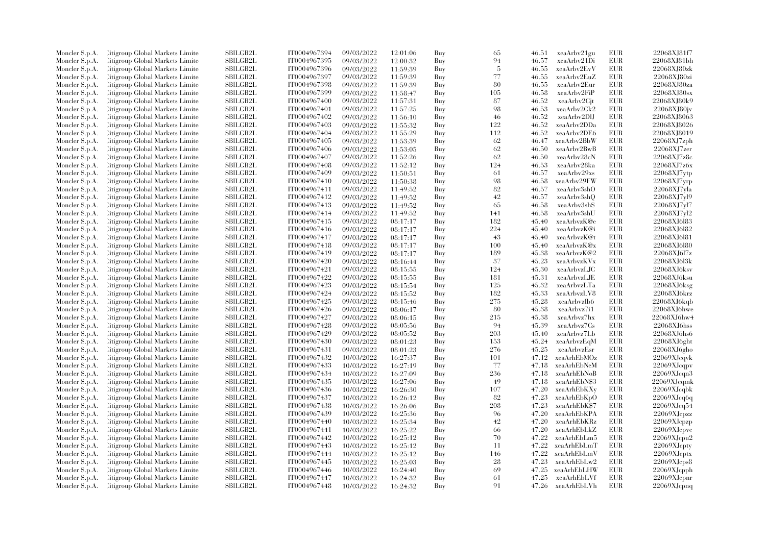| | | | | | | | | | | | |
|---|---|---|---|---|---|---|---|---|---|---|---|
| Moncler S.p.A. | Citigroup Global Markets Limited | SBILGB2L | IT0004967394 | 09/03/2022 | 12:01:06 | Buy | 65 | 46.51 | xeaArbv21gu | EUR | 22068XJ81f7 |
| Moncler S.p.A. | Citigroup Global Markets Limited | SBILGB2L | IT0004967395 | 09/03/2022 | 12:00:32 | Buy | 94 | 46.57 | xeaArbv21Di | EUR | 22068XJ81bh |
| Moncler S.p.A. | Citigroup Global Markets Limited | SBILGB2L | IT0004967396 | 09/03/2022 | 11:59:39 | Buy | 5 | 46.55 | xeaArbv2EvV | EUR | 22068XJ80zk |
| Moncler S.p.A. | Citigroup Global Markets Limited | SBILGB2L | IT0004967397 | 09/03/2022 | 11:59:39 | Buy | 77 | 46.55 | xeaArbv2EuZ | EUR | 22068XJ80zi |
| Moncler S.p.A. | Citigroup Global Markets Limited | SBILGB2L | IT0004967398 | 09/03/2022 | 11:59:39 | Buy | 80 | 46.55 | xeaArbv2Eur | EUR | 22068XJ80za |
| Moncler S.p.A. | Citigroup Global Markets Limited | SBILGB2L | IT0004967399 | 09/03/2022 | 11:58:47 | Buy | 105 | 46.58 | xeaArbv2FiP | EUR | 22068XJ80sx |
| Moncler S.p.A. | Citigroup Global Markets Limited | SBILGB2L | IT0004967400 | 09/03/2022 | 11:57:31 | Buy | 87 | 46.52 | xeaArbv2Cjt | EUR | 22068XJ80k9 |
| Moncler S.p.A. | Citigroup Global Markets Limited | SBILGB2L | IT0004967401 | 09/03/2022 | 11:57:25 | Buy | 98 | 46.53 | xeaArbv2Ck2 | EUR | 22068XJ80jv |
| Moncler S.p.A. | Citigroup Global Markets Limited | SBILGB2L | IT0004967402 | 09/03/2022 | 11:56:10 | Buy | 46 | 46.52 | xeaArbv2DlJ | EUR | 22068XJ8063 |
| Moncler S.p.A. | Citigroup Global Markets Limited | SBILGB2L | IT0004967403 | 09/03/2022 | 11:55:32 | Buy | 122 | 46.52 | xeaArbv2DDa | EUR | 22068XJ8026 |
| Moncler S.p.A. | Citigroup Global Markets Limited | SBILGB2L | IT0004967404 | 09/03/2022 | 11:55:29 | Buy | 112 | 46.52 | xeaArbv2DE6 | EUR | 22068XJ8019 |
| Moncler S.p.A. | Citigroup Global Markets Limited | SBILGB2L | IT0004967405 | 09/03/2022 | 11:53:39 | Buy | 62 | 46.47 | xeaArbv2BbW | EUR | 22068XJ7zph |
| Moncler S.p.A. | Citigroup Global Markets Limited | SBILGB2L | IT0004967406 | 09/03/2022 | 11:53:05 | Buy | 62 | 46.50 | xeaArbv2BwB | EUR | 22068XJ7zer |
| Moncler S.p.A. | Citigroup Global Markets Limited | SBILGB2L | IT0004967407 | 09/03/2022 | 11:52:26 | Buy | 62 | 46.50 | xeaArbv28cN | EUR | 22068XJ7z8c |
| Moncler S.p.A. | Citigroup Global Markets Limited | SBILGB2L | IT0004967408 | 09/03/2022 | 11:52:12 | Buy | 124 | 46.53 | xeaArbv28ka | EUR | 22068XJ7z6x |
| Moncler S.p.A. | Citigroup Global Markets Limited | SBILGB2L | IT0004967409 | 09/03/2022 | 11:50:51 | Buy | 61 | 46.57 | xeaArbv29xs | EUR | 22068XJ7ytp |
| Moncler S.p.A. | Citigroup Global Markets Limited | SBILGB2L | IT0004967410 | 09/03/2022 | 11:50:38 | Buy | 98 | 46.58 | xeaArbv29FW | EUR | 22068XJ7yrp |
| Moncler S.p.A. | Citigroup Global Markets Limited | SBILGB2L | IT0004967411 | 09/03/2022 | 11:49:52 | Buy | 82 | 46.57 | xeaArbv3shO | EUR | 22068XJ7yla |
| Moncler S.p.A. | Citigroup Global Markets Limited | SBILGB2L | IT0004967412 | 09/03/2022 | 11:49:52 | Buy | 42 | 46.57 | xeaArbv3shQ | EUR | 22068XJ7yl9 |
| Moncler S.p.A. | Citigroup Global Markets Limited | SBILGB2L | IT0004967413 | 09/03/2022 | 11:49:52 | Buy | 65 | 46.58 | xeaArbv3shS | EUR | 22068XJ7yl7 |
| Moncler S.p.A. | Citigroup Global Markets Limited | SBILGB2L | IT0004967414 | 09/03/2022 | 11:49:52 | Buy | 141 | 46.58 | xeaArbv3shU | EUR | 22068XJ7yl2 |
| Moncler S.p.A. | Citigroup Global Markets Limited | SBILGB2L | IT0004967415 | 09/03/2022 | 08:17:17 | Buy | 182 | 45.40 | xeaArbvzK@e | EUR | 22068XJ6l83 |
| Moncler S.p.A. | Citigroup Global Markets Limited | SBILGB2L | IT0004967416 | 09/03/2022 | 08:17:17 | Buy | 224 | 45.40 | xeaArbvzK@i | EUR | 22068XJ6l82 |
| Moncler S.p.A. | Citigroup Global Markets Limited | SBILGB2L | IT0004967417 | 09/03/2022 | 08:17:17 | Buy | 43 | 45.40 | xeaArbvzK@t | EUR | 22068XJ6l81 |
| Moncler S.p.A. | Citigroup Global Markets Limited | SBILGB2L | IT0004967418 | 09/03/2022 | 08:17:17 | Buy | 100 | 45.40 | xeaArbvzK@x | EUR | 22068XJ6l80 |
| Moncler S.p.A. | Citigroup Global Markets Limited | SBILGB2L | IT0004967419 | 09/03/2022 | 08:17:17 | Buy | 189 | 45.38 | xeaArbvzK@2 | EUR | 22068XJ6l7z |
| Moncler S.p.A. | Citigroup Global Markets Limited | SBILGB2L | IT0004967420 | 09/03/2022 | 08:16:44 | Buy | 37 | 45.23 | xeaArbvzKVx | EUR | 22068XJ6l3k |
| Moncler S.p.A. | Citigroup Global Markets Limited | SBILGB2L | IT0004967421 | 09/03/2022 | 08:15:55 | Buy | 124 | 45.30 | xeaArbvzLJC | EUR | 22068XJ6ksv |
| Moncler S.p.A. | Citigroup Global Markets Limited | SBILGB2L | IT0004967422 | 09/03/2022 | 08:15:55 | Buy | 181 | 45.31 | xeaArbvzLJE | EUR | 22068XJ6ksu |
| Moncler S.p.A. | Citigroup Global Markets Limited | SBILGB2L | IT0004967423 | 09/03/2022 | 08:15:54 | Buy | 125 | 45.32 | xeaArbvzLTa | EUR | 22068XJ6ksg |
| Moncler S.p.A. | Citigroup Global Markets Limited | SBILGB2L | IT0004967424 | 09/03/2022 | 08:15:52 | Buy | 182 | 45.33 | xeaArbvzLV8 | EUR | 22068XJ6krz |
| Moncler S.p.A. | Citigroup Global Markets Limited | SBILGB2L | IT0004967425 | 09/03/2022 | 08:15:46 | Buy | 275 | 45.28 | xeaArbvzlb6 | EUR | 22068XJ6kqb |
| Moncler S.p.A. | Citigroup Global Markets Limited | SBILGB2L | IT0004967426 | 09/03/2022 | 08:06:17 | Buy | 80 | 45.38 | xeaArbvz7i1 | EUR | 22068XJ6hwe |
| Moncler S.p.A. | Citigroup Global Markets Limited | SBILGB2L | IT0004967427 | 09/03/2022 | 08:06:15 | Buy | 215 | 45.38 | xeaArbvz7hx | EUR | 22068XJ6hw4 |
| Moncler S.p.A. | Citigroup Global Markets Limited | SBILGB2L | IT0004967428 | 09/03/2022 | 08:05:56 | Buy | 94 | 45.39 | xeaArbvz7Cs | EUR | 22068XJ6hss |
| Moncler S.p.A. | Citigroup Global Markets Limited | SBILGB2L | IT0004967429 | 09/03/2022 | 08:05:52 | Buy | 203 | 45.40 | xeaArbvz7Lb | EUR | 22068XJ6hs6 |
| Moncler S.p.A. | Citigroup Global Markets Limited | SBILGB2L | IT0004967430 | 09/03/2022 | 08:01:23 | Buy | 153 | 45.24 | xeaArbvzEqM | EUR | 22068XJ6ght |
| Moncler S.p.A. | Citigroup Global Markets Limited | SBILGB2L | IT0004967431 | 09/03/2022 | 08:01:23 | Buy | 276 | 45.25 | xeaArbvzEsr | EUR | 22068XJ6gho |
| Moncler S.p.A. | Citigroup Global Markets Limited | SBILGB2L | IT0004967432 | 10/03/2022 | 16:27:37 | Buy | 101 | 47.12 | xeaArhEbMOz | EUR | 22069XJcqvk |
| Moncler S.p.A. | Citigroup Global Markets Limited | SBILGB2L | IT0004967433 | 10/03/2022 | 16:27:19 | Buy | 77 | 47.18 | xeaArhEbNeM | EUR | 22069XJcqpv |
| Moncler S.p.A. | Citigroup Global Markets Limited | SBILGB2L | IT0004967434 | 10/03/2022 | 16:27:09 | Buy | 236 | 47.18 | xeaArhEbNoB | EUR | 22069XJcqn3 |
| Moncler S.p.A. | Citigroup Global Markets Limited | SBILGB2L | IT0004967435 | 10/03/2022 | 16:27:06 | Buy | 49 | 47.18 | xeaArhEbNS3 | EUR | 22069XJcqmk |
| Moncler S.p.A. | Citigroup Global Markets Limited | SBILGB2L | IT0004967436 | 10/03/2022 | 16:26:30 | Buy | 107 | 47.20 | xeaArhEbKXy | EUR | 22069XJcqbk |
| Moncler S.p.A. | Citigroup Global Markets Limited | SBILGB2L | IT0004967437 | 10/03/2022 | 16:26:12 | Buy | 82 | 47.23 | xeaArhEbKpO | EUR | 22069XJcq6q |
| Moncler S.p.A. | Citigroup Global Markets Limited | SBILGB2L | IT0004967438 | 10/03/2022 | 16:26:06 | Buy | 208 | 47.23 | xeaArhEbKS7 | EUR | 22069XJcq54 |
| Moncler S.p.A. | Citigroup Global Markets Limited | SBILGB2L | IT0004967439 | 10/03/2022 | 16:25:36 | Buy | 96 | 47.20 | xeaArhEbKPA | EUR | 22069XJcpzz |
| Moncler S.p.A. | Citigroup Global Markets Limited | SBILGB2L | IT0004967440 | 10/03/2022 | 16:25:34 | Buy | 42 | 47.20 | xeaArhEbKRz | EUR | 22069XJcpzp |
| Moncler S.p.A. | Citigroup Global Markets Limited | SBILGB2L | IT0004967441 | 10/03/2022 | 16:25:22 | Buy | 66 | 47.20 | xeaArhEbLkZ | EUR | 22069XJcpve |
| Moncler S.p.A. | Citigroup Global Markets Limited | SBILGB2L | IT0004967442 | 10/03/2022 | 16:25:12 | Buy | 70 | 47.22 | xeaArhEbLm5 | EUR | 22069XJcpu2 |
| Moncler S.p.A. | Citigroup Global Markets Limited | SBILGB2L | IT0004967443 | 10/03/2022 | 16:25:12 | Buy | 11 | 47.22 | xeaArhEbLmT | EUR | 22069XJcpty |
| Moncler S.p.A. | Citigroup Global Markets Limited | SBILGB2L | IT0004967444 | 10/03/2022 | 16:25:12 | Buy | 146 | 47.22 | xeaArhEbLmV | EUR | 22069XJcptx |
| Moncler S.p.A. | Citigroup Global Markets Limited | SBILGB2L | IT0004967445 | 10/03/2022 | 16:25:03 | Buy | 28 | 47.23 | xeaArhEbLw2 | EUR | 22069XJcps8 |
| Moncler S.p.A. | Citigroup Global Markets Limited | SBILGB2L | IT0004967446 | 10/03/2022 | 16:24:40 | Buy | 69 | 47.25 | xeaArhEbLHW | EUR | 22069XJcpph |
| Moncler S.p.A. | Citigroup Global Markets Limited | SBILGB2L | IT0004967447 | 10/03/2022 | 16:24:32 | Buy | 61 | 47.25 | xeaArhEbLVf | EUR | 22069XJcpnr |
| Moncler S.p.A. | Citigroup Global Markets Limited | SBILGB2L | IT0004967448 | 10/03/2022 | 16:24:32 | Buy | 91 | 47.26 | xeaArhEbLVh | EUR | 22069XJcpnq |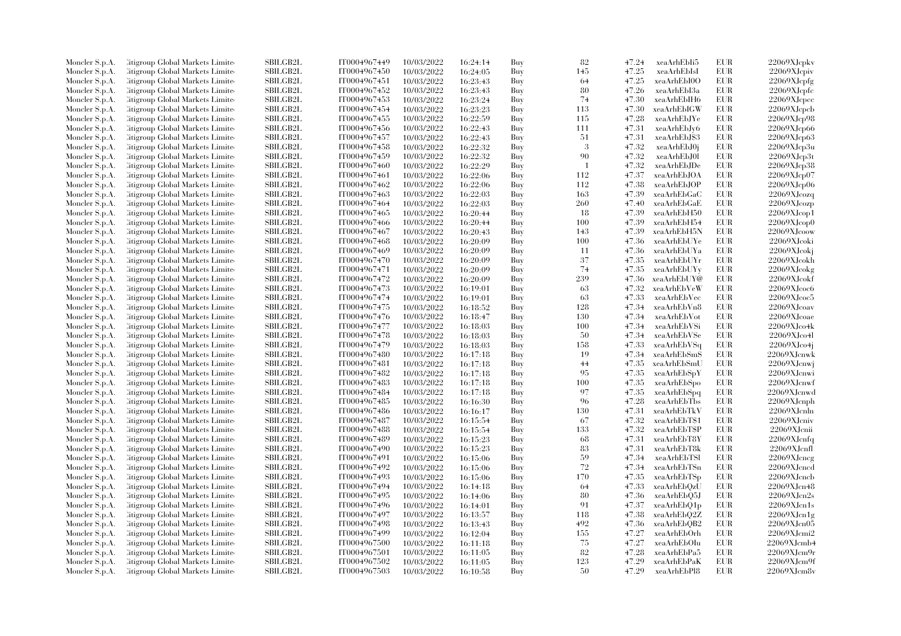| | | | | | | | | | | | |
|---|---|---|---|---|---|---|---|---|---|---|---|
| Moncler S.p.A. | Citigroup Global Markets Limited | SBILGB2L | IT0004967449 | 10/03/2022 | 16:24:14 | Buy | 82 | 47.24 | xeaArhEbIi5 | EUR | 22069XJcpkv |
| Moncler S.p.A. | Citigroup Global Markets Limited | SBILGB2L | IT0004967450 | 10/03/2022 | 16:24:05 | Buy | 145 | 47.25 | xeaArhEbIsI | EUR | 22069XJcpiv |
| Moncler S.p.A. | Citigroup Global Markets Limited | SBILGB2L | IT0004967451 | 10/03/2022 | 16:23:43 | Buy | 64 | 47.25 | xeaArhEbI0O | EUR | 22069XJcpfg |
| Moncler S.p.A. | Citigroup Global Markets Limited | SBILGB2L | IT0004967452 | 10/03/2022 | 16:23:43 | Buy | 80 | 47.26 | xeaArhEbI3a | EUR | 22069XJcpfc |
| Moncler S.p.A. | Citigroup Global Markets Limited | SBILGB2L | IT0004967453 | 10/03/2022 | 16:23:24 | Buy | 74 | 47.30 | xeaArhEbIH6 | EUR | 22069XJcpcc |
| Moncler S.p.A. | Citigroup Global Markets Limited | SBILGB2L | IT0004967454 | 10/03/2022 | 16:23:23 | Buy | 113 | 47.30 | xeaArhEbIGW | EUR | 22069XJcpcb |
| Moncler S.p.A. | Citigroup Global Markets Limited | SBILGB2L | IT0004967455 | 10/03/2022 | 16:22:59 | Buy | 115 | 47.28 | xeaArhEbJYe | EUR | 22069XJcp98 |
| Moncler S.p.A. | Citigroup Global Markets Limited | SBILGB2L | IT0004967456 | 10/03/2022 | 16:22:43 | Buy | 111 | 47.31 | xeaArhEbJy6 | EUR | 22069XJcp66 |
| Moncler S.p.A. | Citigroup Global Markets Limited | SBILGB2L | IT0004967457 | 10/03/2022 | 16:22:43 | Buy | 51 | 47.31 | xeaArhEbJ$3 | EUR | 22069XJcp63 |
| Moncler S.p.A. | Citigroup Global Markets Limited | SBILGB2L | IT0004967458 | 10/03/2022 | 16:22:32 | Buy | 3 | 47.32 | xeaArhEbJ0j | EUR | 22069XJcp3u |
| Moncler S.p.A. | Citigroup Global Markets Limited | SBILGB2L | IT0004967459 | 10/03/2022 | 16:22:32 | Buy | 90 | 47.32 | xeaArhEbJ0l | EUR | 22069XJcp3t |
| Moncler S.p.A. | Citigroup Global Markets Limited | SBILGB2L | IT0004967460 | 10/03/2022 | 16:22:29 | Buy | 1 | 47.32 | xeaArhEbJDe | EUR | 22069XJcp38 |
| Moncler S.p.A. | Citigroup Global Markets Limited | SBILGB2L | IT0004967461 | 10/03/2022 | 16:22:06 | Buy | 112 | 47.37 | xeaArhEbJOA | EUR | 22069XJcp07 |
| Moncler S.p.A. | Citigroup Global Markets Limited | SBILGB2L | IT0004967462 | 10/03/2022 | 16:22:06 | Buy | 112 | 47.38 | xeaArhEbJOP | EUR | 22069XJcp06 |
| Moncler S.p.A. | Citigroup Global Markets Limited | SBILGB2L | IT0004967463 | 10/03/2022 | 16:22:03 | Buy | 163 | 47.39 | xeaArhEbGaC | EUR | 22069XJcozq |
| Moncler S.p.A. | Citigroup Global Markets Limited | SBILGB2L | IT0004967464 | 10/03/2022 | 16:22:03 | Buy | 260 | 47.40 | xeaArhEbGaE | EUR | 22069XJcozp |
| Moncler S.p.A. | Citigroup Global Markets Limited | SBILGB2L | IT0004967465 | 10/03/2022 | 16:20:44 | Buy | 18 | 47.39 | xeaArhEbH50 | EUR | 22069XJcop1 |
| Moncler S.p.A. | Citigroup Global Markets Limited | SBILGB2L | IT0004967466 | 10/03/2022 | 16:20:44 | Buy | 100 | 47.39 | xeaArhEbH54 | EUR | 22069XJcop0 |
| Moncler S.p.A. | Citigroup Global Markets Limited | SBILGB2L | IT0004967467 | 10/03/2022 | 16:20:43 | Buy | 143 | 47.39 | xeaArhEbH5N | EUR | 22069XJcoow |
| Moncler S.p.A. | Citigroup Global Markets Limited | SBILGB2L | IT0004967468 | 10/03/2022 | 16:20:09 | Buy | 100 | 47.36 | xeaArhEbUYe | EUR | 22069XJcoki |
| Moncler S.p.A. | Citigroup Global Markets Limited | SBILGB2L | IT0004967469 | 10/03/2022 | 16:20:09 | Buy | 11 | 47.36 | xeaArhEbUYa | EUR | 22069XJcokj |
| Moncler S.p.A. | Citigroup Global Markets Limited | SBILGB2L | IT0004967470 | 10/03/2022 | 16:20:09 | Buy | 37 | 47.35 | xeaArhEbUYr | EUR | 22069XJcokh |
| Moncler S.p.A. | Citigroup Global Markets Limited | SBILGB2L | IT0004967471 | 10/03/2022 | 16:20:09 | Buy | 74 | 47.35 | xeaArhEbUYy | EUR | 22069XJcokg |
| Moncler S.p.A. | Citigroup Global Markets Limited | SBILGB2L | IT0004967472 | 10/03/2022 | 16:20:09 | Buy | 239 | 47.36 | xeaArhEbUY@ | EUR | 22069XJcokf |
| Moncler S.p.A. | Citigroup Global Markets Limited | SBILGB2L | IT0004967473 | 10/03/2022 | 16:19:01 | Buy | 63 | 47.32 | xeaArhEbVeW | EUR | 22069XJcoc6 |
| Moncler S.p.A. | Citigroup Global Markets Limited | SBILGB2L | IT0004967474 | 10/03/2022 | 16:19:01 | Buy | 63 | 47.33 | xeaArhEbVec | EUR | 22069XJcoc5 |
| Moncler S.p.A. | Citigroup Global Markets Limited | SBILGB2L | IT0004967475 | 10/03/2022 | 16:18:52 | Buy | 128 | 47.34 | xeaArhEbVn8 | EUR | 22069XJcoav |
| Moncler S.p.A. | Citigroup Global Markets Limited | SBILGB2L | IT0004967476 | 10/03/2022 | 16:18:47 | Buy | 130 | 47.34 | xeaArhEbVot | EUR | 22069XJcoae |
| Moncler S.p.A. | Citigroup Global Markets Limited | SBILGB2L | IT0004967477 | 10/03/2022 | 16:18:03 | Buy | 100 | 47.34 | xeaArhEbVSi | EUR | 22069XJco4k |
| Moncler S.p.A. | Citigroup Global Markets Limited | SBILGB2L | IT0004967478 | 10/03/2022 | 16:18:03 | Buy | 50 | 47.34 | xeaArhEbVSe | EUR | 22069XJco4l |
| Moncler S.p.A. | Citigroup Global Markets Limited | SBILGB2L | IT0004967479 | 10/03/2022 | 16:18:03 | Buy | 158 | 47.33 | xeaArhEbVSq | EUR | 22069XJco4j |
| Moncler S.p.A. | Citigroup Global Markets Limited | SBILGB2L | IT0004967480 | 10/03/2022 | 16:17:18 | Buy | 19 | 47.34 | xeaArhEbSmS | EUR | 22069XJcnwk |
| Moncler S.p.A. | Citigroup Global Markets Limited | SBILGB2L | IT0004967481 | 10/03/2022 | 16:17:18 | Buy | 44 | 47.35 | xeaArhEbSmU | EUR | 22069XJcnwj |
| Moncler S.p.A. | Citigroup Global Markets Limited | SBILGB2L | IT0004967482 | 10/03/2022 | 16:17:18 | Buy | 95 | 47.35 | xeaArhEbSpY | EUR | 22069XJcnwi |
| Moncler S.p.A. | Citigroup Global Markets Limited | SBILGB2L | IT0004967483 | 10/03/2022 | 16:17:18 | Buy | 100 | 47.35 | xeaArhEbSpo | EUR | 22069XJcnwf |
| Moncler S.p.A. | Citigroup Global Markets Limited | SBILGB2L | IT0004967484 | 10/03/2022 | 16:17:18 | Buy | 97 | 47.35 | xeaArhEbSpq | EUR | 22069XJcnwd |
| Moncler S.p.A. | Citigroup Global Markets Limited | SBILGB2L | IT0004967485 | 10/03/2022 | 16:16:30 | Buy | 96 | 47.28 | xeaArhEbTbs | EUR | 22069XJcnph |
| Moncler S.p.A. | Citigroup Global Markets Limited | SBILGB2L | IT0004967486 | 10/03/2022 | 16:16:17 | Buy | 130 | 47.31 | xeaArhEbTkV | EUR | 22069XJcnln |
| Moncler S.p.A. | Citigroup Global Markets Limited | SBILGB2L | IT0004967487 | 10/03/2022 | 16:15:54 | Buy | 67 | 47.32 | xeaArhEbT$1 | EUR | 22069XJcniv |
| Moncler S.p.A. | Citigroup Global Markets Limited | SBILGB2L | IT0004967488 | 10/03/2022 | 16:15:54 | Buy | 133 | 47.32 | xeaArhEbT$P | EUR | 22069XJcnii |
| Moncler S.p.A. | Citigroup Global Markets Limited | SBILGB2L | IT0004967489 | 10/03/2022 | 16:15:23 | Buy | 68 | 47.31 | xeaArhEbT8Y | EUR | 22069XJcnfq |
| Moncler S.p.A. | Citigroup Global Markets Limited | SBILGB2L | IT0004967490 | 10/03/2022 | 16:15:23 | Buy | 83 | 47.31 | xeaArhEbT8k | EUR | 22069XJcnfl |
| Moncler S.p.A. | Citigroup Global Markets Limited | SBILGB2L | IT0004967491 | 10/03/2022 | 16:15:06 | Buy | 59 | 47.34 | xeaArhEbTSl | EUR | 22069XJcncg |
| Moncler S.p.A. | Citigroup Global Markets Limited | SBILGB2L | IT0004967492 | 10/03/2022 | 16:15:06 | Buy | 72 | 47.34 | xeaArhEbTSn | EUR | 22069XJcncd |
| Moncler S.p.A. | Citigroup Global Markets Limited | SBILGB2L | IT0004967493 | 10/03/2022 | 16:15:06 | Buy | 170 | 47.35 | xeaArhEbTSp | EUR | 22069XJcncb |
| Moncler S.p.A. | Citigroup Global Markets Limited | SBILGB2L | IT0004967494 | 10/03/2022 | 16:14:18 | Buy | 64 | 47.33 | xeaArhEbQzU | EUR | 22069XJcn48 |
| Moncler S.p.A. | Citigroup Global Markets Limited | SBILGB2L | IT0004967495 | 10/03/2022 | 16:14:06 | Buy | 80 | 47.36 | xeaArhEbQ5J | EUR | 22069XJcn2s |
| Moncler S.p.A. | Citigroup Global Markets Limited | SBILGB2L | IT0004967496 | 10/03/2022 | 16:14:01 | Buy | 91 | 47.37 | xeaArhEbQ1p | EUR | 22069XJcn1s |
| Moncler S.p.A. | Citigroup Global Markets Limited | SBILGB2L | IT0004967497 | 10/03/2022 | 16:13:57 | Buy | 118 | 47.38 | xeaArhEbQ2Z | EUR | 22069XJcn1g |
| Moncler S.p.A. | Citigroup Global Markets Limited | SBILGB2L | IT0004967498 | 10/03/2022 | 16:13:43 | Buy | 492 | 47.36 | xeaArhEbQB2 | EUR | 22069XJcn05 |
| Moncler S.p.A. | Citigroup Global Markets Limited | SBILGB2L | IT0004967499 | 10/03/2022 | 16:12:04 | Buy | 155 | 47.27 | xeaArhEbOrh | EUR | 22069XJcmi2 |
| Moncler S.p.A. | Citigroup Global Markets Limited | SBILGB2L | IT0004967500 | 10/03/2022 | 16:11:18 | Buy | 75 | 47.27 | xeaArhEbOIu | EUR | 22069XJcmb4 |
| Moncler S.p.A. | Citigroup Global Markets Limited | SBILGB2L | IT0004967501 | 10/03/2022 | 16:11:05 | Buy | 82 | 47.28 | xeaArhEbPa5 | EUR | 22069XJcm9r |
| Moncler S.p.A. | Citigroup Global Markets Limited | SBILGB2L | IT0004967502 | 10/03/2022 | 16:11:05 | Buy | 123 | 47.29 | xeaArhEbPaK | EUR | 22069XJcm9f |
| Moncler S.p.A. | Citigroup Global Markets Limited | SBILGB2L | IT0004967503 | 10/03/2022 | 16:10:58 | Buy | 50 | 47.29 | xeaArhEbPl8 | EUR | 22069XJcm8v |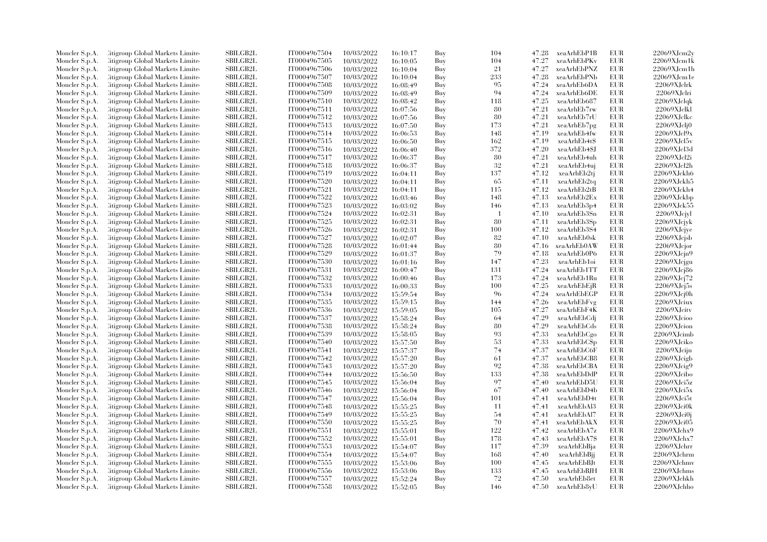| | | | | | | | | | | |
|---|---|---|---|---|---|---|---|---|---|---|
| Moncler S.p.A. | Citigroup Global Markets Limited | SBILGB2L | IT0004967504 | 10/03/2022 | 16:10:17 | Buy | 104 | 47.28 | xeaArhEbP1B | EUR | 22069XJcm2y |
| Moncler S.p.A. | Citigroup Global Markets Limited | SBILGB2L | IT0004967505 | 10/03/2022 | 16:10:05 | Buy | 104 | 47.27 | xeaArhEbPKv | EUR | 22069XJcm1k |
| Moncler S.p.A. | Citigroup Global Markets Limited | SBILGB2L | IT0004967506 | 10/03/2022 | 16:10:04 | Buy | 21 | 47.27 | xeaArhEbPNZ | EUR | 22069XJcm1h |
| Moncler S.p.A. | Citigroup Global Markets Limited | SBILGB2L | IT0004967507 | 10/03/2022 | 16:10:04 | Buy | 233 | 47.28 | xeaArhEbPNb | EUR | 22069XJcm1e |
| Moncler S.p.A. | Citigroup Global Markets Limited | SBILGB2L | IT0004967508 | 10/03/2022 | 16:08:49 | Buy | 95 | 47.24 | xeaArhEb6DA | EUR | 22069XJclrk |
| Moncler S.p.A. | Citigroup Global Markets Limited | SBILGB2L | IT0004967509 | 10/03/2022 | 16:08:49 | Buy | 94 | 47.24 | xeaArhEb6DE | EUR | 22069XJclri |
| Moncler S.p.A. | Citigroup Global Markets Limited | SBILGB2L | IT0004967510 | 10/03/2022 | 16:08:42 | Buy | 118 | 47.25 | xeaArhEb687 | EUR | 22069XJclqk |
| Moncler S.p.A. | Citigroup Global Markets Limited | SBILGB2L | IT0004967511 | 10/03/2022 | 16:07:56 | Buy | 80 | 47.21 | xeaArhEb7rw | EUR | 22069XJclkl |
| Moncler S.p.A. | Citigroup Global Markets Limited | SBILGB2L | IT0004967512 | 10/03/2022 | 16:07:56 | Buy | 80 | 47.21 | xeaArhEb7rU | EUR | 22069XJclkc |
| Moncler S.p.A. | Citigroup Global Markets Limited | SBILGB2L | IT0004967513 | 10/03/2022 | 16:07:50 | Buy | 173 | 47.21 | xeaArhEb7pg | EUR | 22069XJclj0 |
| Moncler S.p.A. | Citigroup Global Markets Limited | SBILGB2L | IT0004967514 | 10/03/2022 | 16:06:53 | Buy | 148 | 47.19 | xeaArhEb4fw | EUR | 22069XJcl9x |
| Moncler S.p.A. | Citigroup Global Markets Limited | SBILGB2L | IT0004967515 | 10/03/2022 | 16:06:50 | Buy | 162 | 47.19 | xeaArhEb4t$ | EUR | 22069XJcl5v |
| Moncler S.p.A. | Citigroup Global Markets Limited | SBILGB2L | IT0004967516 | 10/03/2022 | 16:06:40 | Buy | 372 | 47.20 | xeaArhEb4SJ | EUR | 22069XJcl3d |
| Moncler S.p.A. | Citigroup Global Markets Limited | SBILGB2L | IT0004967517 | 10/03/2022 | 16:06:37 | Buy | 80 | 47.21 | xeaArhEb4uh | EUR | 22069XJcl2i |
| Moncler S.p.A. | Citigroup Global Markets Limited | SBILGB2L | IT0004967518 | 10/03/2022 | 16:06:37 | Buy | 32 | 47.21 | xeaArhEb4uj | EUR | 22069XJcl2h |
| Moncler S.p.A. | Citigroup Global Markets Limited | SBILGB2L | IT0004967519 | 10/03/2022 | 16:04:11 | Buy | 137 | 47.12 | xeaArhEb2tj | EUR | 22069XJckh6 |
| Moncler S.p.A. | Citigroup Global Markets Limited | SBILGB2L | IT0004967520 | 10/03/2022 | 16:04:11 | Buy | 65 | 47.11 | xeaArhEb2tq | EUR | 22069XJckh5 |
| Moncler S.p.A. | Citigroup Global Markets Limited | SBILGB2L | IT0004967521 | 10/03/2022 | 16:04:11 | Buy | 115 | 47.12 | xeaArhEb2tB | EUR | 22069XJckh4 |
| Moncler S.p.A. | Citigroup Global Markets Limited | SBILGB2L | IT0004967522 | 10/03/2022 | 16:03:46 | Buy | 148 | 47.13 | xeaArhEb2Ex | EUR | 22069XJckbp |
| Moncler S.p.A. | Citigroup Global Markets Limited | SBILGB2L | IT0004967523 | 10/03/2022 | 16:03:02 | Buy | 146 | 47.13 | xeaArhEb3p4 | EUR | 22069XJck55 |
| Moncler S.p.A. | Citigroup Global Markets Limited | SBILGB2L | IT0004967524 | 10/03/2022 | 16:02:31 | Buy | 1 | 47.10 | xeaArhEb3Sn | EUR | 22069XJcjyl |
| Moncler S.p.A. | Citigroup Global Markets Limited | SBILGB2L | IT0004967525 | 10/03/2022 | 16:02:31 | Buy | 80 | 47.11 | xeaArhEb3Sp | EUR | 22069XJcjyk |
| Moncler S.p.A. | Citigroup Global Markets Limited | SBILGB2L | IT0004967526 | 10/03/2022 | 16:02:31 | Buy | 100 | 47.12 | xeaArhEb3S4 | EUR | 22069XJcjye |
| Moncler S.p.A. | Citigroup Global Markets Limited | SBILGB2L | IT0004967527 | 10/03/2022 | 16:02:07 | Buy | 82 | 47.10 | xeaArhEb0sk | EUR | 22069XJcjsb |
| Moncler S.p.A. | Citigroup Global Markets Limited | SBILGB2L | IT0004967528 | 10/03/2022 | 16:01:44 | Buy | 80 | 47.16 | xeaArhEb0AW | EUR | 22069XJcjor |
| Moncler S.p.A. | Citigroup Global Markets Limited | SBILGB2L | IT0004967529 | 10/03/2022 | 16:01:37 | Buy | 79 | 47.18 | xeaArhEb0P6 | EUR | 22069XJcjn9 |
| Moncler S.p.A. | Citigroup Global Markets Limited | SBILGB2L | IT0004967530 | 10/03/2022 | 16:01:16 | Buy | 147 | 47.23 | xeaArhEb1oi | EUR | 22069XJcjgu |
| Moncler S.p.A. | Citigroup Global Markets Limited | SBILGB2L | IT0004967531 | 10/03/2022 | 16:00:47 | Buy | 131 | 47.24 | xeaArhEb1TT | EUR | 22069XJcj86 |
| Moncler S.p.A. | Citigroup Global Markets Limited | SBILGB2L | IT0004967532 | 10/03/2022 | 16:00:46 | Buy | 173 | 47.24 | xeaArhEb1Ru | EUR | 22069XJcj72 |
| Moncler S.p.A. | Citigroup Global Markets Limited | SBILGB2L | IT0004967533 | 10/03/2022 | 16:00:33 | Buy | 100 | 47.25 | xeaArhEbEjR | EUR | 22069XJcj5s |
| Moncler S.p.A. | Citigroup Global Markets Limited | SBILGB2L | IT0004967534 | 10/03/2022 | 15:59:54 | Buy | 96 | 47.24 | xeaArhEbEGP | EUR | 22069XJcj0h |
| Moncler S.p.A. | Citigroup Global Markets Limited | SBILGB2L | IT0004967535 | 10/03/2022 | 15:59:15 | Buy | 144 | 47.26 | xeaArhEbFvg | EUR | 22069XJciux |
| Moncler S.p.A. | Citigroup Global Markets Limited | SBILGB2L | IT0004967536 | 10/03/2022 | 15:59:05 | Buy | 105 | 47.27 | xeaArhEbF4K | EUR | 22069XJcitv |
| Moncler S.p.A. | Citigroup Global Markets Limited | SBILGB2L | IT0004967537 | 10/03/2022 | 15:58:24 | Buy | 64 | 47.29 | xeaArhEbCdj | EUR | 22069XJcioo |
| Moncler S.p.A. | Citigroup Global Markets Limited | SBILGB2L | IT0004967538 | 10/03/2022 | 15:58:24 | Buy | 80 | 47.29 | xeaArhEbCds | EUR | 22069XJcion |
| Moncler S.p.A. | Citigroup Global Markets Limited | SBILGB2L | IT0004967539 | 10/03/2022 | 15:58:05 | Buy | 93 | 47.33 | xeaArhEbCgo | EUR | 22069XJcimb |
| Moncler S.p.A. | Citigroup Global Markets Limited | SBILGB2L | IT0004967540 | 10/03/2022 | 15:57:50 | Buy | 53 | 47.33 | xeaArhEbC$p | EUR | 22069XJciko |
| Moncler S.p.A. | Citigroup Global Markets Limited | SBILGB2L | IT0004967541 | 10/03/2022 | 15:57:37 | Buy | 74 | 47.37 | xeaArhEbC6F | EUR | 22069XJcijn |
| Moncler S.p.A. | Citigroup Global Markets Limited | SBILGB2L | IT0004967542 | 10/03/2022 | 15:57:20 | Buy | 61 | 47.37 | xeaArhEbCB8 | EUR | 22069XJcigb |
| Moncler S.p.A. | Citigroup Global Markets Limited | SBILGB2L | IT0004967543 | 10/03/2022 | 15:57:20 | Buy | 92 | 47.38 | xeaArhEbCBA | EUR | 22069XJcig9 |
| Moncler S.p.A. | Citigroup Global Markets Limited | SBILGB2L | IT0004967544 | 10/03/2022 | 15:56:50 | Buy | 133 | 47.38 | xeaArhEbDdP | EUR | 22069XJcibo |
| Moncler S.p.A. | Citigroup Global Markets Limited | SBILGB2L | IT0004967545 | 10/03/2022 | 15:56:04 | Buy | 97 | 47.40 | xeaArhEbD5U | EUR | 22069XJci5z |
| Moncler S.p.A. | Citigroup Global Markets Limited | SBILGB2L | IT0004967546 | 10/03/2022 | 15:56:04 | Buy | 67 | 47.40 | xeaArhEbD4b | EUR | 22069XJci5x |
| Moncler S.p.A. | Citigroup Global Markets Limited | SBILGB2L | IT0004967547 | 10/03/2022 | 15:56:04 | Buy | 101 | 47.41 | xeaArhEbD4t | EUR | 22069XJci5t |
| Moncler S.p.A. | Citigroup Global Markets Limited | SBILGB2L | IT0004967548 | 10/03/2022 | 15:55:25 | Buy | 11 | 47.41 | xeaArhEbAl3 | EUR | 22069XJci0k |
| Moncler S.p.A. | Citigroup Global Markets Limited | SBILGB2L | IT0004967549 | 10/03/2022 | 15:55:25 | Buy | 54 | 47.41 | xeaArhEbAl7 | EUR | 22069XJci0j |
| Moncler S.p.A. | Citigroup Global Markets Limited | SBILGB2L | IT0004967550 | 10/03/2022 | 15:55:25 | Buy | 70 | 47.41 | xeaArhEbAkX | EUR | 22069XJci05 |
| Moncler S.p.A. | Citigroup Global Markets Limited | SBILGB2L | IT0004967551 | 10/03/2022 | 15:55:01 | Buy | 122 | 47.42 | xeaArhEbA7z | EUR | 22069XJchx9 |
| Moncler S.p.A. | Citigroup Global Markets Limited | SBILGB2L | IT0004967552 | 10/03/2022 | 15:55:01 | Buy | 178 | 47.43 | xeaArhEbA7$ | EUR | 22069XJchx7 |
| Moncler S.p.A. | Citigroup Global Markets Limited | SBILGB2L | IT0004967553 | 10/03/2022 | 15:54:07 | Buy | 117 | 47.39 | xeaArhEbBja | EUR | 22069XJchrr |
| Moncler S.p.A. | Citigroup Global Markets Limited | SBILGB2L | IT0004967554 | 10/03/2022 | 15:54:07 | Buy | 168 | 47.40 | xeaArhEbBjj | EUR | 22069XJchrm |
| Moncler S.p.A. | Citigroup Global Markets Limited | SBILGB2L | IT0004967555 | 10/03/2022 | 15:53:06 | Buy | 100 | 47.45 | xeaArhEbBJt | EUR | 22069XJchmv |
| Moncler S.p.A. | Citigroup Global Markets Limited | SBILGB2L | IT0004967556 | 10/03/2022 | 15:53:06 | Buy | 133 | 47.45 | xeaArhEbBJH | EUR | 22069XJchms |
| Moncler S.p.A. | Citigroup Global Markets Limited | SBILGB2L | IT0004967557 | 10/03/2022 | 15:52:24 | Buy | 72 | 47.50 | xeaArhEb8et | EUR | 22069XJchkh |
| Moncler S.p.A. | Citigroup Global Markets Limited | SBILGB2L | IT0004967558 | 10/03/2022 | 15:52:05 | Buy | 146 | 47.50 | xeaArhEb8yU | EUR | 22069XJchho |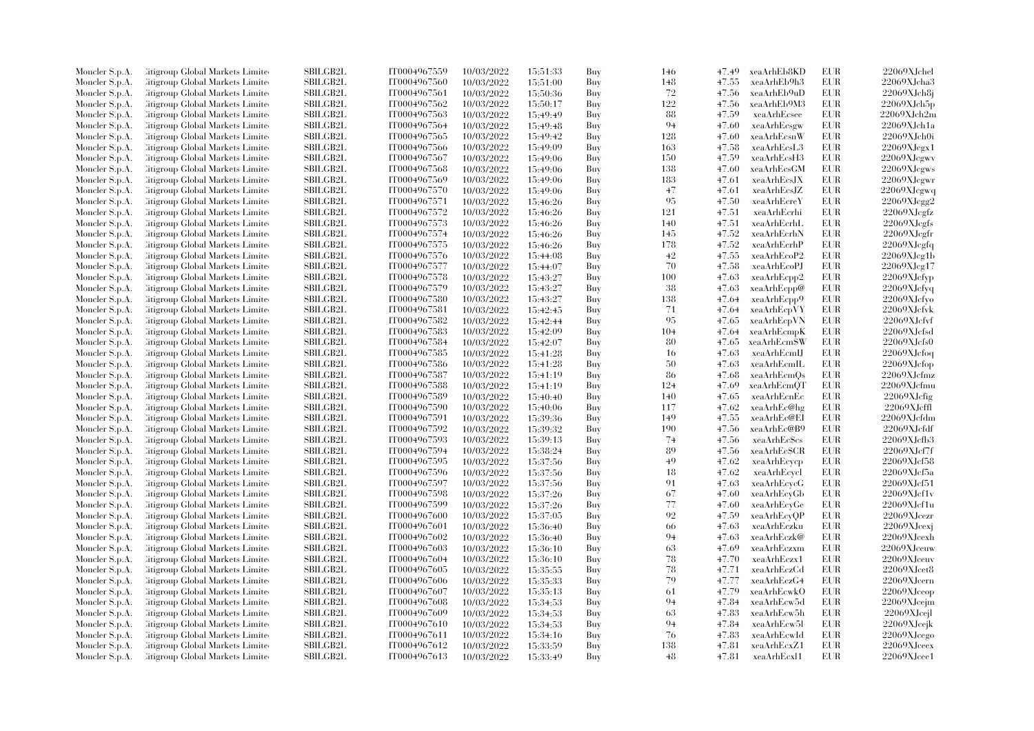| | | | | | | | | | | | |
|---|---|---|---|---|---|---|---|---|---|---|---|
| Moncler S.p.A. | Citigroup Global Markets Limited | SBILGB2L | IT0004967559 | 10/03/2022 | 15:51:33 | Buy | 146 | 47.49 | xeaArhEb8KD | EUR | 22069XJchel |
| Moncler S.p.A. | Citigroup Global Markets Limited | SBILGB2L | IT0004967560 | 10/03/2022 | 15:51:00 | Buy | 148 | 47.55 | xeaArhEb9h3 | EUR | 22069XJcha3 |
| Moncler S.p.A. | Citigroup Global Markets Limited | SBILGB2L | IT0004967561 | 10/03/2022 | 15:50:36 | Buy | 72 | 47.56 | xeaArhEb9uD | EUR | 22069XJch8j |
| Moncler S.p.A. | Citigroup Global Markets Limited | SBILGB2L | IT0004967562 | 10/03/2022 | 15:50:17 | Buy | 122 | 47.56 | xeaArhEb9M3 | EUR | 22069XJch5p |
| Moncler S.p.A. | Citigroup Global Markets Limited | SBILGB2L | IT0004967563 | 10/03/2022 | 15:49:49 | Buy | 88 | 47.59 | xeaArhEcsee | EUR | 22069XJch2m |
| Moncler S.p.A. | Citigroup Global Markets Limited | SBILGB2L | IT0004967564 | 10/03/2022 | 15:49:48 | Buy | 94 | 47.60 | xeaArhEcsgw | EUR | 22069XJch1a |
| Moncler S.p.A. | Citigroup Global Markets Limited | SBILGB2L | IT0004967565 | 10/03/2022 | 15:49:42 | Buy | 128 | 47.60 | xeaArhEcsnW | EUR | 22069XJch0i |
| Moncler S.p.A. | Citigroup Global Markets Limited | SBILGB2L | IT0004967566 | 10/03/2022 | 15:49:09 | Buy | 163 | 47.58 | xeaArhEcsL3 | EUR | 22069XJcgx1 |
| Moncler S.p.A. | Citigroup Global Markets Limited | SBILGB2L | IT0004967567 | 10/03/2022 | 15:49:06 | Buy | 150 | 47.59 | xeaArhEcsH3 | EUR | 22069XJcgwv |
| Moncler S.p.A. | Citigroup Global Markets Limited | SBILGB2L | IT0004967568 | 10/03/2022 | 15:49:06 | Buy | 138 | 47.60 | xeaArhEcsGM | EUR | 22069XJcgws |
| Moncler S.p.A. | Citigroup Global Markets Limited | SBILGB2L | IT0004967569 | 10/03/2022 | 15:49:06 | Buy | 183 | 47.61 | xeaArhEcsJX | EUR | 22069XJcgwr |
| Moncler S.p.A. | Citigroup Global Markets Limited | SBILGB2L | IT0004967570 | 10/03/2022 | 15:49:06 | Buy | 47 | 47.61 | xeaArhEcsJZ | EUR | 22069XJcgwq |
| Moncler S.p.A. | Citigroup Global Markets Limited | SBILGB2L | IT0004967571 | 10/03/2022 | 15:46:26 | Buy | 95 | 47.50 | xeaArhEcreY | EUR | 22069XJcgg2 |
| Moncler S.p.A. | Citigroup Global Markets Limited | SBILGB2L | IT0004967572 | 10/03/2022 | 15:46:26 | Buy | 121 | 47.51 | xeaArhEcrhi | EUR | 22069XJcgfz |
| Moncler S.p.A. | Citigroup Global Markets Limited | SBILGB2L | IT0004967573 | 10/03/2022 | 15:46:26 | Buy | 140 | 47.51 | xeaArhEcrhL | EUR | 22069XJcgfs |
| Moncler S.p.A. | Citigroup Global Markets Limited | SBILGB2L | IT0004967574 | 10/03/2022 | 15:46:26 | Buy | 145 | 47.52 | xeaArhEcrhN | EUR | 22069XJcgfr |
| Moncler S.p.A. | Citigroup Global Markets Limited | SBILGB2L | IT0004967575 | 10/03/2022 | 15:46:26 | Buy | 178 | 47.52 | xeaArhEcrhP | EUR | 22069XJcgfq |
| Moncler S.p.A. | Citigroup Global Markets Limited | SBILGB2L | IT0004967576 | 10/03/2022 | 15:44:08 | Buy | 42 | 47.55 | xeaArhEcoP2 | EUR | 22069XJcg1b |
| Moncler S.p.A. | Citigroup Global Markets Limited | SBILGB2L | IT0004967577 | 10/03/2022 | 15:44:07 | Buy | 70 | 47.58 | xeaArhEcoPJ | EUR | 22069XJcg17 |
| Moncler S.p.A. | Citigroup Global Markets Limited | SBILGB2L | IT0004967578 | 10/03/2022 | 15:43:27 | Buy | 100 | 47.63 | xeaArhEcpp2 | EUR | 22069XJcfyp |
| Moncler S.p.A. | Citigroup Global Markets Limited | SBILGB2L | IT0004967579 | 10/03/2022 | 15:43:27 | Buy | 38 | 47.63 | xeaArhEcpp@ | EUR | 22069XJcfyq |
| Moncler S.p.A. | Citigroup Global Markets Limited | SBILGB2L | IT0004967580 | 10/03/2022 | 15:43:27 | Buy | 138 | 47.64 | xeaArhEcpp9 | EUR | 22069XJcfyo |
| Moncler S.p.A. | Citigroup Global Markets Limited | SBILGB2L | IT0004967581 | 10/03/2022 | 15:42:45 | Buy | 71 | 47.64 | xeaArhEcpVY | EUR | 22069XJcfvk |
| Moncler S.p.A. | Citigroup Global Markets Limited | SBILGB2L | IT0004967582 | 10/03/2022 | 15:42:44 | Buy | 95 | 47.65 | xeaArhEcpVN | EUR | 22069XJcfvf |
| Moncler S.p.A. | Citigroup Global Markets Limited | SBILGB2L | IT0004967583 | 10/03/2022 | 15:42:09 | Buy | 104 | 47.64 | xeaArhEcmpK | EUR | 22069XJcfsd |
| Moncler S.p.A. | Citigroup Global Markets Limited | SBILGB2L | IT0004967584 | 10/03/2022 | 15:42:07 | Buy | 80 | 47.65 | xeaArhEcm$W | EUR | 22069XJcfs0 |
| Moncler S.p.A. | Citigroup Global Markets Limited | SBILGB2L | IT0004967585 | 10/03/2022 | 15:41:28 | Buy | 16 | 47.63 | xeaArhEcmIJ | EUR | 22069XJcfoq |
| Moncler S.p.A. | Citigroup Global Markets Limited | SBILGB2L | IT0004967586 | 10/03/2022 | 15:41:28 | Buy | 50 | 47.63 | xeaArhEcmIL | EUR | 22069XJcfop |
| Moncler S.p.A. | Citigroup Global Markets Limited | SBILGB2L | IT0004967587 | 10/03/2022 | 15:41:19 | Buy | 86 | 47.68 | xeaArhEcmQs | EUR | 22069XJcfmz |
| Moncler S.p.A. | Citigroup Global Markets Limited | SBILGB2L | IT0004967588 | 10/03/2022 | 15:41:19 | Buy | 124 | 47.69 | xeaArhEcmQT | EUR | 22069XJcfmu |
| Moncler S.p.A. | Citigroup Global Markets Limited | SBILGB2L | IT0004967589 | 10/03/2022 | 15:40:40 | Buy | 140 | 47.65 | xeaArhEcnEc | EUR | 22069XJcfig |
| Moncler S.p.A. | Citigroup Global Markets Limited | SBILGB2L | IT0004967590 | 10/03/2022 | 15:40:06 | Buy | 117 | 47.62 | xeaArhEc@hg | EUR | 22069XJcffl |
| Moncler S.p.A. | Citigroup Global Markets Limited | SBILGB2L | IT0004967591 | 10/03/2022 | 15:39:36 | Buy | 149 | 47.55 | xeaArhEc@EI | EUR | 22069XJcfdm |
| Moncler S.p.A. | Citigroup Global Markets Limited | SBILGB2L | IT0004967592 | 10/03/2022 | 15:39:32 | Buy | 190 | 47.56 | xeaArhEc@B9 | EUR | 22069XJcfdf |
| Moncler S.p.A. | Citigroup Global Markets Limited | SBILGB2L | IT0004967593 | 10/03/2022 | 15:39:13 | Buy | 74 | 47.56 | xeaArhEc$cs | EUR | 22069XJcfb3 |
| Moncler S.p.A. | Citigroup Global Markets Limited | SBILGB2L | IT0004967594 | 10/03/2022 | 15:38:24 | Buy | 89 | 47.56 | xeaArhEc$CR | EUR | 22069XJcf7f |
| Moncler S.p.A. | Citigroup Global Markets Limited | SBILGB2L | IT0004967595 | 10/03/2022 | 15:37:56 | Buy | 49 | 47.62 | xeaArhEcycp | EUR | 22069XJcf58 |
| Moncler S.p.A. | Citigroup Global Markets Limited | SBILGB2L | IT0004967596 | 10/03/2022 | 15:37:56 | Buy | 18 | 47.62 | xeaArhEcycl | EUR | 22069XJcf5a |
| Moncler S.p.A. | Citigroup Global Markets Limited | SBILGB2L | IT0004967597 | 10/03/2022 | 15:37:56 | Buy | 91 | 47.63 | xeaArhEcycG | EUR | 22069XJcf51 |
| Moncler S.p.A. | Citigroup Global Markets Limited | SBILGB2L | IT0004967598 | 10/03/2022 | 15:37:26 | Buy | 67 | 47.60 | xeaArhEcyGb | EUR | 22069XJcf1v |
| Moncler S.p.A. | Citigroup Global Markets Limited | SBILGB2L | IT0004967599 | 10/03/2022 | 15:37:26 | Buy | 77 | 47.60 | xeaArhEcyGe | EUR | 22069XJcf1u |
| Moncler S.p.A. | Citigroup Global Markets Limited | SBILGB2L | IT0004967600 | 10/03/2022 | 15:37:05 | Buy | 92 | 47.59 | xeaArhEcyQP | EUR | 22069XJcezr |
| Moncler S.p.A. | Citigroup Global Markets Limited | SBILGB2L | IT0004967601 | 10/03/2022 | 15:36:40 | Buy | 66 | 47.63 | xeaArhEczku | EUR | 22069XJcexj |
| Moncler S.p.A. | Citigroup Global Markets Limited | SBILGB2L | IT0004967602 | 10/03/2022 | 15:36:40 | Buy | 94 | 47.63 | xeaArhEczk@ | EUR | 22069XJcexh |
| Moncler S.p.A. | Citigroup Global Markets Limited | SBILGB2L | IT0004967603 | 10/03/2022 | 15:36:10 | Buy | 63 | 47.69 | xeaArhEczxm | EUR | 22069XJceuw |
| Moncler S.p.A. | Citigroup Global Markets Limited | SBILGB2L | IT0004967604 | 10/03/2022 | 15:36:10 | Buy | 78 | 47.70 | xeaArhEczx1 | EUR | 22069XJceuv |
| Moncler S.p.A. | Citigroup Global Markets Limited | SBILGB2L | IT0004967605 | 10/03/2022 | 15:35:55 | Buy | 78 | 47.71 | xeaArhEczCd | EUR | 22069XJcet8 |
| Moncler S.p.A. | Citigroup Global Markets Limited | SBILGB2L | IT0004967606 | 10/03/2022 | 15:35:33 | Buy | 79 | 47.77 | xeaArhEczG4 | EUR | 22069XJcern |
| Moncler S.p.A. | Citigroup Global Markets Limited | SBILGB2L | IT0004967607 | 10/03/2022 | 15:35:13 | Buy | 61 | 47.79 | xeaArhEcwkO | EUR | 22069XJceop |
| Moncler S.p.A. | Citigroup Global Markets Limited | SBILGB2L | IT0004967608 | 10/03/2022 | 15:34:53 | Buy | 94 | 47.84 | xeaArhEcw5d | EUR | 22069XJcejm |
| Moncler S.p.A. | Citigroup Global Markets Limited | SBILGB2L | IT0004967609 | 10/03/2022 | 15:34:53 | Buy | 63 | 47.83 | xeaArhEcw5h | EUR | 22069XJcejl |
| Moncler S.p.A. | Citigroup Global Markets Limited | SBILGB2L | IT0004967610 | 10/03/2022 | 15:34:53 | Buy | 94 | 47.84 | xeaArhEcw5l | EUR | 22069XJcejk |
| Moncler S.p.A. | Citigroup Global Markets Limited | SBILGB2L | IT0004967611 | 10/03/2022 | 15:34:16 | Buy | 76 | 47.83 | xeaArhEcwId | EUR | 22069XJcego |
| Moncler S.p.A. | Citigroup Global Markets Limited | SBILGB2L | IT0004967612 | 10/03/2022 | 15:33:59 | Buy | 138 | 47.81 | xeaArhEcxZ1 | EUR | 22069XJceex |
| Moncler S.p.A. | Citigroup Global Markets Limited | SBILGB2L | IT0004967613 | 10/03/2022 | 15:33:49 | Buy | 48 | 47.81 | xeaArhEcxl1 | EUR | 22069XJcee1 |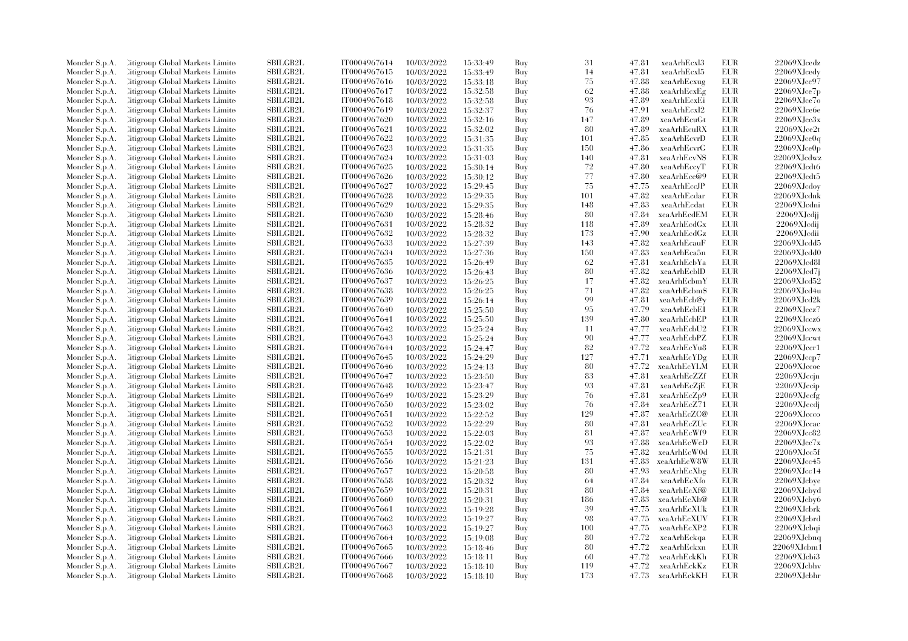| | | | | | | | | | | | |
|---|---|---|---|---|---|---|---|---|---|---|---|
| Moncler S.p.A. | Citigroup Global Markets Limited | SBILGB2L | IT0004967614 | 10/03/2022 | 15:33:49 | Buy | 31 | 47.81 | xeaArhEcxl3 | EUR | 22069XJcedz |
| Moncler S.p.A. | Citigroup Global Markets Limited | SBILGB2L | IT0004967615 | 10/03/2022 | 15:33:49 | Buy | 14 | 47.81 | xeaArhEcxl5 | EUR | 22069XJcedy |
| Moncler S.p.A. | Citigroup Global Markets Limited | SBILGB2L | IT0004967616 | 10/03/2022 | 15:33:18 | Buy | 75 | 47.88 | xeaArhEcxug | EUR | 22069XJce97 |
| Moncler S.p.A. | Citigroup Global Markets Limited | SBILGB2L | IT0004967617 | 10/03/2022 | 15:32:58 | Buy | 62 | 47.88 | xeaArhEcxEg | EUR | 22069XJce7p |
| Moncler S.p.A. | Citigroup Global Markets Limited | SBILGB2L | IT0004967618 | 10/03/2022 | 15:32:58 | Buy | 93 | 47.89 | xeaArhEcxEi | EUR | 22069XJce7o |
| Moncler S.p.A. | Citigroup Global Markets Limited | SBILGB2L | IT0004967619 | 10/03/2022 | 15:32:37 | Buy | 76 | 47.91 | xeaArhEcxI2 | EUR | 22069XJce6e |
| Moncler S.p.A. | Citigroup Global Markets Limited | SBILGB2L | IT0004967620 | 10/03/2022 | 15:32:16 | Buy | 147 | 47.89 | xeaArhEcuGt | EUR | 22069XJce3x |
| Moncler S.p.A. | Citigroup Global Markets Limited | SBILGB2L | IT0004967621 | 10/03/2022 | 15:32:02 | Buy | 80 | 47.89 | xeaArhEcuRX | EUR | 22069XJce2t |
| Moncler S.p.A. | Citigroup Global Markets Limited | SBILGB2L | IT0004967622 | 10/03/2022 | 15:31:35 | Buy | 101 | 47.85 | xeaArhEcvrD | EUR | 22069XJce0q |
| Moncler S.p.A. | Citigroup Global Markets Limited | SBILGB2L | IT0004967623 | 10/03/2022 | 15:31:35 | Buy | 150 | 47.86 | xeaArhEcvrG | EUR | 22069XJce0p |
| Moncler S.p.A. | Citigroup Global Markets Limited | SBILGB2L | IT0004967624 | 10/03/2022 | 15:31:03 | Buy | 140 | 47.81 | xeaArhEcvNS | EUR | 22069XJcdwz |
| Moncler S.p.A. | Citigroup Global Markets Limited | SBILGB2L | IT0004967625 | 10/03/2022 | 15:30:14 | Buy | 72 | 47.80 | xeaArhEccyT | EUR | 22069XJcdt6 |
| Moncler S.p.A. | Citigroup Global Markets Limited | SBILGB2L | IT0004967626 | 10/03/2022 | 15:30:12 | Buy | 77 | 47.80 | xeaArhEcc@9 | EUR | 22069XJcdt5 |
| Moncler S.p.A. | Citigroup Global Markets Limited | SBILGB2L | IT0004967627 | 10/03/2022 | 15:29:45 | Buy | 75 | 47.75 | xeaArhEccJP | EUR | 22069XJcdoy |
| Moncler S.p.A. | Citigroup Global Markets Limited | SBILGB2L | IT0004967628 | 10/03/2022 | 15:29:35 | Buy | 101 | 47.82 | xeaArhEcdar | EUR | 22069XJcdnk |
| Moncler S.p.A. | Citigroup Global Markets Limited | SBILGB2L | IT0004967629 | 10/03/2022 | 15:29:35 | Buy | 148 | 47.83 | xeaArhEcdat | EUR | 22069XJcdni |
| Moncler S.p.A. | Citigroup Global Markets Limited | SBILGB2L | IT0004967630 | 10/03/2022 | 15:28:46 | Buy | 80 | 47.84 | xeaArhEcdEM | EUR | 22069XJcdjj |
| Moncler S.p.A. | Citigroup Global Markets Limited | SBILGB2L | IT0004967631 | 10/03/2022 | 15:28:32 | Buy | 118 | 47.89 | xeaArhEcdGx | EUR | 22069XJcdij |
| Moncler S.p.A. | Citigroup Global Markets Limited | SBILGB2L | IT0004967632 | 10/03/2022 | 15:28:32 | Buy | 173 | 47.90 | xeaArhEcdGz | EUR | 22069XJcdii |
| Moncler S.p.A. | Citigroup Global Markets Limited | SBILGB2L | IT0004967633 | 10/03/2022 | 15:27:39 | Buy | 143 | 47.82 | xeaArhEcauF | EUR | 22069XJcdd5 |
| Moncler S.p.A. | Citigroup Global Markets Limited | SBILGB2L | IT0004967634 | 10/03/2022 | 15:27:36 | Buy | 150 | 47.83 | xeaArhEca5n | EUR | 22069XJcdd0 |
| Moncler S.p.A. | Citigroup Global Markets Limited | SBILGB2L | IT0004967635 | 10/03/2022 | 15:26:49 | Buy | 62 | 47.81 | xeaArhEcbYa | EUR | 22069XJcd8l |
| Moncler S.p.A. | Citigroup Global Markets Limited | SBILGB2L | IT0004967636 | 10/03/2022 | 15:26:43 | Buy | 80 | 47.82 | xeaArhEcblD | EUR | 22069XJcd7j |
| Moncler S.p.A. | Citigroup Global Markets Limited | SBILGB2L | IT0004967637 | 10/03/2022 | 15:26:25 | Buy | 17 | 47.82 | xeaArhEcbmY | EUR | 22069XJcd52 |
| Moncler S.p.A. | Citigroup Global Markets Limited | SBILGB2L | IT0004967638 | 10/03/2022 | 15:26:25 | Buy | 71 | 47.82 | xeaArhEcbm$ | EUR | 22069XJcd4u |
| Moncler S.p.A. | Citigroup Global Markets Limited | SBILGB2L | IT0004967639 | 10/03/2022 | 15:26:14 | Buy | 99 | 47.81 | xeaArhEcb@y | EUR | 22069XJcd2k |
| Moncler S.p.A. | Citigroup Global Markets Limited | SBILGB2L | IT0004967640 | 10/03/2022 | 15:25:50 | Buy | 95 | 47.79 | xeaArhEcbEI | EUR | 22069XJccz7 |
| Moncler S.p.A. | Citigroup Global Markets Limited | SBILGB2L | IT0004967641 | 10/03/2022 | 15:25:50 | Buy | 139 | 47.80 | xeaArhEcbEP | EUR | 22069XJccz6 |
| Moncler S.p.A. | Citigroup Global Markets Limited | SBILGB2L | IT0004967642 | 10/03/2022 | 15:25:24 | Buy | 11 | 47.77 | xeaArhEcbU2 | EUR | 22069XJccwx |
| Moncler S.p.A. | Citigroup Global Markets Limited | SBILGB2L | IT0004967643 | 10/03/2022 | 15:25:24 | Buy | 90 | 47.77 | xeaArhEcbPZ | EUR | 22069XJccwt |
| Moncler S.p.A. | Citigroup Global Markets Limited | SBILGB2L | IT0004967644 | 10/03/2022 | 15:24:47 | Buy | 82 | 47.72 | xeaArhEcYu8 | EUR | 22069XJccr1 |
| Moncler S.p.A. | Citigroup Global Markets Limited | SBILGB2L | IT0004967645 | 10/03/2022 | 15:24:29 | Buy | 127 | 47.71 | xeaArhEcYDg | EUR | 22069XJccp7 |
| Moncler S.p.A. | Citigroup Global Markets Limited | SBILGB2L | IT0004967646 | 10/03/2022 | 15:24:13 | Buy | 80 | 47.72 | xeaArhEcYLM | EUR | 22069XJccoe |
| Moncler S.p.A. | Citigroup Global Markets Limited | SBILGB2L | IT0004967647 | 10/03/2022 | 15:23:50 | Buy | 83 | 47.81 | xeaArhEcZZf | EUR | 22069XJccjn |
| Moncler S.p.A. | Citigroup Global Markets Limited | SBILGB2L | IT0004967648 | 10/03/2022 | 15:23:47 | Buy | 93 | 47.81 | xeaArhEcZjE | EUR | 22069XJccip |
| Moncler S.p.A. | Citigroup Global Markets Limited | SBILGB2L | IT0004967649 | 10/03/2022 | 15:23:29 | Buy | 76 | 47.81 | xeaArhEcZp9 | EUR | 22069XJccfg |
| Moncler S.p.A. | Citigroup Global Markets Limited | SBILGB2L | IT0004967650 | 10/03/2022 | 15:23:02 | Buy | 76 | 47.84 | xeaArhEcZ71 | EUR | 22069XJccdj |
| Moncler S.p.A. | Citigroup Global Markets Limited | SBILGB2L | IT0004967651 | 10/03/2022 | 15:22:52 | Buy | 129 | 47.87 | xeaArhEcZC@ | EUR | 22069XJccco |
| Moncler S.p.A. | Citigroup Global Markets Limited | SBILGB2L | IT0004967652 | 10/03/2022 | 15:22:29 | Buy | 80 | 47.81 | xeaArhEcZUc | EUR | 22069XJccac |
| Moncler S.p.A. | Citigroup Global Markets Limited | SBILGB2L | IT0004967653 | 10/03/2022 | 15:22:03 | Buy | 81 | 47.87 | xeaArhEcWf9 | EUR | 22069XJcc82 |
| Moncler S.p.A. | Citigroup Global Markets Limited | SBILGB2L | IT0004967654 | 10/03/2022 | 15:22:02 | Buy | 93 | 47.88 | xeaArhEcWeD | EUR | 22069XJcc7x |
| Moncler S.p.A. | Citigroup Global Markets Limited | SBILGB2L | IT0004967655 | 10/03/2022 | 15:21:31 | Buy | 75 | 47.82 | xeaArhEcW0d | EUR | 22069XJcc5f |
| Moncler S.p.A. | Citigroup Global Markets Limited | SBILGB2L | IT0004967656 | 10/03/2022 | 15:21:23 | Buy | 131 | 47.83 | xeaArhEcW8W | EUR | 22069XJcc45 |
| Moncler S.p.A. | Citigroup Global Markets Limited | SBILGB2L | IT0004967657 | 10/03/2022 | 15:20:58 | Buy | 80 | 47.93 | xeaArhEcXbg | EUR | 22069XJcc14 |
| Moncler S.p.A. | Citigroup Global Markets Limited | SBILGB2L | IT0004967658 | 10/03/2022 | 15:20:32 | Buy | 64 | 47.84 | xeaArhEcXfo | EUR | 22069XJcbye |
| Moncler S.p.A. | Citigroup Global Markets Limited | SBILGB2L | IT0004967659 | 10/03/2022 | 15:20:31 | Buy | 80 | 47.84 | xeaArhEcXf@ | EUR | 22069XJcbyd |
| Moncler S.p.A. | Citigroup Global Markets Limited | SBILGB2L | IT0004967660 | 10/03/2022 | 15:20:31 | Buy | 186 | 47.83 | xeaArhEcXh@ | EUR | 22069XJcby6 |
| Moncler S.p.A. | Citigroup Global Markets Limited | SBILGB2L | IT0004967661 | 10/03/2022 | 15:19:28 | Buy | 39 | 47.75 | xeaArhEcXUk | EUR | 22069XJcbrk |
| Moncler S.p.A. | Citigroup Global Markets Limited | SBILGB2L | IT0004967662 | 10/03/2022 | 15:19:27 | Buy | 98 | 47.75 | xeaArhEcXUV | EUR | 22069XJcbrd |
| Moncler S.p.A. | Citigroup Global Markets Limited | SBILGB2L | IT0004967663 | 10/03/2022 | 15:19:27 | Buy | 100 | 47.75 | xeaArhEcXP2 | EUR | 22069XJcbqi |
| Moncler S.p.A. | Citigroup Global Markets Limited | SBILGB2L | IT0004967664 | 10/03/2022 | 15:19:08 | Buy | 80 | 47.72 | xeaArhEckqa | EUR | 22069XJcbnq |
| Moncler S.p.A. | Citigroup Global Markets Limited | SBILGB2L | IT0004967665 | 10/03/2022 | 15:18:46 | Buy | 80 | 47.72 | xeaArhEckxn | EUR | 22069XJcbm1 |
| Moncler S.p.A. | Citigroup Global Markets Limited | SBILGB2L | IT0004967666 | 10/03/2022 | 15:18:11 | Buy | 60 | 47.72 | xeaArhEckKh | EUR | 22069XJcbi3 |
| Moncler S.p.A. | Citigroup Global Markets Limited | SBILGB2L | IT0004967667 | 10/03/2022 | 15:18:10 | Buy | 119 | 47.72 | xeaArhEckKz | EUR | 22069XJcbhv |
| Moncler S.p.A. | Citigroup Global Markets Limited | SBILGB2L | IT0004967668 | 10/03/2022 | 15:18:10 | Buy | 173 | 47.73 | xeaArhEckKH | EUR | 22069XJcbhr |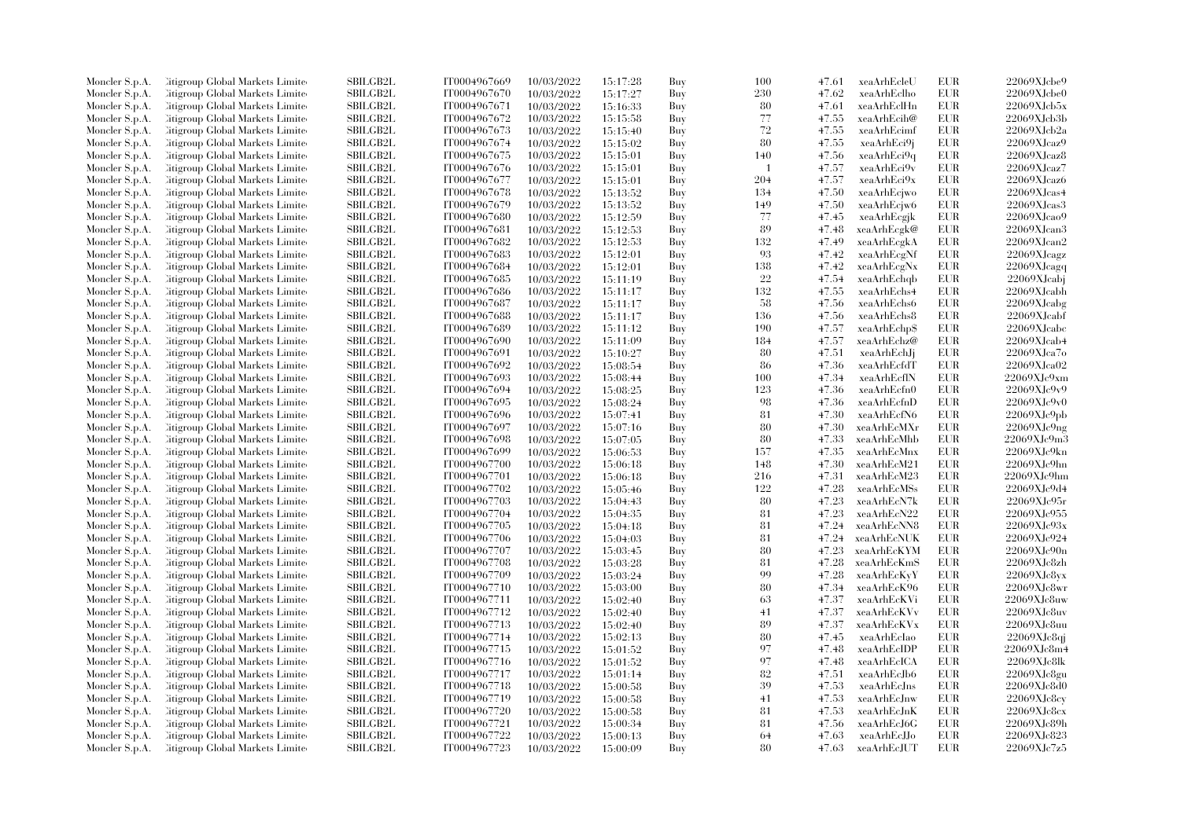| | | | | | | | | | | |
|---|---|---|---|---|---|---|---|---|---|---|
| Moncler S.p.A. | Citigroup Global Markets Limited | SBILGB2L | IT0004967669 | 10/03/2022 | 15:17:28 | Buy | 100 | 47.61 | xeaArhEcleU | EUR | 22069XJcbe9 |
| Moncler S.p.A. | Citigroup Global Markets Limited | SBILGB2L | IT0004967670 | 10/03/2022 | 15:17:27 | Buy | 230 | 47.62 | xeaArhEclho | EUR | 22069XJcbe0 |
| Moncler S.p.A. | Citigroup Global Markets Limited | SBILGB2L | IT0004967671 | 10/03/2022 | 15:16:33 | Buy | 80 | 47.61 | xeaArhEclHn | EUR | 22069XJcb5x |
| Moncler S.p.A. | Citigroup Global Markets Limited | SBILGB2L | IT0004967672 | 10/03/2022 | 15:15:58 | Buy | 77 | 47.55 | xeaArhEcih@ | EUR | 22069XJcb3b |
| Moncler S.p.A. | Citigroup Global Markets Limited | SBILGB2L | IT0004967673 | 10/03/2022 | 15:15:40 | Buy | 72 | 47.55 | xeaArhEcimf | EUR | 22069XJcb2a |
| Moncler S.p.A. | Citigroup Global Markets Limited | SBILGB2L | IT0004967674 | 10/03/2022 | 15:15:02 | Buy | 80 | 47.55 | xeaArhEci9j | EUR | 22069XJcaz9 |
| Moncler S.p.A. | Citigroup Global Markets Limited | SBILGB2L | IT0004967675 | 10/03/2022 | 15:15:01 | Buy | 140 | 47.56 | xeaArhEci9q | EUR | 22069XJcaz8 |
| Moncler S.p.A. | Citigroup Global Markets Limited | SBILGB2L | IT0004967676 | 10/03/2022 | 15:15:01 | Buy | 1 | 47.57 | xeaArhEci9v | EUR | 22069XJcaz7 |
| Moncler S.p.A. | Citigroup Global Markets Limited | SBILGB2L | IT0004967677 | 10/03/2022 | 15:15:01 | Buy | 204 | 47.57 | xeaArhEci9x | EUR | 22069XJcaz6 |
| Moncler S.p.A. | Citigroup Global Markets Limited | SBILGB2L | IT0004967678 | 10/03/2022 | 15:13:52 | Buy | 134 | 47.50 | xeaArhEcjwo | EUR | 22069XJcas4 |
| Moncler S.p.A. | Citigroup Global Markets Limited | SBILGB2L | IT0004967679 | 10/03/2022 | 15:13:52 | Buy | 149 | 47.50 | xeaArhEcjw6 | EUR | 22069XJcas3 |
| Moncler S.p.A. | Citigroup Global Markets Limited | SBILGB2L | IT0004967680 | 10/03/2022 | 15:12:59 | Buy | 77 | 47.45 | xeaArhEcgjk | EUR | 22069XJcao9 |
| Moncler S.p.A. | Citigroup Global Markets Limited | SBILGB2L | IT0004967681 | 10/03/2022 | 15:12:53 | Buy | 89 | 47.48 | xeaArhEcgk@ | EUR | 22069XJcan3 |
| Moncler S.p.A. | Citigroup Global Markets Limited | SBILGB2L | IT0004967682 | 10/03/2022 | 15:12:53 | Buy | 132 | 47.49 | xeaArhEcgkA | EUR | 22069XJcan2 |
| Moncler S.p.A. | Citigroup Global Markets Limited | SBILGB2L | IT0004967683 | 10/03/2022 | 15:12:01 | Buy | 93 | 47.42 | xeaArhEcgNf | EUR | 22069XJcagz |
| Moncler S.p.A. | Citigroup Global Markets Limited | SBILGB2L | IT0004967684 | 10/03/2022 | 15:12:01 | Buy | 138 | 47.42 | xeaArhEcgNx | EUR | 22069XJcagq |
| Moncler S.p.A. | Citigroup Global Markets Limited | SBILGB2L | IT0004967685 | 10/03/2022 | 15:11:19 | Buy | 22 | 47.54 | xeaArhEchqb | EUR | 22069XJcabj |
| Moncler S.p.A. | Citigroup Global Markets Limited | SBILGB2L | IT0004967686 | 10/03/2022 | 15:11:17 | Buy | 132 | 47.55 | xeaArhEchs4 | EUR | 22069XJcabh |
| Moncler S.p.A. | Citigroup Global Markets Limited | SBILGB2L | IT0004967687 | 10/03/2022 | 15:11:17 | Buy | 58 | 47.56 | xeaArhEchs6 | EUR | 22069XJcabg |
| Moncler S.p.A. | Citigroup Global Markets Limited | SBILGB2L | IT0004967688 | 10/03/2022 | 15:11:17 | Buy | 136 | 47.56 | xeaArhEchs8 | EUR | 22069XJcabf |
| Moncler S.p.A. | Citigroup Global Markets Limited | SBILGB2L | IT0004967689 | 10/03/2022 | 15:11:12 | Buy | 190 | 47.57 | xeaArhEchp$ | EUR | 22069XJcabc |
| Moncler S.p.A. | Citigroup Global Markets Limited | SBILGB2L | IT0004967690 | 10/03/2022 | 15:11:09 | Buy | 184 | 47.57 | xeaArhEchz@ | EUR | 22069XJcab4 |
| Moncler S.p.A. | Citigroup Global Markets Limited | SBILGB2L | IT0004967691 | 10/03/2022 | 15:10:27 | Buy | 80 | 47.51 | xeaArhEchJj | EUR | 22069XJca7o |
| Moncler S.p.A. | Citigroup Global Markets Limited | SBILGB2L | IT0004967692 | 10/03/2022 | 15:08:54 | Buy | 86 | 47.36 | xeaArhEcfdT | EUR | 22069XJca02 |
| Moncler S.p.A. | Citigroup Global Markets Limited | SBILGB2L | IT0004967693 | 10/03/2022 | 15:08:44 | Buy | 100 | 47.34 | xeaArhEcflN | EUR | 22069XJc9xm |
| Moncler S.p.A. | Citigroup Global Markets Limited | SBILGB2L | IT0004967694 | 10/03/2022 | 15:08:25 | Buy | 123 | 47.36 | xeaArhEcfn0 | EUR | 22069XJc9v9 |
| Moncler S.p.A. | Citigroup Global Markets Limited | SBILGB2L | IT0004967695 | 10/03/2022 | 15:08:24 | Buy | 98 | 47.36 | xeaArhEcfnD | EUR | 22069XJc9v0 |
| Moncler S.p.A. | Citigroup Global Markets Limited | SBILGB2L | IT0004967696 | 10/03/2022 | 15:07:41 | Buy | 81 | 47.30 | xeaArhEcfN6 | EUR | 22069XJc9pb |
| Moncler S.p.A. | Citigroup Global Markets Limited | SBILGB2L | IT0004967697 | 10/03/2022 | 15:07:16 | Buy | 80 | 47.30 | xeaArhEcMXr | EUR | 22069XJc9ng |
| Moncler S.p.A. | Citigroup Global Markets Limited | SBILGB2L | IT0004967698 | 10/03/2022 | 15:07:05 | Buy | 80 | 47.33 | xeaArhEcMhb | EUR | 22069XJc9m3 |
| Moncler S.p.A. | Citigroup Global Markets Limited | SBILGB2L | IT0004967699 | 10/03/2022 | 15:06:53 | Buy | 157 | 47.35 | xeaArhEcMnx | EUR | 22069XJc9kn |
| Moncler S.p.A. | Citigroup Global Markets Limited | SBILGB2L | IT0004967700 | 10/03/2022 | 15:06:18 | Buy | 148 | 47.30 | xeaArhEcM21 | EUR | 22069XJc9hn |
| Moncler S.p.A. | Citigroup Global Markets Limited | SBILGB2L | IT0004967701 | 10/03/2022 | 15:06:18 | Buy | 216 | 47.31 | xeaArhEcM23 | EUR | 22069XJc9hm |
| Moncler S.p.A. | Citigroup Global Markets Limited | SBILGB2L | IT0004967702 | 10/03/2022 | 15:05:46 | Buy | 122 | 47.28 | xeaArhEcMSs | EUR | 22069XJc9d4 |
| Moncler S.p.A. | Citigroup Global Markets Limited | SBILGB2L | IT0004967703 | 10/03/2022 | 15:04:43 | Buy | 80 | 47.23 | xeaArhEcN7k | EUR | 22069XJc95r |
| Moncler S.p.A. | Citigroup Global Markets Limited | SBILGB2L | IT0004967704 | 10/03/2022 | 15:04:35 | Buy | 81 | 47.23 | xeaArhEcN22 | EUR | 22069XJc955 |
| Moncler S.p.A. | Citigroup Global Markets Limited | SBILGB2L | IT0004967705 | 10/03/2022 | 15:04:18 | Buy | 81 | 47.24 | xeaArhEcNN8 | EUR | 22069XJc93x |
| Moncler S.p.A. | Citigroup Global Markets Limited | SBILGB2L | IT0004967706 | 10/03/2022 | 15:04:03 | Buy | 81 | 47.24 | xeaArhEcNUK | EUR | 22069XJc924 |
| Moncler S.p.A. | Citigroup Global Markets Limited | SBILGB2L | IT0004967707 | 10/03/2022 | 15:03:45 | Buy | 80 | 47.23 | xeaArhEcKYM | EUR | 22069XJc90n |
| Moncler S.p.A. | Citigroup Global Markets Limited | SBILGB2L | IT0004967708 | 10/03/2022 | 15:03:28 | Buy | 81 | 47.28 | xeaArhEcKmS | EUR | 22069XJc8zh |
| Moncler S.p.A. | Citigroup Global Markets Limited | SBILGB2L | IT0004967709 | 10/03/2022 | 15:03:24 | Buy | 99 | 47.28 | xeaArhEcKyY | EUR | 22069XJc8yx |
| Moncler S.p.A. | Citigroup Global Markets Limited | SBILGB2L | IT0004967710 | 10/03/2022 | 15:03:00 | Buy | 80 | 47.34 | xeaArhEcK96 | EUR | 22069XJc8wr |
| Moncler S.p.A. | Citigroup Global Markets Limited | SBILGB2L | IT0004967711 | 10/03/2022 | 15:02:40 | Buy | 63 | 47.37 | xeaArhEcKVi | EUR | 22069XJc8uw |
| Moncler S.p.A. | Citigroup Global Markets Limited | SBILGB2L | IT0004967712 | 10/03/2022 | 15:02:40 | Buy | 41 | 47.37 | xeaArhEcKVv | EUR | 22069XJc8uv |
| Moncler S.p.A. | Citigroup Global Markets Limited | SBILGB2L | IT0004967713 | 10/03/2022 | 15:02:40 | Buy | 89 | 47.37 | xeaArhEcKVx | EUR | 22069XJc8uu |
| Moncler S.p.A. | Citigroup Global Markets Limited | SBILGB2L | IT0004967714 | 10/03/2022 | 15:02:13 | Buy | 80 | 47.45 | xeaArhEcIao | EUR | 22069XJc8qj |
| Moncler S.p.A. | Citigroup Global Markets Limited | SBILGB2L | IT0004967715 | 10/03/2022 | 15:01:52 | Buy | 97 | 47.48 | xeaArhEcIDP | EUR | 22069XJc8m4 |
| Moncler S.p.A. | Citigroup Global Markets Limited | SBILGB2L | IT0004967716 | 10/03/2022 | 15:01:52 | Buy | 97 | 47.48 | xeaArhEcICA | EUR | 22069XJc8lk |
| Moncler S.p.A. | Citigroup Global Markets Limited | SBILGB2L | IT0004967717 | 10/03/2022 | 15:01:14 | Buy | 82 | 47.51 | xeaArhEcJb6 | EUR | 22069XJc8gu |
| Moncler S.p.A. | Citigroup Global Markets Limited | SBILGB2L | IT0004967718 | 10/03/2022 | 15:00:58 | Buy | 39 | 47.53 | xeaArhEcJns | EUR | 22069XJc8d0 |
| Moncler S.p.A. | Citigroup Global Markets Limited | SBILGB2L | IT0004967719 | 10/03/2022 | 15:00:58 | Buy | 41 | 47.53 | xeaArhEcJnw | EUR | 22069XJc8cy |
| Moncler S.p.A. | Citigroup Global Markets Limited | SBILGB2L | IT0004967720 | 10/03/2022 | 15:00:58 | Buy | 81 | 47.53 | xeaArhEcJnK | EUR | 22069XJc8cx |
| Moncler S.p.A. | Citigroup Global Markets Limited | SBILGB2L | IT0004967721 | 10/03/2022 | 15:00:34 | Buy | 81 | 47.56 | xeaArhEcJ6G | EUR | 22069XJc89h |
| Moncler S.p.A. | Citigroup Global Markets Limited | SBILGB2L | IT0004967722 | 10/03/2022 | 15:00:13 | Buy | 64 | 47.63 | xeaArhEcJJo | EUR | 22069XJc823 |
| Moncler S.p.A. | Citigroup Global Markets Limited | SBILGB2L | IT0004967723 | 10/03/2022 | 15:00:09 | Buy | 80 | 47.63 | xeaArhEcJUT | EUR | 22069XJc7z5 |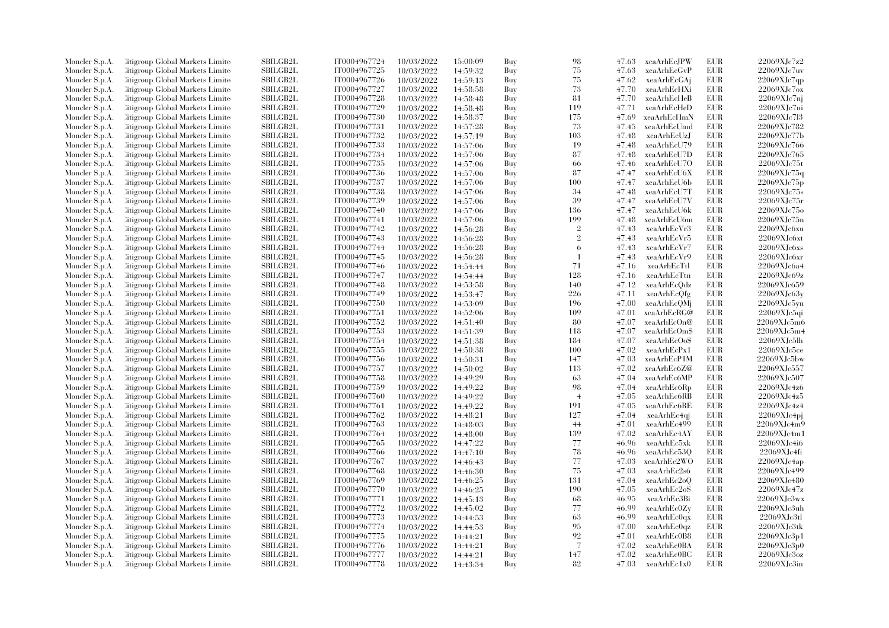| Moncler S.p.A. | Citigroup Global Markets Limited | SBILGB2L | IT0004967724 | 10/03/2022 | 15:00:09 | Buy | 98 | 47.63 | xeaArhEcJPW | EUR | 22069XJc7z2 |
|---|---|---|---|---|---|---|---|---|---|---|---|
| Moncler S.p.A. | Citigroup Global Markets Limited | SBILGB2L | IT0004967725 | 10/03/2022 | 14:59:32 | Buy | 75 | 47.63 | xeaArhEcGvP | EUR | 22069XJc7uv |
| Moncler S.p.A. | Citigroup Global Markets Limited | SBILGB2L | IT0004967726 | 10/03/2022 | 14:59:13 | Buy | 75 | 47.62 | xeaArhEcGAj | EUR | 22069XJc7qp |
| Moncler S.p.A. | Citigroup Global Markets Limited | SBILGB2L | IT0004967727 | 10/03/2022 | 14:58:58 | Buy | 73 | 47.70 | xeaArhEcHXi | EUR | 22069XJc7ox |
| Moncler S.p.A. | Citigroup Global Markets Limited | SBILGB2L | IT0004967728 | 10/03/2022 | 14:58:48 | Buy | 81 | 47.70 | xeaArhEcHeB | EUR | 22069XJc7nj |
| Moncler S.p.A. | Citigroup Global Markets Limited | SBILGB2L | IT0004967729 | 10/03/2022 | 14:58:48 | Buy | 119 | 47.71 | xeaArhEcHeD | EUR | 22069XJc7ni |
| Moncler S.p.A. | Citigroup Global Markets Limited | SBILGB2L | IT0004967730 | 10/03/2022 | 14:58:37 | Buy | 175 | 47.69 | xeaArhEcHmN | EUR | 22069XJc7l3 |
| Moncler S.p.A. | Citigroup Global Markets Limited | SBILGB2L | IT0004967731 | 10/03/2022 | 14:57:28 | Buy | 73 | 47.45 | xeaArhEcUmd | EUR | 22069XJc782 |
| Moncler S.p.A. | Citigroup Global Markets Limited | SBILGB2L | IT0004967732 | 10/03/2022 | 14:57:19 | Buy | 103 | 47.48 | xeaArhEcUzJ | EUR | 22069XJc77b |
| Moncler S.p.A. | Citigroup Global Markets Limited | SBILGB2L | IT0004967733 | 10/03/2022 | 14:57:06 | Buy | 19 | 47.48 | xeaArhEcU79 | EUR | 22069XJc766 |
| Moncler S.p.A. | Citigroup Global Markets Limited | SBILGB2L | IT0004967734 | 10/03/2022 | 14:57:06 | Buy | 87 | 47.48 | xeaArhEcU7D | EUR | 22069XJc765 |
| Moncler S.p.A. | Citigroup Global Markets Limited | SBILGB2L | IT0004967735 | 10/03/2022 | 14:57:06 | Buy | 66 | 47.46 | xeaArhEcU7O | EUR | 22069XJc75t |
| Moncler S.p.A. | Citigroup Global Markets Limited | SBILGB2L | IT0004967736 | 10/03/2022 | 14:57:06 | Buy | 87 | 47.47 | xeaArhEcU6X | EUR | 22069XJc75q |
| Moncler S.p.A. | Citigroup Global Markets Limited | SBILGB2L | IT0004967737 | 10/03/2022 | 14:57:06 | Buy | 100 | 47.47 | xeaArhEcU6b | EUR | 22069XJc75p |
| Moncler S.p.A. | Citigroup Global Markets Limited | SBILGB2L | IT0004967738 | 10/03/2022 | 14:57:06 | Buy | 34 | 47.48 | xeaArhEcU7T | EUR | 22069XJc75s |
| Moncler S.p.A. | Citigroup Global Markets Limited | SBILGB2L | IT0004967739 | 10/03/2022 | 14:57:06 | Buy | 39 | 47.47 | xeaArhEcU7V | EUR | 22069XJc75r |
| Moncler S.p.A. | Citigroup Global Markets Limited | SBILGB2L | IT0004967740 | 10/03/2022 | 14:57:06 | Buy | 136 | 47.47 | xeaArhEcU6k | EUR | 22069XJc75o |
| Moncler S.p.A. | Citigroup Global Markets Limited | SBILGB2L | IT0004967741 | 10/03/2022 | 14:57:06 | Buy | 199 | 47.48 | xeaArhEcU6m | EUR | 22069XJc75n |
| Moncler S.p.A. | Citigroup Global Markets Limited | SBILGB2L | IT0004967742 | 10/03/2022 | 14:56:28 | Buy | 2 | 47.43 | xeaArhEcVr3 | EUR | 22069XJc6xu |
| Moncler S.p.A. | Citigroup Global Markets Limited | SBILGB2L | IT0004967743 | 10/03/2022 | 14:56:28 | Buy | 2 | 47.43 | xeaArhEcVr5 | EUR | 22069XJc6xt |
| Moncler S.p.A. | Citigroup Global Markets Limited | SBILGB2L | IT0004967744 | 10/03/2022 | 14:56:28 | Buy | 6 | 47.43 | xeaArhEcVr7 | EUR | 22069XJc6xs |
| Moncler S.p.A. | Citigroup Global Markets Limited | SBILGB2L | IT0004967745 | 10/03/2022 | 14:56:28 | Buy | 1 | 47.43 | xeaArhEcVr9 | EUR | 22069XJc6xr |
| Moncler S.p.A. | Citigroup Global Markets Limited | SBILGB2L | IT0004967746 | 10/03/2022 | 14:54:44 | Buy | 71 | 47.16 | xeaArhEcTtl | EUR | 22069XJc6a4 |
| Moncler S.p.A. | Citigroup Global Markets Limited | SBILGB2L | IT0004967747 | 10/03/2022 | 14:54:44 | Buy | 128 | 47.16 | xeaArhEcTtn | EUR | 22069XJc69z |
| Moncler S.p.A. | Citigroup Global Markets Limited | SBILGB2L | IT0004967748 | 10/03/2022 | 14:53:58 | Buy | 140 | 47.12 | xeaArhEcQdz | EUR | 22069XJc659 |
| Moncler S.p.A. | Citigroup Global Markets Limited | SBILGB2L | IT0004967749 | 10/03/2022 | 14:53:47 | Buy | 226 | 47.11 | xeaArhEcQfg | EUR | 22069XJc63y |
| Moncler S.p.A. | Citigroup Global Markets Limited | SBILGB2L | IT0004967750 | 10/03/2022 | 14:53:09 | Buy | 196 | 47.00 | xeaArhEcQMj | EUR | 22069XJc5yn |
| Moncler S.p.A. | Citigroup Global Markets Limited | SBILGB2L | IT0004967751 | 10/03/2022 | 14:52:06 | Buy | 109 | 47.01 | xeaArhEcRG@ | EUR | 22069XJc5qi |
| Moncler S.p.A. | Citigroup Global Markets Limited | SBILGB2L | IT0004967752 | 10/03/2022 | 14:51:40 | Buy | 80 | 47.07 | xeaArhEcOn@ | EUR | 22069XJc5m6 |
| Moncler S.p.A. | Citigroup Global Markets Limited | SBILGB2L | IT0004967753 | 10/03/2022 | 14:51:39 | Buy | 118 | 47.07 | xeaArhEcOm$ | EUR | 22069XJc5m4 |
| Moncler S.p.A. | Citigroup Global Markets Limited | SBILGB2L | IT0004967754 | 10/03/2022 | 14:51:38 | Buy | 184 | 47.07 | xeaArhEcOo$ | EUR | 22069XJc5lh |
| Moncler S.p.A. | Citigroup Global Markets Limited | SBILGB2L | IT0004967755 | 10/03/2022 | 14:50:38 | Buy | 100 | 47.02 | xeaArhEcPx1 | EUR | 22069XJc5ce |
| Moncler S.p.A. | Citigroup Global Markets Limited | SBILGB2L | IT0004967756 | 10/03/2022 | 14:50:31 | Buy | 147 | 47.03 | xeaArhEcP1M | EUR | 22069XJc5bw |
| Moncler S.p.A. | Citigroup Global Markets Limited | SBILGB2L | IT0004967757 | 10/03/2022 | 14:50:02 | Buy | 113 | 47.02 | xeaArhEc6Z@ | EUR | 22069XJc557 |
| Moncler S.p.A. | Citigroup Global Markets Limited | SBILGB2L | IT0004967758 | 10/03/2022 | 14:49:29 | Buy | 63 | 47.04 | xeaArhEc6MP | EUR | 22069XJc507 |
| Moncler S.p.A. | Citigroup Global Markets Limited | SBILGB2L | IT0004967759 | 10/03/2022 | 14:49:22 | Buy | 98 | 47.04 | xeaArhEc6Rp | EUR | 22069XJc4z6 |
| Moncler S.p.A. | Citigroup Global Markets Limited | SBILGB2L | IT0004967760 | 10/03/2022 | 14:49:22 | Buy | 4 | 47.05 | xeaArhEc6RB | EUR | 22069XJc4z5 |
| Moncler S.p.A. | Citigroup Global Markets Limited | SBILGB2L | IT0004967761 | 10/03/2022 | 14:49:22 | Buy | 191 | 47.05 | xeaArhEc6RE | EUR | 22069XJc4z4 |
| Moncler S.p.A. | Citigroup Global Markets Limited | SBILGB2L | IT0004967762 | 10/03/2022 | 14:48:21 | Buy | 127 | 47.04 | xeaArhEc4qj | EUR | 22069XJc4pj |
| Moncler S.p.A. | Citigroup Global Markets Limited | SBILGB2L | IT0004967763 | 10/03/2022 | 14:48:03 | Buy | 44 | 47.01 | xeaArhEc499 | EUR | 22069XJc4m9 |
| Moncler S.p.A. | Citigroup Global Markets Limited | SBILGB2L | IT0004967764 | 10/03/2022 | 14:48:00 | Buy | 139 | 47.02 | xeaArhEc4AY | EUR | 22069XJc4m1 |
| Moncler S.p.A. | Citigroup Global Markets Limited | SBILGB2L | IT0004967765 | 10/03/2022 | 14:47:22 | Buy | 77 | 46.96 | xeaArhEc5xk | EUR | 22069XJc4i6 |
| Moncler S.p.A. | Citigroup Global Markets Limited | SBILGB2L | IT0004967766 | 10/03/2022 | 14:47:10 | Buy | 78 | 46.96 | xeaArhEc53Q | EUR | 22069XJc4fi |
| Moncler S.p.A. | Citigroup Global Markets Limited | SBILGB2L | IT0004967767 | 10/03/2022 | 14:46:43 | Buy | 77 | 47.03 | xeaArhEc2WO | EUR | 22069XJc4ap |
| Moncler S.p.A. | Citigroup Global Markets Limited | SBILGB2L | IT0004967768 | 10/03/2022 | 14:46:30 | Buy | 75 | 47.03 | xeaArhEc2s6 | EUR | 22069XJc499 |
| Moncler S.p.A. | Citigroup Global Markets Limited | SBILGB2L | IT0004967769 | 10/03/2022 | 14:46:25 | Buy | 131 | 47.04 | xeaArhEc2oQ | EUR | 22069XJc480 |
| Moncler S.p.A. | Citigroup Global Markets Limited | SBILGB2L | IT0004967770 | 10/03/2022 | 14:46:25 | Buy | 190 | 47.05 | xeaArhEc2oS | EUR | 22069XJc47z |
| Moncler S.p.A. | Citigroup Global Markets Limited | SBILGB2L | IT0004967771 | 10/03/2022 | 14:45:13 | Buy | 68 | 46.95 | xeaArhEc3Bi | EUR | 22069XJc3wx |
| Moncler S.p.A. | Citigroup Global Markets Limited | SBILGB2L | IT0004967772 | 10/03/2022 | 14:45:02 | Buy | 77 | 46.99 | xeaArhEc0Zy | EUR | 22069XJc3uh |
| Moncler S.p.A. | Citigroup Global Markets Limited | SBILGB2L | IT0004967773 | 10/03/2022 | 14:44:53 | Buy | 63 | 46.99 | xeaArhEc0qx | EUR | 22069XJc3tl |
| Moncler S.p.A. | Citigroup Global Markets Limited | SBILGB2L | IT0004967774 | 10/03/2022 | 14:44:53 | Buy | 95 | 47.00 | xeaArhEc0qz | EUR | 22069XJc3tk |
| Moncler S.p.A. | Citigroup Global Markets Limited | SBILGB2L | IT0004967775 | 10/03/2022 | 14:44:21 | Buy | 92 | 47.01 | xeaArhEc0B8 | EUR | 22069XJc3p1 |
| Moncler S.p.A. | Citigroup Global Markets Limited | SBILGB2L | IT0004967776 | 10/03/2022 | 14:44:21 | Buy | 7 | 47.02 | xeaArhEc0BA | EUR | 22069XJc3p0 |
| Moncler S.p.A. | Citigroup Global Markets Limited | SBILGB2L | IT0004967777 | 10/03/2022 | 14:44:21 | Buy | 147 | 47.02 | xeaArhEc0BC | EUR | 22069XJc3oz |
| Moncler S.p.A. | Citigroup Global Markets Limited | SBILGB2L | IT0004967778 | 10/03/2022 | 14:43:34 | Buy | 82 | 47.03 | xeaArhEc1x0 | EUR | 22069XJc3in |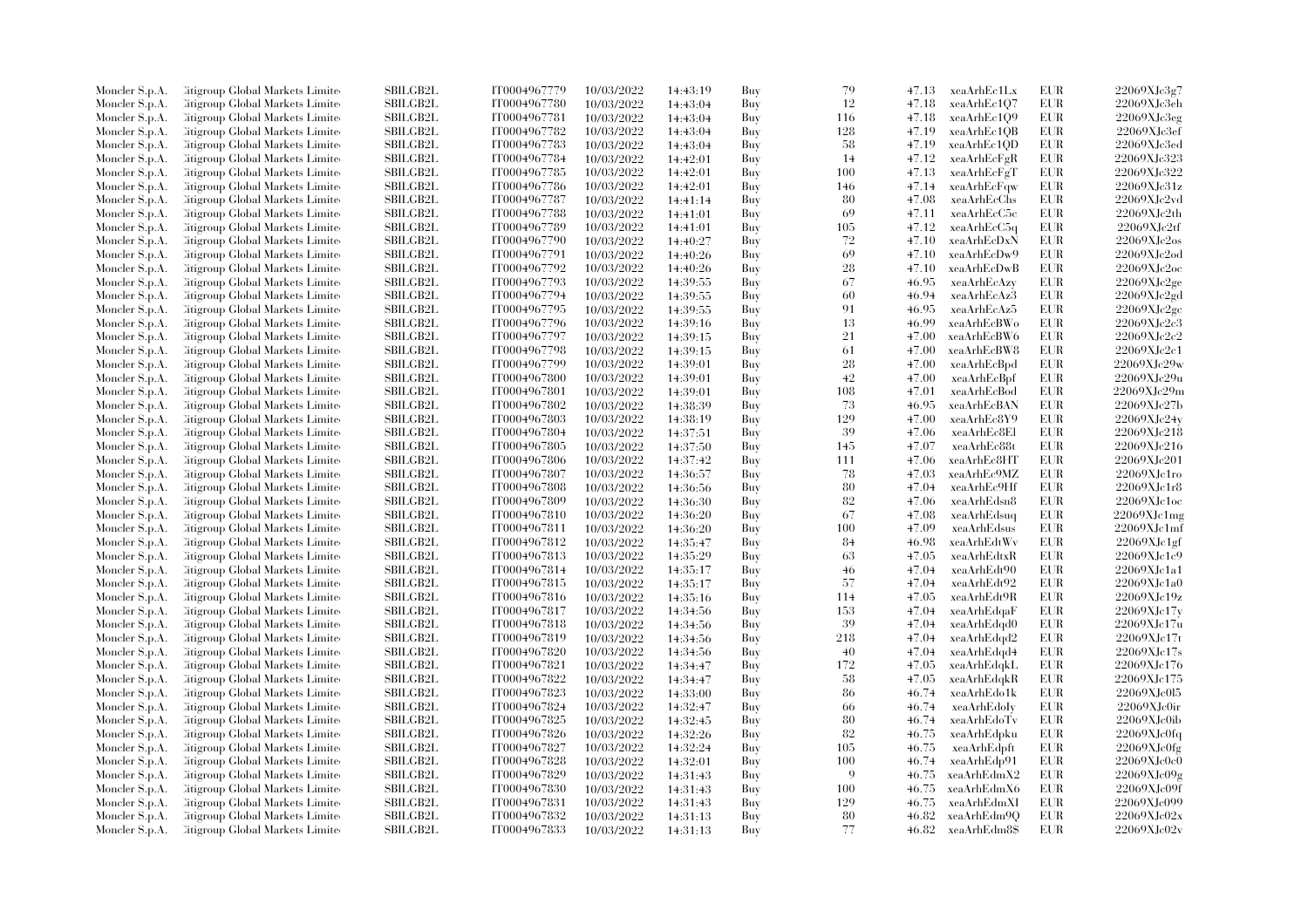| | | | | | | | | | | |
|---|---|---|---|---|---|---|---|---|---|---|
| Moncler S.p.A. | Citigroup Global Markets Limited | SBILGB2L | IT0004967779 | 10/03/2022 | 14:43:19 | Buy | 79 | 47.13 | xeaArhEc1Lx | EUR | 22069XJc3g7 |
| Moncler S.p.A. | Citigroup Global Markets Limited | SBILGB2L | IT0004967780 | 10/03/2022 | 14:43:04 | Buy | 12 | 47.18 | xeaArhEc1Q7 | EUR | 22069XJc3eh |
| Moncler S.p.A. | Citigroup Global Markets Limited | SBILGB2L | IT0004967781 | 10/03/2022 | 14:43:04 | Buy | 116 | 47.18 | xeaArhEc1Q9 | EUR | 22069XJc3eg |
| Moncler S.p.A. | Citigroup Global Markets Limited | SBILGB2L | IT0004967782 | 10/03/2022 | 14:43:04 | Buy | 128 | 47.19 | xeaArhEc1QB | EUR | 22069XJc3ef |
| Moncler S.p.A. | Citigroup Global Markets Limited | SBILGB2L | IT0004967783 | 10/03/2022 | 14:43:04 | Buy | 58 | 47.19 | xeaArhEc1QD | EUR | 22069XJc3ed |
| Moncler S.p.A. | Citigroup Global Markets Limited | SBILGB2L | IT0004967784 | 10/03/2022 | 14:42:01 | Buy | 14 | 47.12 | xeaArhEcFgR | EUR | 22069XJc323 |
| Moncler S.p.A. | Citigroup Global Markets Limited | SBILGB2L | IT0004967785 | 10/03/2022 | 14:42:01 | Buy | 100 | 47.13 | xeaArhEcFgT | EUR | 22069XJc322 |
| Moncler S.p.A. | Citigroup Global Markets Limited | SBILGB2L | IT0004967786 | 10/03/2022 | 14:42:01 | Buy | 146 | 47.14 | xeaArhEcFqw | EUR | 22069XJc31z |
| Moncler S.p.A. | Citigroup Global Markets Limited | SBILGB2L | IT0004967787 | 10/03/2022 | 14:41:14 | Buy | 80 | 47.08 | xeaArhEcChs | EUR | 22069XJc2vd |
| Moncler S.p.A. | Citigroup Global Markets Limited | SBILGB2L | IT0004967788 | 10/03/2022 | 14:41:01 | Buy | 69 | 47.11 | xeaArhEcC5c | EUR | 22069XJc2th |
| Moncler S.p.A. | Citigroup Global Markets Limited | SBILGB2L | IT0004967789 | 10/03/2022 | 14:41:01 | Buy | 105 | 47.12 | xeaArhEcC5q | EUR | 22069XJc2tf |
| Moncler S.p.A. | Citigroup Global Markets Limited | SBILGB2L | IT0004967790 | 10/03/2022 | 14:40:27 | Buy | 72 | 47.10 | xeaArhEcDxN | EUR | 22069XJc2os |
| Moncler S.p.A. | Citigroup Global Markets Limited | SBILGB2L | IT0004967791 | 10/03/2022 | 14:40:26 | Buy | 69 | 47.10 | xeaArhEcDw9 | EUR | 22069XJc2od |
| Moncler S.p.A. | Citigroup Global Markets Limited | SBILGB2L | IT0004967792 | 10/03/2022 | 14:40:26 | Buy | 28 | 47.10 | xeaArhEcDwB | EUR | 22069XJc2oc |
| Moncler S.p.A. | Citigroup Global Markets Limited | SBILGB2L | IT0004967793 | 10/03/2022 | 14:39:55 | Buy | 67 | 46.95 | xeaArhEcAzy | EUR | 22069XJc2ge |
| Moncler S.p.A. | Citigroup Global Markets Limited | SBILGB2L | IT0004967794 | 10/03/2022 | 14:39:55 | Buy | 60 | 46.94 | xeaArhEcAz3 | EUR | 22069XJc2gd |
| Moncler S.p.A. | Citigroup Global Markets Limited | SBILGB2L | IT0004967795 | 10/03/2022 | 14:39:55 | Buy | 91 | 46.95 | xeaArhEcAz5 | EUR | 22069XJc2gc |
| Moncler S.p.A. | Citigroup Global Markets Limited | SBILGB2L | IT0004967796 | 10/03/2022 | 14:39:16 | Buy | 13 | 46.99 | xeaArhEcBWo | EUR | 22069XJc2c3 |
| Moncler S.p.A. | Citigroup Global Markets Limited | SBILGB2L | IT0004967797 | 10/03/2022 | 14:39:15 | Buy | 21 | 47.00 | xeaArhEcBW6 | EUR | 22069XJc2c2 |
| Moncler S.p.A. | Citigroup Global Markets Limited | SBILGB2L | IT0004967798 | 10/03/2022 | 14:39:15 | Buy | 61 | 47.00 | xeaArhEcBW8 | EUR | 22069XJc2c1 |
| Moncler S.p.A. | Citigroup Global Markets Limited | SBILGB2L | IT0004967799 | 10/03/2022 | 14:39:01 | Buy | 28 | 47.00 | xeaArhEcBpd | EUR | 22069XJc29w |
| Moncler S.p.A. | Citigroup Global Markets Limited | SBILGB2L | IT0004967800 | 10/03/2022 | 14:39:01 | Buy | 42 | 47.00 | xeaArhEcBpf | EUR | 22069XJc29u |
| Moncler S.p.A. | Citigroup Global Markets Limited | SBILGB2L | IT0004967801 | 10/03/2022 | 14:39:01 | Buy | 108 | 47.01 | xeaArhEcBod | EUR | 22069XJc29m |
| Moncler S.p.A. | Citigroup Global Markets Limited | SBILGB2L | IT0004967802 | 10/03/2022 | 14:38:39 | Buy | 73 | 46.95 | xeaArhEcBAN | EUR | 22069XJc27b |
| Moncler S.p.A. | Citigroup Global Markets Limited | SBILGB2L | IT0004967803 | 10/03/2022 | 14:38:19 | Buy | 129 | 47.00 | xeaArhEc8Y9 | EUR | 22069XJc24y |
| Moncler S.p.A. | Citigroup Global Markets Limited | SBILGB2L | IT0004967804 | 10/03/2022 | 14:37:51 | Buy | 39 | 47.06 | xeaArhEc8El | EUR | 22069XJc218 |
| Moncler S.p.A. | Citigroup Global Markets Limited | SBILGB2L | IT0004967805 | 10/03/2022 | 14:37:50 | Buy | 145 | 47.07 | xeaArhEc88t | EUR | 22069XJc216 |
| Moncler S.p.A. | Citigroup Global Markets Limited | SBILGB2L | IT0004967806 | 10/03/2022 | 14:37:42 | Buy | 111 | 47.06 | xeaArhEc8HT | EUR | 22069XJc201 |
| Moncler S.p.A. | Citigroup Global Markets Limited | SBILGB2L | IT0004967807 | 10/03/2022 | 14:36:57 | Buy | 78 | 47.03 | xeaArhEc9MZ | EUR | 22069XJc1ro |
| Moncler S.p.A. | Citigroup Global Markets Limited | SBILGB2L | IT0004967808 | 10/03/2022 | 14:36:56 | Buy | 80 | 47.04 | xeaArhEc9Hf | EUR | 22069XJc1r8 |
| Moncler S.p.A. | Citigroup Global Markets Limited | SBILGB2L | IT0004967809 | 10/03/2022 | 14:36:30 | Buy | 82 | 47.06 | xeaArhEdsn8 | EUR | 22069XJc1oc |
| Moncler S.p.A. | Citigroup Global Markets Limited | SBILGB2L | IT0004967810 | 10/03/2022 | 14:36:20 | Buy | 67 | 47.08 | xeaArhEdsuq | EUR | 22069XJc1mg |
| Moncler S.p.A. | Citigroup Global Markets Limited | SBILGB2L | IT0004967811 | 10/03/2022 | 14:36:20 | Buy | 100 | 47.09 | xeaArhEdsus | EUR | 22069XJc1mf |
| Moncler S.p.A. | Citigroup Global Markets Limited | SBILGB2L | IT0004967812 | 10/03/2022 | 14:35:47 | Buy | 84 | 46.98 | xeaArhEdtWv | EUR | 22069XJc1gf |
| Moncler S.p.A. | Citigroup Global Markets Limited | SBILGB2L | IT0004967813 | 10/03/2022 | 14:35:29 | Buy | 63 | 47.05 | xeaArhEdtxR | EUR | 22069XJc1c9 |
| Moncler S.p.A. | Citigroup Global Markets Limited | SBILGB2L | IT0004967814 | 10/03/2022 | 14:35:17 | Buy | 46 | 47.04 | xeaArhEdt90 | EUR | 22069XJc1a1 |
| Moncler S.p.A. | Citigroup Global Markets Limited | SBILGB2L | IT0004967815 | 10/03/2022 | 14:35:17 | Buy | 57 | 47.04 | xeaArhEdt92 | EUR | 22069XJc1a0 |
| Moncler S.p.A. | Citigroup Global Markets Limited | SBILGB2L | IT0004967816 | 10/03/2022 | 14:35:16 | Buy | 114 | 47.05 | xeaArhEdt9R | EUR | 22069XJc19z |
| Moncler S.p.A. | Citigroup Global Markets Limited | SBILGB2L | IT0004967817 | 10/03/2022 | 14:34:56 | Buy | 153 | 47.04 | xeaArhEdqaF | EUR | 22069XJc17y |
| Moncler S.p.A. | Citigroup Global Markets Limited | SBILGB2L | IT0004967818 | 10/03/2022 | 14:34:56 | Buy | 39 | 47.04 | xeaArhEdqd0 | EUR | 22069XJc17u |
| Moncler S.p.A. | Citigroup Global Markets Limited | SBILGB2L | IT0004967819 | 10/03/2022 | 14:34:56 | Buy | 218 | 47.04 | xeaArhEdqd2 | EUR | 22069XJc17t |
| Moncler S.p.A. | Citigroup Global Markets Limited | SBILGB2L | IT0004967820 | 10/03/2022 | 14:34:56 | Buy | 40 | 47.04 | xeaArhEdqd4 | EUR | 22069XJc17s |
| Moncler S.p.A. | Citigroup Global Markets Limited | SBILGB2L | IT0004967821 | 10/03/2022 | 14:34:47 | Buy | 172 | 47.05 | xeaArhEdqkL | EUR | 22069XJc176 |
| Moncler S.p.A. | Citigroup Global Markets Limited | SBILGB2L | IT0004967822 | 10/03/2022 | 14:34:47 | Buy | 58 | 47.05 | xeaArhEdqkR | EUR | 22069XJc175 |
| Moncler S.p.A. | Citigroup Global Markets Limited | SBILGB2L | IT0004967823 | 10/03/2022 | 14:33:00 | Buy | 86 | 46.74 | xeaArhEdo1k | EUR | 22069XJc0l5 |
| Moncler S.p.A. | Citigroup Global Markets Limited | SBILGB2L | IT0004967824 | 10/03/2022 | 14:32:47 | Buy | 66 | 46.74 | xeaArhEdoly | EUR | 22069XJc0ir |
| Moncler S.p.A. | Citigroup Global Markets Limited | SBILGB2L | IT0004967825 | 10/03/2022 | 14:32:45 | Buy | 80 | 46.74 | xeaArhEdoTv | EUR | 22069XJc0ib |
| Moncler S.p.A. | Citigroup Global Markets Limited | SBILGB2L | IT0004967826 | 10/03/2022 | 14:32:26 | Buy | 82 | 46.75 | xeaArhEdpku | EUR | 22069XJc0fq |
| Moncler S.p.A. | Citigroup Global Markets Limited | SBILGB2L | IT0004967827 | 10/03/2022 | 14:32:24 | Buy | 105 | 46.75 | xeaArhEdpft | EUR | 22069XJc0fg |
| Moncler S.p.A. | Citigroup Global Markets Limited | SBILGB2L | IT0004967828 | 10/03/2022 | 14:32:01 | Buy | 100 | 46.74 | xeaArhEdp91 | EUR | 22069XJc0c0 |
| Moncler S.p.A. | Citigroup Global Markets Limited | SBILGB2L | IT0004967829 | 10/03/2022 | 14:31:43 | Buy | 9 | 46.75 | xeaArhEdmX2 | EUR | 22069XJc09g |
| Moncler S.p.A. | Citigroup Global Markets Limited | SBILGB2L | IT0004967830 | 10/03/2022 | 14:31:43 | Buy | 100 | 46.75 | xeaArhEdmX6 | EUR | 22069XJc09f |
| Moncler S.p.A. | Citigroup Global Markets Limited | SBILGB2L | IT0004967831 | 10/03/2022 | 14:31:43 | Buy | 129 | 46.75 | xeaArhEdmXI | EUR | 22069XJc099 |
| Moncler S.p.A. | Citigroup Global Markets Limited | SBILGB2L | IT0004967832 | 10/03/2022 | 14:31:13 | Buy | 80 | 46.82 | xeaArhEdm9Q | EUR | 22069XJc02x |
| Moncler S.p.A. | Citigroup Global Markets Limited | SBILGB2L | IT0004967833 | 10/03/2022 | 14:31:13 | Buy | 77 | 46.82 | xeaArhEdm8$ | EUR | 22069XJc02v |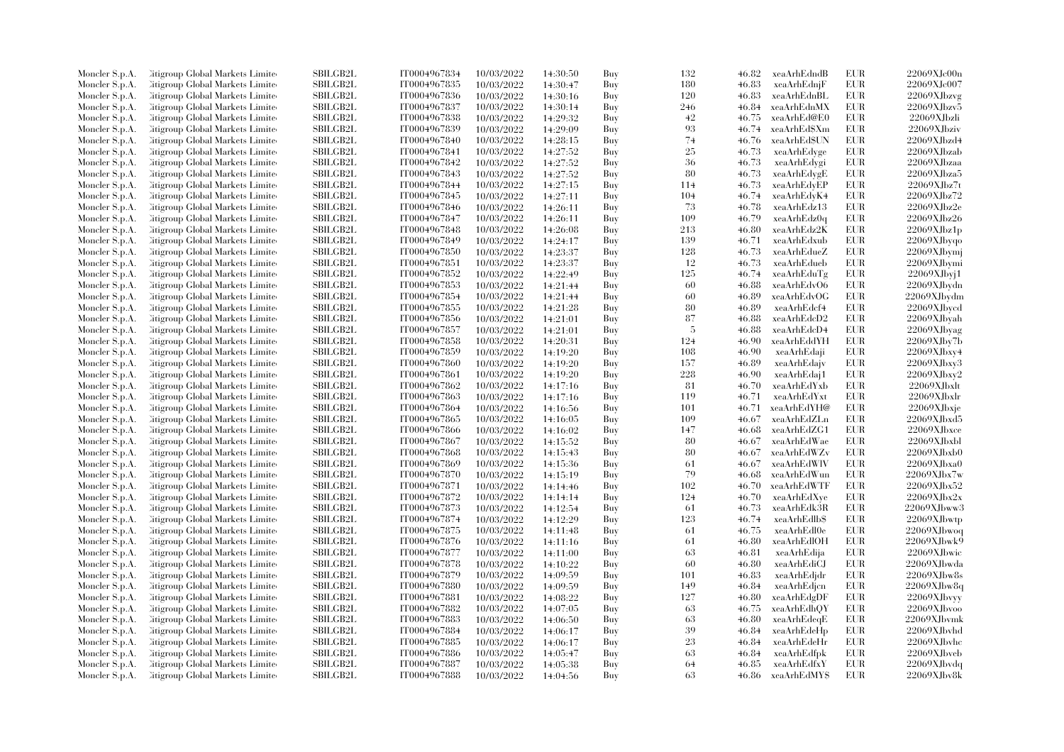| Moncler S.p.A. | Citigroup Global Markets Limited | SBILGB2L | IT0004967834 | 10/03/2022 | 14:30:50 | Buy | 132 | 46.82 | xeaArhEdndB | EUR | 22069XJc00n |
|---|---|---|---|---|---|---|---|---|---|---|---|
| Moncler S.p.A. | Citigroup Global Markets Limited | SBILGB2L | IT0004967835 | 10/03/2022 | 14:30:47 | Buy | 180 | 46.83 | xeaArhEdnjF | EUR | 22069XJc007 |
| Moncler S.p.A. | Citigroup Global Markets Limited | SBILGB2L | IT0004967836 | 10/03/2022 | 14:30:16 | Buy | 120 | 46.83 | xeaArhEdnBL | EUR | 22069XJbzvg |
| Moncler S.p.A. | Citigroup Global Markets Limited | SBILGB2L | IT0004967837 | 10/03/2022 | 14:30:14 | Buy | 246 | 46.84 | xeaArhEdnMX | EUR | 22069XJbzv5 |
| Moncler S.p.A. | Citigroup Global Markets Limited | SBILGB2L | IT0004967838 | 10/03/2022 | 14:29:32 | Buy | 42 | 46.75 | xeaArhEd@E0 | EUR | 22069XJbzli |
| Moncler S.p.A. | Citigroup Global Markets Limited | SBILGB2L | IT0004967839 | 10/03/2022 | 14:29:09 | Buy | 93 | 46.74 | xeaArhEd$Xm | EUR | 22069XJbziv |
| Moncler S.p.A. | Citigroup Global Markets Limited | SBILGB2L | IT0004967840 | 10/03/2022 | 14:28:15 | Buy | 74 | 46.76 | xeaArhEd$UN | EUR | 22069XJbzd4 |
| Moncler S.p.A. | Citigroup Global Markets Limited | SBILGB2L | IT0004967841 | 10/03/2022 | 14:27:52 | Buy | 25 | 46.73 | xeaArhEdyge | EUR | 22069XJbzab |
| Moncler S.p.A. | Citigroup Global Markets Limited | SBILGB2L | IT0004967842 | 10/03/2022 | 14:27:52 | Buy | 36 | 46.73 | xeaArhEdygi | EUR | 22069XJbzaa |
| Moncler S.p.A. | Citigroup Global Markets Limited | SBILGB2L | IT0004967843 | 10/03/2022 | 14:27:52 | Buy | 80 | 46.73 | xeaArhEdygE | EUR | 22069XJbza5 |
| Moncler S.p.A. | Citigroup Global Markets Limited | SBILGB2L | IT0004967844 | 10/03/2022 | 14:27:15 | Buy | 114 | 46.73 | xeaArhEdyEP | EUR | 22069XJbz7t |
| Moncler S.p.A. | Citigroup Global Markets Limited | SBILGB2L | IT0004967845 | 10/03/2022 | 14:27:11 | Buy | 104 | 46.74 | xeaArhEdyK4 | EUR | 22069XJbz72 |
| Moncler S.p.A. | Citigroup Global Markets Limited | SBILGB2L | IT0004967846 | 10/03/2022 | 14:26:11 | Buy | 73 | 46.78 | xeaArhEdz13 | EUR | 22069XJbz2e |
| Moncler S.p.A. | Citigroup Global Markets Limited | SBILGB2L | IT0004967847 | 10/03/2022 | 14:26:11 | Buy | 109 | 46.79 | xeaArhEdz0q | EUR | 22069XJbz26 |
| Moncler S.p.A. | Citigroup Global Markets Limited | SBILGB2L | IT0004967848 | 10/03/2022 | 14:26:08 | Buy | 213 | 46.80 | xeaArhEdz2K | EUR | 22069XJbz1p |
| Moncler S.p.A. | Citigroup Global Markets Limited | SBILGB2L | IT0004967849 | 10/03/2022 | 14:24:17 | Buy | 139 | 46.71 | xeaArhEdxub | EUR | 22069XJbyqo |
| Moncler S.p.A. | Citigroup Global Markets Limited | SBILGB2L | IT0004967850 | 10/03/2022 | 14:23:37 | Buy | 128 | 46.73 | xeaArhEdueZ | EUR | 22069XJbymj |
| Moncler S.p.A. | Citigroup Global Markets Limited | SBILGB2L | IT0004967851 | 10/03/2022 | 14:23:37 | Buy | 12 | 46.73 | xeaArhEdueb | EUR | 22069XJbymi |
| Moncler S.p.A. | Citigroup Global Markets Limited | SBILGB2L | IT0004967852 | 10/03/2022 | 14:22:49 | Buy | 125 | 46.74 | xeaArhEduTg | EUR | 22069XJbyj1 |
| Moncler S.p.A. | Citigroup Global Markets Limited | SBILGB2L | IT0004967853 | 10/03/2022 | 14:21:44 | Buy | 60 | 46.88 | xeaArhEdvO6 | EUR | 22069XJbydn |
| Moncler S.p.A. | Citigroup Global Markets Limited | SBILGB2L | IT0004967854 | 10/03/2022 | 14:21:44 | Buy | 60 | 46.89 | xeaArhEdvOG | EUR | 22069XJbydm |
| Moncler S.p.A. | Citigroup Global Markets Limited | SBILGB2L | IT0004967855 | 10/03/2022 | 14:21:28 | Buy | 80 | 46.89 | xeaArhEdcf4 | EUR | 22069XJbycd |
| Moncler S.p.A. | Citigroup Global Markets Limited | SBILGB2L | IT0004967856 | 10/03/2022 | 14:21:01 | Buy | 87 | 46.88 | xeaArhEdcD2 | EUR | 22069XJbyah |
| Moncler S.p.A. | Citigroup Global Markets Limited | SBILGB2L | IT0004967857 | 10/03/2022 | 14:21:01 | Buy | 5 | 46.88 | xeaArhEdcD4 | EUR | 22069XJbyag |
| Moncler S.p.A. | Citigroup Global Markets Limited | SBILGB2L | IT0004967858 | 10/03/2022 | 14:20:31 | Buy | 124 | 46.90 | xeaArhEddYH | EUR | 22069XJby7b |
| Moncler S.p.A. | Citigroup Global Markets Limited | SBILGB2L | IT0004967859 | 10/03/2022 | 14:19:20 | Buy | 108 | 46.90 | xeaArhEdaji | EUR | 22069XJbxy4 |
| Moncler S.p.A. | Citigroup Global Markets Limited | SBILGB2L | IT0004967860 | 10/03/2022 | 14:19:20 | Buy | 157 | 46.89 | xeaArhEdajv | EUR | 22069XJbxy3 |
| Moncler S.p.A. | Citigroup Global Markets Limited | SBILGB2L | IT0004967861 | 10/03/2022 | 14:19:20 | Buy | 228 | 46.90 | xeaArhEdaj1 | EUR | 22069XJbxy2 |
| Moncler S.p.A. | Citigroup Global Markets Limited | SBILGB2L | IT0004967862 | 10/03/2022 | 14:17:16 | Buy | 81 | 46.70 | xeaArhEdYxb | EUR | 22069XJbxlt |
| Moncler S.p.A. | Citigroup Global Markets Limited | SBILGB2L | IT0004967863 | 10/03/2022 | 14:17:16 | Buy | 119 | 46.71 | xeaArhEdYxt | EUR | 22069XJbxlr |
| Moncler S.p.A. | Citigroup Global Markets Limited | SBILGB2L | IT0004967864 | 10/03/2022 | 14:16:56 | Buy | 101 | 46.71 | xeaArhEdYH@ | EUR | 22069XJbxje |
| Moncler S.p.A. | Citigroup Global Markets Limited | SBILGB2L | IT0004967865 | 10/03/2022 | 14:16:05 | Buy | 109 | 46.67 | xeaArhEdZLn | EUR | 22069XJbxd5 |
| Moncler S.p.A. | Citigroup Global Markets Limited | SBILGB2L | IT0004967866 | 10/03/2022 | 14:16:02 | Buy | 147 | 46.68 | xeaArhEdZG1 | EUR | 22069XJbxce |
| Moncler S.p.A. | Citigroup Global Markets Limited | SBILGB2L | IT0004967867 | 10/03/2022 | 14:15:52 | Buy | 80 | 46.67 | xeaArhEdWae | EUR | 22069XJbxbl |
| Moncler S.p.A. | Citigroup Global Markets Limited | SBILGB2L | IT0004967868 | 10/03/2022 | 14:15:43 | Buy | 80 | 46.67 | xeaArhEdWZv | EUR | 22069XJbxb0 |
| Moncler S.p.A. | Citigroup Global Markets Limited | SBILGB2L | IT0004967869 | 10/03/2022 | 14:15:36 | Buy | 61 | 46.67 | xeaArhEdWlV | EUR | 22069XJbxa0 |
| Moncler S.p.A. | Citigroup Global Markets Limited | SBILGB2L | IT0004967870 | 10/03/2022 | 14:15:19 | Buy | 79 | 46.68 | xeaArhEdWun | EUR | 22069XJbx7w |
| Moncler S.p.A. | Citigroup Global Markets Limited | SBILGB2L | IT0004967871 | 10/03/2022 | 14:14:46 | Buy | 102 | 46.70 | xeaArhEdWTF | EUR | 22069XJbx52 |
| Moncler S.p.A. | Citigroup Global Markets Limited | SBILGB2L | IT0004967872 | 10/03/2022 | 14:14:14 | Buy | 124 | 46.70 | xeaArhEdXye | EUR | 22069XJbx2x |
| Moncler S.p.A. | Citigroup Global Markets Limited | SBILGB2L | IT0004967873 | 10/03/2022 | 14:12:54 | Buy | 61 | 46.73 | xeaArhEdk3R | EUR | 22069XJbww3 |
| Moncler S.p.A. | Citigroup Global Markets Limited | SBILGB2L | IT0004967874 | 10/03/2022 | 14:12:29 | Buy | 123 | 46.74 | xeaArhEdlb$ | EUR | 22069XJbwtp |
| Moncler S.p.A. | Citigroup Global Markets Limited | SBILGB2L | IT0004967875 | 10/03/2022 | 14:11:48 | Buy | 61 | 46.75 | xeaArhEdl0e | EUR | 22069XJbwoq |
| Moncler S.p.A. | Citigroup Global Markets Limited | SBILGB2L | IT0004967876 | 10/03/2022 | 14:11:16 | Buy | 61 | 46.80 | xeaArhEdlOH | EUR | 22069XJbwk9 |
| Moncler S.p.A. | Citigroup Global Markets Limited | SBILGB2L | IT0004967877 | 10/03/2022 | 14:11:00 | Buy | 63 | 46.81 | xeaArhEdija | EUR | 22069XJbwic |
| Moncler S.p.A. | Citigroup Global Markets Limited | SBILGB2L | IT0004967878 | 10/03/2022 | 14:10:22 | Buy | 60 | 46.80 | xeaArhEdiCJ | EUR | 22069XJbwda |
| Moncler S.p.A. | Citigroup Global Markets Limited | SBILGB2L | IT0004967879 | 10/03/2022 | 14:09:59 | Buy | 101 | 46.83 | xeaArhEdjdr | EUR | 22069XJbw8s |
| Moncler S.p.A. | Citigroup Global Markets Limited | SBILGB2L | IT0004967880 | 10/03/2022 | 14:09:59 | Buy | 149 | 46.84 | xeaArhEdjcn | EUR | 22069XJbw8q |
| Moncler S.p.A. | Citigroup Global Markets Limited | SBILGB2L | IT0004967881 | 10/03/2022 | 14:08:22 | Buy | 127 | 46.80 | xeaArhEdgDF | EUR | 22069XJbvyy |
| Moncler S.p.A. | Citigroup Global Markets Limited | SBILGB2L | IT0004967882 | 10/03/2022 | 14:07:05 | Buy | 63 | 46.75 | xeaArhEdhQY | EUR | 22069XJbvoo |
| Moncler S.p.A. | Citigroup Global Markets Limited | SBILGB2L | IT0004967883 | 10/03/2022 | 14:06:50 | Buy | 63 | 46.80 | xeaArhEdeqE | EUR | 22069XJbvmk |
| Moncler S.p.A. | Citigroup Global Markets Limited | SBILGB2L | IT0004967884 | 10/03/2022 | 14:06:17 | Buy | 39 | 46.84 | xeaArhEdeHp | EUR | 22069XJbvhd |
| Moncler S.p.A. | Citigroup Global Markets Limited | SBILGB2L | IT0004967885 | 10/03/2022 | 14:06:17 | Buy | 23 | 46.84 | xeaArhEdeHr | EUR | 22069XJbvhc |
| Moncler S.p.A. | Citigroup Global Markets Limited | SBILGB2L | IT0004967886 | 10/03/2022 | 14:05:47 | Buy | 63 | 46.84 | xeaArhEdfpk | EUR | 22069XJbveb |
| Moncler S.p.A. | Citigroup Global Markets Limited | SBILGB2L | IT0004967887 | 10/03/2022 | 14:05:38 | Buy | 64 | 46.85 | xeaArhEdfxY | EUR | 22069XJbvdq |
| Moncler S.p.A. | Citigroup Global Markets Limited | SBILGB2L | IT0004967888 | 10/03/2022 | 14:04:56 | Buy | 63 | 46.86 | xeaArhEdMY$ | EUR | 22069XJbv8k |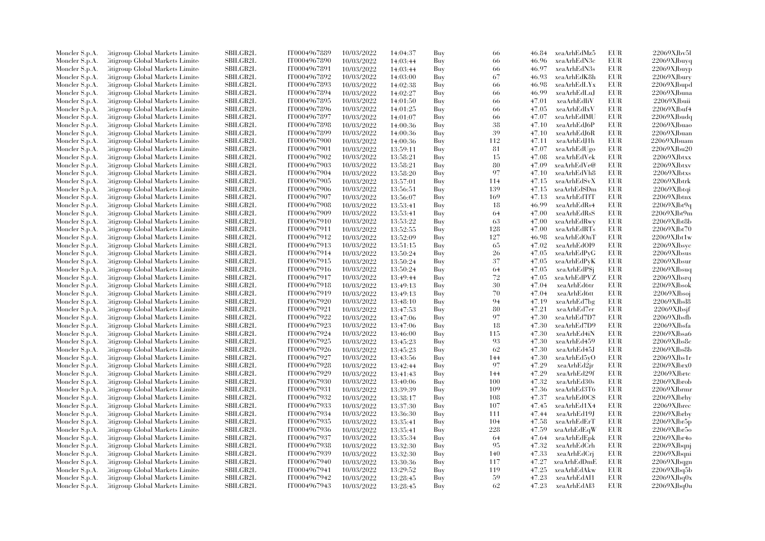| | | | | | | | | | | |
|---|---|---|---|---|---|---|---|---|---|---|
| Moncler S.p.A. | Citigroup Global Markets Limited | SBILGB2L | IT0004967889 | 10/03/2022 | 14:04:37 | Buy | 66 | 46.84 | xeaArhEdMz5 | EUR | 22069XJbv5l |
| Moncler S.p.A. | Citigroup Global Markets Limited | SBILGB2L | IT0004967890 | 10/03/2022 | 14:03:44 | Buy | 66 | 46.96 | xeaArhEdN3c | EUR | 22069XJbuyq |
| Moncler S.p.A. | Citigroup Global Markets Limited | SBILGB2L | IT0004967891 | 10/03/2022 | 14:03:44 | Buy | 66 | 46.97 | xeaArhEdN3s | EUR | 22069XJbuyp |
| Moncler S.p.A. | Citigroup Global Markets Limited | SBILGB2L | IT0004967892 | 10/03/2022 | 14:03:00 | Buy | 67 | 46.93 | xeaArhEdK8h | EUR | 22069XJbury |
| Moncler S.p.A. | Citigroup Global Markets Limited | SBILGB2L | IT0004967893 | 10/03/2022 | 14:02:38 | Buy | 66 | 46.98 | xeaArhEdLYx | EUR | 22069XJbupd |
| Moncler S.p.A. | Citigroup Global Markets Limited | SBILGB2L | IT0004967894 | 10/03/2022 | 14:02:27 | Buy | 66 | 46.99 | xeaArhEdLuJ | EUR | 22069XJbuna |
| Moncler S.p.A. | Citigroup Global Markets Limited | SBILGB2L | IT0004967895 | 10/03/2022 | 14:01:50 | Buy | 66 | 47.01 | xeaArhEdIiV | EUR | 22069XJbuii |
| Moncler S.p.A. | Citigroup Global Markets Limited | SBILGB2L | IT0004967896 | 10/03/2022 | 14:01:25 | Buy | 66 | 47.05 | xeaArhEdIxV | EUR | 22069XJbuf4 |
| Moncler S.p.A. | Citigroup Global Markets Limited | SBILGB2L | IT0004967897 | 10/03/2022 | 14:01:07 | Buy | 66 | 47.07 | xeaArhEdIMU | EUR | 22069XJbudq |
| Moncler S.p.A. | Citigroup Global Markets Limited | SBILGB2L | IT0004967898 | 10/03/2022 | 14:00:36 | Buy | 38 | 47.10 | xeaArhEdJ6P | EUR | 22069XJbuao |
| Moncler S.p.A. | Citigroup Global Markets Limited | SBILGB2L | IT0004967899 | 10/03/2022 | 14:00:36 | Buy | 39 | 47.10 | xeaArhEdJ6R | EUR | 22069XJbuan |
| Moncler S.p.A. | Citigroup Global Markets Limited | SBILGB2L | IT0004967900 | 10/03/2022 | 14:00:36 | Buy | 112 | 47.11 | xeaArhEdJ1h | EUR | 22069XJbuam |
| Moncler S.p.A. | Citigroup Global Markets Limited | SBILGB2L | IT0004967901 | 10/03/2022 | 13:59:11 | Buy | 81 | 47.07 | xeaArhEdUgo | EUR | 22069XJbu20 |
| Moncler S.p.A. | Citigroup Global Markets Limited | SBILGB2L | IT0004967902 | 10/03/2022 | 13:58:21 | Buy | 15 | 47.08 | xeaArhEdVek | EUR | 22069XJbtxx |
| Moncler S.p.A. | Citigroup Global Markets Limited | SBILGB2L | IT0004967903 | 10/03/2022 | 13:58:21 | Buy | 80 | 47.09 | xeaArhEdVe@ | EUR | 22069XJbtxv |
| Moncler S.p.A. | Citigroup Global Markets Limited | SBILGB2L | IT0004967904 | 10/03/2022 | 13:58:20 | Buy | 97 | 47.10 | xeaArhEdVh8 | EUR | 22069XJbtxs |
| Moncler S.p.A. | Citigroup Global Markets Limited | SBILGB2L | IT0004967905 | 10/03/2022 | 13:57:01 | Buy | 114 | 47.15 | xeaArhEdSvX | EUR | 22069XJbtrk |
| Moncler S.p.A. | Citigroup Global Markets Limited | SBILGB2L | IT0004967906 | 10/03/2022 | 13:56:51 | Buy | 139 | 47.15 | xeaArhEdSDm | EUR | 22069XJbtqi |
| Moncler S.p.A. | Citigroup Global Markets Limited | SBILGB2L | IT0004967907 | 10/03/2022 | 13:56:07 | Buy | 169 | 47.13 | xeaArhEdTfT | EUR | 22069XJbtnx |
| Moncler S.p.A. | Citigroup Global Markets Limited | SBILGB2L | IT0004967908 | 10/03/2022 | 13:53:41 | Buy | 18 | 46.99 | xeaArhEdRs4 | EUR | 22069XJbt9q |
| Moncler S.p.A. | Citigroup Global Markets Limited | SBILGB2L | IT0004967909 | 10/03/2022 | 13:53:41 | Buy | 64 | 47.00 | xeaArhEdRsS | EUR | 22069XJbt9m |
| Moncler S.p.A. | Citigroup Global Markets Limited | SBILGB2L | IT0004967910 | 10/03/2022 | 13:53:22 | Buy | 63 | 47.00 | xeaArhEdRwy | EUR | 22069XJbt8b |
| Moncler S.p.A. | Citigroup Global Markets Limited | SBILGB2L | IT0004967911 | 10/03/2022 | 13:52:55 | Buy | 128 | 47.00 | xeaArhEdRTs | EUR | 22069XJbt70 |
| Moncler S.p.A. | Citigroup Global Markets Limited | SBILGB2L | IT0004967912 | 10/03/2022 | 13:52:09 | Buy | 127 | 46.98 | xeaArhEdOnT | EUR | 22069XJbt1w |
| Moncler S.p.A. | Citigroup Global Markets Limited | SBILGB2L | IT0004967913 | 10/03/2022 | 13:51:15 | Buy | 65 | 47.02 | xeaArhEdOI9 | EUR | 22069XJbsyc |
| Moncler S.p.A. | Citigroup Global Markets Limited | SBILGB2L | IT0004967914 | 10/03/2022 | 13:50:24 | Buy | 26 | 47.05 | xeaArhEdPyG | EUR | 22069XJbsus |
| Moncler S.p.A. | Citigroup Global Markets Limited | SBILGB2L | IT0004967915 | 10/03/2022 | 13:50:24 | Buy | 37 | 47.05 | xeaArhEdPyK | EUR | 22069XJbsur |
| Moncler S.p.A. | Citigroup Global Markets Limited | SBILGB2L | IT0004967916 | 10/03/2022 | 13:50:24 | Buy | 64 | 47.05 | xeaArhEdPSj | EUR | 22069XJbsuq |
| Moncler S.p.A. | Citigroup Global Markets Limited | SBILGB2L | IT0004967917 | 10/03/2022 | 13:49:44 | Buy | 72 | 47.05 | xeaArhEdPVZ | EUR | 22069XJbsrq |
| Moncler S.p.A. | Citigroup Global Markets Limited | SBILGB2L | IT0004967918 | 10/03/2022 | 13:49:13 | Buy | 30 | 47.04 | xeaArhEd6tr | EUR | 22069XJbsok |
| Moncler S.p.A. | Citigroup Global Markets Limited | SBILGB2L | IT0004967919 | 10/03/2022 | 13:49:13 | Buy | 70 | 47.04 | xeaArhEd6tt | EUR | 22069XJbsoj |
| Moncler S.p.A. | Citigroup Global Markets Limited | SBILGB2L | IT0004967920 | 10/03/2022 | 13:48:10 | Buy | 94 | 47.19 | xeaArhEd7bg | EUR | 22069XJbsl8 |
| Moncler S.p.A. | Citigroup Global Markets Limited | SBILGB2L | IT0004967921 | 10/03/2022 | 13:47:53 | Buy | 80 | 47.21 | xeaArhEd7er | EUR | 22069XJbsjf |
| Moncler S.p.A. | Citigroup Global Markets Limited | SBILGB2L | IT0004967922 | 10/03/2022 | 13:47:06 | Buy | 97 | 47.30 | xeaArhEd7D7 | EUR | 22069XJbsfb |
| Moncler S.p.A. | Citigroup Global Markets Limited | SBILGB2L | IT0004967923 | 10/03/2022 | 13:47:06 | Buy | 18 | 47.30 | xeaArhEd7D9 | EUR | 22069XJbsfa |
| Moncler S.p.A. | Citigroup Global Markets Limited | SBILGB2L | IT0004967924 | 10/03/2022 | 13:46:00 | Buy | 115 | 47.30 | xeaArhEd4iN | EUR | 22069XJbsa6 |
| Moncler S.p.A. | Citigroup Global Markets Limited | SBILGB2L | IT0004967925 | 10/03/2022 | 13:45:23 | Buy | 93 | 47.30 | xeaArhEd459 | EUR | 22069XJbs8c |
| Moncler S.p.A. | Citigroup Global Markets Limited | SBILGB2L | IT0004967926 | 10/03/2022 | 13:45:23 | Buy | 62 | 47.30 | xeaArhEd45J | EUR | 22069XJbs8b |
| Moncler S.p.A. | Citigroup Global Markets Limited | SBILGB2L | IT0004967927 | 10/03/2022 | 13:43:56 | Buy | 144 | 47.30 | xeaArhEd5yO | EUR | 22069XJbs1r |
| Moncler S.p.A. | Citigroup Global Markets Limited | SBILGB2L | IT0004967928 | 10/03/2022 | 13:42:44 | Buy | 97 | 47.29 | xeaArhEd2jr | EUR | 22069XJbrx0 |
| Moncler S.p.A. | Citigroup Global Markets Limited | SBILGB2L | IT0004967929 | 10/03/2022 | 13:41:43 | Buy | 144 | 47.29 | xeaArhEd29f | EUR | 22069XJbrtc |
| Moncler S.p.A. | Citigroup Global Markets Limited | SBILGB2L | IT0004967930 | 10/03/2022 | 13:40:06 | Buy | 100 | 47.32 | xeaArhEd30s | EUR | 22069XJbrob |
| Moncler S.p.A. | Citigroup Global Markets Limited | SBILGB2L | IT0004967931 | 10/03/2022 | 13:39:39 | Buy | 109 | 47.36 | xeaArhEd3T6 | EUR | 22069XJbrmr |
| Moncler S.p.A. | Citigroup Global Markets Limited | SBILGB2L | IT0004967932 | 10/03/2022 | 13:38:17 | Buy | 108 | 47.37 | xeaArhEd0C$ | EUR | 22069XJbrhy |
| Moncler S.p.A. | Citigroup Global Markets Limited | SBILGB2L | IT0004967933 | 10/03/2022 | 13:37:30 | Buy | 107 | 47.45 | xeaArhEd1X4 | EUR | 22069XJbrec |
| Moncler S.p.A. | Citigroup Global Markets Limited | SBILGB2L | IT0004967934 | 10/03/2022 | 13:36:30 | Buy | 111 | 47.44 | xeaArhEd19J | EUR | 22069XJbrby |
| Moncler S.p.A. | Citigroup Global Markets Limited | SBILGB2L | IT0004967935 | 10/03/2022 | 13:35:41 | Buy | 104 | 47.58 | xeaArhEdErT | EUR | 22069XJbr5p |
| Moncler S.p.A. | Citigroup Global Markets Limited | SBILGB2L | IT0004967936 | 10/03/2022 | 13:35:41 | Buy | 228 | 47.59 | xeaArhEdEqW | EUR | 22069XJbr5o |
| Moncler S.p.A. | Citigroup Global Markets Limited | SBILGB2L | IT0004967937 | 10/03/2022 | 13:35:34 | Buy | 64 | 47.64 | xeaArhEdEpk | EUR | 22069XJbr4o |
| Moncler S.p.A. | Citigroup Global Markets Limited | SBILGB2L | IT0004967938 | 10/03/2022 | 13:32:30 | Buy | 95 | 47.32 | xeaArhEdCrh | EUR | 22069XJbqnj |
| Moncler S.p.A. | Citigroup Global Markets Limited | SBILGB2L | IT0004967939 | 10/03/2022 | 13:32:30 | Buy | 140 | 47.33 | xeaArhEdCrj | EUR | 22069XJbqni |
| Moncler S.p.A. | Citigroup Global Markets Limited | SBILGB2L | IT0004967940 | 10/03/2022 | 13:30:36 | Buy | 117 | 47.27 | xeaArhEdDmE | EUR | 22069XJbqgn |
| Moncler S.p.A. | Citigroup Global Markets Limited | SBILGB2L | IT0004967941 | 10/03/2022 | 13:29:52 | Buy | 119 | 47.25 | xeaArhEdAkw | EUR | 22069XJbq5b |
| Moncler S.p.A. | Citigroup Global Markets Limited | SBILGB2L | IT0004967942 | 10/03/2022 | 13:28:45 | Buy | 59 | 47.23 | xeaArhEdAI1 | EUR | 22069XJbq0x |
| Moncler S.p.A. | Citigroup Global Markets Limited | SBILGB2L | IT0004967943 | 10/03/2022 | 13:28:45 | Buy | 62 | 47.23 | xeaArhEdAI3 | EUR | 22069XJbq0u |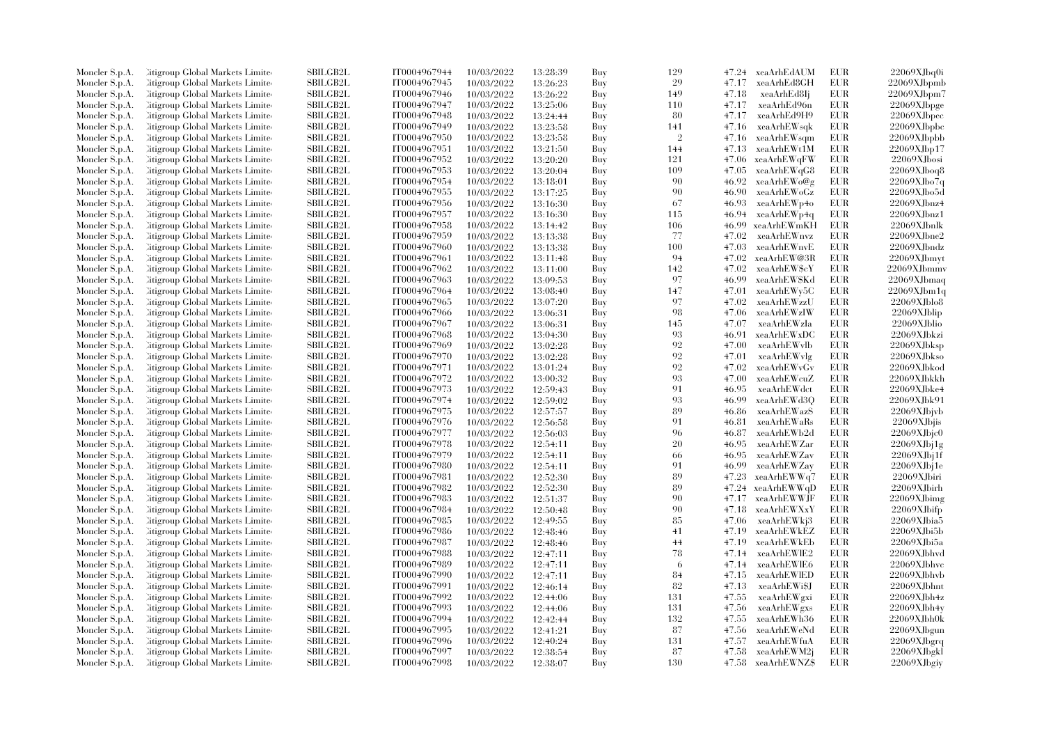| Moncler S.p.A. | Citigroup Global Markets Limited | SBILGB2L | IT0004967944 | 10/03/2022 | 13:28:39 | Buy | 129 | 47.24 | xeaArhEdAUM | EUR | 22069XJbq0i |
|---|---|---|---|---|---|---|---|---|---|---|---|
| Moncler S.p.A. | Citigroup Global Markets Limited | SBILGB2L | IT0004967945 | 10/03/2022 | 13:26:23 | Buy | 29 | 47.17 | xeaArhEd8GH | EUR | 22069XJbpmb |
| Moncler S.p.A. | Citigroup Global Markets Limited | SBILGB2L | IT0004967946 | 10/03/2022 | 13:26:22 | Buy | 149 | 47.18 | xeaArhEd8Ij | EUR | 22069XJbpm7 |
| Moncler S.p.A. | Citigroup Global Markets Limited | SBILGB2L | IT0004967947 | 10/03/2022 | 13:25:06 | Buy | 110 | 47.17 | xeaArhEd96n | EUR | 22069XJbpge |
| Moncler S.p.A. | Citigroup Global Markets Limited | SBILGB2L | IT0004967948 | 10/03/2022 | 13:24:44 | Buy | 80 | 47.17 | xeaArhEd9H9 | EUR | 22069XJbpec |
| Moncler S.p.A. | Citigroup Global Markets Limited | SBILGB2L | IT0004967949 | 10/03/2022 | 13:23:58 | Buy | 141 | 47.16 | xeaArhEWsqk | EUR | 22069XJbpbc |
| Moncler S.p.A. | Citigroup Global Markets Limited | SBILGB2L | IT0004967950 | 10/03/2022 | 13:23:58 | Buy | 2 | 47.16 | xeaArhEWsqm | EUR | 22069XJbpbb |
| Moncler S.p.A. | Citigroup Global Markets Limited | SBILGB2L | IT0004967951 | 10/03/2022 | 13:21:50 | Buy | 144 | 47.13 | xeaArhEWt1M | EUR | 22069XJbp17 |
| Moncler S.p.A. | Citigroup Global Markets Limited | SBILGB2L | IT0004967952 | 10/03/2022 | 13:20:20 | Buy | 121 | 47.06 | xeaArhEWqFW | EUR | 22069XJbosi |
| Moncler S.p.A. | Citigroup Global Markets Limited | SBILGB2L | IT0004967953 | 10/03/2022 | 13:20:04 | Buy | 109 | 47.05 | xeaArhEWqG8 | EUR | 22069XJboq8 |
| Moncler S.p.A. | Citigroup Global Markets Limited | SBILGB2L | IT0004967954 | 10/03/2022 | 13:18:01 | Buy | 90 | 46.92 | xeaArhEWo@g | EUR | 22069XJbo7q |
| Moncler S.p.A. | Citigroup Global Markets Limited | SBILGB2L | IT0004967955 | 10/03/2022 | 13:17:25 | Buy | 90 | 46.90 | xeaArhEWoGz | EUR | 22069XJbo5d |
| Moncler S.p.A. | Citigroup Global Markets Limited | SBILGB2L | IT0004967956 | 10/03/2022 | 13:16:30 | Buy | 67 | 46.93 | xeaArhEWp4o | EUR | 22069XJbnz4 |
| Moncler S.p.A. | Citigroup Global Markets Limited | SBILGB2L | IT0004967957 | 10/03/2022 | 13:16:30 | Buy | 115 | 46.94 | xeaArhEWp4q | EUR | 22069XJbnz1 |
| Moncler S.p.A. | Citigroup Global Markets Limited | SBILGB2L | IT0004967958 | 10/03/2022 | 13:14:42 | Buy | 106 | 46.99 | xeaArhEWmKH | EUR | 22069XJbnlk |
| Moncler S.p.A. | Citigroup Global Markets Limited | SBILGB2L | IT0004967959 | 10/03/2022 | 13:13:38 | Buy | 77 | 47.02 | xeaArhEWnvz | EUR | 22069XJbne2 |
| Moncler S.p.A. | Citigroup Global Markets Limited | SBILGB2L | IT0004967960 | 10/03/2022 | 13:13:38 | Buy | 100 | 47.03 | xeaArhEWnvE | EUR | 22069XJbndz |
| Moncler S.p.A. | Citigroup Global Markets Limited | SBILGB2L | IT0004967961 | 10/03/2022 | 13:11:48 | Buy | 94 | 47.02 | xeaArhEW@3R | EUR | 22069XJbmyt |
| Moncler S.p.A. | Citigroup Global Markets Limited | SBILGB2L | IT0004967962 | 10/03/2022 | 13:11:00 | Buy | 142 | 47.02 | xeaArhEW$cY | EUR | 22069XJbmmv |
| Moncler S.p.A. | Citigroup Global Markets Limited | SBILGB2L | IT0004967963 | 10/03/2022 | 13:09:53 | Buy | 97 | 46.99 | xeaArhEW$Kd | EUR | 22069XJbmaq |
| Moncler S.p.A. | Citigroup Global Markets Limited | SBILGB2L | IT0004967964 | 10/03/2022 | 13:08:40 | Buy | 147 | 47.01 | xeaArhEWy5C | EUR | 22069XJbm1q |
| Moncler S.p.A. | Citigroup Global Markets Limited | SBILGB2L | IT0004967965 | 10/03/2022 | 13:07:20 | Buy | 97 | 47.02 | xeaArhEWzzU | EUR | 22069XJblo8 |
| Moncler S.p.A. | Citigroup Global Markets Limited | SBILGB2L | IT0004967966 | 10/03/2022 | 13:06:31 | Buy | 98 | 47.06 | xeaArhEWzIW | EUR | 22069XJblip |
| Moncler S.p.A. | Citigroup Global Markets Limited | SBILGB2L | IT0004967967 | 10/03/2022 | 13:06:31 | Buy | 145 | 47.07 | xeaArhEWzIa | EUR | 22069XJblio |
| Moncler S.p.A. | Citigroup Global Markets Limited | SBILGB2L | IT0004967968 | 10/03/2022 | 13:04:30 | Buy | 93 | 46.91 | xeaArhEWxDC | EUR | 22069XJbkzi |
| Moncler S.p.A. | Citigroup Global Markets Limited | SBILGB2L | IT0004967969 | 10/03/2022 | 13:02:28 | Buy | 92 | 47.00 | xeaArhEWvlb | EUR | 22069XJbksp |
| Moncler S.p.A. | Citigroup Global Markets Limited | SBILGB2L | IT0004967970 | 10/03/2022 | 13:02:28 | Buy | 92 | 47.01 | xeaArhEWvlg | EUR | 22069XJbkso |
| Moncler S.p.A. | Citigroup Global Markets Limited | SBILGB2L | IT0004967971 | 10/03/2022 | 13:01:24 | Buy | 92 | 47.02 | xeaArhEWvGv | EUR | 22069XJbkod |
| Moncler S.p.A. | Citigroup Global Markets Limited | SBILGB2L | IT0004967972 | 10/03/2022 | 13:00:32 | Buy | 93 | 47.00 | xeaArhEWcuZ | EUR | 22069XJbkkh |
| Moncler S.p.A. | Citigroup Global Markets Limited | SBILGB2L | IT0004967973 | 10/03/2022 | 12:59:43 | Buy | 91 | 46.95 | xeaArhEWdct | EUR | 22069XJbke4 |
| Moncler S.p.A. | Citigroup Global Markets Limited | SBILGB2L | IT0004967974 | 10/03/2022 | 12:59:02 | Buy | 93 | 46.99 | xeaArhEWd3Q | EUR | 22069XJbk91 |
| Moncler S.p.A. | Citigroup Global Markets Limited | SBILGB2L | IT0004967975 | 10/03/2022 | 12:57:57 | Buy | 89 | 46.86 | xeaArhEWazS | EUR | 22069XJbjvb |
| Moncler S.p.A. | Citigroup Global Markets Limited | SBILGB2L | IT0004967976 | 10/03/2022 | 12:56:58 | Buy | 91 | 46.81 | xeaArhEWaRs | EUR | 22069XJbjis |
| Moncler S.p.A. | Citigroup Global Markets Limited | SBILGB2L | IT0004967977 | 10/03/2022 | 12:56:03 | Buy | 96 | 46.87 | xeaArhEWb2d | EUR | 22069XJbjc0 |
| Moncler S.p.A. | Citigroup Global Markets Limited | SBILGB2L | IT0004967978 | 10/03/2022 | 12:54:11 | Buy | 20 | 46.95 | xeaArhEWZar | EUR | 22069XJbj1g |
| Moncler S.p.A. | Citigroup Global Markets Limited | SBILGB2L | IT0004967979 | 10/03/2022 | 12:54:11 | Buy | 66 | 46.95 | xeaArhEWZav | EUR | 22069XJbj1f |
| Moncler S.p.A. | Citigroup Global Markets Limited | SBILGB2L | IT0004967980 | 10/03/2022 | 12:54:11 | Buy | 91 | 46.99 | xeaArhEWZay | EUR | 22069XJbj1e |
| Moncler S.p.A. | Citigroup Global Markets Limited | SBILGB2L | IT0004967981 | 10/03/2022 | 12:52:30 | Buy | 89 | 47.23 | xeaArhEWWq7 | EUR | 22069XJbiri |
| Moncler S.p.A. | Citigroup Global Markets Limited | SBILGB2L | IT0004967982 | 10/03/2022 | 12:52:30 | Buy | 89 | 47.24 | xeaArhEWWqD | EUR | 22069XJbirh |
| Moncler S.p.A. | Citigroup Global Markets Limited | SBILGB2L | IT0004967983 | 10/03/2022 | 12:51:37 | Buy | 90 | 47.17 | xeaArhEWWJF | EUR | 22069XJbimg |
| Moncler S.p.A. | Citigroup Global Markets Limited | SBILGB2L | IT0004967984 | 10/03/2022 | 12:50:48 | Buy | 90 | 47.18 | xeaArhEWXxY | EUR | 22069XJbifp |
| Moncler S.p.A. | Citigroup Global Markets Limited | SBILGB2L | IT0004967985 | 10/03/2022 | 12:49:55 | Buy | 85 | 47.06 | xeaArhEWkj3 | EUR | 22069XJbia5 |
| Moncler S.p.A. | Citigroup Global Markets Limited | SBILGB2L | IT0004967986 | 10/03/2022 | 12:48:46 | Buy | 41 | 47.19 | xeaArhEWkEZ | EUR | 22069XJbi5b |
| Moncler S.p.A. | Citigroup Global Markets Limited | SBILGB2L | IT0004967987 | 10/03/2022 | 12:48:46 | Buy | 44 | 47.19 | xeaArhEWkEb | EUR | 22069XJbi5a |
| Moncler S.p.A. | Citigroup Global Markets Limited | SBILGB2L | IT0004967988 | 10/03/2022 | 12:47:11 | Buy | 78 | 47.14 | xeaArhEWlE2 | EUR | 22069XJbhvd |
| Moncler S.p.A. | Citigroup Global Markets Limited | SBILGB2L | IT0004967989 | 10/03/2022 | 12:47:11 | Buy | 6 | 47.14 | xeaArhEWlE6 | EUR | 22069XJbhvc |
| Moncler S.p.A. | Citigroup Global Markets Limited | SBILGB2L | IT0004967990 | 10/03/2022 | 12:47:11 | Buy | 84 | 47.15 | xeaArhEWlED | EUR | 22069XJbhvb |
| Moncler S.p.A. | Citigroup Global Markets Limited | SBILGB2L | IT0004967991 | 10/03/2022 | 12:46:14 | Buy | 82 | 47.13 | xeaArhEWi$J | EUR | 22069XJbhnt |
| Moncler S.p.A. | Citigroup Global Markets Limited | SBILGB2L | IT0004967992 | 10/03/2022 | 12:44:06 | Buy | 131 | 47.55 | xeaArhEWgxi | EUR | 22069XJbh4z |
| Moncler S.p.A. | Citigroup Global Markets Limited | SBILGB2L | IT0004967993 | 10/03/2022 | 12:44:06 | Buy | 131 | 47.56 | xeaArhEWgxs | EUR | 22069XJbh4y |
| Moncler S.p.A. | Citigroup Global Markets Limited | SBILGB2L | IT0004967994 | 10/03/2022 | 12:42:44 | Buy | 132 | 47.55 | xeaArhEWh36 | EUR | 22069XJbh0k |
| Moncler S.p.A. | Citigroup Global Markets Limited | SBILGB2L | IT0004967995 | 10/03/2022 | 12:41:21 | Buy | 87 | 47.56 | xeaArhEWeNd | EUR | 22069XJbgun |
| Moncler S.p.A. | Citigroup Global Markets Limited | SBILGB2L | IT0004967996 | 10/03/2022 | 12:40:24 | Buy | 131 | 47.57 | xeaArhEWfuA | EUR | 22069XJbgrq |
| Moncler S.p.A. | Citigroup Global Markets Limited | SBILGB2L | IT0004967997 | 10/03/2022 | 12:38:54 | Buy | 87 | 47.58 | xeaArhEWM2j | EUR | 22069XJbgkl |
| Moncler S.p.A. | Citigroup Global Markets Limited | SBILGB2L | IT0004967998 | 10/03/2022 | 12:38:07 | Buy | 130 | 47.58 | xeaArhEWNZ$ | EUR | 22069XJbgiy |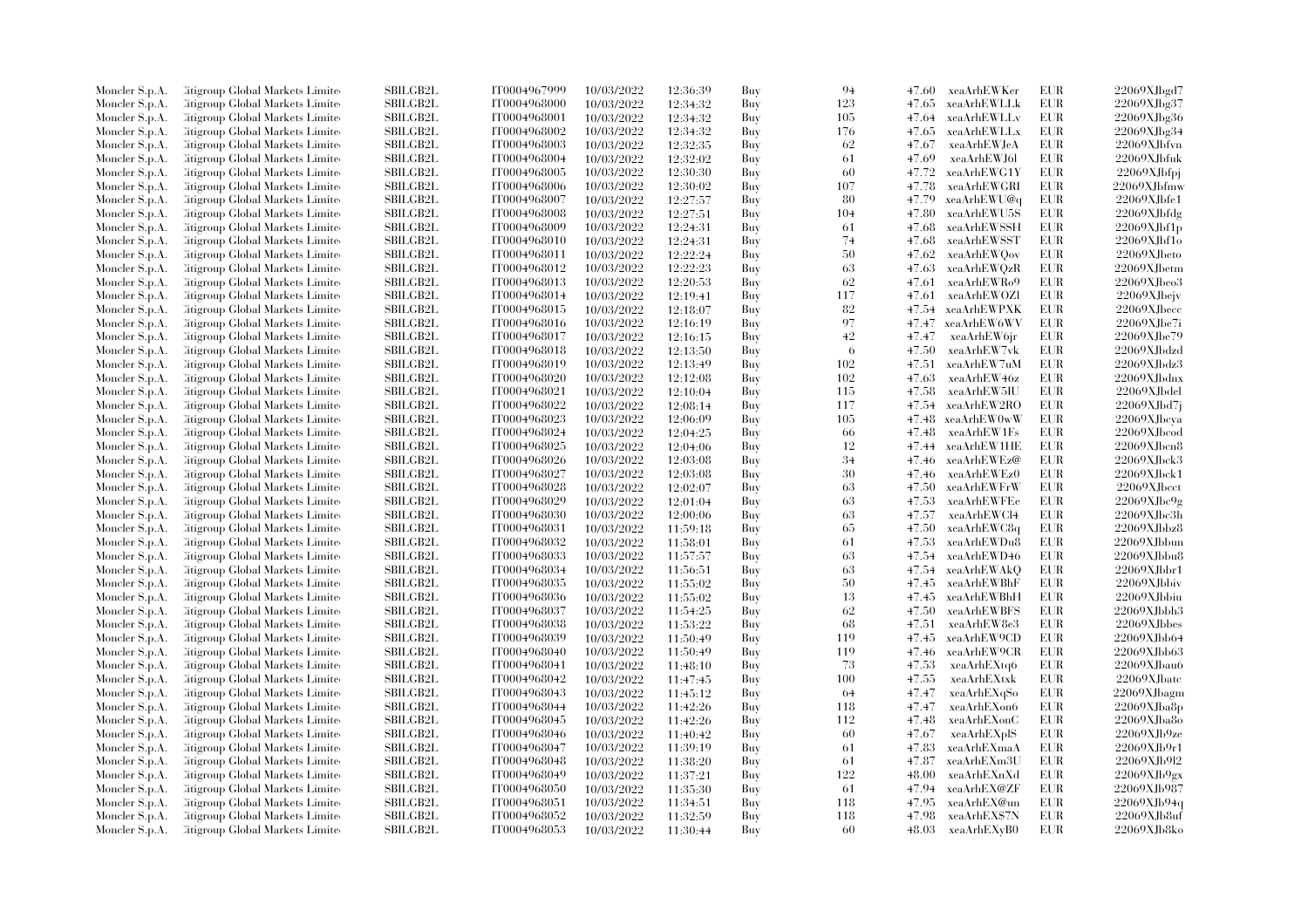| | | | | | | | | | | | |
|---|---|---|---|---|---|---|---|---|---|---|---|
| Moncler S.p.A. | Citigroup Global Markets Limited | SBILGB2L | IT0004967999 | 10/03/2022 | 12:36:39 | Buy | 94 | 47.60 | xeaArhEWKer | EUR | 22069XJbgd7 |
| Moncler S.p.A. | Citigroup Global Markets Limited | SBILGB2L | IT0004968000 | 10/03/2022 | 12:34:32 | Buy | 123 | 47.65 | xeaArhEWLLk | EUR | 22069XJbg37 |
| Moncler S.p.A. | Citigroup Global Markets Limited | SBILGB2L | IT0004968001 | 10/03/2022 | 12:34:32 | Buy | 105 | 47.64 | xeaArhEWLLv | EUR | 22069XJbg36 |
| Moncler S.p.A. | Citigroup Global Markets Limited | SBILGB2L | IT0004968002 | 10/03/2022 | 12:34:32 | Buy | 176 | 47.65 | xeaArhEWLLx | EUR | 22069XJbg34 |
| Moncler S.p.A. | Citigroup Global Markets Limited | SBILGB2L | IT0004968003 | 10/03/2022 | 12:32:35 | Buy | 62 | 47.67 | xeaArhEWJeA | EUR | 22069XJbfvn |
| Moncler S.p.A. | Citigroup Global Markets Limited | SBILGB2L | IT0004968004 | 10/03/2022 | 12:32:02 | Buy | 61 | 47.69 | xeaArhEWJ6l | EUR | 22069XJbfuk |
| Moncler S.p.A. | Citigroup Global Markets Limited | SBILGB2L | IT0004968005 | 10/03/2022 | 12:30:30 | Buy | 60 | 47.72 | xeaArhEWG1Y | EUR | 22069XJbfpj |
| Moncler S.p.A. | Citigroup Global Markets Limited | SBILGB2L | IT0004968006 | 10/03/2022 | 12:30:02 | Buy | 107 | 47.78 | xeaArhEWGRI | EUR | 22069XJbfmw |
| Moncler S.p.A. | Citigroup Global Markets Limited | SBILGB2L | IT0004968007 | 10/03/2022 | 12:27:57 | Buy | 80 | 47.79 | xeaArhEWU@q | EUR | 22069XJbfe1 |
| Moncler S.p.A. | Citigroup Global Markets Limited | SBILGB2L | IT0004968008 | 10/03/2022 | 12:27:51 | Buy | 104 | 47.80 | xeaArhEWU5S | EUR | 22069XJbfdg |
| Moncler S.p.A. | Citigroup Global Markets Limited | SBILGB2L | IT0004968009 | 10/03/2022 | 12:24:31 | Buy | 61 | 47.68 | xeaArhEWSSH | EUR | 22069XJbf1p |
| Moncler S.p.A. | Citigroup Global Markets Limited | SBILGB2L | IT0004968010 | 10/03/2022 | 12:24:31 | Buy | 74 | 47.68 | xeaArhEWSST | EUR | 22069XJbf1o |
| Moncler S.p.A. | Citigroup Global Markets Limited | SBILGB2L | IT0004968011 | 10/03/2022 | 12:22:24 | Buy | 50 | 47.62 | xeaArhEWQov | EUR | 22069XJbeto |
| Moncler S.p.A. | Citigroup Global Markets Limited | SBILGB2L | IT0004968012 | 10/03/2022 | 12:22:23 | Buy | 63 | 47.63 | xeaArhEWQzR | EUR | 22069XJbetm |
| Moncler S.p.A. | Citigroup Global Markets Limited | SBILGB2L | IT0004968013 | 10/03/2022 | 12:20:53 | Buy | 62 | 47.61 | xeaArhEWRo9 | EUR | 22069XJbeo3 |
| Moncler S.p.A. | Citigroup Global Markets Limited | SBILGB2L | IT0004968014 | 10/03/2022 | 12:19:41 | Buy | 117 | 47.61 | xeaArhEWOZl | EUR | 22069XJbejv |
| Moncler S.p.A. | Citigroup Global Markets Limited | SBILGB2L | IT0004968015 | 10/03/2022 | 12:18:07 | Buy | 82 | 47.54 | xeaArhEWPXK | EUR | 22069XJbecc |
| Moncler S.p.A. | Citigroup Global Markets Limited | SBILGB2L | IT0004968016 | 10/03/2022 | 12:16:19 | Buy | 97 | 47.47 | xeaArhEW6WV | EUR | 22069XJbe7i |
| Moncler S.p.A. | Citigroup Global Markets Limited | SBILGB2L | IT0004968017 | 10/03/2022 | 12:16:15 | Buy | 42 | 47.47 | xeaArhEW6jr | EUR | 22069XJbe79 |
| Moncler S.p.A. | Citigroup Global Markets Limited | SBILGB2L | IT0004968018 | 10/03/2022 | 12:13:50 | Buy | 6 | 47.50 | xeaArhEW7vk | EUR | 22069XJbdzd |
| Moncler S.p.A. | Citigroup Global Markets Limited | SBILGB2L | IT0004968019 | 10/03/2022 | 12:13:49 | Buy | 102 | 47.51 | xeaArhEW7uM | EUR | 22069XJbdz3 |
| Moncler S.p.A. | Citigroup Global Markets Limited | SBILGB2L | IT0004968020 | 10/03/2022 | 12:12:08 | Buy | 102 | 47.63 | xeaArhEW46z | EUR | 22069XJbdnx |
| Moncler S.p.A. | Citigroup Global Markets Limited | SBILGB2L | IT0004968021 | 10/03/2022 | 12:10:04 | Buy | 115 | 47.58 | xeaArhEW5IU | EUR | 22069XJbdel |
| Moncler S.p.A. | Citigroup Global Markets Limited | SBILGB2L | IT0004968022 | 10/03/2022 | 12:08:14 | Buy | 117 | 47.54 | xeaArhEW2RO | EUR | 22069XJbd7j |
| Moncler S.p.A. | Citigroup Global Markets Limited | SBILGB2L | IT0004968023 | 10/03/2022 | 12:06:09 | Buy | 105 | 47.48 | xeaArhEW0wW | EUR | 22069XJbcya |
| Moncler S.p.A. | Citigroup Global Markets Limited | SBILGB2L | IT0004968024 | 10/03/2022 | 12:04:25 | Buy | 66 | 47.48 | xeaArhEW1Fs | EUR | 22069XJbcod |
| Moncler S.p.A. | Citigroup Global Markets Limited | SBILGB2L | IT0004968025 | 10/03/2022 | 12:04:06 | Buy | 12 | 47.44 | xeaArhEW1HE | EUR | 22069XJbcn8 |
| Moncler S.p.A. | Citigroup Global Markets Limited | SBILGB2L | IT0004968026 | 10/03/2022 | 12:03:08 | Buy | 34 | 47.46 | xeaArhEWEz@ | EUR | 22069XJbck3 |
| Moncler S.p.A. | Citigroup Global Markets Limited | SBILGB2L | IT0004968027 | 10/03/2022 | 12:03:08 | Buy | 30 | 47.46 | xeaArhEWEz0 | EUR | 22069XJbck1 |
| Moncler S.p.A. | Citigroup Global Markets Limited | SBILGB2L | IT0004968028 | 10/03/2022 | 12:02:07 | Buy | 63 | 47.50 | xeaArhEWFrW | EUR | 22069XJbcct |
| Moncler S.p.A. | Citigroup Global Markets Limited | SBILGB2L | IT0004968029 | 10/03/2022 | 12:01:04 | Buy | 63 | 47.53 | xeaArhEWFEe | EUR | 22069XJbc9g |
| Moncler S.p.A. | Citigroup Global Markets Limited | SBILGB2L | IT0004968030 | 10/03/2022 | 12:00:06 | Buy | 63 | 47.57 | xeaArhEWCl4 | EUR | 22069XJbc3h |
| Moncler S.p.A. | Citigroup Global Markets Limited | SBILGB2L | IT0004968031 | 10/03/2022 | 11:59:18 | Buy | 65 | 47.50 | xeaArhEWC8q | EUR | 22069XJbbz8 |
| Moncler S.p.A. | Citigroup Global Markets Limited | SBILGB2L | IT0004968032 | 10/03/2022 | 11:58:01 | Buy | 61 | 47.53 | xeaArhEWDu8 | EUR | 22069XJbbun |
| Moncler S.p.A. | Citigroup Global Markets Limited | SBILGB2L | IT0004968033 | 10/03/2022 | 11:57:57 | Buy | 63 | 47.54 | xeaArhEWD46 | EUR | 22069XJbbu8 |
| Moncler S.p.A. | Citigroup Global Markets Limited | SBILGB2L | IT0004968034 | 10/03/2022 | 11:56:51 | Buy | 63 | 47.54 | xeaArhEWAkQ | EUR | 22069XJbbr1 |
| Moncler S.p.A. | Citigroup Global Markets Limited | SBILGB2L | IT0004968035 | 10/03/2022 | 11:55:02 | Buy | 50 | 47.45 | xeaArhEWBhF | EUR | 22069XJbbiv |
| Moncler S.p.A. | Citigroup Global Markets Limited | SBILGB2L | IT0004968036 | 10/03/2022 | 11:55:02 | Buy | 13 | 47.45 | xeaArhEWBhH | EUR | 22069XJbbiu |
| Moncler S.p.A. | Citigroup Global Markets Limited | SBILGB2L | IT0004968037 | 10/03/2022 | 11:54:25 | Buy | 62 | 47.50 | xeaArhEWBFS | EUR | 22069XJbbh3 |
| Moncler S.p.A. | Citigroup Global Markets Limited | SBILGB2L | IT0004968038 | 10/03/2022 | 11:53:22 | Buy | 68 | 47.51 | xeaArhEW8e3 | EUR | 22069XJbbes |
| Moncler S.p.A. | Citigroup Global Markets Limited | SBILGB2L | IT0004968039 | 10/03/2022 | 11:50:49 | Buy | 119 | 47.45 | xeaArhEW9CD | EUR | 22069XJbb64 |
| Moncler S.p.A. | Citigroup Global Markets Limited | SBILGB2L | IT0004968040 | 10/03/2022 | 11:50:49 | Buy | 119 | 47.46 | xeaArhEW9CR | EUR | 22069XJbb63 |
| Moncler S.p.A. | Citigroup Global Markets Limited | SBILGB2L | IT0004968041 | 10/03/2022 | 11:48:10 | Buy | 73 | 47.53 | xeaArhEXtq6 | EUR | 22069XJbau6 |
| Moncler S.p.A. | Citigroup Global Markets Limited | SBILGB2L | IT0004968042 | 10/03/2022 | 11:47:45 | Buy | 100 | 47.55 | xeaArhEXtxk | EUR | 22069XJbatc |
| Moncler S.p.A. | Citigroup Global Markets Limited | SBILGB2L | IT0004968043 | 10/03/2022 | 11:45:12 | Buy | 64 | 47.47 | xeaArhEXqSo | EUR | 22069XJbagm |
| Moncler S.p.A. | Citigroup Global Markets Limited | SBILGB2L | IT0004968044 | 10/03/2022 | 11:42:26 | Buy | 118 | 47.47 | xeaArhEXon6 | EUR | 22069XJba8p |
| Moncler S.p.A. | Citigroup Global Markets Limited | SBILGB2L | IT0004968045 | 10/03/2022 | 11:42:26 | Buy | 112 | 47.48 | xeaArhEXonC | EUR | 22069XJba8o |
| Moncler S.p.A. | Citigroup Global Markets Limited | SBILGB2L | IT0004968046 | 10/03/2022 | 11:40:42 | Buy | 60 | 47.67 | xeaArhEXplS | EUR | 22069XJb9ze |
| Moncler S.p.A. | Citigroup Global Markets Limited | SBILGB2L | IT0004968047 | 10/03/2022 | 11:39:19 | Buy | 61 | 47.83 | xeaArhEXmaA | EUR | 22069XJb9r1 |
| Moncler S.p.A. | Citigroup Global Markets Limited | SBILGB2L | IT0004968048 | 10/03/2022 | 11:38:20 | Buy | 61 | 47.87 | xeaArhEXm3U | EUR | 22069XJb9l2 |
| Moncler S.p.A. | Citigroup Global Markets Limited | SBILGB2L | IT0004968049 | 10/03/2022 | 11:37:21 | Buy | 122 | 48.00 | xeaArhEXnXd | EUR | 22069XJb9gx |
| Moncler S.p.A. | Citigroup Global Markets Limited | SBILGB2L | IT0004968050 | 10/03/2022 | 11:35:30 | Buy | 61 | 47.94 | xeaArhEX@ZF | EUR | 22069XJb987 |
| Moncler S.p.A. | Citigroup Global Markets Limited | SBILGB2L | IT0004968051 | 10/03/2022 | 11:34:51 | Buy | 118 | 47.95 | xeaArhEX@un | EUR | 22069XJb94q |
| Moncler S.p.A. | Citigroup Global Markets Limited | SBILGB2L | IT0004968052 | 10/03/2022 | 11:32:59 | Buy | 118 | 47.98 | xeaArhEX$7N | EUR | 22069XJb8uf |
| Moncler S.p.A. | Citigroup Global Markets Limited | SBILGB2L | IT0004968053 | 10/03/2022 | 11:30:44 | Buy | 60 | 48.03 | xeaArhEXyB0 | EUR | 22069XJb8ko |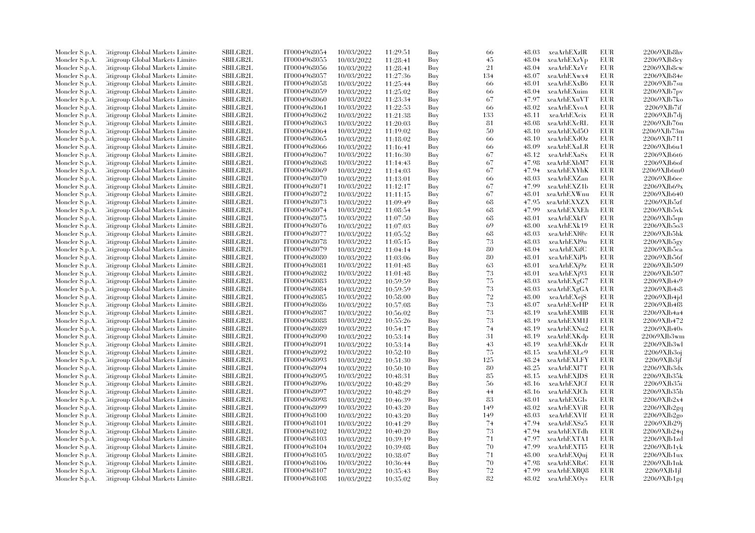| | | | | | | | | | | | |
|---|---|---|---|---|---|---|---|---|---|---|---|
| Moncler S.p.A. | Citigroup Global Markets Limited | SBILGB2L | IT0004968054 | 10/03/2022 | 11:29:51 | Buy | 66 | 48.03 | xeaArhEXzlR | EUR | 22069XJb8hv |
| Moncler S.p.A. | Citigroup Global Markets Limited | SBILGB2L | IT0004968055 | 10/03/2022 | 11:28:41 | Buy | 45 | 48.04 | xeaArhEXzVp | EUR | 22069XJb8cy |
| Moncler S.p.A. | Citigroup Global Markets Limited | SBILGB2L | IT0004968056 | 10/03/2022 | 11:28:41 | Buy | 21 | 48.04 | xeaArhEXzVr | EUR | 22069XJb8cw |
| Moncler S.p.A. | Citigroup Global Markets Limited | SBILGB2L | IT0004968057 | 10/03/2022 | 11:27:36 | Buy | 134 | 48.07 | xeaArhEXwx4 | EUR | 22069XJb84e |
| Moncler S.p.A. | Citigroup Global Markets Limited | SBILGB2L | IT0004968058 | 10/03/2022 | 11:25:44 | Buy | 66 | 48.01 | xeaArhEXxB6 | EUR | 22069XJb7su |
| Moncler S.p.A. | Citigroup Global Markets Limited | SBILGB2L | IT0004968059 | 10/03/2022 | 11:25:02 | Buy | 66 | 48.04 | xeaArhEXuim | EUR | 22069XJb7pv |
| Moncler S.p.A. | Citigroup Global Markets Limited | SBILGB2L | IT0004968060 | 10/03/2022 | 11:23:34 | Buy | 67 | 47.97 | xeaArhEXuVT | EUR | 22069XJb7ko |
| Moncler S.p.A. | Citigroup Global Markets Limited | SBILGB2L | IT0004968061 | 10/03/2022 | 11:22:53 | Buy | 66 | 48.02 | xeaArhEXvoA | EUR | 22069XJb7if |
| Moncler S.p.A. | Citigroup Global Markets Limited | SBILGB2L | IT0004968062 | 10/03/2022 | 11:21:38 | Buy | 133 | 48.11 | xeaArhEXcix | EUR | 22069XJb7dj |
| Moncler S.p.A. | Citigroup Global Markets Limited | SBILGB2L | IT0004968063 | 10/03/2022 | 11:20:03 | Buy | 81 | 48.08 | xeaArhEXcRL | EUR | 22069XJb76n |
| Moncler S.p.A. | Citigroup Global Markets Limited | SBILGB2L | IT0004968064 | 10/03/2022 | 11:19:02 | Buy | 50 | 48.10 | xeaArhEXd5O | EUR | 22069XJb73m |
| Moncler S.p.A. | Citigroup Global Markets Limited | SBILGB2L | IT0004968065 | 10/03/2022 | 11:18:02 | Buy | 66 | 48.10 | xeaArhEXdOz | EUR | 22069XJb711 |
| Moncler S.p.A. | Citigroup Global Markets Limited | SBILGB2L | IT0004968066 | 10/03/2022 | 11:16:41 | Buy | 66 | 48.09 | xeaArhEXaLR | EUR | 22069XJb6u1 |
| Moncler S.p.A. | Citigroup Global Markets Limited | SBILGB2L | IT0004968067 | 10/03/2022 | 11:16:30 | Buy | 67 | 48.12 | xeaArhEXaSx | EUR | 22069XJb6t6 |
| Moncler S.p.A. | Citigroup Global Markets Limited | SBILGB2L | IT0004968068 | 10/03/2022 | 11:14:43 | Buy | 67 | 47.98 | xeaArhEXbM7 | EUR | 22069XJb6of |
| Moncler S.p.A. | Citigroup Global Markets Limited | SBILGB2L | IT0004968069 | 10/03/2022 | 11:14:03 | Buy | 67 | 47.94 | xeaArhEXYhK | EUR | 22069XJb6m0 |
| Moncler S.p.A. | Citigroup Global Markets Limited | SBILGB2L | IT0004968070 | 10/03/2022 | 11:13:01 | Buy | 66 | 48.03 | xeaArhEXZan | EUR | 22069XJb6ee |
| Moncler S.p.A. | Citigroup Global Markets Limited | SBILGB2L | IT0004968071 | 10/03/2022 | 11:12:17 | Buy | 67 | 47.99 | xeaArhEXZ1b | EUR | 22069XJb69x |
| Moncler S.p.A. | Citigroup Global Markets Limited | SBILGB2L | IT0004968072 | 10/03/2022 | 11:11:15 | Buy | 67 | 48.01 | xeaArhEXWnu | EUR | 22069XJb640 |
| Moncler S.p.A. | Citigroup Global Markets Limited | SBILGB2L | IT0004968073 | 10/03/2022 | 11:09:49 | Buy | 68 | 47.95 | xeaArhEXXZX | EUR | 22069XJb5zf |
| Moncler S.p.A. | Citigroup Global Markets Limited | SBILGB2L | IT0004968074 | 10/03/2022 | 11:08:54 | Buy | 68 | 47.99 | xeaArhEXXEh | EUR | 22069XJb5vk |
| Moncler S.p.A. | Citigroup Global Markets Limited | SBILGB2L | IT0004968075 | 10/03/2022 | 11:07:50 | Buy | 68 | 48.01 | xeaArhEXkfV | EUR | 22069XJb5qn |
| Moncler S.p.A. | Citigroup Global Markets Limited | SBILGB2L | IT0004968076 | 10/03/2022 | 11:07:03 | Buy | 69 | 48.00 | xeaArhEXk19 | EUR | 22069XJb5o3 |
| Moncler S.p.A. | Citigroup Global Markets Limited | SBILGB2L | IT0004968077 | 10/03/2022 | 11:05:52 | Buy | 68 | 48.03 | xeaArhEXl@c | EUR | 22069XJb5hk |
| Moncler S.p.A. | Citigroup Global Markets Limited | SBILGB2L | IT0004968078 | 10/03/2022 | 11:05:15 | Buy | 73 | 48.03 | xeaArhEXl9n | EUR | 22069XJb5gy |
| Moncler S.p.A. | Citigroup Global Markets Limited | SBILGB2L | IT0004968079 | 10/03/2022 | 11:04:14 | Buy | 80 | 48.04 | xeaArhEXifC | EUR | 22069XJb5ca |
| Moncler S.p.A. | Citigroup Global Markets Limited | SBILGB2L | IT0004968080 | 10/03/2022 | 11:03:06 | Buy | 80 | 48.01 | xeaArhEXiPb | EUR | 22069XJb56f |
| Moncler S.p.A. | Citigroup Global Markets Limited | SBILGB2L | IT0004968081 | 10/03/2022 | 11:01:48 | Buy | 63 | 48.01 | xeaArhEXj9z | EUR | 22069XJb509 |
| Moncler S.p.A. | Citigroup Global Markets Limited | SBILGB2L | IT0004968082 | 10/03/2022 | 11:01:48 | Buy | 73 | 48.01 | xeaArhEXj93 | EUR | 22069XJb507 |
| Moncler S.p.A. | Citigroup Global Markets Limited | SBILGB2L | IT0004968083 | 10/03/2022 | 10:59:59 | Buy | 75 | 48.03 | xeaArhEXgG7 | EUR | 22069XJb4s9 |
| Moncler S.p.A. | Citigroup Global Markets Limited | SBILGB2L | IT0004968084 | 10/03/2022 | 10:59:59 | Buy | 73 | 48.03 | xeaArhEXgGA | EUR | 22069XJb4s8 |
| Moncler S.p.A. | Citigroup Global Markets Limited | SBILGB2L | IT0004968085 | 10/03/2022 | 10:58:00 | Buy | 72 | 48.00 | xeaArhEXejS | EUR | 22069XJb4jd |
| Moncler S.p.A. | Citigroup Global Markets Limited | SBILGB2L | IT0004968086 | 10/03/2022 | 10:57:08 | Buy | 73 | 48.07 | xeaArhEXeHP | EUR | 22069XJb4f8 |
| Moncler S.p.A. | Citigroup Global Markets Limited | SBILGB2L | IT0004968087 | 10/03/2022 | 10:56:02 | Buy | 73 | 48.19 | xeaArhEXMlB | EUR | 22069XJb4a4 |
| Moncler S.p.A. | Citigroup Global Markets Limited | SBILGB2L | IT0004968088 | 10/03/2022 | 10:55:26 | Buy | 73 | 48.19 | xeaArhEXM1J | EUR | 22069XJb472 |
| Moncler S.p.A. | Citigroup Global Markets Limited | SBILGB2L | IT0004968089 | 10/03/2022 | 10:54:17 | Buy | 74 | 48.19 | xeaArhEXNu2 | EUR | 22069XJb40s |
| Moncler S.p.A. | Citigroup Global Markets Limited | SBILGB2L | IT0004968090 | 10/03/2022 | 10:53:14 | Buy | 31 | 48.19 | xeaArhEXKdp | EUR | 22069XJb3wm |
| Moncler S.p.A. | Citigroup Global Markets Limited | SBILGB2L | IT0004968091 | 10/03/2022 | 10:53:14 | Buy | 43 | 48.19 | xeaArhEXKdr | EUR | 22069XJb3wl |
| Moncler S.p.A. | Citigroup Global Markets Limited | SBILGB2L | IT0004968092 | 10/03/2022 | 10:52:10 | Buy | 75 | 48.15 | xeaArhEXLc9 | EUR | 22069XJb3oj |
| Moncler S.p.A. | Citigroup Global Markets Limited | SBILGB2L | IT0004968093 | 10/03/2022 | 10:51:30 | Buy | 125 | 48.24 | xeaArhEXLFY | EUR | 22069XJb3jf |
| Moncler S.p.A. | Citigroup Global Markets Limited | SBILGB2L | IT0004968094 | 10/03/2022 | 10:50:10 | Buy | 80 | 48.25 | xeaArhEXI7T | EUR | 22069XJb3dx |
| Moncler S.p.A. | Citigroup Global Markets Limited | SBILGB2L | IT0004968095 | 10/03/2022 | 10:48:31 | Buy | 85 | 48.15 | xeaArhEXJD$ | EUR | 22069XJb35k |
| Moncler S.p.A. | Citigroup Global Markets Limited | SBILGB2L | IT0004968096 | 10/03/2022 | 10:48:29 | Buy | 56 | 48.16 | xeaArhEXJCf | EUR | 22069XJb35i |
| Moncler S.p.A. | Citigroup Global Markets Limited | SBILGB2L | IT0004968097 | 10/03/2022 | 10:48:29 | Buy | 44 | 48.16 | xeaArhEXJCh | EUR | 22069XJb35h |
| Moncler S.p.A. | Citigroup Global Markets Limited | SBILGB2L | IT0004968098 | 10/03/2022 | 10:46:39 | Buy | 83 | 48.01 | xeaArhEXGIs | EUR | 22069XJb2x4 |
| Moncler S.p.A. | Citigroup Global Markets Limited | SBILGB2L | IT0004968099 | 10/03/2022 | 10:43:20 | Buy | 149 | 48.02 | xeaArhEXViR | EUR | 22069XJb2gq |
| Moncler S.p.A. | Citigroup Global Markets Limited | SBILGB2L | IT0004968100 | 10/03/2022 | 10:43:20 | Buy | 149 | 48.03 | xeaArhEXVlf | EUR | 22069XJb2go |
| Moncler S.p.A. | Citigroup Global Markets Limited | SBILGB2L | IT0004968101 | 10/03/2022 | 10:41:29 | Buy | 74 | 47.94 | xeaArhEXSz5 | EUR | 22069XJb29j |
| Moncler S.p.A. | Citigroup Global Markets Limited | SBILGB2L | IT0004968102 | 10/03/2022 | 10:40:20 | Buy | 73 | 47.94 | xeaArhEXTdh | EUR | 22069XJb24q |
| Moncler S.p.A. | Citigroup Global Markets Limited | SBILGB2L | IT0004968103 | 10/03/2022 | 10:39:19 | Buy | 71 | 47.97 | xeaArhEXTA1 | EUR | 22069XJb1zd |
| Moncler S.p.A. | Citigroup Global Markets Limited | SBILGB2L | IT0004968104 | 10/03/2022 | 10:39:08 | Buy | 70 | 47.99 | xeaArhEXTI5 | EUR | 22069XJb1yk |
| Moncler S.p.A. | Citigroup Global Markets Limited | SBILGB2L | IT0004968105 | 10/03/2022 | 10:38:07 | Buy | 71 | 48.00 | xeaArhEXQuj | EUR | 22069XJb1ux |
| Moncler S.p.A. | Citigroup Global Markets Limited | SBILGB2L | IT0004968106 | 10/03/2022 | 10:36:44 | Buy | 70 | 47.98 | xeaArhEXRzC | EUR | 22069XJb1nk |
| Moncler S.p.A. | Citigroup Global Markets Limited | SBILGB2L | IT0004968107 | 10/03/2022 | 10:35:43 | Buy | 72 | 47.99 | xeaArhEXRQ8 | EUR | 22069XJb1jl |
| Moncler S.p.A. | Citigroup Global Markets Limited | SBILGB2L | IT0004968108 | 10/03/2022 | 10:35:02 | Buy | 82 | 48.02 | xeaArhEXOys | EUR | 22069XJb1gq |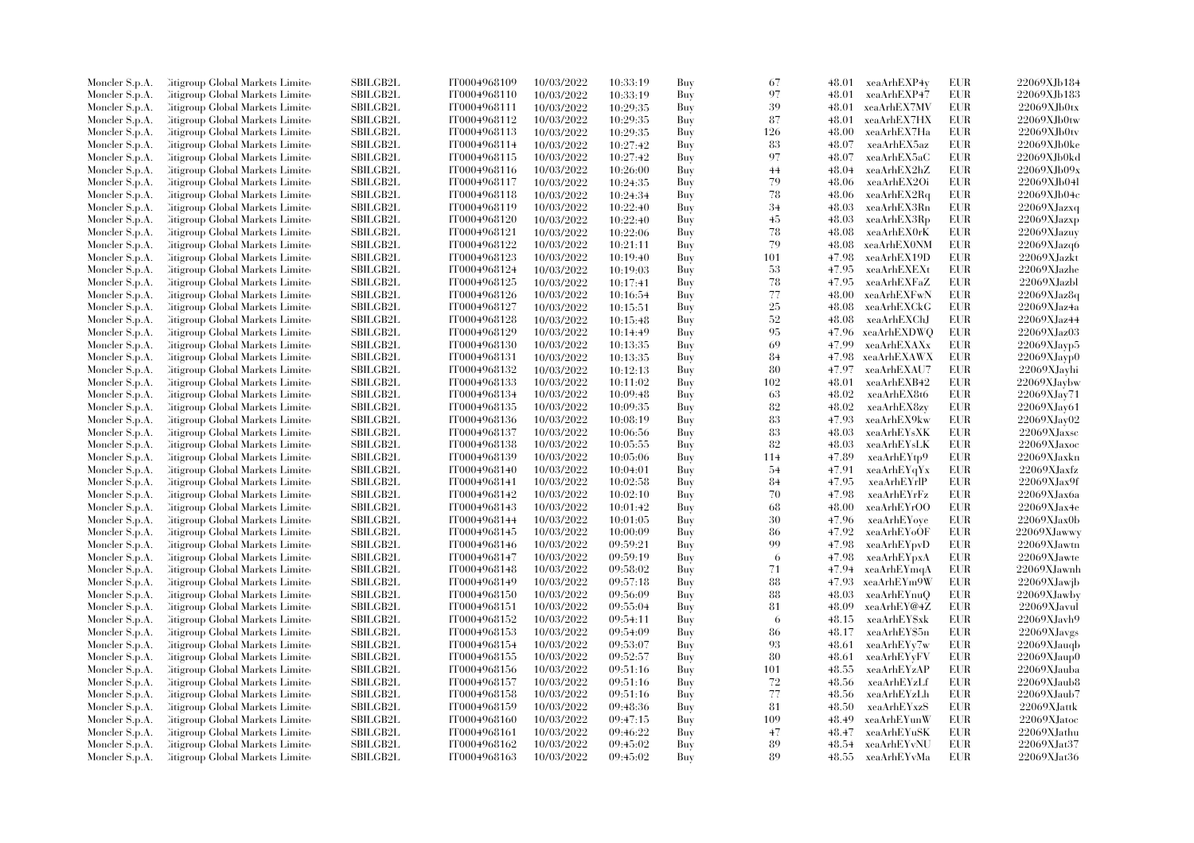| | | | | | | | | | | |
|---|---|---|---|---|---|---|---|---|---|---|
| Moncler S.p.A. | Citigroup Global Markets Limited | SBILGB2L | IT0004968109 | 10/03/2022 | 10:33:19 | Buy | 67 | 48.01 | xeaArhEXP4y | EUR | 22069XJb184 |
| Moncler S.p.A. | Citigroup Global Markets Limited | SBILGB2L | IT0004968110 | 10/03/2022 | 10:33:19 | Buy | 97 | 48.01 | xeaArhEXP47 | EUR | 22069XJb183 |
| Moncler S.p.A. | Citigroup Global Markets Limited | SBILGB2L | IT0004968111 | 10/03/2022 | 10:29:35 | Buy | 39 | 48.01 | xeaArhEX7MV | EUR | 22069XJb0tx |
| Moncler S.p.A. | Citigroup Global Markets Limited | SBILGB2L | IT0004968112 | 10/03/2022 | 10:29:35 | Buy | 87 | 48.01 | xeaArhEX7HX | EUR | 22069XJb0tw |
| Moncler S.p.A. | Citigroup Global Markets Limited | SBILGB2L | IT0004968113 | 10/03/2022 | 10:29:35 | Buy | 126 | 48.00 | xeaArhEX7Ha | EUR | 22069XJb0tv |
| Moncler S.p.A. | Citigroup Global Markets Limited | SBILGB2L | IT0004968114 | 10/03/2022 | 10:27:42 | Buy | 83 | 48.07 | xeaArhEX5az | EUR | 22069XJb0ke |
| Moncler S.p.A. | Citigroup Global Markets Limited | SBILGB2L | IT0004968115 | 10/03/2022 | 10:27:42 | Buy | 97 | 48.07 | xeaArhEX5aC | EUR | 22069XJb0kd |
| Moncler S.p.A. | Citigroup Global Markets Limited | SBILGB2L | IT0004968116 | 10/03/2022 | 10:26:00 | Buy | 44 | 48.04 | xeaArhEX2hZ | EUR | 22069XJb09x |
| Moncler S.p.A. | Citigroup Global Markets Limited | SBILGB2L | IT0004968117 | 10/03/2022 | 10:24:35 | Buy | 79 | 48.06 | xeaArhEX2Oi | EUR | 22069XJb04l |
| Moncler S.p.A. | Citigroup Global Markets Limited | SBILGB2L | IT0004968118 | 10/03/2022 | 10:24:34 | Buy | 78 | 48.06 | xeaArhEX2Rq | EUR | 22069XJb04c |
| Moncler S.p.A. | Citigroup Global Markets Limited | SBILGB2L | IT0004968119 | 10/03/2022 | 10:22:40 | Buy | 34 | 48.03 | xeaArhEX3Rn | EUR | 22069XJazxq |
| Moncler S.p.A. | Citigroup Global Markets Limited | SBILGB2L | IT0004968120 | 10/03/2022 | 10:22:40 | Buy | 45 | 48.03 | xeaArhEX3Rp | EUR | 22069XJazxp |
| Moncler S.p.A. | Citigroup Global Markets Limited | SBILGB2L | IT0004968121 | 10/03/2022 | 10:22:06 | Buy | 78 | 48.08 | xeaArhEX0rK | EUR | 22069XJazuy |
| Moncler S.p.A. | Citigroup Global Markets Limited | SBILGB2L | IT0004968122 | 10/03/2022 | 10:21:11 | Buy | 79 | 48.08 | xeaArhEX0NM | EUR | 22069XJazq6 |
| Moncler S.p.A. | Citigroup Global Markets Limited | SBILGB2L | IT0004968123 | 10/03/2022 | 10:19:40 | Buy | 101 | 47.98 | xeaArhEX19D | EUR | 22069XJazkt |
| Moncler S.p.A. | Citigroup Global Markets Limited | SBILGB2L | IT0004968124 | 10/03/2022 | 10:19:03 | Buy | 53 | 47.95 | xeaArhEXEXt | EUR | 22069XJazhe |
| Moncler S.p.A. | Citigroup Global Markets Limited | SBILGB2L | IT0004968125 | 10/03/2022 | 10:17:41 | Buy | 78 | 47.95 | xeaArhEXFaZ | EUR | 22069XJazbl |
| Moncler S.p.A. | Citigroup Global Markets Limited | SBILGB2L | IT0004968126 | 10/03/2022 | 10:16:54 | Buy | 77 | 48.00 | xeaArhEXFwN | EUR | 22069XJaz8q |
| Moncler S.p.A. | Citigroup Global Markets Limited | SBILGB2L | IT0004968127 | 10/03/2022 | 10:15:51 | Buy | 25 | 48.08 | xeaArhEXCkG | EUR | 22069XJaz4a |
| Moncler S.p.A. | Citigroup Global Markets Limited | SBILGB2L | IT0004968128 | 10/03/2022 | 10:15:48 | Buy | 52 | 48.08 | xeaArhEXChJ | EUR | 22069XJaz44 |
| Moncler S.p.A. | Citigroup Global Markets Limited | SBILGB2L | IT0004968129 | 10/03/2022 | 10:14:49 | Buy | 95 | 47.96 | xeaArhEXDWQ | EUR | 22069XJaz03 |
| Moncler S.p.A. | Citigroup Global Markets Limited | SBILGB2L | IT0004968130 | 10/03/2022 | 10:13:35 | Buy | 69 | 47.99 | xeaArhEXAXx | EUR | 22069XJayp5 |
| Moncler S.p.A. | Citigroup Global Markets Limited | SBILGB2L | IT0004968131 | 10/03/2022 | 10:13:35 | Buy | 84 | 47.98 | xeaArhEXAWX | EUR | 22069XJayp0 |
| Moncler S.p.A. | Citigroup Global Markets Limited | SBILGB2L | IT0004968132 | 10/03/2022 | 10:12:13 | Buy | 80 | 47.97 | xeaArhEXAU7 | EUR | 22069XJayhi |
| Moncler S.p.A. | Citigroup Global Markets Limited | SBILGB2L | IT0004968133 | 10/03/2022 | 10:11:02 | Buy | 102 | 48.01 | xeaArhEXB42 | EUR | 22069XJaybw |
| Moncler S.p.A. | Citigroup Global Markets Limited | SBILGB2L | IT0004968134 | 10/03/2022 | 10:09:48 | Buy | 63 | 48.02 | xeaArhEX8t6 | EUR | 22069XJay71 |
| Moncler S.p.A. | Citigroup Global Markets Limited | SBILGB2L | IT0004968135 | 10/03/2022 | 10:09:35 | Buy | 82 | 48.02 | xeaArhEX8zy | EUR | 22069XJay61 |
| Moncler S.p.A. | Citigroup Global Markets Limited | SBILGB2L | IT0004968136 | 10/03/2022 | 10:08:19 | Buy | 83 | 47.93 | xeaArhEX9kw | EUR | 22069XJay02 |
| Moncler S.p.A. | Citigroup Global Markets Limited | SBILGB2L | IT0004968137 | 10/03/2022 | 10:06:56 | Buy | 83 | 48.03 | xeaArhEYsXK | EUR | 22069XJaxsc |
| Moncler S.p.A. | Citigroup Global Markets Limited | SBILGB2L | IT0004968138 | 10/03/2022 | 10:05:55 | Buy | 82 | 48.03 | xeaArhEYsLK | EUR | 22069XJaxoc |
| Moncler S.p.A. | Citigroup Global Markets Limited | SBILGB2L | IT0004968139 | 10/03/2022 | 10:05:06 | Buy | 114 | 47.89 | xeaArhEYtp9 | EUR | 22069XJaxkn |
| Moncler S.p.A. | Citigroup Global Markets Limited | SBILGB2L | IT0004968140 | 10/03/2022 | 10:04:01 | Buy | 54 | 47.91 | xeaArhEYqYx | EUR | 22069XJaxfz |
| Moncler S.p.A. | Citigroup Global Markets Limited | SBILGB2L | IT0004968141 | 10/03/2022 | 10:02:58 | Buy | 84 | 47.95 | xeaArhEYrlP | EUR | 22069XJax9f |
| Moncler S.p.A. | Citigroup Global Markets Limited | SBILGB2L | IT0004968142 | 10/03/2022 | 10:02:10 | Buy | 70 | 47.98 | xeaArhEYrFz | EUR | 22069XJax6a |
| Moncler S.p.A. | Citigroup Global Markets Limited | SBILGB2L | IT0004968143 | 10/03/2022 | 10:01:42 | Buy | 68 | 48.00 | xeaArhEYrOO | EUR | 22069XJax4e |
| Moncler S.p.A. | Citigroup Global Markets Limited | SBILGB2L | IT0004968144 | 10/03/2022 | 10:01:05 | Buy | 30 | 47.96 | xeaArhEYoye | EUR | 22069XJax0b |
| Moncler S.p.A. | Citigroup Global Markets Limited | SBILGB2L | IT0004968145 | 10/03/2022 | 10:00:09 | Buy | 86 | 47.92 | xeaArhEYoOF | EUR | 22069XJawwy |
| Moncler S.p.A. | Citigroup Global Markets Limited | SBILGB2L | IT0004968146 | 10/03/2022 | 09:59:21 | Buy | 99 | 47.98 | xeaArhEYpvD | EUR | 22069XJawtn |
| Moncler S.p.A. | Citigroup Global Markets Limited | SBILGB2L | IT0004968147 | 10/03/2022 | 09:59:19 | Buy | 6 | 47.98 | xeaArhEYpxA | EUR | 22069XJawte |
| Moncler S.p.A. | Citigroup Global Markets Limited | SBILGB2L | IT0004968148 | 10/03/2022 | 09:58:02 | Buy | 71 | 47.94 | xeaArhEYmqA | EUR | 22069XJawnh |
| Moncler S.p.A. | Citigroup Global Markets Limited | SBILGB2L | IT0004968149 | 10/03/2022 | 09:57:18 | Buy | 88 | 47.93 | xeaArhEYm9W | EUR | 22069XJawjb |
| Moncler S.p.A. | Citigroup Global Markets Limited | SBILGB2L | IT0004968150 | 10/03/2022 | 09:56:09 | Buy | 88 | 48.03 | xeaArhEYnuQ | EUR | 22069XJawby |
| Moncler S.p.A. | Citigroup Global Markets Limited | SBILGB2L | IT0004968151 | 10/03/2022 | 09:55:04 | Buy | 81 | 48.09 | xeaArhEY@4Z | EUR | 22069XJavul |
| Moncler S.p.A. | Citigroup Global Markets Limited | SBILGB2L | IT0004968152 | 10/03/2022 | 09:54:11 | Buy | 6 | 48.15 | xeaArhEY$xk | EUR | 22069XJavh9 |
| Moncler S.p.A. | Citigroup Global Markets Limited | SBILGB2L | IT0004968153 | 10/03/2022 | 09:54:09 | Buy | 86 | 48.17 | xeaArhEY$5n | EUR | 22069XJavgs |
| Moncler S.p.A. | Citigroup Global Markets Limited | SBILGB2L | IT0004968154 | 10/03/2022 | 09:53:07 | Buy | 93 | 48.61 | xeaArhEYy7w | EUR | 22069XJauqb |
| Moncler S.p.A. | Citigroup Global Markets Limited | SBILGB2L | IT0004968155 | 10/03/2022 | 09:52:57 | Buy | 80 | 48.61 | xeaArhEYyFV | EUR | 22069XJaup0 |
| Moncler S.p.A. | Citigroup Global Markets Limited | SBILGB2L | IT0004968156 | 10/03/2022 | 09:51:16 | Buy | 101 | 48.55 | xeaArhEYzAP | EUR | 22069XJauba |
| Moncler S.p.A. | Citigroup Global Markets Limited | SBILGB2L | IT0004968157 | 10/03/2022 | 09:51:16 | Buy | 72 | 48.56 | xeaArhEYzLf | EUR | 22069XJaub8 |
| Moncler S.p.A. | Citigroup Global Markets Limited | SBILGB2L | IT0004968158 | 10/03/2022 | 09:51:16 | Buy | 77 | 48.56 | xeaArhEYzLh | EUR | 22069XJaub7 |
| Moncler S.p.A. | Citigroup Global Markets Limited | SBILGB2L | IT0004968159 | 10/03/2022 | 09:48:36 | Buy | 81 | 48.50 | xeaArhEYxzS | EUR | 22069XJattk |
| Moncler S.p.A. | Citigroup Global Markets Limited | SBILGB2L | IT0004968160 | 10/03/2022 | 09:47:15 | Buy | 109 | 48.49 | xeaArhEYunW | EUR | 22069XJatoc |
| Moncler S.p.A. | Citigroup Global Markets Limited | SBILGB2L | IT0004968161 | 10/03/2022 | 09:46:22 | Buy | 47 | 48.47 | xeaArhEYuSK | EUR | 22069XJathu |
| Moncler S.p.A. | Citigroup Global Markets Limited | SBILGB2L | IT0004968162 | 10/03/2022 | 09:45:02 | Buy | 89 | 48.54 | xeaArhEYvNU | EUR | 22069XJat37 |
| Moncler S.p.A. | Citigroup Global Markets Limited | SBILGB2L | IT0004968163 | 10/03/2022 | 09:45:02 | Buy | 89 | 48.55 | xeaArhEYvMa | EUR | 22069XJat36 |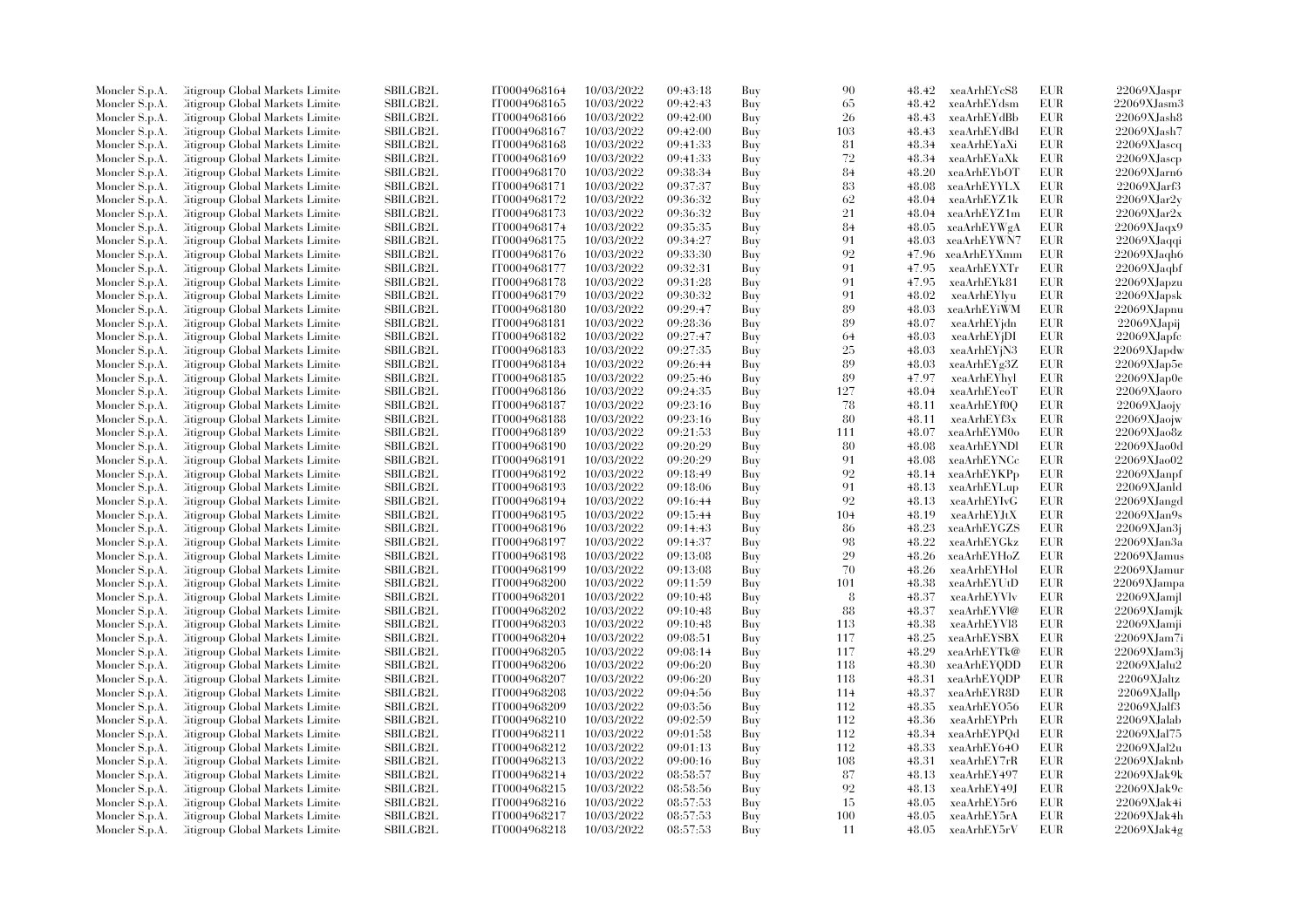| | | | | | | | | | | | |
|---|---|---|---|---|---|---|---|---|---|---|---|
| Moncler S.p.A. | Citigroup Global Markets Limited | SBILGB2L | IT0004968164 | 10/03/2022 | 09:43:18 | Buy | 90 | 48.42 | xeaArhEYcS8 | EUR | 22069XJaspr |
| Moncler S.p.A. | Citigroup Global Markets Limited | SBILGB2L | IT0004968165 | 10/03/2022 | 09:42:43 | Buy | 65 | 48.42 | xeaArhEYdsm | EUR | 22069XJasm3 |
| Moncler S.p.A. | Citigroup Global Markets Limited | SBILGB2L | IT0004968166 | 10/03/2022 | 09:42:00 | Buy | 26 | 48.43 | xeaArhEYdBb | EUR | 22069XJash8 |
| Moncler S.p.A. | Citigroup Global Markets Limited | SBILGB2L | IT0004968167 | 10/03/2022 | 09:42:00 | Buy | 103 | 48.43 | xeaArhEYdBd | EUR | 22069XJash7 |
| Moncler S.p.A. | Citigroup Global Markets Limited | SBILGB2L | IT0004968168 | 10/03/2022 | 09:41:33 | Buy | 81 | 48.34 | xeaArhEYaXi | EUR | 22069XJascq |
| Moncler S.p.A. | Citigroup Global Markets Limited | SBILGB2L | IT0004968169 | 10/03/2022 | 09:41:33 | Buy | 72 | 48.34 | xeaArhEYaXk | EUR | 22069XJascp |
| Moncler S.p.A. | Citigroup Global Markets Limited | SBILGB2L | IT0004968170 | 10/03/2022 | 09:38:34 | Buy | 84 | 48.20 | xeaArhEYbOT | EUR | 22069XJarn6 |
| Moncler S.p.A. | Citigroup Global Markets Limited | SBILGB2L | IT0004968171 | 10/03/2022 | 09:37:37 | Buy | 83 | 48.08 | xeaArhEYYLX | EUR | 22069XJarf3 |
| Moncler S.p.A. | Citigroup Global Markets Limited | SBILGB2L | IT0004968172 | 10/03/2022 | 09:36:32 | Buy | 62 | 48.04 | xeaArhEYZ1k | EUR | 22069XJar2y |
| Moncler S.p.A. | Citigroup Global Markets Limited | SBILGB2L | IT0004968173 | 10/03/2022 | 09:36:32 | Buy | 21 | 48.04 | xeaArhEYZ1m | EUR | 22069XJar2x |
| Moncler S.p.A. | Citigroup Global Markets Limited | SBILGB2L | IT0004968174 | 10/03/2022 | 09:35:35 | Buy | 84 | 48.05 | xeaArhEYWgA | EUR | 22069XJaqx9 |
| Moncler S.p.A. | Citigroup Global Markets Limited | SBILGB2L | IT0004968175 | 10/03/2022 | 09:34:27 | Buy | 91 | 48.03 | xeaArhEYWN7 | EUR | 22069XJaqqi |
| Moncler S.p.A. | Citigroup Global Markets Limited | SBILGB2L | IT0004968176 | 10/03/2022 | 09:33:30 | Buy | 92 | 47.96 | xeaArhEYXmm | EUR | 22069XJaqh6 |
| Moncler S.p.A. | Citigroup Global Markets Limited | SBILGB2L | IT0004968177 | 10/03/2022 | 09:32:31 | Buy | 91 | 47.95 | xeaArhEYXTr | EUR | 22069XJaqbf |
| Moncler S.p.A. | Citigroup Global Markets Limited | SBILGB2L | IT0004968178 | 10/03/2022 | 09:31:28 | Buy | 91 | 47.95 | xeaArhEYk81 | EUR | 22069XJapzu |
| Moncler S.p.A. | Citigroup Global Markets Limited | SBILGB2L | IT0004968179 | 10/03/2022 | 09:30:32 | Buy | 91 | 48.02 | xeaArhEYlyu | EUR | 22069XJapsk |
| Moncler S.p.A. | Citigroup Global Markets Limited | SBILGB2L | IT0004968180 | 10/03/2022 | 09:29:47 | Buy | 89 | 48.03 | xeaArhEYiWM | EUR | 22069XJapnu |
| Moncler S.p.A. | Citigroup Global Markets Limited | SBILGB2L | IT0004968181 | 10/03/2022 | 09:28:36 | Buy | 89 | 48.07 | xeaArhEYjdn | EUR | 22069XJapij |
| Moncler S.p.A. | Citigroup Global Markets Limited | SBILGB2L | IT0004968182 | 10/03/2022 | 09:27:47 | Buy | 64 | 48.03 | xeaArhEYjDI | EUR | 22069XJapfc |
| Moncler S.p.A. | Citigroup Global Markets Limited | SBILGB2L | IT0004968183 | 10/03/2022 | 09:27:35 | Buy | 25 | 48.03 | xeaArhEYjN3 | EUR | 22069XJapdw |
| Moncler S.p.A. | Citigroup Global Markets Limited | SBILGB2L | IT0004968184 | 10/03/2022 | 09:26:44 | Buy | 89 | 48.03 | xeaArhEYg3Z | EUR | 22069XJap5e |
| Moncler S.p.A. | Citigroup Global Markets Limited | SBILGB2L | IT0004968185 | 10/03/2022 | 09:25:46 | Buy | 89 | 47.97 | xeaArhEYhyl | EUR | 22069XJap0e |
| Moncler S.p.A. | Citigroup Global Markets Limited | SBILGB2L | IT0004968186 | 10/03/2022 | 09:24:35 | Buy | 127 | 48.04 | xeaArhEYeoT | EUR | 22069XJaoro |
| Moncler S.p.A. | Citigroup Global Markets Limited | SBILGB2L | IT0004968187 | 10/03/2022 | 09:23:16 | Buy | 78 | 48.11 | xeaArhEYf0Q | EUR | 22069XJaojy |
| Moncler S.p.A. | Citigroup Global Markets Limited | SBILGB2L | IT0004968188 | 10/03/2022 | 09:23:16 | Buy | 80 | 48.11 | xeaArhEYf3x | EUR | 22069XJaojw |
| Moncler S.p.A. | Citigroup Global Markets Limited | SBILGB2L | IT0004968189 | 10/03/2022 | 09:21:53 | Buy | 111 | 48.07 | xeaArhEYM0o | EUR | 22069XJao8z |
| Moncler S.p.A. | Citigroup Global Markets Limited | SBILGB2L | IT0004968190 | 10/03/2022 | 09:20:29 | Buy | 80 | 48.08 | xeaArhEYNDl | EUR | 22069XJao0d |
| Moncler S.p.A. | Citigroup Global Markets Limited | SBILGB2L | IT0004968191 | 10/03/2022 | 09:20:29 | Buy | 91 | 48.08 | xeaArhEYNCc | EUR | 22069XJao02 |
| Moncler S.p.A. | Citigroup Global Markets Limited | SBILGB2L | IT0004968192 | 10/03/2022 | 09:18:49 | Buy | 92 | 48.14 | xeaArhEYKPp | EUR | 22069XJanpf |
| Moncler S.p.A. | Citigroup Global Markets Limited | SBILGB2L | IT0004968193 | 10/03/2022 | 09:18:06 | Buy | 91 | 48.13 | xeaArhEYLup | EUR | 22069XJanld |
| Moncler S.p.A. | Citigroup Global Markets Limited | SBILGB2L | IT0004968194 | 10/03/2022 | 09:16:44 | Buy | 92 | 48.13 | xeaArhEYIvG | EUR | 22069XJangd |
| Moncler S.p.A. | Citigroup Global Markets Limited | SBILGB2L | IT0004968195 | 10/03/2022 | 09:15:44 | Buy | 104 | 48.19 | xeaArhEYJtX | EUR | 22069XJan9s |
| Moncler S.p.A. | Citigroup Global Markets Limited | SBILGB2L | IT0004968196 | 10/03/2022 | 09:14:43 | Buy | 86 | 48.23 | xeaArhEYGZS | EUR | 22069XJan3j |
| Moncler S.p.A. | Citigroup Global Markets Limited | SBILGB2L | IT0004968197 | 10/03/2022 | 09:14:37 | Buy | 98 | 48.22 | xeaArhEYGkz | EUR | 22069XJan3a |
| Moncler S.p.A. | Citigroup Global Markets Limited | SBILGB2L | IT0004968198 | 10/03/2022 | 09:13:08 | Buy | 29 | 48.26 | xeaArhEYHoZ | EUR | 22069XJamus |
| Moncler S.p.A. | Citigroup Global Markets Limited | SBILGB2L | IT0004968199 | 10/03/2022 | 09:13:08 | Buy | 70 | 48.26 | xeaArhEYHol | EUR | 22069XJamur |
| Moncler S.p.A. | Citigroup Global Markets Limited | SBILGB2L | IT0004968200 | 10/03/2022 | 09:11:59 | Buy | 101 | 48.38 | xeaArhEYUtD | EUR | 22069XJampa |
| Moncler S.p.A. | Citigroup Global Markets Limited | SBILGB2L | IT0004968201 | 10/03/2022 | 09:10:48 | Buy | 8 | 48.37 | xeaArhEYVlv | EUR | 22069XJamjl |
| Moncler S.p.A. | Citigroup Global Markets Limited | SBILGB2L | IT0004968202 | 10/03/2022 | 09:10:48 | Buy | 88 | 48.37 | xeaArhEYVl@ | EUR | 22069XJamjk |
| Moncler S.p.A. | Citigroup Global Markets Limited | SBILGB2L | IT0004968203 | 10/03/2022 | 09:10:48 | Buy | 113 | 48.38 | xeaArhEYVl8 | EUR | 22069XJamji |
| Moncler S.p.A. | Citigroup Global Markets Limited | SBILGB2L | IT0004968204 | 10/03/2022 | 09:08:51 | Buy | 117 | 48.25 | xeaArhEYSBX | EUR | 22069XJam7i |
| Moncler S.p.A. | Citigroup Global Markets Limited | SBILGB2L | IT0004968205 | 10/03/2022 | 09:08:14 | Buy | 117 | 48.29 | xeaArhEYTk@ | EUR | 22069XJam3j |
| Moncler S.p.A. | Citigroup Global Markets Limited | SBILGB2L | IT0004968206 | 10/03/2022 | 09:06:20 | Buy | 118 | 48.30 | xeaArhEYQDD | EUR | 22069XJalu2 |
| Moncler S.p.A. | Citigroup Global Markets Limited | SBILGB2L | IT0004968207 | 10/03/2022 | 09:06:20 | Buy | 118 | 48.31 | xeaArhEYQDP | EUR | 22069XJaltz |
| Moncler S.p.A. | Citigroup Global Markets Limited | SBILGB2L | IT0004968208 | 10/03/2022 | 09:04:56 | Buy | 114 | 48.37 | xeaArhEYR8D | EUR | 22069XJallp |
| Moncler S.p.A. | Citigroup Global Markets Limited | SBILGB2L | IT0004968209 | 10/03/2022 | 09:03:56 | Buy | 112 | 48.35 | xeaArhEYO56 | EUR | 22069XJalf3 |
| Moncler S.p.A. | Citigroup Global Markets Limited | SBILGB2L | IT0004968210 | 10/03/2022 | 09:02:59 | Buy | 112 | 48.36 | xeaArhEYPrh | EUR | 22069XJalab |
| Moncler S.p.A. | Citigroup Global Markets Limited | SBILGB2L | IT0004968211 | 10/03/2022 | 09:01:58 | Buy | 112 | 48.34 | xeaArhEYPQd | EUR | 22069XJal75 |
| Moncler S.p.A. | Citigroup Global Markets Limited | SBILGB2L | IT0004968212 | 10/03/2022 | 09:01:13 | Buy | 112 | 48.33 | xeaArhEY64O | EUR | 22069XJal2u |
| Moncler S.p.A. | Citigroup Global Markets Limited | SBILGB2L | IT0004968213 | 10/03/2022 | 09:00:16 | Buy | 108 | 48.31 | xeaArhEY7rR | EUR | 22069XJaknb |
| Moncler S.p.A. | Citigroup Global Markets Limited | SBILGB2L | IT0004968214 | 10/03/2022 | 08:58:57 | Buy | 87 | 48.13 | xeaArhEY497 | EUR | 22069XJak9k |
| Moncler S.p.A. | Citigroup Global Markets Limited | SBILGB2L | IT0004968215 | 10/03/2022 | 08:58:56 | Buy | 92 | 48.13 | xeaArhEY49J | EUR | 22069XJak9c |
| Moncler S.p.A. | Citigroup Global Markets Limited | SBILGB2L | IT0004968216 | 10/03/2022 | 08:57:53 | Buy | 15 | 48.05 | xeaArhEY5r6 | EUR | 22069XJak4i |
| Moncler S.p.A. | Citigroup Global Markets Limited | SBILGB2L | IT0004968217 | 10/03/2022 | 08:57:53 | Buy | 100 | 48.05 | xeaArhEY5rA | EUR | 22069XJak4h |
| Moncler S.p.A. | Citigroup Global Markets Limited | SBILGB2L | IT0004968218 | 10/03/2022 | 08:57:53 | Buy | 11 | 48.05 | xeaArhEY5rV | EUR | 22069XJak4g |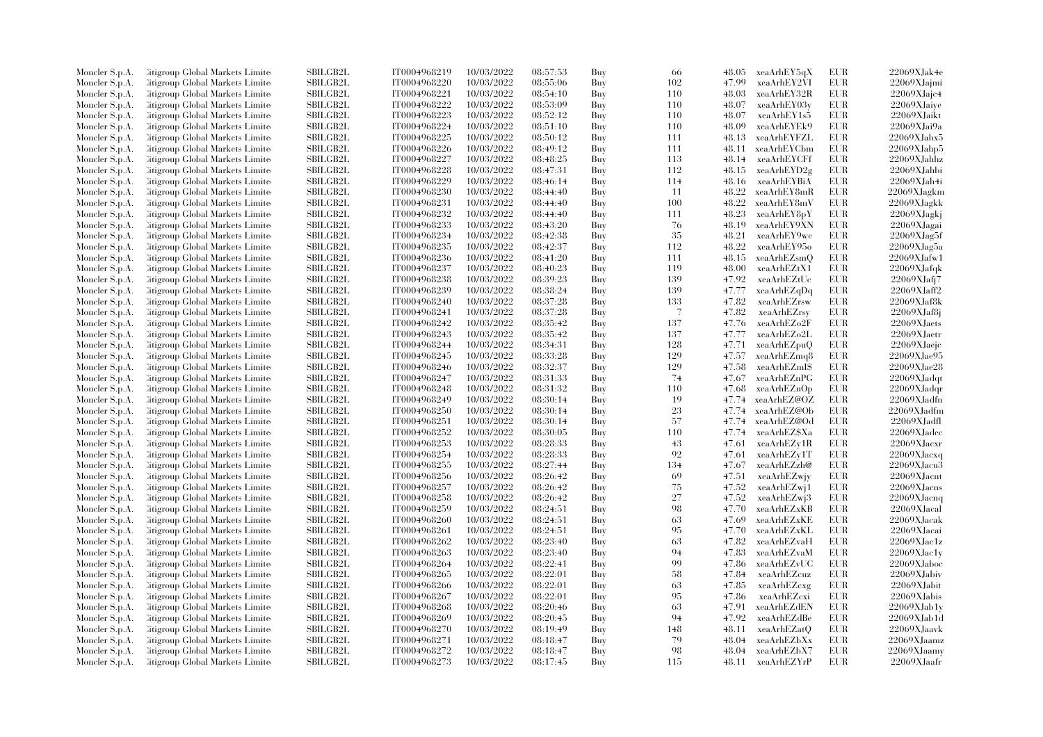| | | | | | | | | | | | |
|---|---|---|---|---|---|---|---|---|---|---|---|
| Moncler S.p.A. | Citigroup Global Markets Limited | SBILGB2L | IT0004968219 | 10/03/2022 | 08:57:53 | Buy | 66 | 48.05 | xeaArhEY5qX | EUR | 22069XJak4e |
| Moncler S.p.A. | Citigroup Global Markets Limited | SBILGB2L | IT0004968220 | 10/03/2022 | 08:55:06 | Buy | 102 | 47.99 | xeaArhEY2VI | EUR | 22069XJajmi |
| Moncler S.p.A. | Citigroup Global Markets Limited | SBILGB2L | IT0004968221 | 10/03/2022 | 08:54:10 | Buy | 110 | 48.03 | xeaArhEY32R | EUR | 22069XJajc4 |
| Moncler S.p.A. | Citigroup Global Markets Limited | SBILGB2L | IT0004968222 | 10/03/2022 | 08:53:09 | Buy | 110 | 48.07 | xeaArhEY03y | EUR | 22069XJaiye |
| Moncler S.p.A. | Citigroup Global Markets Limited | SBILGB2L | IT0004968223 | 10/03/2022 | 08:52:12 | Buy | 110 | 48.07 | xeaArhEY1s5 | EUR | 22069XJaikt |
| Moncler S.p.A. | Citigroup Global Markets Limited | SBILGB2L | IT0004968224 | 10/03/2022 | 08:51:10 | Buy | 110 | 48.09 | xeaArhEYEk9 | EUR | 22069XJai9a |
| Moncler S.p.A. | Citigroup Global Markets Limited | SBILGB2L | IT0004968225 | 10/03/2022 | 08:50:12 | Buy | 111 | 48.13 | xeaArhEYFZL | EUR | 22069XJahx5 |
| Moncler S.p.A. | Citigroup Global Markets Limited | SBILGB2L | IT0004968226 | 10/03/2022 | 08:49:12 | Buy | 111 | 48.11 | xeaArhEYCbm | EUR | 22069XJahp5 |
| Moncler S.p.A. | Citigroup Global Markets Limited | SBILGB2L | IT0004968227 | 10/03/2022 | 08:48:25 | Buy | 113 | 48.14 | xeaArhEYCFf | EUR | 22069XJahhz |
| Moncler S.p.A. | Citigroup Global Markets Limited | SBILGB2L | IT0004968228 | 10/03/2022 | 08:47:31 | Buy | 112 | 48.15 | xeaArhEYD2g | EUR | 22069XJahbi |
| Moncler S.p.A. | Citigroup Global Markets Limited | SBILGB2L | IT0004968229 | 10/03/2022 | 08:46:14 | Buy | 114 | 48.16 | xeaArhEYBiA | EUR | 22069XJah4i |
| Moncler S.p.A. | Citigroup Global Markets Limited | SBILGB2L | IT0004968230 | 10/03/2022 | 08:44:40 | Buy | 11 | 48.22 | xeaArhEY8mR | EUR | 22069XJagkm |
| Moncler S.p.A. | Citigroup Global Markets Limited | SBILGB2L | IT0004968231 | 10/03/2022 | 08:44:40 | Buy | 100 | 48.22 | xeaArhEY8mV | EUR | 22069XJagkk |
| Moncler S.p.A. | Citigroup Global Markets Limited | SBILGB2L | IT0004968232 | 10/03/2022 | 08:44:40 | Buy | 111 | 48.23 | xeaArhEY8pY | EUR | 22069XJagkj |
| Moncler S.p.A. | Citigroup Global Markets Limited | SBILGB2L | IT0004968233 | 10/03/2022 | 08:43:20 | Buy | 76 | 48.19 | xeaArhEY9XN | EUR | 22069XJagai |
| Moncler S.p.A. | Citigroup Global Markets Limited | SBILGB2L | IT0004968234 | 10/03/2022 | 08:42:38 | Buy | 35 | 48.21 | xeaArhEY9we | EUR | 22069XJag5f |
| Moncler S.p.A. | Citigroup Global Markets Limited | SBILGB2L | IT0004968235 | 10/03/2022 | 08:42:37 | Buy | 112 | 48.22 | xeaArhEY95o | EUR | 22069XJag5a |
| Moncler S.p.A. | Citigroup Global Markets Limited | SBILGB2L | IT0004968236 | 10/03/2022 | 08:41:20 | Buy | 111 | 48.15 | xeaArhEZsmQ | EUR | 22069XJafw1 |
| Moncler S.p.A. | Citigroup Global Markets Limited | SBILGB2L | IT0004968237 | 10/03/2022 | 08:40:23 | Buy | 119 | 48.00 | xeaArhEZtX1 | EUR | 22069XJafqk |
| Moncler S.p.A. | Citigroup Global Markets Limited | SBILGB2L | IT0004968238 | 10/03/2022 | 08:39:23 | Buy | 139 | 47.92 | xeaArhEZtUc | EUR | 22069XJafj7 |
| Moncler S.p.A. | Citigroup Global Markets Limited | SBILGB2L | IT0004968239 | 10/03/2022 | 08:38:24 | Buy | 139 | 47.77 | xeaArhEZqDq | EUR | 22069XJaff2 |
| Moncler S.p.A. | Citigroup Global Markets Limited | SBILGB2L | IT0004968240 | 10/03/2022 | 08:37:28 | Buy | 133 | 47.82 | xeaArhEZrsw | EUR | 22069XJaf8k |
| Moncler S.p.A. | Citigroup Global Markets Limited | SBILGB2L | IT0004968241 | 10/03/2022 | 08:37:28 | Buy | 7 | 47.82 | xeaArhEZrsy | EUR | 22069XJaf8j |
| Moncler S.p.A. | Citigroup Global Markets Limited | SBILGB2L | IT0004968242 | 10/03/2022 | 08:35:42 | Buy | 137 | 47.76 | xeaArhEZo2F | EUR | 22069XJaets |
| Moncler S.p.A. | Citigroup Global Markets Limited | SBILGB2L | IT0004968243 | 10/03/2022 | 08:35:42 | Buy | 137 | 47.77 | xeaArhEZo2L | EUR | 22069XJaetr |
| Moncler S.p.A. | Citigroup Global Markets Limited | SBILGB2L | IT0004968244 | 10/03/2022 | 08:34:31 | Buy | 128 | 47.71 | xeaArhEZpuQ | EUR | 22069XJaejc |
| Moncler S.p.A. | Citigroup Global Markets Limited | SBILGB2L | IT0004968245 | 10/03/2022 | 08:33:28 | Buy | 129 | 47.57 | xeaArhEZmq8 | EUR | 22069XJae95 |
| Moncler S.p.A. | Citigroup Global Markets Limited | SBILGB2L | IT0004968246 | 10/03/2022 | 08:32:37 | Buy | 129 | 47.58 | xeaArhEZmI$ | EUR | 22069XJae28 |
| Moncler S.p.A. | Citigroup Global Markets Limited | SBILGB2L | IT0004968247 | 10/03/2022 | 08:31:33 | Buy | 74 | 47.67 | xeaArhEZnPG | EUR | 22069XJadqt |
| Moncler S.p.A. | Citigroup Global Markets Limited | SBILGB2L | IT0004968248 | 10/03/2022 | 08:31:32 | Buy | 110 | 47.68 | xeaArhEZnOp | EUR | 22069XJadqr |
| Moncler S.p.A. | Citigroup Global Markets Limited | SBILGB2L | IT0004968249 | 10/03/2022 | 08:30:14 | Buy | 19 | 47.74 | xeaArhEZ@OZ | EUR | 22069XJadfn |
| Moncler S.p.A. | Citigroup Global Markets Limited | SBILGB2L | IT0004968250 | 10/03/2022 | 08:30:14 | Buy | 23 | 47.74 | xeaArhEZ@Ob | EUR | 22069XJadfm |
| Moncler S.p.A. | Citigroup Global Markets Limited | SBILGB2L | IT0004968251 | 10/03/2022 | 08:30:14 | Buy | 57 | 47.74 | xeaArhEZ@Od | EUR | 22069XJadfl |
| Moncler S.p.A. | Citigroup Global Markets Limited | SBILGB2L | IT0004968252 | 10/03/2022 | 08:30:05 | Buy | 110 | 47.74 | xeaArhEZ$Xa | EUR | 22069XJadec |
| Moncler S.p.A. | Citigroup Global Markets Limited | SBILGB2L | IT0004968253 | 10/03/2022 | 08:28:33 | Buy | 43 | 47.61 | xeaArhEZy1R | EUR | 22069XJacxr |
| Moncler S.p.A. | Citigroup Global Markets Limited | SBILGB2L | IT0004968254 | 10/03/2022 | 08:28:33 | Buy | 92 | 47.61 | xeaArhEZy1T | EUR | 22069XJacxq |
| Moncler S.p.A. | Citigroup Global Markets Limited | SBILGB2L | IT0004968255 | 10/03/2022 | 08:27:44 | Buy | 134 | 47.67 | xeaArhEZzh@ | EUR | 22069XJacu3 |
| Moncler S.p.A. | Citigroup Global Markets Limited | SBILGB2L | IT0004968256 | 10/03/2022 | 08:26:42 | Buy | 69 | 47.51 | xeaArhEZwjy | EUR | 22069XJacnt |
| Moncler S.p.A. | Citigroup Global Markets Limited | SBILGB2L | IT0004968257 | 10/03/2022 | 08:26:42 | Buy | 75 | 47.52 | xeaArhEZwj1 | EUR | 22069XJacns |
| Moncler S.p.A. | Citigroup Global Markets Limited | SBILGB2L | IT0004968258 | 10/03/2022 | 08:26:42 | Buy | 27 | 47.52 | xeaArhEZwj3 | EUR | 22069XJacnq |
| Moncler S.p.A. | Citigroup Global Markets Limited | SBILGB2L | IT0004968259 | 10/03/2022 | 08:24:51 | Buy | 98 | 47.70 | xeaArhEZxKB | EUR | 22069XJacal |
| Moncler S.p.A. | Citigroup Global Markets Limited | SBILGB2L | IT0004968260 | 10/03/2022 | 08:24:51 | Buy | 63 | 47.69 | xeaArhEZxKE | EUR | 22069XJacak |
| Moncler S.p.A. | Citigroup Global Markets Limited | SBILGB2L | IT0004968261 | 10/03/2022 | 08:24:51 | Buy | 95 | 47.70 | xeaArhEZxKL | EUR | 22069XJacai |
| Moncler S.p.A. | Citigroup Global Markets Limited | SBILGB2L | IT0004968262 | 10/03/2022 | 08:23:40 | Buy | 63 | 47.82 | xeaArhEZvaH | EUR | 22069XJac1z |
| Moncler S.p.A. | Citigroup Global Markets Limited | SBILGB2L | IT0004968263 | 10/03/2022 | 08:23:40 | Buy | 94 | 47.83 | xeaArhEZvaM | EUR | 22069XJac1y |
| Moncler S.p.A. | Citigroup Global Markets Limited | SBILGB2L | IT0004968264 | 10/03/2022 | 08:22:41 | Buy | 99 | 47.86 | xeaArhEZvUC | EUR | 22069XJaboc |
| Moncler S.p.A. | Citigroup Global Markets Limited | SBILGB2L | IT0004968265 | 10/03/2022 | 08:22:01 | Buy | 58 | 47.84 | xeaArhEZcuz | EUR | 22069XJabiv |
| Moncler S.p.A. | Citigroup Global Markets Limited | SBILGB2L | IT0004968266 | 10/03/2022 | 08:22:01 | Buy | 63 | 47.85 | xeaArhEZcxg | EUR | 22069XJabit |
| Moncler S.p.A. | Citigroup Global Markets Limited | SBILGB2L | IT0004968267 | 10/03/2022 | 08:22:01 | Buy | 95 | 47.86 | xeaArhEZcxi | EUR | 22069XJabis |
| Moncler S.p.A. | Citigroup Global Markets Limited | SBILGB2L | IT0004968268 | 10/03/2022 | 08:20:46 | Buy | 63 | 47.91 | xeaArhEZdEN | EUR | 22069XJab1y |
| Moncler S.p.A. | Citigroup Global Markets Limited | SBILGB2L | IT0004968269 | 10/03/2022 | 08:20:45 | Buy | 94 | 47.92 | xeaArhEZdBe | EUR | 22069XJab1d |
| Moncler S.p.A. | Citigroup Global Markets Limited | SBILGB2L | IT0004968270 | 10/03/2022 | 08:19:49 | Buy | 148 | 48.11 | xeaArhEZatQ | EUR | 22069XJaavk |
| Moncler S.p.A. | Citigroup Global Markets Limited | SBILGB2L | IT0004968271 | 10/03/2022 | 08:18:47 | Buy | 79 | 48.04 | xeaArhEZbXx | EUR | 22069XJaamz |
| Moncler S.p.A. | Citigroup Global Markets Limited | SBILGB2L | IT0004968272 | 10/03/2022 | 08:18:47 | Buy | 98 | 48.04 | xeaArhEZbX7 | EUR | 22069XJaamy |
| Moncler S.p.A. | Citigroup Global Markets Limited | SBILGB2L | IT0004968273 | 10/03/2022 | 08:17:45 | Buy | 115 | 48.11 | xeaArhEZYrP | EUR | 22069XJaafr |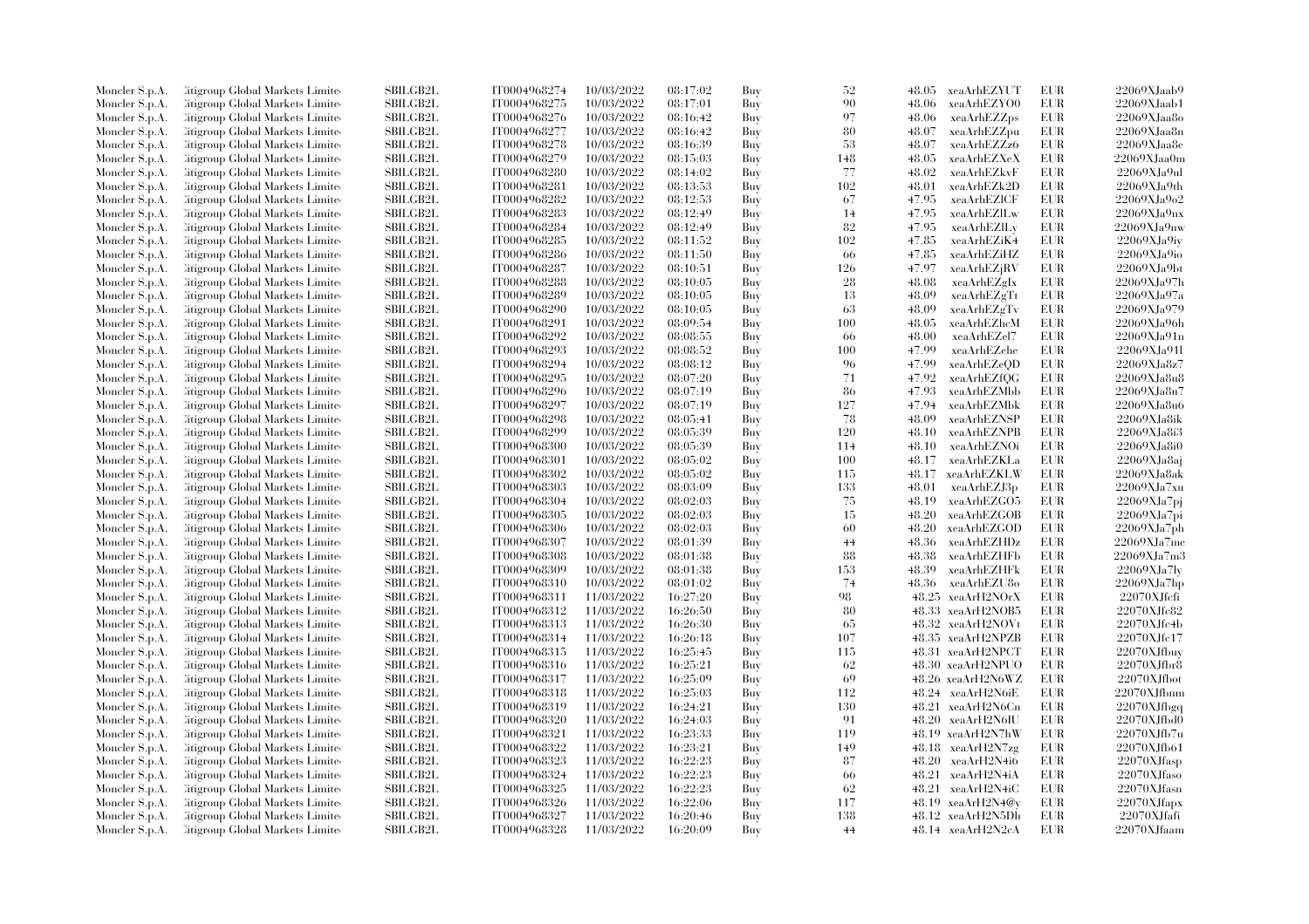| | | | | | | | | | | |
|---|---|---|---|---|---|---|---|---|---|---|
| Moncler S.p.A. | Citigroup Global Markets Limited | SBILGB2L | IT0004968274 | 10/03/2022 | 08:17:02 | Buy | 52 | 48.05 | xeaArhEZYUT | EUR | 22069XJaab9 |
| Moncler S.p.A. | Citigroup Global Markets Limited | SBILGB2L | IT0004968275 | 10/03/2022 | 08:17:01 | Buy | 90 | 48.06 | xeaArhEZYO0 | EUR | 22069XJaab1 |
| Moncler S.p.A. | Citigroup Global Markets Limited | SBILGB2L | IT0004968276 | 10/03/2022 | 08:16:42 | Buy | 97 | 48.06 | xeaArhEZZps | EUR | 22069XJaa8o |
| Moncler S.p.A. | Citigroup Global Markets Limited | SBILGB2L | IT0004968277 | 10/03/2022 | 08:16:42 | Buy | 80 | 48.07 | xeaArhEZZpu | EUR | 22069XJaa8n |
| Moncler S.p.A. | Citigroup Global Markets Limited | SBILGB2L | IT0004968278 | 10/03/2022 | 08:16:39 | Buy | 53 | 48.07 | xeaArhEZZz6 | EUR | 22069XJaa8e |
| Moncler S.p.A. | Citigroup Global Markets Limited | SBILGB2L | IT0004968279 | 10/03/2022 | 08:15:03 | Buy | 148 | 48.05 | xeaArhEZXeX | EUR | 22069XJaa0m |
| Moncler S.p.A. | Citigroup Global Markets Limited | SBILGB2L | IT0004968280 | 10/03/2022 | 08:14:02 | Buy | 77 | 48.02 | xeaArhEZkvF | EUR | 22069XJa9ul |
| Moncler S.p.A. | Citigroup Global Markets Limited | SBILGB2L | IT0004968281 | 10/03/2022 | 08:13:53 | Buy | 102 | 48.01 | xeaArhEZk2D | EUR | 22069XJa9th |
| Moncler S.p.A. | Citigroup Global Markets Limited | SBILGB2L | IT0004968282 | 10/03/2022 | 08:12:53 | Buy | 67 | 47.95 | xeaArhEZlCF | EUR | 22069XJa9o2 |
| Moncler S.p.A. | Citigroup Global Markets Limited | SBILGB2L | IT0004968283 | 10/03/2022 | 08:12:49 | Buy | 14 | 47.95 | xeaArhEZlLw | EUR | 22069XJa9nx |
| Moncler S.p.A. | Citigroup Global Markets Limited | SBILGB2L | IT0004968284 | 10/03/2022 | 08:12:49 | Buy | 82 | 47.95 | xeaArhEZlLy | EUR | 22069XJa9nw |
| Moncler S.p.A. | Citigroup Global Markets Limited | SBILGB2L | IT0004968285 | 10/03/2022 | 08:11:52 | Buy | 102 | 47.85 | xeaArhEZiK4 | EUR | 22069XJa9iy |
| Moncler S.p.A. | Citigroup Global Markets Limited | SBILGB2L | IT0004968286 | 10/03/2022 | 08:11:50 | Buy | 66 | 47.85 | xeaArhEZiHZ | EUR | 22069XJa9io |
| Moncler S.p.A. | Citigroup Global Markets Limited | SBILGB2L | IT0004968287 | 10/03/2022 | 08:10:51 | Buy | 126 | 47.97 | xeaArhEZjRV | EUR | 22069XJa9bt |
| Moncler S.p.A. | Citigroup Global Markets Limited | SBILGB2L | IT0004968288 | 10/03/2022 | 08:10:05 | Buy | 28 | 48.08 | xeaArhEZgIx | EUR | 22069XJa97h |
| Moncler S.p.A. | Citigroup Global Markets Limited | SBILGB2L | IT0004968289 | 10/03/2022 | 08:10:05 | Buy | 13 | 48.09 | xeaArhEZgTt | EUR | 22069XJa97a |
| Moncler S.p.A. | Citigroup Global Markets Limited | SBILGB2L | IT0004968290 | 10/03/2022 | 08:10:05 | Buy | 63 | 48.09 | xeaArhEZgTv | EUR | 22069XJa979 |
| Moncler S.p.A. | Citigroup Global Markets Limited | SBILGB2L | IT0004968291 | 10/03/2022 | 08:09:54 | Buy | 100 | 48.05 | xeaArhEZhcM | EUR | 22069XJa96h |
| Moncler S.p.A. | Citigroup Global Markets Limited | SBILGB2L | IT0004968292 | 10/03/2022 | 08:08:55 | Buy | 66 | 48.00 | xeaArhEZel7 | EUR | 22069XJa91n |
| Moncler S.p.A. | Citigroup Global Markets Limited | SBILGB2L | IT0004968293 | 10/03/2022 | 08:08:52 | Buy | 100 | 47.99 | xeaArhEZehe | EUR | 22069XJa91l |
| Moncler S.p.A. | Citigroup Global Markets Limited | SBILGB2L | IT0004968294 | 10/03/2022 | 08:08:12 | Buy | 96 | 47.99 | xeaArhEZeQD | EUR | 22069XJa8z7 |
| Moncler S.p.A. | Citigroup Global Markets Limited | SBILGB2L | IT0004968295 | 10/03/2022 | 08:07:20 | Buy | 71 | 47.92 | xeaArhEZfQG | EUR | 22069XJa8u8 |
| Moncler S.p.A. | Citigroup Global Markets Limited | SBILGB2L | IT0004968296 | 10/03/2022 | 08:07:19 | Buy | 86 | 47.93 | xeaArhEZMbb | EUR | 22069XJa8u7 |
| Moncler S.p.A. | Citigroup Global Markets Limited | SBILGB2L | IT0004968297 | 10/03/2022 | 08:07:19 | Buy | 127 | 47.94 | xeaArhEZMbk | EUR | 22069XJa8u6 |
| Moncler S.p.A. | Citigroup Global Markets Limited | SBILGB2L | IT0004968298 | 10/03/2022 | 08:05:41 | Buy | 78 | 48.09 | xeaArhEZNSP | EUR | 22069XJa8ik |
| Moncler S.p.A. | Citigroup Global Markets Limited | SBILGB2L | IT0004968299 | 10/03/2022 | 08:05:39 | Buy | 120 | 48.10 | xeaArhEZNPB | EUR | 22069XJa8i3 |
| Moncler S.p.A. | Citigroup Global Markets Limited | SBILGB2L | IT0004968300 | 10/03/2022 | 08:05:39 | Buy | 114 | 48.10 | xeaArhEZNOi | EUR | 22069XJa8i0 |
| Moncler S.p.A. | Citigroup Global Markets Limited | SBILGB2L | IT0004968301 | 10/03/2022 | 08:05:02 | Buy | 100 | 48.17 | xeaArhEZKLa | EUR | 22069XJa8aj |
| Moncler S.p.A. | Citigroup Global Markets Limited | SBILGB2L | IT0004968302 | 10/03/2022 | 08:05:02 | Buy | 115 | 48.17 | xeaArhEZKLW | EUR | 22069XJa8ak |
| Moncler S.p.A. | Citigroup Global Markets Limited | SBILGB2L | IT0004968303 | 10/03/2022 | 08:03:09 | Buy | 133 | 48.01 | xeaArhEZJ3p | EUR | 22069XJa7xu |
| Moncler S.p.A. | Citigroup Global Markets Limited | SBILGB2L | IT0004968304 | 10/03/2022 | 08:02:03 | Buy | 75 | 48.19 | xeaArhEZGO5 | EUR | 22069XJa7pj |
| Moncler S.p.A. | Citigroup Global Markets Limited | SBILGB2L | IT0004968305 | 10/03/2022 | 08:02:03 | Buy | 15 | 48.20 | xeaArhEZGOB | EUR | 22069XJa7pi |
| Moncler S.p.A. | Citigroup Global Markets Limited | SBILGB2L | IT0004968306 | 10/03/2022 | 08:02:03 | Buy | 60 | 48.20 | xeaArhEZGOD | EUR | 22069XJa7ph |
| Moncler S.p.A. | Citigroup Global Markets Limited | SBILGB2L | IT0004968307 | 10/03/2022 | 08:01:39 | Buy | 44 | 48.36 | xeaArhEZHDz | EUR | 22069XJa7me |
| Moncler S.p.A. | Citigroup Global Markets Limited | SBILGB2L | IT0004968308 | 10/03/2022 | 08:01:38 | Buy | 88 | 48.38 | xeaArhEZHFb | EUR | 22069XJa7m3 |
| Moncler S.p.A. | Citigroup Global Markets Limited | SBILGB2L | IT0004968309 | 10/03/2022 | 08:01:38 | Buy | 153 | 48.39 | xeaArhEZHFk | EUR | 22069XJa7ly |
| Moncler S.p.A. | Citigroup Global Markets Limited | SBILGB2L | IT0004968310 | 10/03/2022 | 08:01:02 | Buy | 74 | 48.36 | xeaArhEZU8o | EUR | 22069XJa7hp |
| Moncler S.p.A. | Citigroup Global Markets Limited | SBILGB2L | IT0004968311 | 11/03/2022 | 16:27:20 | Buy | 98 | 48.25 | xeaArH2NOrX | EUR | 22070XJfcfi |
| Moncler S.p.A. | Citigroup Global Markets Limited | SBILGB2L | IT0004968312 | 11/03/2022 | 16:26:50 | Buy | 80 | 48.33 | xeaArH2NOB5 | EUR | 22070XJfc82 |
| Moncler S.p.A. | Citigroup Global Markets Limited | SBILGB2L | IT0004968313 | 11/03/2022 | 16:26:30 | Buy | 65 | 48.32 | xeaArH2NOVt | EUR | 22070XJfc4b |
| Moncler S.p.A. | Citigroup Global Markets Limited | SBILGB2L | IT0004968314 | 11/03/2022 | 16:26:18 | Buy | 107 | 48.35 | xeaArH2NPZB | EUR | 22070XJfc17 |
| Moncler S.p.A. | Citigroup Global Markets Limited | SBILGB2L | IT0004968315 | 11/03/2022 | 16:25:45 | Buy | 115 | 48.31 | xeaArH2NPCT | EUR | 22070XJfbuy |
| Moncler S.p.A. | Citigroup Global Markets Limited | SBILGB2L | IT0004968316 | 11/03/2022 | 16:25:21 | Buy | 62 | 48.30 | xeaArH2NPUO | EUR | 22070XJfbr8 |
| Moncler S.p.A. | Citigroup Global Markets Limited | SBILGB2L | IT0004968317 | 11/03/2022 | 16:25:09 | Buy | 69 | 48.26 | xeaArH2N6WZ | EUR | 22070XJfbot |
| Moncler S.p.A. | Citigroup Global Markets Limited | SBILGB2L | IT0004968318 | 11/03/2022 | 16:25:03 | Buy | 112 | 48.24 | xeaArH2N6iE | EUR | 22070XJfbnm |
| Moncler S.p.A. | Citigroup Global Markets Limited | SBILGB2L | IT0004968319 | 11/03/2022 | 16:24:21 | Buy | 130 | 48.21 | xeaArH2N6Cn | EUR | 22070XJfbgq |
| Moncler S.p.A. | Citigroup Global Markets Limited | SBILGB2L | IT0004968320 | 11/03/2022 | 16:24:03 | Buy | 91 | 48.20 | xeaArH2N6IU | EUR | 22070XJfbd0 |
| Moncler S.p.A. | Citigroup Global Markets Limited | SBILGB2L | IT0004968321 | 11/03/2022 | 16:23:33 | Buy | 119 | 48.19 | xeaArH2N7hW | EUR | 22070XJfb7u |
| Moncler S.p.A. | Citigroup Global Markets Limited | SBILGB2L | IT0004968322 | 11/03/2022 | 16:23:21 | Buy | 149 | 48.18 | xeaArH2N7zg | EUR | 22070XJfb61 |
| Moncler S.p.A. | Citigroup Global Markets Limited | SBILGB2L | IT0004968323 | 11/03/2022 | 16:22:23 | Buy | 87 | 48.20 | xeaArH2N4i6 | EUR | 22070XJfasp |
| Moncler S.p.A. | Citigroup Global Markets Limited | SBILGB2L | IT0004968324 | 11/03/2022 | 16:22:23 | Buy | 66 | 48.21 | xeaArH2N4iA | EUR | 22070XJfaso |
| Moncler S.p.A. | Citigroup Global Markets Limited | SBILGB2L | IT0004968325 | 11/03/2022 | 16:22:23 | Buy | 62 | 48.21 | xeaArH2N4iC | EUR | 22070XJfasn |
| Moncler S.p.A. | Citigroup Global Markets Limited | SBILGB2L | IT0004968326 | 11/03/2022 | 16:22:06 | Buy | 117 | 48.19 | xeaArH2N4@y | EUR | 22070XJfapx |
| Moncler S.p.A. | Citigroup Global Markets Limited | SBILGB2L | IT0004968327 | 11/03/2022 | 16:20:46 | Buy | 138 | 48.12 | xeaArH2N5Dh | EUR | 22070XJfafi |
| Moncler S.p.A. | Citigroup Global Markets Limited | SBILGB2L | IT0004968328 | 11/03/2022 | 16:20:09 | Buy | 44 | 48.14 | xeaArH2N2cA | EUR | 22070XJfaam |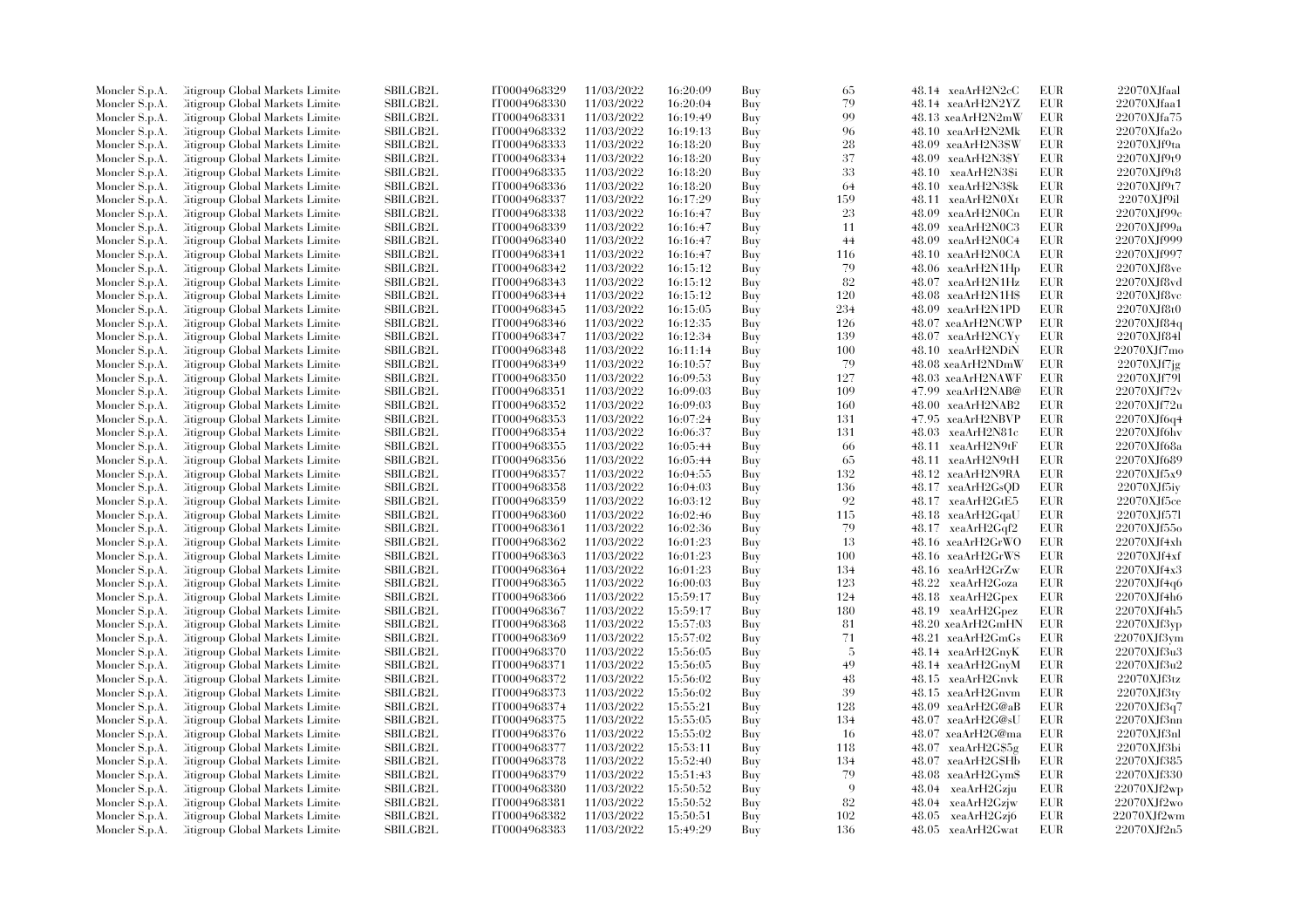| | | | | | | | | | | | |
|---|---|---|---|---|---|---|---|---|---|---|---|
| Moncler S.p.A. | Citigroup Global Markets Limited | SBILGB2L | IT0004968329 | 11/03/2022 | 16:20:09 | Buy | 65 | 48.14 | xeaArH2N2cC | EUR | 22070XJfaal |
| Moncler S.p.A. | Citigroup Global Markets Limited | SBILGB2L | IT0004968330 | 11/03/2022 | 16:20:04 | Buy | 79 | 48.14 | xeaArH2N2YZ | EUR | 22070XJfaa1 |
| Moncler S.p.A. | Citigroup Global Markets Limited | SBILGB2L | IT0004968331 | 11/03/2022 | 16:19:49 | Buy | 99 | 48.13 | xeaArH2N2mW | EUR | 22070XJfa75 |
| Moncler S.p.A. | Citigroup Global Markets Limited | SBILGB2L | IT0004968332 | 11/03/2022 | 16:19:13 | Buy | 96 | 48.10 | xeaArH2N2Mk | EUR | 22070XJfa2o |
| Moncler S.p.A. | Citigroup Global Markets Limited | SBILGB2L | IT0004968333 | 11/03/2022 | 16:18:20 | Buy | 28 | 48.09 | xeaArH2N3SW | EUR | 22070XJf9ta |
| Moncler S.p.A. | Citigroup Global Markets Limited | SBILGB2L | IT0004968334 | 11/03/2022 | 16:18:20 | Buy | 37 | 48.09 | xeaArH2N3SY | EUR | 22070XJf9t9 |
| Moncler S.p.A. | Citigroup Global Markets Limited | SBILGB2L | IT0004968335 | 11/03/2022 | 16:18:20 | Buy | 33 | 48.10 | xeaArH2N3Si | EUR | 22070XJf9t8 |
| Moncler S.p.A. | Citigroup Global Markets Limited | SBILGB2L | IT0004968336 | 11/03/2022 | 16:18:20 | Buy | 64 | 48.10 | xeaArH2N3Sk | EUR | 22070XJf9t7 |
| Moncler S.p.A. | Citigroup Global Markets Limited | SBILGB2L | IT0004968337 | 11/03/2022 | 16:17:29 | Buy | 159 | 48.11 | xeaArH2N0Xt | EUR | 22070XJf9il |
| Moncler S.p.A. | Citigroup Global Markets Limited | SBILGB2L | IT0004968338 | 11/03/2022 | 16:16:47 | Buy | 23 | 48.09 | xeaArH2N0Cn | EUR | 22070XJf99c |
| Moncler S.p.A. | Citigroup Global Markets Limited | SBILGB2L | IT0004968339 | 11/03/2022 | 16:16:47 | Buy | 11 | 48.09 | xeaArH2N0C3 | EUR | 22070XJf99a |
| Moncler S.p.A. | Citigroup Global Markets Limited | SBILGB2L | IT0004968340 | 11/03/2022 | 16:16:47 | Buy | 44 | 48.09 | xeaArH2N0C4 | EUR | 22070XJf999 |
| Moncler S.p.A. | Citigroup Global Markets Limited | SBILGB2L | IT0004968341 | 11/03/2022 | 16:16:47 | Buy | 116 | 48.10 | xeaArH2N0CA | EUR | 22070XJf997 |
| Moncler S.p.A. | Citigroup Global Markets Limited | SBILGB2L | IT0004968342 | 11/03/2022 | 16:15:12 | Buy | 79 | 48.06 | xeaArH2N1Hp | EUR | 22070XJf8ve |
| Moncler S.p.A. | Citigroup Global Markets Limited | SBILGB2L | IT0004968343 | 11/03/2022 | 16:15:12 | Buy | 82 | 48.07 | xeaArH2N1Hz | EUR | 22070XJf8vd |
| Moncler S.p.A. | Citigroup Global Markets Limited | SBILGB2L | IT0004968344 | 11/03/2022 | 16:15:12 | Buy | 120 | 48.08 | xeaArH2N1HS | EUR | 22070XJf8vc |
| Moncler S.p.A. | Citigroup Global Markets Limited | SBILGB2L | IT0004968345 | 11/03/2022 | 16:15:05 | Buy | 234 | 48.09 | xeaArH2N1PD | EUR | 22070XJf8t0 |
| Moncler S.p.A. | Citigroup Global Markets Limited | SBILGB2L | IT0004968346 | 11/03/2022 | 16:12:35 | Buy | 126 | 48.07 | xeaArH2NCWP | EUR | 22070XJf84q |
| Moncler S.p.A. | Citigroup Global Markets Limited | SBILGB2L | IT0004968347 | 11/03/2022 | 16:12:34 | Buy | 139 | 48.07 | xeaArH2NCYy | EUR | 22070XJf84l |
| Moncler S.p.A. | Citigroup Global Markets Limited | SBILGB2L | IT0004968348 | 11/03/2022 | 16:11:14 | Buy | 100 | 48.10 | xeaArH2NDiN | EUR | 22070XJf7mo |
| Moncler S.p.A. | Citigroup Global Markets Limited | SBILGB2L | IT0004968349 | 11/03/2022 | 16:10:57 | Buy | 79 | 48.08 | xeaArH2NDmW | EUR | 22070XJf7jg |
| Moncler S.p.A. | Citigroup Global Markets Limited | SBILGB2L | IT0004968350 | 11/03/2022 | 16:09:53 | Buy | 127 | 48.03 | xeaArH2NAWF | EUR | 22070XJf79l |
| Moncler S.p.A. | Citigroup Global Markets Limited | SBILGB2L | IT0004968351 | 11/03/2022 | 16:09:03 | Buy | 109 | 47.99 | xeaArH2NAB@ | EUR | 22070XJf72v |
| Moncler S.p.A. | Citigroup Global Markets Limited | SBILGB2L | IT0004968352 | 11/03/2022 | 16:09:03 | Buy | 160 | 48.00 | xeaArH2NAB2 | EUR | 22070XJf72u |
| Moncler S.p.A. | Citigroup Global Markets Limited | SBILGB2L | IT0004968353 | 11/03/2022 | 16:07:24 | Buy | 131 | 47.95 | xeaArH2NBVP | EUR | 22070XJf6q4 |
| Moncler S.p.A. | Citigroup Global Markets Limited | SBILGB2L | IT0004968354 | 11/03/2022 | 16:06:37 | Buy | 131 | 48.03 | xeaArH2N81c | EUR | 22070XJf6hv |
| Moncler S.p.A. | Citigroup Global Markets Limited | SBILGB2L | IT0004968355 | 11/03/2022 | 16:05:44 | Buy | 66 | 48.11 | xeaArH2N9tF | EUR | 22070XJf68a |
| Moncler S.p.A. | Citigroup Global Markets Limited | SBILGB2L | IT0004968356 | 11/03/2022 | 16:05:44 | Buy | 65 | 48.11 | xeaArH2N9tH | EUR | 22070XJf689 |
| Moncler S.p.A. | Citigroup Global Markets Limited | SBILGB2L | IT0004968357 | 11/03/2022 | 16:04:55 | Buy | 132 | 48.12 | xeaArH2N9RA | EUR | 22070XJf5x9 |
| Moncler S.p.A. | Citigroup Global Markets Limited | SBILGB2L | IT0004968358 | 11/03/2022 | 16:04:03 | Buy | 136 | 48.17 | xeaArH2GsQD | EUR | 22070XJf5iy |
| Moncler S.p.A. | Citigroup Global Markets Limited | SBILGB2L | IT0004968359 | 11/03/2022 | 16:03:12 | Buy | 92 | 48.17 | xeaArH2GtE5 | EUR | 22070XJf5ce |
| Moncler S.p.A. | Citigroup Global Markets Limited | SBILGB2L | IT0004968360 | 11/03/2022 | 16:02:46 | Buy | 115 | 48.18 | xeaArH2GqaU | EUR | 22070XJf57l |
| Moncler S.p.A. | Citigroup Global Markets Limited | SBILGB2L | IT0004968361 | 11/03/2022 | 16:02:36 | Buy | 79 | 48.17 | xeaArH2Gqf2 | EUR | 22070XJf55o |
| Moncler S.p.A. | Citigroup Global Markets Limited | SBILGB2L | IT0004968362 | 11/03/2022 | 16:01:23 | Buy | 13 | 48.16 | xeaArH2GrWO | EUR | 22070XJf4xh |
| Moncler S.p.A. | Citigroup Global Markets Limited | SBILGB2L | IT0004968363 | 11/03/2022 | 16:01:23 | Buy | 100 | 48.16 | xeaArH2GrWS | EUR | 22070XJf4xf |
| Moncler S.p.A. | Citigroup Global Markets Limited | SBILGB2L | IT0004968364 | 11/03/2022 | 16:01:23 | Buy | 134 | 48.16 | xeaArH2GrZw | EUR | 22070XJf4x3 |
| Moncler S.p.A. | Citigroup Global Markets Limited | SBILGB2L | IT0004968365 | 11/03/2022 | 16:00:03 | Buy | 123 | 48.22 | xeaArH2Goza | EUR | 22070XJf4q6 |
| Moncler S.p.A. | Citigroup Global Markets Limited | SBILGB2L | IT0004968366 | 11/03/2022 | 15:59:17 | Buy | 124 | 48.18 | xeaArH2Gpex | EUR | 22070XJf4h6 |
| Moncler S.p.A. | Citigroup Global Markets Limited | SBILGB2L | IT0004968367 | 11/03/2022 | 15:59:17 | Buy | 180 | 48.19 | xeaArH2Gpez | EUR | 22070XJf4h5 |
| Moncler S.p.A. | Citigroup Global Markets Limited | SBILGB2L | IT0004968368 | 11/03/2022 | 15:57:03 | Buy | 81 | 48.20 | xeaArH2GmHN | EUR | 22070XJf3yp |
| Moncler S.p.A. | Citigroup Global Markets Limited | SBILGB2L | IT0004968369 | 11/03/2022 | 15:57:02 | Buy | 71 | 48.21 | xeaArH2GmGs | EUR | 22070XJf3ym |
| Moncler S.p.A. | Citigroup Global Markets Limited | SBILGB2L | IT0004968370 | 11/03/2022 | 15:56:05 | Buy | 5 | 48.14 | xeaArH2GnyK | EUR | 22070XJf3u3 |
| Moncler S.p.A. | Citigroup Global Markets Limited | SBILGB2L | IT0004968371 | 11/03/2022 | 15:56:05 | Buy | 49 | 48.14 | xeaArH2GnyM | EUR | 22070XJf3u2 |
| Moncler S.p.A. | Citigroup Global Markets Limited | SBILGB2L | IT0004968372 | 11/03/2022 | 15:56:02 | Buy | 48 | 48.15 | xeaArH2Gnvk | EUR | 22070XJf3tz |
| Moncler S.p.A. | Citigroup Global Markets Limited | SBILGB2L | IT0004968373 | 11/03/2022 | 15:56:02 | Buy | 39 | 48.15 | xeaArH2Gnvm | EUR | 22070XJf3ty |
| Moncler S.p.A. | Citigroup Global Markets Limited | SBILGB2L | IT0004968374 | 11/03/2022 | 15:55:21 | Buy | 128 | 48.09 | xeaArH2G@aB | EUR | 22070XJf3q7 |
| Moncler S.p.A. | Citigroup Global Markets Limited | SBILGB2L | IT0004968375 | 11/03/2022 | 15:55:05 | Buy | 134 | 48.07 | xeaArH2G@sU | EUR | 22070XJf3nn |
| Moncler S.p.A. | Citigroup Global Markets Limited | SBILGB2L | IT0004968376 | 11/03/2022 | 15:55:02 | Buy | 16 | 48.07 | xeaArH2G@ma | EUR | 22070XJf3nl |
| Moncler S.p.A. | Citigroup Global Markets Limited | SBILGB2L | IT0004968377 | 11/03/2022 | 15:53:11 | Buy | 118 | 48.07 | xeaArH2G$5g | EUR | 22070XJf3bi |
| Moncler S.p.A. | Citigroup Global Markets Limited | SBILGB2L | IT0004968378 | 11/03/2022 | 15:52:40 | Buy | 134 | 48.07 | xeaArH2G$Hb | EUR | 22070XJf385 |
| Moncler S.p.A. | Citigroup Global Markets Limited | SBILGB2L | IT0004968379 | 11/03/2022 | 15:51:43 | Buy | 79 | 48.08 | xeaArH2Gym$ | EUR | 22070XJf330 |
| Moncler S.p.A. | Citigroup Global Markets Limited | SBILGB2L | IT0004968380 | 11/03/2022 | 15:50:52 | Buy | 9 | 48.04 | xeaArH2Gzju | EUR | 22070XJf2wp |
| Moncler S.p.A. | Citigroup Global Markets Limited | SBILGB2L | IT0004968381 | 11/03/2022 | 15:50:52 | Buy | 82 | 48.04 | xeaArH2Gzjw | EUR | 22070XJf2wo |
| Moncler S.p.A. | Citigroup Global Markets Limited | SBILGB2L | IT0004968382 | 11/03/2022 | 15:50:51 | Buy | 102 | 48.05 | xeaArH2Gzj6 | EUR | 22070XJf2wm |
| Moncler S.p.A. | Citigroup Global Markets Limited | SBILGB2L | IT0004968383 | 11/03/2022 | 15:49:29 | Buy | 136 | 48.05 | xeaArH2Gwat | EUR | 22070XJf2n5 |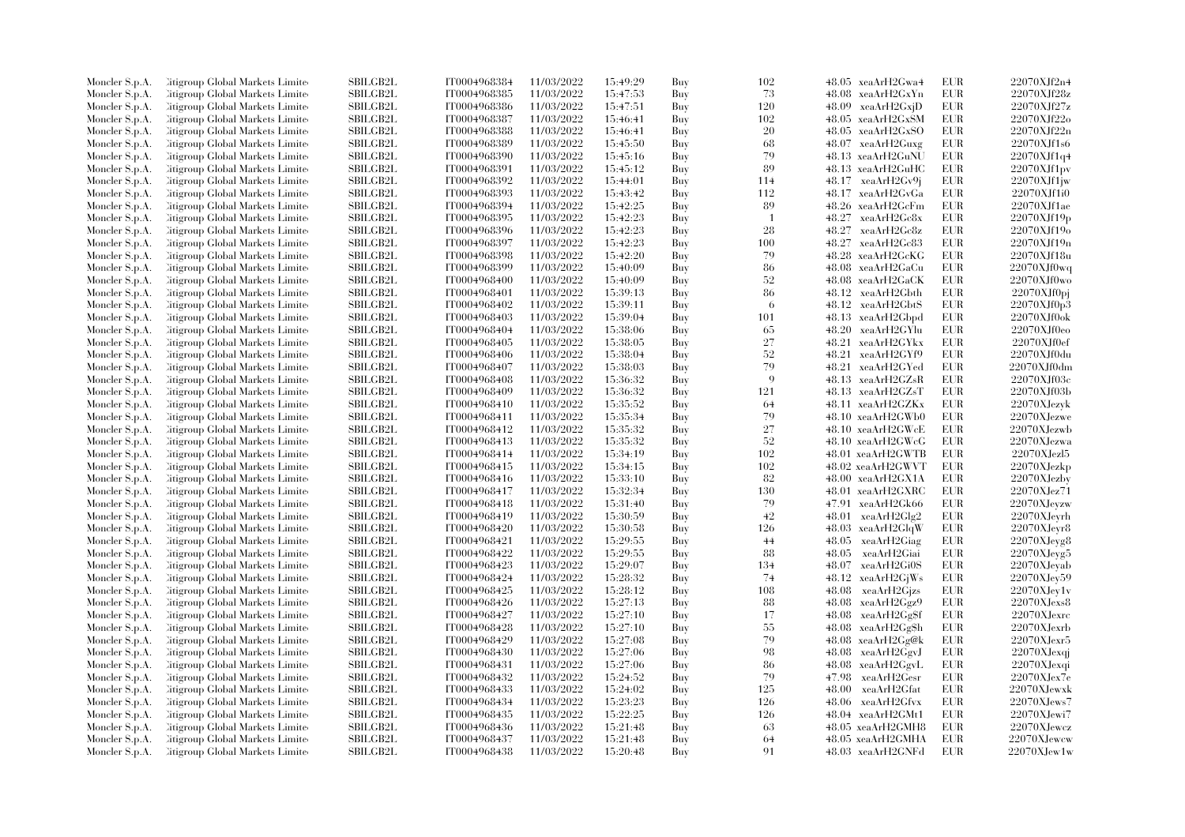| | | | | | | | | | | | |
|---|---|---|---|---|---|---|---|---|---|---|---|
| Moncler S.p.A. | Citigroup Global Markets Limited | SBILGB2L | IT0004968384 | 11/03/2022 | 15:49:29 | Buy | 102 | 48.05 | xeaArH2Gwa4 | EUR | 22070XJf2n4 |
| Moncler S.p.A. | Citigroup Global Markets Limited | SBILGB2L | IT0004968385 | 11/03/2022 | 15:47:53 | Buy | 73 | 48.08 | xeaArH2GxYn | EUR | 22070XJf28z |
| Moncler S.p.A. | Citigroup Global Markets Limited | SBILGB2L | IT0004968386 | 11/03/2022 | 15:47:51 | Buy | 120 | 48.09 | xeaArH2GxjD | EUR | 22070XJf27z |
| Moncler S.p.A. | Citigroup Global Markets Limited | SBILGB2L | IT0004968387 | 11/03/2022 | 15:46:41 | Buy | 102 | 48.05 | xeaArH2GxSM | EUR | 22070XJf22o |
| Moncler S.p.A. | Citigroup Global Markets Limited | SBILGB2L | IT0004968388 | 11/03/2022 | 15:46:41 | Buy | 20 | 48.05 | xeaArH2GxSO | EUR | 22070XJf22n |
| Moncler S.p.A. | Citigroup Global Markets Limited | SBILGB2L | IT0004968389 | 11/03/2022 | 15:45:50 | Buy | 68 | 48.07 | xeaArH2Guxg | EUR | 22070XJf1s6 |
| Moncler S.p.A. | Citigroup Global Markets Limited | SBILGB2L | IT0004968390 | 11/03/2022 | 15:45:16 | Buy | 79 | 48.13 | xeaArH2GuNU | EUR | 22070XJf1q4 |
| Moncler S.p.A. | Citigroup Global Markets Limited | SBILGB2L | IT0004968391 | 11/03/2022 | 15:45:12 | Buy | 89 | 48.13 | xeaArH2GuHC | EUR | 22070XJf1pv |
| Moncler S.p.A. | Citigroup Global Markets Limited | SBILGB2L | IT0004968392 | 11/03/2022 | 15:44:01 | Buy | 114 | 48.17 | xeaArH2Gv9j | EUR | 22070XJf1jw |
| Moncler S.p.A. | Citigroup Global Markets Limited | SBILGB2L | IT0004968393 | 11/03/2022 | 15:43:42 | Buy | 112 | 48.17 | xeaArH2GvGa | EUR | 22070XJf1i0 |
| Moncler S.p.A. | Citigroup Global Markets Limited | SBILGB2L | IT0004968394 | 11/03/2022 | 15:42:25 | Buy | 89 | 48.26 | xeaArH2GcFm | EUR | 22070XJf1ae |
| Moncler S.p.A. | Citigroup Global Markets Limited | SBILGB2L | IT0004968395 | 11/03/2022 | 15:42:23 | Buy | 1 | 48.27 | xeaArH2Gc8x | EUR | 22070XJf19p |
| Moncler S.p.A. | Citigroup Global Markets Limited | SBILGB2L | IT0004968396 | 11/03/2022 | 15:42:23 | Buy | 28 | 48.27 | xeaArH2Gc8z | EUR | 22070XJf19o |
| Moncler S.p.A. | Citigroup Global Markets Limited | SBILGB2L | IT0004968397 | 11/03/2022 | 15:42:23 | Buy | 100 | 48.27 | xeaArH2Gc83 | EUR | 22070XJf19n |
| Moncler S.p.A. | Citigroup Global Markets Limited | SBILGB2L | IT0004968398 | 11/03/2022 | 15:42:20 | Buy | 79 | 48.28 | xeaArH2GcKG | EUR | 22070XJf18u |
| Moncler S.p.A. | Citigroup Global Markets Limited | SBILGB2L | IT0004968399 | 11/03/2022 | 15:40:09 | Buy | 86 | 48.08 | xeaArH2GaCu | EUR | 22070XJf0wq |
| Moncler S.p.A. | Citigroup Global Markets Limited | SBILGB2L | IT0004968400 | 11/03/2022 | 15:40:09 | Buy | 52 | 48.08 | xeaArH2GaCK | EUR | 22070XJf0wo |
| Moncler S.p.A. | Citigroup Global Markets Limited | SBILGB2L | IT0004968401 | 11/03/2022 | 15:39:13 | Buy | 86 | 48.12 | xeaArH2Gbth | EUR | 22070XJf0pj |
| Moncler S.p.A. | Citigroup Global Markets Limited | SBILGB2L | IT0004968402 | 11/03/2022 | 15:39:11 | Buy | 6 | 48.12 | xeaArH2GbtS | EUR | 22070XJf0p3 |
| Moncler S.p.A. | Citigroup Global Markets Limited | SBILGB2L | IT0004968403 | 11/03/2022 | 15:39:04 | Buy | 101 | 48.13 | xeaArH2Gbpd | EUR | 22070XJf0ok |
| Moncler S.p.A. | Citigroup Global Markets Limited | SBILGB2L | IT0004968404 | 11/03/2022 | 15:38:06 | Buy | 65 | 48.20 | xeaArH2GYlu | EUR | 22070XJf0eo |
| Moncler S.p.A. | Citigroup Global Markets Limited | SBILGB2L | IT0004968405 | 11/03/2022 | 15:38:05 | Buy | 27 | 48.21 | xeaArH2GYkx | EUR | 22070XJf0ef |
| Moncler S.p.A. | Citigroup Global Markets Limited | SBILGB2L | IT0004968406 | 11/03/2022 | 15:38:04 | Buy | 52 | 48.21 | xeaArH2GYf9 | EUR | 22070XJf0du |
| Moncler S.p.A. | Citigroup Global Markets Limited | SBILGB2L | IT0004968407 | 11/03/2022 | 15:38:03 | Buy | 79 | 48.21 | xeaArH2GYed | EUR | 22070XJf0dm |
| Moncler S.p.A. | Citigroup Global Markets Limited | SBILGB2L | IT0004968408 | 11/03/2022 | 15:36:32 | Buy | 9 | 48.13 | xeaArH2GZsR | EUR | 22070XJf03c |
| Moncler S.p.A. | Citigroup Global Markets Limited | SBILGB2L | IT0004968409 | 11/03/2022 | 15:36:32 | Buy | 121 | 48.13 | xeaArH2GZsT | EUR | 22070XJf03b |
| Moncler S.p.A. | Citigroup Global Markets Limited | SBILGB2L | IT0004968410 | 11/03/2022 | 15:35:52 | Buy | 64 | 48.11 | xeaArH2GZKx | EUR | 22070XJezyk |
| Moncler S.p.A. | Citigroup Global Markets Limited | SBILGB2L | IT0004968411 | 11/03/2022 | 15:35:34 | Buy | 79 | 48.10 | xeaArH2GWb0 | EUR | 22070XJezwe |
| Moncler S.p.A. | Citigroup Global Markets Limited | SBILGB2L | IT0004968412 | 11/03/2022 | 15:35:32 | Buy | 27 | 48.10 | xeaArH2GWcE | EUR | 22070XJezwb |
| Moncler S.p.A. | Citigroup Global Markets Limited | SBILGB2L | IT0004968413 | 11/03/2022 | 15:35:32 | Buy | 52 | 48.10 | xeaArH2GWcG | EUR | 22070XJezwa |
| Moncler S.p.A. | Citigroup Global Markets Limited | SBILGB2L | IT0004968414 | 11/03/2022 | 15:34:19 | Buy | 102 | 48.01 | xeaArH2GWTB | EUR | 22070XJezl5 |
| Moncler S.p.A. | Citigroup Global Markets Limited | SBILGB2L | IT0004968415 | 11/03/2022 | 15:34:15 | Buy | 102 | 48.02 | xeaArH2GWVT | EUR | 22070XJezkp |
| Moncler S.p.A. | Citigroup Global Markets Limited | SBILGB2L | IT0004968416 | 11/03/2022 | 15:33:10 | Buy | 82 | 48.00 | xeaArH2GX1A | EUR | 22070XJezby |
| Moncler S.p.A. | Citigroup Global Markets Limited | SBILGB2L | IT0004968417 | 11/03/2022 | 15:32:34 | Buy | 130 | 48.01 | xeaArH2GXRC | EUR | 22070XJez71 |
| Moncler S.p.A. | Citigroup Global Markets Limited | SBILGB2L | IT0004968418 | 11/03/2022 | 15:31:40 | Buy | 79 | 47.91 | xeaArH2Gk66 | EUR | 22070XJeyzw |
| Moncler S.p.A. | Citigroup Global Markets Limited | SBILGB2L | IT0004968419 | 11/03/2022 | 15:30:59 | Buy | 42 | 48.01 | xeaArH2Glg2 | EUR | 22070XJeyrh |
| Moncler S.p.A. | Citigroup Global Markets Limited | SBILGB2L | IT0004968420 | 11/03/2022 | 15:30:58 | Buy | 126 | 48.03 | xeaArH2GlqW | EUR | 22070XJeyr8 |
| Moncler S.p.A. | Citigroup Global Markets Limited | SBILGB2L | IT0004968421 | 11/03/2022 | 15:29:55 | Buy | 44 | 48.05 | xeaArH2Giag | EUR | 22070XJeyg8 |
| Moncler S.p.A. | Citigroup Global Markets Limited | SBILGB2L | IT0004968422 | 11/03/2022 | 15:29:55 | Buy | 88 | 48.05 | xeaArH2Giai | EUR | 22070XJeyg5 |
| Moncler S.p.A. | Citigroup Global Markets Limited | SBILGB2L | IT0004968423 | 11/03/2022 | 15:29:07 | Buy | 134 | 48.07 | xeaArH2Gi0S | EUR | 22070XJeyab |
| Moncler S.p.A. | Citigroup Global Markets Limited | SBILGB2L | IT0004968424 | 11/03/2022 | 15:28:32 | Buy | 74 | 48.12 | xeaArH2GjWs | EUR | 22070XJey59 |
| Moncler S.p.A. | Citigroup Global Markets Limited | SBILGB2L | IT0004968425 | 11/03/2022 | 15:28:12 | Buy | 108 | 48.08 | xeaArH2Gjzs | EUR | 22070XJey1v |
| Moncler S.p.A. | Citigroup Global Markets Limited | SBILGB2L | IT0004968426 | 11/03/2022 | 15:27:13 | Buy | 88 | 48.08 | xeaArH2Ggz9 | EUR | 22070XJexs8 |
| Moncler S.p.A. | Citigroup Global Markets Limited | SBILGB2L | IT0004968427 | 11/03/2022 | 15:27:10 | Buy | 17 | 48.08 | xeaArH2Gg$f | EUR | 22070XJexrc |
| Moncler S.p.A. | Citigroup Global Markets Limited | SBILGB2L | IT0004968428 | 11/03/2022 | 15:27:10 | Buy | 55 | 48.08 | xeaArH2Gg$h | EUR | 22070XJexrb |
| Moncler S.p.A. | Citigroup Global Markets Limited | SBILGB2L | IT0004968429 | 11/03/2022 | 15:27:08 | Buy | 79 | 48.08 | xeaArH2Gg@k | EUR | 22070XJexr5 |
| Moncler S.p.A. | Citigroup Global Markets Limited | SBILGB2L | IT0004968430 | 11/03/2022 | 15:27:06 | Buy | 98 | 48.08 | xeaArH2GgvJ | EUR | 22070XJexqj |
| Moncler S.p.A. | Citigroup Global Markets Limited | SBILGB2L | IT0004968431 | 11/03/2022 | 15:27:06 | Buy | 86 | 48.08 | xeaArH2GgvL | EUR | 22070XJexqi |
| Moncler S.p.A. | Citigroup Global Markets Limited | SBILGB2L | IT0004968432 | 11/03/2022 | 15:24:52 | Buy | 79 | 47.98 | xeaArH2Gesr | EUR | 22070XJex7e |
| Moncler S.p.A. | Citigroup Global Markets Limited | SBILGB2L | IT0004968433 | 11/03/2022 | 15:24:02 | Buy | 125 | 48.00 | xeaArH2Gfat | EUR | 22070XJewxk |
| Moncler S.p.A. | Citigroup Global Markets Limited | SBILGB2L | IT0004968434 | 11/03/2022 | 15:23:23 | Buy | 126 | 48.06 | xeaArH2Gfvx | EUR | 22070XJews7 |
| Moncler S.p.A. | Citigroup Global Markets Limited | SBILGB2L | IT0004968435 | 11/03/2022 | 15:22:25 | Buy | 126 | 48.04 | xeaArH2GMt1 | EUR | 22070XJewi7 |
| Moncler S.p.A. | Citigroup Global Markets Limited | SBILGB2L | IT0004968436 | 11/03/2022 | 15:21:48 | Buy | 63 | 48.05 | xeaArH2GMH8 | EUR | 22070XJewcz |
| Moncler S.p.A. | Citigroup Global Markets Limited | SBILGB2L | IT0004968437 | 11/03/2022 | 15:21:48 | Buy | 64 | 48.05 | xeaArH2GMHA | EUR | 22070XJewcw |
| Moncler S.p.A. | Citigroup Global Markets Limited | SBILGB2L | IT0004968438 | 11/03/2022 | 15:20:48 | Buy | 91 | 48.03 | xeaArH2GNFd | EUR | 22070XJew1w |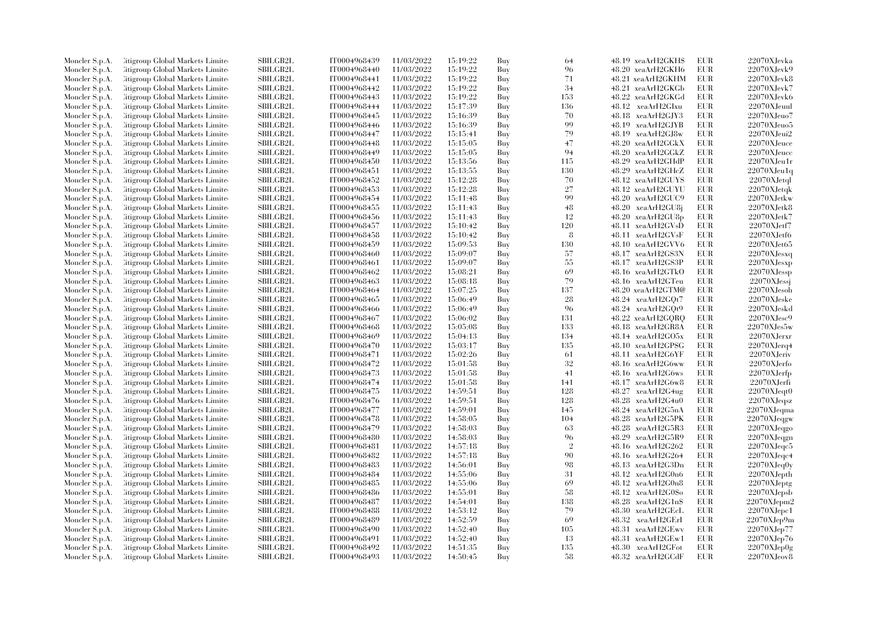| | | | | | | | | | | |
|---|---|---|---|---|---|---|---|---|---|---|
| Moncler S.p.A. | Citigroup Global Markets Limite | SBILGB2L | IT0004968439 | 11/03/2022 | 15:19:22 | Buy | 64 | 48.19 | xeaArH2GKH$ | EUR | 22070XJevka |
| Moncler S.p.A. | Citigroup Global Markets Limite | SBILGB2L | IT0004968440 | 11/03/2022 | 15:19:22 | Buy | 96 | 48.20 | xeaArH2GKH6 | EUR | 22070XJevk9 |
| Moncler S.p.A. | Citigroup Global Markets Limite | SBILGB2L | IT0004968441 | 11/03/2022 | 15:19:22 | Buy | 71 | 48.21 | xeaArH2GKHM | EUR | 22070XJevk8 |
| Moncler S.p.A. | Citigroup Global Markets Limite | SBILGB2L | IT0004968442 | 11/03/2022 | 15:19:22 | Buy | 34 | 48.21 | xeaArH2GKGb | EUR | 22070XJevk7 |
| Moncler S.p.A. | Citigroup Global Markets Limite | SBILGB2L | IT0004968443 | 11/03/2022 | 15:19:22 | Buy | 153 | 48.22 | xeaArH2GKGd | EUR | 22070XJevk6 |
| Moncler S.p.A. | Citigroup Global Markets Limite | SBILGB2L | IT0004968444 | 11/03/2022 | 15:17:39 | Buy | 136 | 48.12 | xeaArH2GIxu | EUR | 22070XJeuul |
| Moncler S.p.A. | Citigroup Global Markets Limite | SBILGB2L | IT0004968445 | 11/03/2022 | 15:16:39 | Buy | 70 | 48.18 | xeaArH2GJY3 | EUR | 22070XJeuo7 |
| Moncler S.p.A. | Citigroup Global Markets Limite | SBILGB2L | IT0004968446 | 11/03/2022 | 15:16:39 | Buy | 99 | 48.19 | xeaArH2GJYB | EUR | 22070XJeuo5 |
| Moncler S.p.A. | Citigroup Global Markets Limite | SBILGB2L | IT0004968447 | 11/03/2022 | 15:15:41 | Buy | 79 | 48.19 | xeaArH2GJ8w | EUR | 22070XJeui2 |
| Moncler S.p.A. | Citigroup Global Markets Limite | SBILGB2L | IT0004968448 | 11/03/2022 | 15:15:05 | Buy | 47 | 48.20 | xeaArH2GGkX | EUR | 22070XJeuce |
| Moncler S.p.A. | Citigroup Global Markets Limite | SBILGB2L | IT0004968449 | 11/03/2022 | 15:15:05 | Buy | 94 | 48.20 | xeaArH2GGkZ | EUR | 22070XJeucc |
| Moncler S.p.A. | Citigroup Global Markets Limite | SBILGB2L | IT0004968450 | 11/03/2022 | 15:13:56 | Buy | 115 | 48.29 | xeaArH2GHdP | EUR | 22070XJeu1r |
| Moncler S.p.A. | Citigroup Global Markets Limite | SBILGB2L | IT0004968451 | 11/03/2022 | 15:13:55 | Buy | 130 | 48.29 | xeaArH2GHcZ | EUR | 22070XJeu1q |
| Moncler S.p.A. | Citigroup Global Markets Limite | SBILGB2L | IT0004968452 | 11/03/2022 | 15:12:28 | Buy | 70 | 48.12 | xeaArH2GUYS | EUR | 22070XJetql |
| Moncler S.p.A. | Citigroup Global Markets Limite | SBILGB2L | IT0004968453 | 11/03/2022 | 15:12:28 | Buy | 27 | 48.12 | xeaArH2GUYU | EUR | 22070XJetqk |
| Moncler S.p.A. | Citigroup Global Markets Limite | SBILGB2L | IT0004968454 | 11/03/2022 | 15:11:48 | Buy | 99 | 48.20 | xeaArH2GUC9 | EUR | 22070XJetkw |
| Moncler S.p.A. | Citigroup Global Markets Limite | SBILGB2L | IT0004968455 | 11/03/2022 | 15:11:43 | Buy | 48 | 48.20 | xeaArH2GU8j | EUR | 22070XJetk8 |
| Moncler S.p.A. | Citigroup Global Markets Limite | SBILGB2L | IT0004968456 | 11/03/2022 | 15:11:43 | Buy | 12 | 48.20 | xeaArH2GU8p | EUR | 22070XJetk7 |
| Moncler S.p.A. | Citigroup Global Markets Limite | SBILGB2L | IT0004968457 | 11/03/2022 | 15:10:42 | Buy | 120 | 48.11 | xeaArH2GVsD | EUR | 22070XJetf7 |
| Moncler S.p.A. | Citigroup Global Markets Limite | SBILGB2L | IT0004968458 | 11/03/2022 | 15:10:42 | Buy | 8 | 48.11 | xeaArH2GVsF | EUR | 22070XJetf6 |
| Moncler S.p.A. | Citigroup Global Markets Limite | SBILGB2L | IT0004968459 | 11/03/2022 | 15:09:53 | Buy | 130 | 48.10 | xeaArH2GVV6 | EUR | 22070XJet65 |
| Moncler S.p.A. | Citigroup Global Markets Limite | SBILGB2L | IT0004968460 | 11/03/2022 | 15:09:07 | Buy | 57 | 48.17 | xeaArH2GS3N | EUR | 22070XJesxq |
| Moncler S.p.A. | Citigroup Global Markets Limite | SBILGB2L | IT0004968461 | 11/03/2022 | 15:09:07 | Buy | 55 | 48.17 | xeaArH2GS3P | EUR | 22070XJesxp |
| Moncler S.p.A. | Citigroup Global Markets Limite | SBILGB2L | IT0004968462 | 11/03/2022 | 15:08:21 | Buy | 69 | 48.16 | xeaArH2GTkO | EUR | 22070XJessp |
| Moncler S.p.A. | Citigroup Global Markets Limite | SBILGB2L | IT0004968463 | 11/03/2022 | 15:08:18 | Buy | 79 | 48.16 | xeaArH2GTeu | EUR | 22070XJessj |
| Moncler S.p.A. | Citigroup Global Markets Limite | SBILGB2L | IT0004968464 | 11/03/2022 | 15:07:25 | Buy | 137 | 48.20 | xeaArH2GTM@ | EUR | 22070XJesoh |
| Moncler S.p.A. | Citigroup Global Markets Limite | SBILGB2L | IT0004968465 | 11/03/2022 | 15:06:49 | Buy | 28 | 48.24 | xeaArH2GQt7 | EUR | 22070XJeske |
| Moncler S.p.A. | Citigroup Global Markets Limite | SBILGB2L | IT0004968466 | 11/03/2022 | 15:06:49 | Buy | 96 | 48.24 | xeaArH2GQt9 | EUR | 22070XJeskd |
| Moncler S.p.A. | Citigroup Global Markets Limite | SBILGB2L | IT0004968467 | 11/03/2022 | 15:06:02 | Buy | 131 | 48.22 | xeaArH2GQRQ | EUR | 22070XJesc9 |
| Moncler S.p.A. | Citigroup Global Markets Limite | SBILGB2L | IT0004968468 | 11/03/2022 | 15:05:08 | Buy | 133 | 48.18 | xeaArH2GR8A | EUR | 22070XJes5w |
| Moncler S.p.A. | Citigroup Global Markets Limite | SBILGB2L | IT0004968469 | 11/03/2022 | 15:04:13 | Buy | 134 | 48.14 | xeaArH2GO5x | EUR | 22070XJerxr |
| Moncler S.p.A. | Citigroup Global Markets Limite | SBILGB2L | IT0004968470 | 11/03/2022 | 15:03:17 | Buy | 135 | 48.10 | xeaArH2GP$G | EUR | 22070XJerq4 |
| Moncler S.p.A. | Citigroup Global Markets Limite | SBILGB2L | IT0004968471 | 11/03/2022 | 15:02:26 | Buy | 61 | 48.11 | xeaArH2G6YF | EUR | 22070XJeriv |
| Moncler S.p.A. | Citigroup Global Markets Limite | SBILGB2L | IT0004968472 | 11/03/2022 | 15:01:58 | Buy | 32 | 48.16 | xeaArH2G6ww | EUR | 22070XJerfo |
| Moncler S.p.A. | Citigroup Global Markets Limite | SBILGB2L | IT0004968473 | 11/03/2022 | 15:01:58 | Buy | 41 | 48.16 | xeaArH2G6ws | EUR | 22070XJerfp |
| Moncler S.p.A. | Citigroup Global Markets Limite | SBILGB2L | IT0004968474 | 11/03/2022 | 15:01:58 | Buy | 141 | 48.17 | xeaArH2G6w8 | EUR | 22070XJerfi |
| Moncler S.p.A. | Citigroup Global Markets Limite | SBILGB2L | IT0004968475 | 11/03/2022 | 14:59:51 | Buy | 128 | 48.27 | xeaArH2G4ug | EUR | 22070XJeqt0 |
| Moncler S.p.A. | Citigroup Global Markets Limite | SBILGB2L | IT0004968476 | 11/03/2022 | 14:59:51 | Buy | 128 | 48.28 | xeaArH2G4u0 | EUR | 22070XJeqsz |
| Moncler S.p.A. | Citigroup Global Markets Limite | SBILGB2L | IT0004968477 | 11/03/2022 | 14:59:01 | Buy | 145 | 48.24 | xeaArH2G5nA | EUR | 22070XJeqma |
| Moncler S.p.A. | Citigroup Global Markets Limite | SBILGB2L | IT0004968478 | 11/03/2022 | 14:58:05 | Buy | 104 | 48.28 | xeaArH2G5PK | EUR | 22070XJeqgw |
| Moncler S.p.A. | Citigroup Global Markets Limite | SBILGB2L | IT0004968479 | 11/03/2022 | 14:58:03 | Buy | 63 | 48.28 | xeaArH2G5R3 | EUR | 22070XJeqgo |
| Moncler S.p.A. | Citigroup Global Markets Limite | SBILGB2L | IT0004968480 | 11/03/2022 | 14:58:03 | Buy | 96 | 48.29 | xeaArH2G5R9 | EUR | 22070XJeqgn |
| Moncler S.p.A. | Citigroup Global Markets Limite | SBILGB2L | IT0004968481 | 11/03/2022 | 14:57:18 | Buy | 2 | 48.16 | xeaArH2G262 | EUR | 22070XJeqc5 |
| Moncler S.p.A. | Citigroup Global Markets Limite | SBILGB2L | IT0004968482 | 11/03/2022 | 14:57:18 | Buy | 90 | 48.16 | xeaArH2G264 | EUR | 22070XJeqc4 |
| Moncler S.p.A. | Citigroup Global Markets Limite | SBILGB2L | IT0004968483 | 11/03/2022 | 14:56:01 | Buy | 98 | 48.13 | xeaArH2G3Dn | EUR | 22070XJeq0y |
| Moncler S.p.A. | Citigroup Global Markets Limite | SBILGB2L | IT0004968484 | 11/03/2022 | 14:55:06 | Buy | 31 | 48.12 | xeaArH2G0n6 | EUR | 22070XJepth |
| Moncler S.p.A. | Citigroup Global Markets Limite | SBILGB2L | IT0004968485 | 11/03/2022 | 14:55:06 | Buy | 69 | 48.12 | xeaArH2G0n8 | EUR | 22070XJeptg |
| Moncler S.p.A. | Citigroup Global Markets Limite | SBILGB2L | IT0004968486 | 11/03/2022 | 14:55:01 | Buy | 58 | 48.12 | xeaArH2G0$o | EUR | 22070XJepsb |
| Moncler S.p.A. | Citigroup Global Markets Limite | SBILGB2L | IT0004968487 | 11/03/2022 | 14:54:01 | Buy | 138 | 48.28 | xeaArH2G1n$ | EUR | 22070XJepm2 |
| Moncler S.p.A. | Citigroup Global Markets Limite | SBILGB2L | IT0004968488 | 11/03/2022 | 14:53:12 | Buy | 79 | 48.30 | xeaArH2GEcL | EUR | 22070XJepc1 |
| Moncler S.p.A. | Citigroup Global Markets Limite | SBILGB2L | IT0004968489 | 11/03/2022 | 14:52:59 | Buy | 69 | 48.32 | xeaArH2GErI | EUR | 22070XJep9m |
| Moncler S.p.A. | Citigroup Global Markets Limite | SBILGB2L | IT0004968490 | 11/03/2022 | 14:52:40 | Buy | 105 | 48.31 | xeaArH2GEwv | EUR | 22070XJep77 |
| Moncler S.p.A. | Citigroup Global Markets Limite | SBILGB2L | IT0004968491 | 11/03/2022 | 14:52:40 | Buy | 13 | 48.31 | xeaArH2GEw1 | EUR | 22070XJep76 |
| Moncler S.p.A. | Citigroup Global Markets Limite | SBILGB2L | IT0004968492 | 11/03/2022 | 14:51:35 | Buy | 135 | 48.30 | xeaArH2GFot | EUR | 22070XJep0g |
| Moncler S.p.A. | Citigroup Global Markets Limite | SBILGB2L | IT0004968493 | 11/03/2022 | 14:50:45 | Buy | 58 | 48.32 | xeaArH2GCdF | EUR | 22070XJeov8 |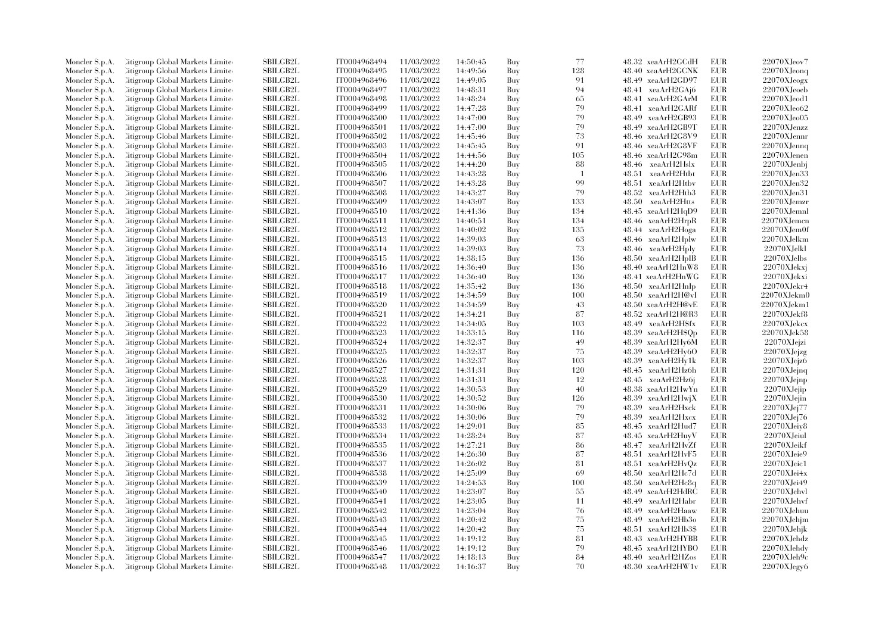| | | | | | | | | | | | |
|---|---|---|---|---|---|---|---|---|---|---|---|
| Moncler S.p.A. | Citigroup Global Markets Limited | SBILGB2L | IT0004968494 | 11/03/2022 | 14:50:45 | Buy | 77 | 48.32 | xeaArH2GCdH | EUR | 22070XJeov7 |
| Moncler S.p.A. | Citigroup Global Markets Limited | SBILGB2L | IT0004968495 | 11/03/2022 | 14:49:56 | Buy | 128 | 48.40 | xeaArH2GCNK | EUR | 22070XJeonq |
| Moncler S.p.A. | Citigroup Global Markets Limited | SBILGB2L | IT0004968496 | 11/03/2022 | 14:49:05 | Buy | 91 | 48.49 | xeaArH2GD97 | EUR | 22070XJeogx |
| Moncler S.p.A. | Citigroup Global Markets Limited | SBILGB2L | IT0004968497 | 11/03/2022 | 14:48:31 | Buy | 94 | 48.41 | xeaArH2GAj6 | EUR | 22070XJeoeb |
| Moncler S.p.A. | Citigroup Global Markets Limited | SBILGB2L | IT0004968498 | 11/03/2022 | 14:48:24 | Buy | 65 | 48.41 | xeaArH2GArM | EUR | 22070XJeod1 |
| Moncler S.p.A. | Citigroup Global Markets Limited | SBILGB2L | IT0004968499 | 11/03/2022 | 14:47:28 | Buy | 79 | 48.41 | xeaArH2GARf | EUR | 22070XJeo62 |
| Moncler S.p.A. | Citigroup Global Markets Limited | SBILGB2L | IT0004968500 | 11/03/2022 | 14:47:00 | Buy | 79 | 48.49 | xeaArH2GB93 | EUR | 22070XJeo05 |
| Moncler S.p.A. | Citigroup Global Markets Limited | SBILGB2L | IT0004968501 | 11/03/2022 | 14:47:00 | Buy | 79 | 48.49 | xeaArH2GB9T | EUR | 22070XJenzz |
| Moncler S.p.A. | Citigroup Global Markets Limited | SBILGB2L | IT0004968502 | 11/03/2022 | 14:45:46 | Buy | 73 | 48.46 | xeaArH2G8V9 | EUR | 22070XJennr |
| Moncler S.p.A. | Citigroup Global Markets Limited | SBILGB2L | IT0004968503 | 11/03/2022 | 14:45:45 | Buy | 91 | 48.46 | xeaArH2G8VF | EUR | 22070XJennq |
| Moncler S.p.A. | Citigroup Global Markets Limited | SBILGB2L | IT0004968504 | 11/03/2022 | 14:44:56 | Buy | 105 | 48.46 | xeaArH2G98m | EUR | 22070XJenen |
| Moncler S.p.A. | Citigroup Global Markets Limited | SBILGB2L | IT0004968505 | 11/03/2022 | 14:44:20 | Buy | 88 | 48.46 | xeaArH2Hslx | EUR | 22070XJenbj |
| Moncler S.p.A. | Citigroup Global Markets Limited | SBILGB2L | IT0004968506 | 11/03/2022 | 14:43:28 | Buy | 1 | 48.51 | xeaArH2Htbt | EUR | 22070XJen33 |
| Moncler S.p.A. | Citigroup Global Markets Limited | SBILGB2L | IT0004968507 | 11/03/2022 | 14:43:28 | Buy | 99 | 48.51 | xeaArH2Htbv | EUR | 22070XJen32 |
| Moncler S.p.A. | Citigroup Global Markets Limited | SBILGB2L | IT0004968508 | 11/03/2022 | 14:43:27 | Buy | 79 | 48.52 | xeaArH2Htb3 | EUR | 22070XJen31 |
| Moncler S.p.A. | Citigroup Global Markets Limited | SBILGB2L | IT0004968509 | 11/03/2022 | 14:43:07 | Buy | 133 | 48.50 | xeaArH2Htts | EUR | 22070XJemzr |
| Moncler S.p.A. | Citigroup Global Markets Limited | SBILGB2L | IT0004968510 | 11/03/2022 | 14:41:36 | Buy | 134 | 48.45 | xeaArH2HqD9 | EUR | 22070XJemnl |
| Moncler S.p.A. | Citigroup Global Markets Limited | SBILGB2L | IT0004968511 | 11/03/2022 | 14:40:51 | Buy | 134 | 48.46 | xeaArH2HrpR | EUR | 22070XJemen |
| Moncler S.p.A. | Citigroup Global Markets Limited | SBILGB2L | IT0004968512 | 11/03/2022 | 14:40:02 | Buy | 135 | 48.44 | xeaArH2Hoga | EUR | 22070XJem0f |
| Moncler S.p.A. | Citigroup Global Markets Limited | SBILGB2L | IT0004968513 | 11/03/2022 | 14:39:03 | Buy | 63 | 48.46 | xeaArH2Hplw | EUR | 22070XJelkm |
| Moncler S.p.A. | Citigroup Global Markets Limited | SBILGB2L | IT0004968514 | 11/03/2022 | 14:39:03 | Buy | 73 | 48.46 | xeaArH2Hply | EUR | 22070XJelkl |
| Moncler S.p.A. | Citigroup Global Markets Limited | SBILGB2L | IT0004968515 | 11/03/2022 | 14:38:15 | Buy | 136 | 48.50 | xeaArH2HpIB | EUR | 22070XJelbs |
| Moncler S.p.A. | Citigroup Global Markets Limited | SBILGB2L | IT0004968516 | 11/03/2022 | 14:36:40 | Buy | 136 | 48.40 | xeaArH2HnW8 | EUR | 22070XJekxj |
| Moncler S.p.A. | Citigroup Global Markets Limited | SBILGB2L | IT0004968517 | 11/03/2022 | 14:36:40 | Buy | 136 | 48.41 | xeaArH2HnWG | EUR | 22070XJekxi |
| Moncler S.p.A. | Citigroup Global Markets Limited | SBILGB2L | IT0004968518 | 11/03/2022 | 14:35:42 | Buy | 136 | 48.50 | xeaArH2HnIp | EUR | 22070XJekr4 |
| Moncler S.p.A. | Citigroup Global Markets Limited | SBILGB2L | IT0004968519 | 11/03/2022 | 14:34:59 | Buy | 100 | 48.50 | xeaArH2H@vI | EUR | 22070XJekm0 |
| Moncler S.p.A. | Citigroup Global Markets Limited | SBILGB2L | IT0004968520 | 11/03/2022 | 14:34:59 | Buy | 43 | 48.50 | xeaArH2H@vE | EUR | 22070XJekm1 |
| Moncler S.p.A. | Citigroup Global Markets Limited | SBILGB2L | IT0004968521 | 11/03/2022 | 14:34:21 | Buy | 87 | 48.52 | xeaArH2H@R3 | EUR | 22070XJekf8 |
| Moncler S.p.A. | Citigroup Global Markets Limited | SBILGB2L | IT0004968522 | 11/03/2022 | 14:34:05 | Buy | 103 | 48.49 | xeaArH2H$fx | EUR | 22070XJekcx |
| Moncler S.p.A. | Citigroup Global Markets Limited | SBILGB2L | IT0004968523 | 11/03/2022 | 14:33:15 | Buy | 116 | 48.39 | xeaArH2H$Qp | EUR | 22070XJek58 |
| Moncler S.p.A. | Citigroup Global Markets Limited | SBILGB2L | IT0004968524 | 11/03/2022 | 14:32:37 | Buy | 49 | 48.39 | xeaArH2Hy6M | EUR | 22070XJejzi |
| Moncler S.p.A. | Citigroup Global Markets Limited | SBILGB2L | IT0004968525 | 11/03/2022 | 14:32:37 | Buy | 75 | 48.39 | xeaArH2Hy6O | EUR | 22070XJejzg |
| Moncler S.p.A. | Citigroup Global Markets Limited | SBILGB2L | IT0004968526 | 11/03/2022 | 14:32:37 | Buy | 103 | 48.39 | xeaArH2Hy1k | EUR | 22070XJejz6 |
| Moncler S.p.A. | Citigroup Global Markets Limited | SBILGB2L | IT0004968527 | 11/03/2022 | 14:31:31 | Buy | 120 | 48.45 | xeaArH2Hz6h | EUR | 22070XJejnq |
| Moncler S.p.A. | Citigroup Global Markets Limited | SBILGB2L | IT0004968528 | 11/03/2022 | 14:31:31 | Buy | 12 | 48.45 | xeaArH2Hz6j | EUR | 22070XJejnp |
| Moncler S.p.A. | Citigroup Global Markets Limited | SBILGB2L | IT0004968529 | 11/03/2022 | 14:30:53 | Buy | 40 | 48.38 | xeaArH2HwYn | EUR | 22070XJejip |
| Moncler S.p.A. | Citigroup Global Markets Limited | SBILGB2L | IT0004968530 | 11/03/2022 | 14:30:52 | Buy | 126 | 48.39 | xeaArH2HwjX | EUR | 22070XJejin |
| Moncler S.p.A. | Citigroup Global Markets Limited | SBILGB2L | IT0004968531 | 11/03/2022 | 14:30:06 | Buy | 79 | 48.39 | xeaArH2Hxck | EUR | 22070XJej77 |
| Moncler S.p.A. | Citigroup Global Markets Limited | SBILGB2L | IT0004968532 | 11/03/2022 | 14:30:06 | Buy | 79 | 48.39 | xeaArH2Hxcx | EUR | 22070XJej76 |
| Moncler S.p.A. | Citigroup Global Markets Limited | SBILGB2L | IT0004968533 | 11/03/2022 | 14:29:01 | Buy | 85 | 48.45 | xeaArH2Hud7 | EUR | 22070XJeiy8 |
| Moncler S.p.A. | Citigroup Global Markets Limited | SBILGB2L | IT0004968534 | 11/03/2022 | 14:28:24 | Buy | 87 | 48.45 | xeaArH2HuyV | EUR | 22070XJeiul |
| Moncler S.p.A. | Citigroup Global Markets Limited | SBILGB2L | IT0004968535 | 11/03/2022 | 14:27:21 | Buy | 86 | 48.47 | xeaArH2HvZf | EUR | 22070XJeikf |
| Moncler S.p.A. | Citigroup Global Markets Limited | SBILGB2L | IT0004968536 | 11/03/2022 | 14:26:30 | Buy | 87 | 48.51 | xeaArH2HvF5 | EUR | 22070XJeie9 |
| Moncler S.p.A. | Citigroup Global Markets Limited | SBILGB2L | IT0004968537 | 11/03/2022 | 14:26:02 | Buy | 81 | 48.51 | xeaArH2HvQz | EUR | 22070XJeic1 |
| Moncler S.p.A. | Citigroup Global Markets Limited | SBILGB2L | IT0004968538 | 11/03/2022 | 14:25:09 | Buy | 69 | 48.50 | xeaArH2Hc7d | EUR | 22070XJei4x |
| Moncler S.p.A. | Citigroup Global Markets Limited | SBILGB2L | IT0004968539 | 11/03/2022 | 14:24:53 | Buy | 100 | 48.50 | xeaArH2Hc8q | EUR | 22070XJei49 |
| Moncler S.p.A. | Citigroup Global Markets Limited | SBILGB2L | IT0004968540 | 11/03/2022 | 14:23:07 | Buy | 55 | 48.49 | xeaArH2HdRC | EUR | 22070XJehvl |
| Moncler S.p.A. | Citigroup Global Markets Limited | SBILGB2L | IT0004968541 | 11/03/2022 | 14:23:05 | Buy | 11 | 48.49 | xeaArH2Habr | EUR | 22070XJehvf |
| Moncler S.p.A. | Citigroup Global Markets Limited | SBILGB2L | IT0004968542 | 11/03/2022 | 14:23:04 | Buy | 76 | 48.49 | xeaArH2Haaw | EUR | 22070XJehuu |
| Moncler S.p.A. | Citigroup Global Markets Limited | SBILGB2L | IT0004968543 | 11/03/2022 | 14:20:42 | Buy | 75 | 48.49 | xeaArH2Hb3o | EUR | 22070XJehjm |
| Moncler S.p.A. | Citigroup Global Markets Limited | SBILGB2L | IT0004968544 | 11/03/2022 | 14:20:42 | Buy | 75 | 48.51 | xeaArH2Hb3$ | EUR | 22070XJehjk |
| Moncler S.p.A. | Citigroup Global Markets Limited | SBILGB2L | IT0004968545 | 11/03/2022 | 14:19:12 | Buy | 81 | 48.43 | xeaArH2HYBB | EUR | 22070XJehdz |
| Moncler S.p.A. | Citigroup Global Markets Limited | SBILGB2L | IT0004968546 | 11/03/2022 | 14:19:12 | Buy | 79 | 48.45 | xeaArH2HYBO | EUR | 22070XJehdy |
| Moncler S.p.A. | Citigroup Global Markets Limited | SBILGB2L | IT0004968547 | 11/03/2022 | 14:18:13 | Buy | 84 | 48.40 | xeaArH2HZos | EUR | 22070XJeh9c |
| Moncler S.p.A. | Citigroup Global Markets Limited | SBILGB2L | IT0004968548 | 11/03/2022 | 14:16:37 | Buy | 70 | 48.30 | xeaArH2HW1v | EUR | 22070XJegy6 |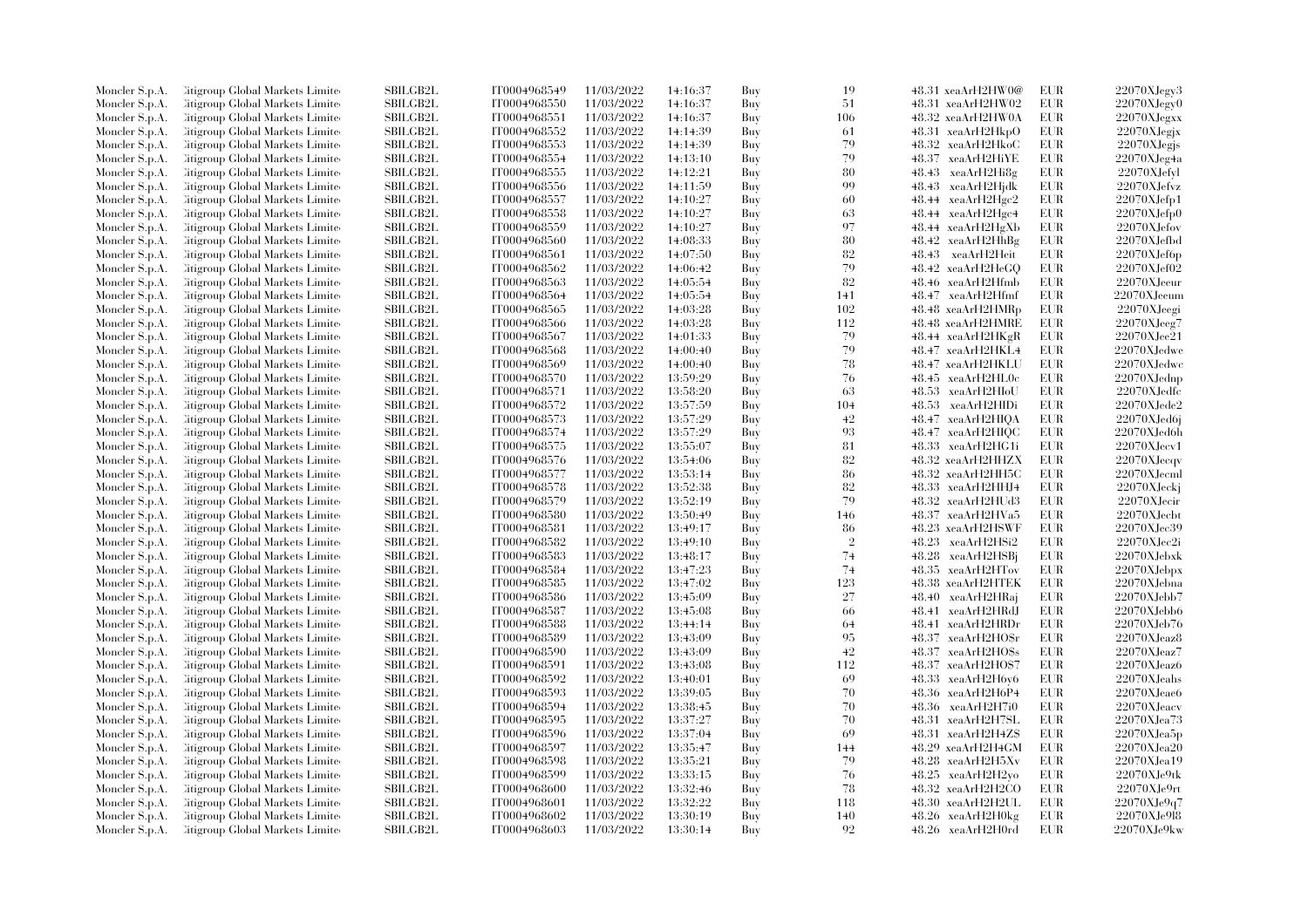| | | | | | | | | | | |
|---|---|---|---|---|---|---|---|---|---|---|
| Moncler S.p.A. | Citigroup Global Markets Limited | SBILGB2L | IT0004968549 | 11/03/2022 | 14:16:37 | Buy | 19 | 48.31 | xeaArH2HW0@ | EUR | 22070XJegy3 |
| Moncler S.p.A. | Citigroup Global Markets Limited | SBILGB2L | IT0004968550 | 11/03/2022 | 14:16:37 | Buy | 51 | 48.31 | xeaArH2HW02 | EUR | 22070XJegy0 |
| Moncler S.p.A. | Citigroup Global Markets Limited | SBILGB2L | IT0004968551 | 11/03/2022 | 14:16:37 | Buy | 106 | 48.32 | xeaArH2HW0A | EUR | 22070XJegxx |
| Moncler S.p.A. | Citigroup Global Markets Limited | SBILGB2L | IT0004968552 | 11/03/2022 | 14:14:39 | Buy | 61 | 48.31 | xeaArH2HkpO | EUR | 22070XJegjx |
| Moncler S.p.A. | Citigroup Global Markets Limited | SBILGB2L | IT0004968553 | 11/03/2022 | 14:14:39 | Buy | 79 | 48.32 | xeaArH2HkoC | EUR | 22070XJegjs |
| Moncler S.p.A. | Citigroup Global Markets Limited | SBILGB2L | IT0004968554 | 11/03/2022 | 14:13:10 | Buy | 79 | 48.37 | xeaArH2HiYE | EUR | 22070XJeg4a |
| Moncler S.p.A. | Citigroup Global Markets Limited | SBILGB2L | IT0004968555 | 11/03/2022 | 14:12:21 | Buy | 80 | 48.43 | xeaArH2Hi8g | EUR | 22070XJefyl |
| Moncler S.p.A. | Citigroup Global Markets Limited | SBILGB2L | IT0004968556 | 11/03/2022 | 14:11:59 | Buy | 99 | 48.43 | xeaArH2Hjdk | EUR | 22070XJefvz |
| Moncler S.p.A. | Citigroup Global Markets Limited | SBILGB2L | IT0004968557 | 11/03/2022 | 14:10:27 | Buy | 60 | 48.44 | xeaArH2Hgc2 | EUR | 22070XJefp1 |
| Moncler S.p.A. | Citigroup Global Markets Limited | SBILGB2L | IT0004968558 | 11/03/2022 | 14:10:27 | Buy | 63 | 48.44 | xeaArH2Hgc4 | EUR | 22070XJefp0 |
| Moncler S.p.A. | Citigroup Global Markets Limited | SBILGB2L | IT0004968559 | 11/03/2022 | 14:10:27 | Buy | 97 | 48.44 | xeaArH2HgXb | EUR | 22070XJefov |
| Moncler S.p.A. | Citigroup Global Markets Limited | SBILGB2L | IT0004968560 | 11/03/2022 | 14:08:33 | Buy | 80 | 48.42 | xeaArH2HhBg | EUR | 22070XJefbd |
| Moncler S.p.A. | Citigroup Global Markets Limited | SBILGB2L | IT0004968561 | 11/03/2022 | 14:07:50 | Buy | 82 | 48.43 | xeaArH2Heit | EUR | 22070XJef6p |
| Moncler S.p.A. | Citigroup Global Markets Limited | SBILGB2L | IT0004968562 | 11/03/2022 | 14:06:42 | Buy | 79 | 48.42 | xeaArH2HeGQ | EUR | 22070XJef02 |
| Moncler S.p.A. | Citigroup Global Markets Limited | SBILGB2L | IT0004968563 | 11/03/2022 | 14:05:54 | Buy | 82 | 48.46 | xeaArH2Hfmb | EUR | 22070XJeeur |
| Moncler S.p.A. | Citigroup Global Markets Limited | SBILGB2L | IT0004968564 | 11/03/2022 | 14:05:54 | Buy | 141 | 48.47 | xeaArH2Hfmf | EUR | 22070XJeeum |
| Moncler S.p.A. | Citigroup Global Markets Limited | SBILGB2L | IT0004968565 | 11/03/2022 | 14:03:28 | Buy | 102 | 48.48 | xeaArH2HMRp | EUR | 22070XJeegi |
| Moncler S.p.A. | Citigroup Global Markets Limited | SBILGB2L | IT0004968566 | 11/03/2022 | 14:03:28 | Buy | 112 | 48.48 | xeaArH2HMRE | EUR | 22070XJeeg7 |
| Moncler S.p.A. | Citigroup Global Markets Limited | SBILGB2L | IT0004968567 | 11/03/2022 | 14:01:33 | Buy | 79 | 48.44 | xeaArH2HKgR | EUR | 22070XJee21 |
| Moncler S.p.A. | Citigroup Global Markets Limited | SBILGB2L | IT0004968568 | 11/03/2022 | 14:00:40 | Buy | 79 | 48.47 | xeaArH2HKL4 | EUR | 22070XJedwe |
| Moncler S.p.A. | Citigroup Global Markets Limited | SBILGB2L | IT0004968569 | 11/03/2022 | 14:00:40 | Buy | 78 | 48.47 | xeaArH2HKLU | EUR | 22070XJedwc |
| Moncler S.p.A. | Citigroup Global Markets Limited | SBILGB2L | IT0004968570 | 11/03/2022 | 13:59:29 | Buy | 76 | 48.45 | xeaArH2HL0c | EUR | 22070XJednp |
| Moncler S.p.A. | Citigroup Global Markets Limited | SBILGB2L | IT0004968571 | 11/03/2022 | 13:58:20 | Buy | 63 | 48.53 | xeaArH2HIoU | EUR | 22070XJedfc |
| Moncler S.p.A. | Citigroup Global Markets Limited | SBILGB2L | IT0004968572 | 11/03/2022 | 13:57:59 | Buy | 104 | 48.53 | xeaArH2HIDi | EUR | 22070XJede2 |
| Moncler S.p.A. | Citigroup Global Markets Limited | SBILGB2L | IT0004968573 | 11/03/2022 | 13:57:29 | Buy | 42 | 48.47 | xeaArH2HIQA | EUR | 22070XJed6j |
| Moncler S.p.A. | Citigroup Global Markets Limited | SBILGB2L | IT0004968574 | 11/03/2022 | 13:57:29 | Buy | 93 | 48.47 | xeaArH2HIQC | EUR | 22070XJed6h |
| Moncler S.p.A. | Citigroup Global Markets Limited | SBILGB2L | IT0004968575 | 11/03/2022 | 13:55:07 | Buy | 81 | 48.33 | xeaArH2HG1i | EUR | 22070XJecv1 |
| Moncler S.p.A. | Citigroup Global Markets Limited | SBILGB2L | IT0004968576 | 11/03/2022 | 13:54:06 | Buy | 82 | 48.32 | xeaArH2HHZX | EUR | 22070XJecqv |
| Moncler S.p.A. | Citigroup Global Markets Limited | SBILGB2L | IT0004968577 | 11/03/2022 | 13:53:14 | Buy | 86 | 48.32 | xeaArH2HH5C | EUR | 22070XJecml |
| Moncler S.p.A. | Citigroup Global Markets Limited | SBILGB2L | IT0004968578 | 11/03/2022 | 13:52:38 | Buy | 82 | 48.33 | xeaArH2HHJ4 | EUR | 22070XJeckj |
| Moncler S.p.A. | Citigroup Global Markets Limited | SBILGB2L | IT0004968579 | 11/03/2022 | 13:52:19 | Buy | 79 | 48.32 | xeaArH2HUd3 | EUR | 22070XJecir |
| Moncler S.p.A. | Citigroup Global Markets Limited | SBILGB2L | IT0004968580 | 11/03/2022 | 13:50:49 | Buy | 146 | 48.37 | xeaArH2HVa5 | EUR | 22070XJecbt |
| Moncler S.p.A. | Citigroup Global Markets Limited | SBILGB2L | IT0004968581 | 11/03/2022 | 13:49:17 | Buy | 86 | 48.23 | xeaArH2HSWF | EUR | 22070XJec39 |
| Moncler S.p.A. | Citigroup Global Markets Limited | SBILGB2L | IT0004968582 | 11/03/2022 | 13:49:10 | Buy | 2 | 48.23 | xeaArH2HSi2 | EUR | 22070XJec2i |
| Moncler S.p.A. | Citigroup Global Markets Limited | SBILGB2L | IT0004968583 | 11/03/2022 | 13:48:17 | Buy | 74 | 48.28 | xeaArH2HSBj | EUR | 22070XJebxk |
| Moncler S.p.A. | Citigroup Global Markets Limited | SBILGB2L | IT0004968584 | 11/03/2022 | 13:47:23 | Buy | 74 | 48.35 | xeaArH2HTov | EUR | 22070XJebpx |
| Moncler S.p.A. | Citigroup Global Markets Limited | SBILGB2L | IT0004968585 | 11/03/2022 | 13:47:02 | Buy | 123 | 48.38 | xeaArH2HTEK | EUR | 22070XJebna |
| Moncler S.p.A. | Citigroup Global Markets Limited | SBILGB2L | IT0004968586 | 11/03/2022 | 13:45:09 | Buy | 27 | 48.40 | xeaArH2HRaj | EUR | 22070XJebb7 |
| Moncler S.p.A. | Citigroup Global Markets Limited | SBILGB2L | IT0004968587 | 11/03/2022 | 13:45:08 | Buy | 66 | 48.41 | xeaArH2HRdJ | EUR | 22070XJebb6 |
| Moncler S.p.A. | Citigroup Global Markets Limited | SBILGB2L | IT0004968588 | 11/03/2022 | 13:44:14 | Buy | 64 | 48.41 | xeaArH2HRDr | EUR | 22070XJeb76 |
| Moncler S.p.A. | Citigroup Global Markets Limited | SBILGB2L | IT0004968589 | 11/03/2022 | 13:43:09 | Buy | 95 | 48.37 | xeaArH2HOSr | EUR | 22070XJeaz8 |
| Moncler S.p.A. | Citigroup Global Markets Limited | SBILGB2L | IT0004968590 | 11/03/2022 | 13:43:09 | Buy | 42 | 48.37 | xeaArH2HOSs | EUR | 22070XJeaz7 |
| Moncler S.p.A. | Citigroup Global Markets Limited | SBILGB2L | IT0004968591 | 11/03/2022 | 13:43:08 | Buy | 112 | 48.37 | xeaArH2HOS7 | EUR | 22070XJeaz6 |
| Moncler S.p.A. | Citigroup Global Markets Limited | SBILGB2L | IT0004968592 | 11/03/2022 | 13:40:01 | Buy | 69 | 48.33 | xeaArH2H6y6 | EUR | 22070XJeahs |
| Moncler S.p.A. | Citigroup Global Markets Limited | SBILGB2L | IT0004968593 | 11/03/2022 | 13:39:05 | Buy | 70 | 48.36 | xeaArH2H6P4 | EUR | 22070XJeae6 |
| Moncler S.p.A. | Citigroup Global Markets Limited | SBILGB2L | IT0004968594 | 11/03/2022 | 13:38:45 | Buy | 70 | 48.36 | xeaArH2H7i0 | EUR | 22070XJeacv |
| Moncler S.p.A. | Citigroup Global Markets Limited | SBILGB2L | IT0004968595 | 11/03/2022 | 13:37:27 | Buy | 70 | 48.31 | xeaArH2H7SL | EUR | 22070XJea73 |
| Moncler S.p.A. | Citigroup Global Markets Limited | SBILGB2L | IT0004968596 | 11/03/2022 | 13:37:04 | Buy | 69 | 48.31 | xeaArH2H4Z$ | EUR | 22070XJea5p |
| Moncler S.p.A. | Citigroup Global Markets Limited | SBILGB2L | IT0004968597 | 11/03/2022 | 13:35:47 | Buy | 144 | 48.29 | xeaArH2H4GM | EUR | 22070XJea20 |
| Moncler S.p.A. | Citigroup Global Markets Limited | SBILGB2L | IT0004968598 | 11/03/2022 | 13:35:21 | Buy | 79 | 48.28 | xeaArH2H5Xv | EUR | 22070XJea19 |
| Moncler S.p.A. | Citigroup Global Markets Limited | SBILGB2L | IT0004968599 | 11/03/2022 | 13:33:15 | Buy | 76 | 48.25 | xeaArH2H2yo | EUR | 22070XJe9tk |
| Moncler S.p.A. | Citigroup Global Markets Limited | SBILGB2L | IT0004968600 | 11/03/2022 | 13:32:46 | Buy | 78 | 48.32 | xeaArH2H2CO | EUR | 22070XJe9rt |
| Moncler S.p.A. | Citigroup Global Markets Limited | SBILGB2L | IT0004968601 | 11/03/2022 | 13:32:22 | Buy | 118 | 48.30 | xeaArH2H2UL | EUR | 22070XJe9q7 |
| Moncler S.p.A. | Citigroup Global Markets Limited | SBILGB2L | IT0004968602 | 11/03/2022 | 13:30:19 | Buy | 140 | 48.26 | xeaArH2H0kg | EUR | 22070XJe9l8 |
| Moncler S.p.A. | Citigroup Global Markets Limited | SBILGB2L | IT0004968603 | 11/03/2022 | 13:30:14 | Buy | 92 | 48.26 | xeaArH2H0rd | EUR | 22070XJe9kw |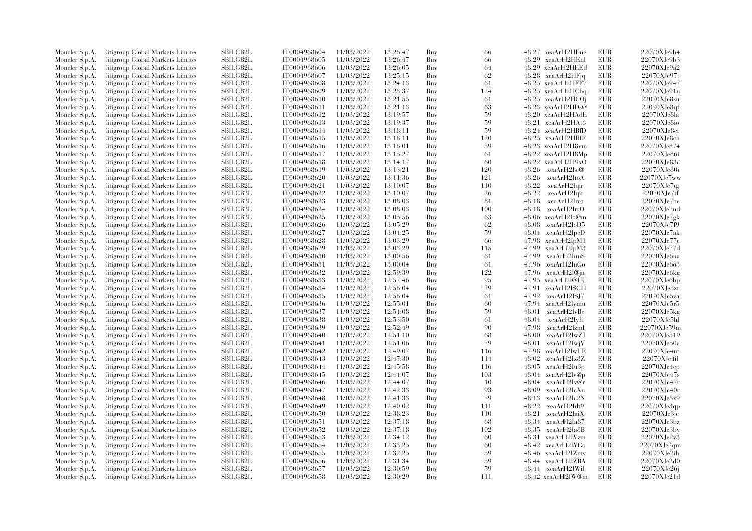| Moncler S.p.A. | Citigroup Global Markets Limite | SBILGB2L | IT0004968604 | 11/03/2022 | 13:26:47 | Buy | 66 | 48.27 | xeaArH2HEne | EUR | 22070XJe9b4 |
|---|---|---|---|---|---|---|---|---|---|---|---|
| Moncler S.p.A. | Citigroup Global Markets Limite | SBILGB2L | IT0004968605 | 11/03/2022 | 13:26:47 | Buy | 66 | 48.29 | xeaArH2HEnl | EUR | 22070XJe9b3 |
| Moncler S.p.A. | Citigroup Global Markets Limite | SBILGB2L | IT0004968606 | 11/03/2022 | 13:26:05 | Buy | 64 | 48.29 | xeaArH2HEEd | EUR | 22070XJe9a2 |
| Moncler S.p.A. | Citigroup Global Markets Limite | SBILGB2L | IT0004968607 | 11/03/2022 | 13:25:15 | Buy | 62 | 48.28 | xeaArH2HFjq | EUR | 22070XJe97t |
| Moncler S.p.A. | Citigroup Global Markets Limite | SBILGB2L | IT0004968608 | 11/03/2022 | 13:24:13 | Buy | 61 | 48.25 | xeaArH2HFF7 | EUR | 22070XJe947 |
| Moncler S.p.A. | Citigroup Global Markets Limite | SBILGB2L | IT0004968609 | 11/03/2022 | 13:23:37 | Buy | 124 | 48.25 | xeaArH2HCbq | EUR | 22070XJe91n |
| Moncler S.p.A. | Citigroup Global Markets Limite | SBILGB2L | IT0004968610 | 11/03/2022 | 13:21:55 | Buy | 61 | 48.25 | xeaArH2HCOj | EUR | 22070XJe8su |
| Moncler S.p.A. | Citigroup Global Markets Limite | SBILGB2L | IT0004968611 | 11/03/2022 | 13:21:13 | Buy | 63 | 48.23 | xeaArH2HDs@ | EUR | 22070XJe8qf |
| Moncler S.p.A. | Citigroup Global Markets Limite | SBILGB2L | IT0004968612 | 11/03/2022 | 13:19:57 | Buy | 59 | 48.20 | xeaArH2HAdE | EUR | 22070XJe8la |
| Moncler S.p.A. | Citigroup Global Markets Limite | SBILGB2L | IT0004968613 | 11/03/2022 | 13:19:37 | Buy | 59 | 48.21 | xeaArH2HAt6 | EUR | 22070XJe8io |
| Moncler S.p.A. | Citigroup Global Markets Limite | SBILGB2L | IT0004968614 | 11/03/2022 | 13:18:11 | Buy | 59 | 48.24 | xeaArH2HBfD | EUR | 22070XJe8ci |
| Moncler S.p.A. | Citigroup Global Markets Limite | SBILGB2L | IT0004968615 | 11/03/2022 | 13:18:11 | Buy | 120 | 48.25 | xeaArH2HBfF | EUR | 22070XJe8ch |
| Moncler S.p.A. | Citigroup Global Markets Limite | SBILGB2L | IT0004968616 | 11/03/2022 | 13:16:01 | Buy | 59 | 48.23 | xeaArH2H8vm | EUR | 22070XJe874 |
| Moncler S.p.A. | Citigroup Global Markets Limite | SBILGB2L | IT0004968617 | 11/03/2022 | 13:15:27 | Buy | 61 | 48.22 | xeaArH2H8Mp | EUR | 22070XJe86i |
| Moncler S.p.A. | Citigroup Global Markets Limite | SBILGB2L | IT0004968618 | 11/03/2022 | 13:14:17 | Buy | 60 | 48.22 | xeaArH2H9xO | EUR | 22070XJe83c |
| Moncler S.p.A. | Citigroup Global Markets Limite | SBILGB2L | IT0004968619 | 11/03/2022 | 13:13:21 | Buy | 120 | 48.26 | xeaArH2Isi@ | EUR | 22070XJe80i |
| Moncler S.p.A. | Citigroup Global Markets Limite | SBILGB2L | IT0004968620 | 11/03/2022 | 13:11:36 | Buy | 121 | 48.26 | xeaArH2ItoA | EUR | 22070XJe7ww |
| Moncler S.p.A. | Citigroup Global Markets Limite | SBILGB2L | IT0004968621 | 11/03/2022 | 13:10:07 | Buy | 110 | 48.22 | xeaArH2Iqir | EUR | 22070XJe7tg |
| Moncler S.p.A. | Citigroup Global Markets Limite | SBILGB2L | IT0004968622 | 11/03/2022 | 13:10:07 | Buy | 26 | 48.22 | xeaArH2Iqit | EUR | 22070XJe7tf |
| Moncler S.p.A. | Citigroup Global Markets Limite | SBILGB2L | IT0004968623 | 11/03/2022 | 13:08:03 | Buy | 81 | 48.18 | xeaArH2Irro | EUR | 22070XJe7ne |
| Moncler S.p.A. | Citigroup Global Markets Limite | SBILGB2L | IT0004968624 | 11/03/2022 | 13:08:03 | Buy | 100 | 48.18 | xeaArH2IrrO | EUR | 22070XJe7nd |
| Moncler S.p.A. | Citigroup Global Markets Limite | SBILGB2L | IT0004968625 | 11/03/2022 | 13:05:56 | Buy | 63 | 48.06 | xeaArH2Io@m | EUR | 22070XJe7gk |
| Moncler S.p.A. | Citigroup Global Markets Limite | SBILGB2L | IT0004968626 | 11/03/2022 | 13:05:29 | Buy | 62 | 48.08 | xeaArH2IoD5 | EUR | 22070XJe7f9 |
| Moncler S.p.A. | Citigroup Global Markets Limite | SBILGB2L | IT0004968627 | 11/03/2022 | 13:04:25 | Buy | 59 | 48.04 | xeaArH2IpeD | EUR | 22070XJe7ak |
| Moncler S.p.A. | Citigroup Global Markets Limite | SBILGB2L | IT0004968628 | 11/03/2022 | 13:03:29 | Buy | 66 | 47.98 | xeaArH2IpM1 | EUR | 22070XJe77e |
| Moncler S.p.A. | Citigroup Global Markets Limite | SBILGB2L | IT0004968629 | 11/03/2022 | 13:03:29 | Buy | 115 | 47.99 | xeaArH2IpM3 | EUR | 22070XJe77d |
| Moncler S.p.A. | Citigroup Global Markets Limite | SBILGB2L | IT0004968630 | 11/03/2022 | 13:00:56 | Buy | 61 | 47.99 | xeaArH2Inm$ | EUR | 22070XJe6ua |
| Moncler S.p.A. | Citigroup Global Markets Limite | SBILGB2L | IT0004968631 | 11/03/2022 | 13:00:04 | Buy | 61 | 47.96 | xeaArH2InGo | EUR | 22070XJe6o3 |
| Moncler S.p.A. | Citigroup Global Markets Limite | SBILGB2L | IT0004968632 | 11/03/2022 | 12:59:39 | Buy | 122 | 47.96 | xeaArH2I@jn | EUR | 22070XJe6kg |
| Moncler S.p.A. | Citigroup Global Markets Limite | SBILGB2L | IT0004968633 | 11/03/2022 | 12:57:46 | Buy | 95 | 47.95 | xeaArH2I@UU | EUR | 22070XJe6bp |
| Moncler S.p.A. | Citigroup Global Markets Limite | SBILGB2L | IT0004968634 | 11/03/2022 | 12:56:04 | Buy | 29 | 47.91 | xeaArH2I$GH | EUR | 22070XJe5zt |
| Moncler S.p.A. | Citigroup Global Markets Limite | SBILGB2L | IT0004968635 | 11/03/2022 | 12:56:04 | Buy | 61 | 47.92 | xeaArH2I$J7 | EUR | 22070XJe5za |
| Moncler S.p.A. | Citigroup Global Markets Limite | SBILGB2L | IT0004968636 | 11/03/2022 | 12:55:01 | Buy | 60 | 47.94 | xeaArH2Iymu | EUR | 22070XJe5r5 |
| Moncler S.p.A. | Citigroup Global Markets Limite | SBILGB2L | IT0004968637 | 11/03/2022 | 12:54:08 | Buy | 59 | 48.01 | xeaArH2IyBc | EUR | 22070XJe5kg |
| Moncler S.p.A. | Citigroup Global Markets Limite | SBILGB2L | IT0004968638 | 11/03/2022 | 12:53:50 | Buy | 61 | 48.04 | xeaArH2Iyli | EUR | 22070XJe5hl |
| Moncler S.p.A. | Citigroup Global Markets Limite | SBILGB2L | IT0004968639 | 11/03/2022 | 12:52:49 | Buy | 90 | 47.98 | xeaArH2Izml | EUR | 22070XJe59m |
| Moncler S.p.A. | Citigroup Global Markets Limite | SBILGB2L | IT0004968640 | 11/03/2022 | 12:51:10 | Buy | 68 | 48.00 | xeaArH2IwZJ | EUR | 22070XJe519 |
| Moncler S.p.A. | Citigroup Global Markets Limite | SBILGB2L | IT0004968641 | 11/03/2022 | 12:51:06 | Buy | 79 | 48.01 | xeaArH2IwjV | EUR | 22070XJe50a |
| Moncler S.p.A. | Citigroup Global Markets Limite | SBILGB2L | IT0004968642 | 11/03/2022 | 12:49:07 | Buy | 116 | 47.98 | xeaArH2IwUE | EUR | 22070XJe4nt |
| Moncler S.p.A. | Citigroup Global Markets Limite | SBILGB2L | IT0004968643 | 11/03/2022 | 12:47:30 | Buy | 114 | 48.02 | xeaArH2Ix8Z | EUR | 22070XJe4il |
| Moncler S.p.A. | Citigroup Global Markets Limite | SBILGB2L | IT0004968644 | 11/03/2022 | 12:45:58 | Buy | 116 | 48.05 | xeaArH2Iu3p | EUR | 22070XJe4ep |
| Moncler S.p.A. | Citigroup Global Markets Limite | SBILGB2L | IT0004968645 | 11/03/2022 | 12:44:07 | Buy | 103 | 48.04 | xeaArH2Iv@p | EUR | 22070XJe47s |
| Moncler S.p.A. | Citigroup Global Markets Limite | SBILGB2L | IT0004968646 | 11/03/2022 | 12:44:07 | Buy | 10 | 48.04 | xeaArH2Iv@r | EUR | 22070XJe47r |
| Moncler S.p.A. | Citigroup Global Markets Limite | SBILGB2L | IT0004968647 | 11/03/2022 | 12:42:33 | Buy | 93 | 48.09 | xeaArH2IcXn | EUR | 22070XJe40r |
| Moncler S.p.A. | Citigroup Global Markets Limite | SBILGB2L | IT0004968648 | 11/03/2022 | 12:41:33 | Buy | 79 | 48.13 | xeaArH2Ic2N | EUR | 22070XJe3x9 |
| Moncler S.p.A. | Citigroup Global Markets Limite | SBILGB2L | IT0004968649 | 11/03/2022 | 12:40:02 | Buy | 111 | 48.22 | xeaArH2Idt9 | EUR | 22070XJe3qp |
| Moncler S.p.A. | Citigroup Global Markets Limite | SBILGB2L | IT0004968650 | 11/03/2022 | 12:38:23 | Buy | 110 | 48.21 | xeaArH2IaiX | EUR | 22070XJe3jc |
| Moncler S.p.A. | Citigroup Global Markets Limite | SBILGB2L | IT0004968651 | 11/03/2022 | 12:37:18 | Buy | 68 | 48.34 | xeaArH2Ia87 | EUR | 22070XJe3bz |
| Moncler S.p.A. | Citigroup Global Markets Limite | SBILGB2L | IT0004968652 | 11/03/2022 | 12:37:18 | Buy | 102 | 48.35 | xeaArH2Ia8B | EUR | 22070XJe3by |
| Moncler S.p.A. | Citigroup Global Markets Limite | SBILGB2L | IT0004968653 | 11/03/2022 | 12:34:12 | Buy | 60 | 48.31 | xeaArH2IYzm | EUR | 22070XJe2v3 |
| Moncler S.p.A. | Citigroup Global Markets Limite | SBILGB2L | IT0004968654 | 11/03/2022 | 12:33:25 | Buy | 60 | 48.42 | xeaArH2IYGo | EUR | 22070XJe2qm |
| Moncler S.p.A. | Citigroup Global Markets Limite | SBILGB2L | IT0004968655 | 11/03/2022 | 12:32:25 | Buy | 59 | 48.46 | xeaArH2IZmv | EUR | 22070XJe2ih |
| Moncler S.p.A. | Citigroup Global Markets Limite | SBILGB2L | IT0004968656 | 11/03/2022 | 12:31:34 | Buy | 59 | 48.44 | xeaArH2IZBA | EUR | 22070XJe2d0 |
| Moncler S.p.A. | Citigroup Global Markets Limite | SBILGB2L | IT0004968657 | 11/03/2022 | 12:30:59 | Buy | 59 | 48.44 | xeaArH2IWil | EUR | 22070XJe26j |
| Moncler S.p.A. | Citigroup Global Markets Limite | SBILGB2L | IT0004968658 | 11/03/2022 | 12:30:29 | Buy | 111 | 48.42 | xeaArH2IW@m | EUR | 22070XJe21d |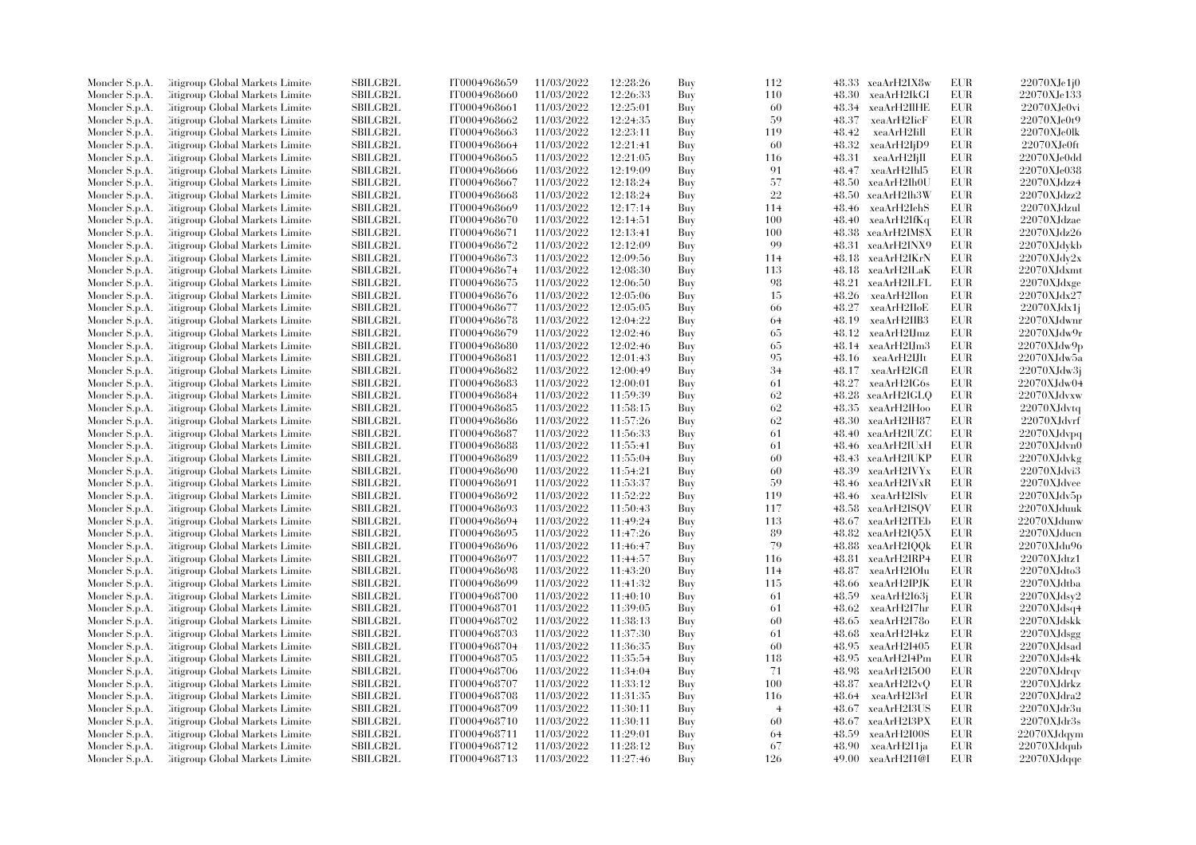| | | | | | | | | | | |
|---|---|---|---|---|---|---|---|---|---|---|
| Moncler S.p.A. | Citigroup Global Markets Limited | SBILGB2L | IT0004968659 | 11/03/2022 | 12:28:26 | Buy | 112 | 48.33 | xeaArH2IX8w | EUR | 22070XJe1j0 |
| Moncler S.p.A. | Citigroup Global Markets Limited | SBILGB2L | IT0004968660 | 11/03/2022 | 12:26:33 | Buy | 110 | 48.30 | xeaArH2IkGI | EUR | 22070XJe133 |
| Moncler S.p.A. | Citigroup Global Markets Limited | SBILGB2L | IT0004968661 | 11/03/2022 | 12:25:01 | Buy | 60 | 48.34 | xeaArH2IlHE | EUR | 22070XJe0vi |
| Moncler S.p.A. | Citigroup Global Markets Limited | SBILGB2L | IT0004968662 | 11/03/2022 | 12:24:35 | Buy | 59 | 48.37 | xeaArH2IicF | EUR | 22070XJe0r9 |
| Moncler S.p.A. | Citigroup Global Markets Limited | SBILGB2L | IT0004968663 | 11/03/2022 | 12:23:11 | Buy | 119 | 48.42 | xeaArH2Iill | EUR | 22070XJe0lk |
| Moncler S.p.A. | Citigroup Global Markets Limited | SBILGB2L | IT0004968664 | 11/03/2022 | 12:21:41 | Buy | 60 | 48.32 | xeaArH2IjD9 | EUR | 22070XJe0ft |
| Moncler S.p.A. | Citigroup Global Markets Limited | SBILGB2L | IT0004968665 | 11/03/2022 | 12:21:05 | Buy | 116 | 48.31 | xeaArH2IjII | EUR | 22070XJe0dd |
| Moncler S.p.A. | Citigroup Global Markets Limited | SBILGB2L | IT0004968666 | 11/03/2022 | 12:19:09 | Buy | 91 | 48.47 | xeaArH2Ihl5 | EUR | 22070XJe038 |
| Moncler S.p.A. | Citigroup Global Markets Limited | SBILGB2L | IT0004968667 | 11/03/2022 | 12:18:24 | Buy | 57 | 48.50 | xeaArH2Ih0U | EUR | 22070XJdzz4 |
| Moncler S.p.A. | Citigroup Global Markets Limited | SBILGB2L | IT0004968668 | 11/03/2022 | 12:18:24 | Buy | 22 | 48.50 | xeaArH2Ih3W | EUR | 22070XJdzz2 |
| Moncler S.p.A. | Citigroup Global Markets Limited | SBILGB2L | IT0004968669 | 11/03/2022 | 12:17:14 | Buy | 114 | 48.46 | xeaArH2IehS | EUR | 22070XJdzul |
| Moncler S.p.A. | Citigroup Global Markets Limited | SBILGB2L | IT0004968670 | 11/03/2022 | 12:14:51 | Buy | 100 | 48.40 | xeaArH2IfKq | EUR | 22070XJdzae |
| Moncler S.p.A. | Citigroup Global Markets Limited | SBILGB2L | IT0004968671 | 11/03/2022 | 12:13:41 | Buy | 100 | 48.38 | xeaArH2IMSX | EUR | 22070XJdz26 |
| Moncler S.p.A. | Citigroup Global Markets Limited | SBILGB2L | IT0004968672 | 11/03/2022 | 12:12:09 | Buy | 99 | 48.31 | xeaArH2INX9 | EUR | 22070XJdykb |
| Moncler S.p.A. | Citigroup Global Markets Limited | SBILGB2L | IT0004968673 | 11/03/2022 | 12:09:56 | Buy | 114 | 48.18 | xeaArH2IKrN | EUR | 22070XJdy2x |
| Moncler S.p.A. | Citigroup Global Markets Limited | SBILGB2L | IT0004968674 | 11/03/2022 | 12:08:30 | Buy | 113 | 48.18 | xeaArH2ILaK | EUR | 22070XJdxmt |
| Moncler S.p.A. | Citigroup Global Markets Limited | SBILGB2L | IT0004968675 | 11/03/2022 | 12:06:50 | Buy | 98 | 48.21 | xeaArH2ILFL | EUR | 22070XJdxge |
| Moncler S.p.A. | Citigroup Global Markets Limited | SBILGB2L | IT0004968676 | 11/03/2022 | 12:05:06 | Buy | 15 | 48.26 | xeaArH2Ion | EUR | 22070XJdx27 |
| Moncler S.p.A. | Citigroup Global Markets Limited | SBILGB2L | IT0004968677 | 11/03/2022 | 12:05:05 | Buy | 66 | 48.27 | xeaArH2IoE | EUR | 22070XJdx1j |
| Moncler S.p.A. | Citigroup Global Markets Limited | SBILGB2L | IT0004968678 | 11/03/2022 | 12:04:22 | Buy | 64 | 48.19 | xeaArH2IIB3 | EUR | 22070XJdwnr |
| Moncler S.p.A. | Citigroup Global Markets Limited | SBILGB2L | IT0004968679 | 11/03/2022 | 12:02:46 | Buy | 65 | 48.12 | xeaArH2IJmz | EUR | 22070XJdw9r |
| Moncler S.p.A. | Citigroup Global Markets Limited | SBILGB2L | IT0004968680 | 11/03/2022 | 12:02:46 | Buy | 65 | 48.14 | xeaArH2IJm3 | EUR | 22070XJdw9p |
| Moncler S.p.A. | Citigroup Global Markets Limited | SBILGB2L | IT0004968681 | 11/03/2022 | 12:01:43 | Buy | 95 | 48.16 | xeaArH2IJIt | EUR | 22070XJdw5a |
| Moncler S.p.A. | Citigroup Global Markets Limited | SBILGB2L | IT0004968682 | 11/03/2022 | 12:00:49 | Buy | 34 | 48.17 | xeaArH2IGfl | EUR | 22070XJdw3j |
| Moncler S.p.A. | Citigroup Global Markets Limited | SBILGB2L | IT0004968683 | 11/03/2022 | 12:00:01 | Buy | 61 | 48.27 | xeaArH2IG6s | EUR | 22070XJdw04 |
| Moncler S.p.A. | Citigroup Global Markets Limited | SBILGB2L | IT0004968684 | 11/03/2022 | 11:59:39 | Buy | 62 | 48.28 | xeaArH2IGLQ | EUR | 22070XJdvxw |
| Moncler S.p.A. | Citigroup Global Markets Limited | SBILGB2L | IT0004968685 | 11/03/2022 | 11:58:15 | Buy | 62 | 48.35 | xeaArH2IHoo | EUR | 22070XJdvtq |
| Moncler S.p.A. | Citigroup Global Markets Limited | SBILGB2L | IT0004968686 | 11/03/2022 | 11:57:26 | Buy | 62 | 48.30 | xeaArH2IH87 | EUR | 22070XJdvrf |
| Moncler S.p.A. | Citigroup Global Markets Limited | SBILGB2L | IT0004968687 | 11/03/2022 | 11:56:33 | Buy | 61 | 48.40 | xeaArH2IUZC | EUR | 22070XJdvpq |
| Moncler S.p.A. | Citigroup Global Markets Limited | SBILGB2L | IT0004968688 | 11/03/2022 | 11:55:41 | Buy | 61 | 48.46 | xeaArH2IUxH | EUR | 22070XJdvn0 |
| Moncler S.p.A. | Citigroup Global Markets Limited | SBILGB2L | IT0004968689 | 11/03/2022 | 11:55:04 | Buy | 60 | 48.43 | xeaArH2IUKP | EUR | 22070XJdvkg |
| Moncler S.p.A. | Citigroup Global Markets Limited | SBILGB2L | IT0004968690 | 11/03/2022 | 11:54:21 | Buy | 60 | 48.39 | xeaArH2IVYx | EUR | 22070XJdvi3 |
| Moncler S.p.A. | Citigroup Global Markets Limited | SBILGB2L | IT0004968691 | 11/03/2022 | 11:53:37 | Buy | 59 | 48.46 | xeaArH2IVxR | EUR | 22070XJdvee |
| Moncler S.p.A. | Citigroup Global Markets Limited | SBILGB2L | IT0004968692 | 11/03/2022 | 11:52:22 | Buy | 119 | 48.46 | xeaArH2ISlv | EUR | 22070XJdv5p |
| Moncler S.p.A. | Citigroup Global Markets Limited | SBILGB2L | IT0004968693 | 11/03/2022 | 11:50:43 | Buy | 117 | 48.58 | xeaArH2ISQV | EUR | 22070XJduuk |
| Moncler S.p.A. | Citigroup Global Markets Limited | SBILGB2L | IT0004968694 | 11/03/2022 | 11:49:24 | Buy | 113 | 48.67 | xeaArH2ITEb | EUR | 22070XJdunw |
| Moncler S.p.A. | Citigroup Global Markets Limited | SBILGB2L | IT0004968695 | 11/03/2022 | 11:47:26 | Buy | 89 | 48.82 | xeaArH2IQ5X | EUR | 22070XJducn |
| Moncler S.p.A. | Citigroup Global Markets Limited | SBILGB2L | IT0004968696 | 11/03/2022 | 11:46:47 | Buy | 79 | 48.88 | xeaArH2IQQk | EUR | 22070XJdu96 |
| Moncler S.p.A. | Citigroup Global Markets Limited | SBILGB2L | IT0004968697 | 11/03/2022 | 11:44:57 | Buy | 116 | 48.81 | xeaArH2IRP4 | EUR | 22070XJdtz1 |
| Moncler S.p.A. | Citigroup Global Markets Limited | SBILGB2L | IT0004968698 | 11/03/2022 | 11:43:20 | Buy | 114 | 48.87 | xeaArH2IOIu | EUR | 22070XJdto3 |
| Moncler S.p.A. | Citigroup Global Markets Limited | SBILGB2L | IT0004968699 | 11/03/2022 | 11:41:32 | Buy | 115 | 48.66 | xeaArH2IPJK | EUR | 22070XJdtba |
| Moncler S.p.A. | Citigroup Global Markets Limited | SBILGB2L | IT0004968700 | 11/03/2022 | 11:40:10 | Buy | 61 | 48.59 | xeaArH2I63j | EUR | 22070XJdsy2 |
| Moncler S.p.A. | Citigroup Global Markets Limited | SBILGB2L | IT0004968701 | 11/03/2022 | 11:39:05 | Buy | 61 | 48.62 | xeaArH2I7hr | EUR | 22070XJdsq4 |
| Moncler S.p.A. | Citigroup Global Markets Limited | SBILGB2L | IT0004968702 | 11/03/2022 | 11:38:13 | Buy | 60 | 48.65 | xeaArH2I78o | EUR | 22070XJdskk |
| Moncler S.p.A. | Citigroup Global Markets Limited | SBILGB2L | IT0004968703 | 11/03/2022 | 11:37:30 | Buy | 61 | 48.68 | xeaArH2I4kz | EUR | 22070XJdsgg |
| Moncler S.p.A. | Citigroup Global Markets Limited | SBILGB2L | IT0004968704 | 11/03/2022 | 11:36:35 | Buy | 60 | 48.95 | xeaArH2I405 | EUR | 22070XJdsad |
| Moncler S.p.A. | Citigroup Global Markets Limited | SBILGB2L | IT0004968705 | 11/03/2022 | 11:35:54 | Buy | 118 | 48.95 | xeaArH2I4Pm | EUR | 22070XJds4k |
| Moncler S.p.A. | Citigroup Global Markets Limited | SBILGB2L | IT0004968706 | 11/03/2022 | 11:34:04 | Buy | 71 | 48.98 | xeaArH2I5O0 | EUR | 22070XJdrqv |
| Moncler S.p.A. | Citigroup Global Markets Limited | SBILGB2L | IT0004968707 | 11/03/2022 | 11:33:12 | Buy | 100 | 48.87 | xeaArH2I2vQ | EUR | 22070XJdrkz |
| Moncler S.p.A. | Citigroup Global Markets Limited | SBILGB2L | IT0004968708 | 11/03/2022 | 11:31:35 | Buy | 116 | 48.64 | xeaArH2I3rl | EUR | 22070XJdra2 |
| Moncler S.p.A. | Citigroup Global Markets Limited | SBILGB2L | IT0004968709 | 11/03/2022 | 11:30:11 | Buy | 4 | 48.67 | xeaArH2I3US | EUR | 22070XJdr3u |
| Moncler S.p.A. | Citigroup Global Markets Limited | SBILGB2L | IT0004968710 | 11/03/2022 | 11:30:11 | Buy | 60 | 48.67 | xeaArH2I3PX | EUR | 22070XJdr3s |
| Moncler S.p.A. | Citigroup Global Markets Limited | SBILGB2L | IT0004968711 | 11/03/2022 | 11:29:01 | Buy | 64 | 48.59 | xeaArH2I00S | EUR | 22070XJdqym |
| Moncler S.p.A. | Citigroup Global Markets Limited | SBILGB2L | IT0004968712 | 11/03/2022 | 11:28:12 | Buy | 67 | 48.90 | xeaArH2I1ja | EUR | 22070XJdqub |
| Moncler S.p.A. | Citigroup Global Markets Limited | SBILGB2L | IT0004968713 | 11/03/2022 | 11:27:46 | Buy | 126 | 49.00 | xeaArH2I1@I | EUR | 22070XJdqqe |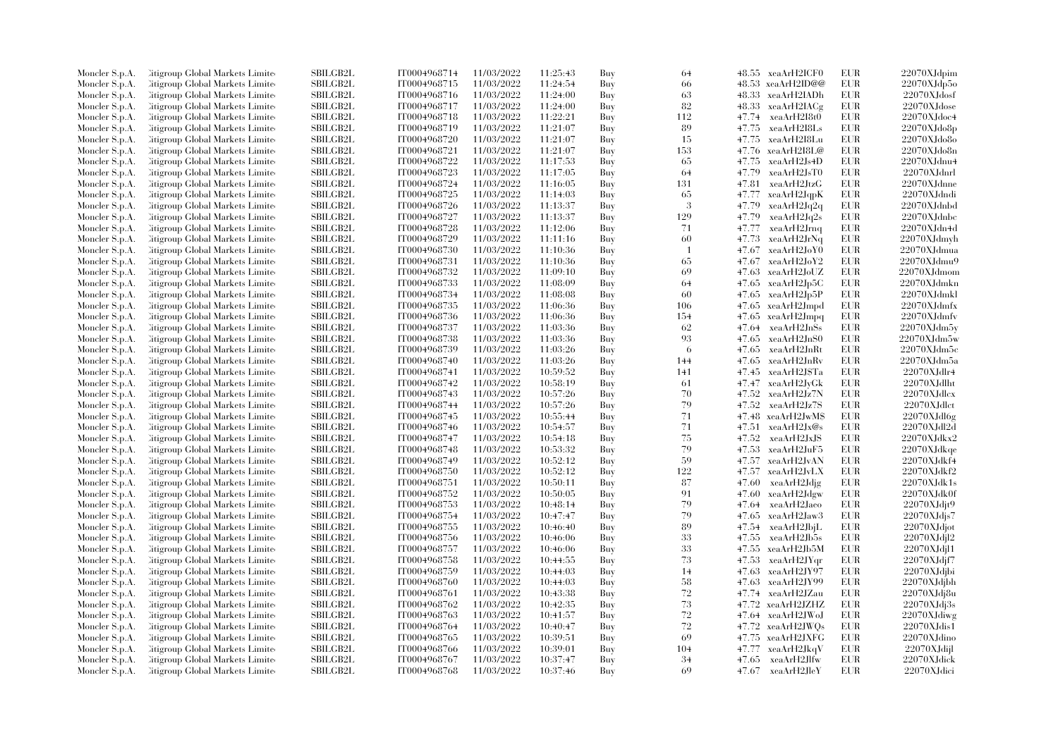| | | | | | | | | | | | |
|---|---|---|---|---|---|---|---|---|---|---|---|
| Moncler S.p.A. | Citigroup Global Markets Limited | SBILGB2L | IT0004968714 | 11/03/2022 | 11:25:43 | Buy | 64 | 48.55 | xeaArH2ICF0 | EUR | 22070XJdpim |
| Moncler S.p.A. | Citigroup Global Markets Limited | SBILGB2L | IT0004968715 | 11/03/2022 | 11:24:54 | Buy | 66 | 48.53 | xeaArH2ID@@ | EUR | 22070XJdp5o |
| Moncler S.p.A. | Citigroup Global Markets Limited | SBILGB2L | IT0004968716 | 11/03/2022 | 11:24:00 | Buy | 63 | 48.33 | xeaArH2IADh | EUR | 22070XJdosf |
| Moncler S.p.A. | Citigroup Global Markets Limited | SBILGB2L | IT0004968717 | 11/03/2022 | 11:24:00 | Buy | 82 | 48.33 | xeaArH2IACg | EUR | 22070XJdose |
| Moncler S.p.A. | Citigroup Global Markets Limited | SBILGB2L | IT0004968718 | 11/03/2022 | 11:22:21 | Buy | 112 | 47.74 | xeaArH2I8t0 | EUR | 22070XJdoc4 |
| Moncler S.p.A. | Citigroup Global Markets Limited | SBILGB2L | IT0004968719 | 11/03/2022 | 11:21:07 | Buy | 89 | 47.75 | xeaArH2I8Ls | EUR | 22070XJdo8p |
| Moncler S.p.A. | Citigroup Global Markets Limited | SBILGB2L | IT0004968720 | 11/03/2022 | 11:21:07 | Buy | 15 | 47.75 | xeaArH2I8Lu | EUR | 22070XJdo8o |
| Moncler S.p.A. | Citigroup Global Markets Limited | SBILGB2L | IT0004968721 | 11/03/2022 | 11:21:07 | Buy | 153 | 47.76 | xeaArH2I8L@ | EUR | 22070XJdo8n |
| Moncler S.p.A. | Citigroup Global Markets Limited | SBILGB2L | IT0004968722 | 11/03/2022 | 11:17:53 | Buy | 65 | 47.75 | xeaArH2Js4D | EUR | 22070XJdnu4 |
| Moncler S.p.A. | Citigroup Global Markets Limited | SBILGB2L | IT0004968723 | 11/03/2022 | 11:17:05 | Buy | 64 | 47.79 | xeaArH2JsT0 | EUR | 22070XJdnrl |
| Moncler S.p.A. | Citigroup Global Markets Limited | SBILGB2L | IT0004968724 | 11/03/2022 | 11:16:05 | Buy | 131 | 47.81 | xeaArH2JtzG | EUR | 22070XJdnne |
| Moncler S.p.A. | Citigroup Global Markets Limited | SBILGB2L | IT0004968725 | 11/03/2022 | 11:14:03 | Buy | 65 | 47.77 | xeaArH2JqpK | EUR | 22070XJdndi |
| Moncler S.p.A. | Citigroup Global Markets Limited | SBILGB2L | IT0004968726 | 11/03/2022 | 11:13:37 | Buy | 3 | 47.79 | xeaArH2Jq2q | EUR | 22070XJdnbd |
| Moncler S.p.A. | Citigroup Global Markets Limited | SBILGB2L | IT0004968727 | 11/03/2022 | 11:13:37 | Buy | 129 | 47.79 | xeaArH2Jq2s | EUR | 22070XJdnbc |
| Moncler S.p.A. | Citigroup Global Markets Limited | SBILGB2L | IT0004968728 | 11/03/2022 | 11:12:06 | Buy | 71 | 47.77 | xeaArH2Jrnq | EUR | 22070XJdn4d |
| Moncler S.p.A. | Citigroup Global Markets Limited | SBILGB2L | IT0004968729 | 11/03/2022 | 11:11:16 | Buy | 60 | 47.73 | xeaArH2JrNq | EUR | 22070XJdmyh |
| Moncler S.p.A. | Citigroup Global Markets Limited | SBILGB2L | IT0004968730 | 11/03/2022 | 11:10:36 | Buy | 1 | 47.67 | xeaArH2JoY0 | EUR | 22070XJdmua |
| Moncler S.p.A. | Citigroup Global Markets Limited | SBILGB2L | IT0004968731 | 11/03/2022 | 11:10:36 | Buy | 65 | 47.67 | xeaArH2JoY2 | EUR | 22070XJdmu9 |
| Moncler S.p.A. | Citigroup Global Markets Limited | SBILGB2L | IT0004968732 | 11/03/2022 | 11:09:10 | Buy | 69 | 47.63 | xeaArH2JoUZ | EUR | 22070XJdmom |
| Moncler S.p.A. | Citigroup Global Markets Limited | SBILGB2L | IT0004968733 | 11/03/2022 | 11:08:09 | Buy | 64 | 47.65 | xeaArH2Jp5C | EUR | 22070XJdmkn |
| Moncler S.p.A. | Citigroup Global Markets Limited | SBILGB2L | IT0004968734 | 11/03/2022 | 11:08:08 | Buy | 60 | 47.65 | xeaArH2Jp5P | EUR | 22070XJdmkl |
| Moncler S.p.A. | Citigroup Global Markets Limited | SBILGB2L | IT0004968735 | 11/03/2022 | 11:06:36 | Buy | 106 | 47.65 | xeaArH2Jmpd | EUR | 22070XJdmfx |
| Moncler S.p.A. | Citigroup Global Markets Limited | SBILGB2L | IT0004968736 | 11/03/2022 | 11:06:36 | Buy | 154 | 47.65 | xeaArH2Jmpq | EUR | 22070XJdmfv |
| Moncler S.p.A. | Citigroup Global Markets Limited | SBILGB2L | IT0004968737 | 11/03/2022 | 11:03:36 | Buy | 62 | 47.64 | xeaArH2JnSs | EUR | 22070XJdm5y |
| Moncler S.p.A. | Citigroup Global Markets Limited | SBILGB2L | IT0004968738 | 11/03/2022 | 11:03:36 | Buy | 93 | 47.65 | xeaArH2JnS0 | EUR | 22070XJdm5w |
| Moncler S.p.A. | Citigroup Global Markets Limited | SBILGB2L | IT0004968739 | 11/03/2022 | 11:03:26 | Buy | 6 | 47.65 | xeaArH2JnRt | EUR | 22070XJdm5c |
| Moncler S.p.A. | Citigroup Global Markets Limited | SBILGB2L | IT0004968740 | 11/03/2022 | 11:03:26 | Buy | 144 | 47.65 | xeaArH2JnRv | EUR | 22070XJdm5a |
| Moncler S.p.A. | Citigroup Global Markets Limited | SBILGB2L | IT0004968741 | 11/03/2022 | 10:59:52 | Buy | 141 | 47.45 | xeaArH2J\$Ta | EUR | 22070XJdlr4 |
| Moncler S.p.A. | Citigroup Global Markets Limited | SBILGB2L | IT0004968742 | 11/03/2022 | 10:58:19 | Buy | 61 | 47.47 | xeaArH2JyGk | EUR | 22070XJdlht |
| Moncler S.p.A. | Citigroup Global Markets Limited | SBILGB2L | IT0004968743 | 11/03/2022 | 10:57:26 | Buy | 70 | 47.52 | xeaArH2Jz7N | EUR | 22070XJdlcx |
| Moncler S.p.A. | Citigroup Global Markets Limited | SBILGB2L | IT0004968744 | 11/03/2022 | 10:57:26 | Buy | 79 | 47.52 | xeaArH2Jz7S | EUR | 22070XJdlct |
| Moncler S.p.A. | Citigroup Global Markets Limited | SBILGB2L | IT0004968745 | 11/03/2022 | 10:55:44 | Buy | 71 | 47.48 | xeaArH2JwM\$ | EUR | 22070XJdl6g |
| Moncler S.p.A. | Citigroup Global Markets Limited | SBILGB2L | IT0004968746 | 11/03/2022 | 10:54:57 | Buy | 71 | 47.51 | xeaArH2Jx@s | EUR | 22070XJdl2d |
| Moncler S.p.A. | Citigroup Global Markets Limited | SBILGB2L | IT0004968747 | 11/03/2022 | 10:54:18 | Buy | 75 | 47.52 | xeaArH2JxJS | EUR | 22070XJdkx2 |
| Moncler S.p.A. | Citigroup Global Markets Limited | SBILGB2L | IT0004968748 | 11/03/2022 | 10:53:32 | Buy | 79 | 47.53 | xeaArH2JuF5 | EUR | 22070XJdkqe |
| Moncler S.p.A. | Citigroup Global Markets Limited | SBILGB2L | IT0004968749 | 11/03/2022 | 10:52:12 | Buy | 59 | 47.57 | xeaArH2JvAN | EUR | 22070XJdkf4 |
| Moncler S.p.A. | Citigroup Global Markets Limited | SBILGB2L | IT0004968750 | 11/03/2022 | 10:52:12 | Buy | 122 | 47.57 | xeaArH2JvLX | EUR | 22070XJdkf2 |
| Moncler S.p.A. | Citigroup Global Markets Limited | SBILGB2L | IT0004968751 | 11/03/2022 | 10:50:11 | Buy | 87 | 47.60 | xeaArH2Jdjg | EUR | 22070XJdk1s |
| Moncler S.p.A. | Citigroup Global Markets Limited | SBILGB2L | IT0004968752 | 11/03/2022 | 10:50:05 | Buy | 91 | 47.60 | xeaArH2Jdgw | EUR | 22070XJdk0f |
| Moncler S.p.A. | Citigroup Global Markets Limited | SBILGB2L | IT0004968753 | 11/03/2022 | 10:48:14 | Buy | 79 | 47.64 | xeaArH2Jaeo | EUR | 22070XJdjt9 |
| Moncler S.p.A. | Citigroup Global Markets Limited | SBILGB2L | IT0004968754 | 11/03/2022 | 10:47:47 | Buy | 79 | 47.65 | xeaArH2Jaw3 | EUR | 22070XJdjs7 |
| Moncler S.p.A. | Citigroup Global Markets Limited | SBILGB2L | IT0004968755 | 11/03/2022 | 10:46:40 | Buy | 89 | 47.54 | xeaArH2JbjL | EUR | 22070XJdjot |
| Moncler S.p.A. | Citigroup Global Markets Limited | SBILGB2L | IT0004968756 | 11/03/2022 | 10:46:06 | Buy | 33 | 47.55 | xeaArH2Jb5s | EUR | 22070XJdjl2 |
| Moncler S.p.A. | Citigroup Global Markets Limited | SBILGB2L | IT0004968757 | 11/03/2022 | 10:46:06 | Buy | 33 | 47.55 | xeaArH2Jb5M | EUR | 22070XJdjl1 |
| Moncler S.p.A. | Citigroup Global Markets Limited | SBILGB2L | IT0004968758 | 11/03/2022 | 10:44:55 | Buy | 73 | 47.53 | xeaArH2JYqr | EUR | 22070XJdjf7 |
| Moncler S.p.A. | Citigroup Global Markets Limited | SBILGB2L | IT0004968759 | 11/03/2022 | 10:44:03 | Buy | 14 | 47.63 | xeaArH2JY97 | EUR | 22070XJdjbi |
| Moncler S.p.A. | Citigroup Global Markets Limited | SBILGB2L | IT0004968760 | 11/03/2022 | 10:44:03 | Buy | 58 | 47.63 | xeaArH2JY99 | EUR | 22070XJdjbh |
| Moncler S.p.A. | Citigroup Global Markets Limited | SBILGB2L | IT0004968761 | 11/03/2022 | 10:43:38 | Buy | 72 | 47.74 | xeaArH2JZau | EUR | 22070XJdj8u |
| Moncler S.p.A. | Citigroup Global Markets Limited | SBILGB2L | IT0004968762 | 11/03/2022 | 10:42:35 | Buy | 73 | 47.72 | xeaArH2JZHZ | EUR | 22070XJdj3s |
| Moncler S.p.A. | Citigroup Global Markets Limited | SBILGB2L | IT0004968763 | 11/03/2022 | 10:41:57 | Buy | 72 | 47.64 | xeaArH2JWoJ | EUR | 22070XJdiwg |
| Moncler S.p.A. | Citigroup Global Markets Limited | SBILGB2L | IT0004968764 | 11/03/2022 | 10:40:47 | Buy | 72 | 47.72 | xeaArH2JWQs | EUR | 22070XJdis1 |
| Moncler S.p.A. | Citigroup Global Markets Limited | SBILGB2L | IT0004968765 | 11/03/2022 | 10:39:51 | Buy | 69 | 47.75 | xeaArH2JXFG | EUR | 22070XJdino |
| Moncler S.p.A. | Citigroup Global Markets Limited | SBILGB2L | IT0004968766 | 11/03/2022 | 10:39:01 | Buy | 104 | 47.77 | xeaArH2JkqV | EUR | 22070XJdijl |
| Moncler S.p.A. | Citigroup Global Markets Limited | SBILGB2L | IT0004968767 | 11/03/2022 | 10:37:47 | Buy | 34 | 47.65 | xeaArH2JIfw | EUR | 22070XJdick |
| Moncler S.p.A. | Citigroup Global Markets Limited | SBILGB2L | IT0004968768 | 11/03/2022 | 10:37:46 | Buy | 69 | 47.67 | xeaArH2JleY | EUR | 22070XJdici |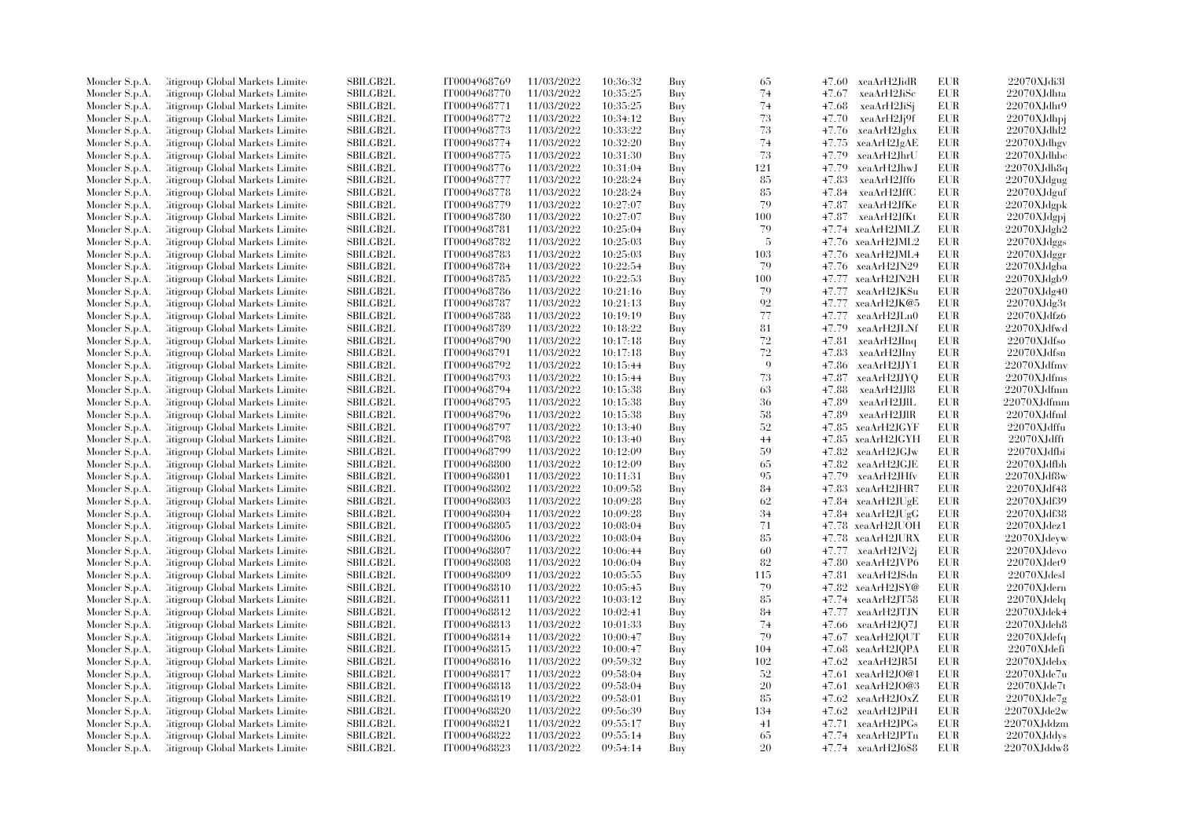| | | | | | | | | | | |
|---|---|---|---|---|---|---|---|---|---|---|
| Moncler S.p.A. | Citigroup Global Markets Limite | SBILGB2L | IT0004968769 | 11/03/2022 | 10:36:32 | Buy | 65 | 47.60 | xeaArH2JidR | EUR | 22070XJdi3l |
| Moncler S.p.A. | Citigroup Global Markets Limite | SBILGB2L | IT0004968770 | 11/03/2022 | 10:35:25 | Buy | 74 | 47.67 | xeaArH2JiSc | EUR | 22070XJdhta |
| Moncler S.p.A. | Citigroup Global Markets Limite | SBILGB2L | IT0004968771 | 11/03/2022 | 10:35:25 | Buy | 74 | 47.68 | xeaArH2JiSj | EUR | 22070XJdht9 |
| Moncler S.p.A. | Citigroup Global Markets Limite | SBILGB2L | IT0004968772 | 11/03/2022 | 10:34:12 | Buy | 73 | 47.70 | xeaArH2Jj9f | EUR | 22070XJdhpj |
| Moncler S.p.A. | Citigroup Global Markets Limite | SBILGB2L | IT0004968773 | 11/03/2022 | 10:33:22 | Buy | 73 | 47.76 | xeaArH2Jghx | EUR | 22070XJdhl2 |
| Moncler S.p.A. | Citigroup Global Markets Limite | SBILGB2L | IT0004968774 | 11/03/2022 | 10:32:20 | Buy | 74 | 47.75 | xeaArH2JgAE | EUR | 22070XJdhgv |
| Moncler S.p.A. | Citigroup Global Markets Limite | SBILGB2L | IT0004968775 | 11/03/2022 | 10:31:30 | Buy | 73 | 47.79 | xeaArH2JhrU | EUR | 22070XJdhbc |
| Moncler S.p.A. | Citigroup Global Markets Limite | SBILGB2L | IT0004968776 | 11/03/2022 | 10:31:04 | Buy | 121 | 47.79 | xeaArH2JhwJ | EUR | 22070XJdh8q |
| Moncler S.p.A. | Citigroup Global Markets Limite | SBILGB2L | IT0004968777 | 11/03/2022 | 10:28:24 | Buy | 85 | 47.83 | xeaArH2Jff6 | EUR | 22070XJdgug |
| Moncler S.p.A. | Citigroup Global Markets Limite | SBILGB2L | IT0004968778 | 11/03/2022 | 10:28:24 | Buy | 85 | 47.84 | xeaArH2JffC | EUR | 22070XJdguf |
| Moncler S.p.A. | Citigroup Global Markets Limite | SBILGB2L | IT0004968779 | 11/03/2022 | 10:27:07 | Buy | 79 | 47.87 | xeaArH2JfKe | EUR | 22070XJdgpk |
| Moncler S.p.A. | Citigroup Global Markets Limite | SBILGB2L | IT0004968780 | 11/03/2022 | 10:27:07 | Buy | 100 | 47.87 | xeaArH2JfKt | EUR | 22070XJdgpj |
| Moncler S.p.A. | Citigroup Global Markets Limite | SBILGB2L | IT0004968781 | 11/03/2022 | 10:25:04 | Buy | 79 | 47.74 | xeaArH2JMLZ | EUR | 22070XJdgh2 |
| Moncler S.p.A. | Citigroup Global Markets Limite | SBILGB2L | IT0004968782 | 11/03/2022 | 10:25:03 | Buy | 5 | 47.76 | xeaArH2JML2 | EUR | 22070XJdggs |
| Moncler S.p.A. | Citigroup Global Markets Limite | SBILGB2L | IT0004968783 | 11/03/2022 | 10:25:03 | Buy | 103 | 47.76 | xeaArH2JML4 | EUR | 22070XJdggr |
| Moncler S.p.A. | Citigroup Global Markets Limite | SBILGB2L | IT0004968784 | 11/03/2022 | 10:22:54 | Buy | 79 | 47.76 | xeaArH2JN29 | EUR | 22070XJdgba |
| Moncler S.p.A. | Citigroup Global Markets Limite | SBILGB2L | IT0004968785 | 11/03/2022 | 10:22:53 | Buy | 100 | 47.77 | xeaArH2JN2H | EUR | 22070XJdgb9 |
| Moncler S.p.A. | Citigroup Global Markets Limite | SBILGB2L | IT0004968786 | 11/03/2022 | 10:21:16 | Buy | 79 | 47.77 | xeaArH2JK$u | EUR | 22070XJdg40 |
| Moncler S.p.A. | Citigroup Global Markets Limite | SBILGB2L | IT0004968787 | 11/03/2022 | 10:21:13 | Buy | 92 | 47.77 | xeaArH2JK@5 | EUR | 22070XJdg3t |
| Moncler S.p.A. | Citigroup Global Markets Limite | SBILGB2L | IT0004968788 | 11/03/2022 | 10:19:19 | Buy | 77 | 47.77 | xeaArH2JLn0 | EUR | 22070XJdfz6 |
| Moncler S.p.A. | Citigroup Global Markets Limite | SBILGB2L | IT0004968789 | 11/03/2022 | 10:18:22 | Buy | 81 | 47.79 | xeaArH2JLNf | EUR | 22070XJdfwd |
| Moncler S.p.A. | Citigroup Global Markets Limite | SBILGB2L | IT0004968790 | 11/03/2022 | 10:17:18 | Buy | 72 | 47.81 | xeaArH2JInq | EUR | 22070XJdfso |
| Moncler S.p.A. | Citigroup Global Markets Limite | SBILGB2L | IT0004968791 | 11/03/2022 | 10:17:18 | Buy | 72 | 47.83 | xeaArH2JIny | EUR | 22070XJdfsn |
| Moncler S.p.A. | Citigroup Global Markets Limite | SBILGB2L | IT0004968792 | 11/03/2022 | 10:15:44 | Buy | 9 | 47.86 | xeaArH2JJY1 | EUR | 22070XJdfmv |
| Moncler S.p.A. | Citigroup Global Markets Limite | SBILGB2L | IT0004968793 | 11/03/2022 | 10:15:44 | Buy | 73 | 47.87 | xeaArH2JJYQ | EUR | 22070XJdfms |
| Moncler S.p.A. | Citigroup Global Markets Limite | SBILGB2L | IT0004968794 | 11/03/2022 | 10:15:38 | Buy | 63 | 47.88 | xeaArH2JJl8 | EUR | 22070XJdfmn |
| Moncler S.p.A. | Citigroup Global Markets Limite | SBILGB2L | IT0004968795 | 11/03/2022 | 10:15:38 | Buy | 36 | 47.89 | xeaArH2JJlL | EUR | 22070XJdfmm |
| Moncler S.p.A. | Citigroup Global Markets Limite | SBILGB2L | IT0004968796 | 11/03/2022 | 10:15:38 | Buy | 58 | 47.89 | xeaArH2JJlR | EUR | 22070XJdfml |
| Moncler S.p.A. | Citigroup Global Markets Limite | SBILGB2L | IT0004968797 | 11/03/2022 | 10:13:40 | Buy | 52 | 47.85 | xeaArH2JGYF | EUR | 22070XJdffu |
| Moncler S.p.A. | Citigroup Global Markets Limite | SBILGB2L | IT0004968798 | 11/03/2022 | 10:13:40 | Buy | 44 | 47.85 | xeaArH2JGYH | EUR | 22070XJdfft |
| Moncler S.p.A. | Citigroup Global Markets Limite | SBILGB2L | IT0004968799 | 11/03/2022 | 10:12:09 | Buy | 59 | 47.82 | xeaArH2JGJw | EUR | 22070XJdfbi |
| Moncler S.p.A. | Citigroup Global Markets Limite | SBILGB2L | IT0004968800 | 11/03/2022 | 10:12:09 | Buy | 65 | 47.82 | xeaArH2JGJE | EUR | 22070XJdfbh |
| Moncler S.p.A. | Citigroup Global Markets Limite | SBILGB2L | IT0004968801 | 11/03/2022 | 10:11:31 | Buy | 95 | 47.79 | xeaArH2JHfv | EUR | 22070XJdf8w |
| Moncler S.p.A. | Citigroup Global Markets Limite | SBILGB2L | IT0004968802 | 11/03/2022 | 10:09:58 | Buy | 84 | 47.83 | xeaArH2JHR7 | EUR | 22070XJdf48 |
| Moncler S.p.A. | Citigroup Global Markets Limite | SBILGB2L | IT0004968803 | 11/03/2022 | 10:09:28 | Buy | 62 | 47.84 | xeaArH2JUgE | EUR | 22070XJdf39 |
| Moncler S.p.A. | Citigroup Global Markets Limite | SBILGB2L | IT0004968804 | 11/03/2022 | 10:09:28 | Buy | 34 | 47.84 | xeaArH2JUgG | EUR | 22070XJdf38 |
| Moncler S.p.A. | Citigroup Global Markets Limite | SBILGB2L | IT0004968805 | 11/03/2022 | 10:08:04 | Buy | 71 | 47.78 | xeaArH2JUOH | EUR | 22070XJdez1 |
| Moncler S.p.A. | Citigroup Global Markets Limite | SBILGB2L | IT0004968806 | 11/03/2022 | 10:08:04 | Buy | 85 | 47.78 | xeaArH2JURX | EUR | 22070XJdeyw |
| Moncler S.p.A. | Citigroup Global Markets Limite | SBILGB2L | IT0004968807 | 11/03/2022 | 10:06:44 | Buy | 60 | 47.77 | xeaArH2JV2j | EUR | 22070XJdevo |
| Moncler S.p.A. | Citigroup Global Markets Limite | SBILGB2L | IT0004968808 | 11/03/2022 | 10:06:04 | Buy | 82 | 47.80 | xeaArH2JVP6 | EUR | 22070XJdet9 |
| Moncler S.p.A. | Citigroup Global Markets Limite | SBILGB2L | IT0004968809 | 11/03/2022 | 10:05:55 | Buy | 115 | 47.81 | xeaArH2JSdn | EUR | 22070XJdesl |
| Moncler S.p.A. | Citigroup Global Markets Limite | SBILGB2L | IT0004968810 | 11/03/2022 | 10:05:45 | Buy | 79 | 47.82 | xeaArH2JSY@ | EUR | 22070XJdern |
| Moncler S.p.A. | Citigroup Global Markets Limite | SBILGB2L | IT0004968811 | 11/03/2022 | 10:03:12 | Buy | 85 | 47.74 | xeaArH2JT58 | EUR | 22070XJdelq |
| Moncler S.p.A. | Citigroup Global Markets Limite | SBILGB2L | IT0004968812 | 11/03/2022 | 10:02:41 | Buy | 84 | 47.77 | xeaArH2JTJN | EUR | 22070XJdek4 |
| Moncler S.p.A. | Citigroup Global Markets Limite | SBILGB2L | IT0004968813 | 11/03/2022 | 10:01:33 | Buy | 74 | 47.66 | xeaArH2JQ7J | EUR | 22070XJdeh8 |
| Moncler S.p.A. | Citigroup Global Markets Limite | SBILGB2L | IT0004968814 | 11/03/2022 | 10:00:47 | Buy | 79 | 47.67 | xeaArH2JQUT | EUR | 22070XJdefq |
| Moncler S.p.A. | Citigroup Global Markets Limite | SBILGB2L | IT0004968815 | 11/03/2022 | 10:00:47 | Buy | 104 | 47.68 | xeaArH2JQPA | EUR | 22070XJdefi |
| Moncler S.p.A. | Citigroup Global Markets Limite | SBILGB2L | IT0004968816 | 11/03/2022 | 09:59:32 | Buy | 102 | 47.62 | xeaArH2JR5I | EUR | 22070XJdebx |
| Moncler S.p.A. | Citigroup Global Markets Limite | SBILGB2L | IT0004968817 | 11/03/2022 | 09:58:04 | Buy | 52 | 47.61 | xeaArH2JO@1 | EUR | 22070XJde7u |
| Moncler S.p.A. | Citigroup Global Markets Limite | SBILGB2L | IT0004968818 | 11/03/2022 | 09:58:04 | Buy | 20 | 47.61 | xeaArH2JO@3 | EUR | 22070XJde7t |
| Moncler S.p.A. | Citigroup Global Markets Limite | SBILGB2L | IT0004968819 | 11/03/2022 | 09:58:01 | Buy | 85 | 47.62 | xeaArH2JOxZ | EUR | 22070XJde7g |
| Moncler S.p.A. | Citigroup Global Markets Limite | SBILGB2L | IT0004968820 | 11/03/2022 | 09:56:39 | Buy | 134 | 47.62 | xeaArH2JPiH | EUR | 22070XJde2w |
| Moncler S.p.A. | Citigroup Global Markets Limite | SBILGB2L | IT0004968821 | 11/03/2022 | 09:55:17 | Buy | 41 | 47.71 | xeaArH2JPGs | EUR | 22070XJddzm |
| Moncler S.p.A. | Citigroup Global Markets Limite | SBILGB2L | IT0004968822 | 11/03/2022 | 09:55:14 | Buy | 65 | 47.74 | xeaArH2JPTn | EUR | 22070XJddys |
| Moncler S.p.A. | Citigroup Global Markets Limite | SBILGB2L | IT0004968823 | 11/03/2022 | 09:54:14 | Buy | 20 | 47.74 | xeaArH2J6$8 | EUR | 22070XJddw8 |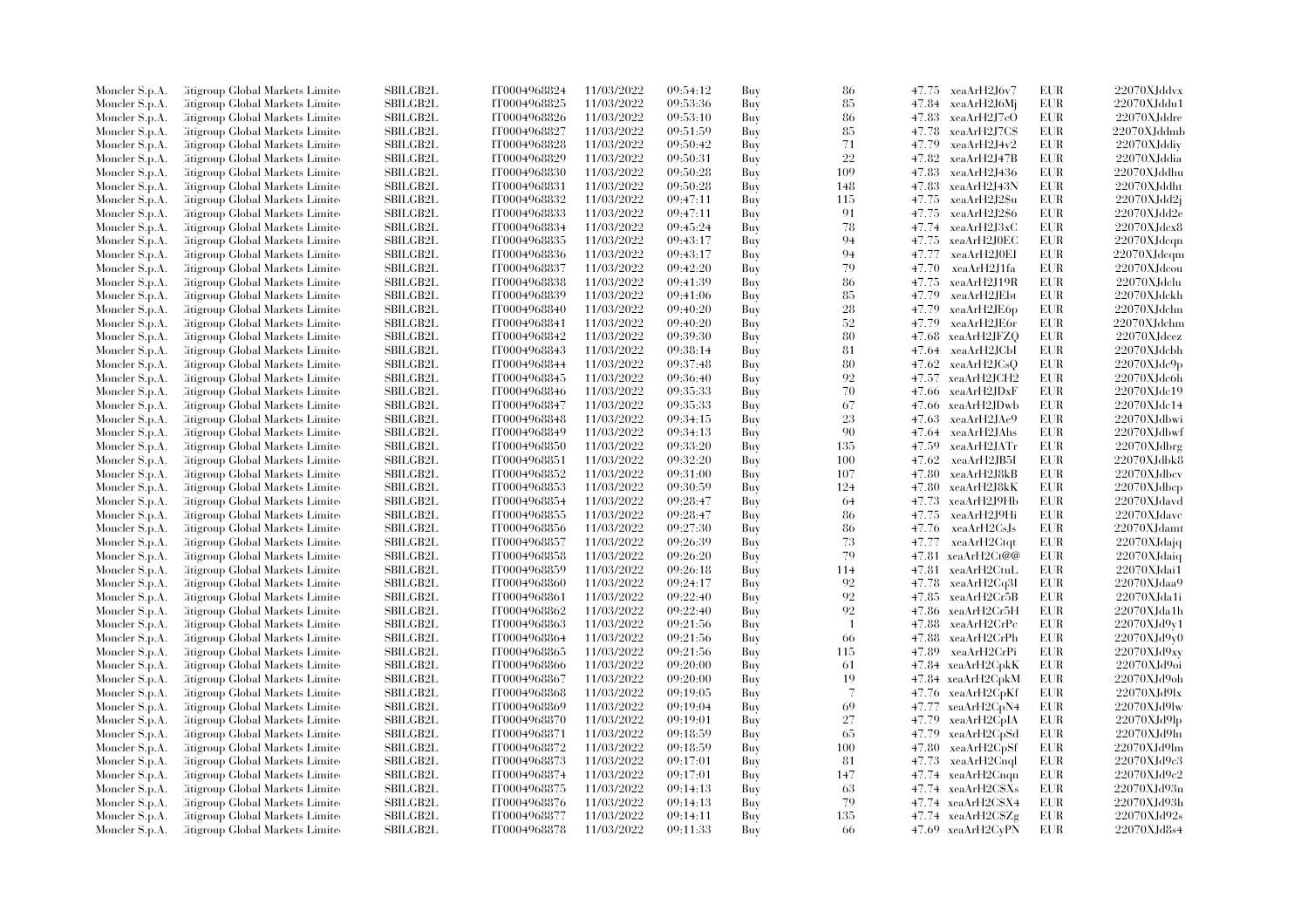| | | | | | | | | | | |
|---|---|---|---|---|---|---|---|---|---|---|
| Moncler S.p.A. | Citigroup Global Markets Limited | SBILGB2L | IT0004968824 | 11/03/2022 | 09:54:12 | Buy | 86 | 47.75 | xeaArH2J6v7 | EUR | 22070XJddvx |
| Moncler S.p.A. | Citigroup Global Markets Limited | SBILGB2L | IT0004968825 | 11/03/2022 | 09:53:36 | Buy | 85 | 47.84 | xeaArH2J6Mj | EUR | 22070XJddu1 |
| Moncler S.p.A. | Citigroup Global Markets Limited | SBILGB2L | IT0004968826 | 11/03/2022 | 09:53:10 | Buy | 86 | 47.83 | xeaArH2J7cO | EUR | 22070XJddre |
| Moncler S.p.A. | Citigroup Global Markets Limited | SBILGB2L | IT0004968827 | 11/03/2022 | 09:51:59 | Buy | 85 | 47.78 | xeaArH2J7C$ | EUR | 22070XJddmb |
| Moncler S.p.A. | Citigroup Global Markets Limited | SBILGB2L | IT0004968828 | 11/03/2022 | 09:50:42 | Buy | 71 | 47.79 | xeaArH2J4v2 | EUR | 22070XJddiy |
| Moncler S.p.A. | Citigroup Global Markets Limited | SBILGB2L | IT0004968829 | 11/03/2022 | 09:50:31 | Buy | 22 | 47.82 | xeaArH2J47B | EUR | 22070XJddia |
| Moncler S.p.A. | Citigroup Global Markets Limited | SBILGB2L | IT0004968830 | 11/03/2022 | 09:50:28 | Buy | 109 | 47.83 | xeaArH2J436 | EUR | 22070XJddhu |
| Moncler S.p.A. | Citigroup Global Markets Limited | SBILGB2L | IT0004968831 | 11/03/2022 | 09:50:28 | Buy | 148 | 47.83 | xeaArH2J43N | EUR | 22070XJddht |
| Moncler S.p.A. | Citigroup Global Markets Limited | SBILGB2L | IT0004968832 | 11/03/2022 | 09:47:11 | Buy | 115 | 47.75 | xeaArH2J2$u | EUR | 22070XJdd2j |
| Moncler S.p.A. | Citigroup Global Markets Limited | SBILGB2L | IT0004968833 | 11/03/2022 | 09:47:11 | Buy | 91 | 47.75 | xeaArH2J2$6 | EUR | 22070XJdd2e |
| Moncler S.p.A. | Citigroup Global Markets Limited | SBILGB2L | IT0004968834 | 11/03/2022 | 09:45:24 | Buy | 78 | 47.74 | xeaArH2J3xC | EUR | 22070XJdcx8 |
| Moncler S.p.A. | Citigroup Global Markets Limited | SBILGB2L | IT0004968835 | 11/03/2022 | 09:43:17 | Buy | 94 | 47.75 | xeaArH2J0EC | EUR | 22070XJdcqn |
| Moncler S.p.A. | Citigroup Global Markets Limited | SBILGB2L | IT0004968836 | 11/03/2022 | 09:43:17 | Buy | 94 | 47.77 | xeaArH2J0EI | EUR | 22070XJdcqm |
| Moncler S.p.A. | Citigroup Global Markets Limited | SBILGB2L | IT0004968837 | 11/03/2022 | 09:42:20 | Buy | 79 | 47.70 | xeaArH2J1fa | EUR | 22070XJdcou |
| Moncler S.p.A. | Citigroup Global Markets Limited | SBILGB2L | IT0004968838 | 11/03/2022 | 09:41:39 | Buy | 86 | 47.75 | xeaArH2J19R | EUR | 22070XJdclu |
| Moncler S.p.A. | Citigroup Global Markets Limited | SBILGB2L | IT0004968839 | 11/03/2022 | 09:41:06 | Buy | 85 | 47.79 | xeaArH2JEbt | EUR | 22070XJdckh |
| Moncler S.p.A. | Citigroup Global Markets Limited | SBILGB2L | IT0004968840 | 11/03/2022 | 09:40:20 | Buy | 28 | 47.79 | xeaArH2JE6p | EUR | 22070XJdchn |
| Moncler S.p.A. | Citigroup Global Markets Limited | SBILGB2L | IT0004968841 | 11/03/2022 | 09:40:20 | Buy | 52 | 47.79 | xeaArH2JE6r | EUR | 22070XJdchm |
| Moncler S.p.A. | Citigroup Global Markets Limited | SBILGB2L | IT0004968842 | 11/03/2022 | 09:39:30 | Buy | 80 | 47.68 | xeaArH2JFZQ | EUR | 22070XJdcez |
| Moncler S.p.A. | Citigroup Global Markets Limited | SBILGB2L | IT0004968843 | 11/03/2022 | 09:38:14 | Buy | 81 | 47.64 | xeaArH2JCbI | EUR | 22070XJdcbh |
| Moncler S.p.A. | Citigroup Global Markets Limited | SBILGB2L | IT0004968844 | 11/03/2022 | 09:37:48 | Buy | 80 | 47.62 | xeaArH2JCsQ | EUR | 22070XJdc9p |
| Moncler S.p.A. | Citigroup Global Markets Limited | SBILGB2L | IT0004968845 | 11/03/2022 | 09:36:40 | Buy | 92 | 47.57 | xeaArH2JCH2 | EUR | 22070XJdc6h |
| Moncler S.p.A. | Citigroup Global Markets Limited | SBILGB2L | IT0004968846 | 11/03/2022 | 09:35:33 | Buy | 70 | 47.66 | xeaArH2JDxF | EUR | 22070XJdc19 |
| Moncler S.p.A. | Citigroup Global Markets Limited | SBILGB2L | IT0004968847 | 11/03/2022 | 09:35:33 | Buy | 67 | 47.66 | xeaArH2JDwb | EUR | 22070XJdc14 |
| Moncler S.p.A. | Citigroup Global Markets Limited | SBILGB2L | IT0004968848 | 11/03/2022 | 09:34:15 | Buy | 23 | 47.63 | xeaArH2JAe9 | EUR | 22070XJdbwi |
| Moncler S.p.A. | Citigroup Global Markets Limited | SBILGB2L | IT0004968849 | 11/03/2022 | 09:34:13 | Buy | 90 | 47.64 | xeaArH2JAhs | EUR | 22070XJdbwf |
| Moncler S.p.A. | Citigroup Global Markets Limited | SBILGB2L | IT0004968850 | 11/03/2022 | 09:33:20 | Buy | 135 | 47.59 | xeaArH2JATr | EUR | 22070XJdbrg |
| Moncler S.p.A. | Citigroup Global Markets Limited | SBILGB2L | IT0004968851 | 11/03/2022 | 09:32:20 | Buy | 100 | 47.62 | xeaArH2JB5I | EUR | 22070XJdbk8 |
| Moncler S.p.A. | Citigroup Global Markets Limited | SBILGB2L | IT0004968852 | 11/03/2022 | 09:31:00 | Buy | 107 | 47.80 | xeaArH2J8kB | EUR | 22070XJdbcv |
| Moncler S.p.A. | Citigroup Global Markets Limited | SBILGB2L | IT0004968853 | 11/03/2022 | 09:30:59 | Buy | 124 | 47.80 | xeaArH2J8kK | EUR | 22070XJdbcp |
| Moncler S.p.A. | Citigroup Global Markets Limited | SBILGB2L | IT0004968854 | 11/03/2022 | 09:28:47 | Buy | 64 | 47.73 | xeaArH2J9Hb | EUR | 22070XJdavd |
| Moncler S.p.A. | Citigroup Global Markets Limited | SBILGB2L | IT0004968855 | 11/03/2022 | 09:28:47 | Buy | 86 | 47.75 | xeaArH2J9Hi | EUR | 22070XJdavc |
| Moncler S.p.A. | Citigroup Global Markets Limited | SBILGB2L | IT0004968856 | 11/03/2022 | 09:27:30 | Buy | 86 | 47.76 | xeaArH2CsJs | EUR | 22070XJdamt |
| Moncler S.p.A. | Citigroup Global Markets Limited | SBILGB2L | IT0004968857 | 11/03/2022 | 09:26:39 | Buy | 73 | 47.77 | xeaArH2Ctqt | EUR | 22070XJdajq |
| Moncler S.p.A. | Citigroup Global Markets Limited | SBILGB2L | IT0004968858 | 11/03/2022 | 09:26:20 | Buy | 79 | 47.81 | xeaArH2Ct@@ | EUR | 22070XJdaiq |
| Moncler S.p.A. | Citigroup Global Markets Limited | SBILGB2L | IT0004968859 | 11/03/2022 | 09:26:18 | Buy | 114 | 47.81 | xeaArH2CtuL | EUR | 22070XJdai1 |
| Moncler S.p.A. | Citigroup Global Markets Limited | SBILGB2L | IT0004968860 | 11/03/2022 | 09:24:17 | Buy | 92 | 47.78 | xeaArH2Cq3I | EUR | 22070XJdaa9 |
| Moncler S.p.A. | Citigroup Global Markets Limited | SBILGB2L | IT0004968861 | 11/03/2022 | 09:22:40 | Buy | 92 | 47.85 | xeaArH2Cr5B | EUR | 22070XJda1i |
| Moncler S.p.A. | Citigroup Global Markets Limited | SBILGB2L | IT0004968862 | 11/03/2022 | 09:22:40 | Buy | 92 | 47.86 | xeaArH2Cr5H | EUR | 22070XJda1h |
| Moncler S.p.A. | Citigroup Global Markets Limited | SBILGB2L | IT0004968863 | 11/03/2022 | 09:21:56 | Buy | 1 | 47.88 | xeaArH2CrPc | EUR | 22070XJd9y1 |
| Moncler S.p.A. | Citigroup Global Markets Limited | SBILGB2L | IT0004968864 | 11/03/2022 | 09:21:56 | Buy | 66 | 47.88 | xeaArH2CrPh | EUR | 22070XJd9y0 |
| Moncler S.p.A. | Citigroup Global Markets Limited | SBILGB2L | IT0004968865 | 11/03/2022 | 09:21:56 | Buy | 115 | 47.89 | xeaArH2CrPi | EUR | 22070XJd9xy |
| Moncler S.p.A. | Citigroup Global Markets Limited | SBILGB2L | IT0004968866 | 11/03/2022 | 09:20:00 | Buy | 61 | 47.84 | xeaArH2CpkK | EUR | 22070XJd9oi |
| Moncler S.p.A. | Citigroup Global Markets Limited | SBILGB2L | IT0004968867 | 11/03/2022 | 09:20:00 | Buy | 19 | 47.84 | xeaArH2CpkM | EUR | 22070XJd9oh |
| Moncler S.p.A. | Citigroup Global Markets Limited | SBILGB2L | IT0004968868 | 11/03/2022 | 09:19:05 | Buy | 7 | 47.76 | xeaArH2CpKf | EUR | 22070XJd9lx |
| Moncler S.p.A. | Citigroup Global Markets Limited | SBILGB2L | IT0004968869 | 11/03/2022 | 09:19:04 | Buy | 69 | 47.77 | xeaArH2CpN4 | EUR | 22070XJd9lw |
| Moncler S.p.A. | Citigroup Global Markets Limited | SBILGB2L | IT0004968870 | 11/03/2022 | 09:19:01 | Buy | 27 | 47.79 | xeaArH2CpIA | EUR | 22070XJd9lp |
| Moncler S.p.A. | Citigroup Global Markets Limited | SBILGB2L | IT0004968871 | 11/03/2022 | 09:18:59 | Buy | 65 | 47.79 | xeaArH2CpSd | EUR | 22070XJd9ln |
| Moncler S.p.A. | Citigroup Global Markets Limited | SBILGB2L | IT0004968872 | 11/03/2022 | 09:18:59 | Buy | 100 | 47.80 | xeaArH2CpSf | EUR | 22070XJd9lm |
| Moncler S.p.A. | Citigroup Global Markets Limited | SBILGB2L | IT0004968873 | 11/03/2022 | 09:17:01 | Buy | 81 | 47.73 | xeaArH2Cnql | EUR | 22070XJd9e3 |
| Moncler S.p.A. | Citigroup Global Markets Limited | SBILGB2L | IT0004968874 | 11/03/2022 | 09:17:01 | Buy | 147 | 47.74 | xeaArH2Cnqn | EUR | 22070XJd9e2 |
| Moncler S.p.A. | Citigroup Global Markets Limited | SBILGB2L | IT0004968875 | 11/03/2022 | 09:14:13 | Buy | 63 | 47.74 | xeaArH2C$Xs | EUR | 22070XJd93n |
| Moncler S.p.A. | Citigroup Global Markets Limited | SBILGB2L | IT0004968876 | 11/03/2022 | 09:14:13 | Buy | 79 | 47.74 | xeaArH2C$X4 | EUR | 22070XJd93h |
| Moncler S.p.A. | Citigroup Global Markets Limited | SBILGB2L | IT0004968877 | 11/03/2022 | 09:14:11 | Buy | 135 | 47.74 | xeaArH2C$Zg | EUR | 22070XJd92s |
| Moncler S.p.A. | Citigroup Global Markets Limited | SBILGB2L | IT0004968878 | 11/03/2022 | 09:11:33 | Buy | 66 | 47.69 | xeaArH2CyPN | EUR | 22070XJd8s4 |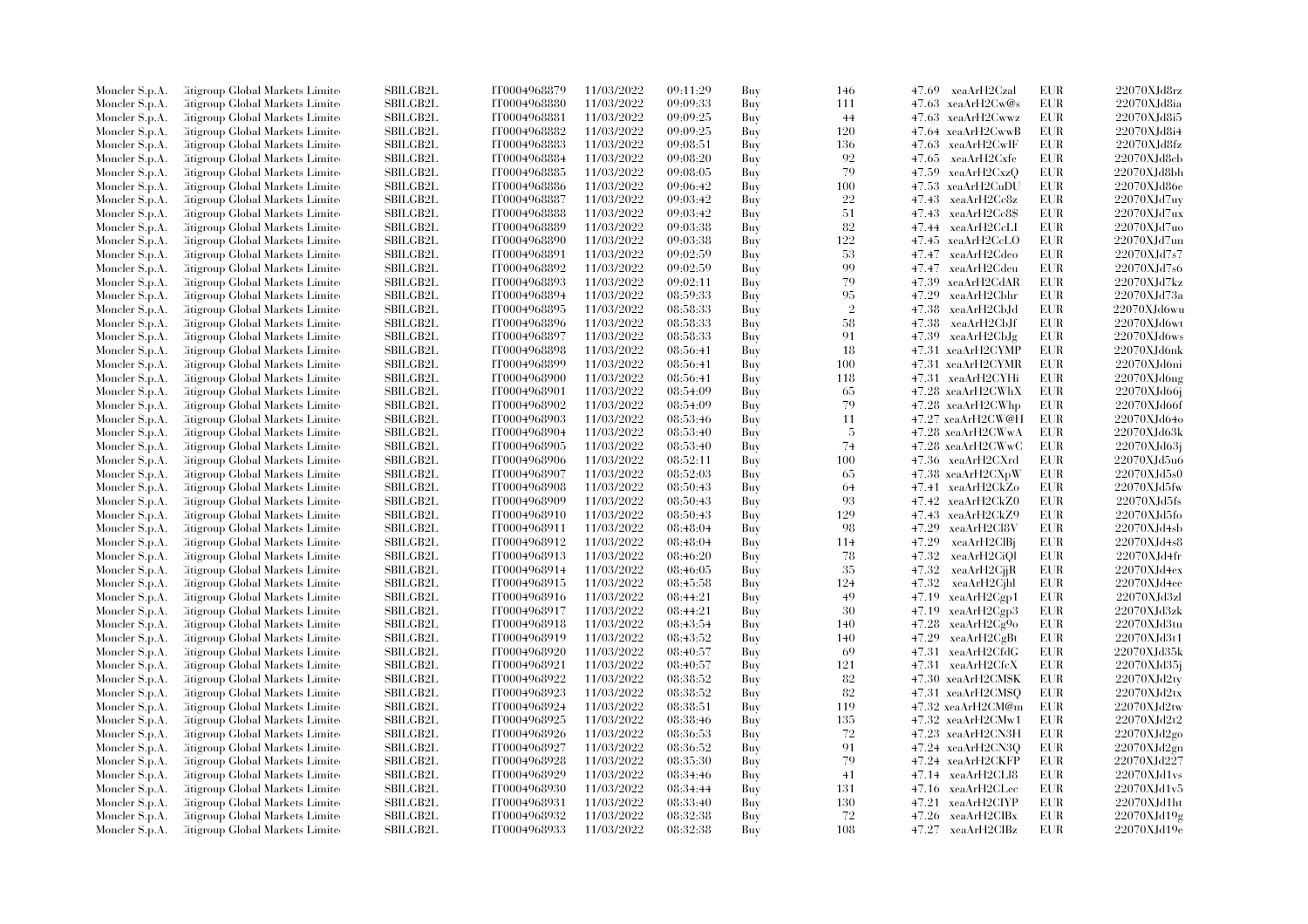| | | | | | | | | | | |
|---|---|---|---|---|---|---|---|---|---|---|
| Moncler S.p.A. | Citigroup Global Markets Limited | SBILGB2L | IT0004968879 | 11/03/2022 | 09:11:29 | Buy | 146 | 47.69 | xeaArH2Czal | EUR | 22070XJd8rz |
| Moncler S.p.A. | Citigroup Global Markets Limited | SBILGB2L | IT0004968880 | 11/03/2022 | 09:09:33 | Buy | 111 | 47.63 | xeaArH2Cw@s | EUR | 22070XJd8ia |
| Moncler S.p.A. | Citigroup Global Markets Limited | SBILGB2L | IT0004968881 | 11/03/2022 | 09:09:25 | Buy | 44 | 47.63 | xeaArH2Cwwz | EUR | 22070XJd8i5 |
| Moncler S.p.A. | Citigroup Global Markets Limited | SBILGB2L | IT0004968882 | 11/03/2022 | 09:09:25 | Buy | 120 | 47.64 | xeaArH2CwwB | EUR | 22070XJd8i4 |
| Moncler S.p.A. | Citigroup Global Markets Limited | SBILGB2L | IT0004968883 | 11/03/2022 | 09:08:51 | Buy | 136 | 47.63 | xeaArH2CwIF | EUR | 22070XJd8fz |
| Moncler S.p.A. | Citigroup Global Markets Limited | SBILGB2L | IT0004968884 | 11/03/2022 | 09:08:20 | Buy | 92 | 47.65 | xeaArH2Cxfe | EUR | 22070XJd8cb |
| Moncler S.p.A. | Citigroup Global Markets Limited | SBILGB2L | IT0004968885 | 11/03/2022 | 09:08:05 | Buy | 79 | 47.59 | xeaArH2CxzQ | EUR | 22070XJd8bh |
| Moncler S.p.A. | Citigroup Global Markets Limited | SBILGB2L | IT0004968886 | 11/03/2022 | 09:06:42 | Buy | 100 | 47.53 | xeaArH2CuDU | EUR | 22070XJd86e |
| Moncler S.p.A. | Citigroup Global Markets Limited | SBILGB2L | IT0004968887 | 11/03/2022 | 09:03:42 | Buy | 22 | 47.43 | xeaArH2Cc8z | EUR | 22070XJd7uy |
| Moncler S.p.A. | Citigroup Global Markets Limited | SBILGB2L | IT0004968888 | 11/03/2022 | 09:03:42 | Buy | 51 | 47.43 | xeaArH2Cc8$ | EUR | 22070XJd7ux |
| Moncler S.p.A. | Citigroup Global Markets Limited | SBILGB2L | IT0004968889 | 11/03/2022 | 09:03:38 | Buy | 82 | 47.44 | xeaArH2CcLI | EUR | 22070XJd7uo |
| Moncler S.p.A. | Citigroup Global Markets Limited | SBILGB2L | IT0004968890 | 11/03/2022 | 09:03:38 | Buy | 122 | 47.45 | xeaArH2CcLO | EUR | 22070XJd7un |
| Moncler S.p.A. | Citigroup Global Markets Limited | SBILGB2L | IT0004968891 | 11/03/2022 | 09:02:59 | Buy | 53 | 47.47 | xeaArH2Cdeo | EUR | 22070XJd7s7 |
| Moncler S.p.A. | Citigroup Global Markets Limited | SBILGB2L | IT0004968892 | 11/03/2022 | 09:02:59 | Buy | 99 | 47.47 | xeaArH2Cdeu | EUR | 22070XJd7s6 |
| Moncler S.p.A. | Citigroup Global Markets Limited | SBILGB2L | IT0004968893 | 11/03/2022 | 09:02:11 | Buy | 79 | 47.39 | xeaArH2CdAR | EUR | 22070XJd7kz |
| Moncler S.p.A. | Citigroup Global Markets Limited | SBILGB2L | IT0004968894 | 11/03/2022 | 08:59:33 | Buy | 95 | 47.29 | xeaArH2Cbhr | EUR | 22070XJd73a |
| Moncler S.p.A. | Citigroup Global Markets Limited | SBILGB2L | IT0004968895 | 11/03/2022 | 08:58:33 | Buy | 2 | 47.38 | xeaArH2CbJd | EUR | 22070XJd6wu |
| Moncler S.p.A. | Citigroup Global Markets Limited | SBILGB2L | IT0004968896 | 11/03/2022 | 08:58:33 | Buy | 58 | 47.38 | xeaArH2CbJf | EUR | 22070XJd6wt |
| Moncler S.p.A. | Citigroup Global Markets Limited | SBILGB2L | IT0004968897 | 11/03/2022 | 08:58:33 | Buy | 91 | 47.39 | xeaArH2CbJg | EUR | 22070XJd6ws |
| Moncler S.p.A. | Citigroup Global Markets Limited | SBILGB2L | IT0004968898 | 11/03/2022 | 08:56:41 | Buy | 18 | 47.31 | xeaArH2CYMP | EUR | 22070XJd6nk |
| Moncler S.p.A. | Citigroup Global Markets Limited | SBILGB2L | IT0004968899 | 11/03/2022 | 08:56:41 | Buy | 100 | 47.31 | xeaArH2CYMR | EUR | 22070XJd6ni |
| Moncler S.p.A. | Citigroup Global Markets Limited | SBILGB2L | IT0004968900 | 11/03/2022 | 08:56:41 | Buy | 118 | 47.31 | xeaArH2CYHi | EUR | 22070XJd6ng |
| Moncler S.p.A. | Citigroup Global Markets Limited | SBILGB2L | IT0004968901 | 11/03/2022 | 08:54:09 | Buy | 65 | 47.28 | xeaArH2CWhX | EUR | 22070XJd66j |
| Moncler S.p.A. | Citigroup Global Markets Limited | SBILGB2L | IT0004968902 | 11/03/2022 | 08:54:09 | Buy | 79 | 47.28 | xeaArH2CWhp | EUR | 22070XJd66f |
| Moncler S.p.A. | Citigroup Global Markets Limited | SBILGB2L | IT0004968903 | 11/03/2022 | 08:53:46 | Buy | 11 | 47.27 | xeaArH2CW@H | EUR | 22070XJd64o |
| Moncler S.p.A. | Citigroup Global Markets Limited | SBILGB2L | IT0004968904 | 11/03/2022 | 08:53:40 | Buy | 5 | 47.28 | xeaArH2CWwA | EUR | 22070XJd63k |
| Moncler S.p.A. | Citigroup Global Markets Limited | SBILGB2L | IT0004968905 | 11/03/2022 | 08:53:40 | Buy | 74 | 47.28 | xeaArH2CWwC | EUR | 22070XJd63j |
| Moncler S.p.A. | Citigroup Global Markets Limited | SBILGB2L | IT0004968906 | 11/03/2022 | 08:52:11 | Buy | 100 | 47.36 | xeaArH2CXrd | EUR | 22070XJd5u6 |
| Moncler S.p.A. | Citigroup Global Markets Limited | SBILGB2L | IT0004968907 | 11/03/2022 | 08:52:03 | Buy | 65 | 47.38 | xeaArH2CXpW | EUR | 22070XJd5s0 |
| Moncler S.p.A. | Citigroup Global Markets Limited | SBILGB2L | IT0004968908 | 11/03/2022 | 08:50:43 | Buy | 64 | 47.41 | xeaArH2CkZo | EUR | 22070XJd5fw |
| Moncler S.p.A. | Citigroup Global Markets Limited | SBILGB2L | IT0004968909 | 11/03/2022 | 08:50:43 | Buy | 93 | 47.42 | xeaArH2CkZ0 | EUR | 22070XJd5fs |
| Moncler S.p.A. | Citigroup Global Markets Limited | SBILGB2L | IT0004968910 | 11/03/2022 | 08:50:43 | Buy | 129 | 47.43 | xeaArH2CkZ9 | EUR | 22070XJd5fo |
| Moncler S.p.A. | Citigroup Global Markets Limited | SBILGB2L | IT0004968911 | 11/03/2022 | 08:48:04 | Buy | 98 | 47.29 | xeaArH2Cl8V | EUR | 22070XJd4sb |
| Moncler S.p.A. | Citigroup Global Markets Limited | SBILGB2L | IT0004968912 | 11/03/2022 | 08:48:04 | Buy | 114 | 47.29 | xeaArH2ClBj | EUR | 22070XJd4s8 |
| Moncler S.p.A. | Citigroup Global Markets Limited | SBILGB2L | IT0004968913 | 11/03/2022 | 08:46:20 | Buy | 78 | 47.32 | xeaArH2CiQl | EUR | 22070XJd4fr |
| Moncler S.p.A. | Citigroup Global Markets Limited | SBILGB2L | IT0004968914 | 11/03/2022 | 08:46:05 | Buy | 35 | 47.32 | xeaArH2CjjR | EUR | 22070XJd4ex |
| Moncler S.p.A. | Citigroup Global Markets Limited | SBILGB2L | IT0004968915 | 11/03/2022 | 08:45:58 | Buy | 124 | 47.32 | xeaArH2Cjhl | EUR | 22070XJd4ee |
| Moncler S.p.A. | Citigroup Global Markets Limited | SBILGB2L | IT0004968916 | 11/03/2022 | 08:44:21 | Buy | 49 | 47.19 | xeaArH2Cgp1 | EUR | 22070XJd3zl |
| Moncler S.p.A. | Citigroup Global Markets Limited | SBILGB2L | IT0004968917 | 11/03/2022 | 08:44:21 | Buy | 30 | 47.19 | xeaArH2Cgp3 | EUR | 22070XJd3zk |
| Moncler S.p.A. | Citigroup Global Markets Limited | SBILGB2L | IT0004968918 | 11/03/2022 | 08:43:54 | Buy | 140 | 47.28 | xeaArH2Cg9o | EUR | 22070XJd3tu |
| Moncler S.p.A. | Citigroup Global Markets Limited | SBILGB2L | IT0004968919 | 11/03/2022 | 08:43:52 | Buy | 140 | 47.29 | xeaArH2CgBt | EUR | 22070XJd3t1 |
| Moncler S.p.A. | Citigroup Global Markets Limited | SBILGB2L | IT0004968920 | 11/03/2022 | 08:40:57 | Buy | 69 | 47.31 | xeaArH2CfdG | EUR | 22070XJd35k |
| Moncler S.p.A. | Citigroup Global Markets Limited | SBILGB2L | IT0004968921 | 11/03/2022 | 08:40:57 | Buy | 121 | 47.31 | xeaArH2CfcX | EUR | 22070XJd35j |
| Moncler S.p.A. | Citigroup Global Markets Limited | SBILGB2L | IT0004968922 | 11/03/2022 | 08:38:52 | Buy | 82 | 47.30 | xeaArH2CMSK | EUR | 22070XJd2ty |
| Moncler S.p.A. | Citigroup Global Markets Limited | SBILGB2L | IT0004968923 | 11/03/2022 | 08:38:52 | Buy | 82 | 47.31 | xeaArH2CMSQ | EUR | 22070XJd2tx |
| Moncler S.p.A. | Citigroup Global Markets Limited | SBILGB2L | IT0004968924 | 11/03/2022 | 08:38:51 | Buy | 119 | 47.32 | xeaArH2CM@m | EUR | 22070XJd2tw |
| Moncler S.p.A. | Citigroup Global Markets Limited | SBILGB2L | IT0004968925 | 11/03/2022 | 08:38:46 | Buy | 135 | 47.32 | xeaArH2CMw1 | EUR | 22070XJd2t2 |
| Moncler S.p.A. | Citigroup Global Markets Limited | SBILGB2L | IT0004968926 | 11/03/2022 | 08:36:53 | Buy | 72 | 47.23 | xeaArH2CN3H | EUR | 22070XJd2go |
| Moncler S.p.A. | Citigroup Global Markets Limited | SBILGB2L | IT0004968927 | 11/03/2022 | 08:36:52 | Buy | 91 | 47.24 | xeaArH2CN3Q | EUR | 22070XJd2gn |
| Moncler S.p.A. | Citigroup Global Markets Limited | SBILGB2L | IT0004968928 | 11/03/2022 | 08:35:30 | Buy | 79 | 47.24 | xeaArH2CKFP | EUR | 22070XJd227 |
| Moncler S.p.A. | Citigroup Global Markets Limited | SBILGB2L | IT0004968929 | 11/03/2022 | 08:34:46 | Buy | 41 | 47.14 | xeaArH2CLl8 | EUR | 22070XJd1vs |
| Moncler S.p.A. | Citigroup Global Markets Limited | SBILGB2L | IT0004968930 | 11/03/2022 | 08:34:44 | Buy | 131 | 47.16 | xeaArH2CLec | EUR | 22070XJd1v5 |
| Moncler S.p.A. | Citigroup Global Markets Limited | SBILGB2L | IT0004968931 | 11/03/2022 | 08:33:40 | Buy | 130 | 47.21 | xeaArH2CIYP | EUR | 22070XJd1ht |
| Moncler S.p.A. | Citigroup Global Markets Limited | SBILGB2L | IT0004968932 | 11/03/2022 | 08:32:38 | Buy | 72 | 47.26 | xeaArH2CIBx | EUR | 22070XJd19g |
| Moncler S.p.A. | Citigroup Global Markets Limited | SBILGB2L | IT0004968933 | 11/03/2022 | 08:32:38 | Buy | 108 | 47.27 | xeaArH2CIBz | EUR | 22070XJd19e |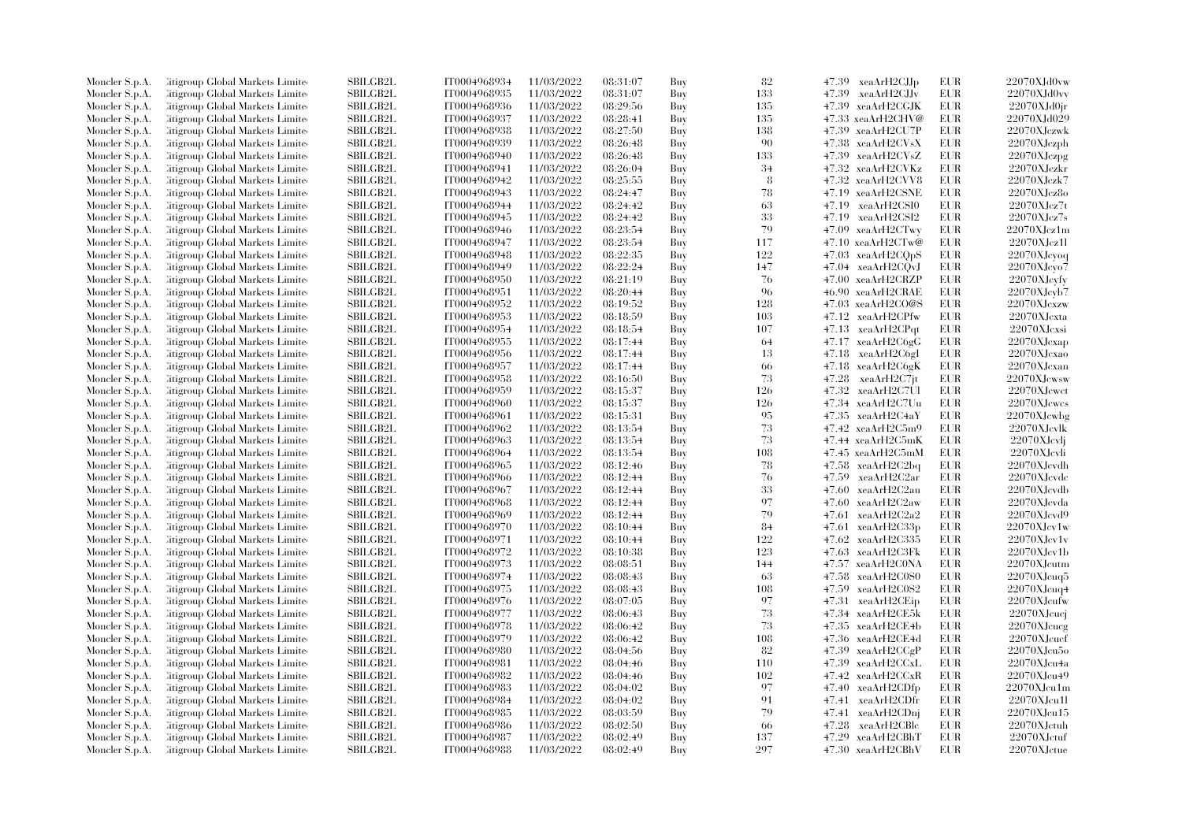| | | | | | | | | | | | |
|---|---|---|---|---|---|---|---|---|---|---|---|
| Moncler S.p.A. | Citigroup Global Markets Limite | SBILGB2L | IT0004968934 | 11/03/2022 | 08:31:07 | Buy | 82 | 47.39 | xeaArH2CJJp | EUR | 22070XJd0vw |
| Moncler S.p.A. | Citigroup Global Markets Limite | SBILGB2L | IT0004968935 | 11/03/2022 | 08:31:07 | Buy | 133 | 47.39 | xeaArH2CJJv | EUR | 22070XJd0vv |
| Moncler S.p.A. | Citigroup Global Markets Limite | SBILGB2L | IT0004968936 | 11/03/2022 | 08:29:56 | Buy | 135 | 47.39 | xeaArH2CGJK | EUR | 22070XJd0jr |
| Moncler S.p.A. | Citigroup Global Markets Limite | SBILGB2L | IT0004968937 | 11/03/2022 | 08:28:41 | Buy | 135 | 47.33 | xeaArH2CHV@ | EUR | 22070XJd029 |
| Moncler S.p.A. | Citigroup Global Markets Limite | SBILGB2L | IT0004968938 | 11/03/2022 | 08:27:50 | Buy | 138 | 47.39 | xeaArH2CU7P | EUR | 22070XJczwk |
| Moncler S.p.A. | Citigroup Global Markets Limite | SBILGB2L | IT0004968939 | 11/03/2022 | 08:26:48 | Buy | 90 | 47.38 | xeaArH2CVsX | EUR | 22070XJczph |
| Moncler S.p.A. | Citigroup Global Markets Limite | SBILGB2L | IT0004968940 | 11/03/2022 | 08:26:48 | Buy | 133 | 47.39 | xeaArH2CVsZ | EUR | 22070XJczpg |
| Moncler S.p.A. | Citigroup Global Markets Limite | SBILGB2L | IT0004968941 | 11/03/2022 | 08:26:04 | Buy | 34 | 47.32 | xeaArH2CVKz | EUR | 22070XJczkr |
| Moncler S.p.A. | Citigroup Global Markets Limite | SBILGB2L | IT0004968942 | 11/03/2022 | 08:25:55 | Buy | 8 | 47.32 | xeaArH2CVV8 | EUR | 22070XJczk7 |
| Moncler S.p.A. | Citigroup Global Markets Limite | SBILGB2L | IT0004968943 | 11/03/2022 | 08:24:47 | Buy | 78 | 47.19 | xeaArH2CSNE | EUR | 22070XJcz8o |
| Moncler S.p.A. | Citigroup Global Markets Limite | SBILGB2L | IT0004968944 | 11/03/2022 | 08:24:42 | Buy | 63 | 47.19 | xeaArH2CSI0 | EUR | 22070XJcz7t |
| Moncler S.p.A. | Citigroup Global Markets Limite | SBILGB2L | IT0004968945 | 11/03/2022 | 08:24:42 | Buy | 33 | 47.19 | xeaArH2CSI2 | EUR | 22070XJcz7s |
| Moncler S.p.A. | Citigroup Global Markets Limite | SBILGB2L | IT0004968946 | 11/03/2022 | 08:23:54 | Buy | 79 | 47.09 | xeaArH2CTwy | EUR | 22070XJcz1m |
| Moncler S.p.A. | Citigroup Global Markets Limite | SBILGB2L | IT0004968947 | 11/03/2022 | 08:23:54 | Buy | 117 | 47.10 | xeaArH2CTw@ | EUR | 22070XJcz1l |
| Moncler S.p.A. | Citigroup Global Markets Limite | SBILGB2L | IT0004968948 | 11/03/2022 | 08:22:35 | Buy | 122 | 47.03 | xeaArH2CQpS | EUR | 22070XJcyoq |
| Moncler S.p.A. | Citigroup Global Markets Limite | SBILGB2L | IT0004968949 | 11/03/2022 | 08:22:24 | Buy | 147 | 47.04 | xeaArH2CQvJ | EUR | 22070XJcyo7 |
| Moncler S.p.A. | Citigroup Global Markets Limite | SBILGB2L | IT0004968950 | 11/03/2022 | 08:21:19 | Buy | 76 | 47.00 | xeaArH2CRZP | EUR | 22070XJcyfy |
| Moncler S.p.A. | Citigroup Global Markets Limite | SBILGB2L | IT0004968951 | 11/03/2022 | 08:20:44 | Buy | 96 | 46.90 | xeaArH2CRAE | EUR | 22070XJcyb7 |
| Moncler S.p.A. | Citigroup Global Markets Limite | SBILGB2L | IT0004968952 | 11/03/2022 | 08:19:52 | Buy | 128 | 47.03 | xeaArH2CO@S | EUR | 22070XJcxzw |
| Moncler S.p.A. | Citigroup Global Markets Limite | SBILGB2L | IT0004968953 | 11/03/2022 | 08:18:59 | Buy | 103 | 47.12 | xeaArH2CPfw | EUR | 22070XJcxta |
| Moncler S.p.A. | Citigroup Global Markets Limite | SBILGB2L | IT0004968954 | 11/03/2022 | 08:18:54 | Buy | 107 | 47.13 | xeaArH2CPqt | EUR | 22070XJcxsi |
| Moncler S.p.A. | Citigroup Global Markets Limite | SBILGB2L | IT0004968955 | 11/03/2022 | 08:17:44 | Buy | 64 | 47.17 | xeaArH2C6gG | EUR | 22070XJcxap |
| Moncler S.p.A. | Citigroup Global Markets Limite | SBILGB2L | IT0004968956 | 11/03/2022 | 08:17:44 | Buy | 13 | 47.18 | xeaArH2C6gI | EUR | 22070XJcxao |
| Moncler S.p.A. | Citigroup Global Markets Limite | SBILGB2L | IT0004968957 | 11/03/2022 | 08:17:44 | Buy | 66 | 47.18 | xeaArH2C6gK | EUR | 22070XJcxan |
| Moncler S.p.A. | Citigroup Global Markets Limite | SBILGB2L | IT0004968958 | 11/03/2022 | 08:16:50 | Buy | 73 | 47.28 | xeaArH2C7jt | EUR | 22070XJcwsw |
| Moncler S.p.A. | Citigroup Global Markets Limite | SBILGB2L | IT0004968959 | 11/03/2022 | 08:15:37 | Buy | 126 | 47.32 | xeaArH2C7Ul | EUR | 22070XJcwct |
| Moncler S.p.A. | Citigroup Global Markets Limite | SBILGB2L | IT0004968960 | 11/03/2022 | 08:15:37 | Buy | 126 | 47.34 | xeaArH2C7Uu | EUR | 22070XJcwcs |
| Moncler S.p.A. | Citigroup Global Markets Limite | SBILGB2L | IT0004968961 | 11/03/2022 | 08:15:31 | Buy | 95 | 47.35 | xeaArH2C4aY | EUR | 22070XJcwbg |
| Moncler S.p.A. | Citigroup Global Markets Limite | SBILGB2L | IT0004968962 | 11/03/2022 | 08:13:54 | Buy | 73 | 47.42 | xeaArH2C5m9 | EUR | 22070XJcvlk |
| Moncler S.p.A. | Citigroup Global Markets Limite | SBILGB2L | IT0004968963 | 11/03/2022 | 08:13:54 | Buy | 73 | 47.44 | xeaArH2C5mK | EUR | 22070XJcvlj |
| Moncler S.p.A. | Citigroup Global Markets Limite | SBILGB2L | IT0004968964 | 11/03/2022 | 08:13:54 | Buy | 108 | 47.45 | xeaArH2C5mM | EUR | 22070XJcvli |
| Moncler S.p.A. | Citigroup Global Markets Limite | SBILGB2L | IT0004968965 | 11/03/2022 | 08:12:46 | Buy | 78 | 47.58 | xeaArH2C2bq | EUR | 22070XJcvdh |
| Moncler S.p.A. | Citigroup Global Markets Limite | SBILGB2L | IT0004968966 | 11/03/2022 | 08:12:44 | Buy | 76 | 47.59 | xeaArH2C2ar | EUR | 22070XJcvdc |
| Moncler S.p.A. | Citigroup Global Markets Limite | SBILGB2L | IT0004968967 | 11/03/2022 | 08:12:44 | Buy | 33 | 47.60 | xeaArH2C2au | EUR | 22070XJcvdb |
| Moncler S.p.A. | Citigroup Global Markets Limite | SBILGB2L | IT0004968968 | 11/03/2022 | 08:12:44 | Buy | 97 | 47.60 | xeaArH2C2aw | EUR | 22070XJcvda |
| Moncler S.p.A. | Citigroup Global Markets Limite | SBILGB2L | IT0004968969 | 11/03/2022 | 08:12:44 | Buy | 79 | 47.61 | xeaArH2C2a2 | EUR | 22070XJcvd9 |
| Moncler S.p.A. | Citigroup Global Markets Limite | SBILGB2L | IT0004968970 | 11/03/2022 | 08:10:44 | Buy | 84 | 47.61 | xeaArH2C33p | EUR | 22070XJcv1w |
| Moncler S.p.A. | Citigroup Global Markets Limite | SBILGB2L | IT0004968971 | 11/03/2022 | 08:10:44 | Buy | 122 | 47.62 | xeaArH2C335 | EUR | 22070XJcv1v |
| Moncler S.p.A. | Citigroup Global Markets Limite | SBILGB2L | IT0004968972 | 11/03/2022 | 08:10:38 | Buy | 123 | 47.63 | xeaArH2C3Fk | EUR | 22070XJcv1b |
| Moncler S.p.A. | Citigroup Global Markets Limite | SBILGB2L | IT0004968973 | 11/03/2022 | 08:08:51 | Buy | 144 | 47.57 | xeaArH2C0NA | EUR | 22070XJcutm |
| Moncler S.p.A. | Citigroup Global Markets Limite | SBILGB2L | IT0004968974 | 11/03/2022 | 08:08:43 | Buy | 63 | 47.58 | xeaArH2C0S0 | EUR | 22070XJcuq5 |
| Moncler S.p.A. | Citigroup Global Markets Limite | SBILGB2L | IT0004968975 | 11/03/2022 | 08:08:43 | Buy | 108 | 47.59 | xeaArH2C0S2 | EUR | 22070XJcuq4 |
| Moncler S.p.A. | Citigroup Global Markets Limite | SBILGB2L | IT0004968976 | 11/03/2022 | 08:07:05 | Buy | 97 | 47.31 | xeaArH2CEip | EUR | 22070XJcufw |
| Moncler S.p.A. | Citigroup Global Markets Limite | SBILGB2L | IT0004968977 | 11/03/2022 | 08:06:43 | Buy | 73 | 47.34 | xeaArH2CE5k | EUR | 22070XJcucj |
| Moncler S.p.A. | Citigroup Global Markets Limite | SBILGB2L | IT0004968978 | 11/03/2022 | 08:06:42 | Buy | 73 | 47.35 | xeaArH2CE4b | EUR | 22070XJcucg |
| Moncler S.p.A. | Citigroup Global Markets Limite | SBILGB2L | IT0004968979 | 11/03/2022 | 08:06:42 | Buy | 108 | 47.36 | xeaArH2CE4d | EUR | 22070XJcucf |
| Moncler S.p.A. | Citigroup Global Markets Limite | SBILGB2L | IT0004968980 | 11/03/2022 | 08:04:56 | Buy | 82 | 47.39 | xeaArH2CCgP | EUR | 22070XJcu5o |
| Moncler S.p.A. | Citigroup Global Markets Limite | SBILGB2L | IT0004968981 | 11/03/2022 | 08:04:46 | Buy | 110 | 47.39 | xeaArH2CCxL | EUR | 22070XJcu4a |
| Moncler S.p.A. | Citigroup Global Markets Limite | SBILGB2L | IT0004968982 | 11/03/2022 | 08:04:46 | Buy | 102 | 47.42 | xeaArH2CCxR | EUR | 22070XJcu49 |
| Moncler S.p.A. | Citigroup Global Markets Limite | SBILGB2L | IT0004968983 | 11/03/2022 | 08:04:02 | Buy | 97 | 47.40 | xeaArH2CDfp | EUR | 22070XJcu1m |
| Moncler S.p.A. | Citigroup Global Markets Limite | SBILGB2L | IT0004968984 | 11/03/2022 | 08:04:02 | Buy | 91 | 47.41 | xeaArH2CDfr | EUR | 22070XJcu1l |
| Moncler S.p.A. | Citigroup Global Markets Limite | SBILGB2L | IT0004968985 | 11/03/2022 | 08:03:59 | Buy | 79 | 47.41 | xeaArH2CDnj | EUR | 22070XJcu15 |
| Moncler S.p.A. | Citigroup Global Markets Limite | SBILGB2L | IT0004968986 | 11/03/2022 | 08:02:50 | Buy | 66 | 47.28 | xeaArH2CBlc | EUR | 22070XJctuh |
| Moncler S.p.A. | Citigroup Global Markets Limite | SBILGB2L | IT0004968987 | 11/03/2022 | 08:02:49 | Buy | 137 | 47.29 | xeaArH2CBhT | EUR | 22070XJctuf |
| Moncler S.p.A. | Citigroup Global Markets Limite | SBILGB2L | IT0004968988 | 11/03/2022 | 08:02:49 | Buy | 297 | 47.30 | xeaArH2CBhV | EUR | 22070XJctue |